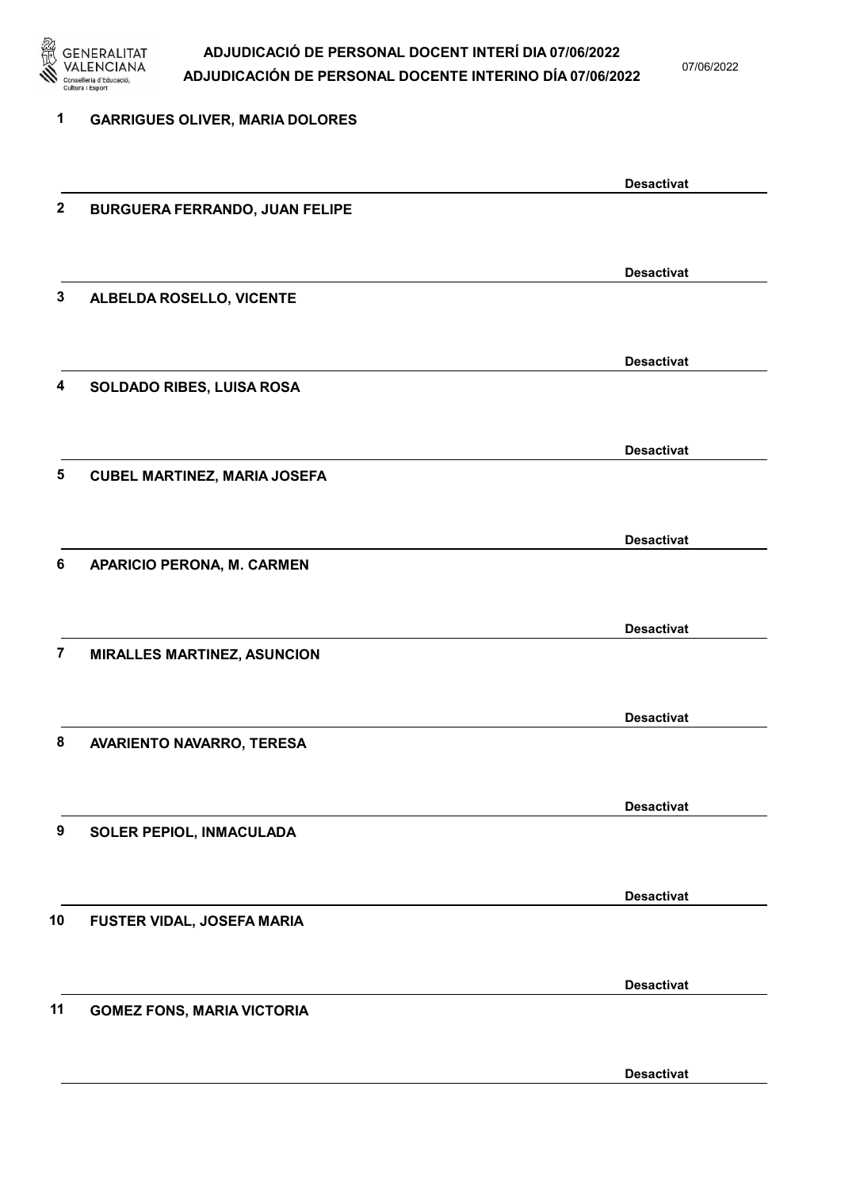# ADJUDICACIÓ DE PERSONAL DOCENT INTERÍ DIA 07/06/2022
# ADJUDICACIÓN DE PERSONAL DOCENTE INTERINO DÍA 07/06/2022

07/06/2022

**1 GARRIGUES OLIVER, MARIA DOLORES**

**Desactivat**

**2 BURGUERA FERRANDO, JUAN FELIPE**

**Desactivat**

**3 ALBELDA ROSELLO, VICENTE**

**Desactivat**

**4 SOLDADO RIBES, LUISA ROSA**

**Desactivat**

**5 CUBEL MARTINEZ, MARIA JOSEFA**

**Desactivat**

**6 APARICIO PERONA, M. CARMEN**

**Desactivat**

**7 MIRALLES MARTINEZ, ASUNCION**

**Desactivat**

**8 AVARIENTO NAVARRO, TERESA**

**Desactivat**

**9 SOLER PEPIOL, INMACULADA**

**Desactivat**

**10 FUSTER VIDAL, JOSEFA MARIA**

**Desactivat**

**11 GOMEZ FONS, MARIA VICTORIA**

**Desactivat**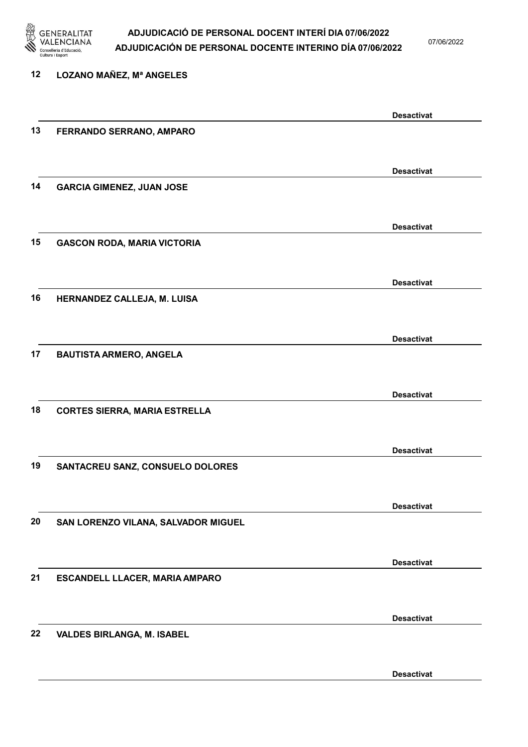12 LOZANO MAÑEZ, Mª ANGELES

Desactivat

13 FERRANDO SERRANO, AMPARO

Desactivat

14 GARCIA GIMENEZ, JUAN JOSE

Desactivat

15 GASCON RODA, MARIA VICTORIA

Desactivat

16 HERNANDEZ CALLEJA, M. LUISA

Desactivat

17 BAUTISTA ARMERO, ANGELA

Desactivat

18 CORTES SIERRA, MARIA ESTRELLA

Desactivat

19 SANTACREU SANZ, CONSUELO DOLORES

Desactivat

20 SAN LORENZO VILANA, SALVADOR MIGUEL

Desactivat

21 ESCANDELL LLACER, MARIA AMPARO

Desactivat

22 VALDES BIRLANGA, M. ISABEL

Desactivat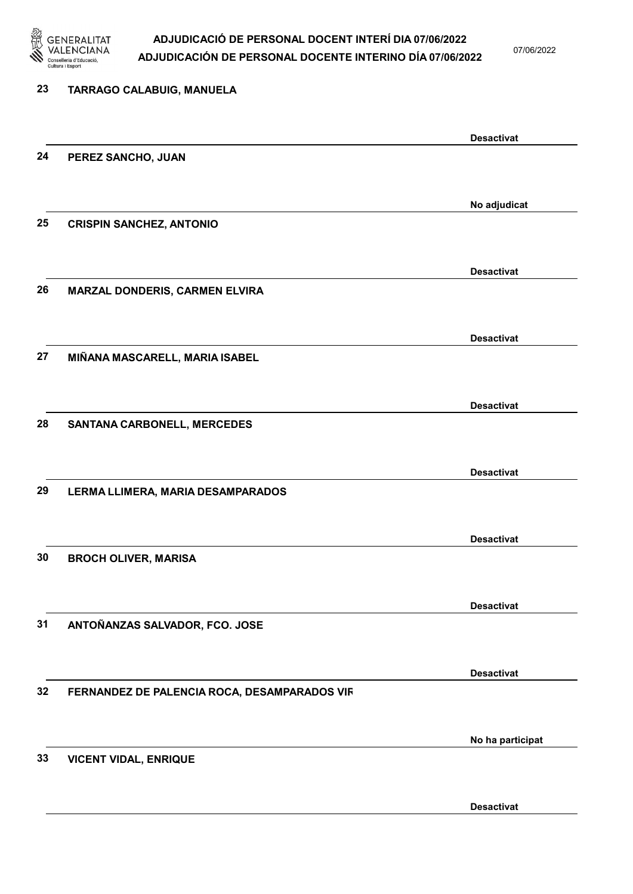23 **TARRAGO CALABUIG, MANUELA**

**Desactivat**

24 **PEREZ SANCHO, JUAN**

**No adjudicat**

25 **CRISPIN SANCHEZ, ANTONIO**

**Desactivat**

26 **MARZAL DONDERIS, CARMEN ELVIRA**

**Desactivat**

27 **MIÑANA MASCARELL, MARIA ISABEL**

**Desactivat**

28 **SANTANA CARBONELL, MERCEDES**

**Desactivat**

29 **LERMA LLIMERA, MARIA DESAMPARADOS**

**Desactivat**

30 **BROCH OLIVER, MARISA**

**Desactivat**

31 **ANTOÑANZAS SALVADOR, FCO. JOSE**

**Desactivat**

32 **FERNANDEZ DE PALENCIA ROCA, DESAMPARADOS VIR**

**No ha participat**

33 **VICENT VIDAL, ENRIQUE**

**Desactivat**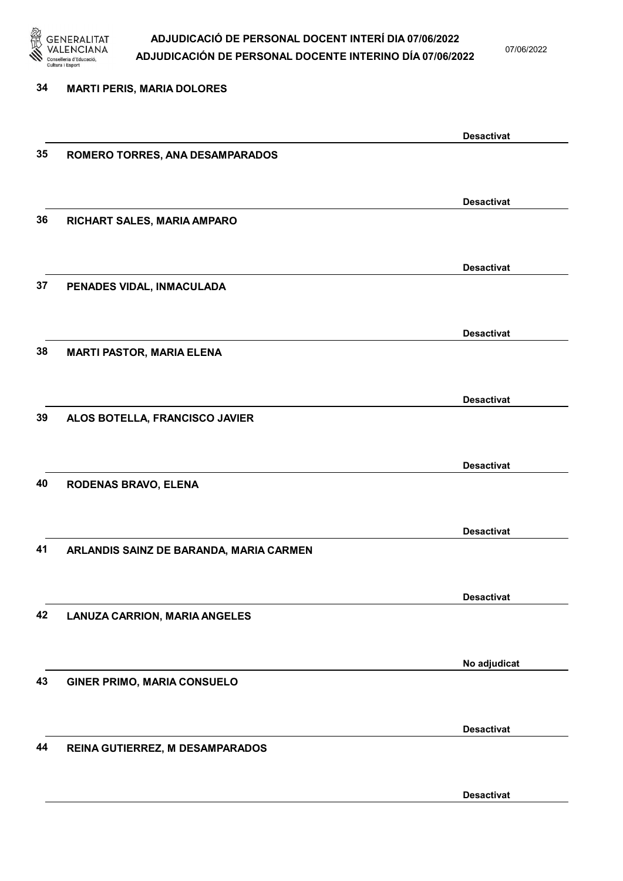34 **MARTI PERIS, MARIA DOLORES**

**Desactivat**

35 **ROMERO TORRES, ANA DESAMPARADOS**

**Desactivat**

36 **RICHART SALES, MARIA AMPARO**

**Desactivat**

37 **PENADES VIDAL, INMACULADA**

**Desactivat**

38 **MARTI PASTOR, MARIA ELENA**

**Desactivat**

39 **ALOS BOTELLA, FRANCISCO JAVIER**

**Desactivat**

40 **RODENAS BRAVO, ELENA**

**Desactivat**

41 **ARLANDIS SAINZ DE BARANDA, MARIA CARMEN**

**Desactivat**

42 **LANUZA CARRION, MARIA ANGELES**

**No adjudicat**

43 **GINER PRIMO, MARIA CONSUELO**

**Desactivat**

44 **REINA GUTIERREZ, M DESAMPARADOS**

**Desactivat**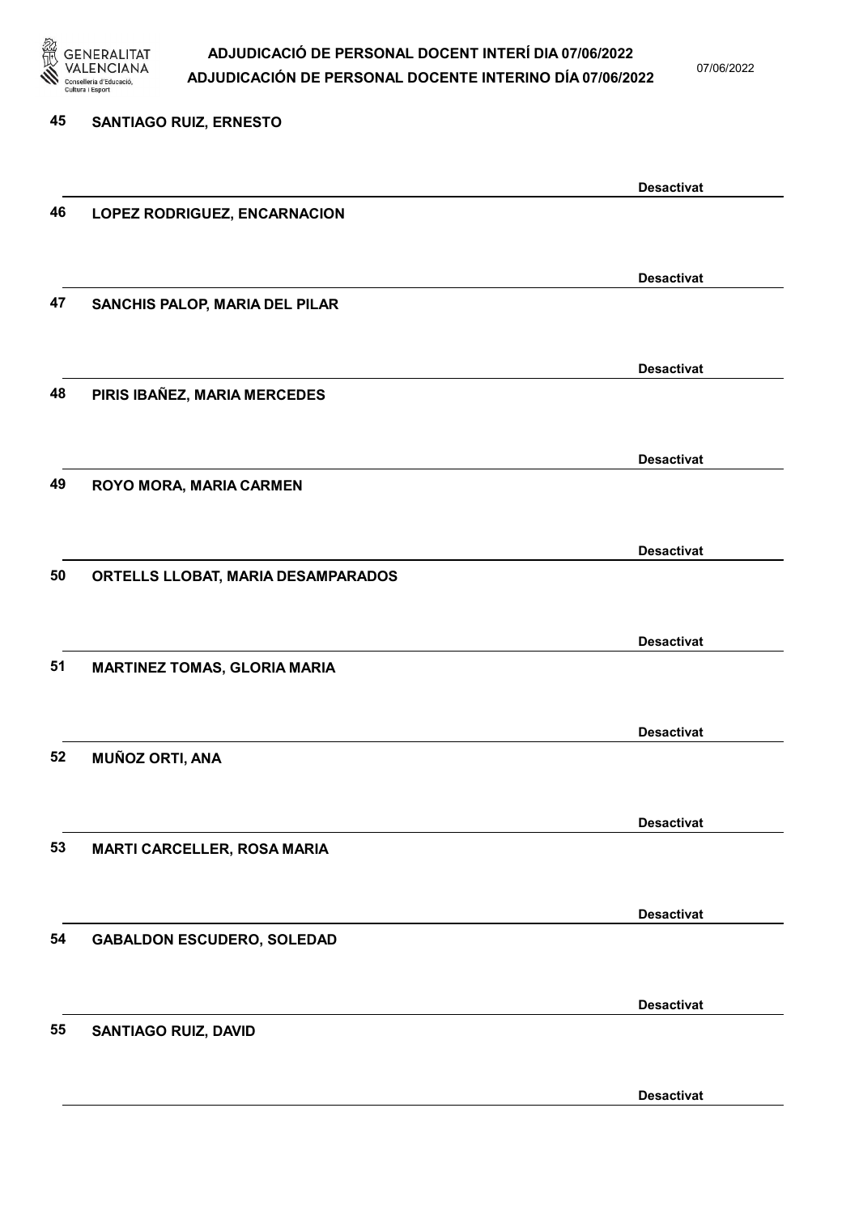45 **SANTIAGO RUIZ, ERNESTO**

**Desactivat**

46 **LOPEZ RODRIGUEZ, ENCARNACION**

**Desactivat**

47 **SANCHIS PALOP, MARIA DEL PILAR**

**Desactivat**

48 **PIRIS IBAÑEZ, MARIA MERCEDES**

**Desactivat**

49 **ROYO MORA, MARIA CARMEN**

**Desactivat**

50 **ORTELLS LLOBAT, MARIA DESAMPARADOS**

**Desactivat**

51 **MARTINEZ TOMAS, GLORIA MARIA**

**Desactivat**

52 **MUÑOZ ORTI, ANA**

**Desactivat**

53 **MARTI CARCELLER, ROSA MARIA**

**Desactivat**

54 **GABALDON ESCUDERO, SOLEDAD**

**Desactivat**

55 **SANTIAGO RUIZ, DAVID**

**Desactivat**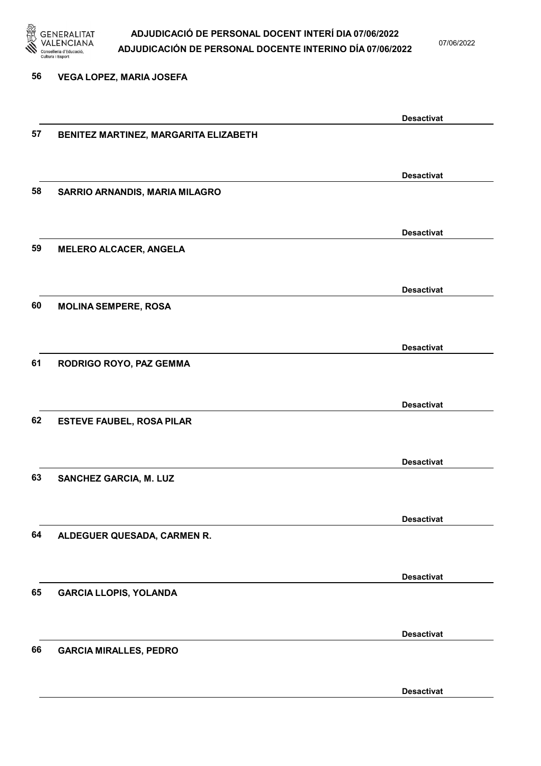56 VEGA LOPEZ, MARIA JOSEFA

Desactivat

57 BENITEZ MARTINEZ, MARGARITA ELIZABETH

Desactivat

58 SARRIO ARNANDIS, MARIA MILAGRO

Desactivat

59 MELERO ALCACER, ANGELA

Desactivat

60 MOLINA SEMPERE, ROSA

Desactivat

61 RODRIGO ROYO, PAZ GEMMA

Desactivat

62 ESTEVE FAUBEL, ROSA PILAR

Desactivat

63 SANCHEZ GARCIA, M. LUZ

Desactivat

64 ALDEGUER QUESADA, CARMEN R.

Desactivat

65 GARCIA LLOPIS, YOLANDA

Desactivat

66 GARCIA MIRALLES, PEDRO

Desactivat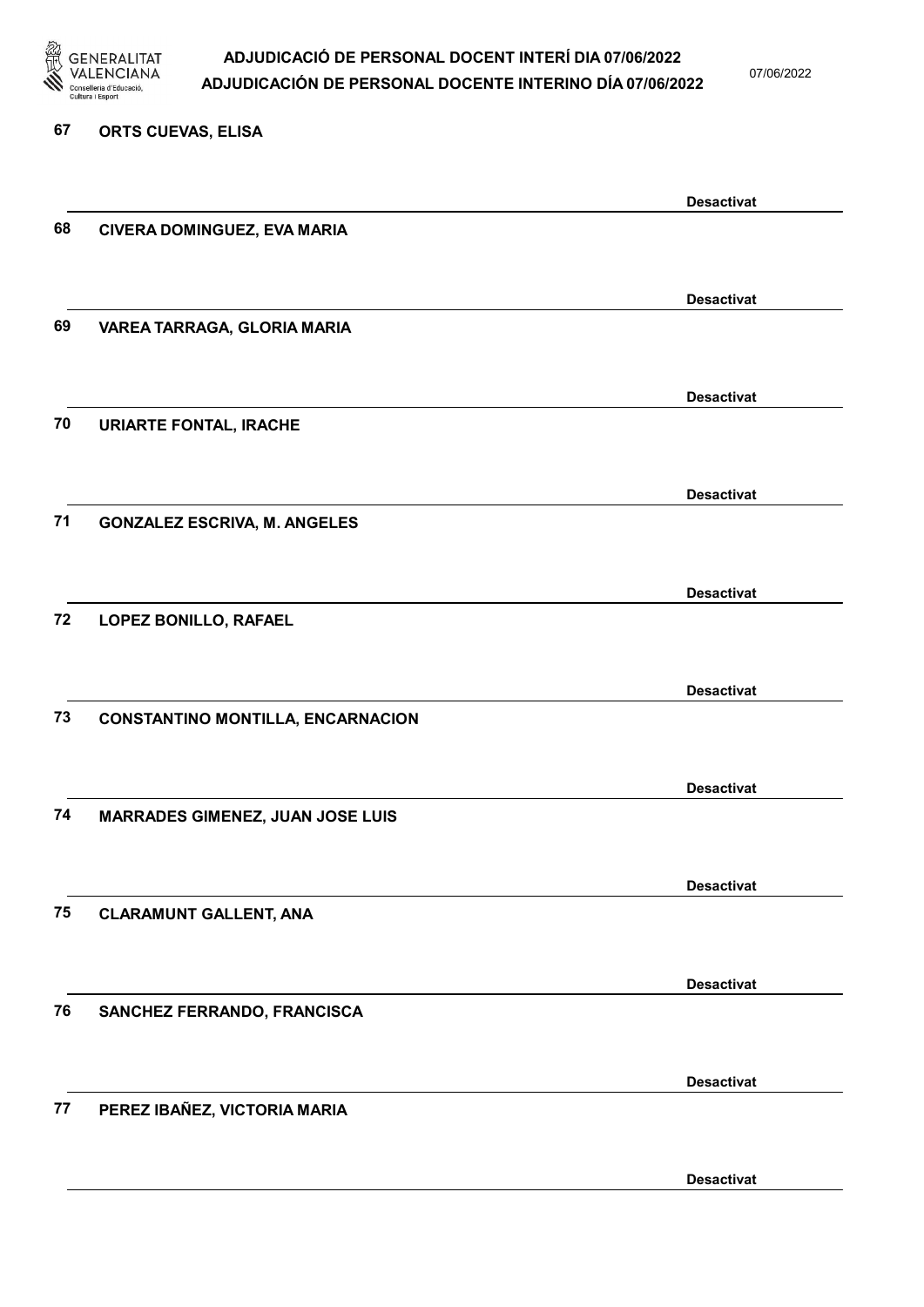67 ORTS CUEVAS, ELISA

Desactivat

68 CIVERA DOMINGUEZ, EVA MARIA

Desactivat

69 VAREA TARRAGA, GLORIA MARIA

Desactivat

70 URIARTE FONTAL, IRACHE

Desactivat

71 GONZALEZ ESCRIVA, M. ANGELES

Desactivat

72 LOPEZ BONILLO, RAFAEL

Desactivat

73 CONSTANTINO MONTILLA, ENCARNACION

Desactivat

74 MARRADES GIMENEZ, JUAN JOSE LUIS

Desactivat

75 CLARAMUNT GALLENT, ANA

Desactivat

76 SANCHEZ FERRANDO, FRANCISCA

Desactivat

77 PEREZ IBAÑEZ, VICTORIA MARIA

Desactivat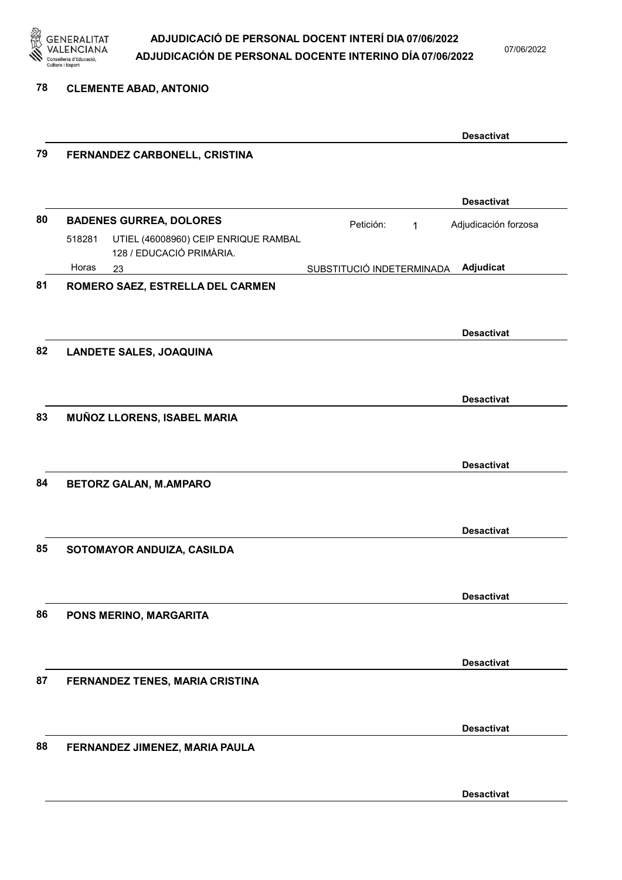**78 CLEMENTE ABAD, ANTONIO**

**Desactivat**

**79 FERNANDEZ CARBONELL, CRISTINA**

**Desactivat**

**80 BADENES GURREA, DOLORES**

Petición: 1 — Adjudicación forzosa

518281 UTIEL (46008960) CEIP ENRIQUE RAMBAL
128 / EDUCACIÓ PRIMÀRIA.

Horas 23 — SUBSTITUCIÓ INDETERMINADA — **Adjudicat**

**81 ROMERO SAEZ, ESTRELLA DEL CARMEN**

**Desactivat**

**82 LANDETE SALES, JOAQUINA**

**Desactivat**

**83 MUÑOZ LLORENS, ISABEL MARIA**

**Desactivat**

**84 BETORZ GALAN, M.AMPARO**

**Desactivat**

**85 SOTOMAYOR ANDUIZA, CASILDA**

**Desactivat**

**86 PONS MERINO, MARGARITA**

**Desactivat**

**87 FERNANDEZ TENES, MARIA CRISTINA**

**Desactivat**

**88 FERNANDEZ JIMENEZ, MARIA PAULA**

**Desactivat**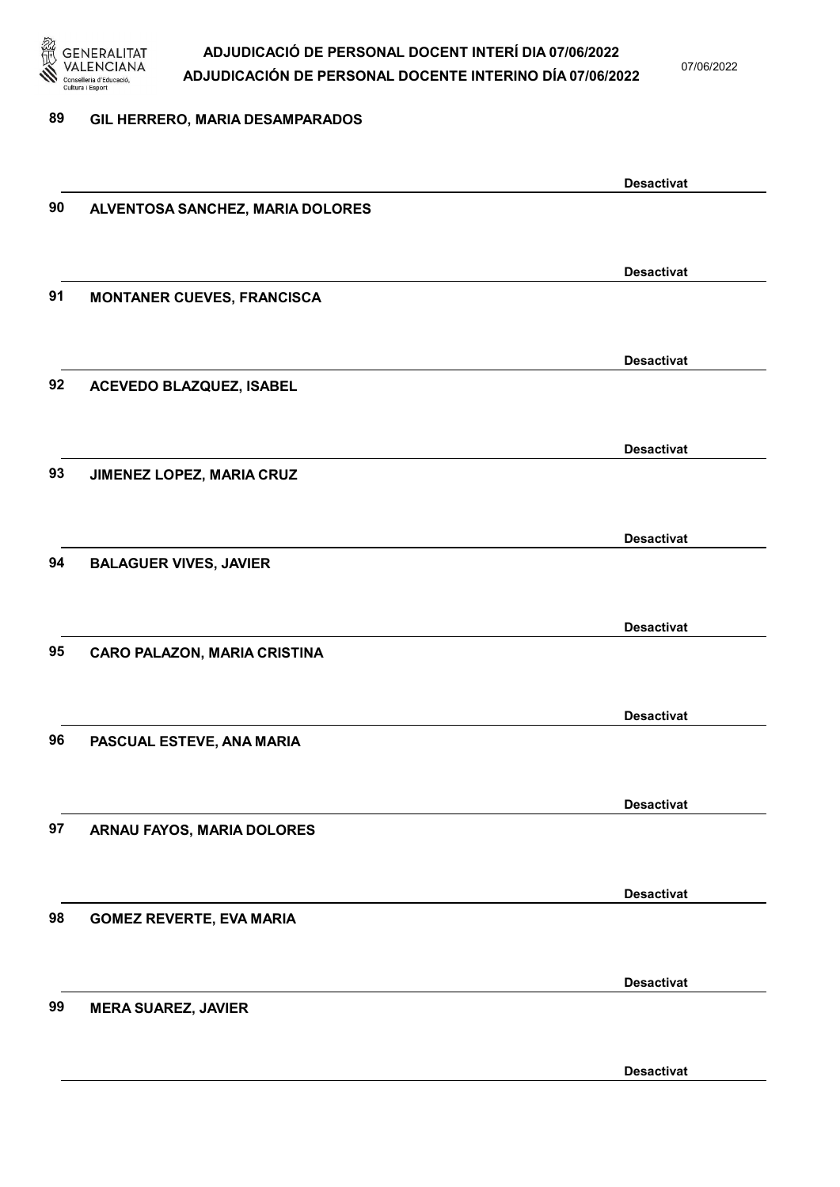89 GIL HERRERO, MARIA DESAMPARADOS

Desactivat

90 ALVENTOSA SANCHEZ, MARIA DOLORES

Desactivat

91 MONTANER CUEVES, FRANCISCA

Desactivat

92 ACEVEDO BLAZQUEZ, ISABEL

Desactivat

93 JIMENEZ LOPEZ, MARIA CRUZ

Desactivat

94 BALAGUER VIVES, JAVIER

Desactivat

95 CARO PALAZON, MARIA CRISTINA

Desactivat

96 PASCUAL ESTEVE, ANA MARIA

Desactivat

97 ARNAU FAYOS, MARIA DOLORES

Desactivat

98 GOMEZ REVERTE, EVA MARIA

Desactivat

99 MERA SUAREZ, JAVIER

Desactivat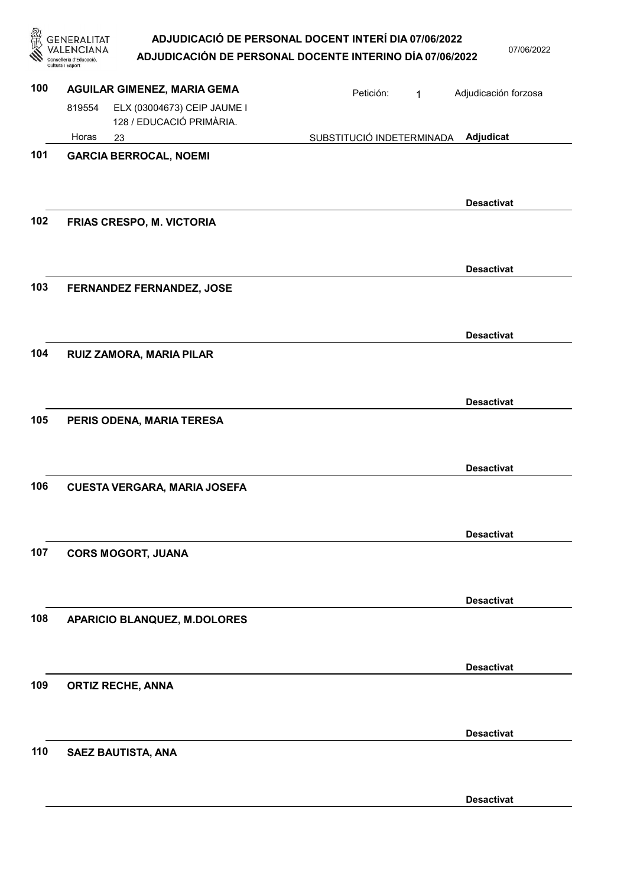**100 AGUILAR GIMENEZ, MARIA GEMA**

Petición: 1 — Adjudicación forzosa

819554 ELX (03004673) CEIP JAUME I
128 / EDUCACIÓ PRIMÀRIA.

Horas 23 — SUBSTITUCIÓ INDETERMINADA — **Adjudicat**

**101 GARCIA BERROCAL, NOEMI**

**Desactivat**

**102 FRIAS CRESPO, M. VICTORIA**

**Desactivat**

**103 FERNANDEZ FERNANDEZ, JOSE**

**Desactivat**

**104 RUIZ ZAMORA, MARIA PILAR**

**Desactivat**

**105 PERIS ODENA, MARIA TERESA**

**Desactivat**

**106 CUESTA VERGARA, MARIA JOSEFA**

**Desactivat**

**107 CORS MOGORT, JUANA**

**Desactivat**

**108 APARICIO BLANQUEZ, M.DOLORES**

**Desactivat**

**109 ORTIZ RECHE, ANNA**

**Desactivat**

**110 SAEZ BAUTISTA, ANA**

**Desactivat**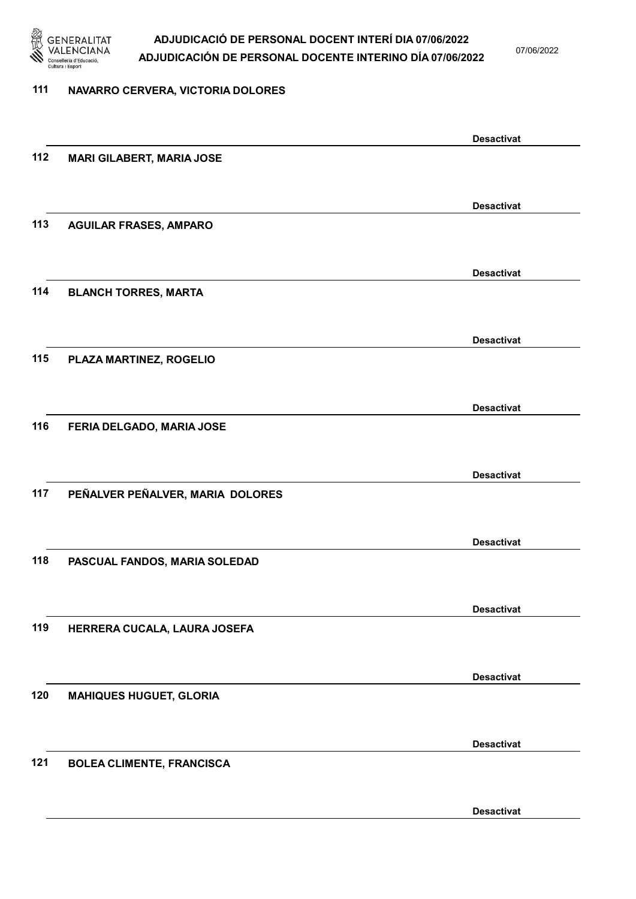111 NAVARRO CERVERA, VICTORIA DOLORES

Desactivat

112 MARI GILABERT, MARIA JOSE

Desactivat

113 AGUILAR FRASES, AMPARO

Desactivat

114 BLANCH TORRES, MARTA

Desactivat

115 PLAZA MARTINEZ, ROGELIO

Desactivat

116 FERIA DELGADO, MARIA JOSE

Desactivat

117 PEÑALVER PEÑALVER, MARIA DOLORES

Desactivat

118 PASCUAL FANDOS, MARIA SOLEDAD

Desactivat

119 HERRERA CUCALA, LAURA JOSEFA

Desactivat

120 MAHIQUES HUGUET, GLORIA

Desactivat

121 BOLEA CLIMENTE, FRANCISCA

Desactivat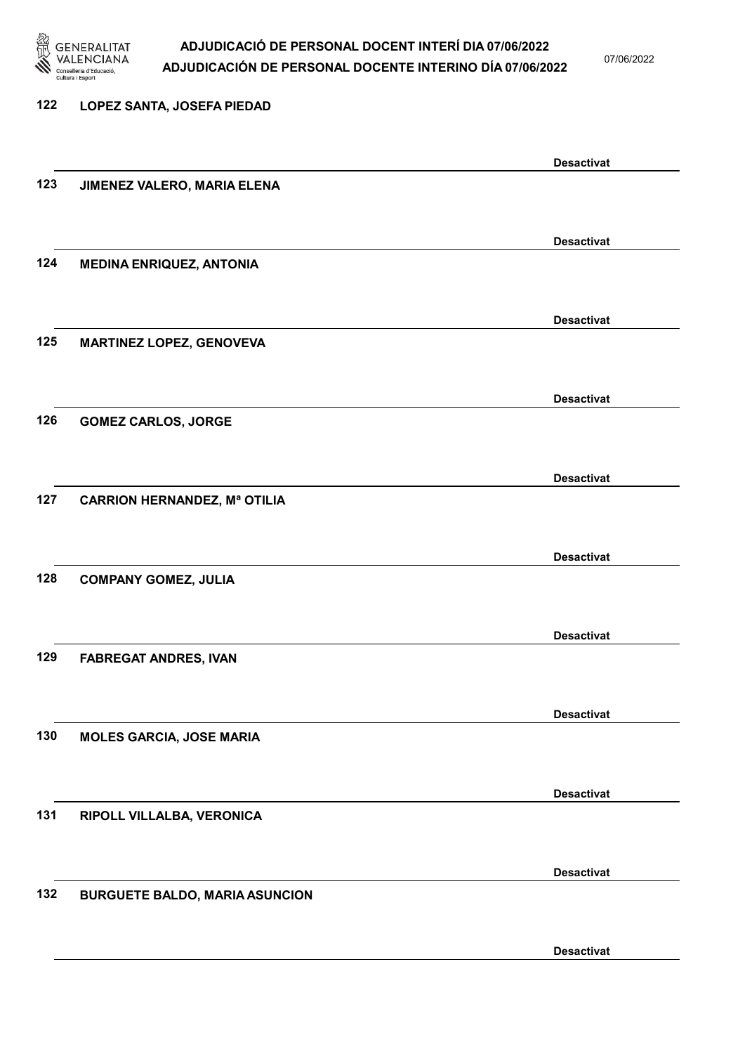122 LOPEZ SANTA, JOSEFA PIEDAD

Desactivat

123 JIMENEZ VALERO, MARIA ELENA

Desactivat

124 MEDINA ENRIQUEZ, ANTONIA

Desactivat

125 MARTINEZ LOPEZ, GENOVEVA

Desactivat

126 GOMEZ CARLOS, JORGE

Desactivat

127 CARRION HERNANDEZ, Mª OTILIA

Desactivat

128 COMPANY GOMEZ, JULIA

Desactivat

129 FABREGAT ANDRES, IVAN

Desactivat

130 MOLES GARCIA, JOSE MARIA

Desactivat

131 RIPOLL VILLALBA, VERONICA

Desactivat

132 BURGUETE BALDO, MARIA ASUNCION

Desactivat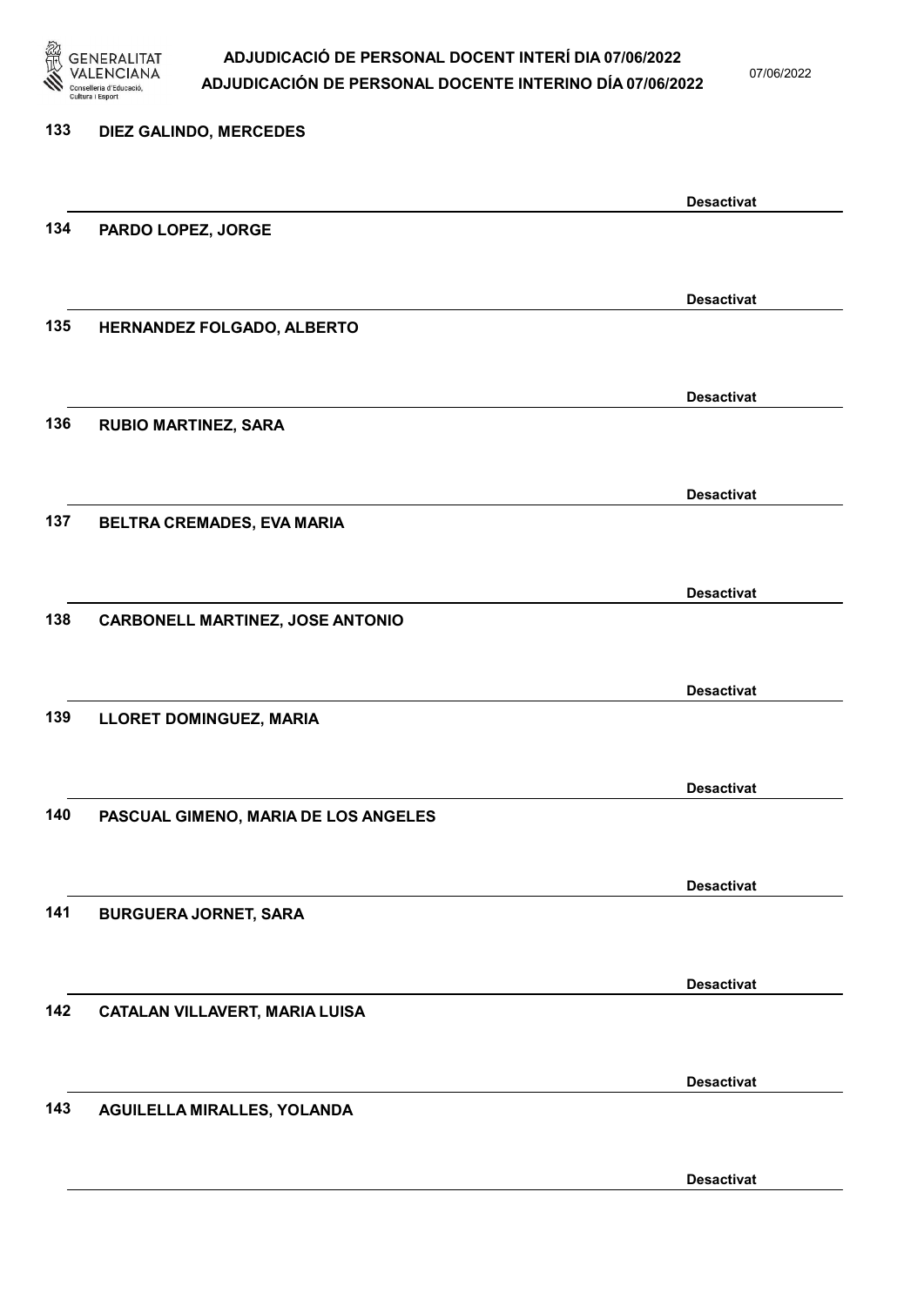133 DIEZ GALINDO, MERCEDES

Desactivat

134 PARDO LOPEZ, JORGE

Desactivat

135 HERNANDEZ FOLGADO, ALBERTO

Desactivat

136 RUBIO MARTINEZ, SARA

Desactivat

137 BELTRA CREMADES, EVA MARIA

Desactivat

138 CARBONELL MARTINEZ, JOSE ANTONIO

Desactivat

139 LLORET DOMINGUEZ, MARIA

Desactivat

140 PASCUAL GIMENO, MARIA DE LOS ANGELES

Desactivat

141 BURGUERA JORNET, SARA

Desactivat

142 CATALAN VILLAVERT, MARIA LUISA

Desactivat

143 AGUILELLA MIRALLES, YOLANDA

Desactivat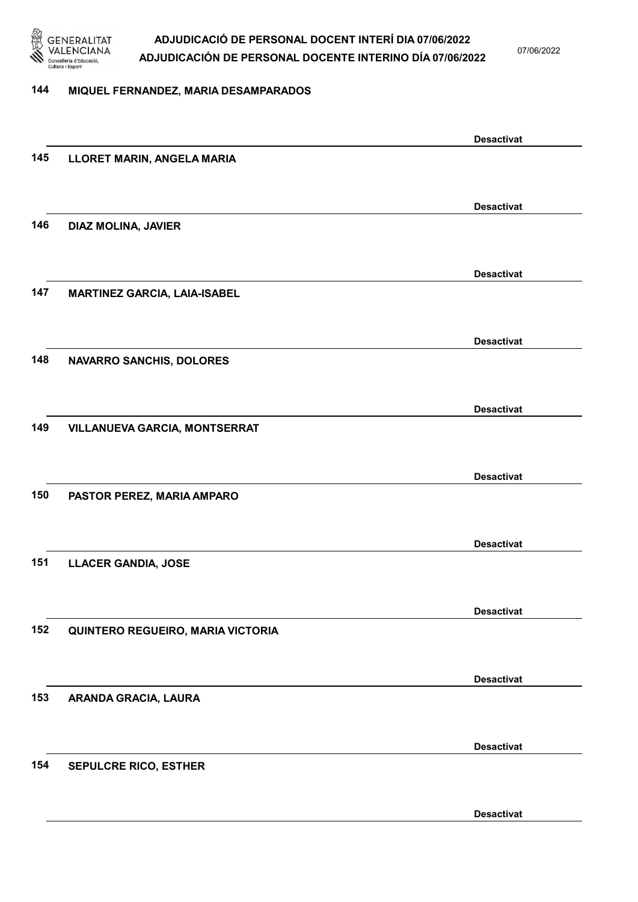144 MIQUEL FERNANDEZ, MARIA DESAMPARADOS

Desactivat

145 LLORET MARIN, ANGELA MARIA

Desactivat

146 DIAZ MOLINA, JAVIER

Desactivat

147 MARTINEZ GARCIA, LAIA-ISABEL

Desactivat

148 NAVARRO SANCHIS, DOLORES

Desactivat

149 VILLANUEVA GARCIA, MONTSERRAT

Desactivat

150 PASTOR PEREZ, MARIA AMPARO

Desactivat

151 LLACER GANDIA, JOSE

Desactivat

152 QUINTERO REGUEIRO, MARIA VICTORIA

Desactivat

153 ARANDA GRACIA, LAURA

Desactivat

154 SEPULCRE RICO, ESTHER

Desactivat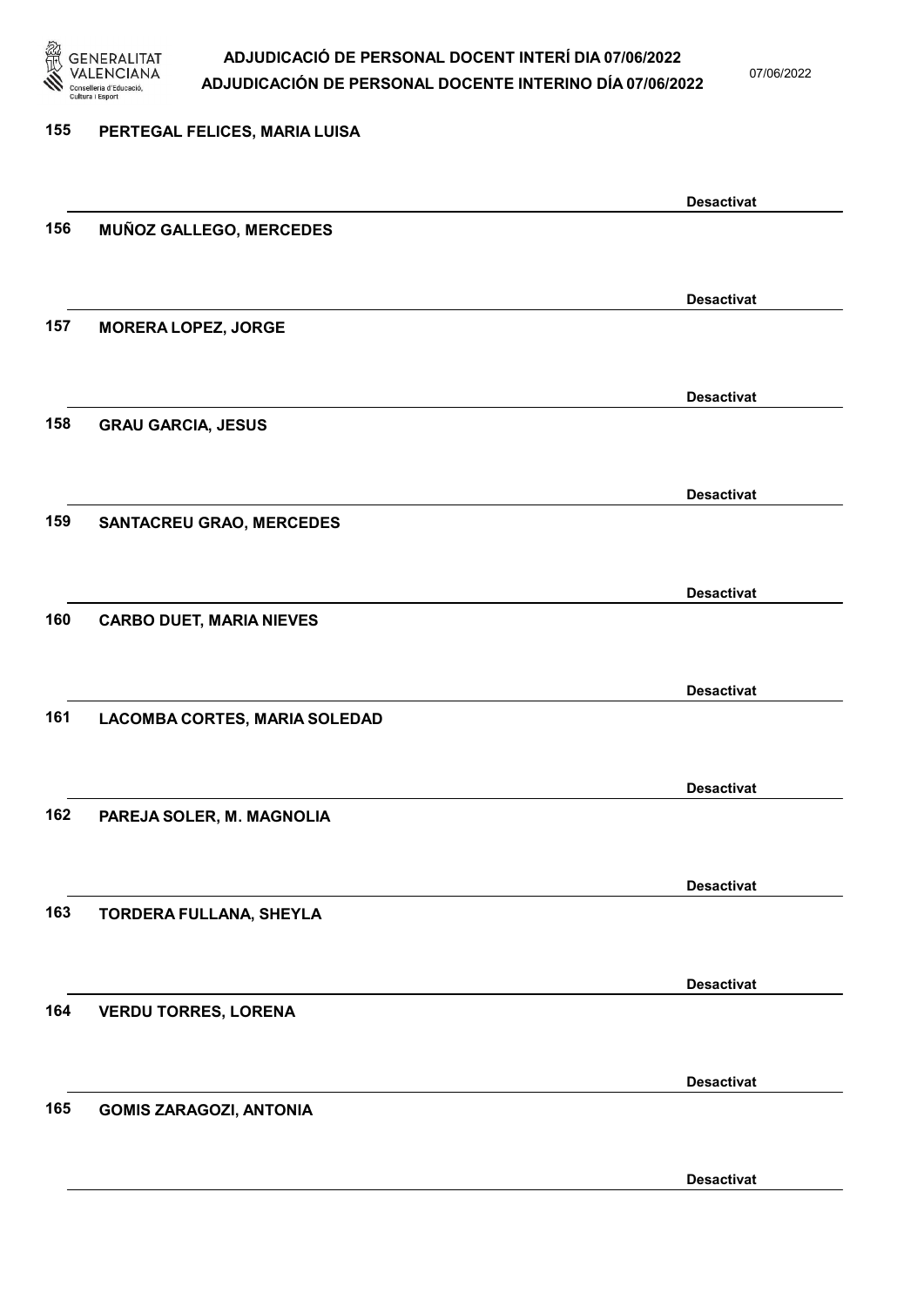155 **PERTEGAL FELICES, MARIA LUISA**

**Desactivat**

156 **MUÑOZ GALLEGO, MERCEDES**

**Desactivat**

157 **MORERA LOPEZ, JORGE**

**Desactivat**

158 **GRAU GARCIA, JESUS**

**Desactivat**

159 **SANTACREU GRAO, MERCEDES**

**Desactivat**

160 **CARBO DUET, MARIA NIEVES**

**Desactivat**

161 **LACOMBA CORTES, MARIA SOLEDAD**

**Desactivat**

162 **PAREJA SOLER, M. MAGNOLIA**

**Desactivat**

163 **TORDERA FULLANA, SHEYLA**

**Desactivat**

164 **VERDU TORRES, LORENA**

**Desactivat**

165 **GOMIS ZARAGOZI, ANTONIA**

**Desactivat**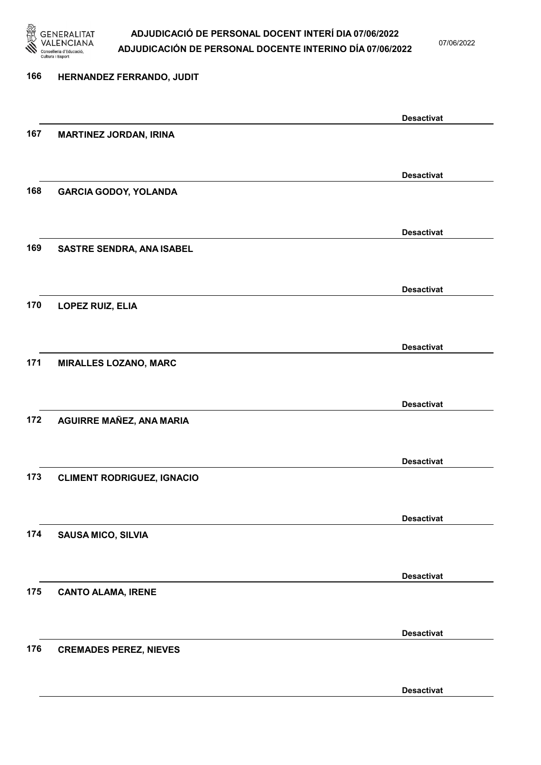166 **HERNANDEZ FERRANDO, JUDIT**

**Desactivat**

167 **MARTINEZ JORDAN, IRINA**

**Desactivat**

168 **GARCIA GODOY, YOLANDA**

**Desactivat**

169 **SASTRE SENDRA, ANA ISABEL**

**Desactivat**

170 **LOPEZ RUIZ, ELIA**

**Desactivat**

171 **MIRALLES LOZANO, MARC**

**Desactivat**

172 **AGUIRRE MAÑEZ, ANA MARIA**

**Desactivat**

173 **CLIMENT RODRIGUEZ, IGNACIO**

**Desactivat**

174 **SAUSA MICO, SILVIA**

**Desactivat**

175 **CANTO ALAMA, IRENE**

**Desactivat**

176 **CREMADES PEREZ, NIEVES**

**Desactivat**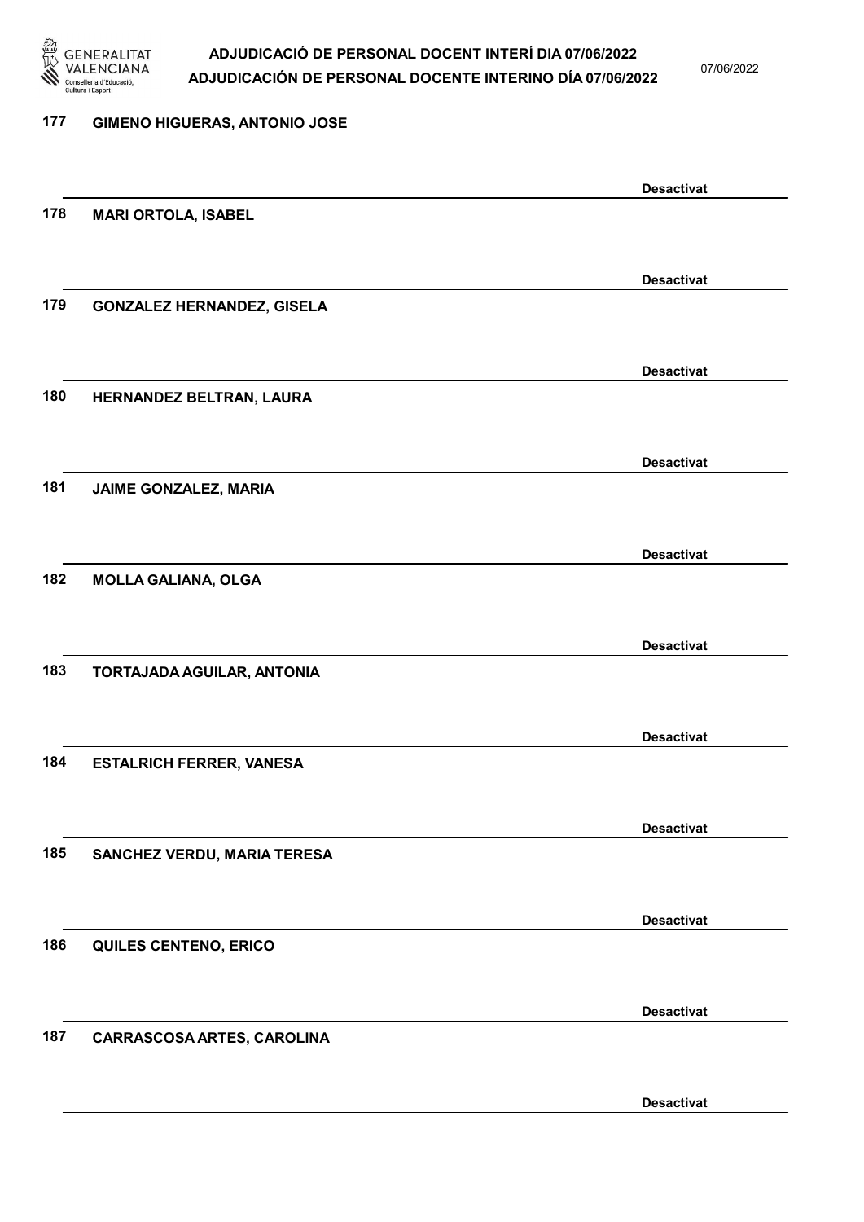177 GIMENO HIGUERAS, ANTONIO JOSE

Desactivat

178 MARI ORTOLA, ISABEL

Desactivat

179 GONZALEZ HERNANDEZ, GISELA

Desactivat

180 HERNANDEZ BELTRAN, LAURA

Desactivat

181 JAIME GONZALEZ, MARIA

Desactivat

182 MOLLA GALIANA, OLGA

Desactivat

183 TORTAJADA AGUILAR, ANTONIA

Desactivat

184 ESTALRICH FERRER, VANESA

Desactivat

185 SANCHEZ VERDU, MARIA TERESA

Desactivat

186 QUILES CENTENO, ERICO

Desactivat

187 CARRASCOSA ARTES, CAROLINA

Desactivat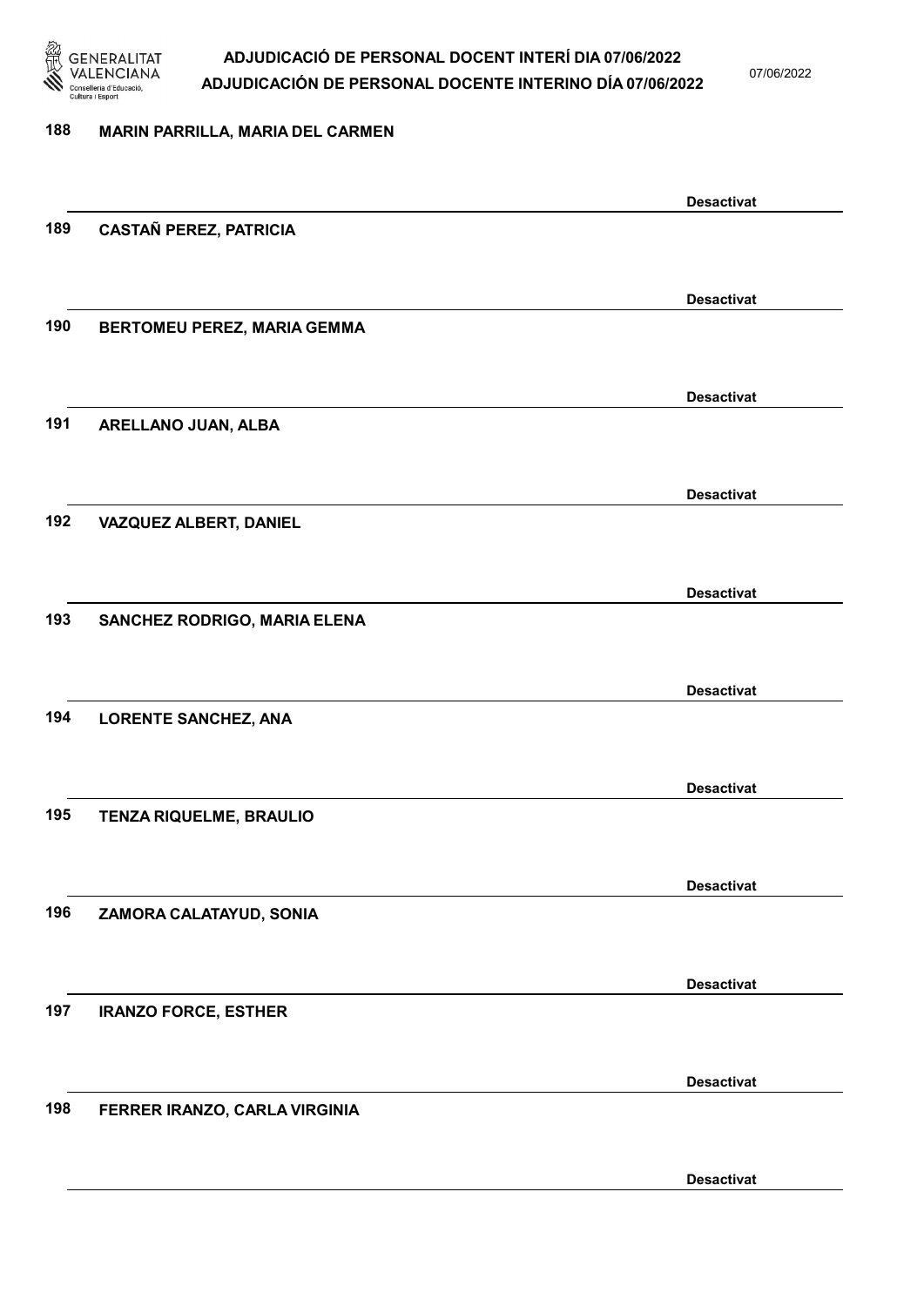188 MARIN PARRILLA, MARIA DEL CARMEN

Desactivat

189 CASTAÑ PEREZ, PATRICIA

Desactivat

190 BERTOMEU PEREZ, MARIA GEMMA

Desactivat

191 ARELLANO JUAN, ALBA

Desactivat

192 VAZQUEZ ALBERT, DANIEL

Desactivat

193 SANCHEZ RODRIGO, MARIA ELENA

Desactivat

194 LORENTE SANCHEZ, ANA

Desactivat

195 TENZA RIQUELME, BRAULIO

Desactivat

196 ZAMORA CALATAYUD, SONIA

Desactivat

197 IRANZO FORCE, ESTHER

Desactivat

198 FERRER IRANZO, CARLA VIRGINIA

Desactivat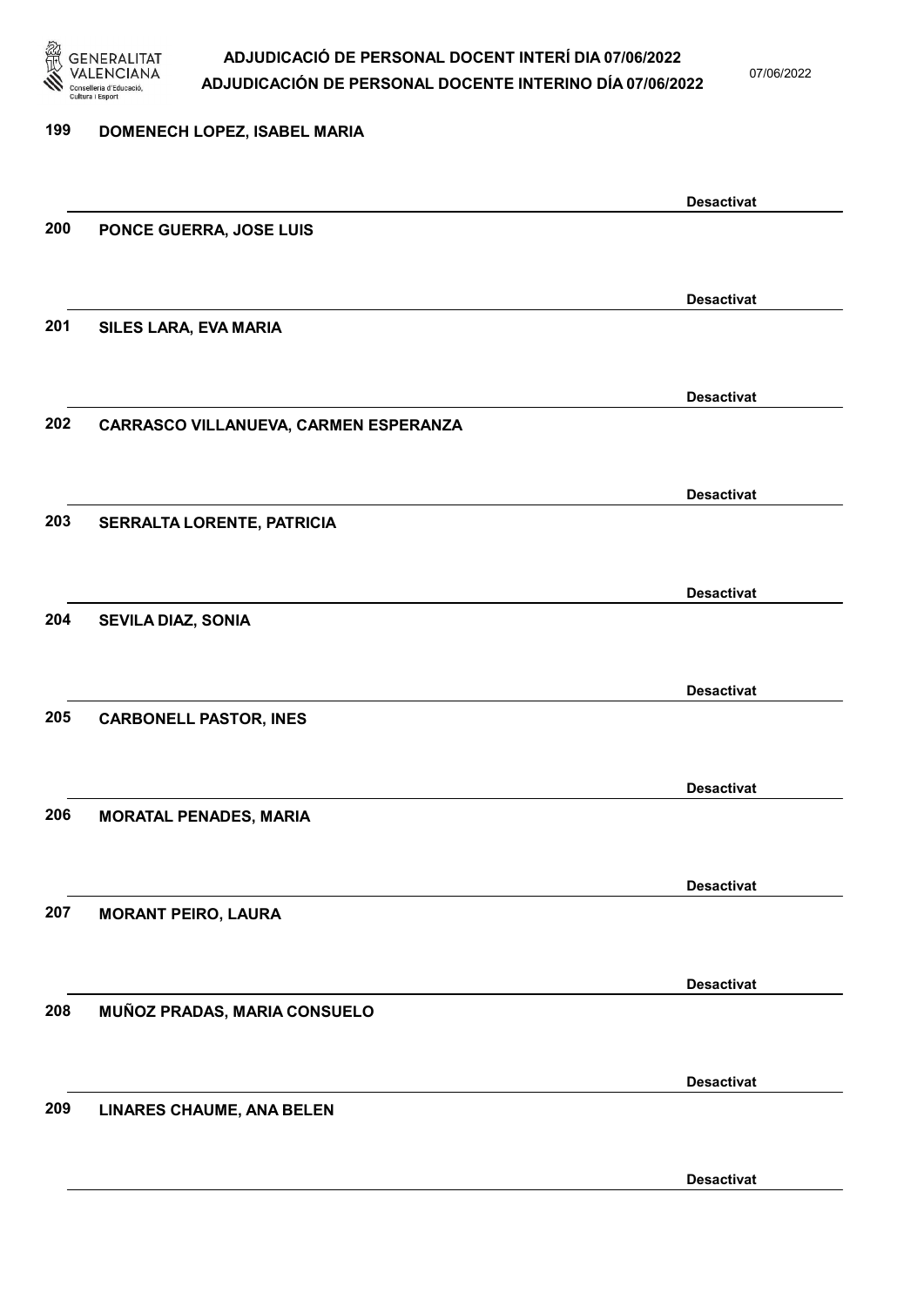199 **DOMENECH LOPEZ, ISABEL MARIA**

**Desactivat**

200 **PONCE GUERRA, JOSE LUIS**

**Desactivat**

201 **SILES LARA, EVA MARIA**

**Desactivat**

202 **CARRASCO VILLANUEVA, CARMEN ESPERANZA**

**Desactivat**

203 **SERRALTA LORENTE, PATRICIA**

**Desactivat**

204 **SEVILA DIAZ, SONIA**

**Desactivat**

205 **CARBONELL PASTOR, INES**

**Desactivat**

206 **MORATAL PENADES, MARIA**

**Desactivat**

207 **MORANT PEIRO, LAURA**

**Desactivat**

208 **MUÑOZ PRADAS, MARIA CONSUELO**

**Desactivat**

209 **LINARES CHAUME, ANA BELEN**

**Desactivat**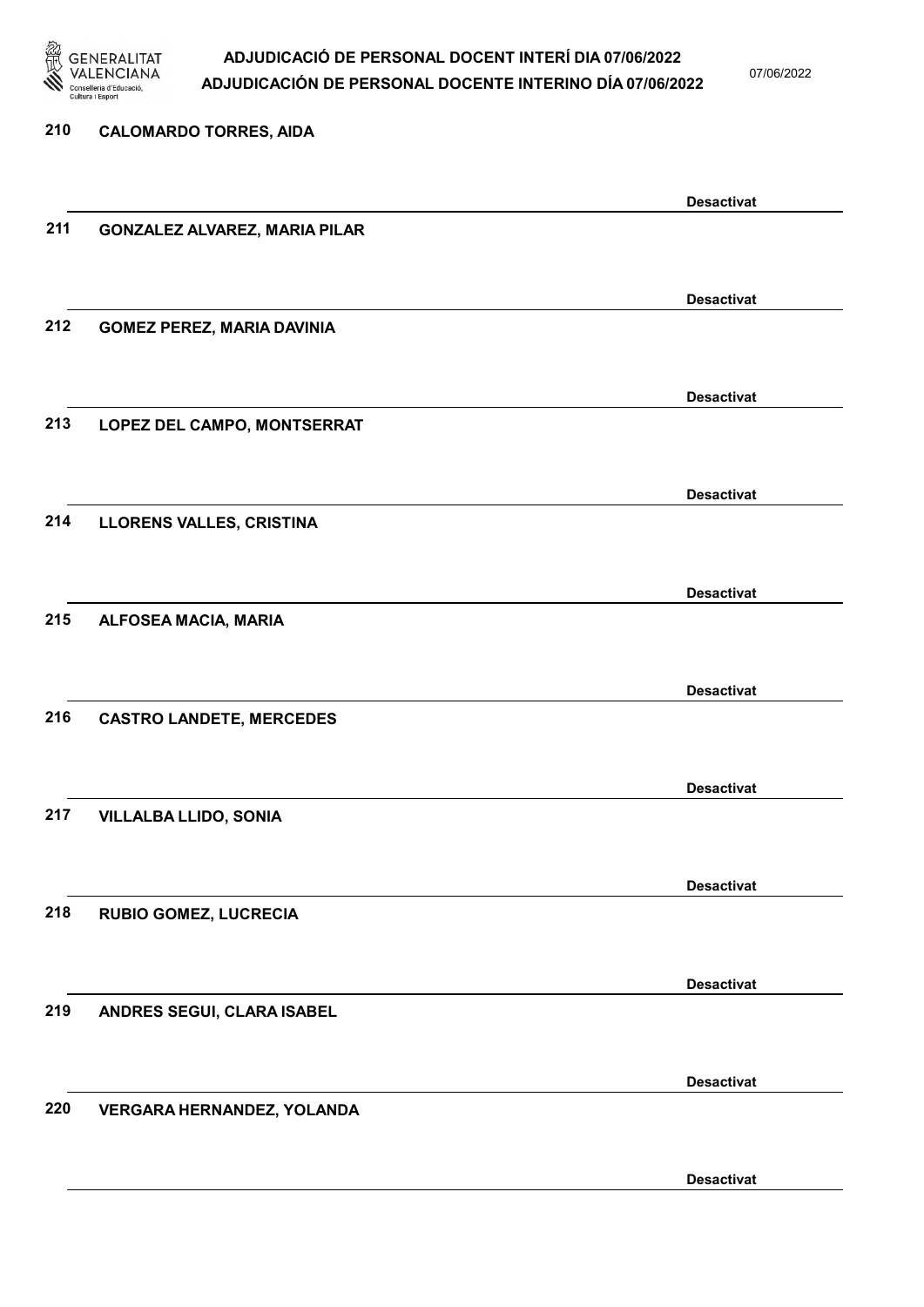210 CALOMARDO TORRES, AIDA

Desactivat

211 GONZALEZ ALVAREZ, MARIA PILAR

Desactivat

212 GOMEZ PEREZ, MARIA DAVINIA

Desactivat

213 LOPEZ DEL CAMPO, MONTSERRAT

Desactivat

214 LLORENS VALLES, CRISTINA

Desactivat

215 ALFOSEA MACIA, MARIA

Desactivat

216 CASTRO LANDETE, MERCEDES

Desactivat

217 VILLALBA LLIDO, SONIA

Desactivat

218 RUBIO GOMEZ, LUCRECIA

Desactivat

219 ANDRES SEGUI, CLARA ISABEL

Desactivat

220 VERGARA HERNANDEZ, YOLANDA

Desactivat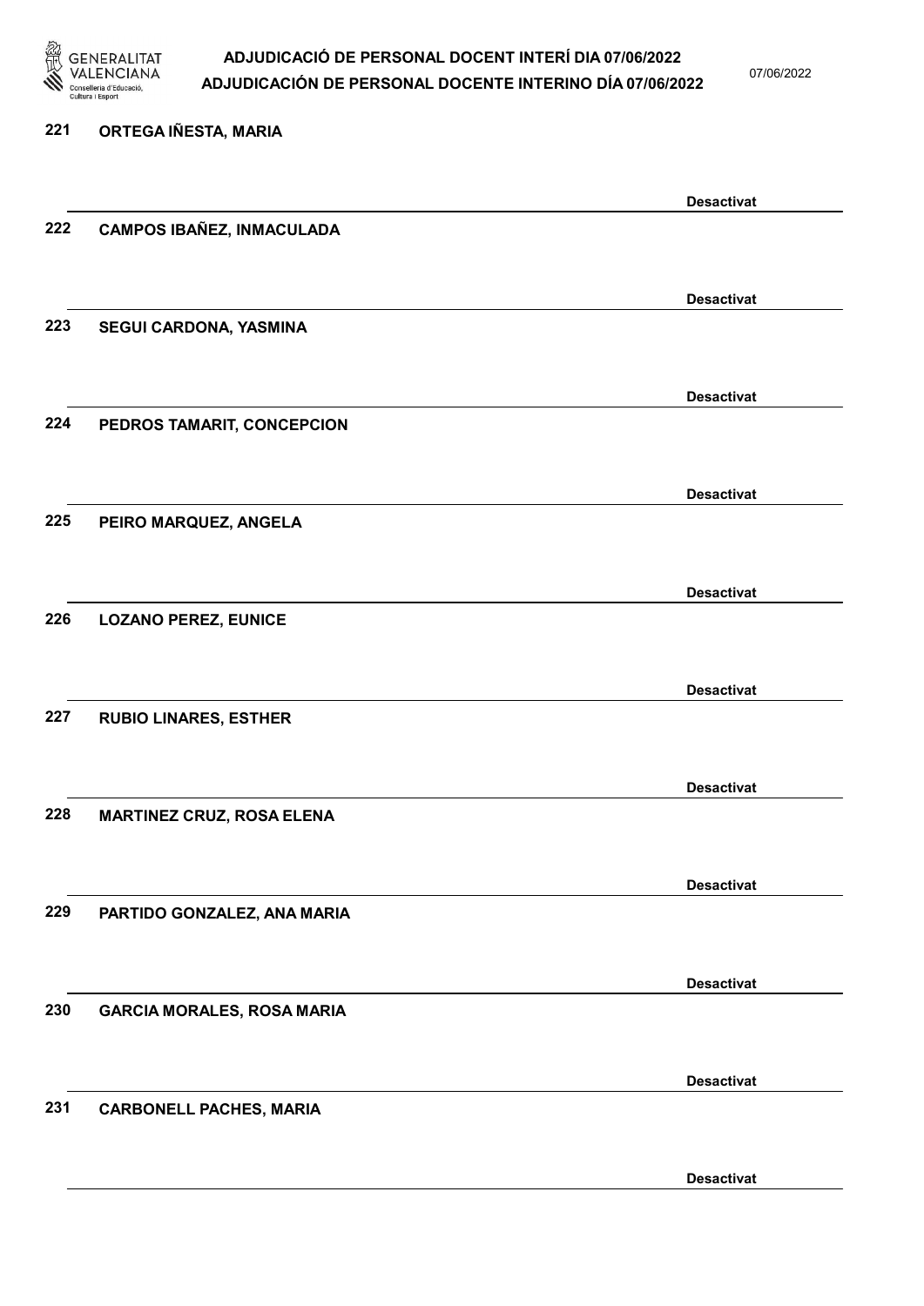221 ORTEGA IÑESTA, MARIA

Desactivat

222 CAMPOS IBAÑEZ, INMACULADA

Desactivat

223 SEGUI CARDONA, YASMINA

Desactivat

224 PEDROS TAMARIT, CONCEPCION

Desactivat

225 PEIRO MARQUEZ, ANGELA

Desactivat

226 LOZANO PEREZ, EUNICE

Desactivat

227 RUBIO LINARES, ESTHER

Desactivat

228 MARTINEZ CRUZ, ROSA ELENA

Desactivat

229 PARTIDO GONZALEZ, ANA MARIA

Desactivat

230 GARCIA MORALES, ROSA MARIA

Desactivat

231 CARBONELL PACHES, MARIA

Desactivat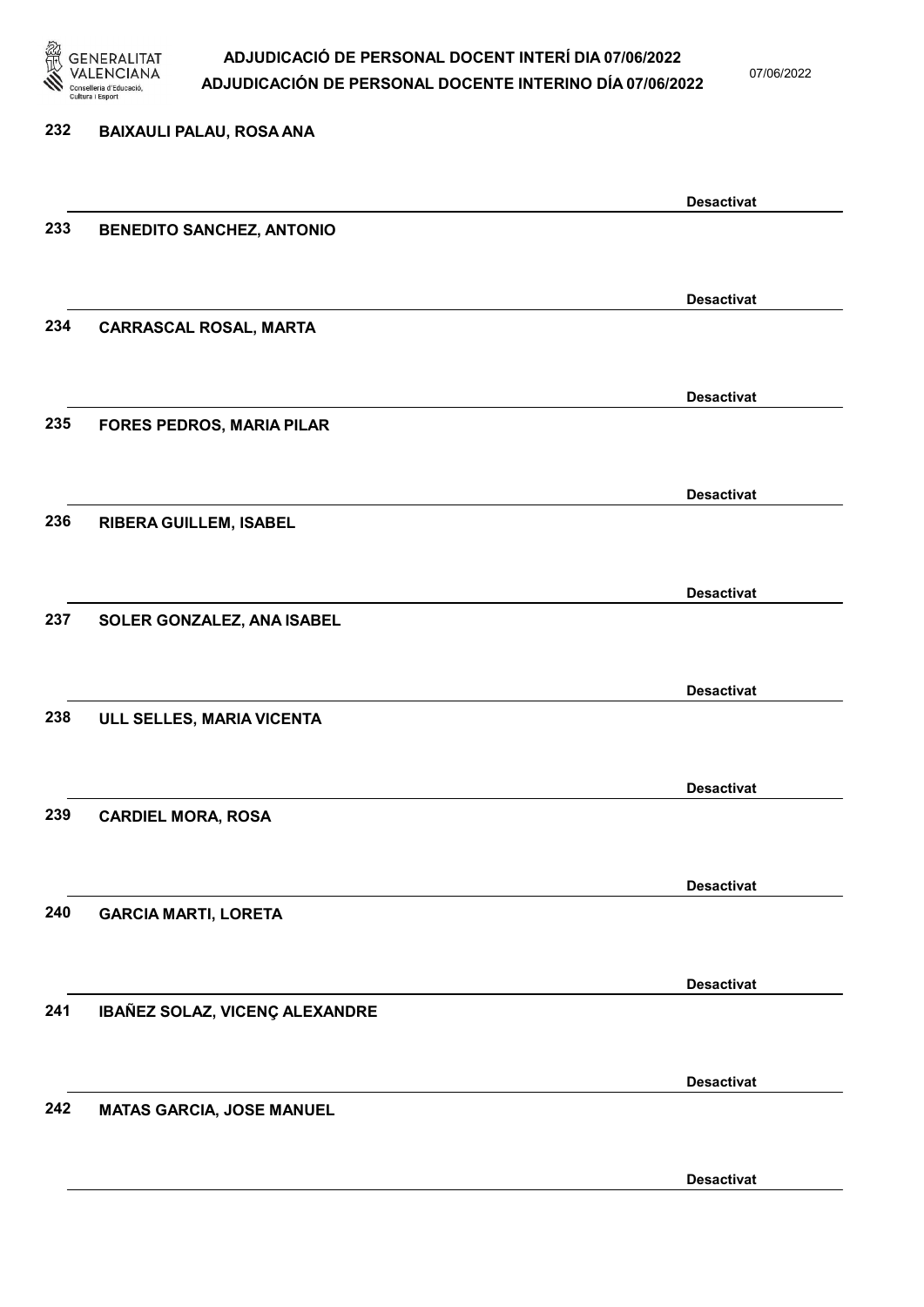232 BAIXAULI PALAU, ROSA ANA

Desactivat

233 BENEDITO SANCHEZ, ANTONIO

Desactivat

234 CARRASCAL ROSAL, MARTA

Desactivat

235 FORES PEDROS, MARIA PILAR

Desactivat

236 RIBERA GUILLEM, ISABEL

Desactivat

237 SOLER GONZALEZ, ANA ISABEL

Desactivat

238 ULL SELLES, MARIA VICENTA

Desactivat

239 CARDIEL MORA, ROSA

Desactivat

240 GARCIA MARTI, LORETA

Desactivat

241 IBAÑEZ SOLAZ, VICENÇ ALEXANDRE

Desactivat

242 MATAS GARCIA, JOSE MANUEL

Desactivat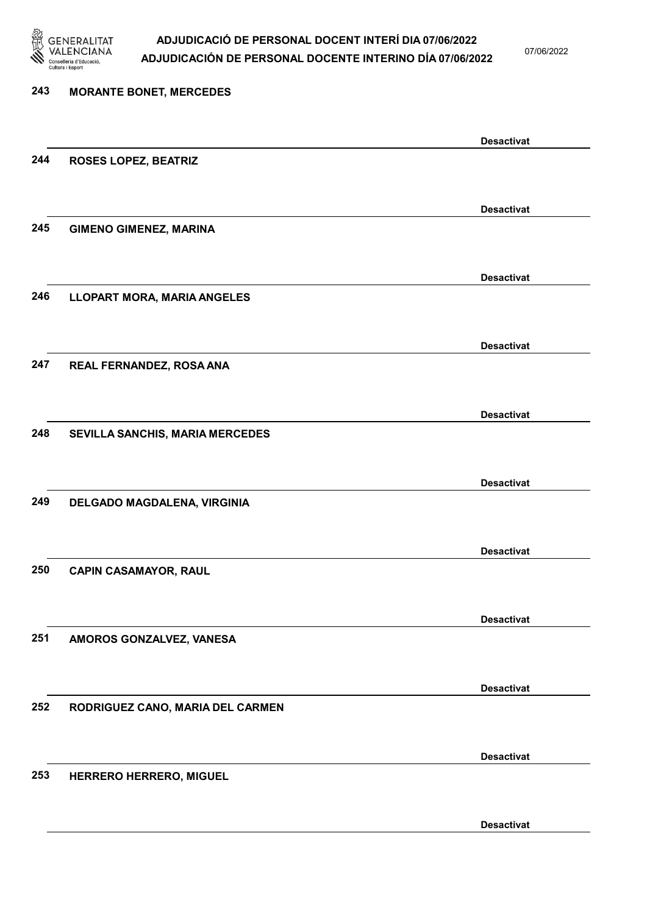243 **MORANTE BONET, MERCEDES**

**Desactivat**

244 **ROSES LOPEZ, BEATRIZ**

**Desactivat**

245 **GIMENO GIMENEZ, MARINA**

**Desactivat**

246 **LLOPART MORA, MARIA ANGELES**

**Desactivat**

247 **REAL FERNANDEZ, ROSA ANA**

**Desactivat**

248 **SEVILLA SANCHIS, MARIA MERCEDES**

**Desactivat**

249 **DELGADO MAGDALENA, VIRGINIA**

**Desactivat**

250 **CAPIN CASAMAYOR, RAUL**

**Desactivat**

251 **AMOROS GONZALVEZ, VANESA**

**Desactivat**

252 **RODRIGUEZ CANO, MARIA DEL CARMEN**

**Desactivat**

253 **HERRERO HERRERO, MIGUEL**

**Desactivat**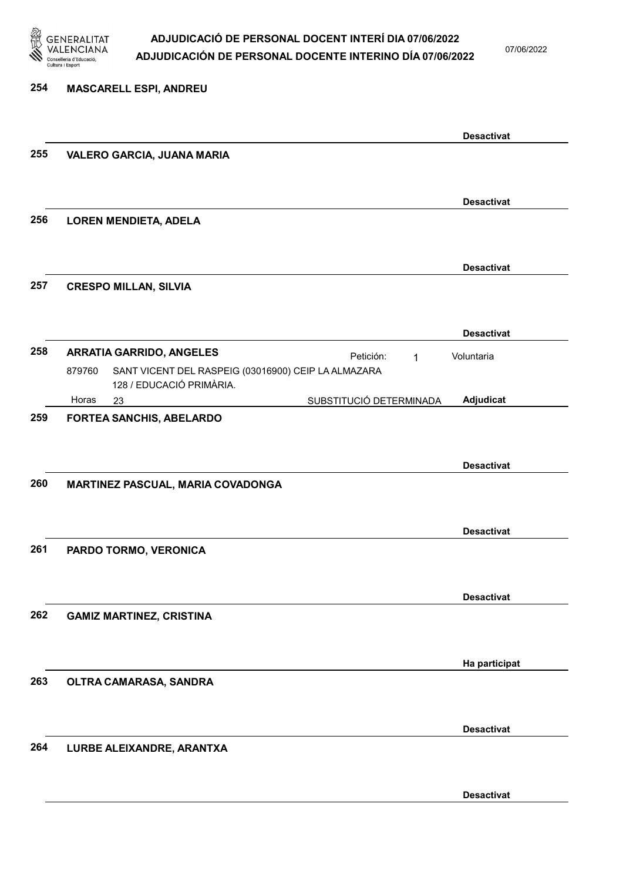**254 MASCARELL ESPI, ANDREU**

Desactivat

**255 VALERO GARCIA, JUANA MARIA**

Desactivat

**256 LOREN MENDIETA, ADELA**

Desactivat

**257 CRESPO MILLAN, SILVIA**

Desactivat

**258 ARRATIA GARRIDO, ANGELES**

Petición: 1 — Voluntaria

879760 SANT VICENT DEL RASPEIG (03016900) CEIP LA ALMAZARA
128 / EDUCACIÓ PRIMÀRIA.

Horas 23 — SUBSTITUCIÓ DETERMINADA — **Adjudicat**

**259 FORTEA SANCHIS, ABELARDO**

Desactivat

**260 MARTINEZ PASCUAL, MARIA COVADONGA**

Desactivat

**261 PARDO TORMO, VERONICA**

Desactivat

**262 GAMIZ MARTINEZ, CRISTINA**

Ha participat

**263 OLTRA CAMARASA, SANDRA**

Desactivat

**264 LURBE ALEIXANDRE, ARANTXA**

Desactivat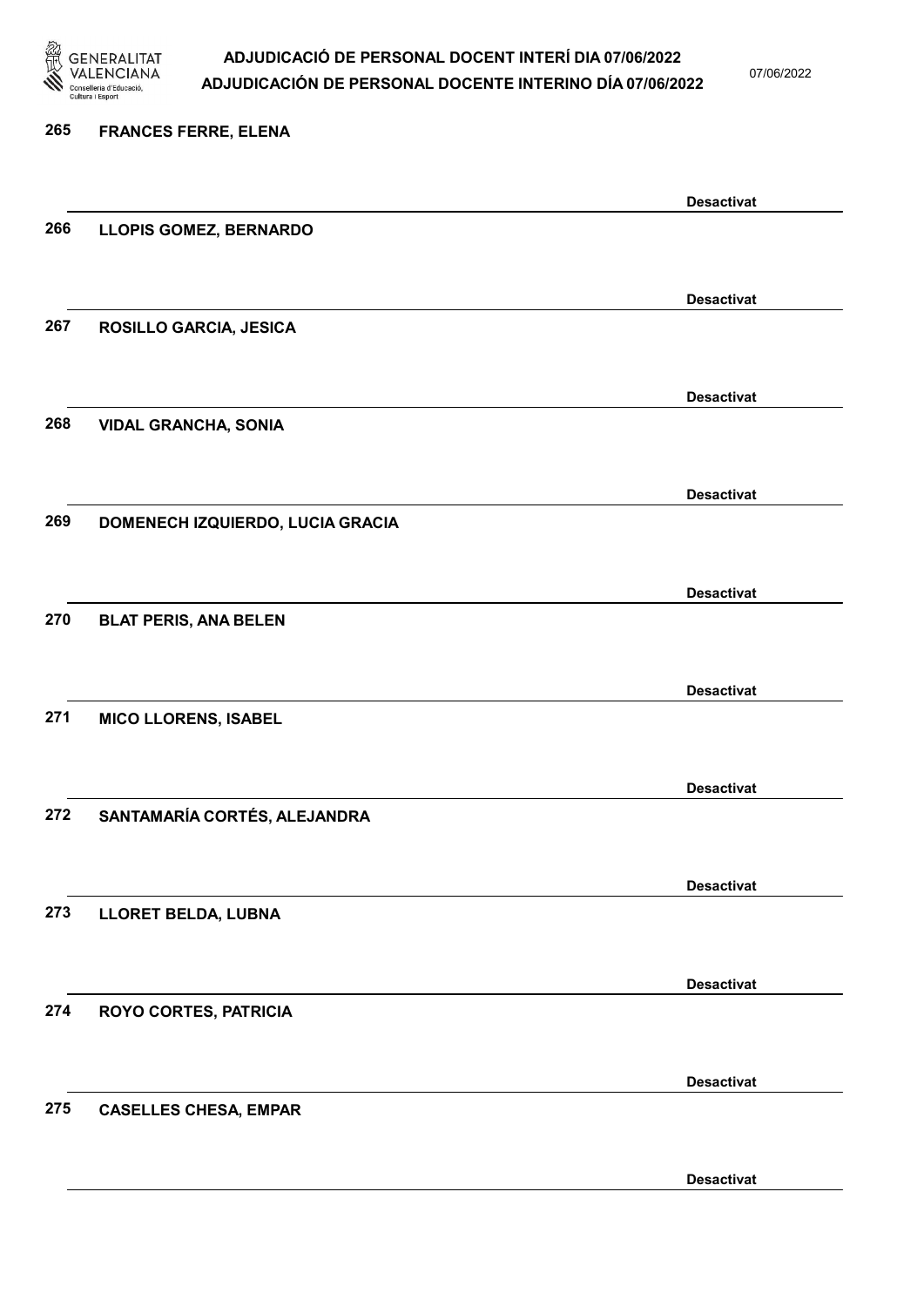265 **FRANCES FERRE, ELENA**

**Desactivat**

266 **LLOPIS GOMEZ, BERNARDO**

**Desactivat**

267 **ROSILLO GARCIA, JESICA**

**Desactivat**

268 **VIDAL GRANCHA, SONIA**

**Desactivat**

269 **DOMENECH IZQUIERDO, LUCIA GRACIA**

**Desactivat**

270 **BLAT PERIS, ANA BELEN**

**Desactivat**

271 **MICO LLORENS, ISABEL**

**Desactivat**

272 **SANTAMARÍA CORTÉS, ALEJANDRA**

**Desactivat**

273 **LLORET BELDA, LUBNA**

**Desactivat**

274 **ROYO CORTES, PATRICIA**

**Desactivat**

275 **CASELLES CHESA, EMPAR**

**Desactivat**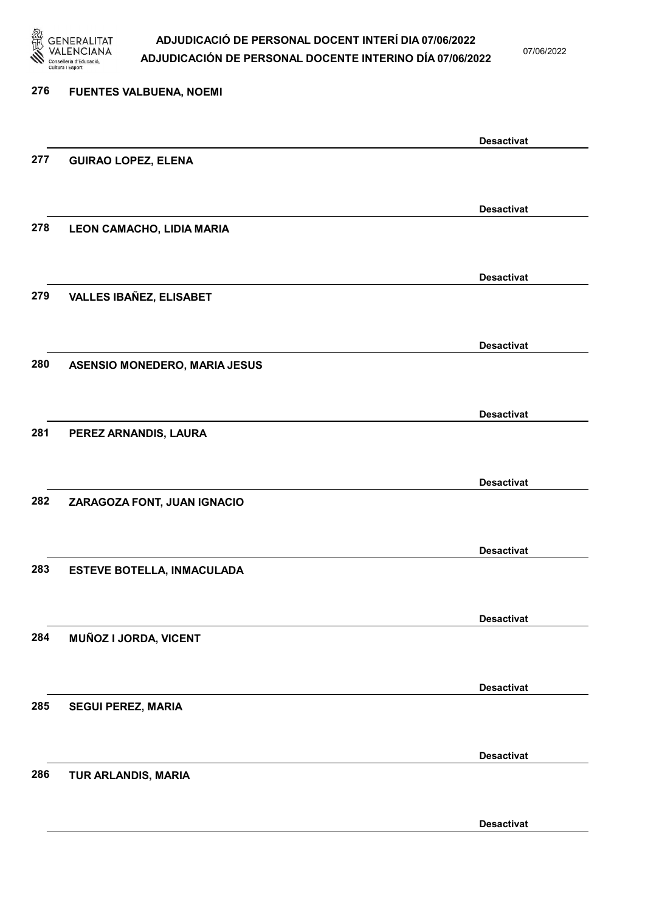276 **FUENTES VALBUENA, NOEMI**

**Desactivat**

277 **GUIRAO LOPEZ, ELENA**

**Desactivat**

278 **LEON CAMACHO, LIDIA MARIA**

**Desactivat**

279 **VALLES IBAÑEZ, ELISABET**

**Desactivat**

280 **ASENSIO MONEDERO, MARIA JESUS**

**Desactivat**

281 **PEREZ ARNANDIS, LAURA**

**Desactivat**

282 **ZARAGOZA FONT, JUAN IGNACIO**

**Desactivat**

283 **ESTEVE BOTELLA, INMACULADA**

**Desactivat**

284 **MUÑOZ I JORDA, VICENT**

**Desactivat**

285 **SEGUI PEREZ, MARIA**

**Desactivat**

286 **TUR ARLANDIS, MARIA**

**Desactivat**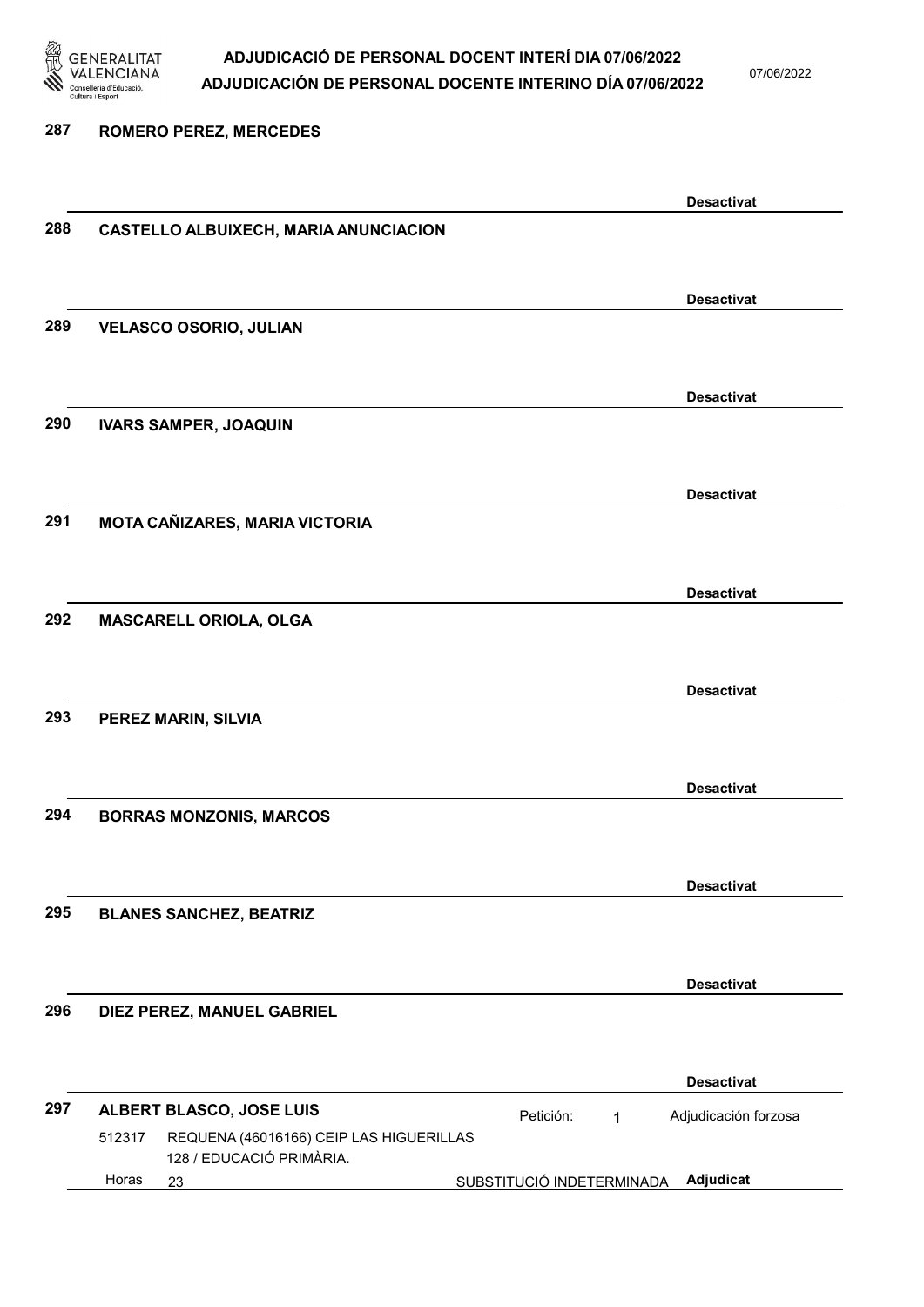287 **ROMERO PEREZ, MERCEDES**

**Desactivat**

288 **CASTELLO ALBUIXECH, MARIA ANUNCIACION**

**Desactivat**

289 **VELASCO OSORIO, JULIAN**

**Desactivat**

290 **IVARS SAMPER, JOAQUIN**

**Desactivat**

291 **MOTA CAÑIZARES, MARIA VICTORIA**

**Desactivat**

292 **MASCARELL ORIOLA, OLGA**

**Desactivat**

293 **PEREZ MARIN, SILVIA**

**Desactivat**

294 **BORRAS MONZONIS, MARCOS**

**Desactivat**

295 **BLANES SANCHEZ, BEATRIZ**

**Desactivat**

296 **DIEZ PEREZ, MANUEL GABRIEL**

**Desactivat**

297 **ALBERT BLASCO, JOSE LUIS** Petición: 1 Adjudicación forzosa

512317 REQUENA (46016166) CEIP LAS HIGUERILLAS
128 / EDUCACIÓ PRIMÀRIA.

Horas 23 SUBSTITUCIÓ INDETERMINADA **Adjudicat**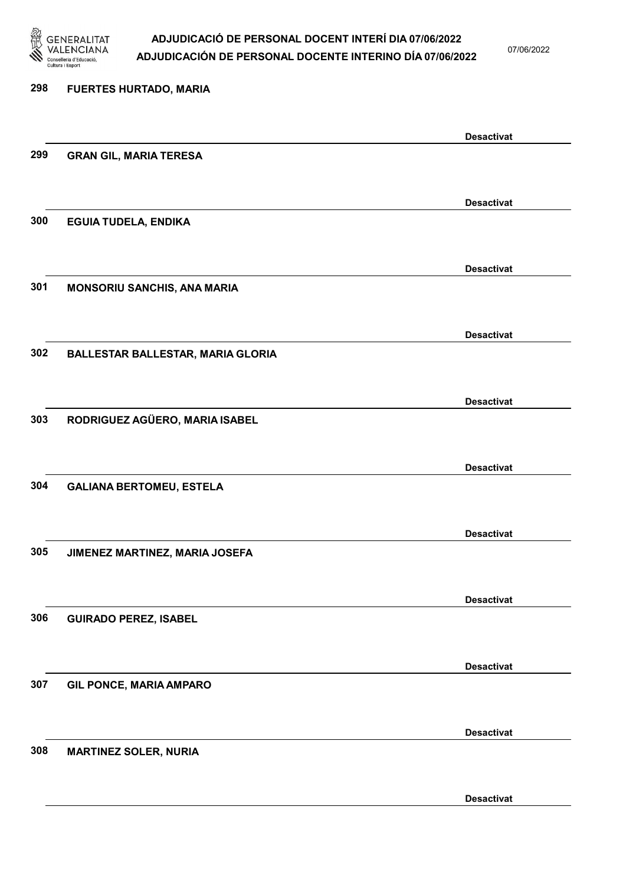298 **FUERTES HURTADO, MARIA**

**Desactivat**

299 **GRAN GIL, MARIA TERESA**

**Desactivat**

300 **EGUIA TUDELA, ENDIKA**

**Desactivat**

301 **MONSORIU SANCHIS, ANA MARIA**

**Desactivat**

302 **BALLESTAR BALLESTAR, MARIA GLORIA**

**Desactivat**

303 **RODRIGUEZ AGÜERO, MARIA ISABEL**

**Desactivat**

304 **GALIANA BERTOMEU, ESTELA**

**Desactivat**

305 **JIMENEZ MARTINEZ, MARIA JOSEFA**

**Desactivat**

306 **GUIRADO PEREZ, ISABEL**

**Desactivat**

307 **GIL PONCE, MARIA AMPARO**

**Desactivat**

308 **MARTINEZ SOLER, NURIA**

**Desactivat**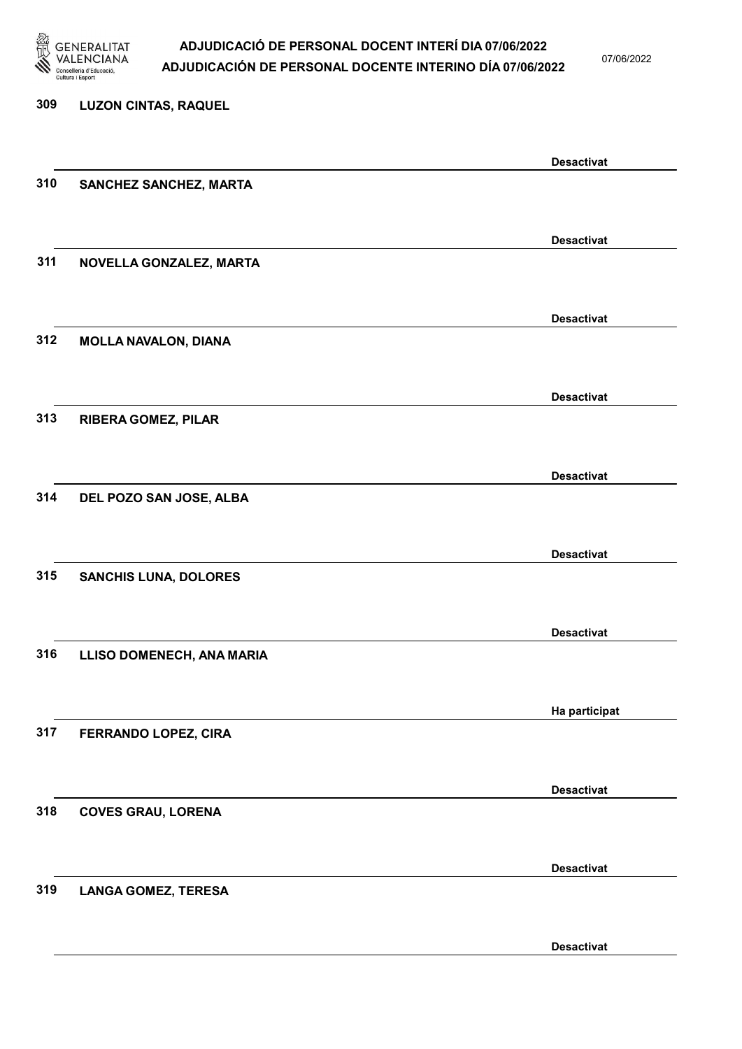309 **LUZON CINTAS, RAQUEL**

**Desactivat**

310 **SANCHEZ SANCHEZ, MARTA**

**Desactivat**

311 **NOVELLA GONZALEZ, MARTA**

**Desactivat**

312 **MOLLA NAVALON, DIANA**

**Desactivat**

313 **RIBERA GOMEZ, PILAR**

**Desactivat**

314 **DEL POZO SAN JOSE, ALBA**

**Desactivat**

315 **SANCHIS LUNA, DOLORES**

**Desactivat**

316 **LLISO DOMENECH, ANA MARIA**

**Ha participat**

317 **FERRANDO LOPEZ, CIRA**

**Desactivat**

318 **COVES GRAU, LORENA**

**Desactivat**

319 **LANGA GOMEZ, TERESA**

**Desactivat**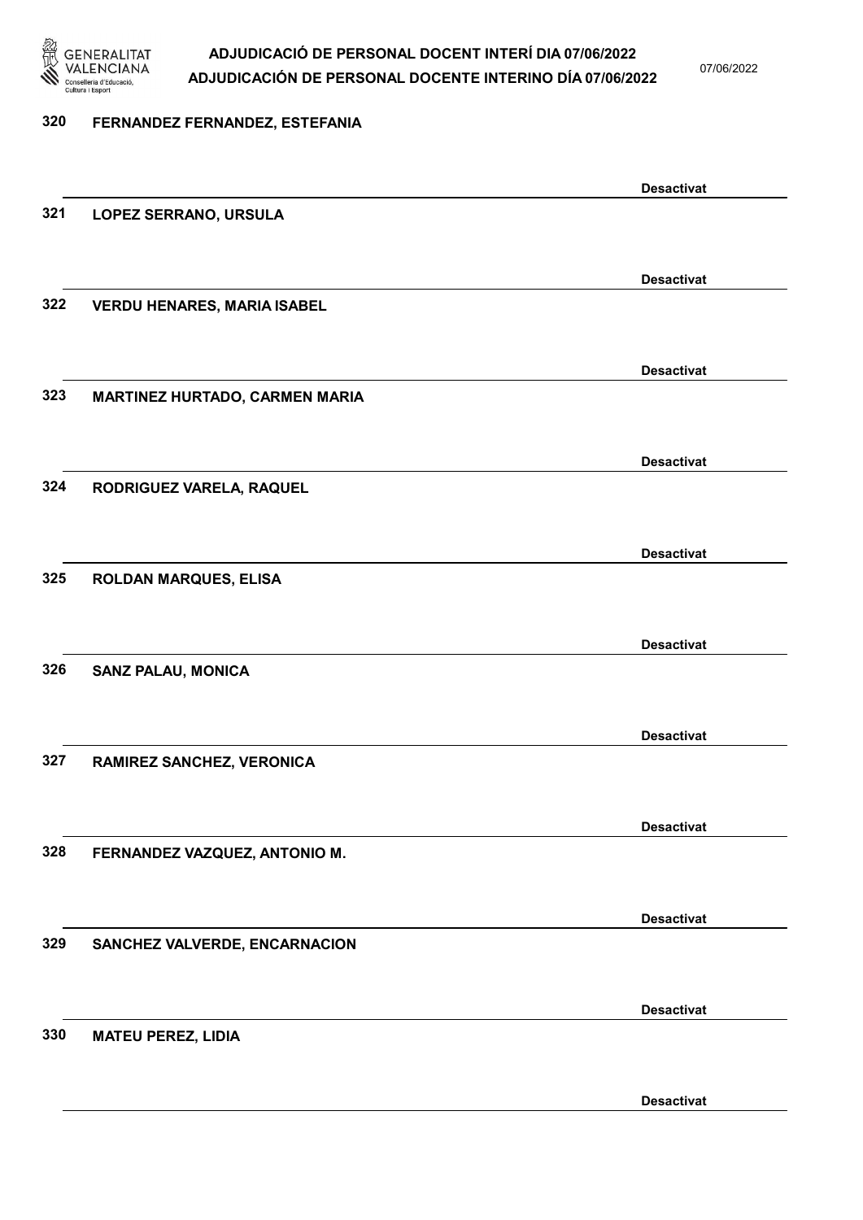320 **FERNANDEZ FERNANDEZ, ESTEFANIA**

**Desactivat**

321 **LOPEZ SERRANO, URSULA**

**Desactivat**

322 **VERDU HENARES, MARIA ISABEL**

**Desactivat**

323 **MARTINEZ HURTADO, CARMEN MARIA**

**Desactivat**

324 **RODRIGUEZ VARELA, RAQUEL**

**Desactivat**

325 **ROLDAN MARQUES, ELISA**

**Desactivat**

326 **SANZ PALAU, MONICA**

**Desactivat**

327 **RAMIREZ SANCHEZ, VERONICA**

**Desactivat**

328 **FERNANDEZ VAZQUEZ, ANTONIO M.**

**Desactivat**

329 **SANCHEZ VALVERDE, ENCARNACION**

**Desactivat**

330 **MATEU PEREZ, LIDIA**

**Desactivat**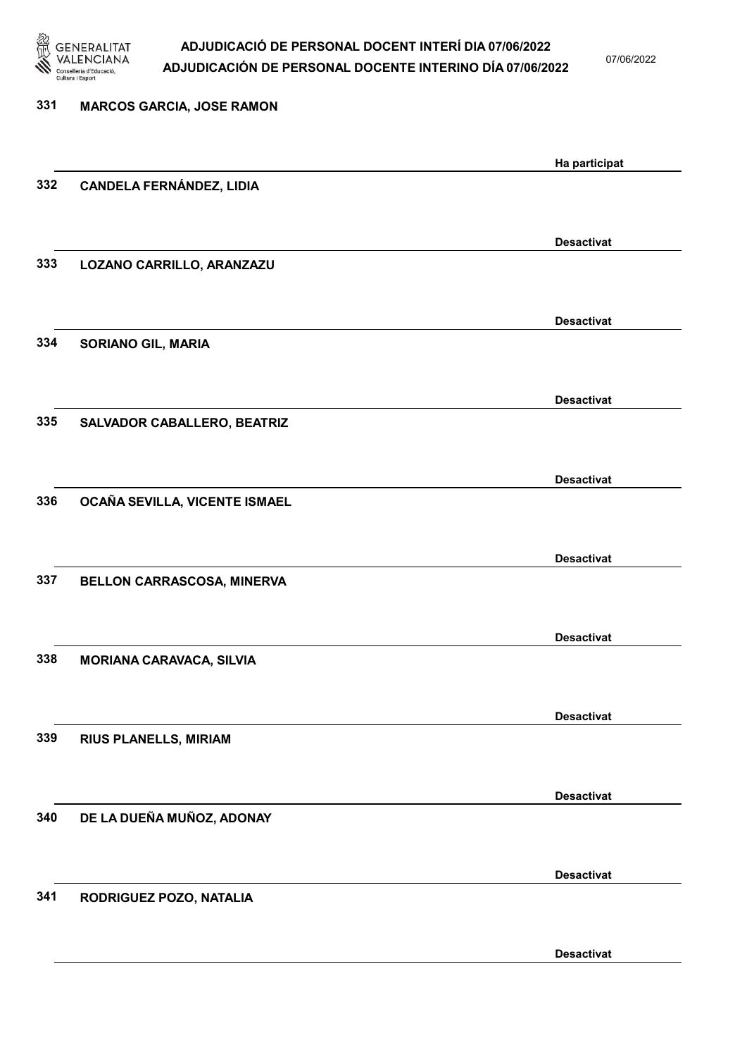| | | |
|---|---|---|
| 331 | MARCOS GARCIA, JOSE RAMON | Ha participat |
| 332 | CANDELA FERNÁNDEZ, LIDIA | Desactivat |
| 333 | LOZANO CARRILLO, ARANZAZU | Desactivat |
| 334 | SORIANO GIL, MARIA | Desactivat |
| 335 | SALVADOR CABALLERO, BEATRIZ | Desactivat |
| 336 | OCAÑA SEVILLA, VICENTE ISMAEL | Desactivat |
| 337 | BELLON CARRASCOSA, MINERVA | Desactivat |
| 338 | MORIANA CARAVACA, SILVIA | Desactivat |
| 339 | RIUS PLANELLS, MIRIAM | Desactivat |
| 340 | DE LA DUEÑA MUÑOZ, ADONAY | Desactivat |
| 341 | RODRIGUEZ POZO, NATALIA | Desactivat |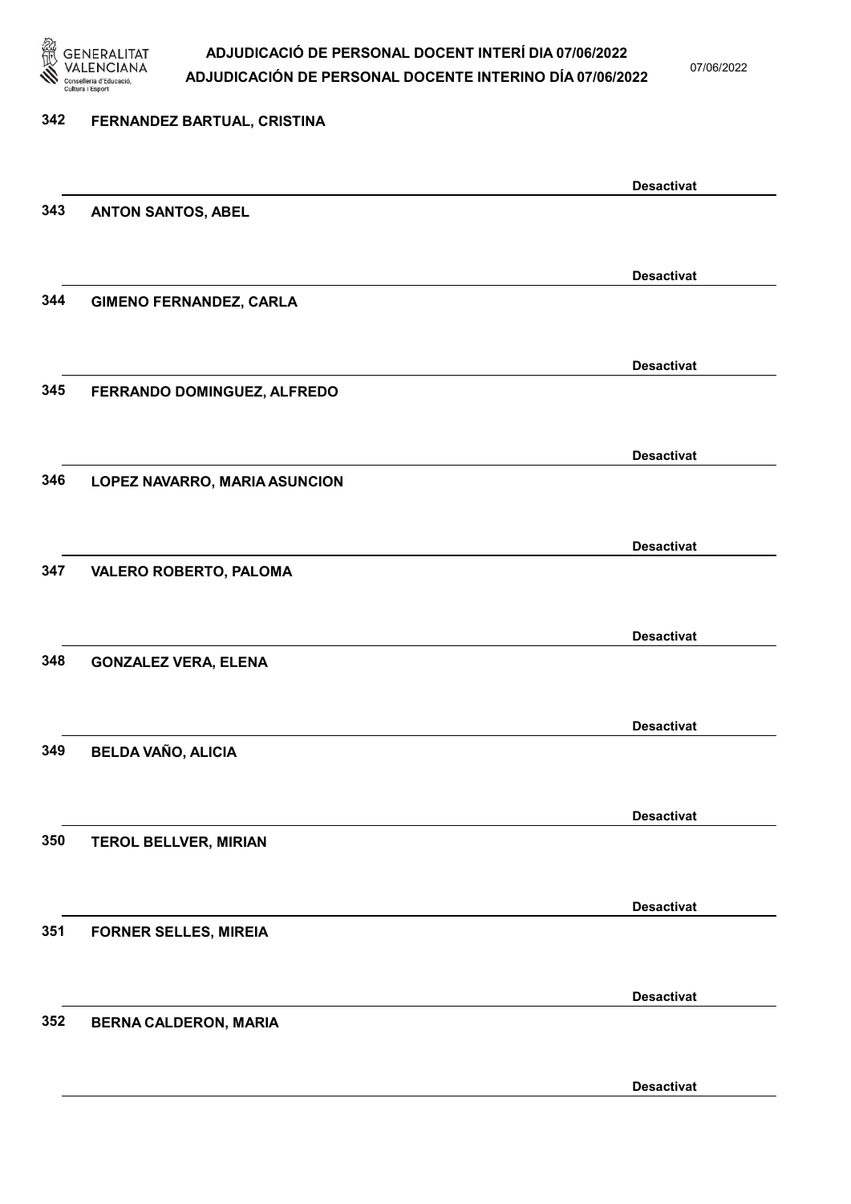342 **FERNANDEZ BARTUAL, CRISTINA**

**Desactivat**

343 **ANTON SANTOS, ABEL**

**Desactivat**

344 **GIMENO FERNANDEZ, CARLA**

**Desactivat**

345 **FERRANDO DOMINGUEZ, ALFREDO**

**Desactivat**

346 **LOPEZ NAVARRO, MARIA ASUNCION**

**Desactivat**

347 **VALERO ROBERTO, PALOMA**

**Desactivat**

348 **GONZALEZ VERA, ELENA**

**Desactivat**

349 **BELDA VAÑO, ALICIA**

**Desactivat**

350 **TEROL BELLVER, MIRIAN**

**Desactivat**

351 **FORNER SELLES, MIREIA**

**Desactivat**

352 **BERNA CALDERON, MARIA**

**Desactivat**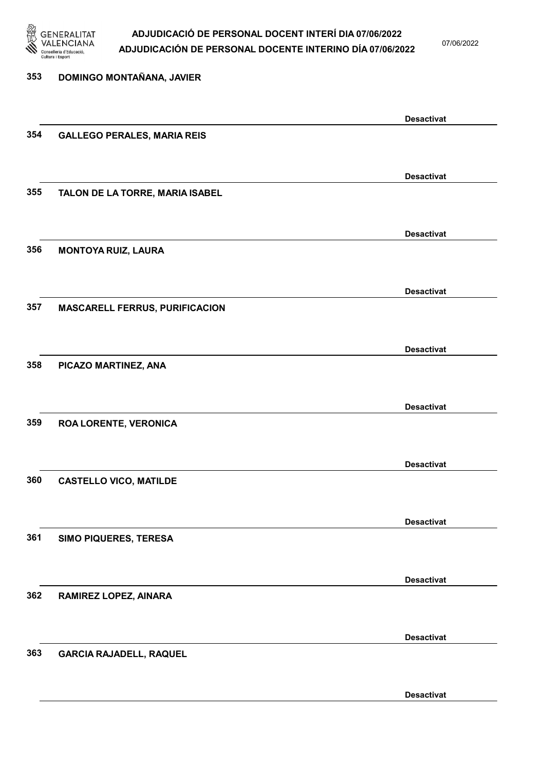353 DOMINGO MONTAÑANA, JAVIER

Desactivat

354 GALLEGO PERALES, MARIA REIS

Desactivat

355 TALON DE LA TORRE, MARIA ISABEL

Desactivat

356 MONTOYA RUIZ, LAURA

Desactivat

357 MASCARELL FERRUS, PURIFICACION

Desactivat

358 PICAZO MARTINEZ, ANA

Desactivat

359 ROA LORENTE, VERONICA

Desactivat

360 CASTELLO VICO, MATILDE

Desactivat

361 SIMO PIQUERES, TERESA

Desactivat

362 RAMIREZ LOPEZ, AINARA

Desactivat

363 GARCIA RAJADELL, RAQUEL

Desactivat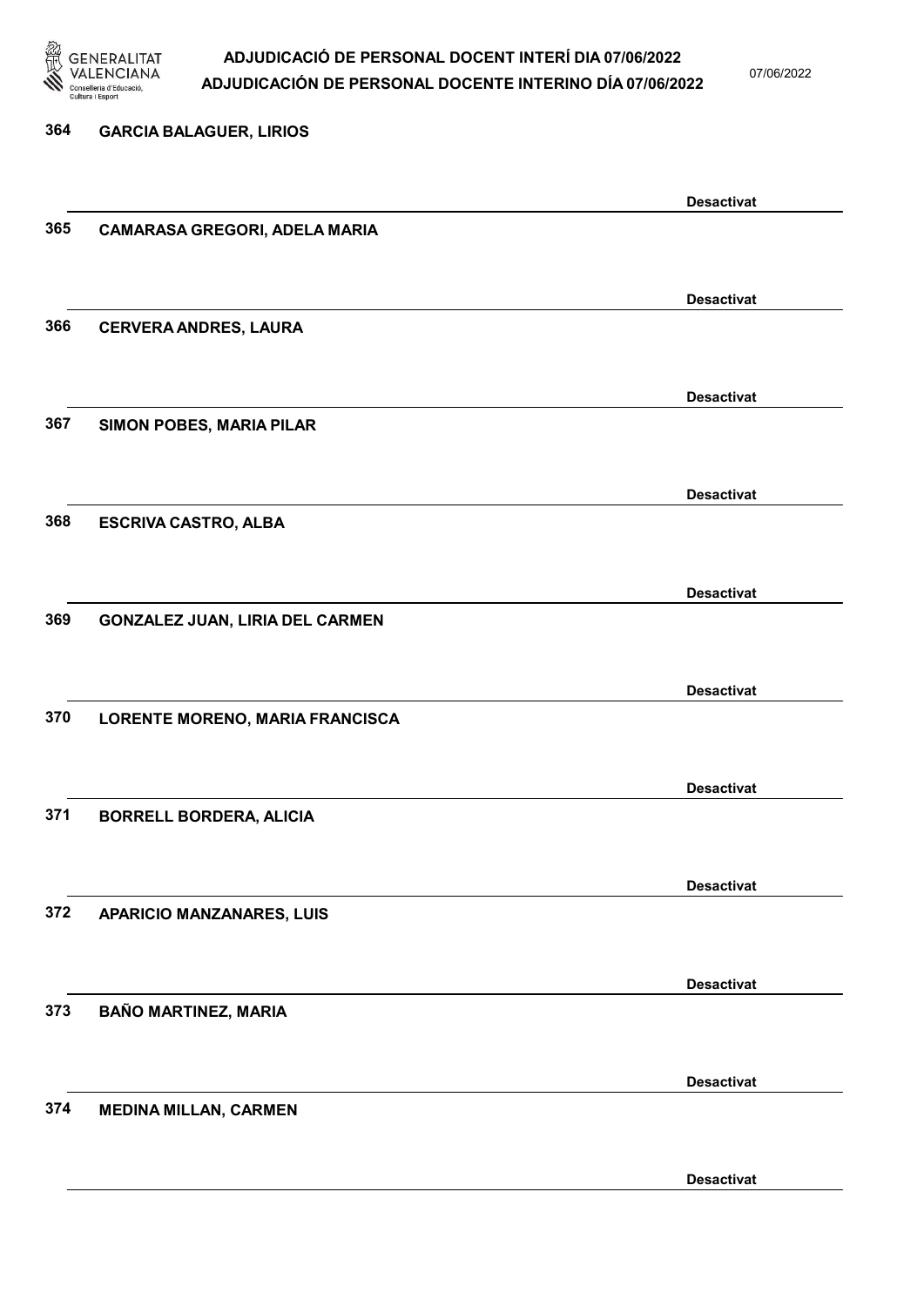364 **GARCIA BALAGUER, LIRIOS**

**Desactivat**

365 **CAMARASA GREGORI, ADELA MARIA**

**Desactivat**

366 **CERVERA ANDRES, LAURA**

**Desactivat**

367 **SIMON POBES, MARIA PILAR**

**Desactivat**

368 **ESCRIVA CASTRO, ALBA**

**Desactivat**

369 **GONZALEZ JUAN, LIRIA DEL CARMEN**

**Desactivat**

370 **LORENTE MORENO, MARIA FRANCISCA**

**Desactivat**

371 **BORRELL BORDERA, ALICIA**

**Desactivat**

372 **APARICIO MANZANARES, LUIS**

**Desactivat**

373 **BAÑO MARTINEZ, MARIA**

**Desactivat**

374 **MEDINA MILLAN, CARMEN**

**Desactivat**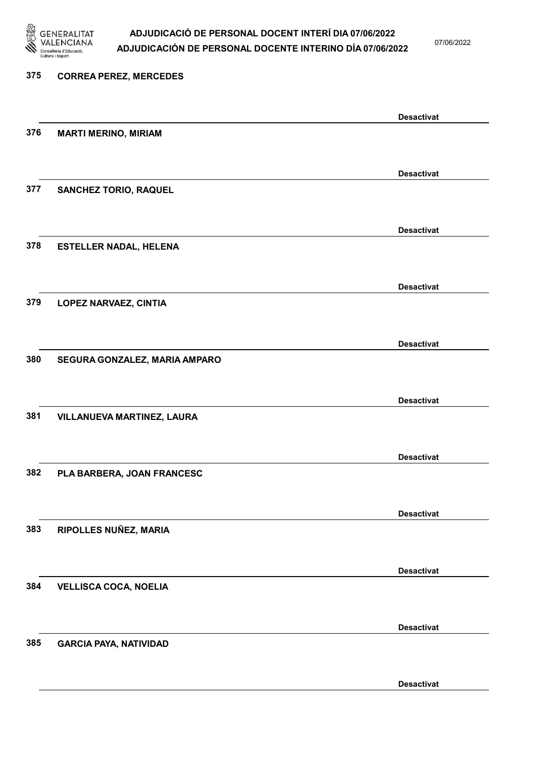375 **CORREA PEREZ, MERCEDES**

**Desactivat**

376 **MARTI MERINO, MIRIAM**

**Desactivat**

377 **SANCHEZ TORIO, RAQUEL**

**Desactivat**

378 **ESTELLER NADAL, HELENA**

**Desactivat**

379 **LOPEZ NARVAEZ, CINTIA**

**Desactivat**

380 **SEGURA GONZALEZ, MARIA AMPARO**

**Desactivat**

381 **VILLANUEVA MARTINEZ, LAURA**

**Desactivat**

382 **PLA BARBERA, JOAN FRANCESC**

**Desactivat**

383 **RIPOLLES NUÑEZ, MARIA**

**Desactivat**

384 **VELLISCA COCA, NOELIA**

**Desactivat**

385 **GARCIA PAYA, NATIVIDAD**

**Desactivat**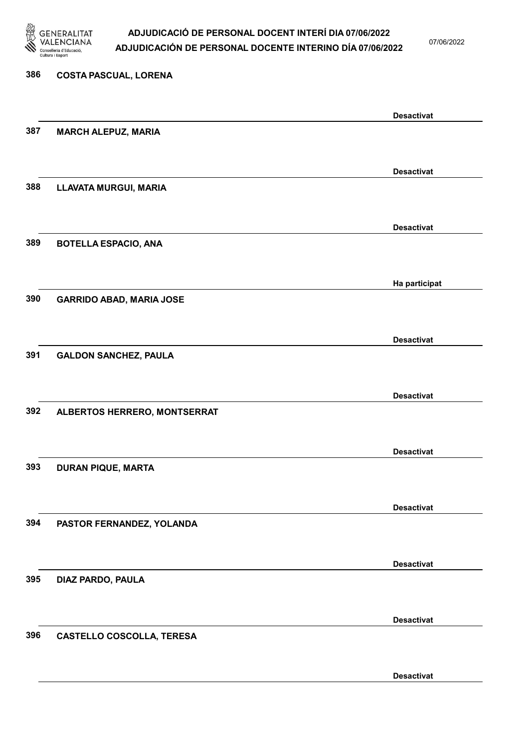| Núm. | Nom | Estat |
|---|---|---|
| 386 | COSTA PASCUAL, LORENA | Desactivat |
| 387 | MARCH ALEPUZ, MARIA | Desactivat |
| 388 | LLAVATA MURGUI, MARIA | Desactivat |
| 389 | BOTELLA ESPACIO, ANA | Ha participat |
| 390 | GARRIDO ABAD, MARIA JOSE | Desactivat |
| 391 | GALDON SANCHEZ, PAULA | Desactivat |
| 392 | ALBERTOS HERRERO, MONTSERRAT | Desactivat |
| 393 | DURAN PIQUE, MARTA | Desactivat |
| 394 | PASTOR FERNANDEZ, YOLANDA | Desactivat |
| 395 | DIAZ PARDO, PAULA | Desactivat |
| 396 | CASTELLO COSCOLLA, TERESA | Desactivat |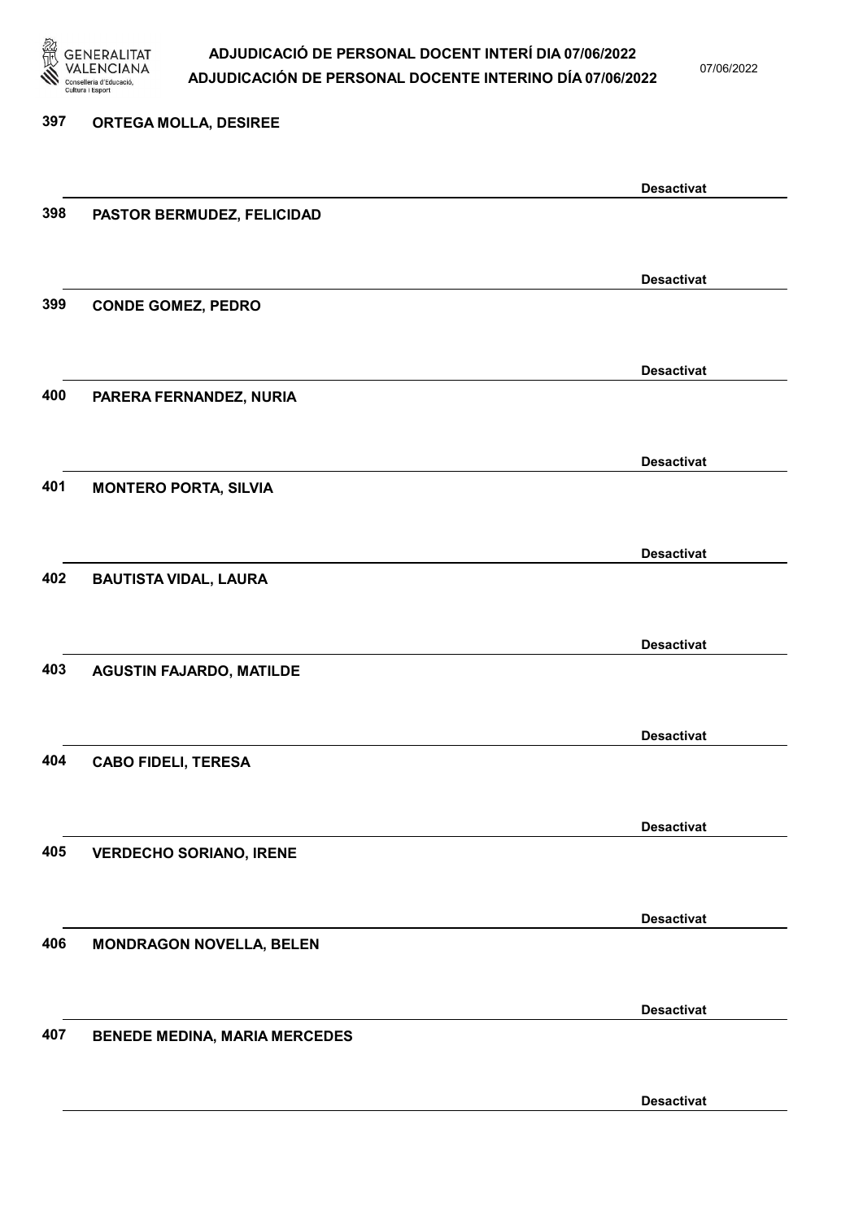397 ORTEGA MOLLA, DESIREE

Desactivat

398 PASTOR BERMUDEZ, FELICIDAD

Desactivat

399 CONDE GOMEZ, PEDRO

Desactivat

400 PARERA FERNANDEZ, NURIA

Desactivat

401 MONTERO PORTA, SILVIA

Desactivat

402 BAUTISTA VIDAL, LAURA

Desactivat

403 AGUSTIN FAJARDO, MATILDE

Desactivat

404 CABO FIDELI, TERESA

Desactivat

405 VERDECHO SORIANO, IRENE

Desactivat

406 MONDRAGON NOVELLA, BELEN

Desactivat

407 BENEDE MEDINA, MARIA MERCEDES

Desactivat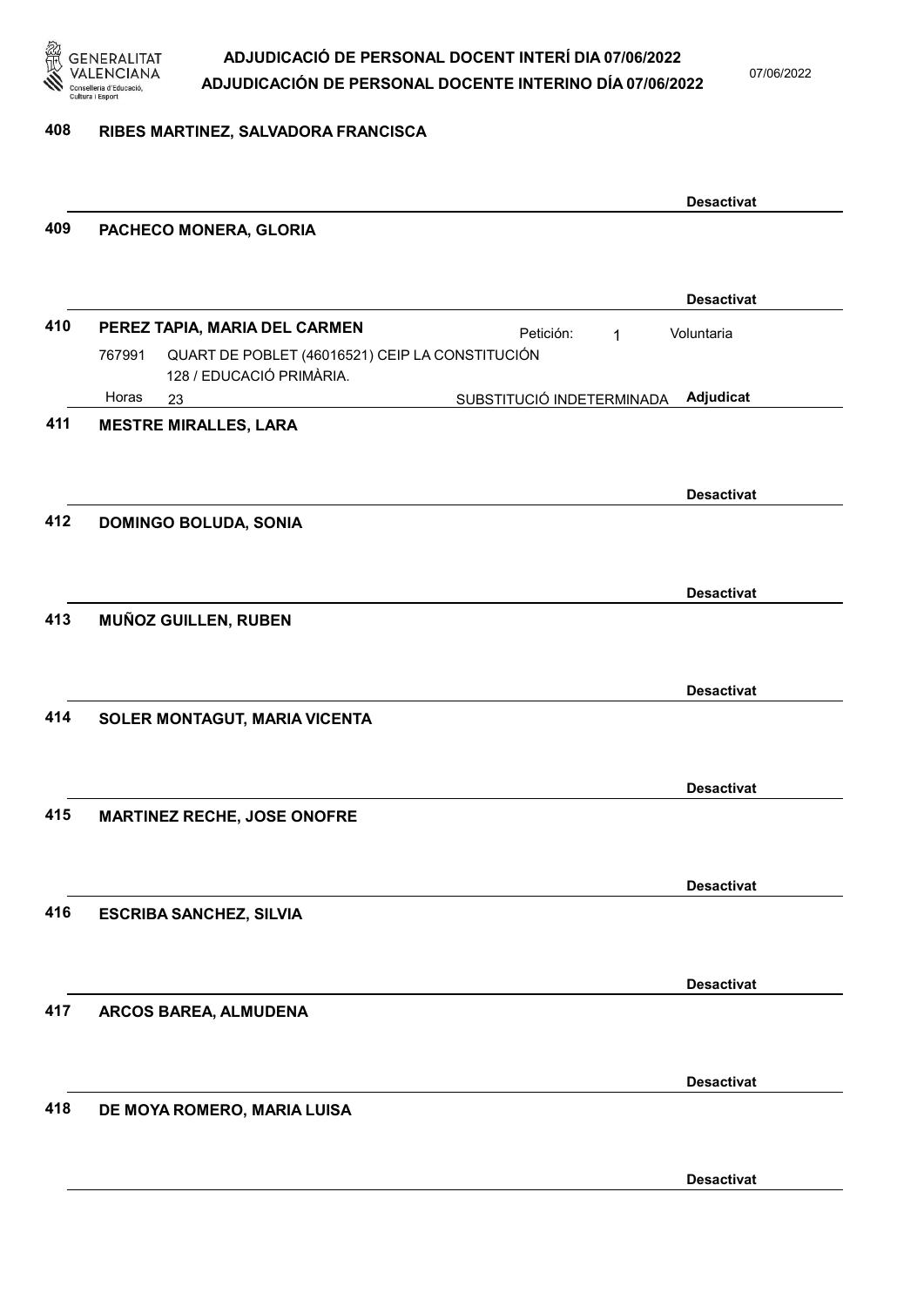**408 RIBES MARTINEZ, SALVADORA FRANCISCA**

**Desactivat**

**409 PACHECO MONERA, GLORIA**

**Desactivat**

**410 PEREZ TAPIA, MARIA DEL CARMEN** Petición: 1 Voluntaria

767991 QUART DE POBLET (46016521) CEIP LA CONSTITUCIÓN 128 / EDUCACIÓ PRIMÀRIA.

Horas 23 SUBSTITUCIÓ INDETERMINADA **Adjudicat**

**411 MESTRE MIRALLES, LARA**

**Desactivat**

**412 DOMINGO BOLUDA, SONIA**

**Desactivat**

**413 MUÑOZ GUILLEN, RUBEN**

**Desactivat**

**414 SOLER MONTAGUT, MARIA VICENTA**

**Desactivat**

**415 MARTINEZ RECHE, JOSE ONOFRE**

**Desactivat**

**416 ESCRIBA SANCHEZ, SILVIA**

**Desactivat**

**417 ARCOS BAREA, ALMUDENA**

**Desactivat**

**418 DE MOYA ROMERO, MARIA LUISA**

**Desactivat**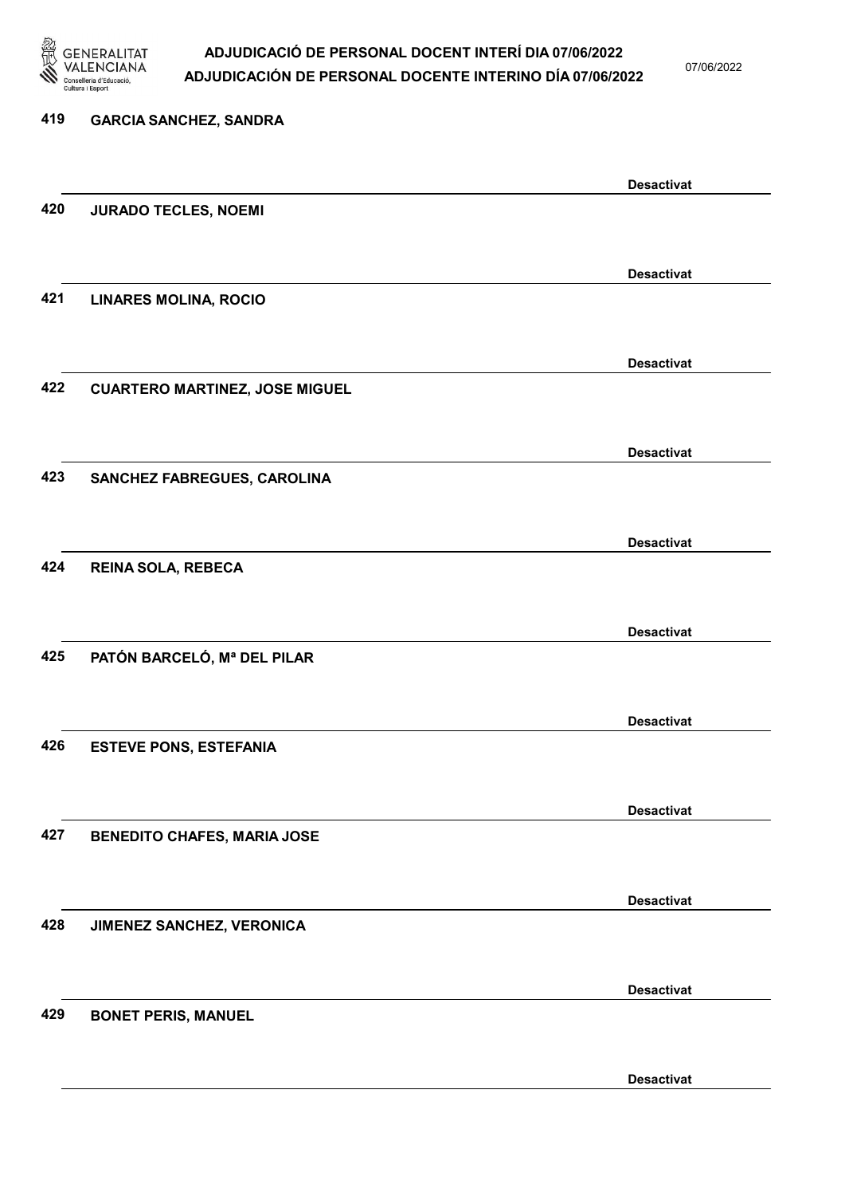419 **GARCIA SANCHEZ, SANDRA**

**Desactivat**

420 **JURADO TECLES, NOEMI**

**Desactivat**

421 **LINARES MOLINA, ROCIO**

**Desactivat**

422 **CUARTERO MARTINEZ, JOSE MIGUEL**

**Desactivat**

423 **SANCHEZ FABREGUES, CAROLINA**

**Desactivat**

424 **REINA SOLA, REBECA**

**Desactivat**

425 **PATÓN BARCELÓ, Mª DEL PILAR**

**Desactivat**

426 **ESTEVE PONS, ESTEFANIA**

**Desactivat**

427 **BENEDITO CHAFES, MARIA JOSE**

**Desactivat**

428 **JIMENEZ SANCHEZ, VERONICA**

**Desactivat**

429 **BONET PERIS, MANUEL**

**Desactivat**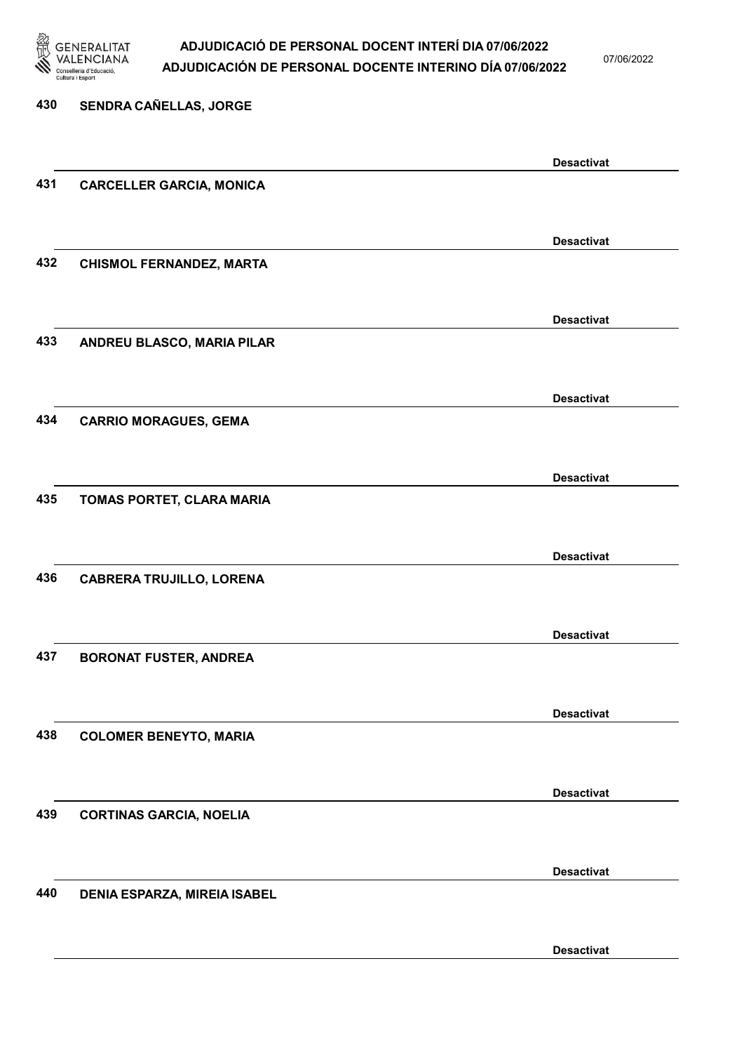430 **SENDRA CAÑELLAS, JORGE**

**Desactivat**

431 **CARCELLER GARCIA, MONICA**

**Desactivat**

432 **CHISMOL FERNANDEZ, MARTA**

**Desactivat**

433 **ANDREU BLASCO, MARIA PILAR**

**Desactivat**

434 **CARRIO MORAGUES, GEMA**

**Desactivat**

435 **TOMAS PORTET, CLARA MARIA**

**Desactivat**

436 **CABRERA TRUJILLO, LORENA**

**Desactivat**

437 **BORONAT FUSTER, ANDREA**

**Desactivat**

438 **COLOMER BENEYTO, MARIA**

**Desactivat**

439 **CORTINAS GARCIA, NOELIA**

**Desactivat**

440 **DENIA ESPARZA, MIREIA ISABEL**

**Desactivat**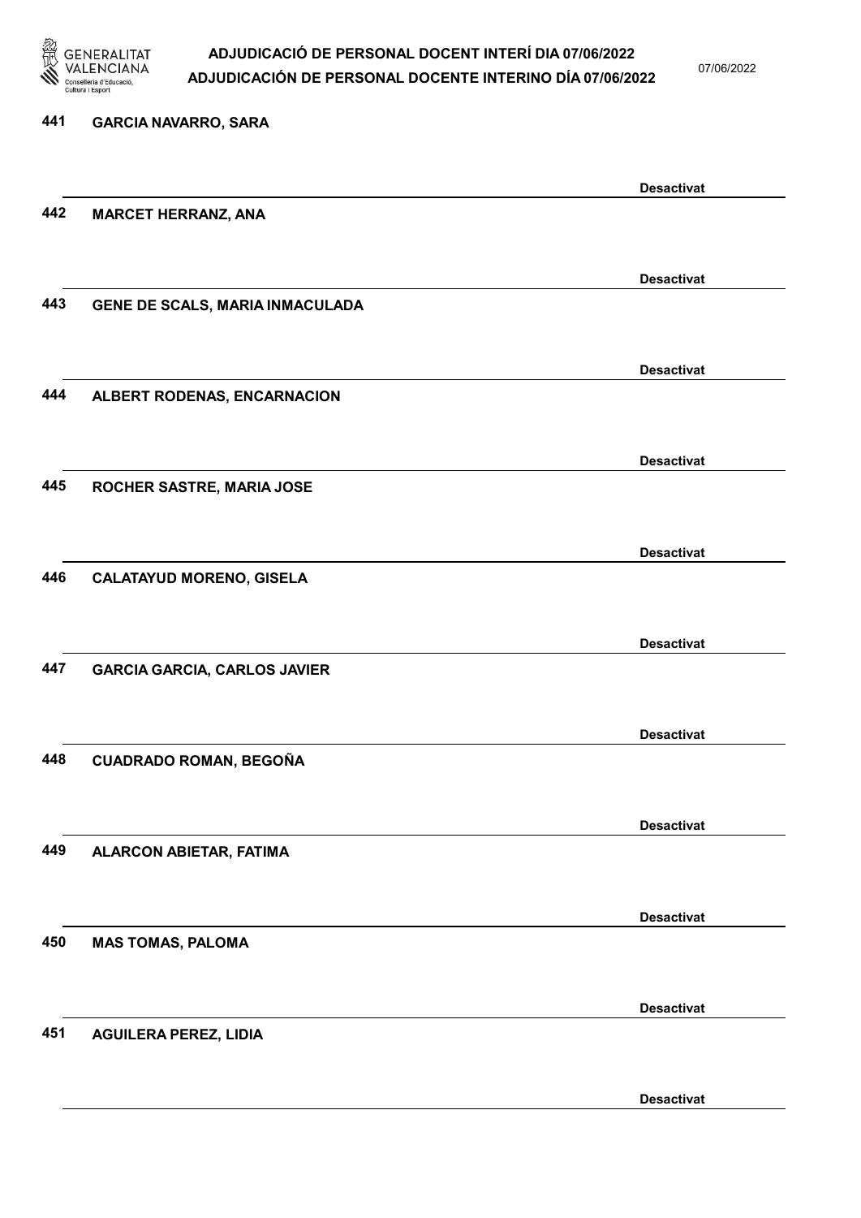441 **GARCIA NAVARRO, SARA**

**Desactivat**

442 **MARCET HERRANZ, ANA**

**Desactivat**

443 **GENE DE SCALS, MARIA INMACULADA**

**Desactivat**

444 **ALBERT RODENAS, ENCARNACION**

**Desactivat**

445 **ROCHER SASTRE, MARIA JOSE**

**Desactivat**

446 **CALATAYUD MORENO, GISELA**

**Desactivat**

447 **GARCIA GARCIA, CARLOS JAVIER**

**Desactivat**

448 **CUADRADO ROMAN, BEGOÑA**

**Desactivat**

449 **ALARCON ABIETAR, FATIMA**

**Desactivat**

450 **MAS TOMAS, PALOMA**

**Desactivat**

451 **AGUILERA PEREZ, LIDIA**

**Desactivat**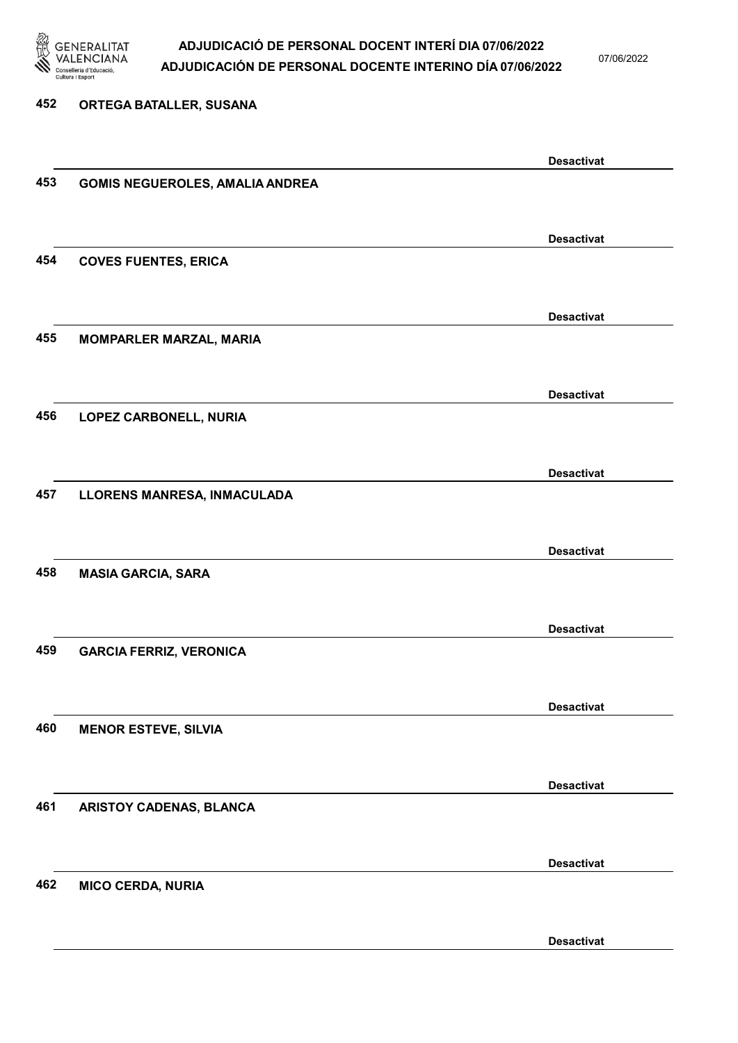452 **ORTEGA BATALLER, SUSANA**

**Desactivat**

453 **GOMIS NEGUEROLES, AMALIA ANDREA**

**Desactivat**

454 **COVES FUENTES, ERICA**

**Desactivat**

455 **MOMPARLER MARZAL, MARIA**

**Desactivat**

456 **LOPEZ CARBONELL, NURIA**

**Desactivat**

457 **LLORENS MANRESA, INMACULADA**

**Desactivat**

458 **MASIA GARCIA, SARA**

**Desactivat**

459 **GARCIA FERRIZ, VERONICA**

**Desactivat**

460 **MENOR ESTEVE, SILVIA**

**Desactivat**

461 **ARISTOY CADENAS, BLANCA**

**Desactivat**

462 **MICO CERDA, NURIA**

**Desactivat**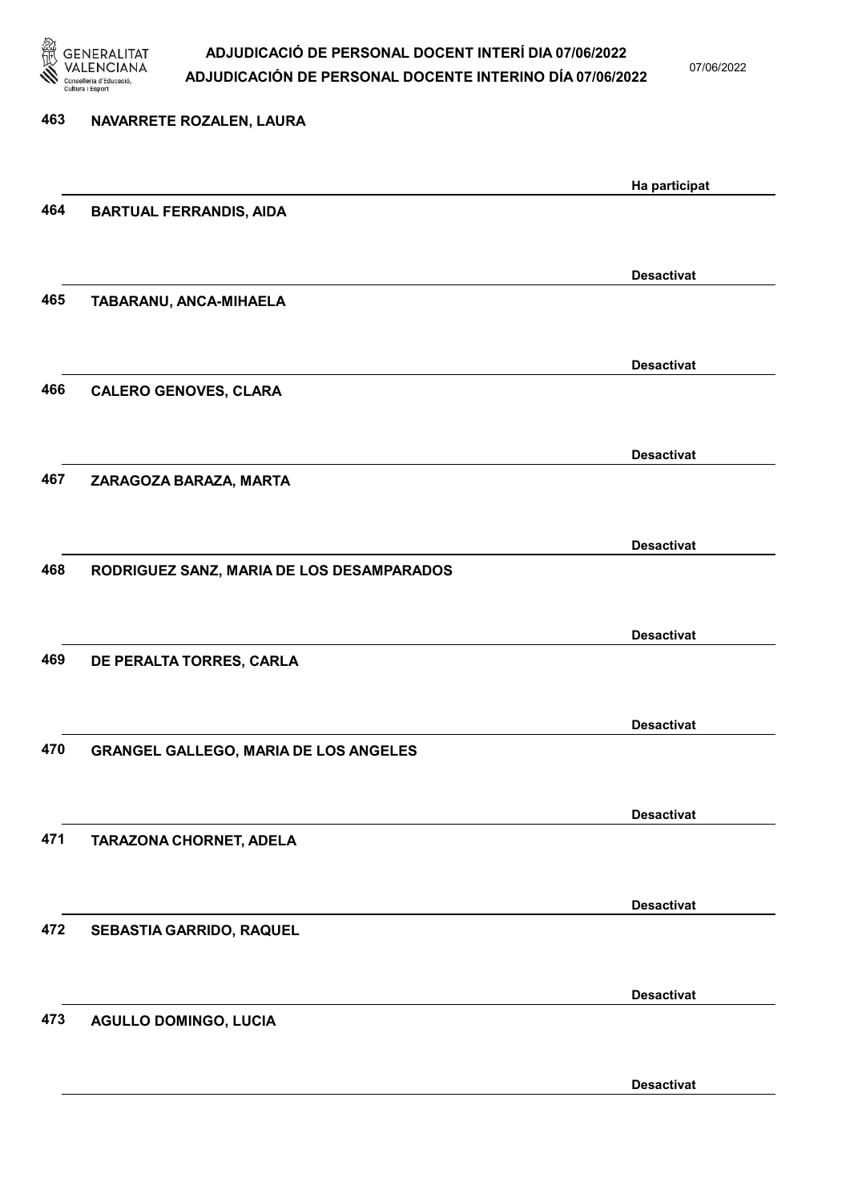463 NAVARRETE ROZALEN, LAURA

Ha participat

464 BARTUAL FERRANDIS, AIDA

Desactivat

465 TABARANU, ANCA-MIHAELA

Desactivat

466 CALERO GENOVES, CLARA

Desactivat

467 ZARAGOZA BARAZA, MARTA

Desactivat

468 RODRIGUEZ SANZ, MARIA DE LOS DESAMPARADOS

Desactivat

469 DE PERALTA TORRES, CARLA

Desactivat

470 GRANGEL GALLEGO, MARIA DE LOS ANGELES

Desactivat

471 TARAZONA CHORNET, ADELA

Desactivat

472 SEBASTIA GARRIDO, RAQUEL

Desactivat

473 AGULLO DOMINGO, LUCIA

Desactivat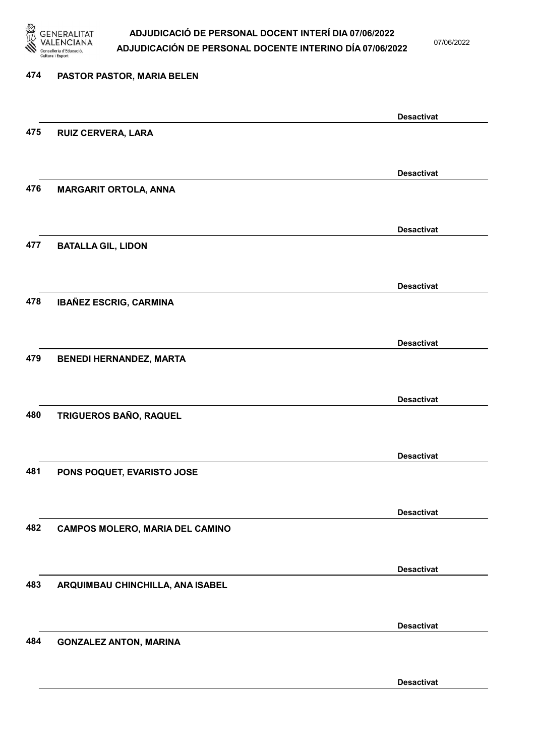474 PASTOR PASTOR, MARIA BELEN

Desactivat

475 RUIZ CERVERA, LARA

Desactivat

476 MARGARIT ORTOLA, ANNA

Desactivat

477 BATALLA GIL, LIDON

Desactivat

478 IBAÑEZ ESCRIG, CARMINA

Desactivat

479 BENEDI HERNANDEZ, MARTA

Desactivat

480 TRIGUEROS BAÑO, RAQUEL

Desactivat

481 PONS POQUET, EVARISTO JOSE

Desactivat

482 CAMPOS MOLERO, MARIA DEL CAMINO

Desactivat

483 ARQUIMBAU CHINCHILLA, ANA ISABEL

Desactivat

484 GONZALEZ ANTON, MARINA

Desactivat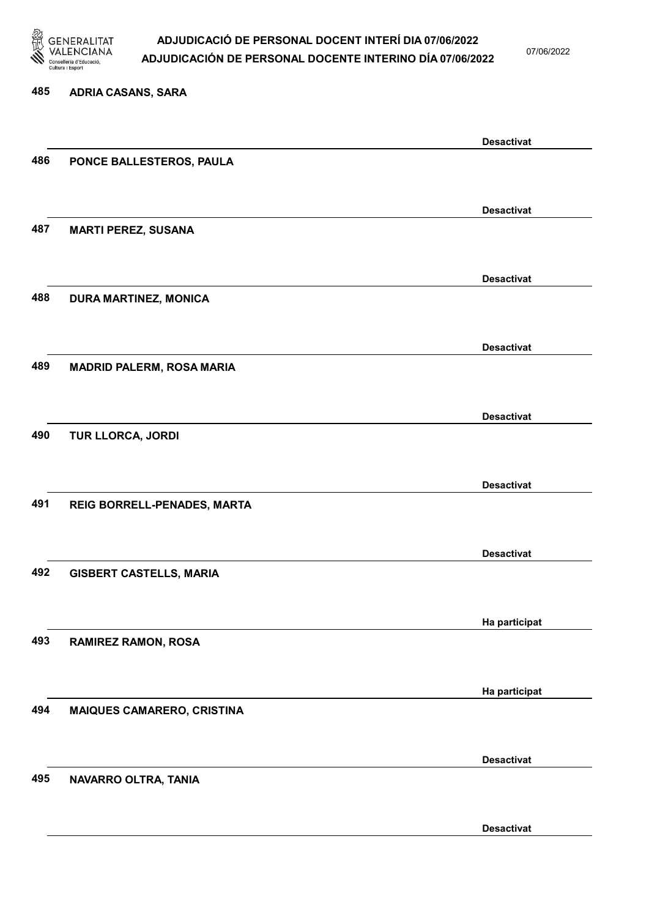485 ADRIA CASANS, SARA

Desactivat

486 PONCE BALLESTEROS, PAULA

Desactivat

487 MARTI PEREZ, SUSANA

Desactivat

488 DURA MARTINEZ, MONICA

Desactivat

489 MADRID PALERM, ROSA MARIA

Desactivat

490 TUR LLORCA, JORDI

Desactivat

491 REIG BORRELL-PENADES, MARTA

Desactivat

492 GISBERT CASTELLS, MARIA

Ha participat

493 RAMIREZ RAMON, ROSA

Ha participat

494 MAIQUES CAMARERO, CRISTINA

Desactivat

495 NAVARRO OLTRA, TANIA

Desactivat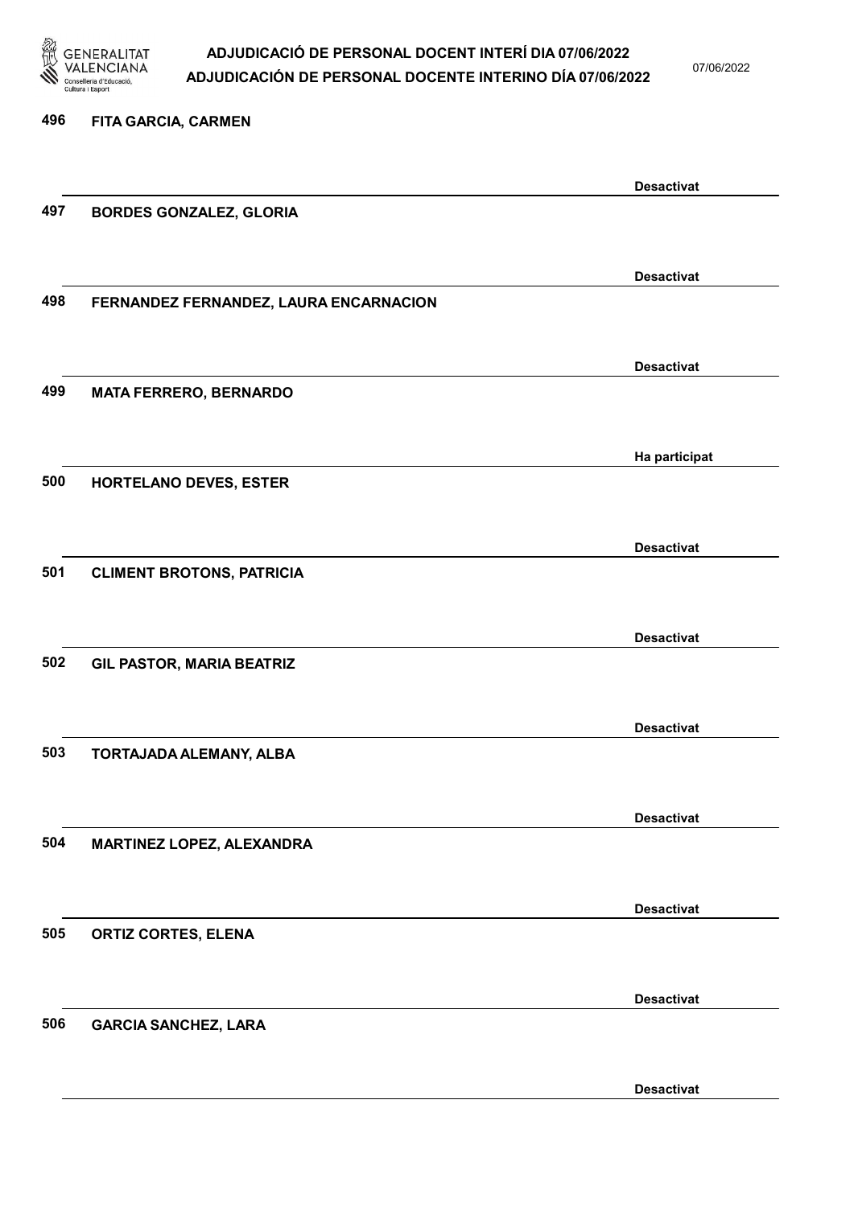496 FITA GARCIA, CARMEN

Desactivat

497 BORDES GONZALEZ, GLORIA

Desactivat

498 FERNANDEZ FERNANDEZ, LAURA ENCARNACION

Desactivat

499 MATA FERRERO, BERNARDO

Ha participat

500 HORTELANO DEVES, ESTER

Desactivat

501 CLIMENT BROTONS, PATRICIA

Desactivat

502 GIL PASTOR, MARIA BEATRIZ

Desactivat

503 TORTAJADA ALEMANY, ALBA

Desactivat

504 MARTINEZ LOPEZ, ALEXANDRA

Desactivat

505 ORTIZ CORTES, ELENA

Desactivat

506 GARCIA SANCHEZ, LARA

Desactivat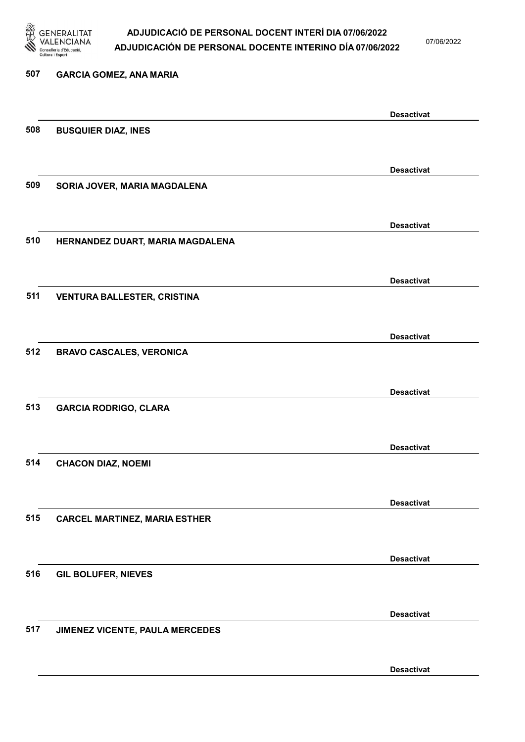507 GARCIA GOMEZ, ANA MARIA

Desactivat

508 BUSQUIER DIAZ, INES

Desactivat

509 SORIA JOVER, MARIA MAGDALENA

Desactivat

510 HERNANDEZ DUART, MARIA MAGDALENA

Desactivat

511 VENTURA BALLESTER, CRISTINA

Desactivat

512 BRAVO CASCALES, VERONICA

Desactivat

513 GARCIA RODRIGO, CLARA

Desactivat

514 CHACON DIAZ, NOEMI

Desactivat

515 CARCEL MARTINEZ, MARIA ESTHER

Desactivat

516 GIL BOLUFER, NIEVES

Desactivat

517 JIMENEZ VICENTE, PAULA MERCEDES

Desactivat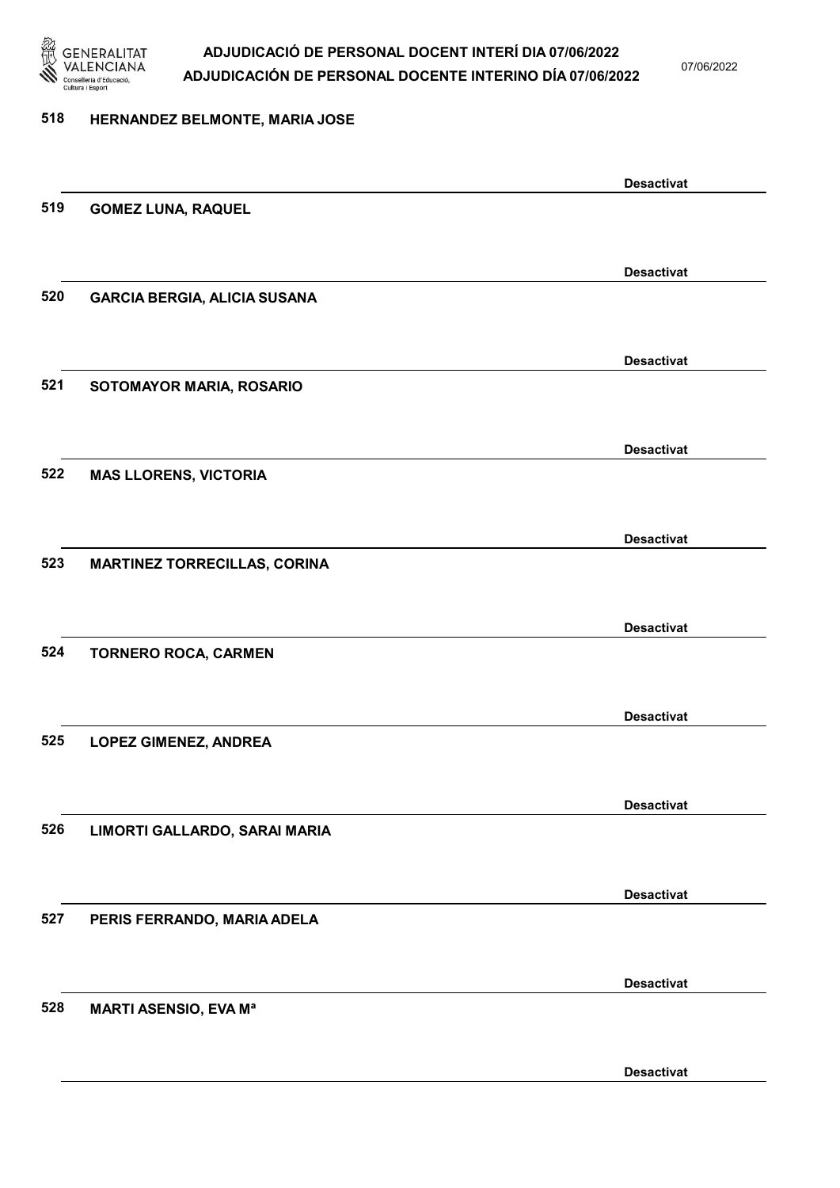518 **HERNANDEZ BELMONTE, MARIA JOSE**

**Desactivat**

519 **GOMEZ LUNA, RAQUEL**

**Desactivat**

520 **GARCIA BERGIA, ALICIA SUSANA**

**Desactivat**

521 **SOTOMAYOR MARIA, ROSARIO**

**Desactivat**

522 **MAS LLORENS, VICTORIA**

**Desactivat**

523 **MARTINEZ TORRECILLAS, CORINA**

**Desactivat**

524 **TORNERO ROCA, CARMEN**

**Desactivat**

525 **LOPEZ GIMENEZ, ANDREA**

**Desactivat**

526 **LIMORTI GALLARDO, SARAI MARIA**

**Desactivat**

527 **PERIS FERRANDO, MARIA ADELA**

**Desactivat**

528 **MARTI ASENSIO, EVA Mª**

**Desactivat**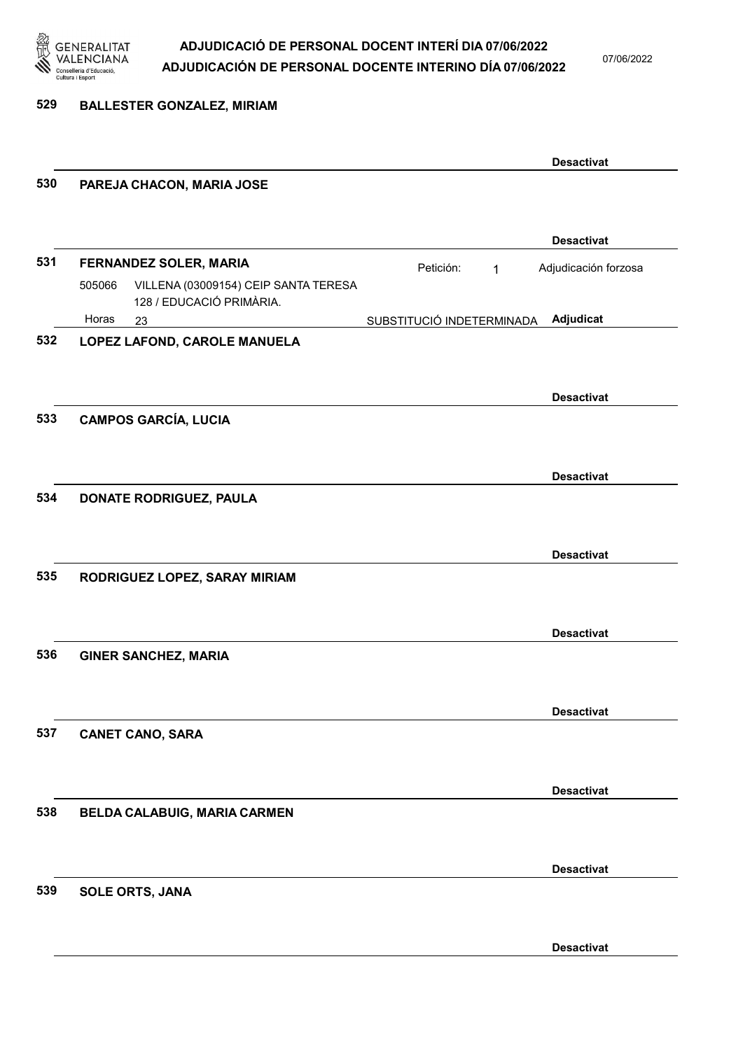**529 BALLESTER GONZALEZ, MIRIAM**

**Desactivat**

**530 PAREJA CHACON, MARIA JOSE**

**Desactivat**

**531 FERNANDEZ SOLER, MARIA**

Petición: 1 — Adjudicación forzosa

505066 VILLENA (03009154) CEIP SANTA TERESA
128 / EDUCACIÓ PRIMÀRIA.

Horas 23 — SUBSTITUCIÓ INDETERMINADA — **Adjudicat**

**532 LOPEZ LAFOND, CAROLE MANUELA**

**Desactivat**

**533 CAMPOS GARCÍA, LUCIA**

**Desactivat**

**534 DONATE RODRIGUEZ, PAULA**

**Desactivat**

**535 RODRIGUEZ LOPEZ, SARAY MIRIAM**

**Desactivat**

**536 GINER SANCHEZ, MARIA**

**Desactivat**

**537 CANET CANO, SARA**

**Desactivat**

**538 BELDA CALABUIG, MARIA CARMEN**

**Desactivat**

**539 SOLE ORTS, JANA**

**Desactivat**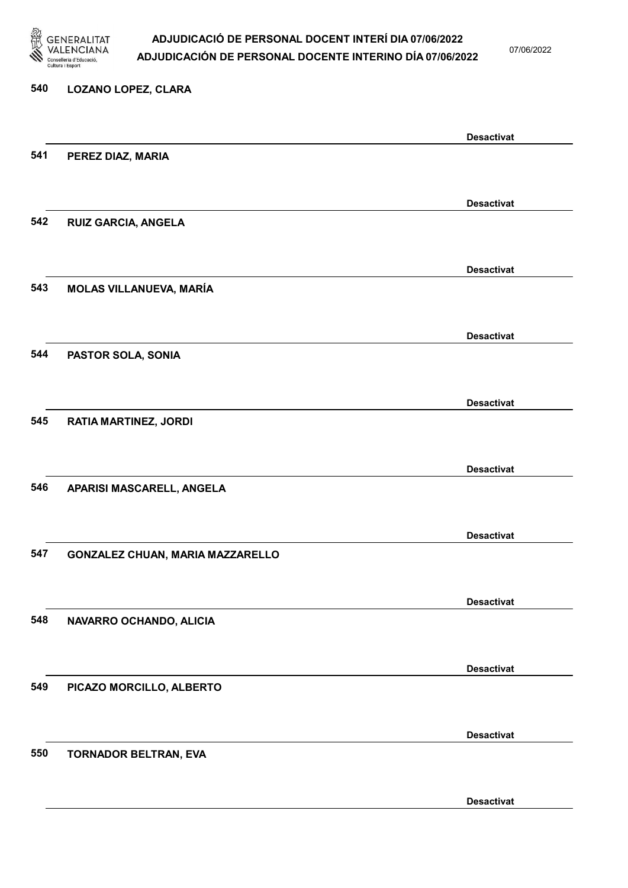540 **LOZANO LOPEZ, CLARA**

**Desactivat**

541 **PEREZ DIAZ, MARIA**

**Desactivat**

542 **RUIZ GARCIA, ANGELA**

**Desactivat**

543 **MOLAS VILLANUEVA, MARÍA**

**Desactivat**

544 **PASTOR SOLA, SONIA**

**Desactivat**

545 **RATIA MARTINEZ, JORDI**

**Desactivat**

546 **APARISI MASCARELL, ANGELA**

**Desactivat**

547 **GONZALEZ CHUAN, MARIA MAZZARELLO**

**Desactivat**

548 **NAVARRO OCHANDO, ALICIA**

**Desactivat**

549 **PICAZO MORCILLO, ALBERTO**

**Desactivat**

550 **TORNADOR BELTRAN, EVA**

**Desactivat**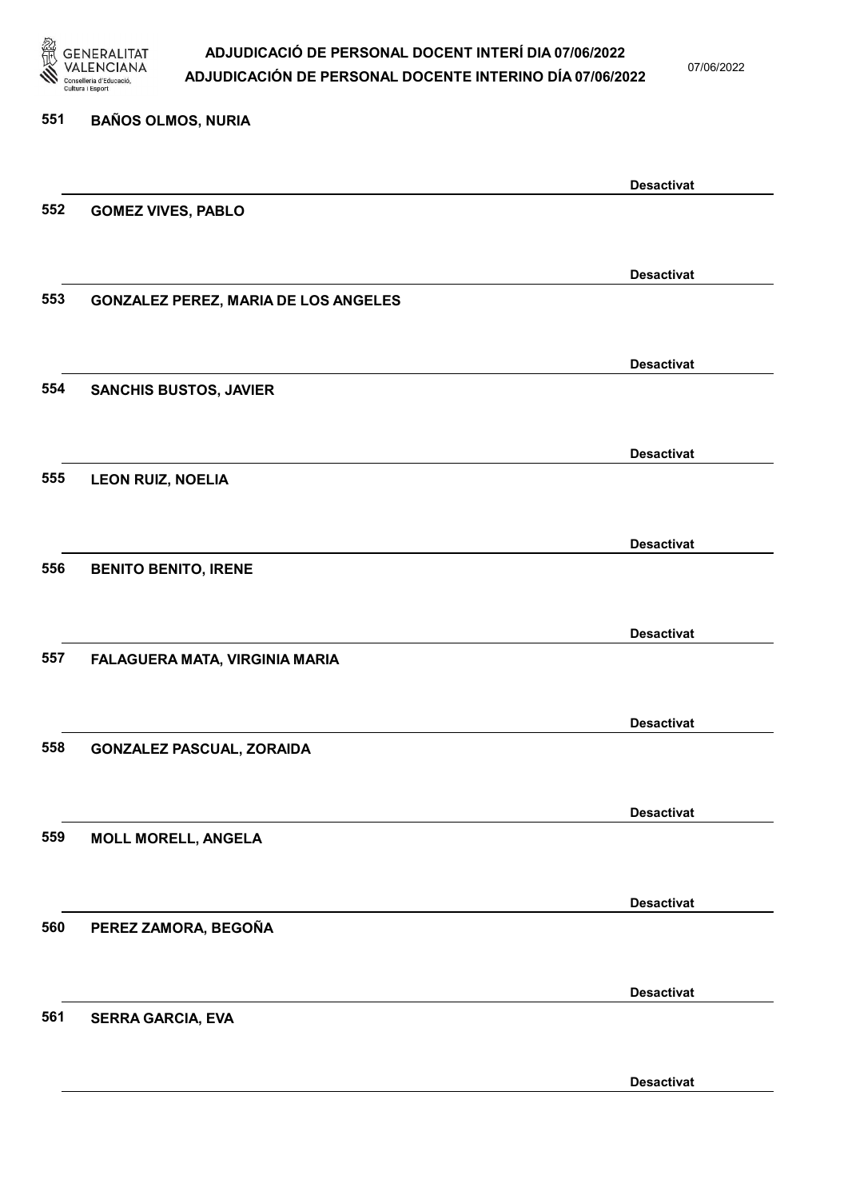551 **BAÑOS OLMOS, NURIA**

**Desactivat**

552 **GOMEZ VIVES, PABLO**

**Desactivat**

553 **GONZALEZ PEREZ, MARIA DE LOS ANGELES**

**Desactivat**

554 **SANCHIS BUSTOS, JAVIER**

**Desactivat**

555 **LEON RUIZ, NOELIA**

**Desactivat**

556 **BENITO BENITO, IRENE**

**Desactivat**

557 **FALAGUERA MATA, VIRGINIA MARIA**

**Desactivat**

558 **GONZALEZ PASCUAL, ZORAIDA**

**Desactivat**

559 **MOLL MORELL, ANGELA**

**Desactivat**

560 **PEREZ ZAMORA, BEGOÑA**

**Desactivat**

561 **SERRA GARCIA, EVA**

**Desactivat**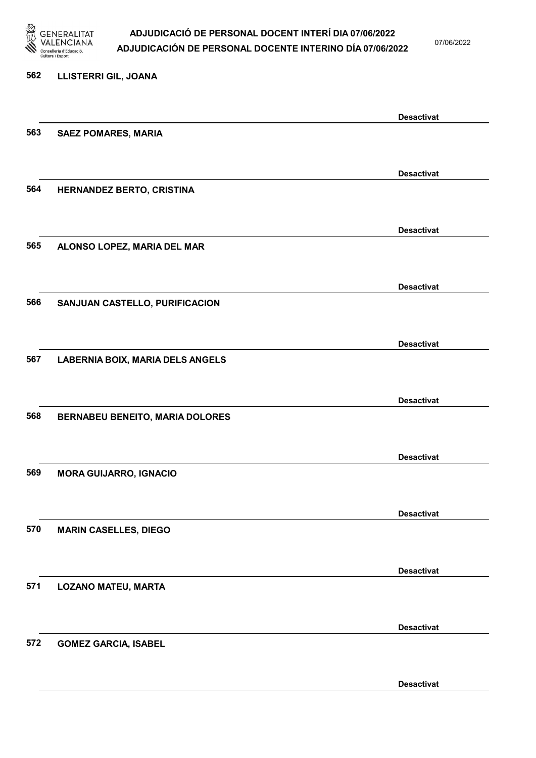562 **LLISTERRI GIL, JOANA**

**Desactivat**

563 **SAEZ POMARES, MARIA**

**Desactivat**

564 **HERNANDEZ BERTO, CRISTINA**

**Desactivat**

565 **ALONSO LOPEZ, MARIA DEL MAR**

**Desactivat**

566 **SANJUAN CASTELLO, PURIFICACION**

**Desactivat**

567 **LABERNIA BOIX, MARIA DELS ANGELS**

**Desactivat**

568 **BERNABEU BENEITO, MARIA DOLORES**

**Desactivat**

569 **MORA GUIJARRO, IGNACIO**

**Desactivat**

570 **MARIN CASELLES, DIEGO**

**Desactivat**

571 **LOZANO MATEU, MARTA**

**Desactivat**

572 **GOMEZ GARCIA, ISABEL**

**Desactivat**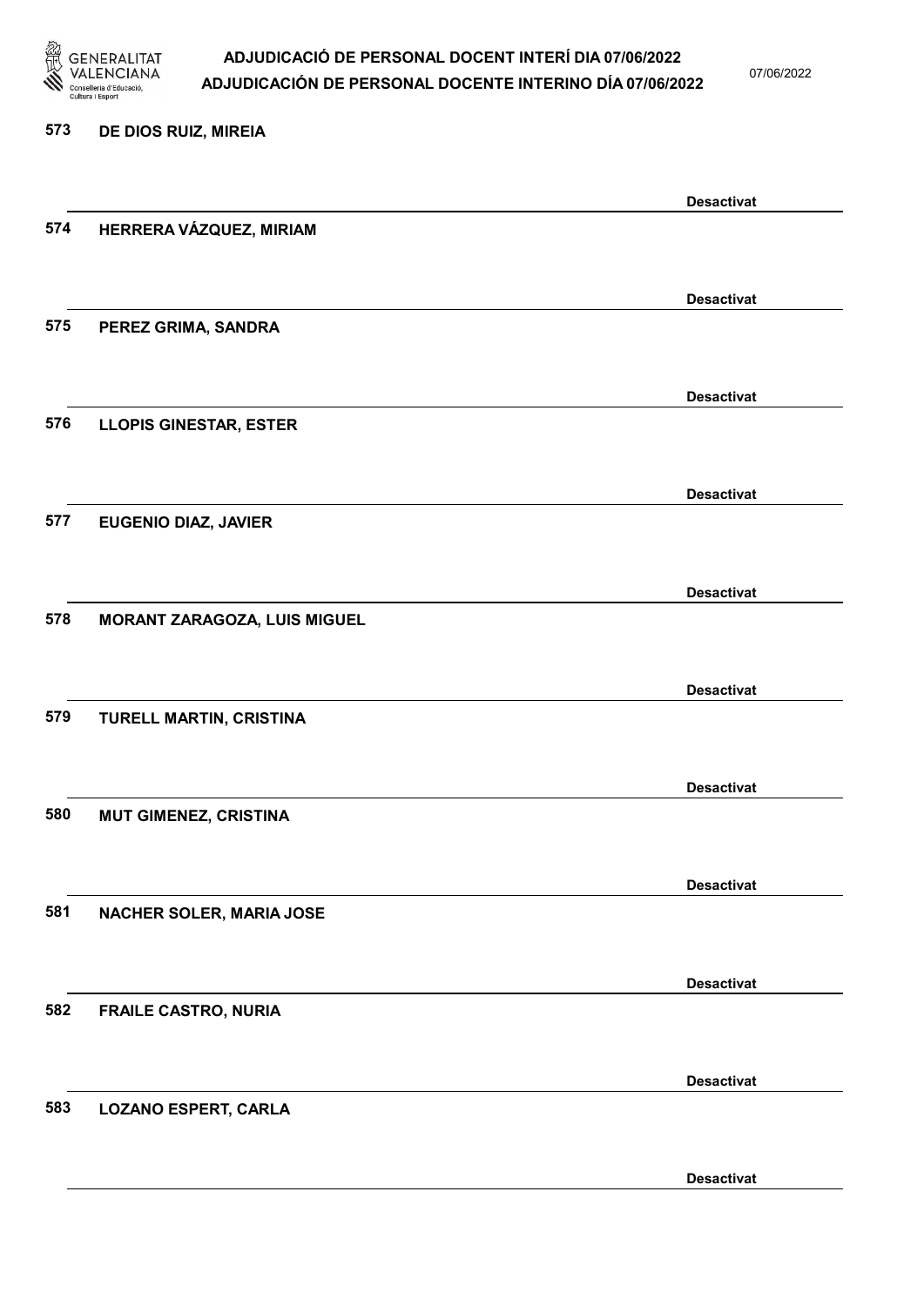573 DE DIOS RUIZ, MIREIA

Desactivat

574 HERRERA VÁZQUEZ, MIRIAM

Desactivat

575 PEREZ GRIMA, SANDRA

Desactivat

576 LLOPIS GINESTAR, ESTER

Desactivat

577 EUGENIO DIAZ, JAVIER

Desactivat

578 MORANT ZARAGOZA, LUIS MIGUEL

Desactivat

579 TURELL MARTIN, CRISTINA

Desactivat

580 MUT GIMENEZ, CRISTINA

Desactivat

581 NACHER SOLER, MARIA JOSE

Desactivat

582 FRAILE CASTRO, NURIA

Desactivat

583 LOZANO ESPERT, CARLA

Desactivat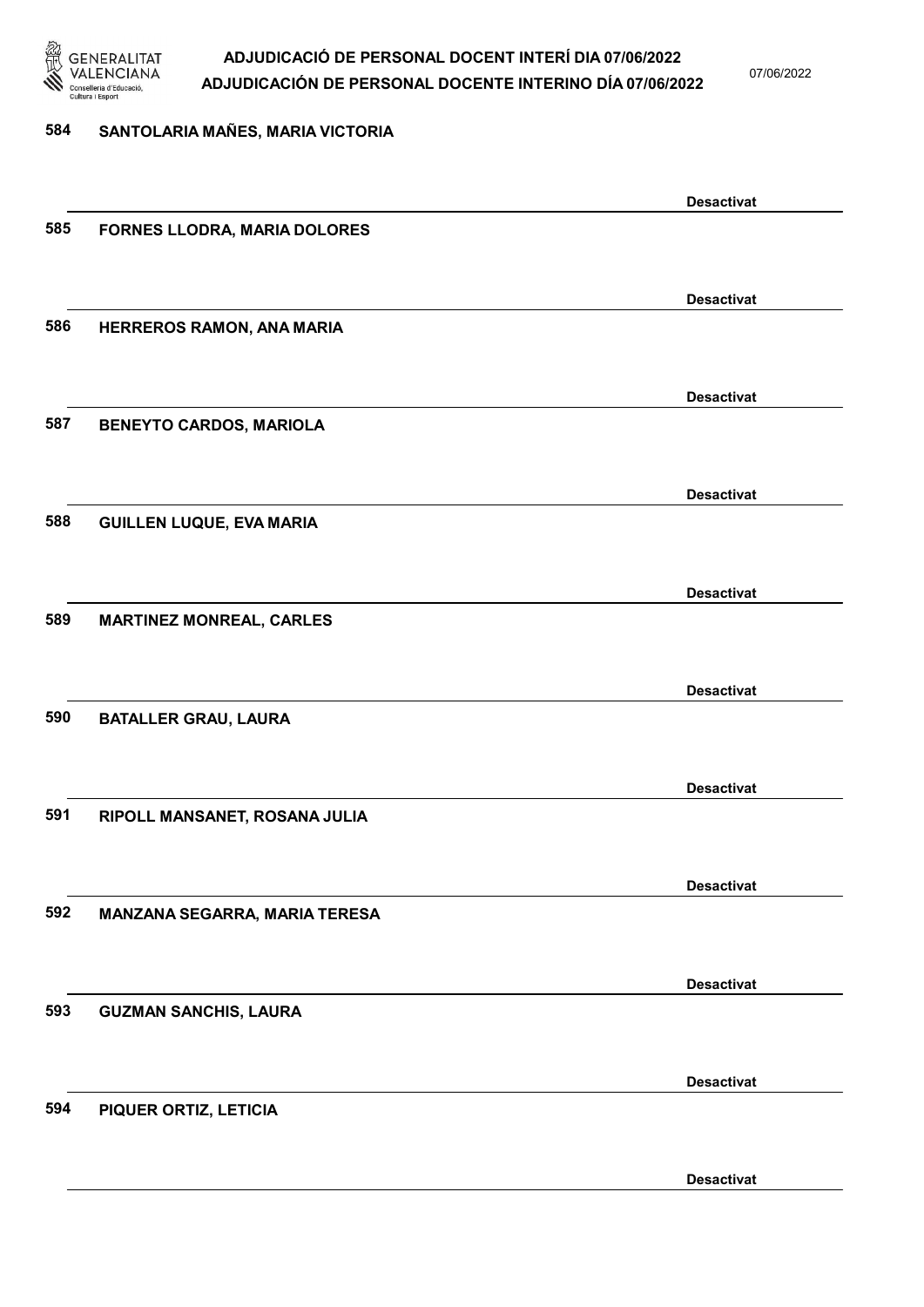584 SANTOLARIA MAÑES, MARIA VICTORIA

Desactivat

585 FORNES LLODRA, MARIA DOLORES

Desactivat

586 HERREROS RAMON, ANA MARIA

Desactivat

587 BENEYTO CARDOS, MARIOLA

Desactivat

588 GUILLEN LUQUE, EVA MARIA

Desactivat

589 MARTINEZ MONREAL, CARLES

Desactivat

590 BATALLER GRAU, LAURA

Desactivat

591 RIPOLL MANSANET, ROSANA JULIA

Desactivat

592 MANZANA SEGARRA, MARIA TERESA

Desactivat

593 GUZMAN SANCHIS, LAURA

Desactivat

594 PIQUER ORTIZ, LETICIA

Desactivat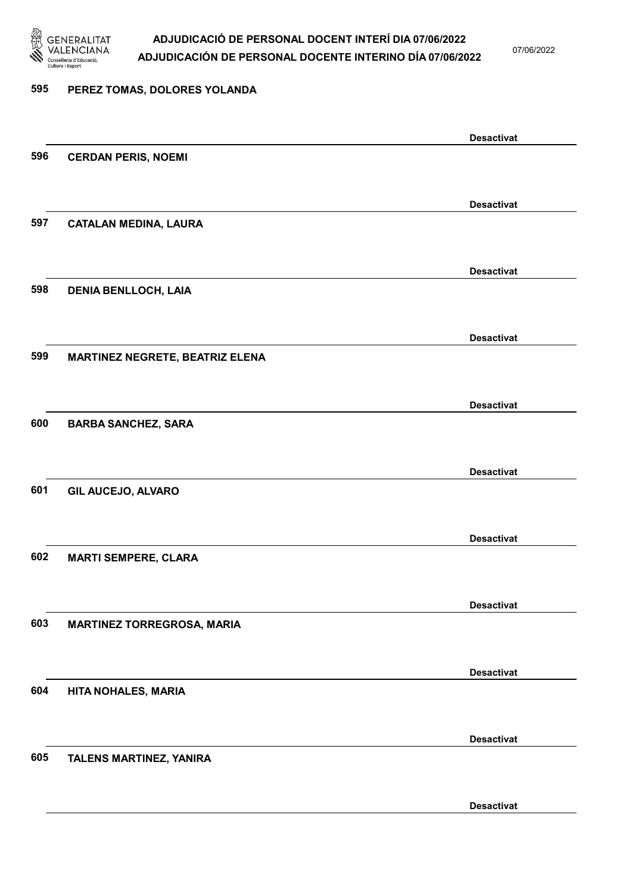595 **PEREZ TOMAS, DOLORES YOLANDA**

**Desactivat**

596 **CERDAN PERIS, NOEMI**

**Desactivat**

597 **CATALAN MEDINA, LAURA**

**Desactivat**

598 **DENIA BENLLOCH, LAIA**

**Desactivat**

599 **MARTINEZ NEGRETE, BEATRIZ ELENA**

**Desactivat**

600 **BARBA SANCHEZ, SARA**

**Desactivat**

601 **GIL AUCEJO, ALVARO**

**Desactivat**

602 **MARTI SEMPERE, CLARA**

**Desactivat**

603 **MARTINEZ TORREGROSA, MARIA**

**Desactivat**

604 **HITA NOHALES, MARIA**

**Desactivat**

605 **TALENS MARTINEZ, YANIRA**

**Desactivat**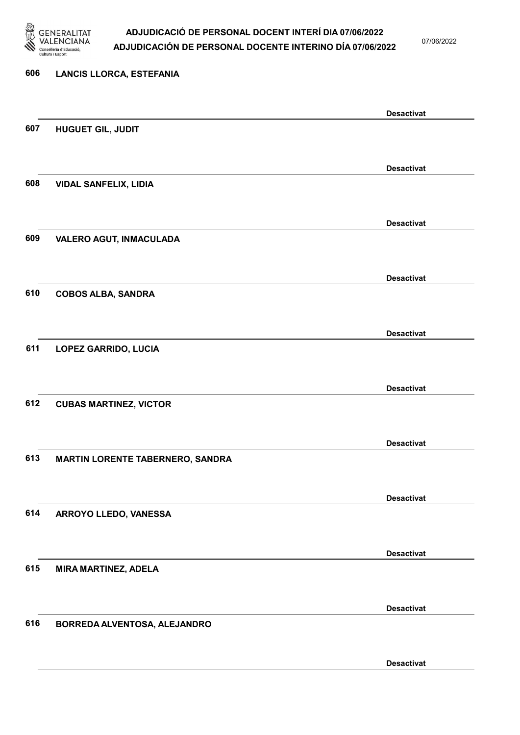606 LANCIS LLORCA, ESTEFANIA

Desactivat

607 HUGUET GIL, JUDIT

Desactivat

608 VIDAL SANFELIX, LIDIA

Desactivat

609 VALERO AGUT, INMACULADA

Desactivat

610 COBOS ALBA, SANDRA

Desactivat

611 LOPEZ GARRIDO, LUCIA

Desactivat

612 CUBAS MARTINEZ, VICTOR

Desactivat

613 MARTIN LORENTE TABERNERO, SANDRA

Desactivat

614 ARROYO LLEDO, VANESSA

Desactivat

615 MIRA MARTINEZ, ADELA

Desactivat

616 BORREDA ALVENTOSA, ALEJANDRO

Desactivat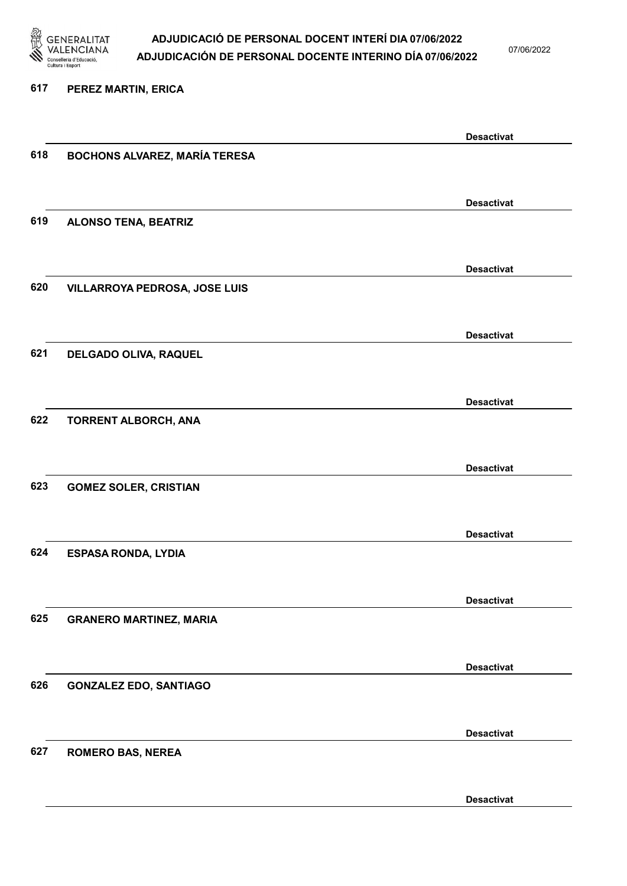617 PEREZ MARTIN, ERICA

Desactivat

618 BOCHONS ALVAREZ, MARÍA TERESA

Desactivat

619 ALONSO TENA, BEATRIZ

Desactivat

620 VILLARROYA PEDROSA, JOSE LUIS

Desactivat

621 DELGADO OLIVA, RAQUEL

Desactivat

622 TORRENT ALBORCH, ANA

Desactivat

623 GOMEZ SOLER, CRISTIAN

Desactivat

624 ESPASA RONDA, LYDIA

Desactivat

625 GRANERO MARTINEZ, MARIA

Desactivat

626 GONZALEZ EDO, SANTIAGO

Desactivat

627 ROMERO BAS, NEREA

Desactivat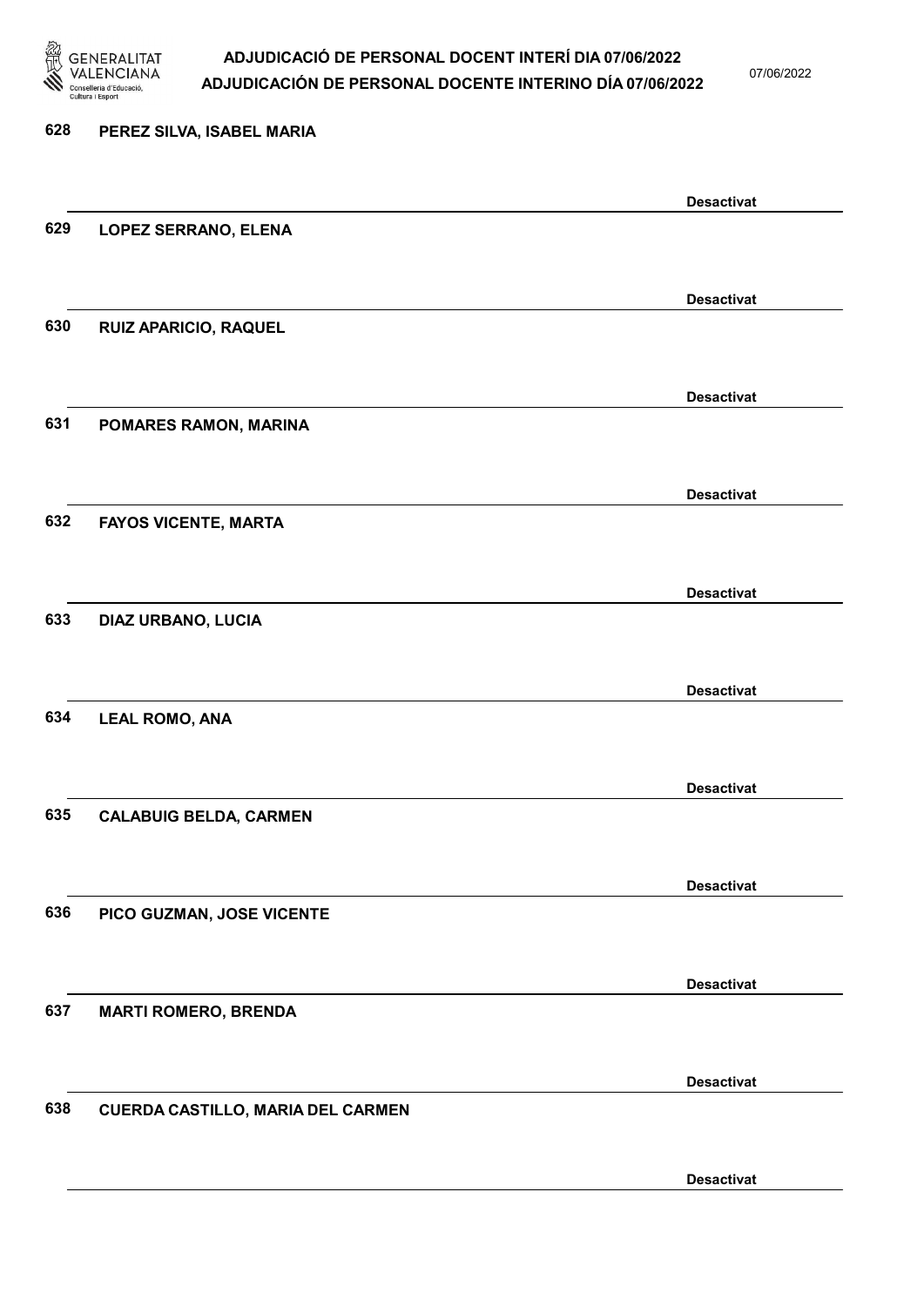628 PEREZ SILVA, ISABEL MARIA

Desactivat

629 LOPEZ SERRANO, ELENA

Desactivat

630 RUIZ APARICIO, RAQUEL

Desactivat

631 POMARES RAMON, MARINA

Desactivat

632 FAYOS VICENTE, MARTA

Desactivat

633 DIAZ URBANO, LUCIA

Desactivat

634 LEAL ROMO, ANA

Desactivat

635 CALABUIG BELDA, CARMEN

Desactivat

636 PICO GUZMAN, JOSE VICENTE

Desactivat

637 MARTI ROMERO, BRENDA

Desactivat

638 CUERDA CASTILLO, MARIA DEL CARMEN

Desactivat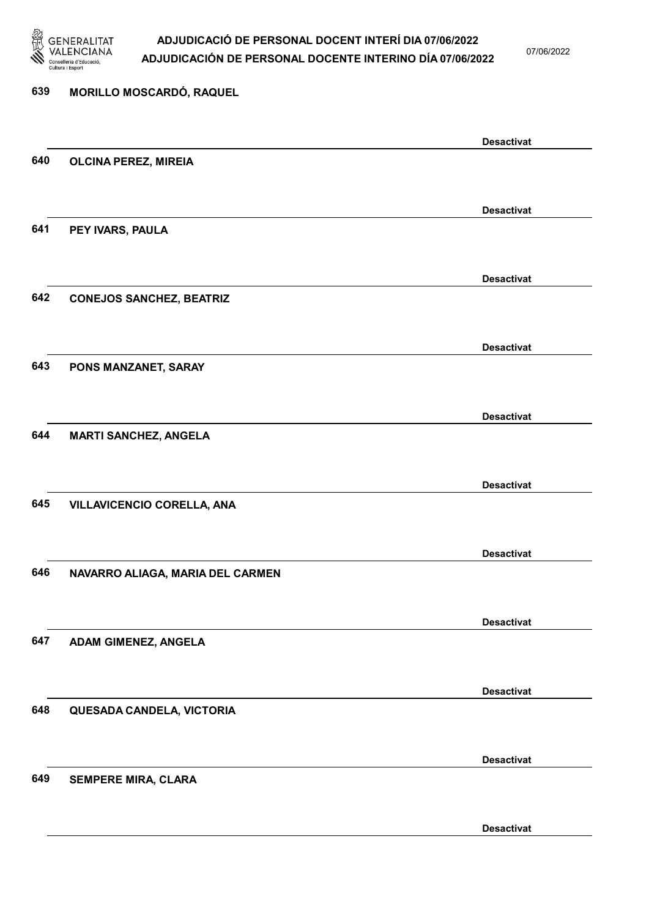639 MORILLO MOSCARDÓ, RAQUEL

Desactivat

640 OLCINA PEREZ, MIREIA

Desactivat

641 PEY IVARS, PAULA

Desactivat

642 CONEJOS SANCHEZ, BEATRIZ

Desactivat

643 PONS MANZANET, SARAY

Desactivat

644 MARTI SANCHEZ, ANGELA

Desactivat

645 VILLAVICENCIO CORELLA, ANA

Desactivat

646 NAVARRO ALIAGA, MARIA DEL CARMEN

Desactivat

647 ADAM GIMENEZ, ANGELA

Desactivat

648 QUESADA CANDELA, VICTORIA

Desactivat

649 SEMPERE MIRA, CLARA

Desactivat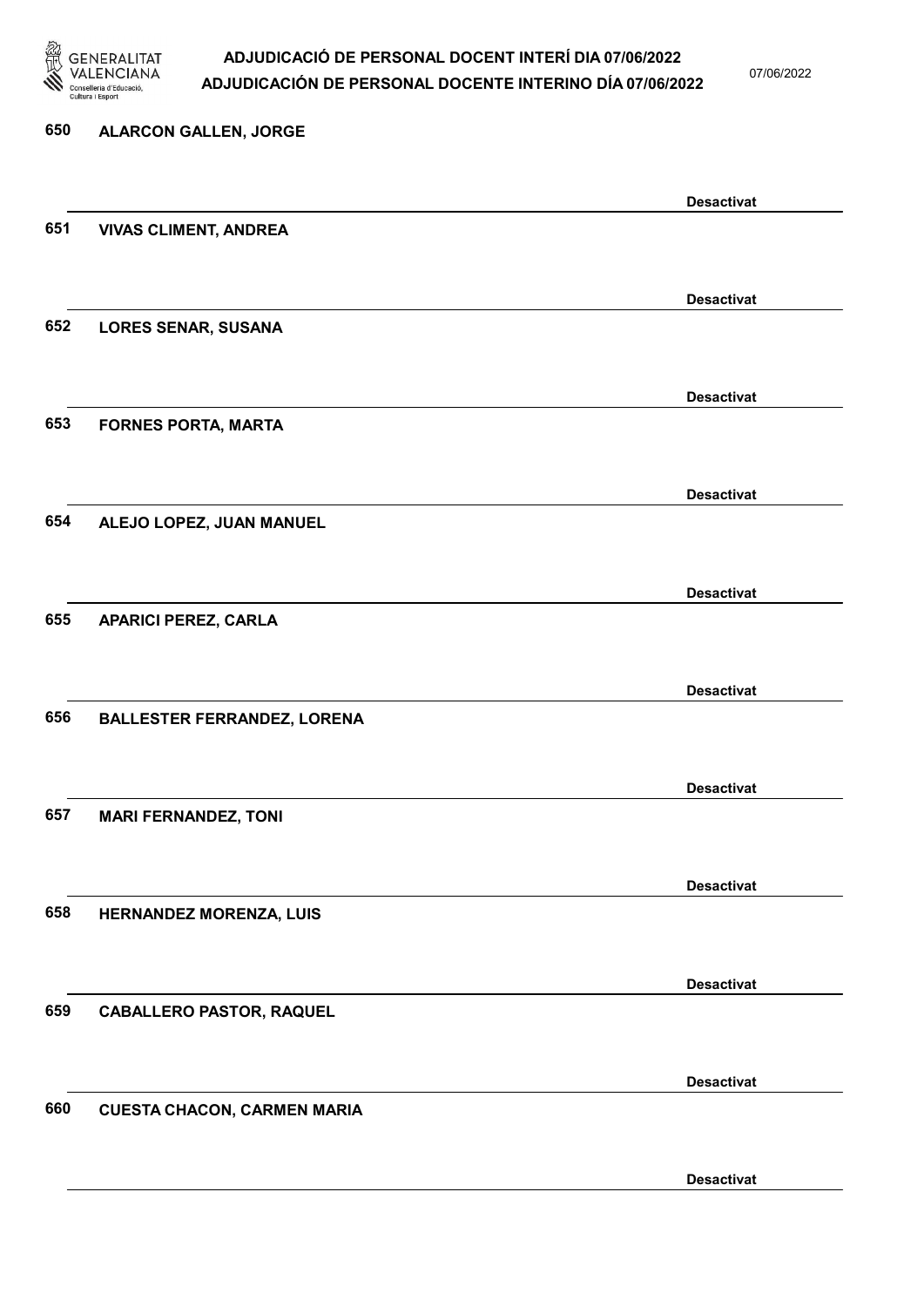650 **ALARCON GALLEN, JORGE**

**Desactivat**

651 **VIVAS CLIMENT, ANDREA**

**Desactivat**

652 **LORES SENAR, SUSANA**

**Desactivat**

653 **FORNES PORTA, MARTA**

**Desactivat**

654 **ALEJO LOPEZ, JUAN MANUEL**

**Desactivat**

655 **APARICI PEREZ, CARLA**

**Desactivat**

656 **BALLESTER FERRANDEZ, LORENA**

**Desactivat**

657 **MARI FERNANDEZ, TONI**

**Desactivat**

658 **HERNANDEZ MORENZA, LUIS**

**Desactivat**

659 **CABALLERO PASTOR, RAQUEL**

**Desactivat**

660 **CUESTA CHACON, CARMEN MARIA**

**Desactivat**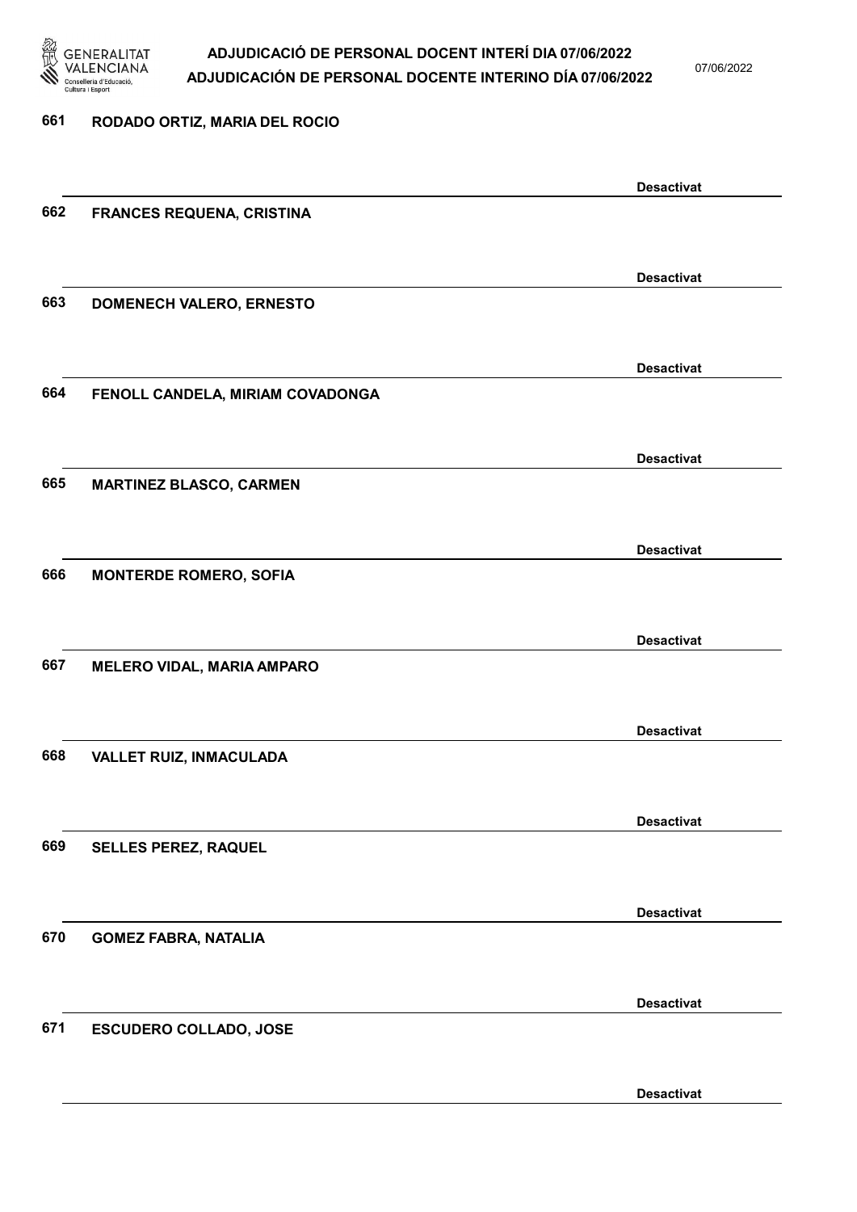661 RODADO ORTIZ, MARIA DEL ROCIO

Desactivat

662 FRANCES REQUENA, CRISTINA

Desactivat

663 DOMENECH VALERO, ERNESTO

Desactivat

664 FENOLL CANDELA, MIRIAM COVADONGA

Desactivat

665 MARTINEZ BLASCO, CARMEN

Desactivat

666 MONTERDE ROMERO, SOFIA

Desactivat

667 MELERO VIDAL, MARIA AMPARO

Desactivat

668 VALLET RUIZ, INMACULADA

Desactivat

669 SELLES PEREZ, RAQUEL

Desactivat

670 GOMEZ FABRA, NATALIA

Desactivat

671 ESCUDERO COLLADO, JOSE

Desactivat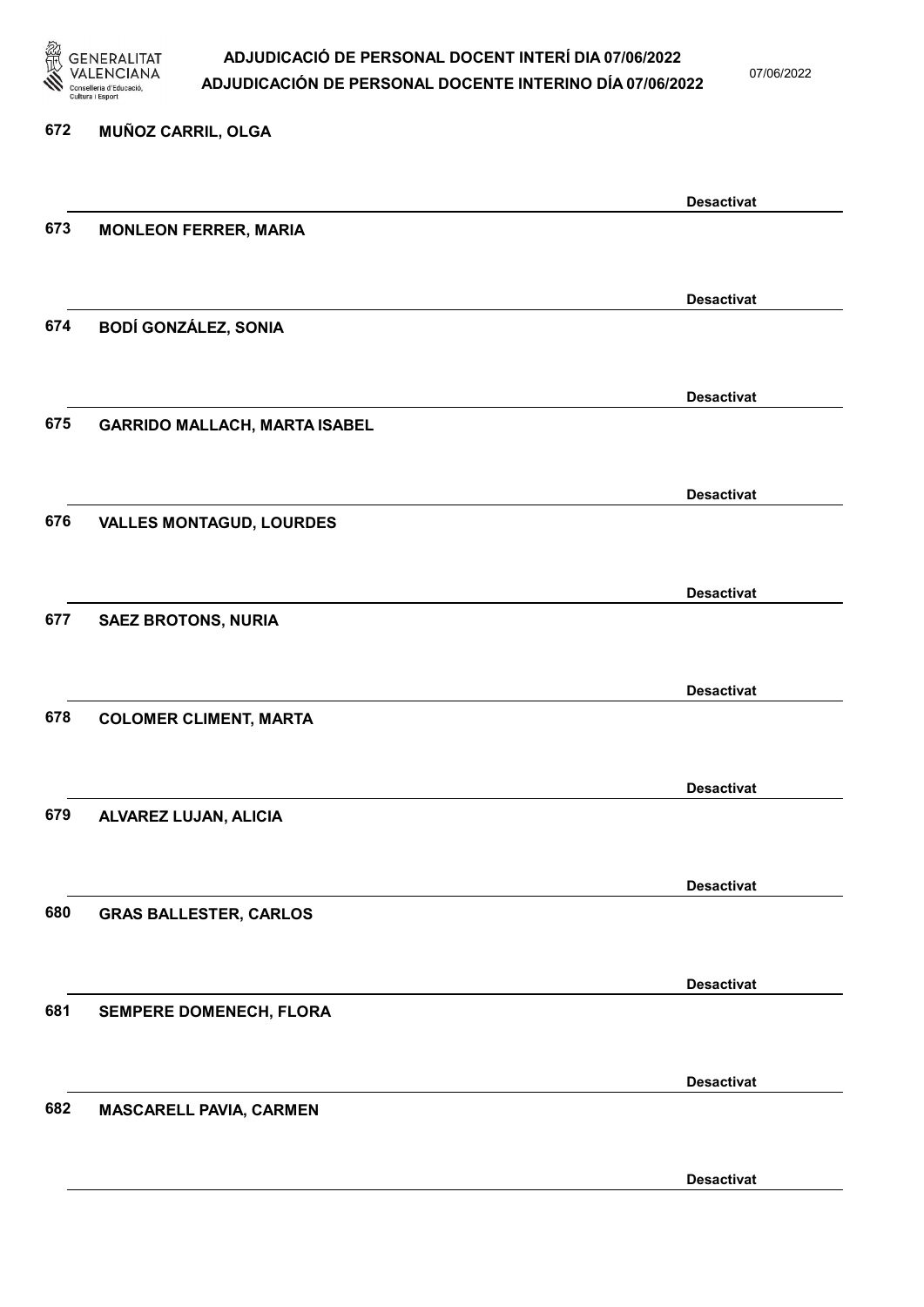672 MUÑOZ CARRIL, OLGA

Desactivat

673 MONLEON FERRER, MARIA

Desactivat

674 BODÍ GONZÁLEZ, SONIA

Desactivat

675 GARRIDO MALLACH, MARTA ISABEL

Desactivat

676 VALLES MONTAGUD, LOURDES

Desactivat

677 SAEZ BROTONS, NURIA

Desactivat

678 COLOMER CLIMENT, MARTA

Desactivat

679 ALVAREZ LUJAN, ALICIA

Desactivat

680 GRAS BALLESTER, CARLOS

Desactivat

681 SEMPERE DOMENECH, FLORA

Desactivat

682 MASCARELL PAVIA, CARMEN

Desactivat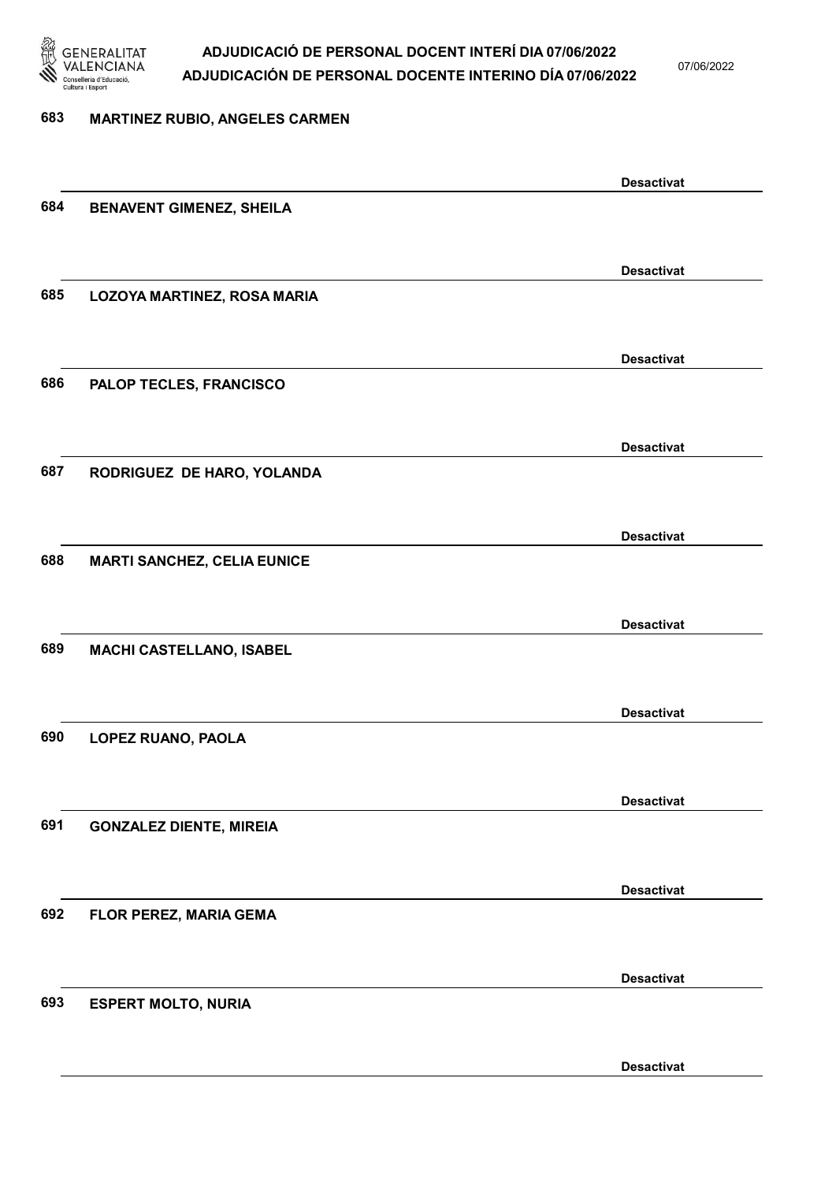683 **MARTINEZ RUBIO, ANGELES CARMEN**

**Desactivat**

684 **BENAVENT GIMENEZ, SHEILA**

**Desactivat**

685 **LOZOYA MARTINEZ, ROSA MARIA**

**Desactivat**

686 **PALOP TECLES, FRANCISCO**

**Desactivat**

687 **RODRIGUEZ DE HARO, YOLANDA**

**Desactivat**

688 **MARTI SANCHEZ, CELIA EUNICE**

**Desactivat**

689 **MACHI CASTELLANO, ISABEL**

**Desactivat**

690 **LOPEZ RUANO, PAOLA**

**Desactivat**

691 **GONZALEZ DIENTE, MIREIA**

**Desactivat**

692 **FLOR PEREZ, MARIA GEMA**

**Desactivat**

693 **ESPERT MOLTO, NURIA**

**Desactivat**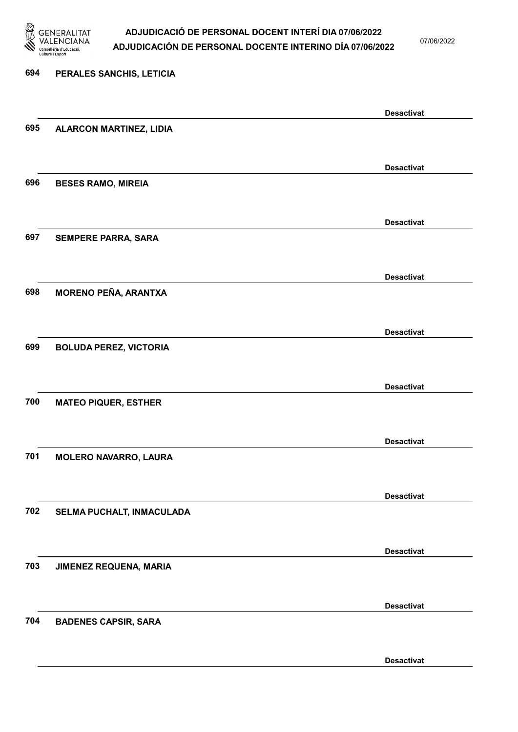694 PERALES SANCHIS, LETICIA

Desactivat

695 ALARCON MARTINEZ, LIDIA

Desactivat

696 BESES RAMO, MIREIA

Desactivat

697 SEMPERE PARRA, SARA

Desactivat

698 MORENO PEÑA, ARANTXA

Desactivat

699 BOLUDA PEREZ, VICTORIA

Desactivat

700 MATEO PIQUER, ESTHER

Desactivat

701 MOLERO NAVARRO, LAURA

Desactivat

702 SELMA PUCHALT, INMACULADA

Desactivat

703 JIMENEZ REQUENA, MARIA

Desactivat

704 BADENES CAPSIR, SARA

Desactivat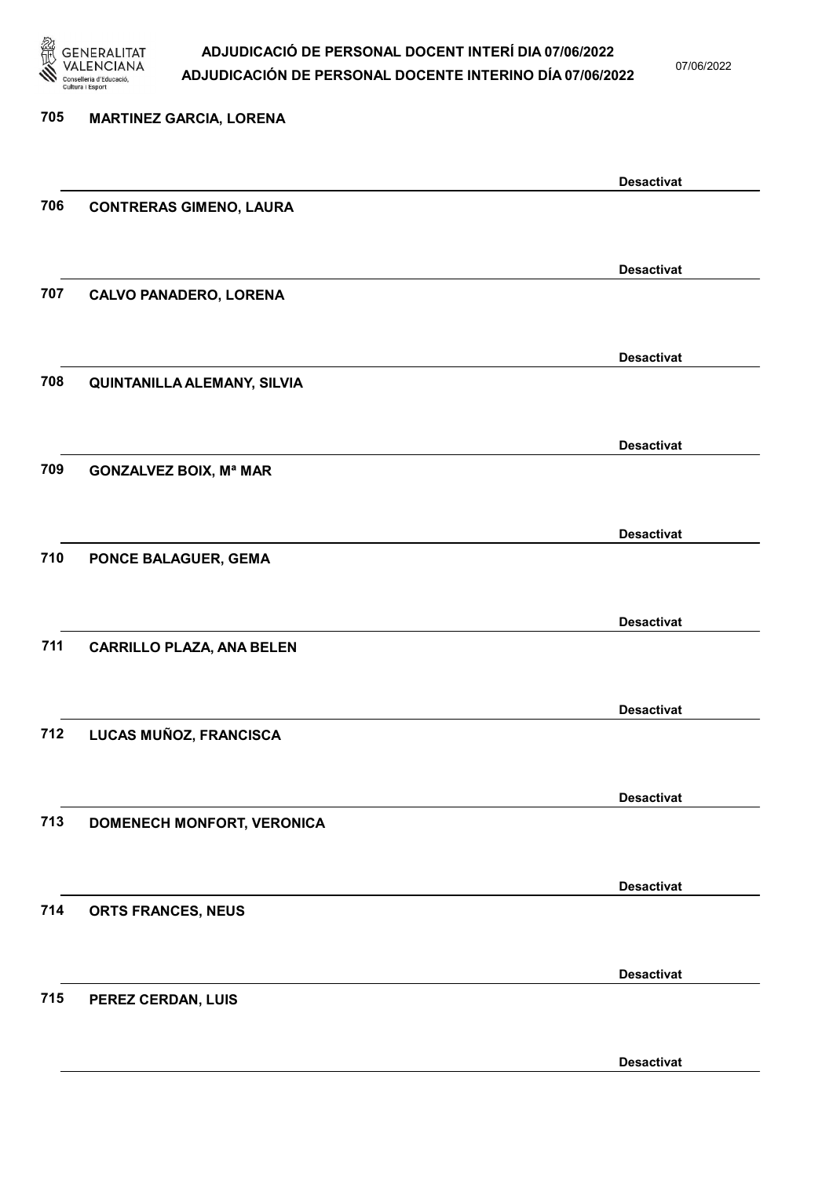705 **MARTINEZ GARCIA, LORENA**

**Desactivat**

706 **CONTRERAS GIMENO, LAURA**

**Desactivat**

707 **CALVO PANADERO, LORENA**

**Desactivat**

708 **QUINTANILLA ALEMANY, SILVIA**

**Desactivat**

709 **GONZALVEZ BOIX, Mª MAR**

**Desactivat**

710 **PONCE BALAGUER, GEMA**

**Desactivat**

711 **CARRILLO PLAZA, ANA BELEN**

**Desactivat**

712 **LUCAS MUÑOZ, FRANCISCA**

**Desactivat**

713 **DOMENECH MONFORT, VERONICA**

**Desactivat**

714 **ORTS FRANCES, NEUS**

**Desactivat**

715 **PEREZ CERDAN, LUIS**

**Desactivat**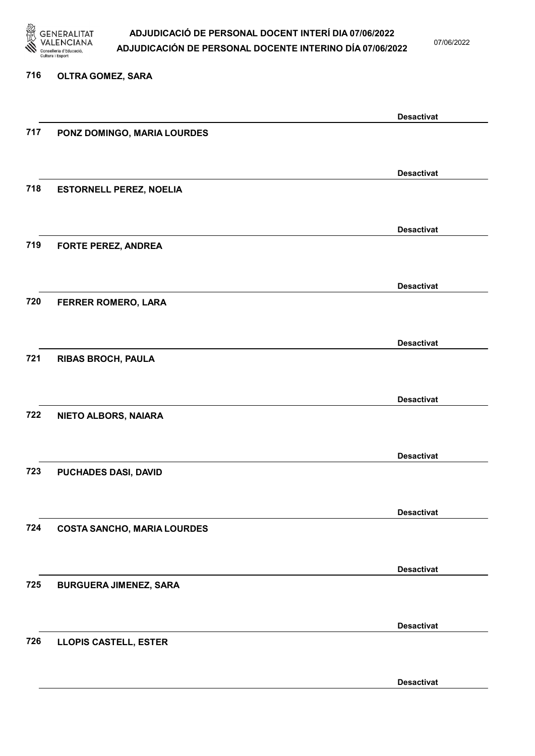716 **OLTRA GOMEZ, SARA**

**Desactivat**

717 **PONZ DOMINGO, MARIA LOURDES**

**Desactivat**

718 **ESTORNELL PEREZ, NOELIA**

**Desactivat**

719 **FORTE PEREZ, ANDREA**

**Desactivat**

720 **FERRER ROMERO, LARA**

**Desactivat**

721 **RIBAS BROCH, PAULA**

**Desactivat**

722 **NIETO ALBORS, NAIARA**

**Desactivat**

723 **PUCHADES DASI, DAVID**

**Desactivat**

724 **COSTA SANCHO, MARIA LOURDES**

**Desactivat**

725 **BURGUERA JIMENEZ, SARA**

**Desactivat**

726 **LLOPIS CASTELL, ESTER**

**Desactivat**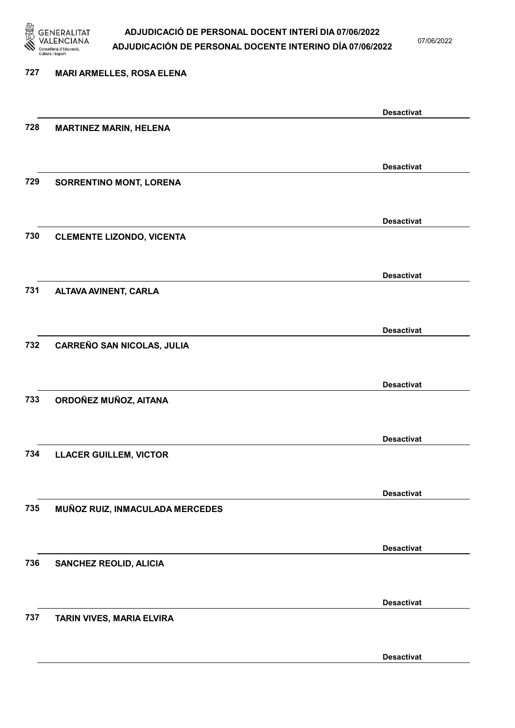727 **MARI ARMELLES, ROSA ELENA**

**Desactivat**

728 **MARTINEZ MARIN, HELENA**

**Desactivat**

729 **SORRENTINO MONT, LORENA**

**Desactivat**

730 **CLEMENTE LIZONDO, VICENTA**

**Desactivat**

731 **ALTAVA AVINENT, CARLA**

**Desactivat**

732 **CARREÑO SAN NICOLAS, JULIA**

**Desactivat**

733 **ORDOÑEZ MUÑOZ, AITANA**

**Desactivat**

734 **LLACER GUILLEM, VICTOR**

**Desactivat**

735 **MUÑOZ RUIZ, INMACULADA MERCEDES**

**Desactivat**

736 **SANCHEZ REOLID, ALICIA**

**Desactivat**

737 **TARIN VIVES, MARIA ELVIRA**

**Desactivat**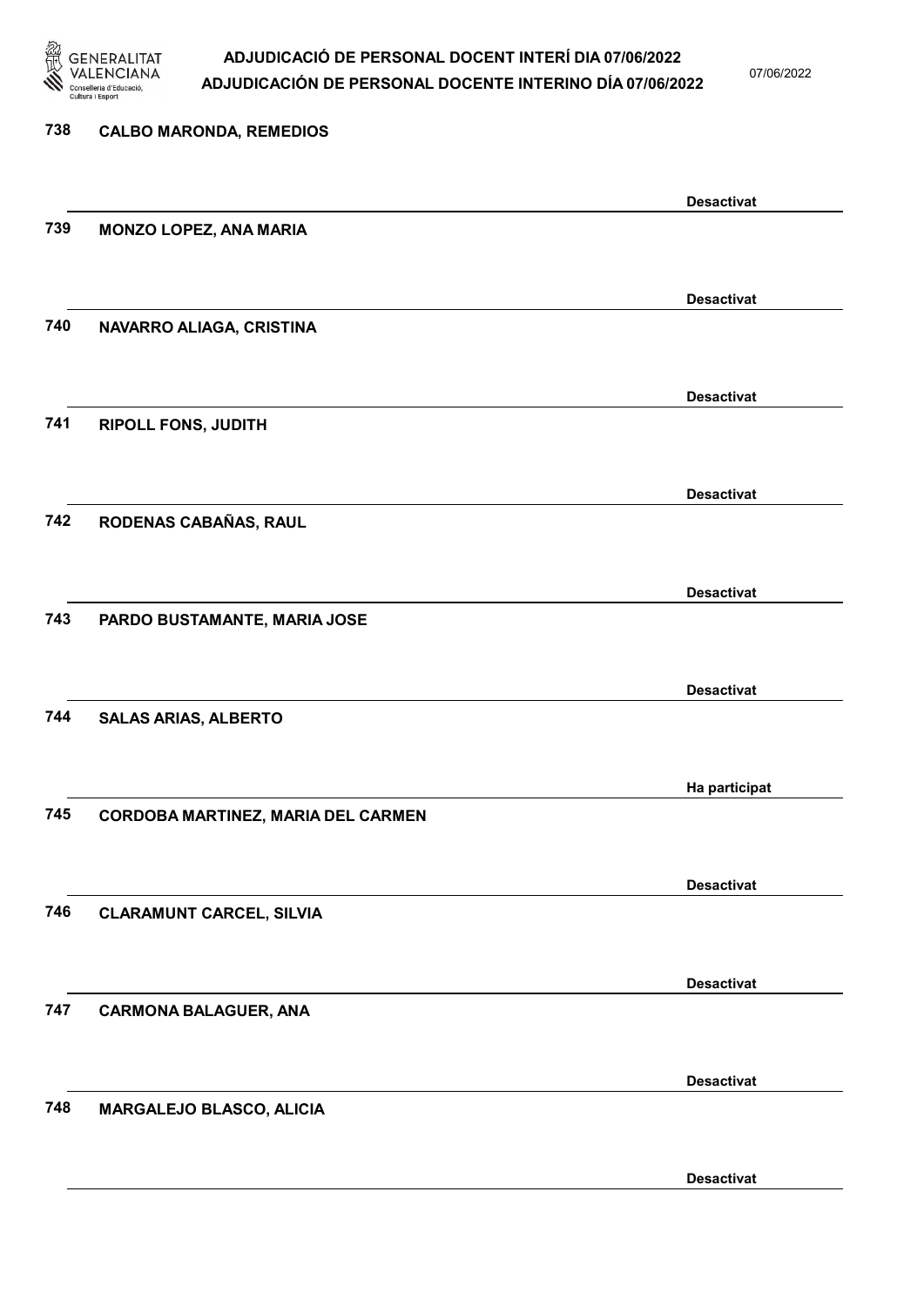| Núm. | Nom | Estat |
|---|---|---|
| 738 | CALBO MARONDA, REMEDIOS | Desactivat |
| 739 | MONZO LOPEZ, ANA MARIA | Desactivat |
| 740 | NAVARRO ALIAGA, CRISTINA | Desactivat |
| 741 | RIPOLL FONS, JUDITH | Desactivat |
| 742 | RODENAS CABAÑAS, RAUL | Desactivat |
| 743 | PARDO BUSTAMANTE, MARIA JOSE | Desactivat |
| 744 | SALAS ARIAS, ALBERTO | Ha participat |
| 745 | CORDOBA MARTINEZ, MARIA DEL CARMEN | Desactivat |
| 746 | CLARAMUNT CARCEL, SILVIA | Desactivat |
| 747 | CARMONA BALAGUER, ANA | Desactivat |
| 748 | MARGALEJO BLASCO, ALICIA | Desactivat |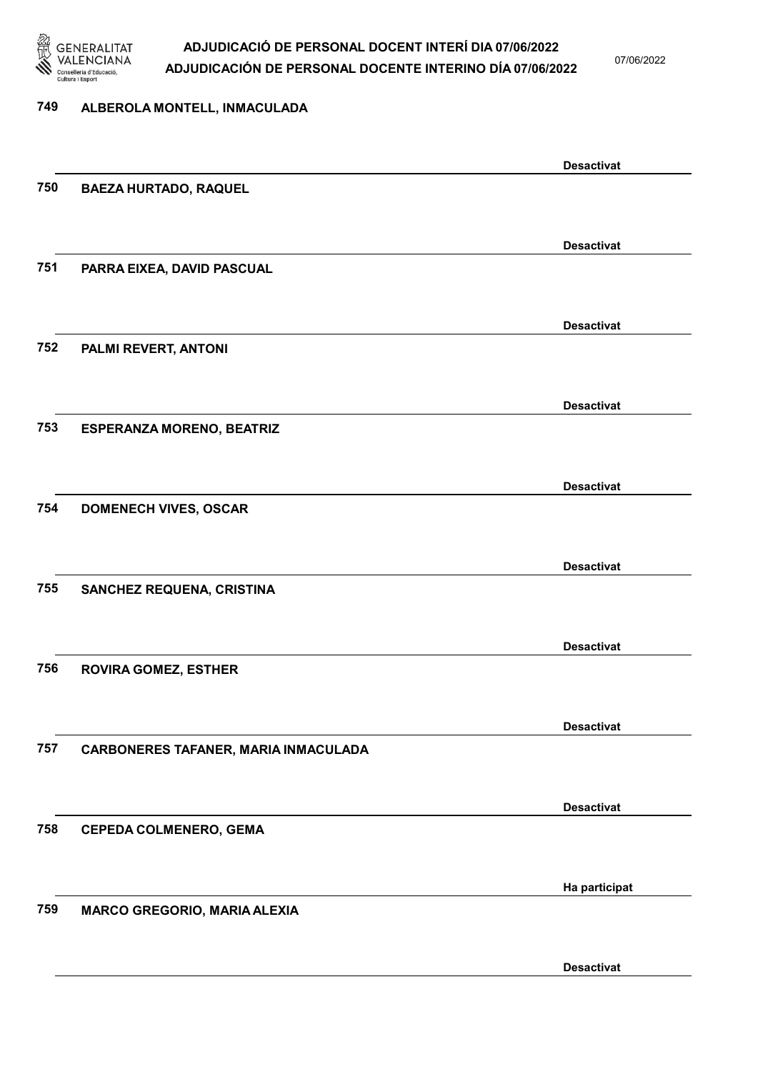749 **ALBEROLA MONTELL, INMACULADA**

**Desactivat**

750 **BAEZA HURTADO, RAQUEL**

**Desactivat**

751 **PARRA EIXEA, DAVID PASCUAL**

**Desactivat**

752 **PALMI REVERT, ANTONI**

**Desactivat**

753 **ESPERANZA MORENO, BEATRIZ**

**Desactivat**

754 **DOMENECH VIVES, OSCAR**

**Desactivat**

755 **SANCHEZ REQUENA, CRISTINA**

**Desactivat**

756 **ROVIRA GOMEZ, ESTHER**

**Desactivat**

757 **CARBONERES TAFANER, MARIA INMACULADA**

**Desactivat**

758 **CEPEDA COLMENERO, GEMA**

**Ha participat**

759 **MARCO GREGORIO, MARIA ALEXIA**

**Desactivat**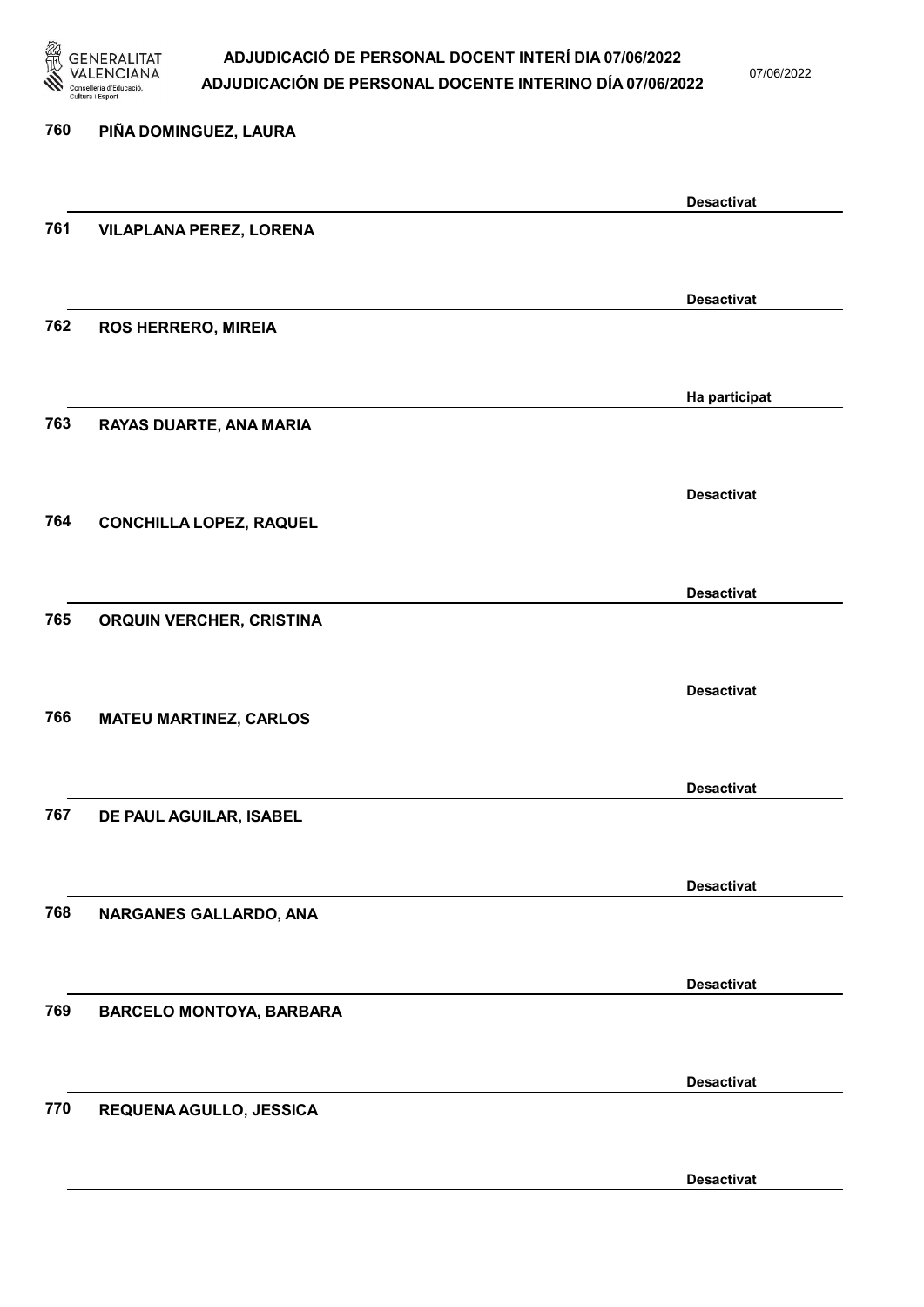| | | |
|---|---|---|
| 760 | PIÑA DOMINGUEZ, LAURA | Desactivat |
| 761 | VILAPLANA PEREZ, LORENA | Desactivat |
| 762 | ROS HERRERO, MIREIA | Ha participat |
| 763 | RAYAS DUARTE, ANA MARIA | Desactivat |
| 764 | CONCHILLA LOPEZ, RAQUEL | Desactivat |
| 765 | ORQUIN VERCHER, CRISTINA | Desactivat |
| 766 | MATEU MARTINEZ, CARLOS | Desactivat |
| 767 | DE PAUL AGUILAR, ISABEL | Desactivat |
| 768 | NARGANES GALLARDO, ANA | Desactivat |
| 769 | BARCELO MONTOYA, BARBARA | Desactivat |
| 770 | REQUENA AGULLO, JESSICA | Desactivat |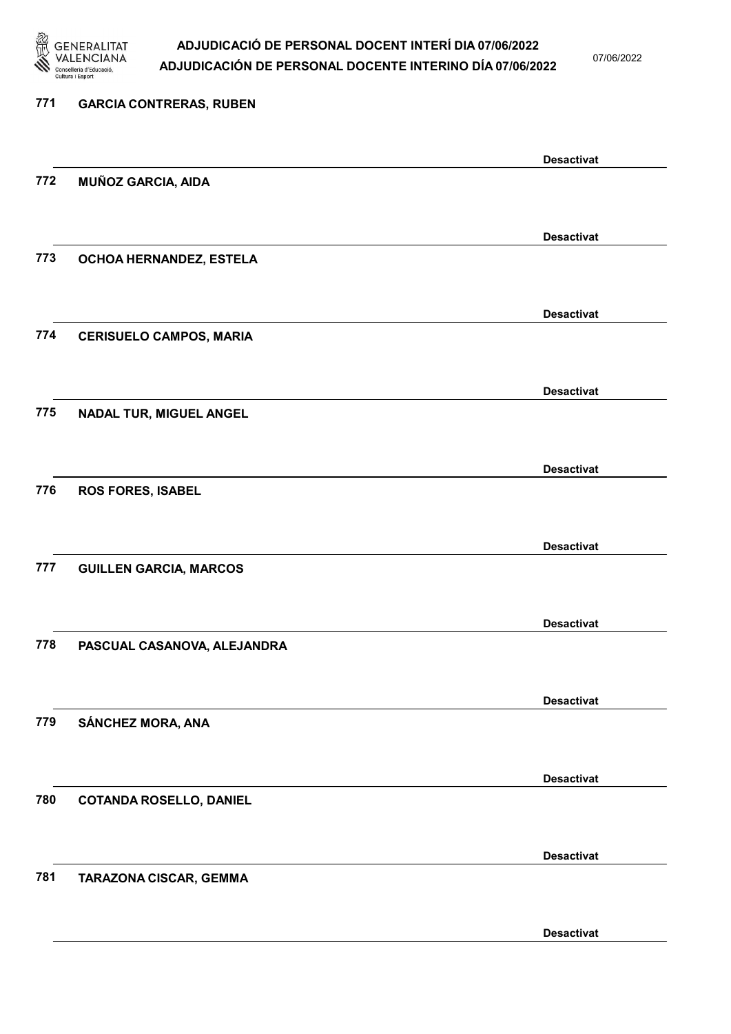771 **GARCIA CONTRERAS, RUBEN**

**Desactivat**

772 **MUÑOZ GARCIA, AIDA**

**Desactivat**

773 **OCHOA HERNANDEZ, ESTELA**

**Desactivat**

774 **CERISUELO CAMPOS, MARIA**

**Desactivat**

775 **NADAL TUR, MIGUEL ANGEL**

**Desactivat**

776 **ROS FORES, ISABEL**

**Desactivat**

777 **GUILLEN GARCIA, MARCOS**

**Desactivat**

778 **PASCUAL CASANOVA, ALEJANDRA**

**Desactivat**

779 **SÁNCHEZ MORA, ANA**

**Desactivat**

780 **COTANDA ROSELLO, DANIEL**

**Desactivat**

781 **TARAZONA CISCAR, GEMMA**

**Desactivat**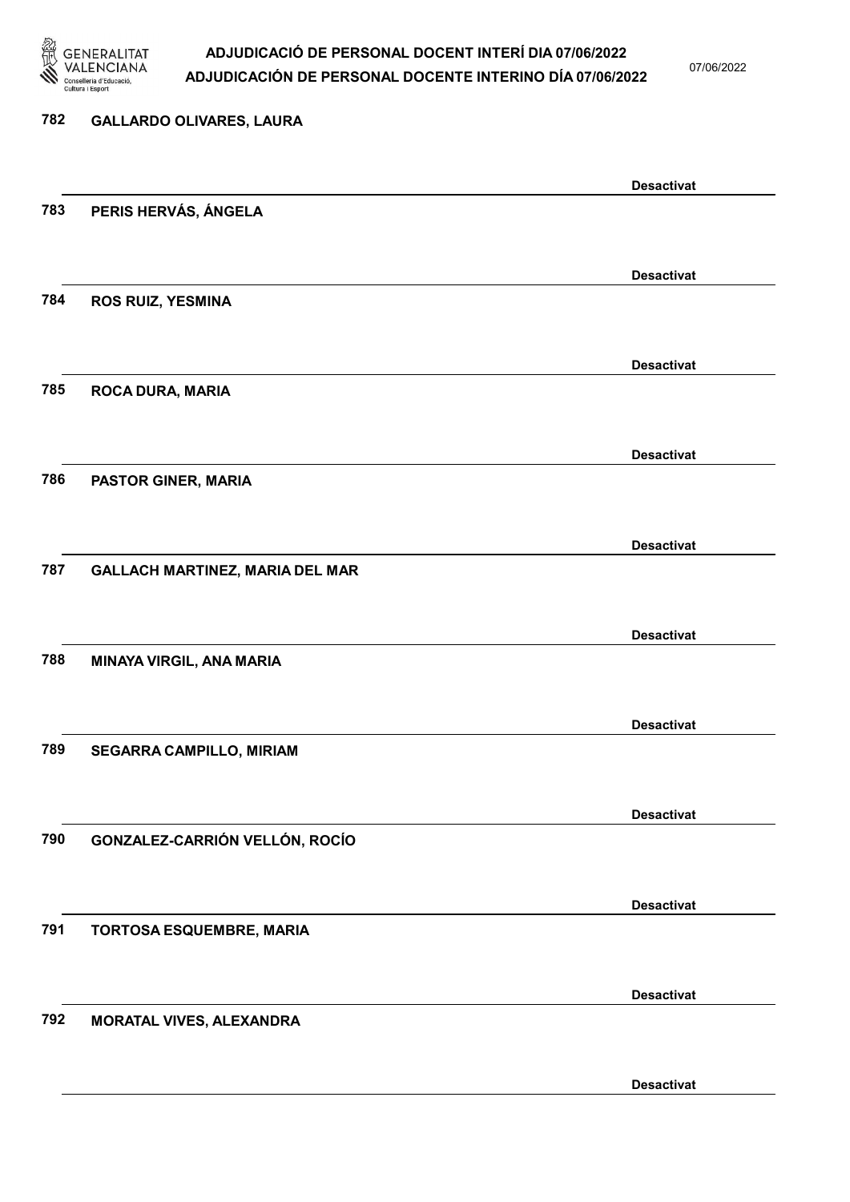782 GALLARDO OLIVARES, LAURA

Desactivat

783 PERIS HERVÁS, ÁNGELA

Desactivat

784 ROS RUIZ, YESMINA

Desactivat

785 ROCA DURA, MARIA

Desactivat

786 PASTOR GINER, MARIA

Desactivat

787 GALLACH MARTINEZ, MARIA DEL MAR

Desactivat

788 MINAYA VIRGIL, ANA MARIA

Desactivat

789 SEGARRA CAMPILLO, MIRIAM

Desactivat

790 GONZALEZ-CARRIÓN VELLÓN, ROCÍO

Desactivat

791 TORTOSA ESQUEMBRE, MARIA

Desactivat

792 MORATAL VIVES, ALEXANDRA

Desactivat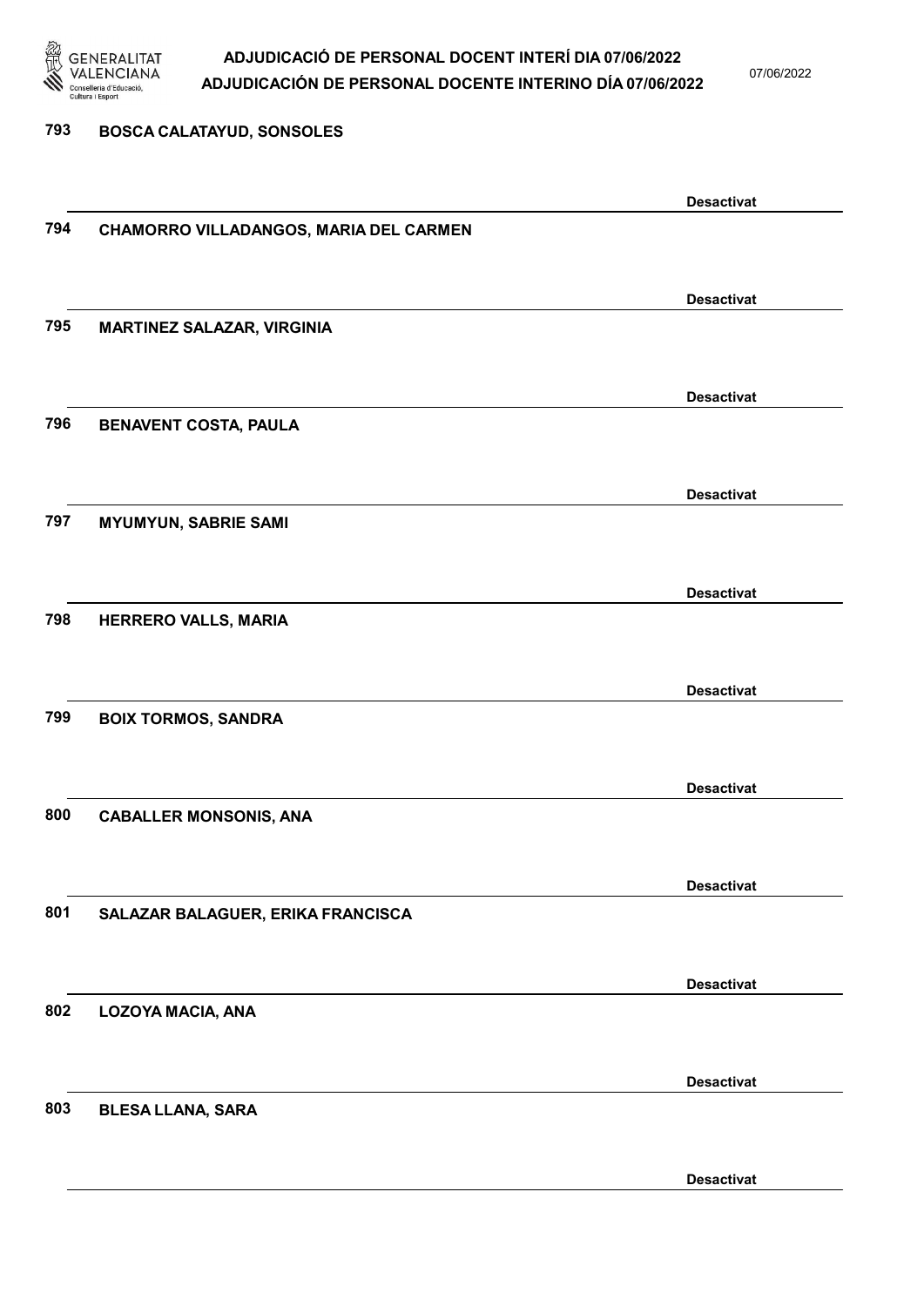793 **BOSCA CALATAYUD, SONSOLES**

**Desactivat**

794 **CHAMORRO VILLADANGOS, MARIA DEL CARMEN**

**Desactivat**

795 **MARTINEZ SALAZAR, VIRGINIA**

**Desactivat**

796 **BENAVENT COSTA, PAULA**

**Desactivat**

797 **MYUMYUN, SABRIE SAMI**

**Desactivat**

798 **HERRERO VALLS, MARIA**

**Desactivat**

799 **BOIX TORMOS, SANDRA**

**Desactivat**

800 **CABALLER MONSONIS, ANA**

**Desactivat**

801 **SALAZAR BALAGUER, ERIKA FRANCISCA**

**Desactivat**

802 **LOZOYA MACIA, ANA**

**Desactivat**

803 **BLESA LLANA, SARA**

**Desactivat**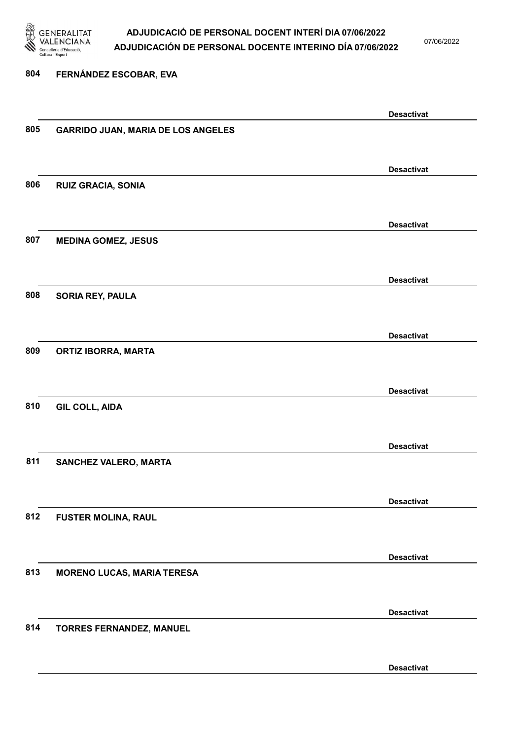804 FERNÁNDEZ ESCOBAR, EVA

Desactivat

805 GARRIDO JUAN, MARIA DE LOS ANGELES

Desactivat

806 RUIZ GRACIA, SONIA

Desactivat

807 MEDINA GOMEZ, JESUS

Desactivat

808 SORIA REY, PAULA

Desactivat

809 ORTIZ IBORRA, MARTA

Desactivat

810 GIL COLL, AIDA

Desactivat

811 SANCHEZ VALERO, MARTA

Desactivat

812 FUSTER MOLINA, RAUL

Desactivat

813 MORENO LUCAS, MARIA TERESA

Desactivat

814 TORRES FERNANDEZ, MANUEL

Desactivat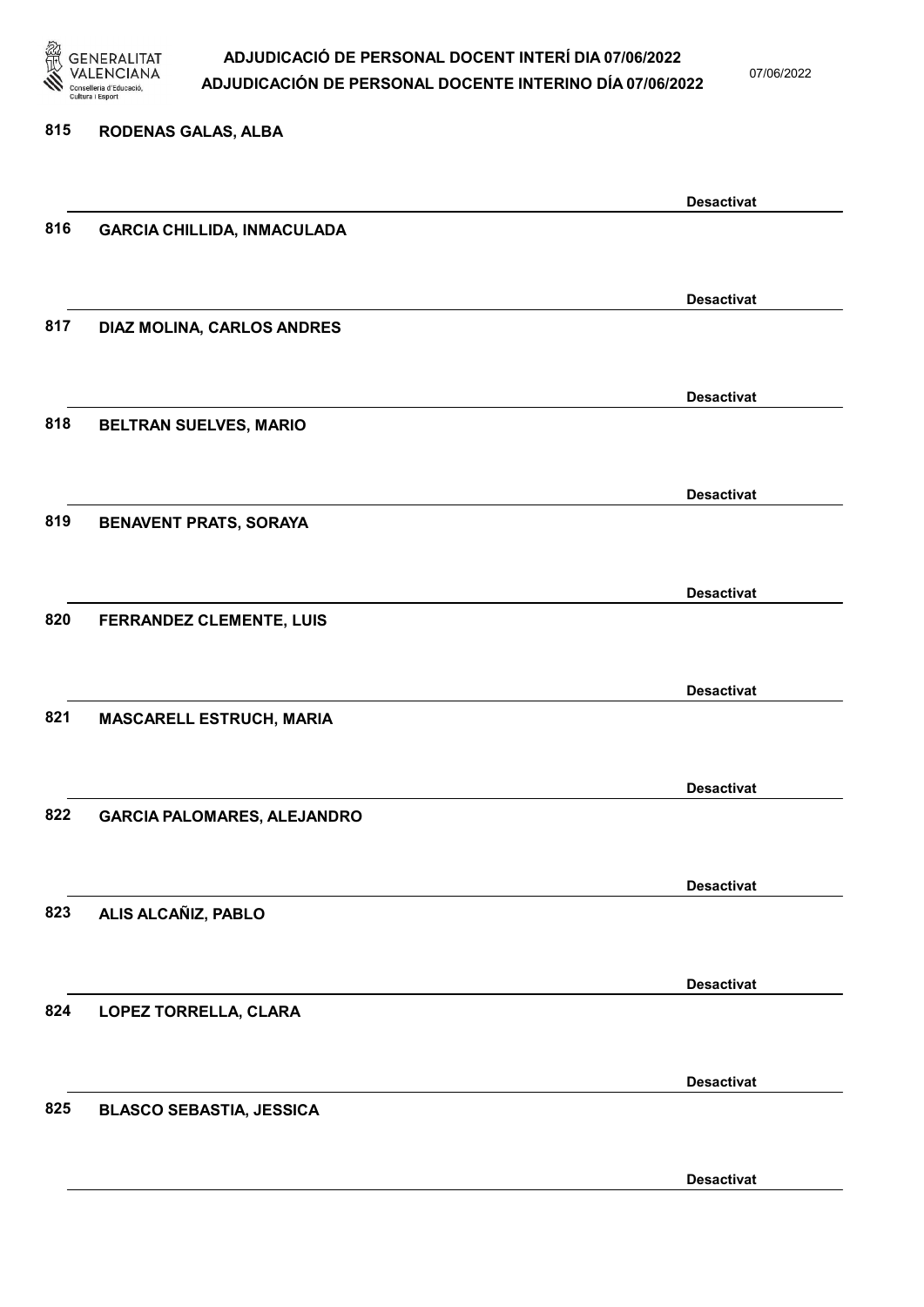815 RODENAS GALAS, ALBA

Desactivat

816 GARCIA CHILLIDA, INMACULADA

Desactivat

817 DIAZ MOLINA, CARLOS ANDRES

Desactivat

818 BELTRAN SUELVES, MARIO

Desactivat

819 BENAVENT PRATS, SORAYA

Desactivat

820 FERRANDEZ CLEMENTE, LUIS

Desactivat

821 MASCARELL ESTRUCH, MARIA

Desactivat

822 GARCIA PALOMARES, ALEJANDRO

Desactivat

823 ALIS ALCAÑIZ, PABLO

Desactivat

824 LOPEZ TORRELLA, CLARA

Desactivat

825 BLASCO SEBASTIA, JESSICA

Desactivat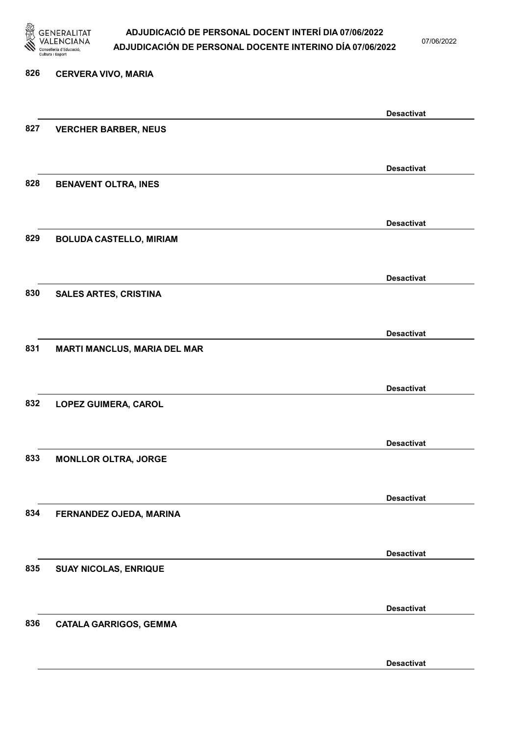826 CERVERA VIVO, MARIA

Desactivat

827 VERCHER BARBER, NEUS

Desactivat

828 BENAVENT OLTRA, INES

Desactivat

829 BOLUDA CASTELLO, MIRIAM

Desactivat

830 SALES ARTES, CRISTINA

Desactivat

831 MARTI MANCLUS, MARIA DEL MAR

Desactivat

832 LOPEZ GUIMERA, CAROL

Desactivat

833 MONLLOR OLTRA, JORGE

Desactivat

834 FERNANDEZ OJEDA, MARINA

Desactivat

835 SUAY NICOLAS, ENRIQUE

Desactivat

836 CATALA GARRIGOS, GEMMA

Desactivat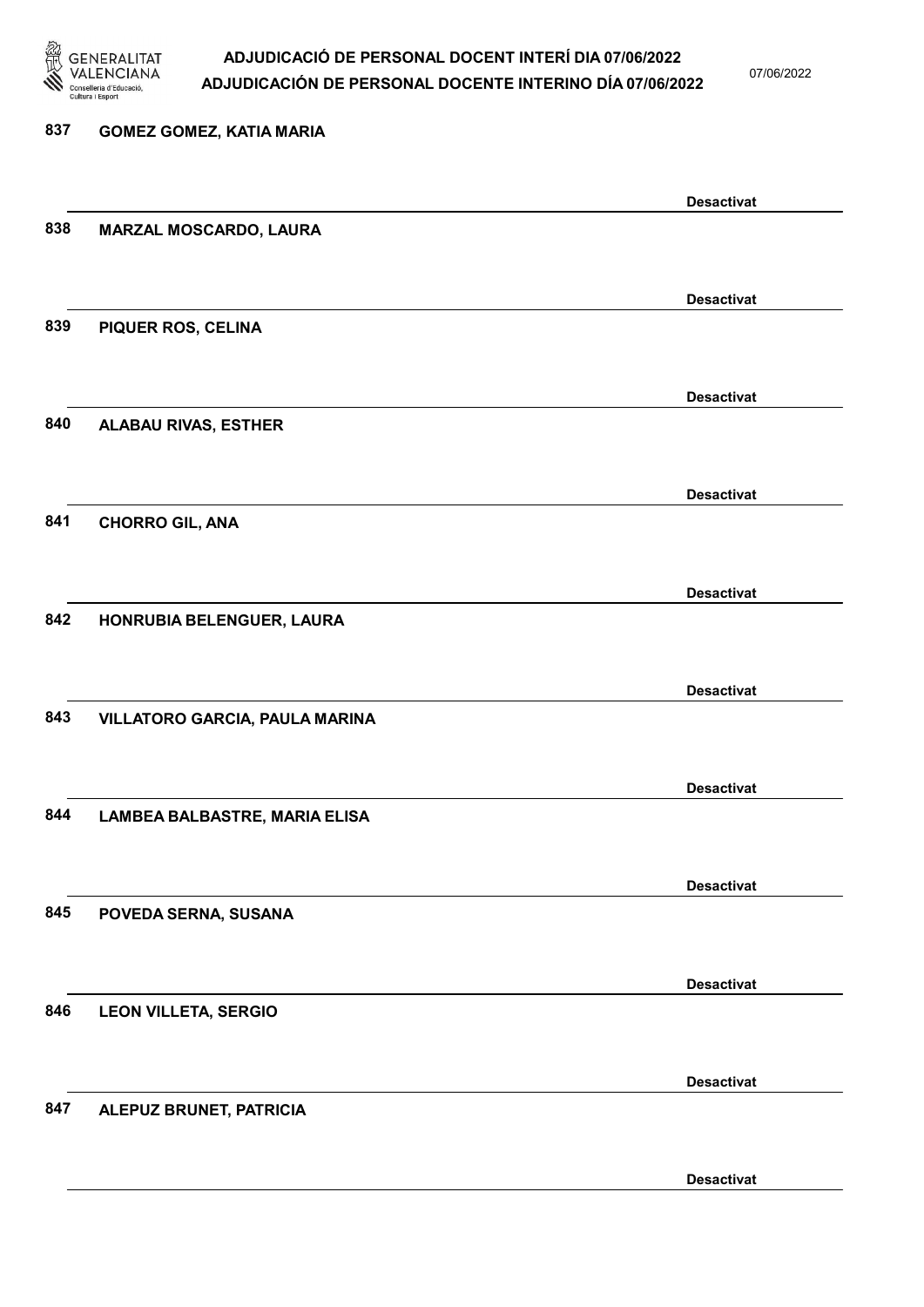837 GOMEZ GOMEZ, KATIA MARIA

Desactivat

838 MARZAL MOSCARDO, LAURA

Desactivat

839 PIQUER ROS, CELINA

Desactivat

840 ALABAU RIVAS, ESTHER

Desactivat

841 CHORRO GIL, ANA

Desactivat

842 HONRUBIA BELENGUER, LAURA

Desactivat

843 VILLATORO GARCIA, PAULA MARINA

Desactivat

844 LAMBEA BALBASTRE, MARIA ELISA

Desactivat

845 POVEDA SERNA, SUSANA

Desactivat

846 LEON VILLETA, SERGIO

Desactivat

847 ALEPUZ BRUNET, PATRICIA

Desactivat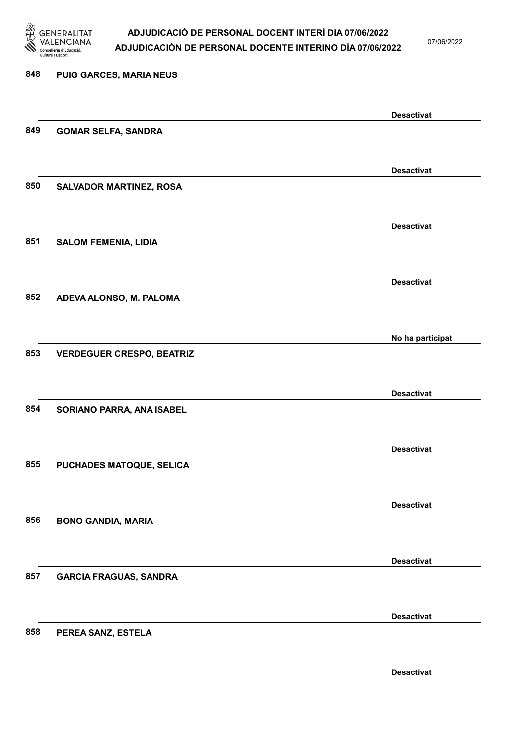848 **PUIG GARCES, MARIA NEUS**

**Desactivat**

849 **GOMAR SELFA, SANDRA**

**Desactivat**

850 **SALVADOR MARTINEZ, ROSA**

**Desactivat**

851 **SALOM FEMENIA, LIDIA**

**Desactivat**

852 **ADEVA ALONSO, M. PALOMA**

**No ha participat**

853 **VERDEGUER CRESPO, BEATRIZ**

**Desactivat**

854 **SORIANO PARRA, ANA ISABEL**

**Desactivat**

855 **PUCHADES MATOQUE, SELICA**

**Desactivat**

856 **BONO GANDIA, MARIA**

**Desactivat**

857 **GARCIA FRAGUAS, SANDRA**

**Desactivat**

858 **PEREA SANZ, ESTELA**

**Desactivat**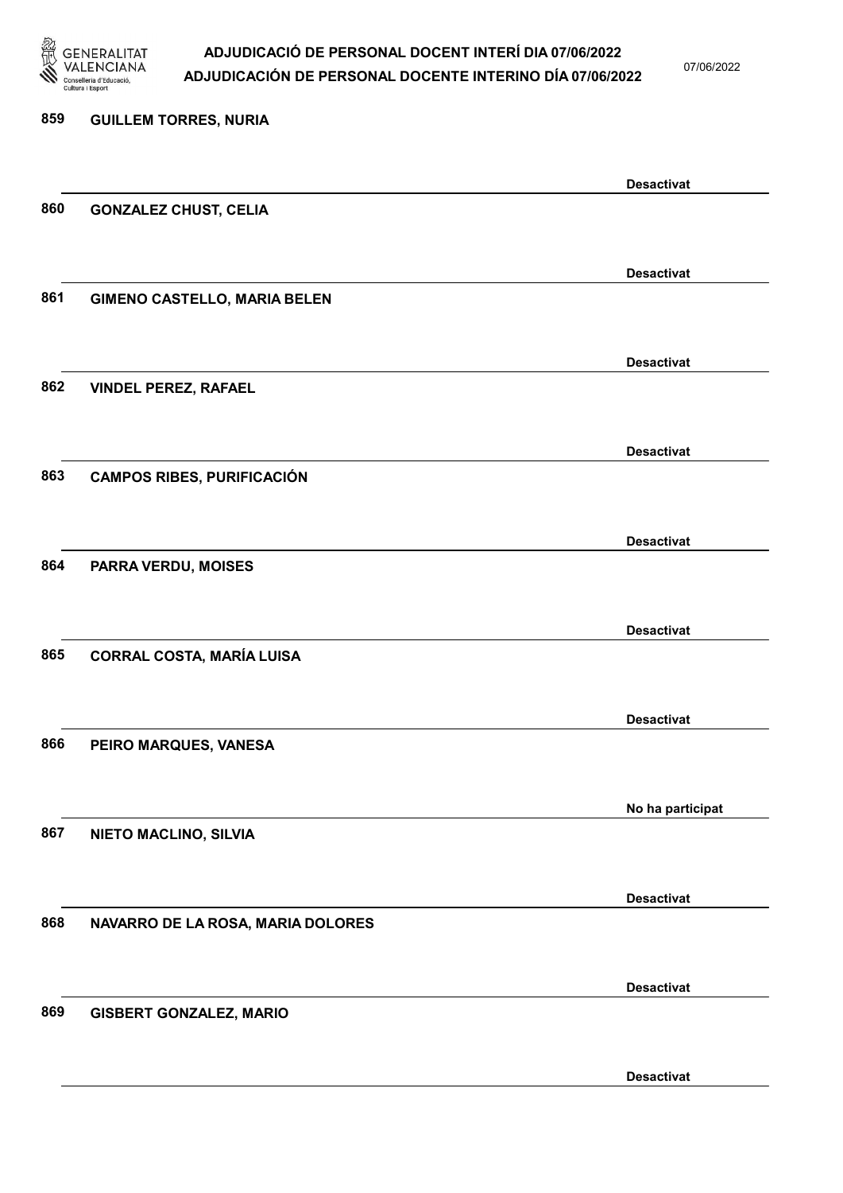859 **GUILLEM TORRES, NURIA**

**Desactivat**

860 **GONZALEZ CHUST, CELIA**

**Desactivat**

861 **GIMENO CASTELLO, MARIA BELEN**

**Desactivat**

862 **VINDEL PEREZ, RAFAEL**

**Desactivat**

863 **CAMPOS RIBES, PURIFICACIÓN**

**Desactivat**

864 **PARRA VERDU, MOISES**

**Desactivat**

865 **CORRAL COSTA, MARÍA LUISA**

**Desactivat**

866 **PEIRO MARQUES, VANESA**

**No ha participat**

867 **NIETO MACLINO, SILVIA**

**Desactivat**

868 **NAVARRO DE LA ROSA, MARIA DOLORES**

**Desactivat**

869 **GISBERT GONZALEZ, MARIO**

**Desactivat**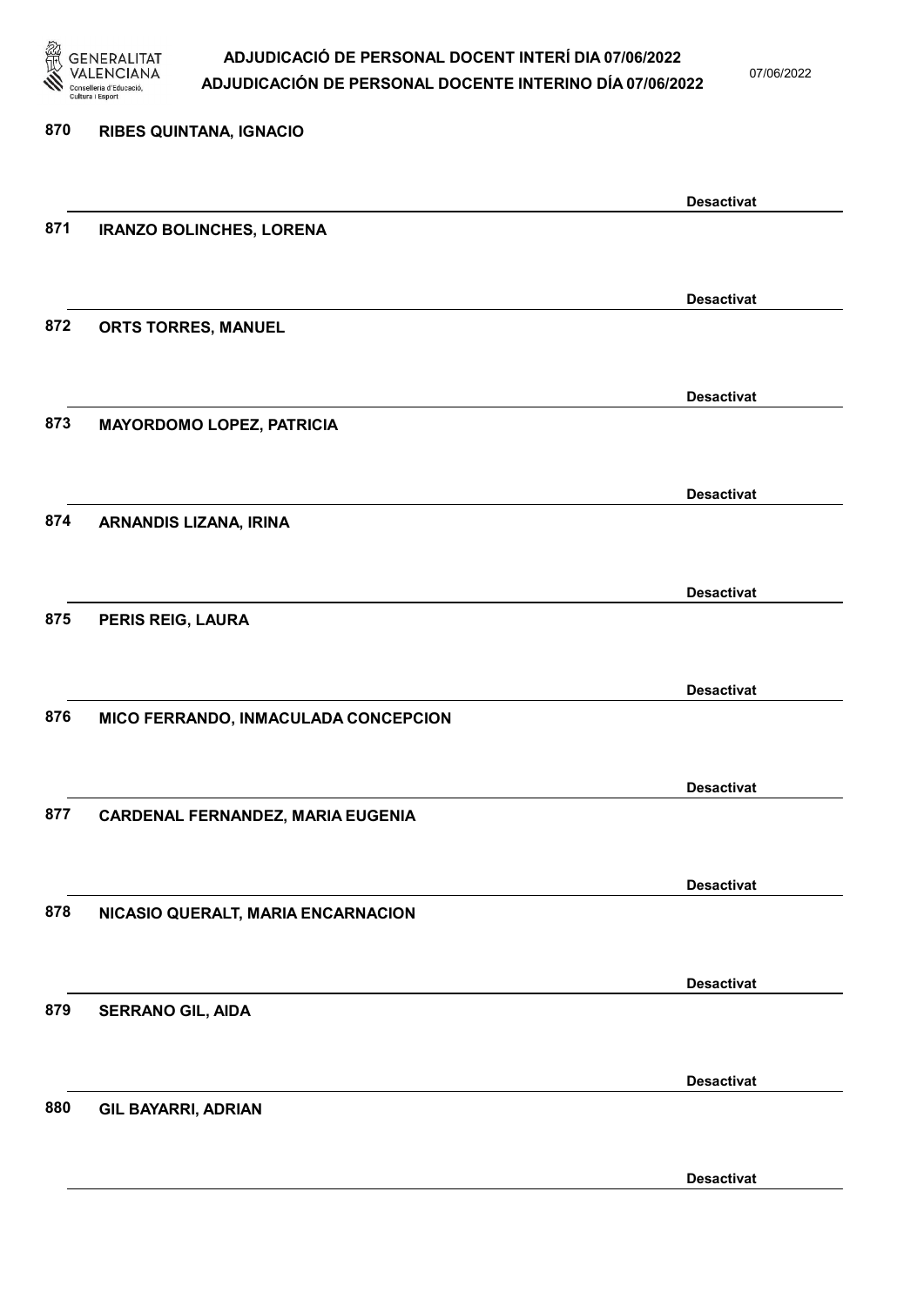870 RIBES QUINTANA, IGNACIO

Desactivat

871 IRANZO BOLINCHES, LORENA

Desactivat

872 ORTS TORRES, MANUEL

Desactivat

873 MAYORDOMO LOPEZ, PATRICIA

Desactivat

874 ARNANDIS LIZANA, IRINA

Desactivat

875 PERIS REIG, LAURA

Desactivat

876 MICO FERRANDO, INMACULADA CONCEPCION

Desactivat

877 CARDENAL FERNANDEZ, MARIA EUGENIA

Desactivat

878 NICASIO QUERALT, MARIA ENCARNACION

Desactivat

879 SERRANO GIL, AIDA

Desactivat

880 GIL BAYARRI, ADRIAN

Desactivat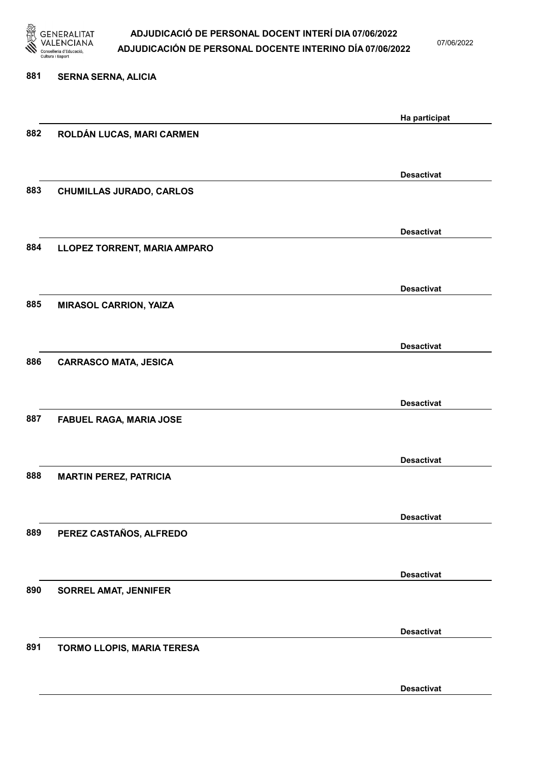881 **SERNA SERNA, ALICIA**

**Ha participat**

882 **ROLDÁN LUCAS, MARI CARMEN**

**Desactivat**

883 **CHUMILLAS JURADO, CARLOS**

**Desactivat**

884 **LLOPEZ TORRENT, MARIA AMPARO**

**Desactivat**

885 **MIRASOL CARRION, YAIZA**

**Desactivat**

886 **CARRASCO MATA, JESICA**

**Desactivat**

887 **FABUEL RAGA, MARIA JOSE**

**Desactivat**

888 **MARTIN PEREZ, PATRICIA**

**Desactivat**

889 **PEREZ CASTAÑOS, ALFREDO**

**Desactivat**

890 **SORREL AMAT, JENNIFER**

**Desactivat**

891 **TORMO LLOPIS, MARIA TERESA**

**Desactivat**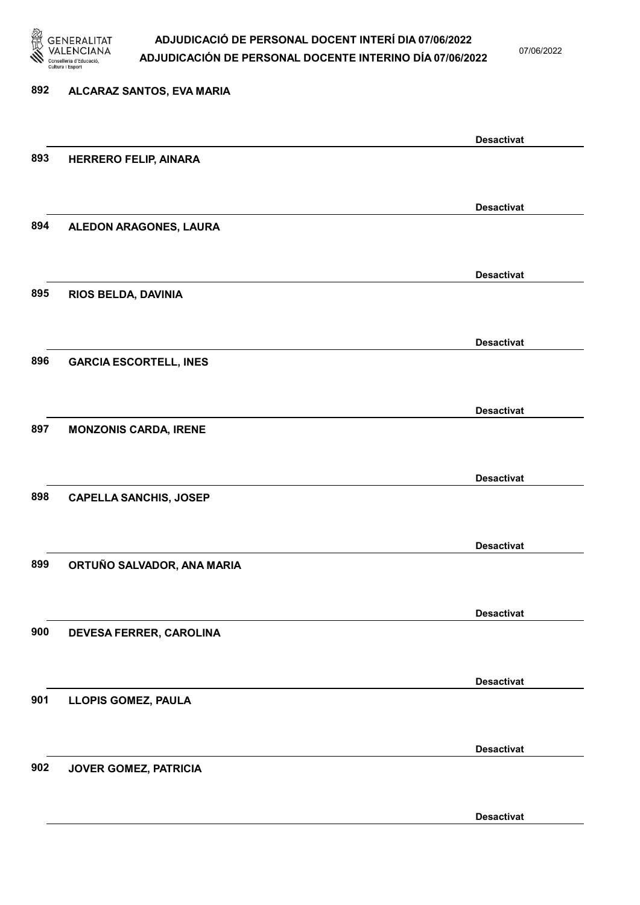892 ALCARAZ SANTOS, EVA MARIA

Desactivat

893 HERRERO FELIP, AINARA

Desactivat

894 ALEDON ARAGONES, LAURA

Desactivat

895 RIOS BELDA, DAVINIA

Desactivat

896 GARCIA ESCORTELL, INES

Desactivat

897 MONZONIS CARDA, IRENE

Desactivat

898 CAPELLA SANCHIS, JOSEP

Desactivat

899 ORTUÑO SALVADOR, ANA MARIA

Desactivat

900 DEVESA FERRER, CAROLINA

Desactivat

901 LLOPIS GOMEZ, PAULA

Desactivat

902 JOVER GOMEZ, PATRICIA

Desactivat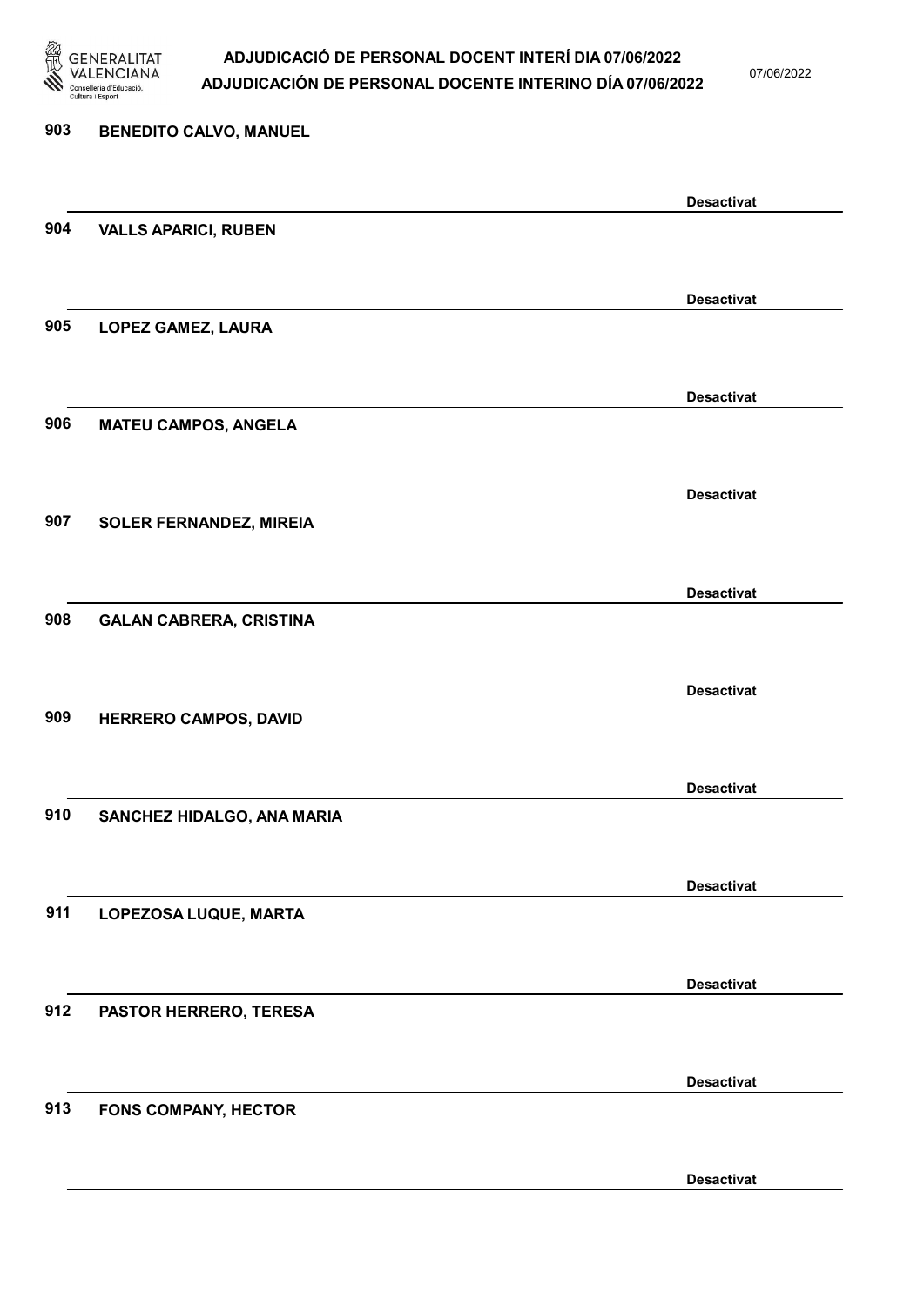903 **BENEDITO CALVO, MANUEL**

**Desactivat**

904 **VALLS APARICI, RUBEN**

**Desactivat**

905 **LOPEZ GAMEZ, LAURA**

**Desactivat**

906 **MATEU CAMPOS, ANGELA**

**Desactivat**

907 **SOLER FERNANDEZ, MIREIA**

**Desactivat**

908 **GALAN CABRERA, CRISTINA**

**Desactivat**

909 **HERRERO CAMPOS, DAVID**

**Desactivat**

910 **SANCHEZ HIDALGO, ANA MARIA**

**Desactivat**

911 **LOPEZOSA LUQUE, MARTA**

**Desactivat**

912 **PASTOR HERRERO, TERESA**

**Desactivat**

913 **FONS COMPANY, HECTOR**

**Desactivat**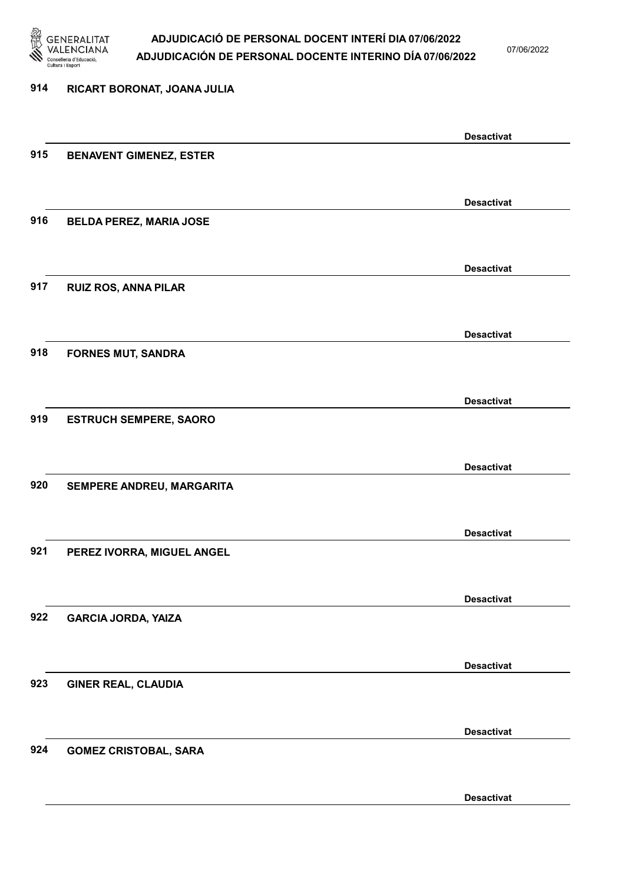914 RICART BORONAT, JOANA JULIA

Desactivat

915 BENAVENT GIMENEZ, ESTER

Desactivat

916 BELDA PEREZ, MARIA JOSE

Desactivat

917 RUIZ ROS, ANNA PILAR

Desactivat

918 FORNES MUT, SANDRA

Desactivat

919 ESTRUCH SEMPERE, SAORO

Desactivat

920 SEMPERE ANDREU, MARGARITA

Desactivat

921 PEREZ IVORRA, MIGUEL ANGEL

Desactivat

922 GARCIA JORDA, YAIZA

Desactivat

923 GINER REAL, CLAUDIA

Desactivat

924 GOMEZ CRISTOBAL, SARA

Desactivat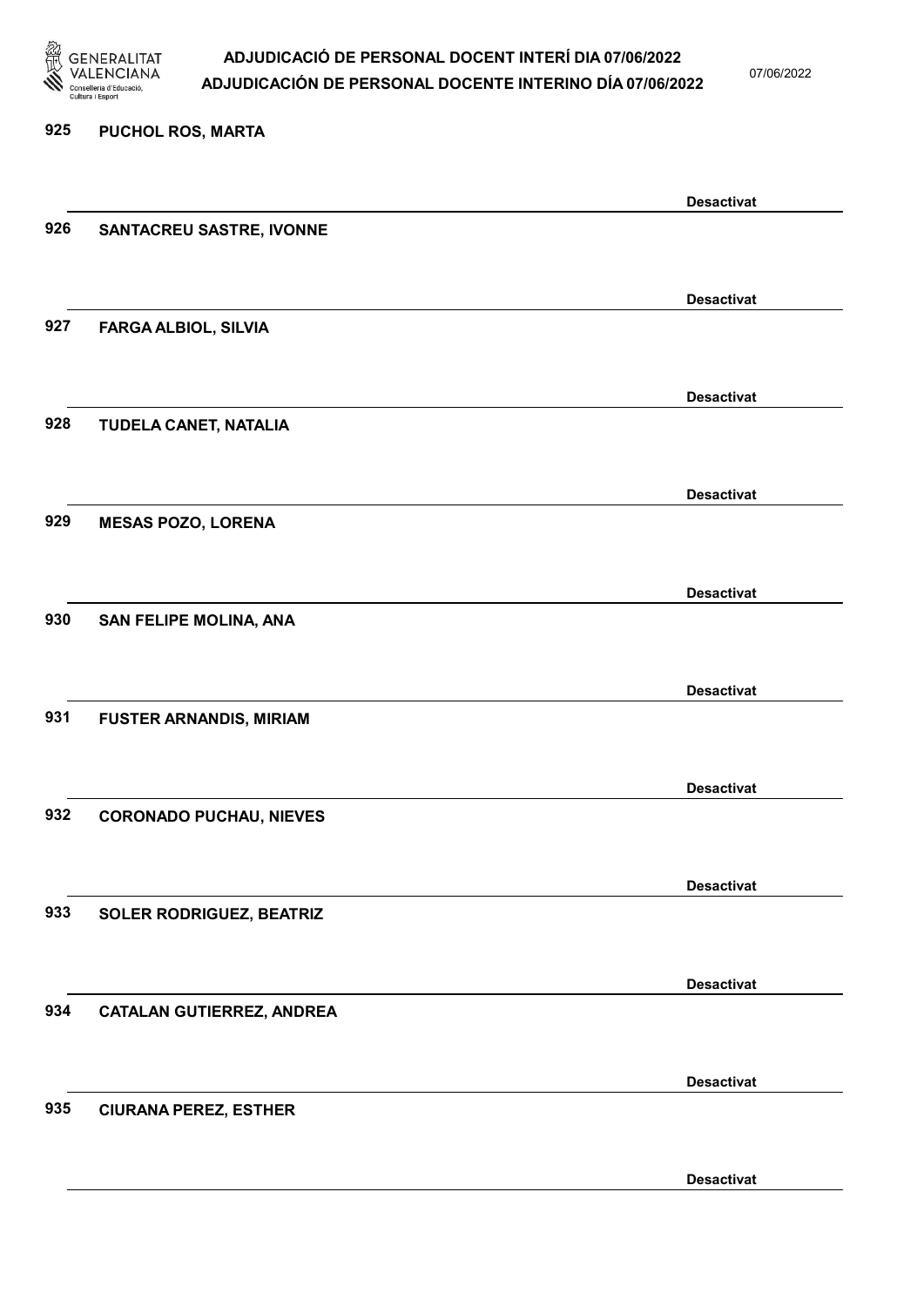925 **PUCHOL ROS, MARTA**

**Desactivat**

926 **SANTACREU SASTRE, IVONNE**

**Desactivat**

927 **FARGA ALBIOL, SILVIA**

**Desactivat**

928 **TUDELA CANET, NATALIA**

**Desactivat**

929 **MESAS POZO, LORENA**

**Desactivat**

930 **SAN FELIPE MOLINA, ANA**

**Desactivat**

931 **FUSTER ARNANDIS, MIRIAM**

**Desactivat**

932 **CORONADO PUCHAU, NIEVES**

**Desactivat**

933 **SOLER RODRIGUEZ, BEATRIZ**

**Desactivat**

934 **CATALAN GUTIERREZ, ANDREA**

**Desactivat**

935 **CIURANA PEREZ, ESTHER**

**Desactivat**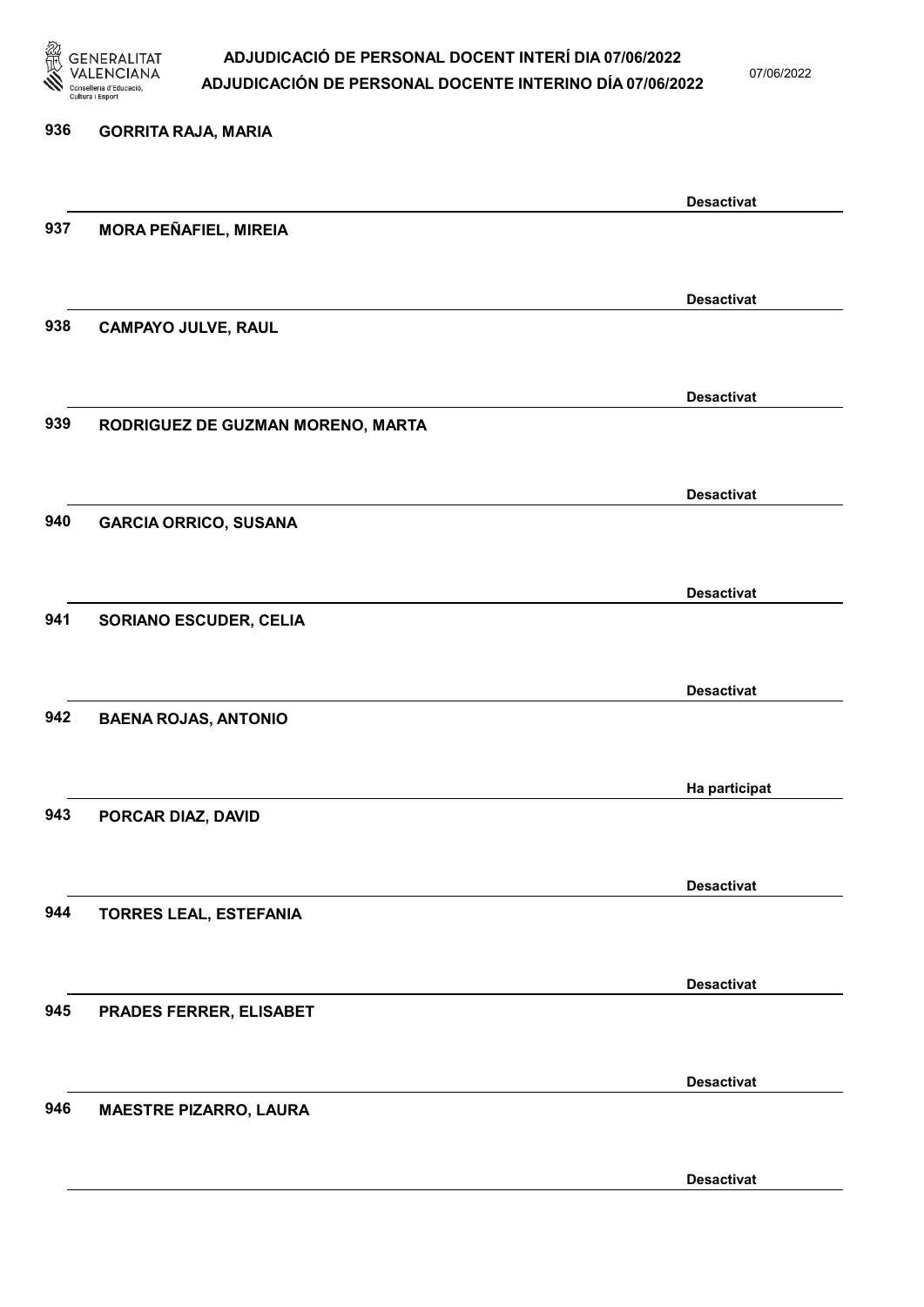936 GORRITA RAJA, MARIA

Desactivat

937 MORA PEÑAFIEL, MIREIA

Desactivat

938 CAMPAYO JULVE, RAUL

Desactivat

939 RODRIGUEZ DE GUZMAN MORENO, MARTA

Desactivat

940 GARCIA ORRICO, SUSANA

Desactivat

941 SORIANO ESCUDER, CELIA

Desactivat

942 BAENA ROJAS, ANTONIO

Ha participat

943 PORCAR DIAZ, DAVID

Desactivat

944 TORRES LEAL, ESTEFANIA

Desactivat

945 PRADES FERRER, ELISABET

Desactivat

946 MAESTRE PIZARRO, LAURA

Desactivat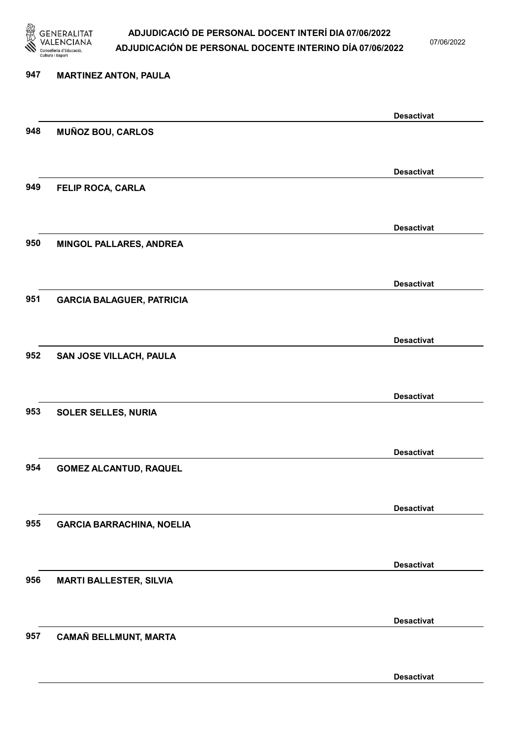947 **MARTINEZ ANTON, PAULA**

**Desactivat**

948 **MUÑOZ BOU, CARLOS**

**Desactivat**

949 **FELIP ROCA, CARLA**

**Desactivat**

950 **MINGOL PALLARES, ANDREA**

**Desactivat**

951 **GARCIA BALAGUER, PATRICIA**

**Desactivat**

952 **SAN JOSE VILLACH, PAULA**

**Desactivat**

953 **SOLER SELLES, NURIA**

**Desactivat**

954 **GOMEZ ALCANTUD, RAQUEL**

**Desactivat**

955 **GARCIA BARRACHINA, NOELIA**

**Desactivat**

956 **MARTI BALLESTER, SILVIA**

**Desactivat**

957 **CAMAÑ BELLMUNT, MARTA**

**Desactivat**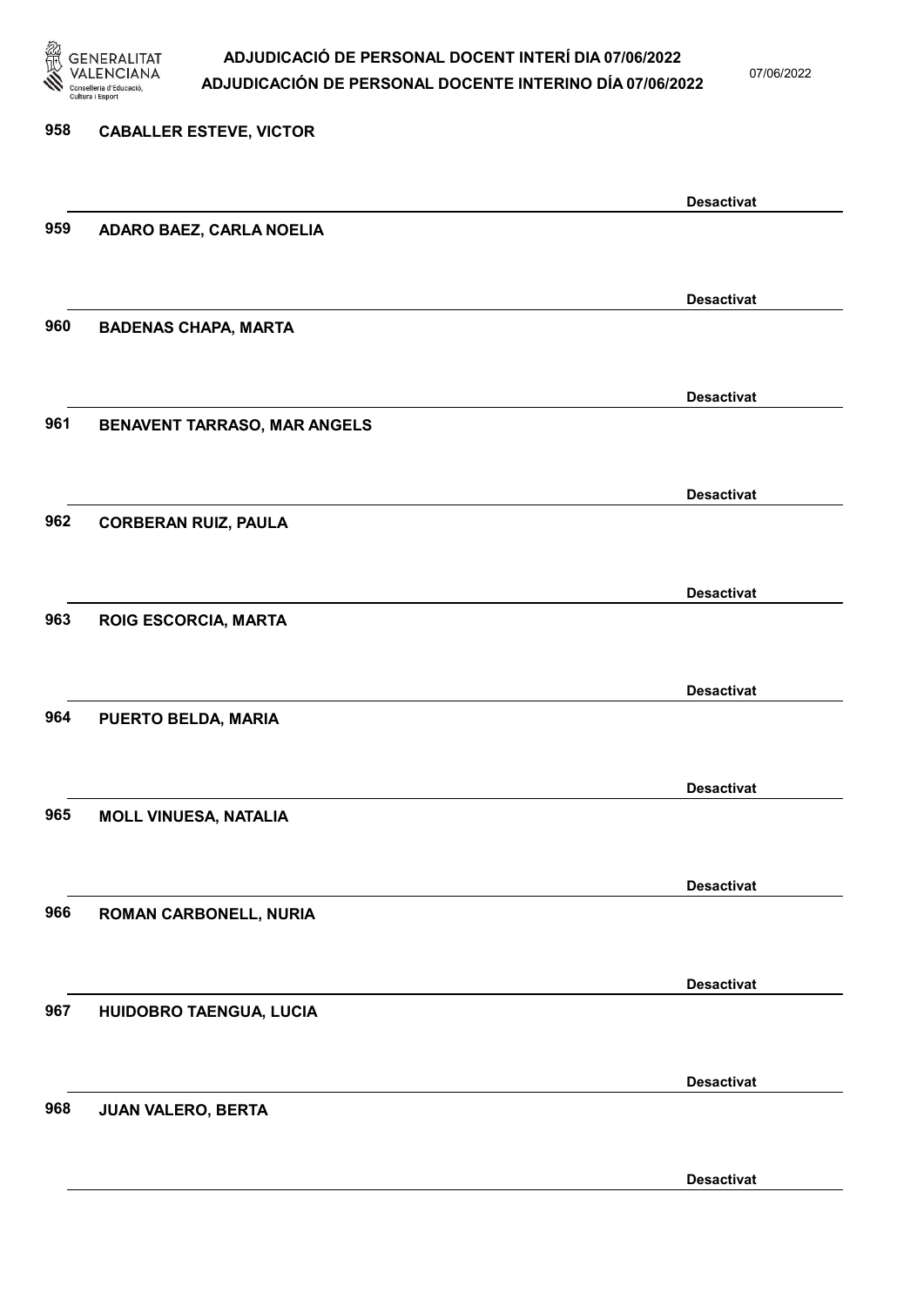958 **CABALLER ESTEVE, VICTOR**

**Desactivat**

959 **ADARO BAEZ, CARLA NOELIA**

**Desactivat**

960 **BADENAS CHAPA, MARTA**

**Desactivat**

961 **BENAVENT TARRASO, MAR ANGELS**

**Desactivat**

962 **CORBERAN RUIZ, PAULA**

**Desactivat**

963 **ROIG ESCORCIA, MARTA**

**Desactivat**

964 **PUERTO BELDA, MARIA**

**Desactivat**

965 **MOLL VINUESA, NATALIA**

**Desactivat**

966 **ROMAN CARBONELL, NURIA**

**Desactivat**

967 **HUIDOBRO TAENGUA, LUCIA**

**Desactivat**

968 **JUAN VALERO, BERTA**

**Desactivat**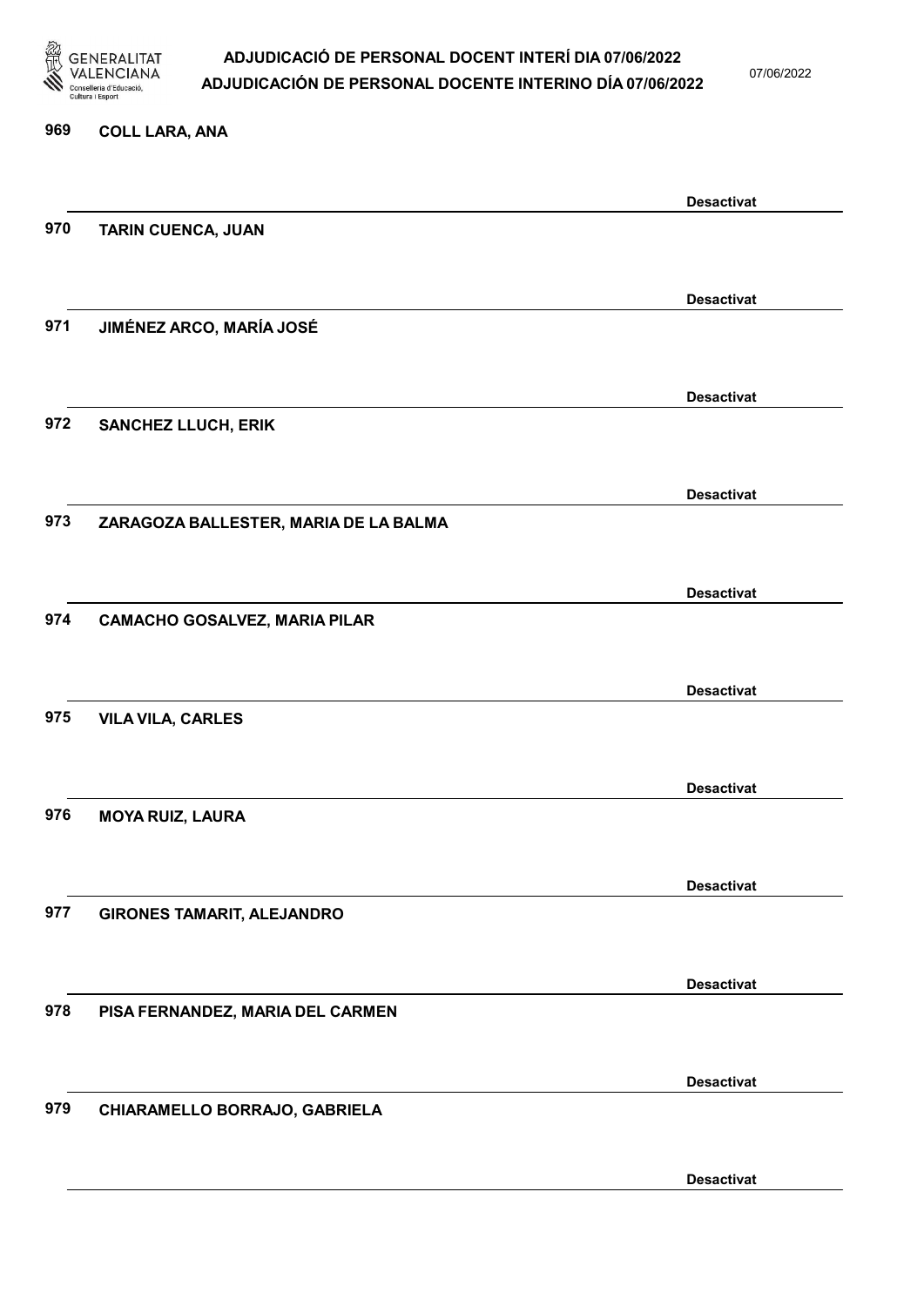969 **COLL LARA, ANA**

**Desactivat**

970 **TARIN CUENCA, JUAN**

**Desactivat**

971 **JIMÉNEZ ARCO, MARÍA JOSÉ**

**Desactivat**

972 **SANCHEZ LLUCH, ERIK**

**Desactivat**

973 **ZARAGOZA BALLESTER, MARIA DE LA BALMA**

**Desactivat**

974 **CAMACHO GOSALVEZ, MARIA PILAR**

**Desactivat**

975 **VILA VILA, CARLES**

**Desactivat**

976 **MOYA RUIZ, LAURA**

**Desactivat**

977 **GIRONES TAMARIT, ALEJANDRO**

**Desactivat**

978 **PISA FERNANDEZ, MARIA DEL CARMEN**

**Desactivat**

979 **CHIARAMELLO BORRAJO, GABRIELA**

**Desactivat**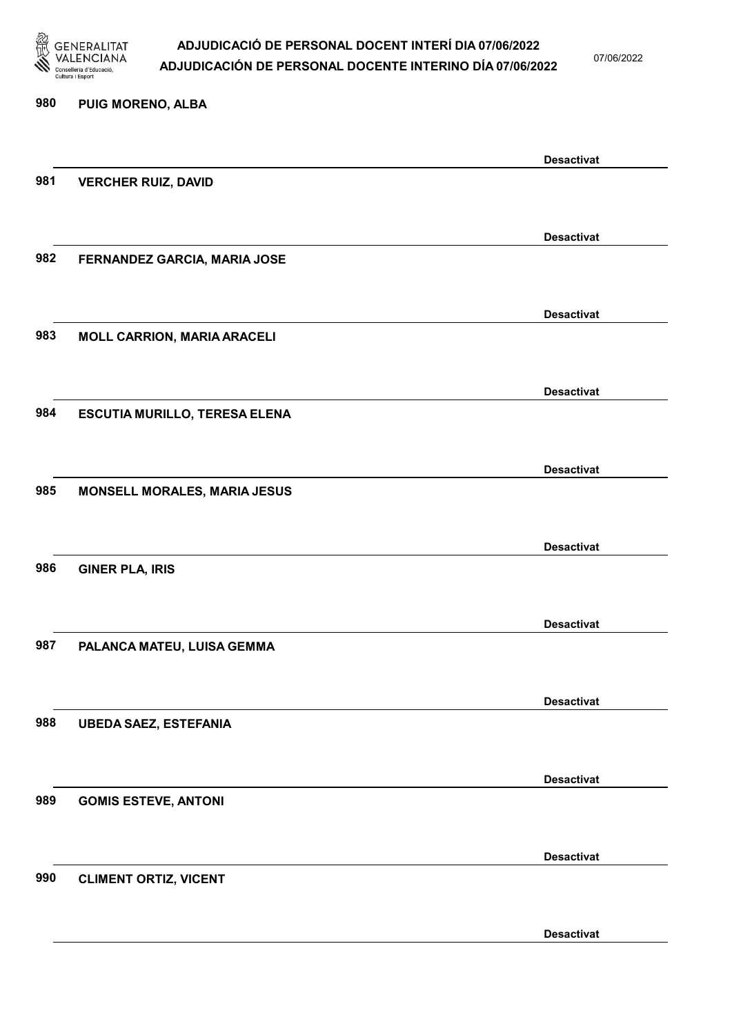980 **PUIG MORENO, ALBA**

**Desactivat**

981 **VERCHER RUIZ, DAVID**

**Desactivat**

982 **FERNANDEZ GARCIA, MARIA JOSE**

**Desactivat**

983 **MOLL CARRION, MARIA ARACELI**

**Desactivat**

984 **ESCUTIA MURILLO, TERESA ELENA**

**Desactivat**

985 **MONSELL MORALES, MARIA JESUS**

**Desactivat**

986 **GINER PLA, IRIS**

**Desactivat**

987 **PALANCA MATEU, LUISA GEMMA**

**Desactivat**

988 **UBEDA SAEZ, ESTEFANIA**

**Desactivat**

989 **GOMIS ESTEVE, ANTONI**

**Desactivat**

990 **CLIMENT ORTIZ, VICENT**

**Desactivat**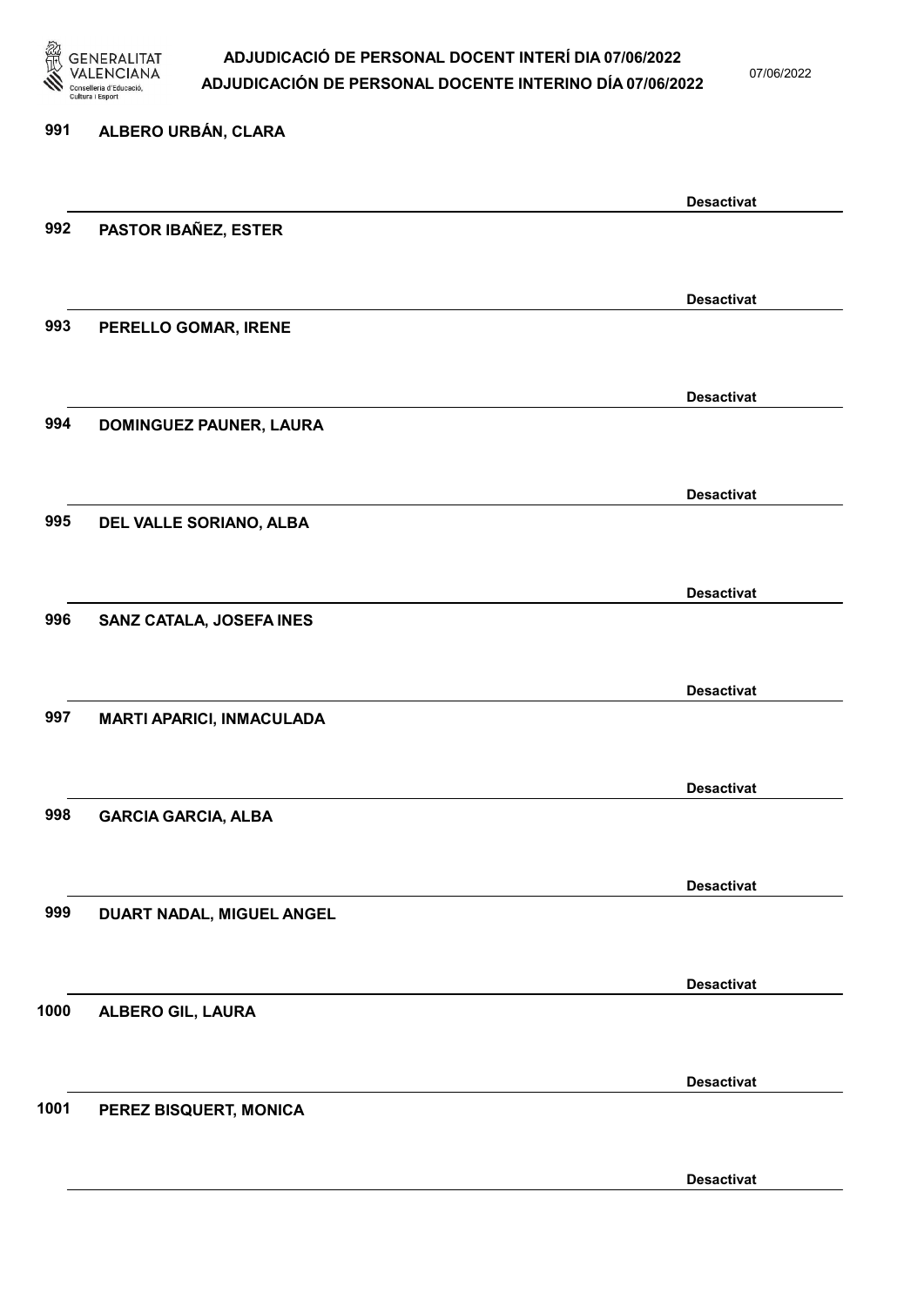991 ALBERO URBÁN, CLARA

Desactivat

992 PASTOR IBAÑEZ, ESTER

Desactivat

993 PERELLO GOMAR, IRENE

Desactivat

994 DOMINGUEZ PAUNER, LAURA

Desactivat

995 DEL VALLE SORIANO, ALBA

Desactivat

996 SANZ CATALA, JOSEFA INES

Desactivat

997 MARTI APARICI, INMACULADA

Desactivat

998 GARCIA GARCIA, ALBA

Desactivat

999 DUART NADAL, MIGUEL ANGEL

Desactivat

1000 ALBERO GIL, LAURA

Desactivat

1001 PEREZ BISQUERT, MONICA

Desactivat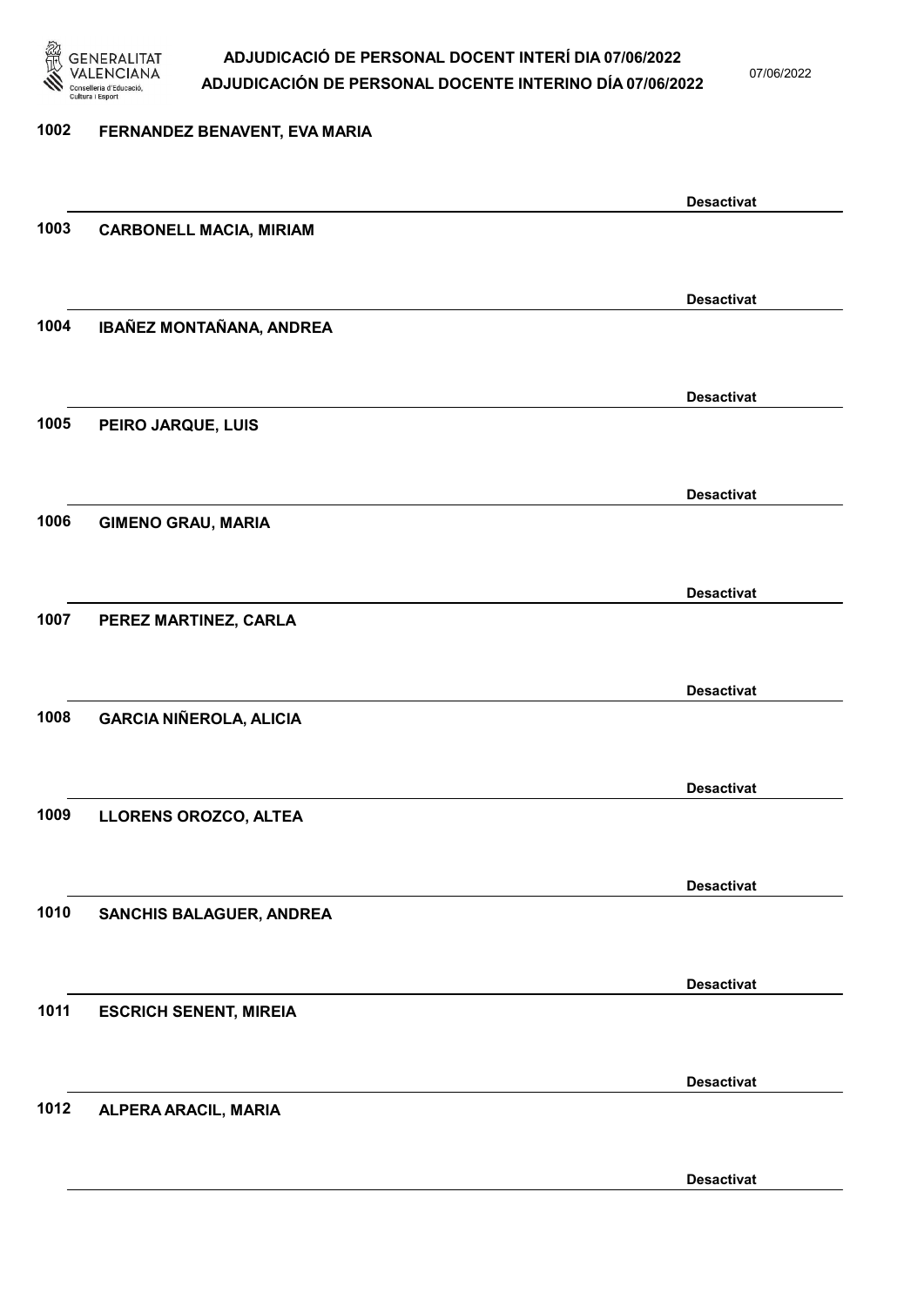| | | |
|---|---|---|
| 1002 | FERNANDEZ BENAVENT, EVA MARIA | Desactivat |
| 1003 | CARBONELL MACIA, MIRIAM | Desactivat |
| 1004 | IBAÑEZ MONTAÑANA, ANDREA | Desactivat |
| 1005 | PEIRO JARQUE, LUIS | Desactivat |
| 1006 | GIMENO GRAU, MARIA | Desactivat |
| 1007 | PEREZ MARTINEZ, CARLA | Desactivat |
| 1008 | GARCIA NIÑEROLA, ALICIA | Desactivat |
| 1009 | LLORENS OROZCO, ALTEA | Desactivat |
| 1010 | SANCHIS BALAGUER, ANDREA | Desactivat |
| 1011 | ESCRICH SENENT, MIREIA | Desactivat |
| 1012 | ALPERA ARACIL, MARIA | Desactivat |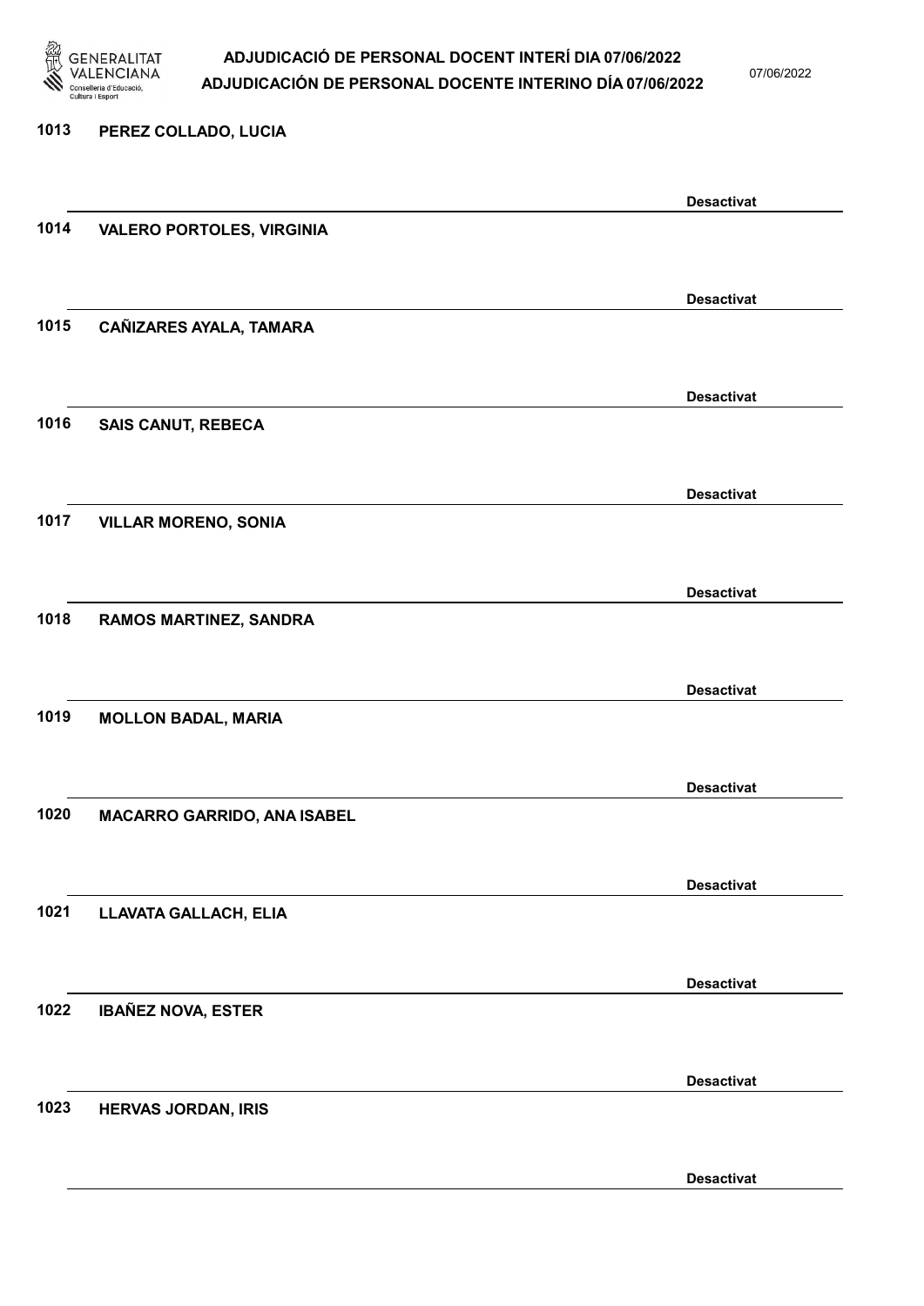1013 PEREZ COLLADO, LUCIA

Desactivat

1014 VALERO PORTOLES, VIRGINIA

Desactivat

1015 CAÑIZARES AYALA, TAMARA

Desactivat

1016 SAIS CANUT, REBECA

Desactivat

1017 VILLAR MORENO, SONIA

Desactivat

1018 RAMOS MARTINEZ, SANDRA

Desactivat

1019 MOLLON BADAL, MARIA

Desactivat

1020 MACARRO GARRIDO, ANA ISABEL

Desactivat

1021 LLAVATA GALLACH, ELIA

Desactivat

1022 IBAÑEZ NOVA, ESTER

Desactivat

1023 HERVAS JORDAN, IRIS

Desactivat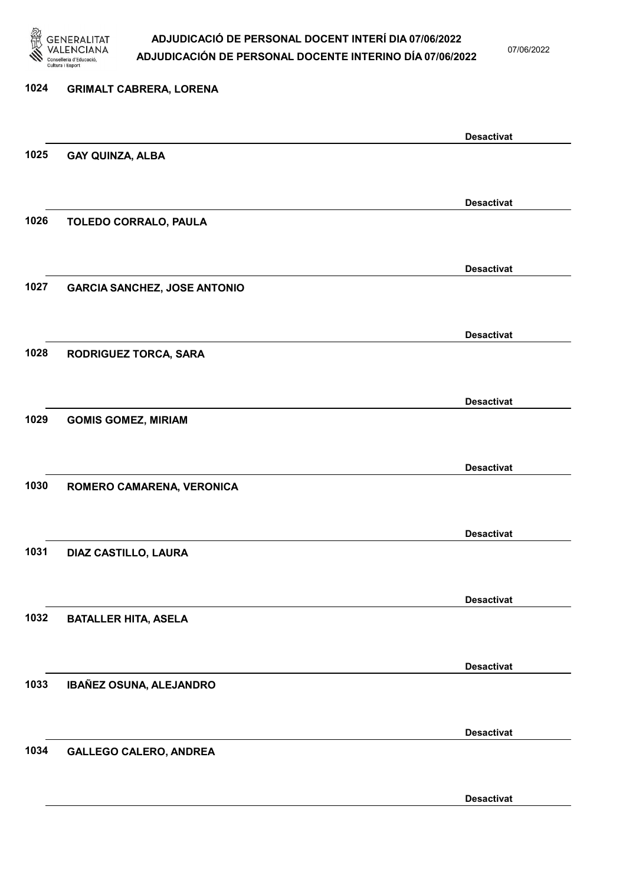1024 GRIMALT CABRERA, LORENA

Desactivat

1025 GAY QUINZA, ALBA

Desactivat

1026 TOLEDO CORRALO, PAULA

Desactivat

1027 GARCIA SANCHEZ, JOSE ANTONIO

Desactivat

1028 RODRIGUEZ TORCA, SARA

Desactivat

1029 GOMIS GOMEZ, MIRIAM

Desactivat

1030 ROMERO CAMARENA, VERONICA

Desactivat

1031 DIAZ CASTILLO, LAURA

Desactivat

1032 BATALLER HITA, ASELA

Desactivat

1033 IBAÑEZ OSUNA, ALEJANDRO

Desactivat

1034 GALLEGO CALERO, ANDREA

Desactivat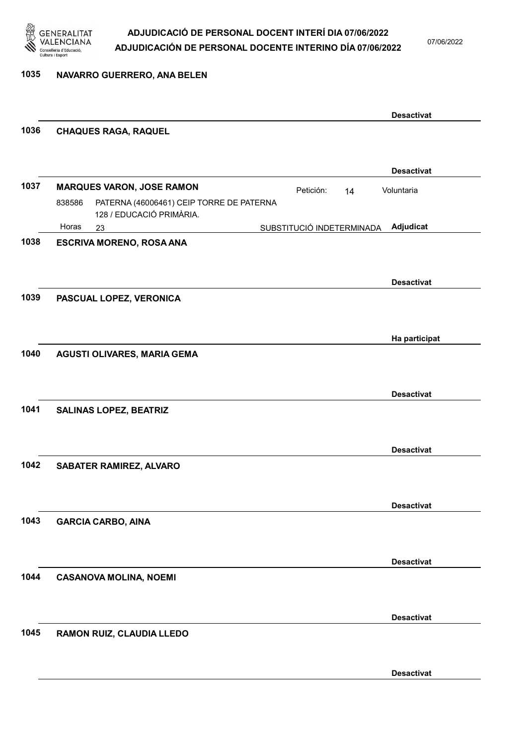**1035 NAVARRO GUERRERO, ANA BELEN**

**Desactivat**

**1036 CHAQUES RAGA, RAQUEL**

**Desactivat**

**1037 MARQUES VARON, JOSE RAMON** Petición: 14 Voluntaria

838586 PATERNA (46006461) CEIP TORRE DE PATERNA
128 / EDUCACIÓ PRIMÀRIA.

Horas 23 SUBSTITUCIÓ INDETERMINADA **Adjudicat**

**1038 ESCRIVA MORENO, ROSA ANA**

**Desactivat**

**1039 PASCUAL LOPEZ, VERONICA**

**Ha participat**

**1040 AGUSTI OLIVARES, MARIA GEMA**

**Desactivat**

**1041 SALINAS LOPEZ, BEATRIZ**

**Desactivat**

**1042 SABATER RAMIREZ, ALVARO**

**Desactivat**

**1043 GARCIA CARBO, AINA**

**Desactivat**

**1044 CASANOVA MOLINA, NOEMI**

**Desactivat**

**1045 RAMON RUIZ, CLAUDIA LLEDO**

**Desactivat**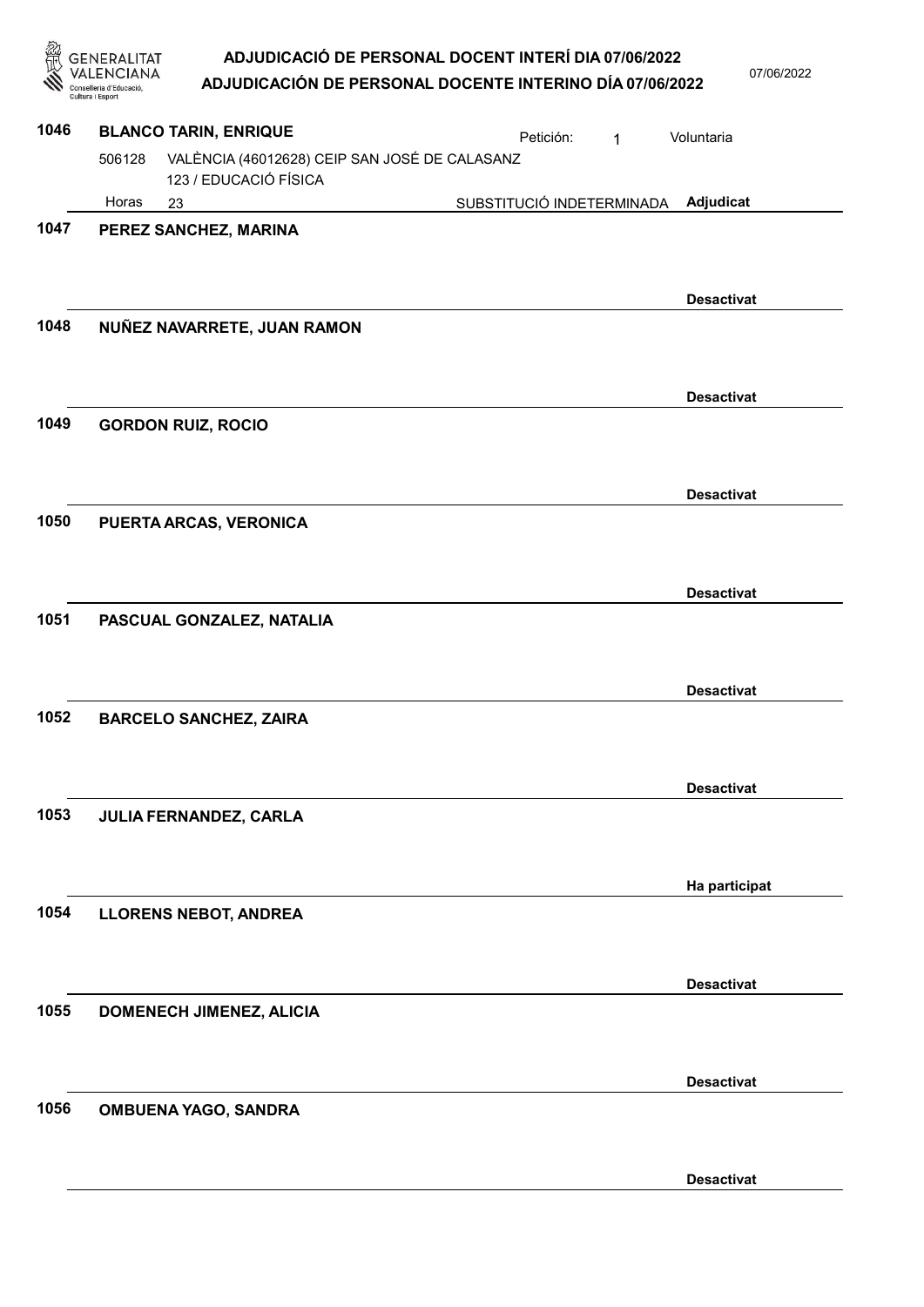**1046 BLANCO TARIN, ENRIQUE** — Petición: 1 — Voluntaria

506128 VALÈNCIA (46012628) CEIP SAN JOSÉ DE CALASANZ
123 / EDUCACIÓ FÍSICA
Horas 23 — SUBSTITUCIÓ INDETERMINADA — **Adjudicat**

**1047 PEREZ SANCHEZ, MARINA**

**Desactivat**

**1048 NUÑEZ NAVARRETE, JUAN RAMON**

**Desactivat**

**1049 GORDON RUIZ, ROCIO**

**Desactivat**

**1050 PUERTA ARCAS, VERONICA**

**Desactivat**

**1051 PASCUAL GONZALEZ, NATALIA**

**Desactivat**

**1052 BARCELO SANCHEZ, ZAIRA**

**Desactivat**

**1053 JULIA FERNANDEZ, CARLA**

**Ha participat**

**1054 LLORENS NEBOT, ANDREA**

**Desactivat**

**1055 DOMENECH JIMENEZ, ALICIA**

**Desactivat**

**1056 OMBUENA YAGO, SANDRA**

**Desactivat**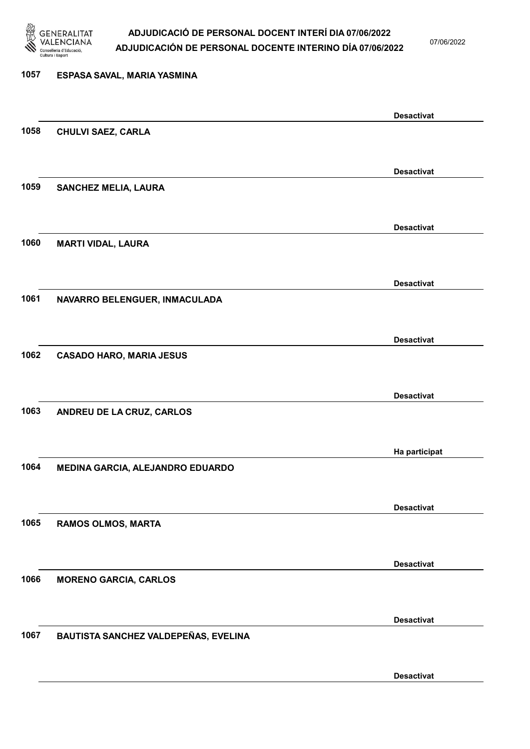1057 ESPASA SAVAL, MARIA YASMINA

Desactivat

1058 CHULVI SAEZ, CARLA

Desactivat

1059 SANCHEZ MELIA, LAURA

Desactivat

1060 MARTI VIDAL, LAURA

Desactivat

1061 NAVARRO BELENGUER, INMACULADA

Desactivat

1062 CASADO HARO, MARIA JESUS

Desactivat

1063 ANDREU DE LA CRUZ, CARLOS

Ha participat

1064 MEDINA GARCIA, ALEJANDRO EDUARDO

Desactivat

1065 RAMOS OLMOS, MARTA

Desactivat

1066 MORENO GARCIA, CARLOS

Desactivat

1067 BAUTISTA SANCHEZ VALDEPEÑAS, EVELINA

Desactivat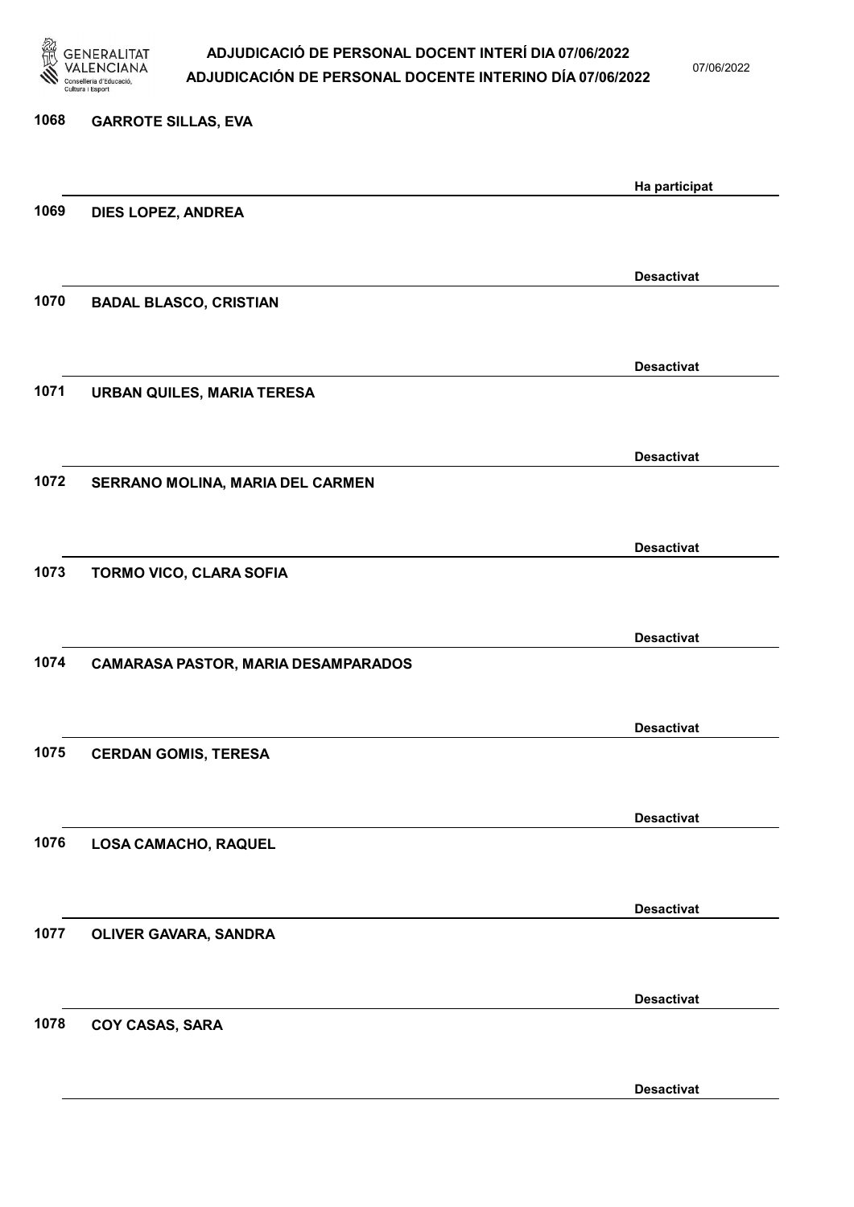1068 GARROTE SILLAS, EVA

Ha participat

1069 DIES LOPEZ, ANDREA

Desactivat

1070 BADAL BLASCO, CRISTIAN

Desactivat

1071 URBAN QUILES, MARIA TERESA

Desactivat

1072 SERRANO MOLINA, MARIA DEL CARMEN

Desactivat

1073 TORMO VICO, CLARA SOFIA

Desactivat

1074 CAMARASA PASTOR, MARIA DESAMPARADOS

Desactivat

1075 CERDAN GOMIS, TERESA

Desactivat

1076 LOSA CAMACHO, RAQUEL

Desactivat

1077 OLIVER GAVARA, SANDRA

Desactivat

1078 COY CASAS, SARA

Desactivat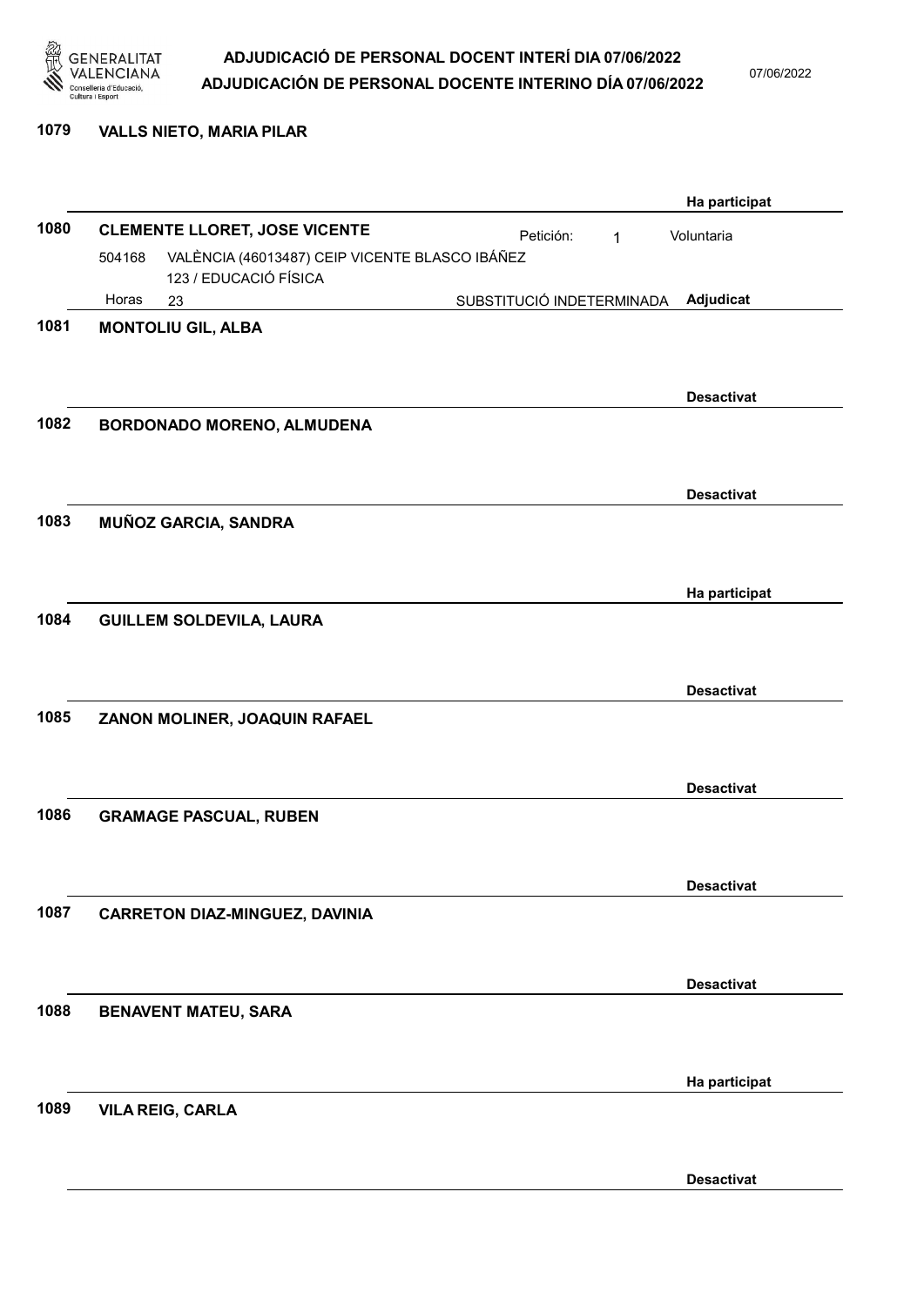**1079 VALLS NIETO, MARIA PILAR**

Ha participat

**1080 CLEMENTE LLORET, JOSE VICENTE**

Petición: 1 — Voluntaria

504168 VALÈNCIA (46013487) CEIP VICENTE BLASCO IBÁÑEZ
123 / EDUCACIÓ FÍSICA
Horas 23 — SUBSTITUCIÓ INDETERMINADA — **Adjudicat**

**1081 MONTOLIU GIL, ALBA**

**Desactivat**

**1082 BORDONADO MORENO, ALMUDENA**

**Desactivat**

**1083 MUÑOZ GARCIA, SANDRA**

Ha participat

**1084 GUILLEM SOLDEVILA, LAURA**

**Desactivat**

**1085 ZANON MOLINER, JOAQUIN RAFAEL**

**Desactivat**

**1086 GRAMAGE PASCUAL, RUBEN**

**Desactivat**

**1087 CARRETON DIAZ-MINGUEZ, DAVINIA**

**Desactivat**

**1088 BENAVENT MATEU, SARA**

Ha participat

**1089 VILA REIG, CARLA**

**Desactivat**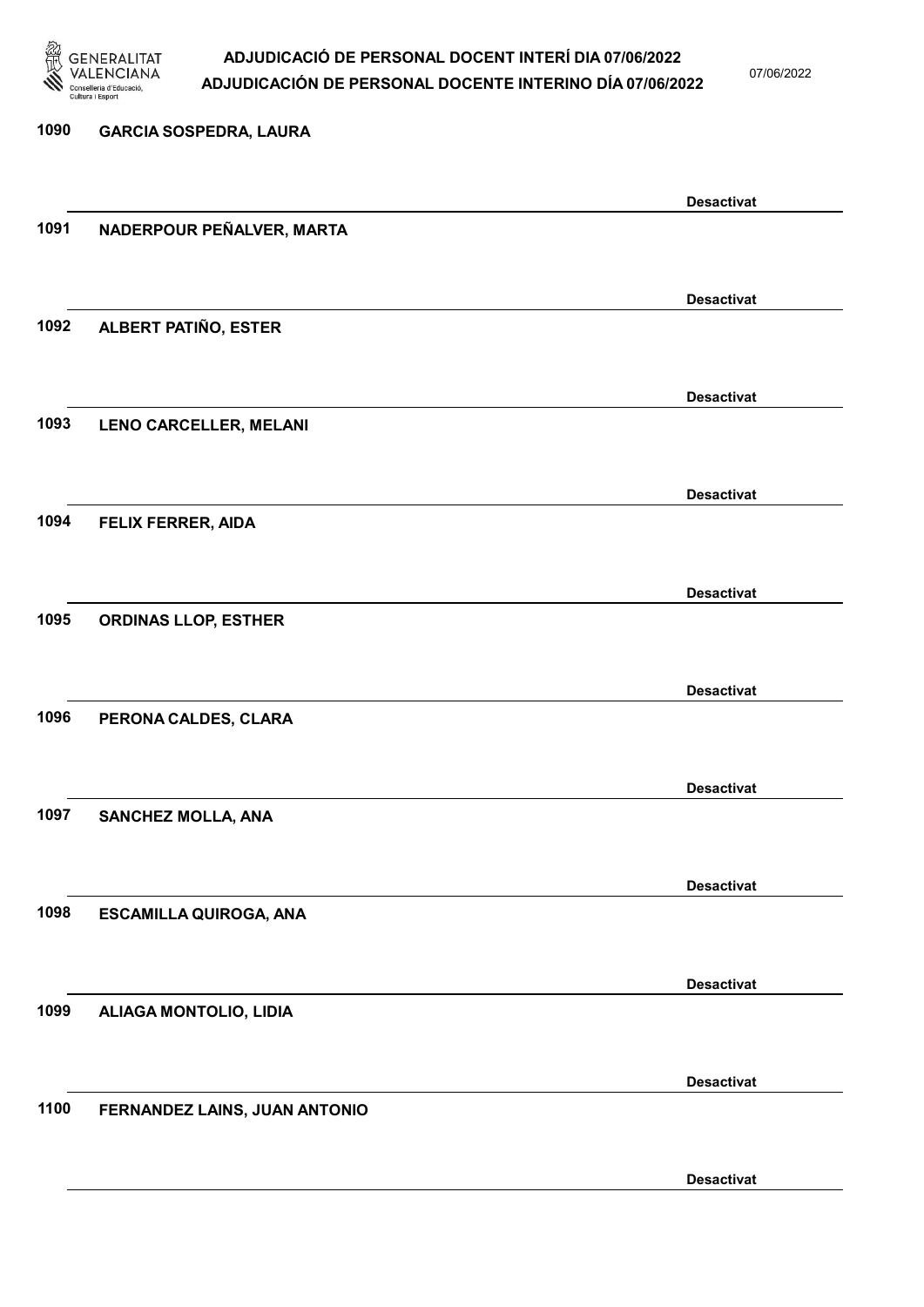1090 GARCIA SOSPEDRA, LAURA

Desactivat

1091 NADERPOUR PEÑALVER, MARTA

Desactivat

1092 ALBERT PATIÑO, ESTER

Desactivat

1093 LENO CARCELLER, MELANI

Desactivat

1094 FELIX FERRER, AIDA

Desactivat

1095 ORDINAS LLOP, ESTHER

Desactivat

1096 PERONA CALDES, CLARA

Desactivat

1097 SANCHEZ MOLLA, ANA

Desactivat

1098 ESCAMILLA QUIROGA, ANA

Desactivat

1099 ALIAGA MONTOLIO, LIDIA

Desactivat

1100 FERNANDEZ LAINS, JUAN ANTONIO

Desactivat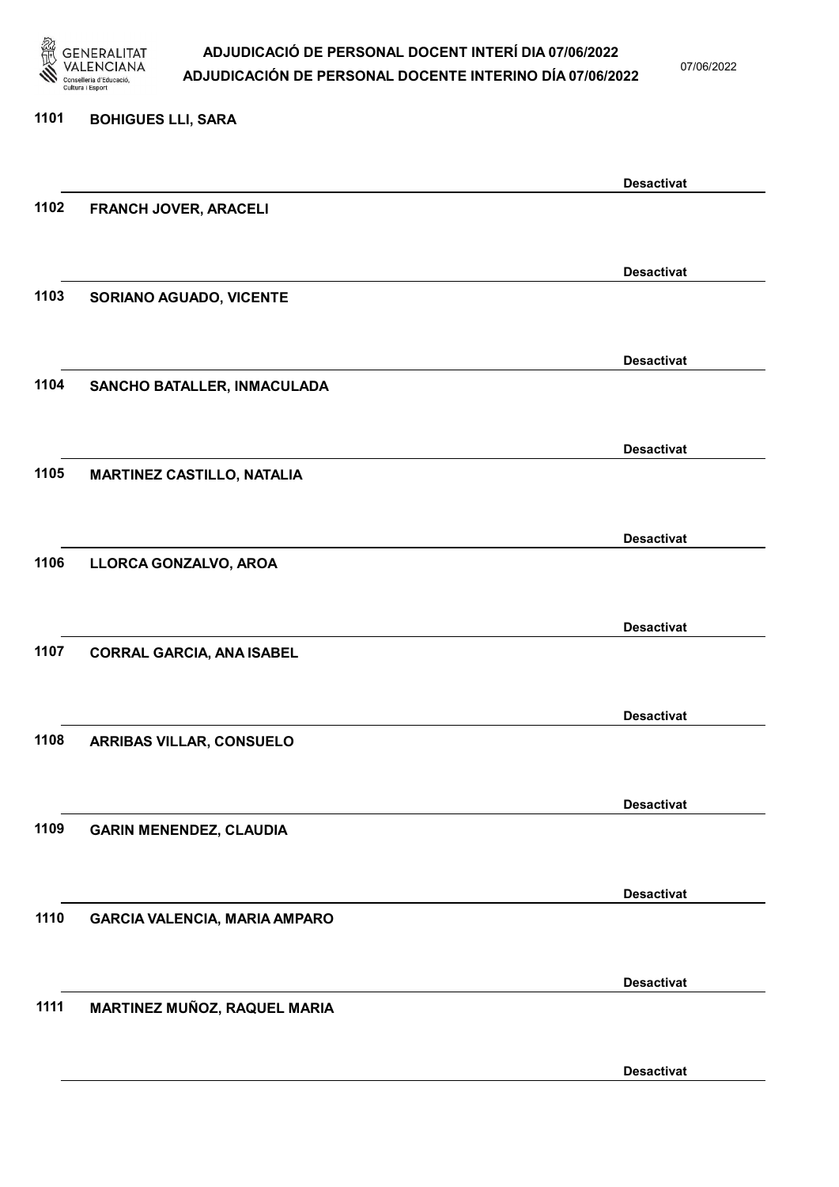1101 **BOHIGUES LLI, SARA**

**Desactivat**

1102 **FRANCH JOVER, ARACELI**

**Desactivat**

1103 **SORIANO AGUADO, VICENTE**

**Desactivat**

1104 **SANCHO BATALLER, INMACULADA**

**Desactivat**

1105 **MARTINEZ CASTILLO, NATALIA**

**Desactivat**

1106 **LLORCA GONZALVO, AROA**

**Desactivat**

1107 **CORRAL GARCIA, ANA ISABEL**

**Desactivat**

1108 **ARRIBAS VILLAR, CONSUELO**

**Desactivat**

1109 **GARIN MENENDEZ, CLAUDIA**

**Desactivat**

1110 **GARCIA VALENCIA, MARIA AMPARO**

**Desactivat**

1111 **MARTINEZ MUÑOZ, RAQUEL MARIA**

**Desactivat**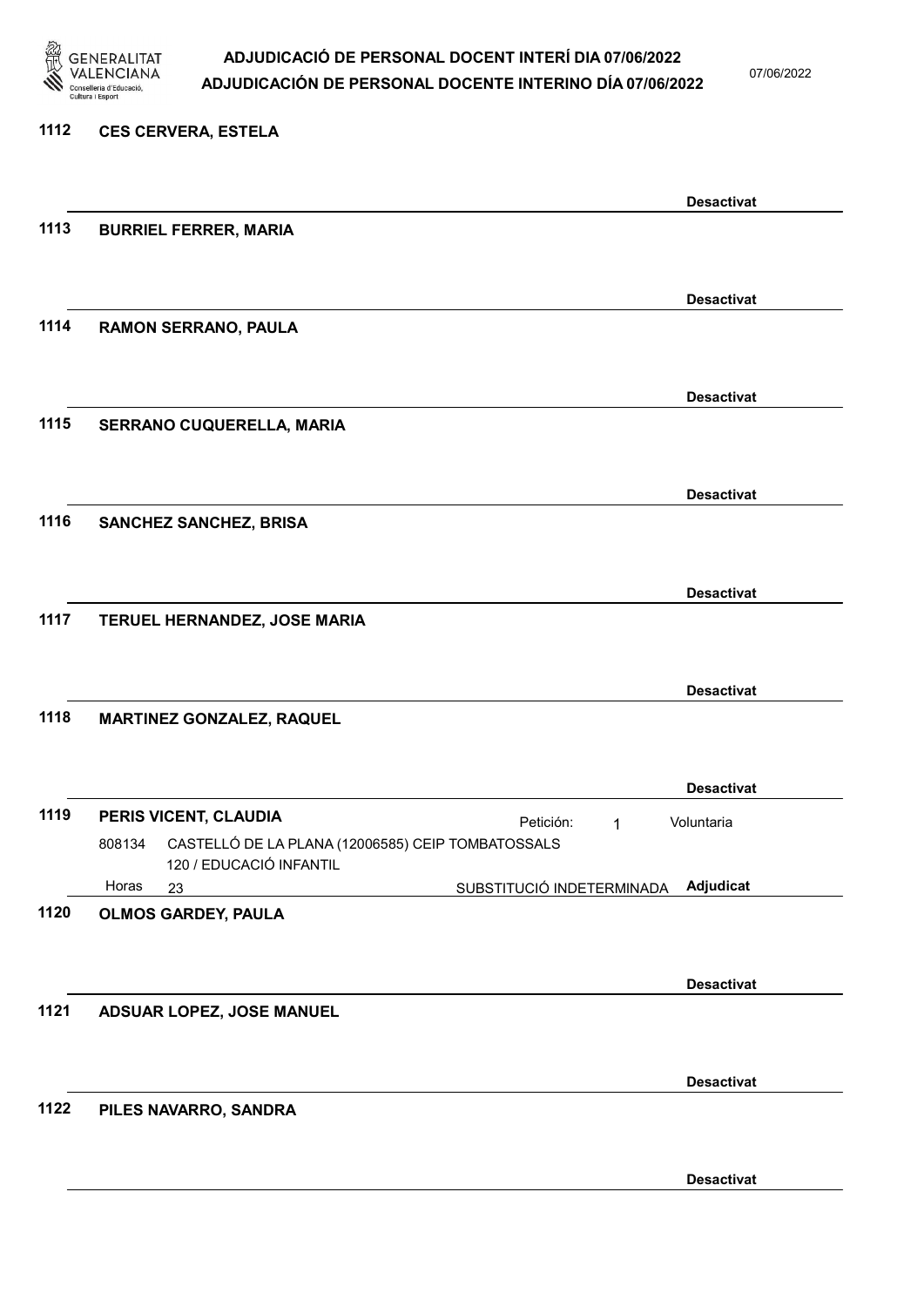**1112 CES CERVERA, ESTELA**

Desactivat

**1113 BURRIEL FERRER, MARIA**

Desactivat

**1114 RAMON SERRANO, PAULA**

Desactivat

**1115 SERRANO CUQUERELLA, MARIA**

Desactivat

**1116 SANCHEZ SANCHEZ, BRISA**

Desactivat

**1117 TERUEL HERNANDEZ, JOSE MARIA**

Desactivat

**1118 MARTINEZ GONZALEZ, RAQUEL**

Desactivat

**1119 PERIS VICENT, CLAUDIA** — Petición: 1 — Voluntaria

808134 CASTELLÓ DE LA PLANA (12006585) CEIP TOMBATOSSALS
120 / EDUCACIÓ INFANTIL
Horas 23 — SUBSTITUCIÓ INDETERMINADA — Adjudicat

**1120 OLMOS GARDEY, PAULA**

Desactivat

**1121 ADSUAR LOPEZ, JOSE MANUEL**

Desactivat

**1122 PILES NAVARRO, SANDRA**

Desactivat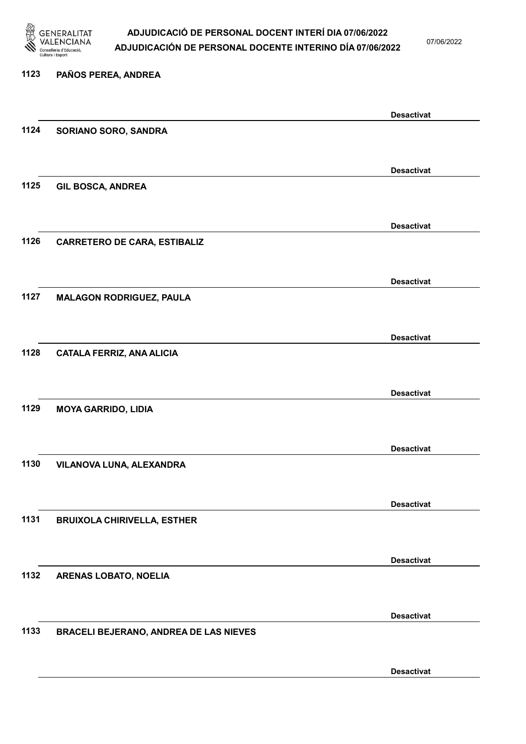1123 PAÑOS PEREA, ANDREA

Desactivat

1124 SORIANO SORO, SANDRA

Desactivat

1125 GIL BOSCA, ANDREA

Desactivat

1126 CARRETERO DE CARA, ESTIBALIZ

Desactivat

1127 MALAGON RODRIGUEZ, PAULA

Desactivat

1128 CATALA FERRIZ, ANA ALICIA

Desactivat

1129 MOYA GARRIDO, LIDIA

Desactivat

1130 VILANOVA LUNA, ALEXANDRA

Desactivat

1131 BRUIXOLA CHIRIVELLA, ESTHER

Desactivat

1132 ARENAS LOBATO, NOELIA

Desactivat

1133 BRACELI BEJERANO, ANDREA DE LAS NIEVES

Desactivat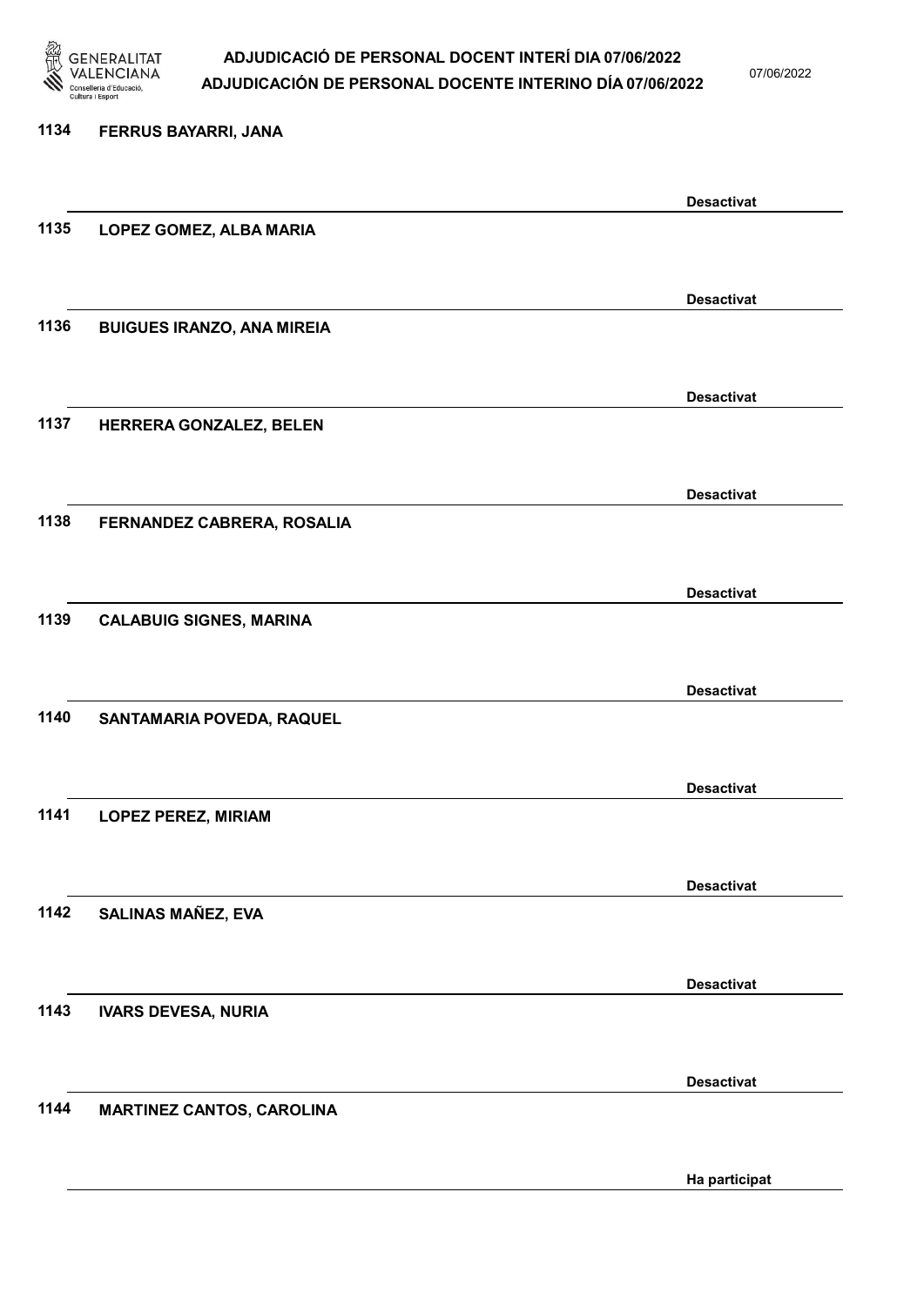1134 **FERRUS BAYARRI, JANA**

**Desactivat**

1135 **LOPEZ GOMEZ, ALBA MARIA**

**Desactivat**

1136 **BUIGUES IRANZO, ANA MIREIA**

**Desactivat**

1137 **HERRERA GONZALEZ, BELEN**

**Desactivat**

1138 **FERNANDEZ CABRERA, ROSALIA**

**Desactivat**

1139 **CALABUIG SIGNES, MARINA**

**Desactivat**

1140 **SANTAMARIA POVEDA, RAQUEL**

**Desactivat**

1141 **LOPEZ PEREZ, MIRIAM**

**Desactivat**

1142 **SALINAS MAÑEZ, EVA**

**Desactivat**

1143 **IVARS DEVESA, NURIA**

**Desactivat**

1144 **MARTINEZ CANTOS, CAROLINA**

**Ha participat**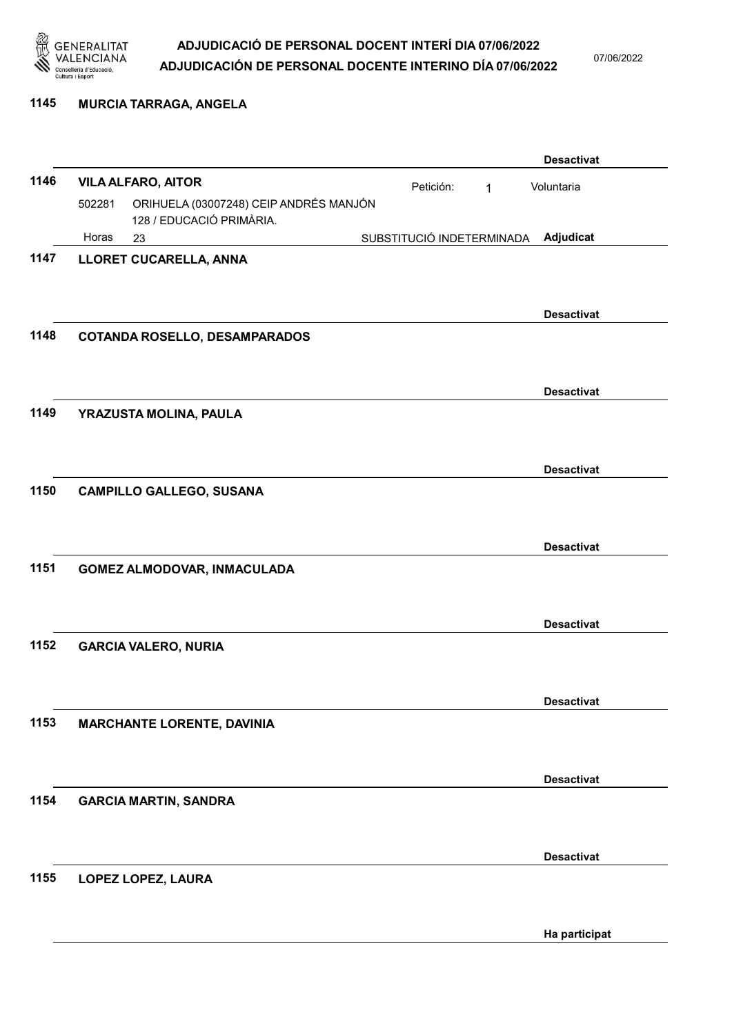**1145** **MURCIA TARRAGA, ANGELA**

**Desactivat**

**1146** **VILA ALFARO, AITOR**

Petición: 1 Voluntaria

502281 ORIHUELA (03007248) CEIP ANDRÉS MANJÓN
128 / EDUCACIÓ PRIMÀRIA.

Horas 23 SUBSTITUCIÓ INDETERMINADA **Adjudicat**

**1147** **LLORET CUCARELLA, ANNA**

**Desactivat**

**1148** **COTANDA ROSELLO, DESAMPARADOS**

**Desactivat**

**1149** **YRAZUSTA MOLINA, PAULA**

**Desactivat**

**1150** **CAMPILLO GALLEGO, SUSANA**

**Desactivat**

**1151** **GOMEZ ALMODOVAR, INMACULADA**

**Desactivat**

**1152** **GARCIA VALERO, NURIA**

**Desactivat**

**1153** **MARCHANTE LORENTE, DAVINIA**

**Desactivat**

**1154** **GARCIA MARTIN, SANDRA**

**Desactivat**

**1155** **LOPEZ LOPEZ, LAURA**

**Ha participat**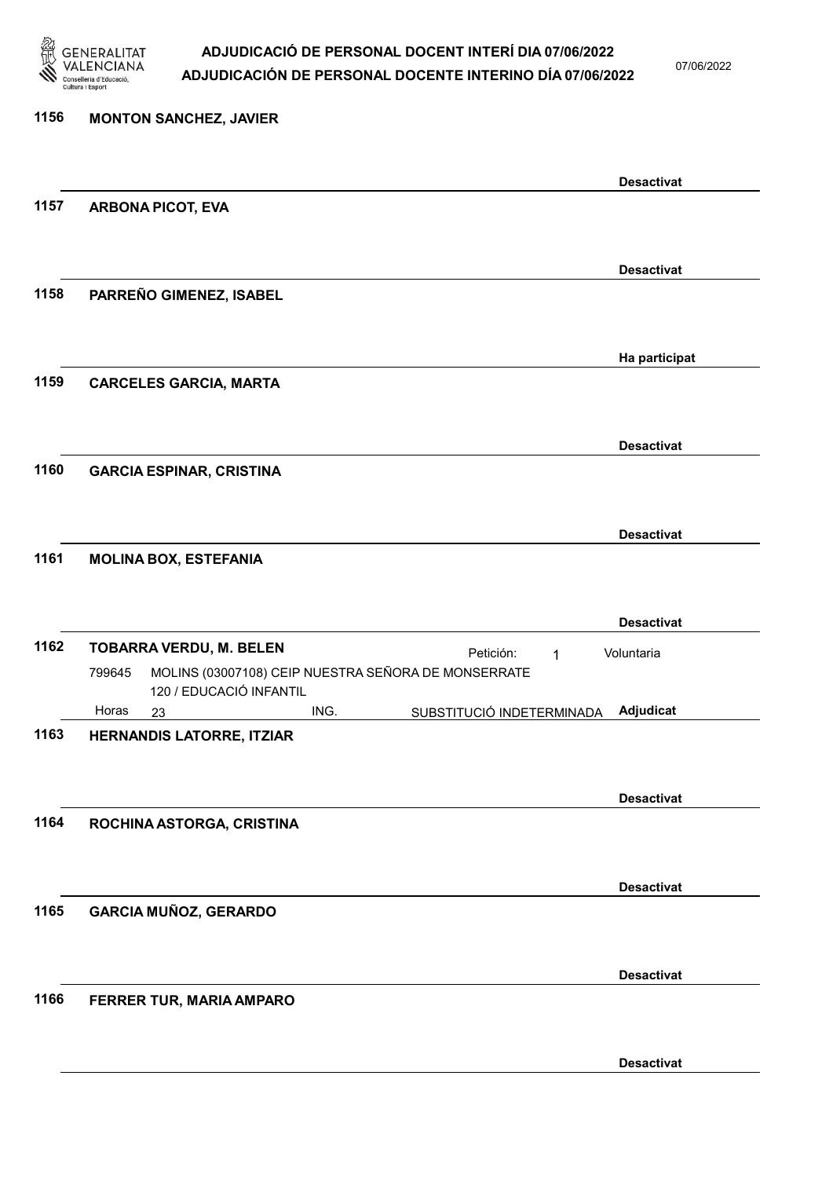**1156 MONTON SANCHEZ, JAVIER**

Desactivat

**1157 ARBONA PICOT, EVA**

Desactivat

**1158 PARREÑO GIMENEZ, ISABEL**

Ha participat

**1159 CARCELES GARCIA, MARTA**

Desactivat

**1160 GARCIA ESPINAR, CRISTINA**

Desactivat

**1161 MOLINA BOX, ESTEFANIA**

Desactivat

**1162 TOBARRA VERDU, M. BELEN** — Petición: 1 — Voluntaria

799645 MOLINS (03007108) CEIP NUESTRA SEÑORA DE MONSERRATE
120 / EDUCACIÓ INFANTIL
Horas 23 ING. SUBSTITUCIÓ INDETERMINADA — **Adjudicat**

**1163 HERNANDIS LATORRE, ITZIAR**

Desactivat

**1164 ROCHINA ASTORGA, CRISTINA**

Desactivat

**1165 GARCIA MUÑOZ, GERARDO**

Desactivat

**1166 FERRER TUR, MARIA AMPARO**

Desactivat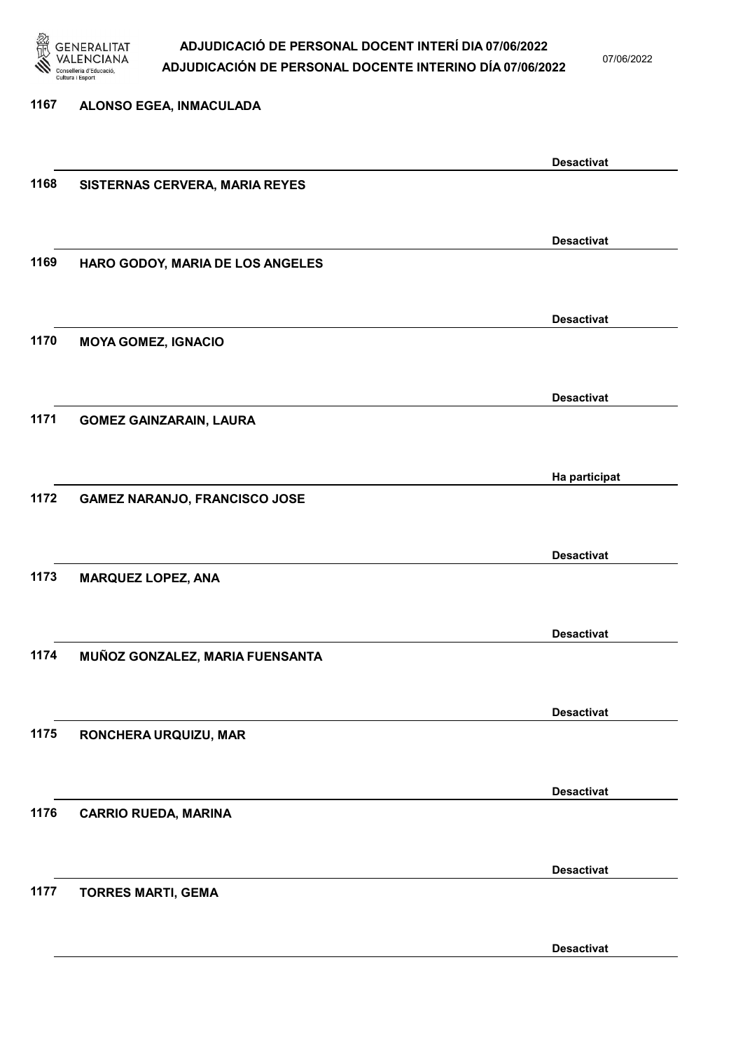1167 ALONSO EGEA, INMACULADA

Desactivat

1168 SISTERNAS CERVERA, MARIA REYES

Desactivat

1169 HARO GODOY, MARIA DE LOS ANGELES

Desactivat

1170 MOYA GOMEZ, IGNACIO

Desactivat

1171 GOMEZ GAINZARAIN, LAURA

Ha participat

1172 GAMEZ NARANJO, FRANCISCO JOSE

Desactivat

1173 MARQUEZ LOPEZ, ANA

Desactivat

1174 MUÑOZ GONZALEZ, MARIA FUENSANTA

Desactivat

1175 RONCHERA URQUIZU, MAR

Desactivat

1176 CARRIO RUEDA, MARINA

Desactivat

1177 TORRES MARTI, GEMA

Desactivat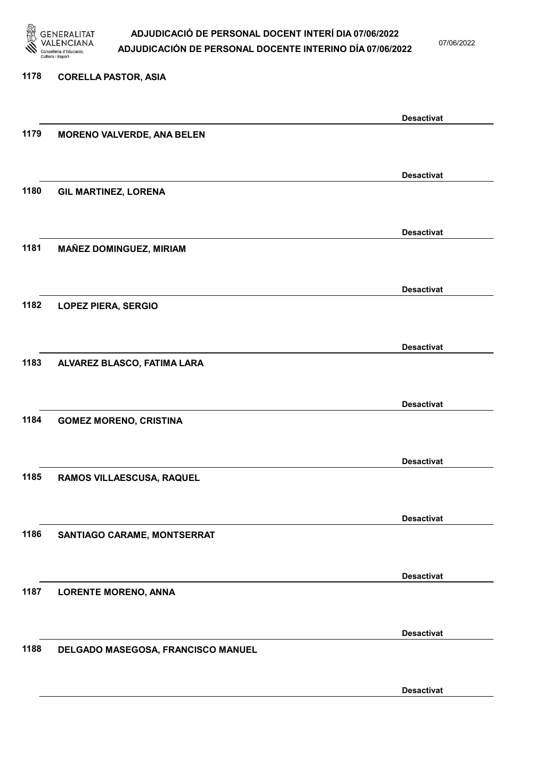1178 **CORELLA PASTOR, ASIA**

**Desactivat**

1179 **MORENO VALVERDE, ANA BELEN**

**Desactivat**

1180 **GIL MARTINEZ, LORENA**

**Desactivat**

1181 **MAÑEZ DOMINGUEZ, MIRIAM**

**Desactivat**

1182 **LOPEZ PIERA, SERGIO**

**Desactivat**

1183 **ALVAREZ BLASCO, FATIMA LARA**

**Desactivat**

1184 **GOMEZ MORENO, CRISTINA**

**Desactivat**

1185 **RAMOS VILLAESCUSA, RAQUEL**

**Desactivat**

1186 **SANTIAGO CARAME, MONTSERRAT**

**Desactivat**

1187 **LORENTE MORENO, ANNA**

**Desactivat**

1188 **DELGADO MASEGOSA, FRANCISCO MANUEL**

**Desactivat**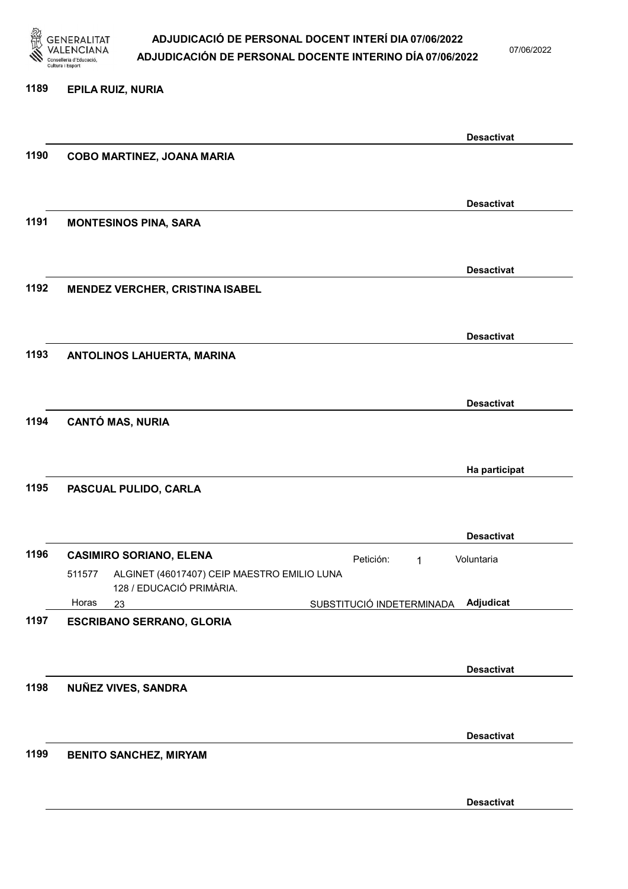1189 **EPILA RUIZ, NURIA**

**Desactivat**

1190 **COBO MARTINEZ, JOANA MARIA**

**Desactivat**

1191 **MONTESINOS PINA, SARA**

**Desactivat**

1192 **MENDEZ VERCHER, CRISTINA ISABEL**

**Desactivat**

1193 **ANTOLINOS LAHUERTA, MARINA**

**Desactivat**

1194 **CANTÓ MAS, NURIA**

**Ha participat**

1195 **PASCUAL PULIDO, CARLA**

**Desactivat**

1196 **CASIMIRO SORIANO, ELENA** Petición: 1 Voluntaria

511577 ALGINET (46017407) CEIP MAESTRO EMILIO LUNA
128 / EDUCACIÓ PRIMÀRIA.

Horas 23 SUBSTITUCIÓ INDETERMINADA **Adjudicat**

1197 **ESCRIBANO SERRANO, GLORIA**

**Desactivat**

1198 **NUÑEZ VIVES, SANDRA**

**Desactivat**

1199 **BENITO SANCHEZ, MIRYAM**

**Desactivat**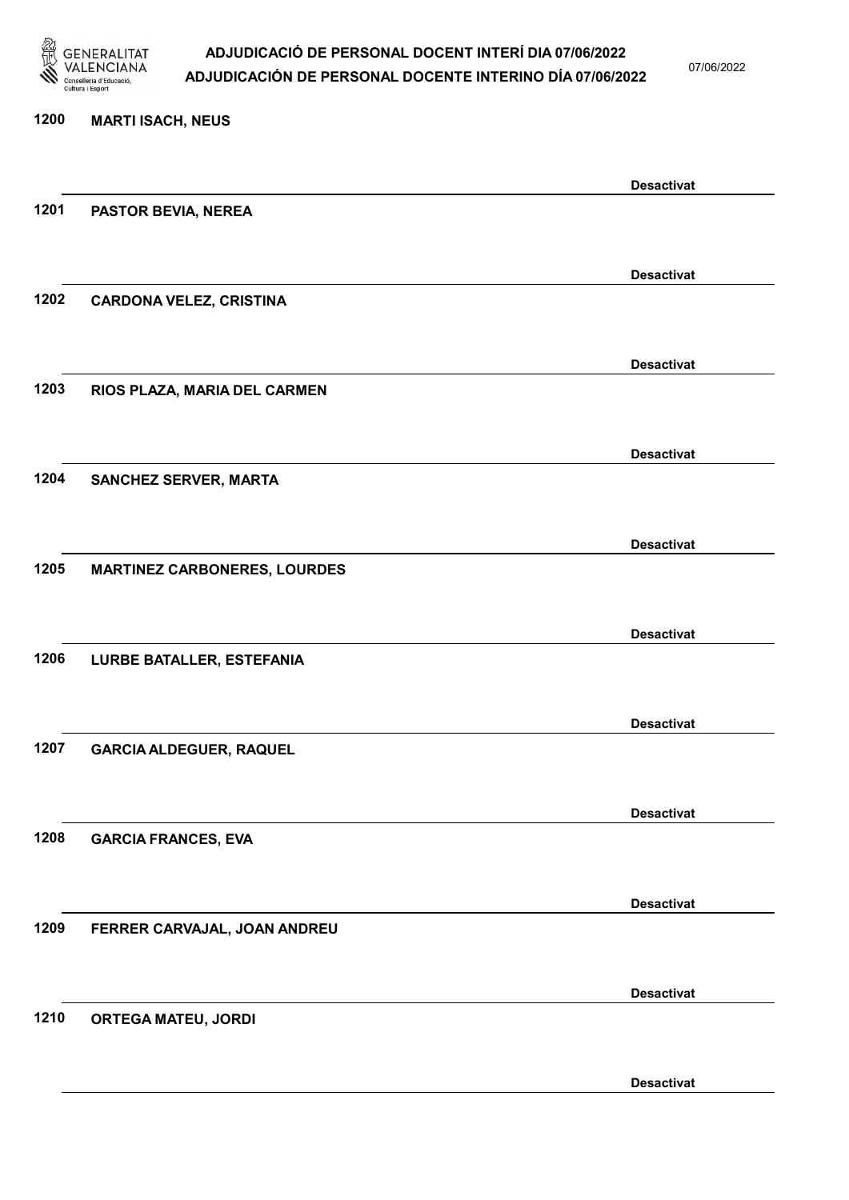1200 **MARTI ISACH, NEUS**

**Desactivat**

1201 **PASTOR BEVIA, NEREA**

**Desactivat**

1202 **CARDONA VELEZ, CRISTINA**

**Desactivat**

1203 **RIOS PLAZA, MARIA DEL CARMEN**

**Desactivat**

1204 **SANCHEZ SERVER, MARTA**

**Desactivat**

1205 **MARTINEZ CARBONERES, LOURDES**

**Desactivat**

1206 **LURBE BATALLER, ESTEFANIA**

**Desactivat**

1207 **GARCIA ALDEGUER, RAQUEL**

**Desactivat**

1208 **GARCIA FRANCES, EVA**

**Desactivat**

1209 **FERRER CARVAJAL, JOAN ANDREU**

**Desactivat**

1210 **ORTEGA MATEU, JORDI**

**Desactivat**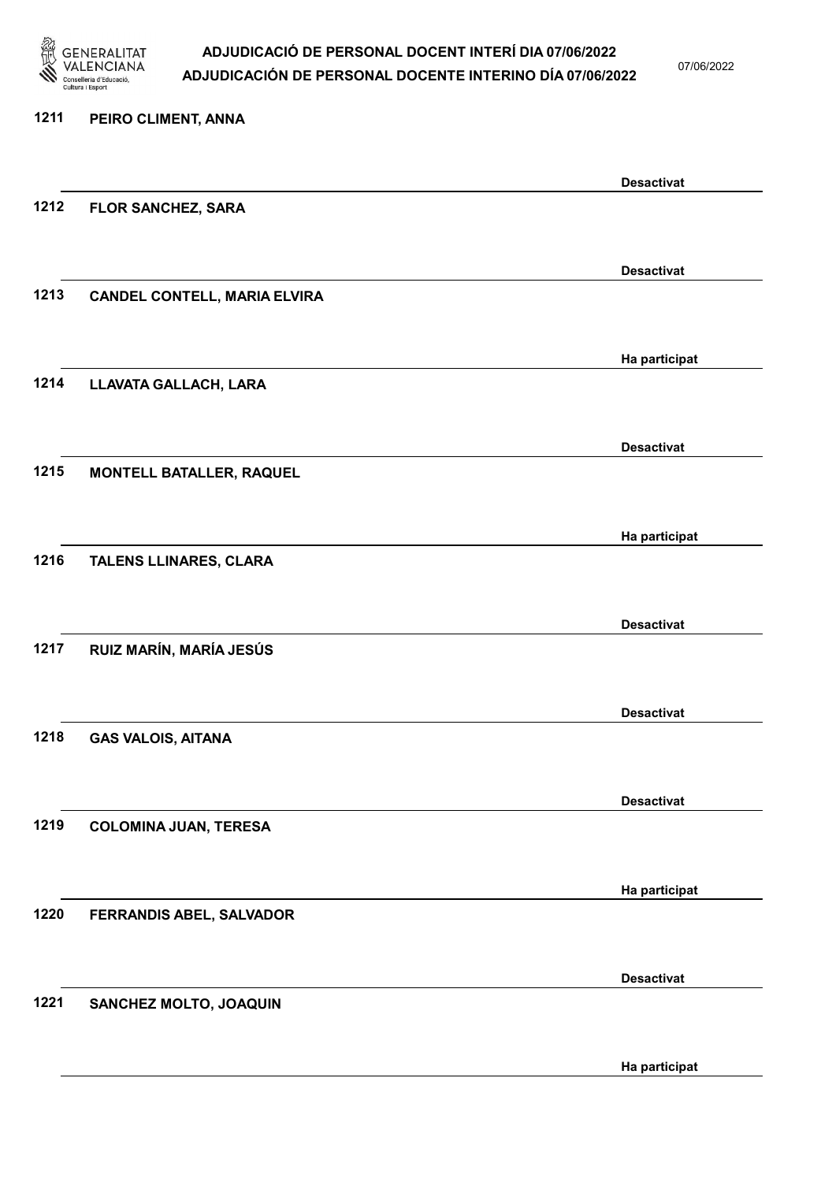1211 PEIRO CLIMENT, ANNA

Desactivat

1212 FLOR SANCHEZ, SARA

Desactivat

1213 CANDEL CONTELL, MARIA ELVIRA

Ha participat

1214 LLAVATA GALLACH, LARA

Desactivat

1215 MONTELL BATALLER, RAQUEL

Ha participat

1216 TALENS LLINARES, CLARA

Desactivat

1217 RUIZ MARÍN, MARÍA JESÚS

Desactivat

1218 GAS VALOIS, AITANA

Desactivat

1219 COLOMINA JUAN, TERESA

Ha participat

1220 FERRANDIS ABEL, SALVADOR

Desactivat

1221 SANCHEZ MOLTO, JOAQUIN

Ha participat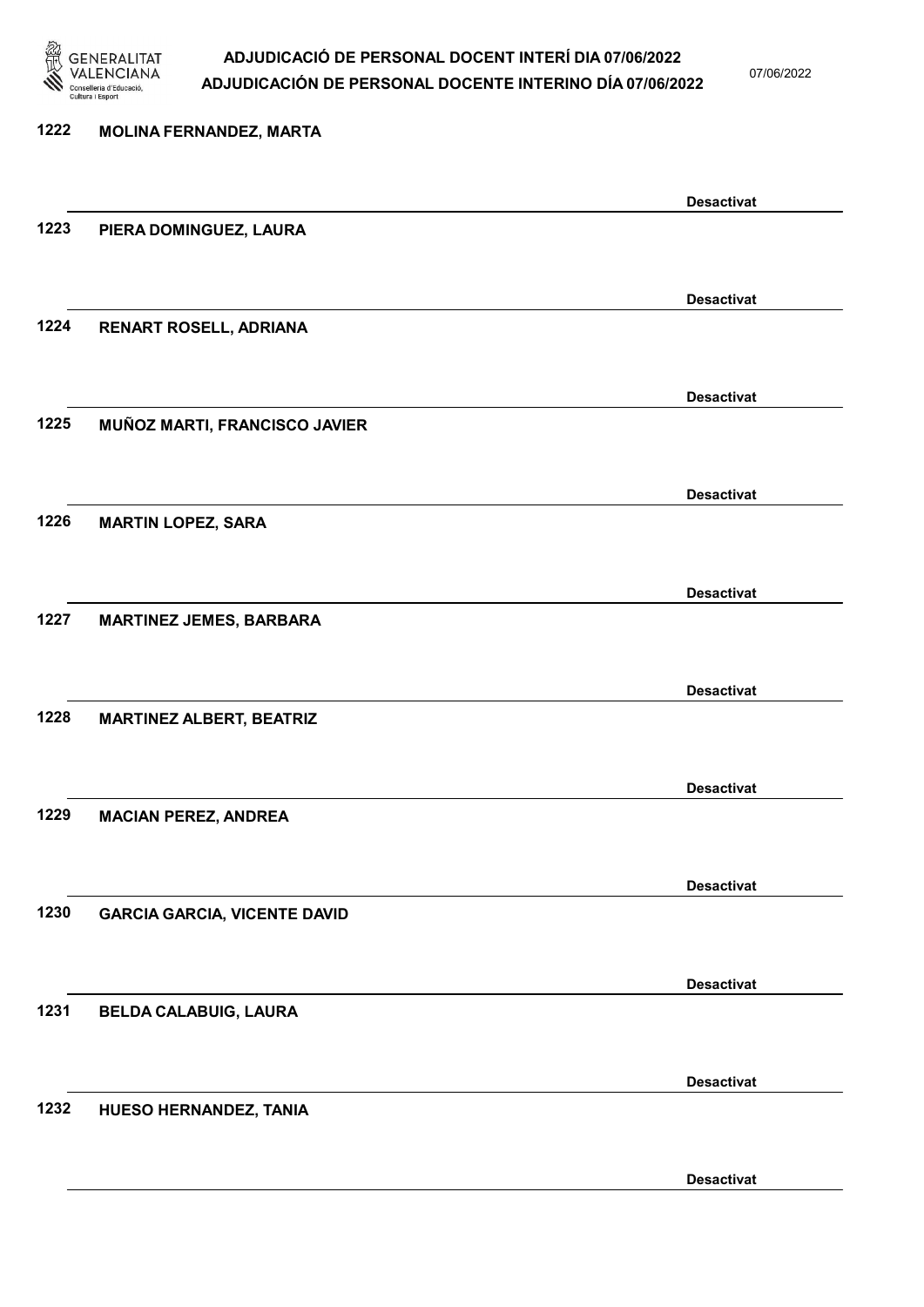1222 MOLINA FERNANDEZ, MARTA

Desactivat

1223 PIERA DOMINGUEZ, LAURA

Desactivat

1224 RENART ROSELL, ADRIANA

Desactivat

1225 MUÑOZ MARTI, FRANCISCO JAVIER

Desactivat

1226 MARTIN LOPEZ, SARA

Desactivat

1227 MARTINEZ JEMES, BARBARA

Desactivat

1228 MARTINEZ ALBERT, BEATRIZ

Desactivat

1229 MACIAN PEREZ, ANDREA

Desactivat

1230 GARCIA GARCIA, VICENTE DAVID

Desactivat

1231 BELDA CALABUIG, LAURA

Desactivat

1232 HUESO HERNANDEZ, TANIA

Desactivat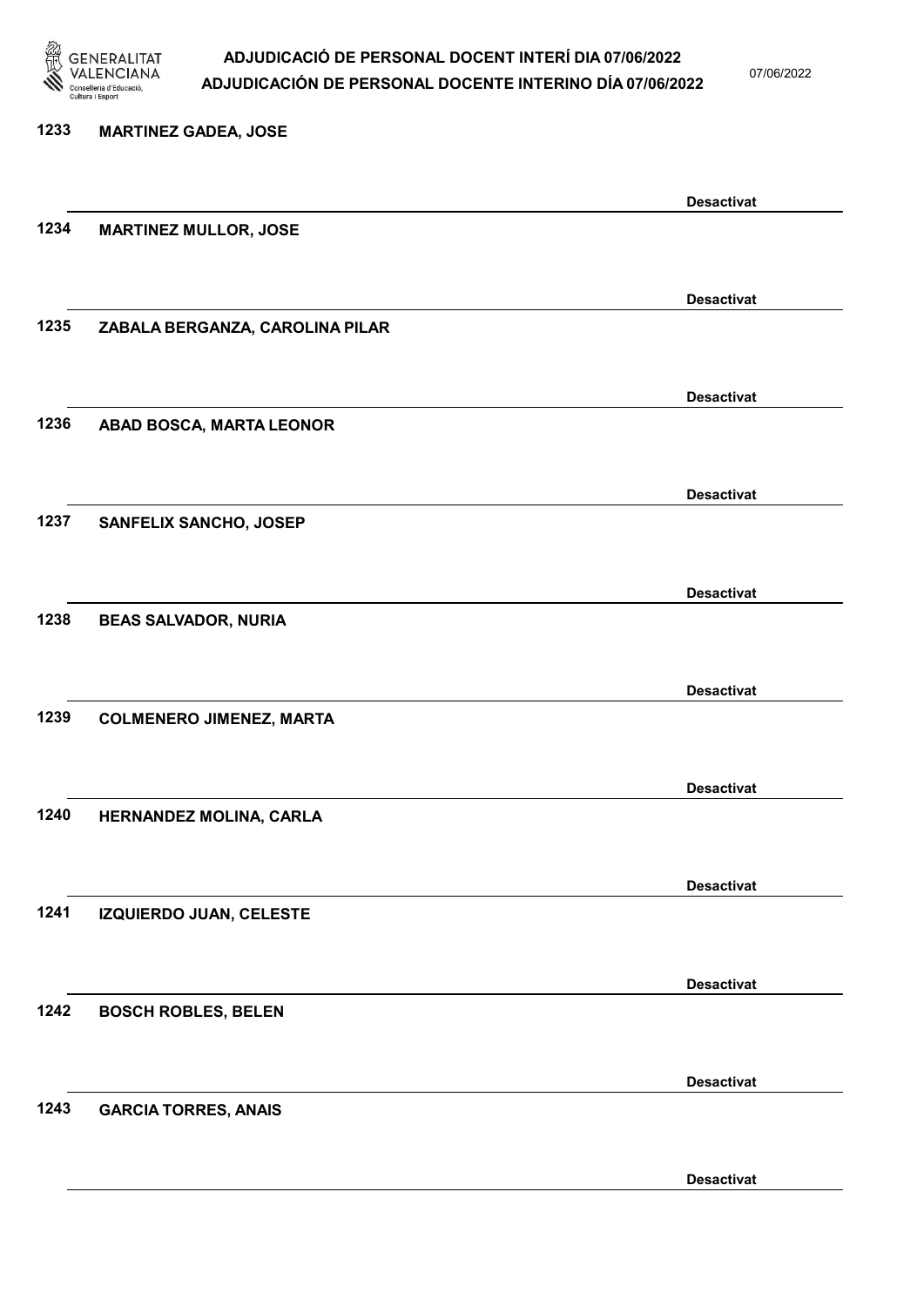1233 **MARTINEZ GADEA, JOSE**

**Desactivat**

1234 **MARTINEZ MULLOR, JOSE**

**Desactivat**

1235 **ZABALA BERGANZA, CAROLINA PILAR**

**Desactivat**

1236 **ABAD BOSCA, MARTA LEONOR**

**Desactivat**

1237 **SANFELIX SANCHO, JOSEP**

**Desactivat**

1238 **BEAS SALVADOR, NURIA**

**Desactivat**

1239 **COLMENERO JIMENEZ, MARTA**

**Desactivat**

1240 **HERNANDEZ MOLINA, CARLA**

**Desactivat**

1241 **IZQUIERDO JUAN, CELESTE**

**Desactivat**

1242 **BOSCH ROBLES, BELEN**

**Desactivat**

1243 **GARCIA TORRES, ANAIS**

**Desactivat**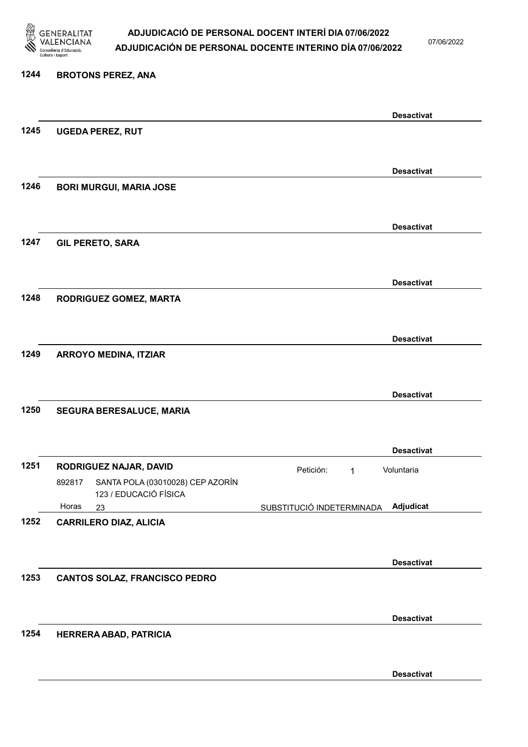1244 **BROTONS PEREZ, ANA**

**Desactivat**

1245 **UGEDA PEREZ, RUT**

**Desactivat**

1246 **BORI MURGUI, MARIA JOSE**

**Desactivat**

1247 **GIL PERETO, SARA**

**Desactivat**

1248 **RODRIGUEZ GOMEZ, MARTA**

**Desactivat**

1249 **ARROYO MEDINA, ITZIAR**

**Desactivat**

1250 **SEGURA BERESALUCE, MARIA**

**Desactivat**

1251 **RODRIGUEZ NAJAR, DAVID** Petición: 1 Voluntaria

892817 SANTA POLA (03010028) CEP AZORÍN 123 / EDUCACIÓ FÍSICA

Horas 23 SUBSTITUCIÓ INDETERMINADA **Adjudicat**

1252 **CARRILERO DIAZ, ALICIA**

**Desactivat**

1253 **CANTOS SOLAZ, FRANCISCO PEDRO**

**Desactivat**

1254 **HERRERA ABAD, PATRICIA**

**Desactivat**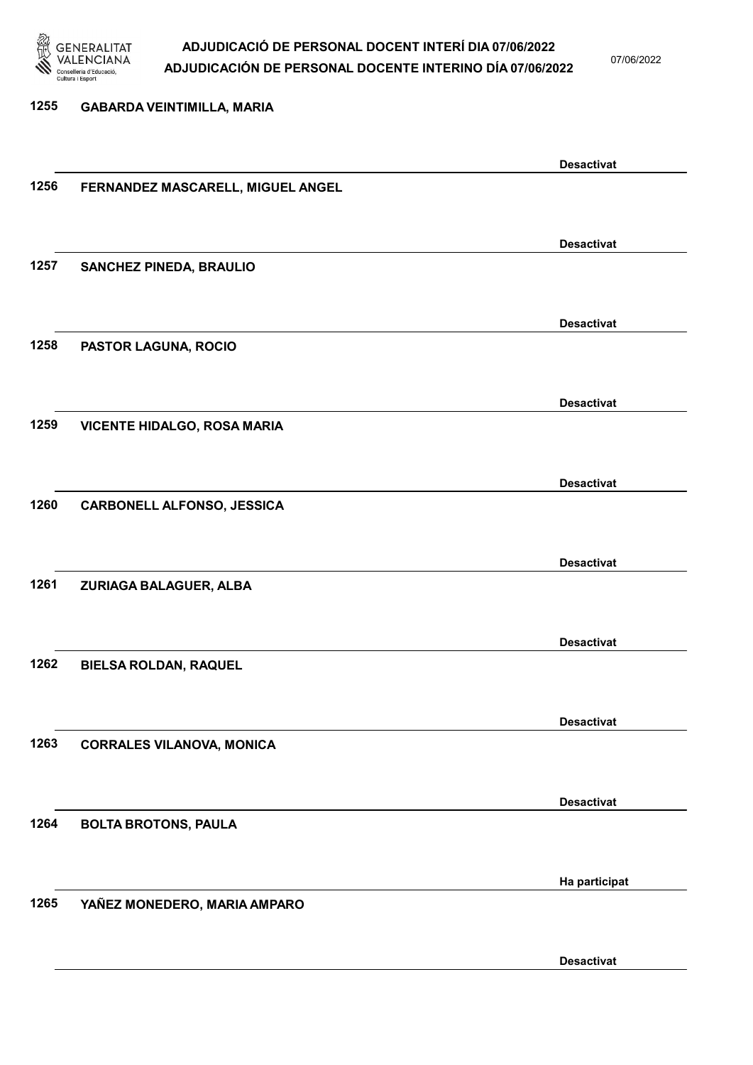1255 GABARDA VEINTIMILLA, MARIA

Desactivat

1256 FERNANDEZ MASCARELL, MIGUEL ANGEL

Desactivat

1257 SANCHEZ PINEDA, BRAULIO

Desactivat

1258 PASTOR LAGUNA, ROCIO

Desactivat

1259 VICENTE HIDALGO, ROSA MARIA

Desactivat

1260 CARBONELL ALFONSO, JESSICA

Desactivat

1261 ZURIAGA BALAGUER, ALBA

Desactivat

1262 BIELSA ROLDAN, RAQUEL

Desactivat

1263 CORRALES VILANOVA, MONICA

Desactivat

1264 BOLTA BROTONS, PAULA

Ha participat

1265 YAÑEZ MONEDERO, MARIA AMPARO

Desactivat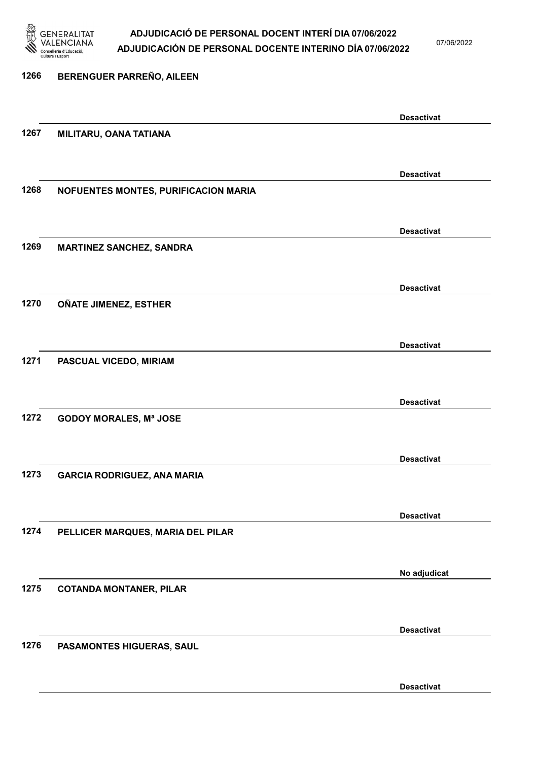1266 BERENGUER PARREÑO, AILEEN

Desactivat

1267 MILITARU, OANA TATIANA

Desactivat

1268 NOFUENTES MONTES, PURIFICACION MARIA

Desactivat

1269 MARTINEZ SANCHEZ, SANDRA

Desactivat

1270 OÑATE JIMENEZ, ESTHER

Desactivat

1271 PASCUAL VICEDO, MIRIAM

Desactivat

1272 GODOY MORALES, Mª JOSE

Desactivat

1273 GARCIA RODRIGUEZ, ANA MARIA

Desactivat

1274 PELLICER MARQUES, MARIA DEL PILAR

No adjudicat

1275 COTANDA MONTANER, PILAR

Desactivat

1276 PASAMONTES HIGUERAS, SAUL

Desactivat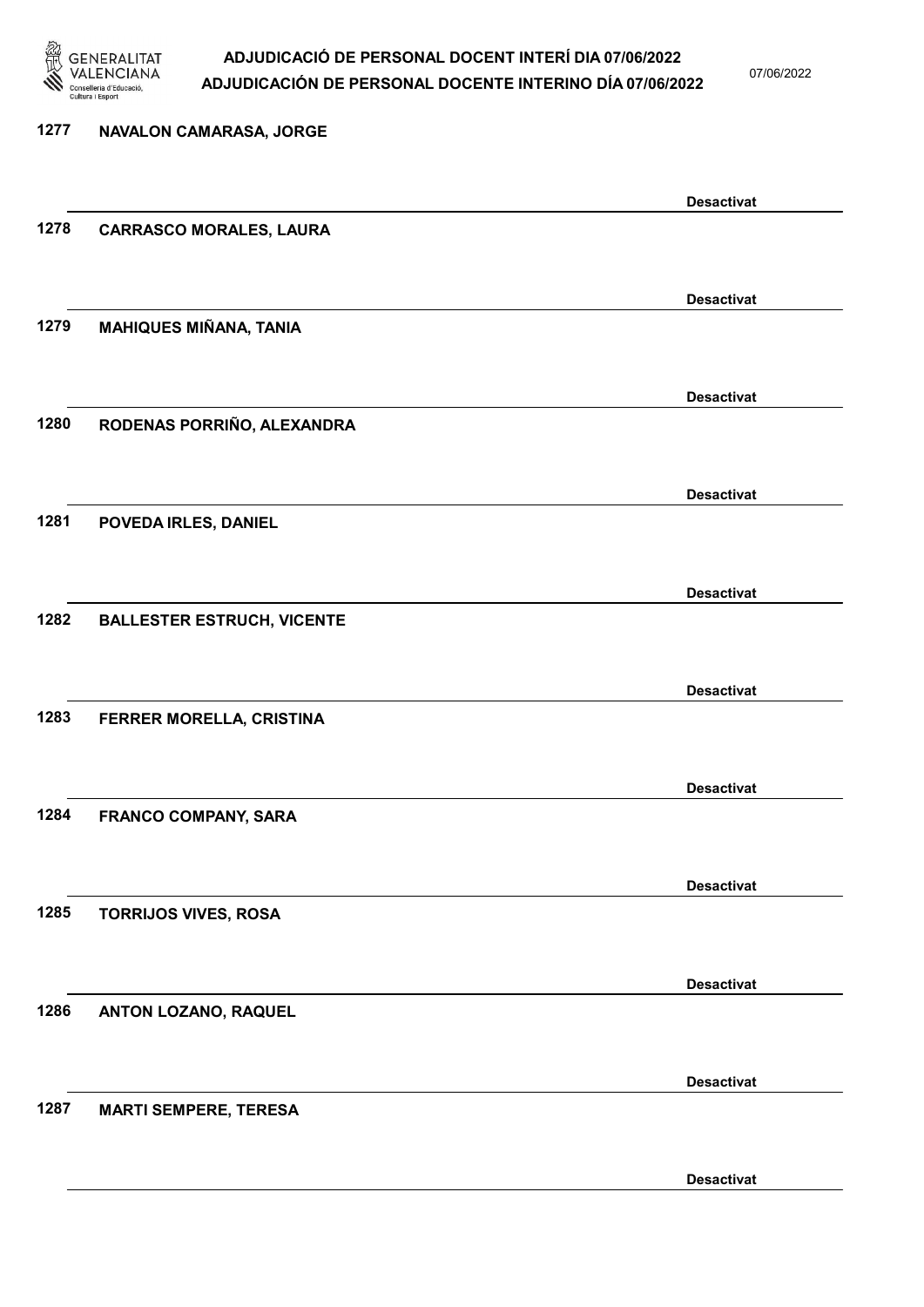1277 NAVALON CAMARASA, JORGE

Desactivat

1278 CARRASCO MORALES, LAURA

Desactivat

1279 MAHIQUES MIÑANA, TANIA

Desactivat

1280 RODENAS PORRIÑO, ALEXANDRA

Desactivat

1281 POVEDA IRLES, DANIEL

Desactivat

1282 BALLESTER ESTRUCH, VICENTE

Desactivat

1283 FERRER MORELLA, CRISTINA

Desactivat

1284 FRANCO COMPANY, SARA

Desactivat

1285 TORRIJOS VIVES, ROSA

Desactivat

1286 ANTON LOZANO, RAQUEL

Desactivat

1287 MARTI SEMPERE, TERESA

Desactivat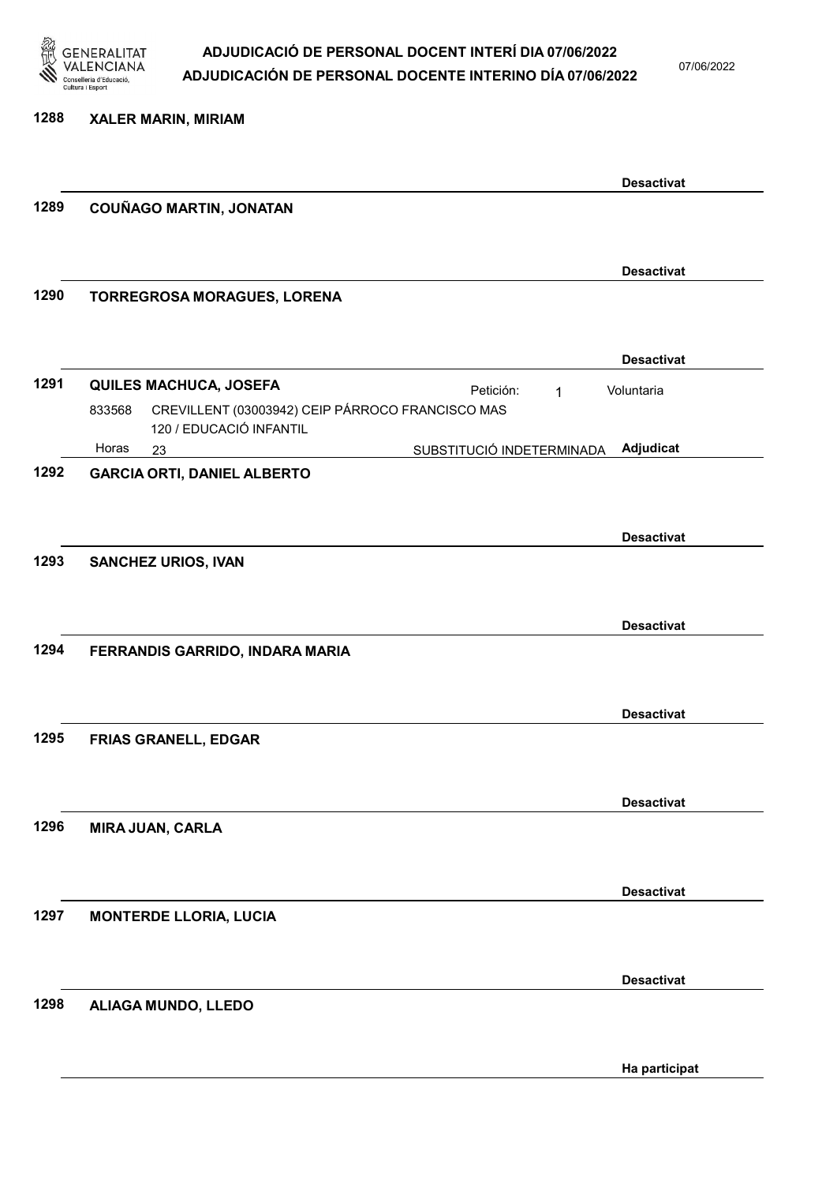1288 **XALER MARIN, MIRIAM**

**Desactivat**

1289 **COUÑAGO MARTIN, JONATAN**

**Desactivat**

1290 **TORREGROSA MORAGUES, LORENA**

**Desactivat**

1291 **QUILES MACHUCA, JOSEFA** Petición: 1 Voluntaria

833568 CREVILLENT (03003942) CEIP PÁRROCO FRANCISCO MAS 120 / EDUCACIÓ INFANTIL

Horas 23 SUBSTITUCIÓ INDETERMINADA **Adjudicat**

1292 **GARCIA ORTI, DANIEL ALBERTO**

**Desactivat**

1293 **SANCHEZ URIOS, IVAN**

**Desactivat**

1294 **FERRANDIS GARRIDO, INDARA MARIA**

**Desactivat**

1295 **FRIAS GRANELL, EDGAR**

**Desactivat**

1296 **MIRA JUAN, CARLA**

**Desactivat**

1297 **MONTERDE LLORIA, LUCIA**

**Desactivat**

1298 **ALIAGA MUNDO, LLEDO**

**Ha participat**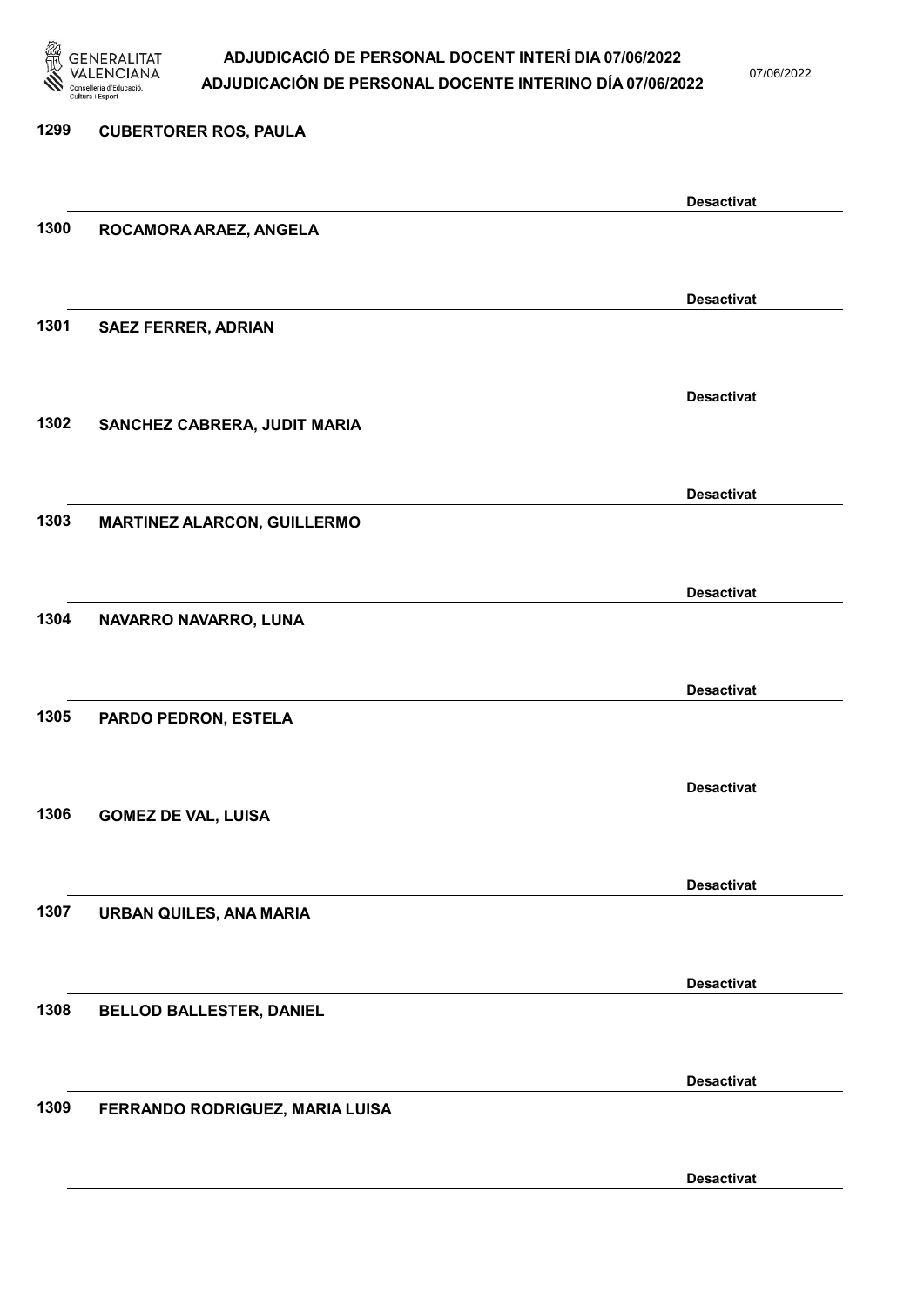1299 CUBERTORER ROS, PAULA

Desactivat

1300 ROCAMORA ARAEZ, ANGELA

Desactivat

1301 SAEZ FERRER, ADRIAN

Desactivat

1302 SANCHEZ CABRERA, JUDIT MARIA

Desactivat

1303 MARTINEZ ALARCON, GUILLERMO

Desactivat

1304 NAVARRO NAVARRO, LUNA

Desactivat

1305 PARDO PEDRON, ESTELA

Desactivat

1306 GOMEZ DE VAL, LUISA

Desactivat

1307 URBAN QUILES, ANA MARIA

Desactivat

1308 BELLOD BALLESTER, DANIEL

Desactivat

1309 FERRANDO RODRIGUEZ, MARIA LUISA

Desactivat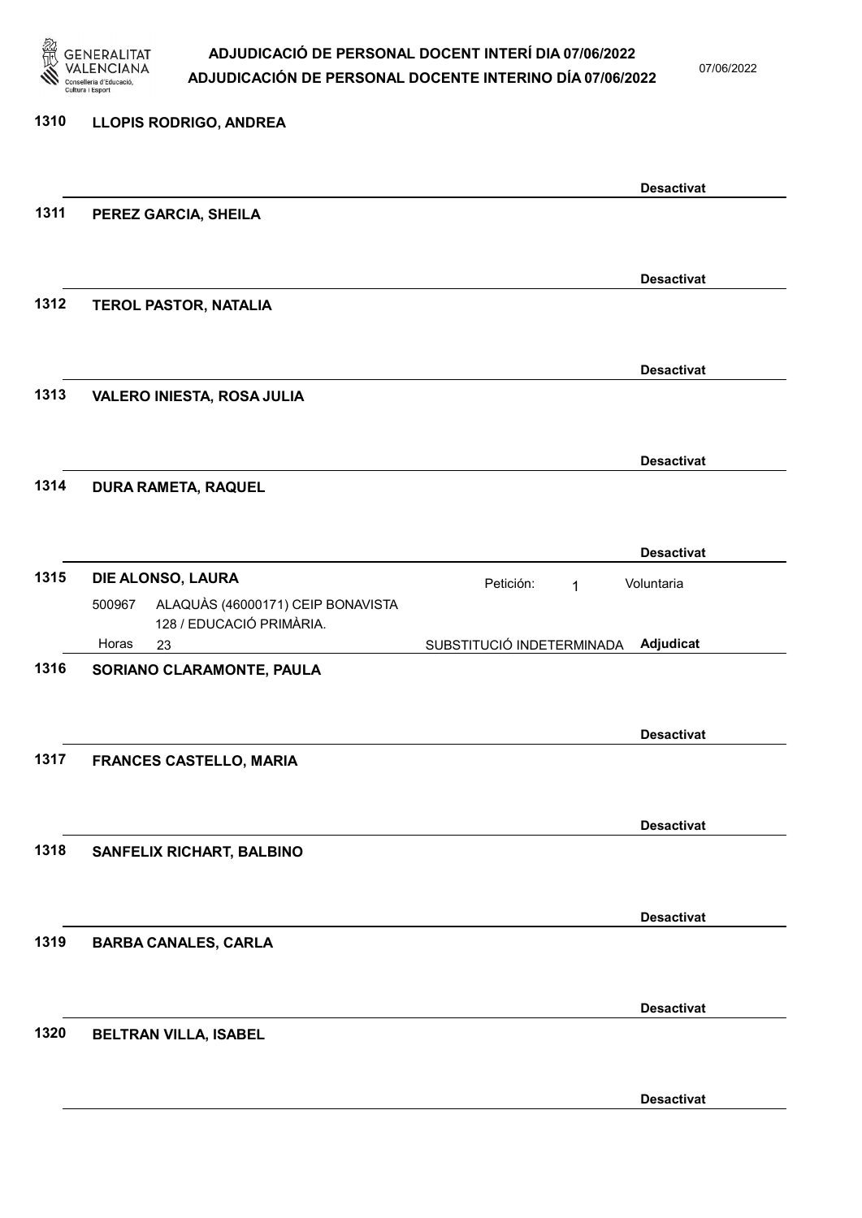**1310 LLOPIS RODRIGO, ANDREA**

**Desactivat**

**1311 PEREZ GARCIA, SHEILA**

**Desactivat**

**1312 TEROL PASTOR, NATALIA**

**Desactivat**

**1313 VALERO INIESTA, ROSA JULIA**

**Desactivat**

**1314 DURA RAMETA, RAQUEL**

**Desactivat**

**1315 DIE ALONSO, LAURA**

Petición: 1 Voluntaria

500967 ALAQUÀS (46000171) CEIP BONAVISTA
128 / EDUCACIÓ PRIMÀRIA.

Horas 23 SUBSTITUCIÓ INDETERMINADA **Adjudicat**

**1316 SORIANO CLARAMONTE, PAULA**

**Desactivat**

**1317 FRANCES CASTELLO, MARIA**

**Desactivat**

**1318 SANFELIX RICHART, BALBINO**

**Desactivat**

**1319 BARBA CANALES, CARLA**

**Desactivat**

**1320 BELTRAN VILLA, ISABEL**

**Desactivat**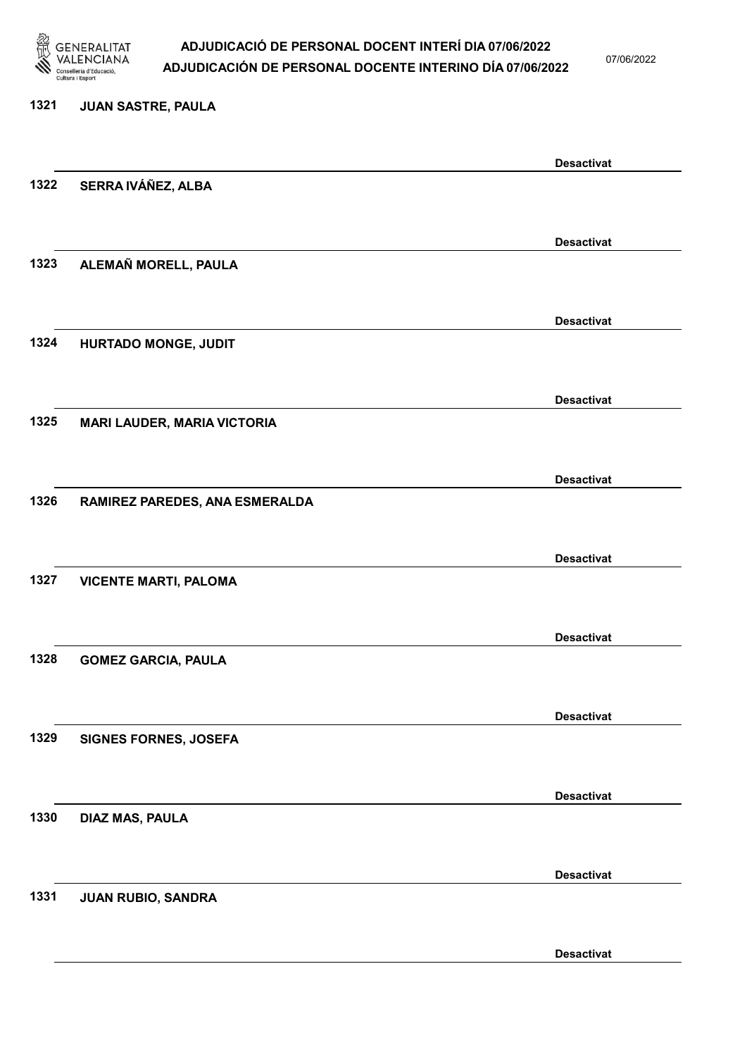1321 JUAN SASTRE, PAULA

Desactivat

1322 SERRA IVÁÑEZ, ALBA

Desactivat

1323 ALEMAÑ MORELL, PAULA

Desactivat

1324 HURTADO MONGE, JUDIT

Desactivat

1325 MARI LAUDER, MARIA VICTORIA

Desactivat

1326 RAMIREZ PAREDES, ANA ESMERALDA

Desactivat

1327 VICENTE MARTI, PALOMA

Desactivat

1328 GOMEZ GARCIA, PAULA

Desactivat

1329 SIGNES FORNES, JOSEFA

Desactivat

1330 DIAZ MAS, PAULA

Desactivat

1331 JUAN RUBIO, SANDRA

Desactivat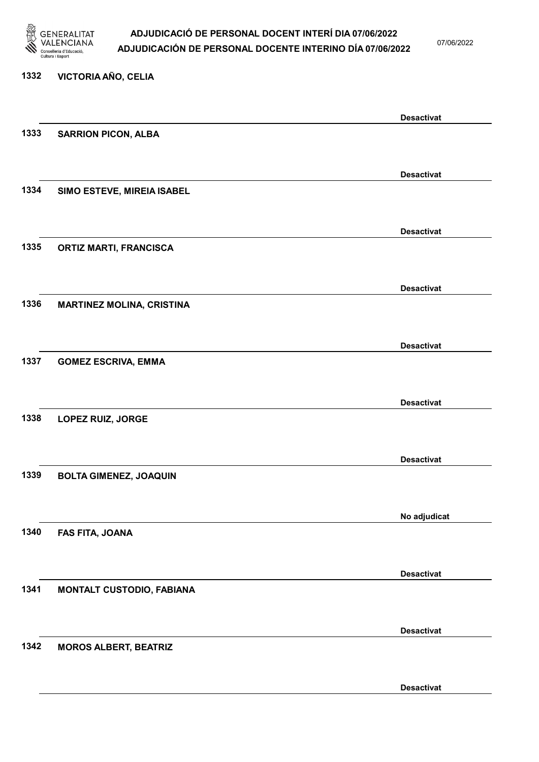| Núm. | Nom | Estat |
|---|---|---|
| 1332 | VICTORIA AÑO, CELIA | Desactivat |
| 1333 | SARRION PICON, ALBA | Desactivat |
| 1334 | SIMO ESTEVE, MIREIA ISABEL | Desactivat |
| 1335 | ORTIZ MARTI, FRANCISCA | Desactivat |
| 1336 | MARTINEZ MOLINA, CRISTINA | Desactivat |
| 1337 | GOMEZ ESCRIVA, EMMA | Desactivat |
| 1338 | LOPEZ RUIZ, JORGE | Desactivat |
| 1339 | BOLTA GIMENEZ, JOAQUIN | No adjudicat |
| 1340 | FAS FITA, JOANA | Desactivat |
| 1341 | MONTALT CUSTODIO, FABIANA | Desactivat |
| 1342 | MOROS ALBERT, BEATRIZ | Desactivat |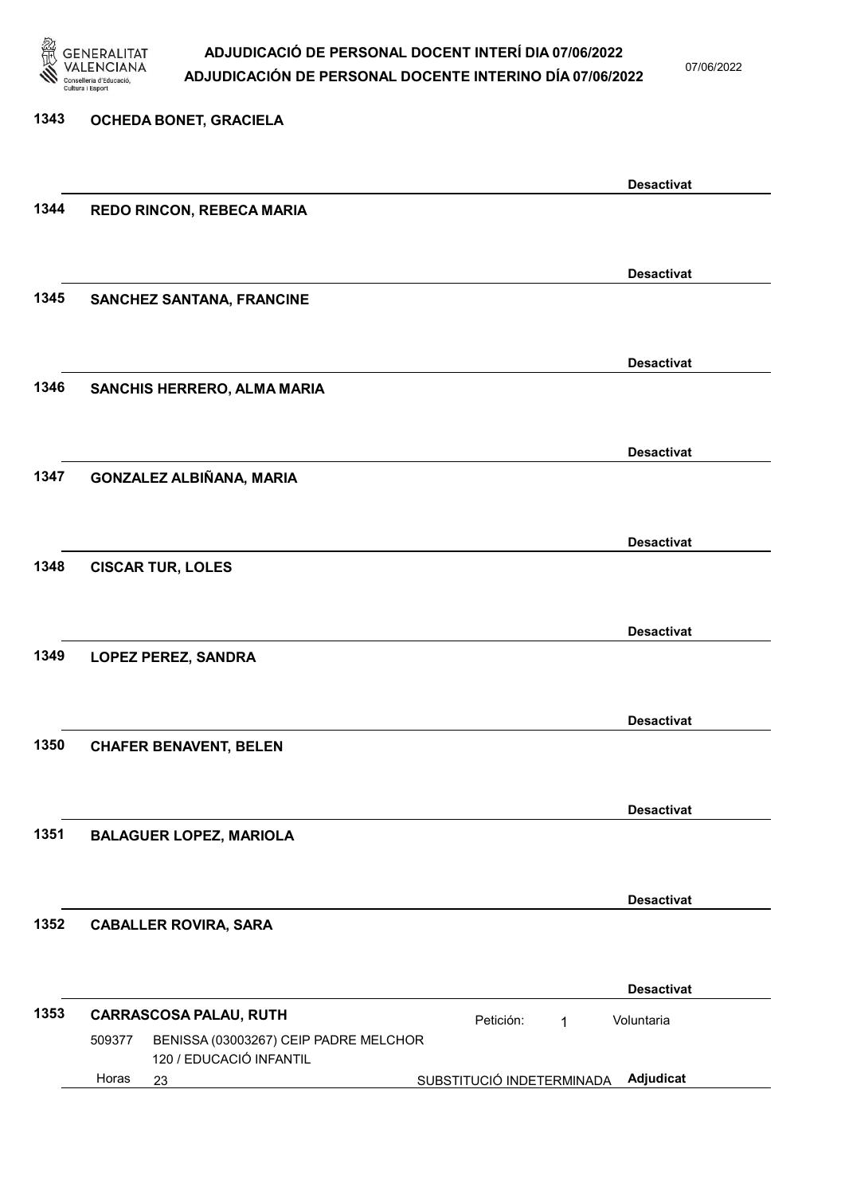**1343 OCHEDA BONET, GRACIELA**

Desactivat

**1344 REDO RINCON, REBECA MARIA**

Desactivat

**1345 SANCHEZ SANTANA, FRANCINE**

Desactivat

**1346 SANCHIS HERRERO, ALMA MARIA**

Desactivat

**1347 GONZALEZ ALBIÑANA, MARIA**

Desactivat

**1348 CISCAR TUR, LOLES**

Desactivat

**1349 LOPEZ PEREZ, SANDRA**

Desactivat

**1350 CHAFER BENAVENT, BELEN**

Desactivat

**1351 BALAGUER LOPEZ, MARIOLA**

Desactivat

**1352 CABALLER ROVIRA, SARA**

Desactivat

**1353 CARRASCOSA PALAU, RUTH** Petición: 1 Voluntaria

509377 BENISSA (03003267) CEIP PADRE MELCHOR
120 / EDUCACIÓ INFANTIL
Horas 23 SUBSTITUCIÓ INDETERMINADA **Adjudicat**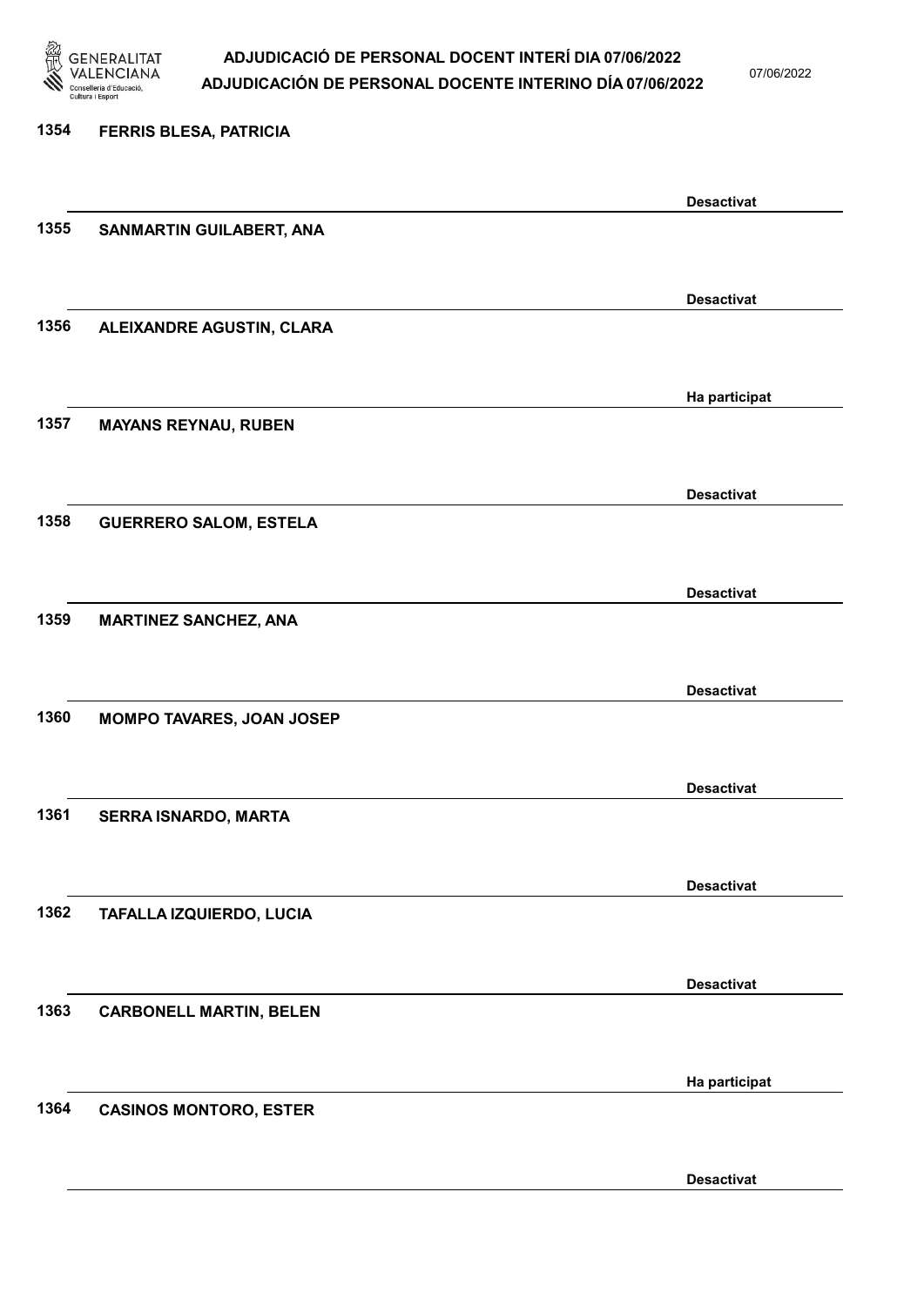1354 **FERRIS BLESA, PATRICIA**

**Desactivat**

1355 **SANMARTIN GUILABERT, ANA**

**Desactivat**

1356 **ALEIXANDRE AGUSTIN, CLARA**

**Ha participat**

1357 **MAYANS REYNAU, RUBEN**

**Desactivat**

1358 **GUERRERO SALOM, ESTELA**

**Desactivat**

1359 **MARTINEZ SANCHEZ, ANA**

**Desactivat**

1360 **MOMPO TAVARES, JOAN JOSEP**

**Desactivat**

1361 **SERRA ISNARDO, MARTA**

**Desactivat**

1362 **TAFALLA IZQUIERDO, LUCIA**

**Desactivat**

1363 **CARBONELL MARTIN, BELEN**

**Ha participat**

1364 **CASINOS MONTORO, ESTER**

**Desactivat**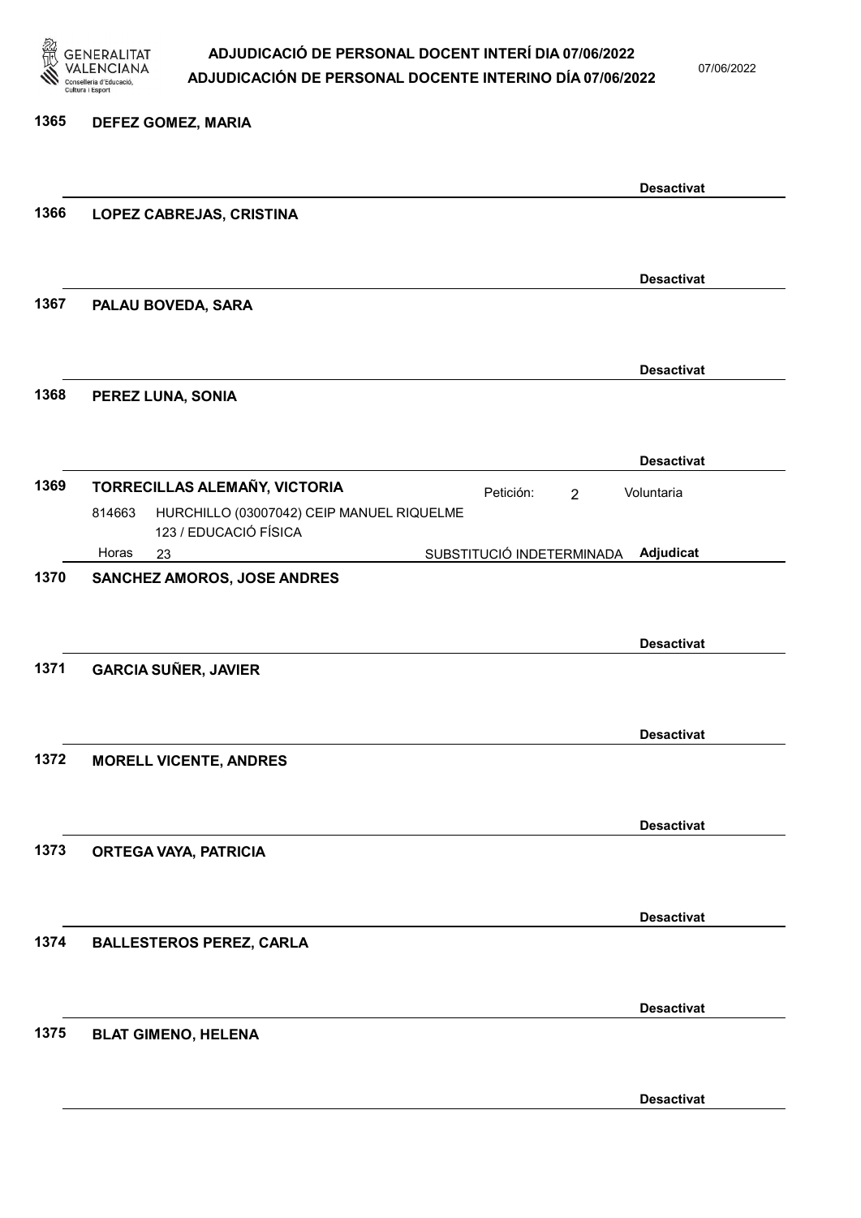1365 **DEFEZ GOMEZ, MARIA**

**Desactivat**

1366 **LOPEZ CABREJAS, CRISTINA**

**Desactivat**

1367 **PALAU BOVEDA, SARA**

**Desactivat**

1368 **PEREZ LUNA, SONIA**

**Desactivat**

1369 **TORRECILLAS ALEMAÑY, VICTORIA** Petición: 2 Voluntaria

814663 HURCHILLO (03007042) CEIP MANUEL RIQUELME
123 / EDUCACIÓ FÍSICA
Horas 23 SUBSTITUCIÓ INDETERMINADA **Adjudicat**

1370 **SANCHEZ AMOROS, JOSE ANDRES**

**Desactivat**

1371 **GARCIA SUÑER, JAVIER**

**Desactivat**

1372 **MORELL VICENTE, ANDRES**

**Desactivat**

1373 **ORTEGA VAYA, PATRICIA**

**Desactivat**

1374 **BALLESTEROS PEREZ, CARLA**

**Desactivat**

1375 **BLAT GIMENO, HELENA**

**Desactivat**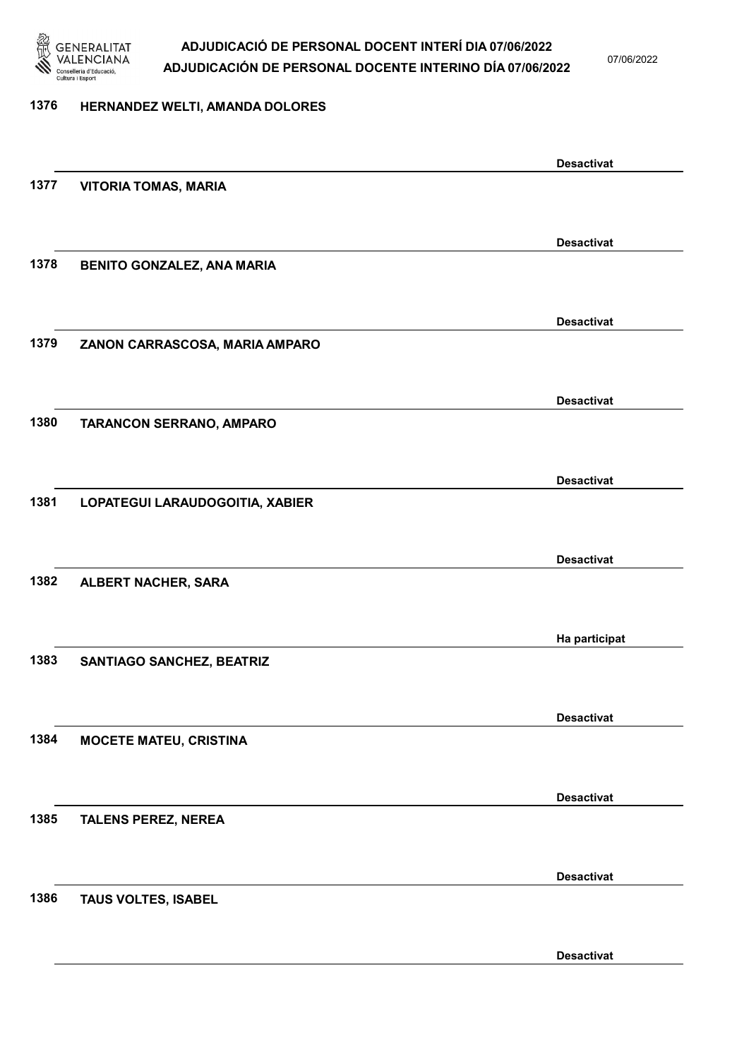1376 HERNANDEZ WELTI, AMANDA DOLORES

Desactivat

1377 VITORIA TOMAS, MARIA

Desactivat

1378 BENITO GONZALEZ, ANA MARIA

Desactivat

1379 ZANON CARRASCOSA, MARIA AMPARO

Desactivat

1380 TARANCON SERRANO, AMPARO

Desactivat

1381 LOPATEGUI LARAUDOGOITIA, XABIER

Desactivat

1382 ALBERT NACHER, SARA

Ha participat

1383 SANTIAGO SANCHEZ, BEATRIZ

Desactivat

1384 MOCETE MATEU, CRISTINA

Desactivat

1385 TALENS PEREZ, NEREA

Desactivat

1386 TAUS VOLTES, ISABEL

Desactivat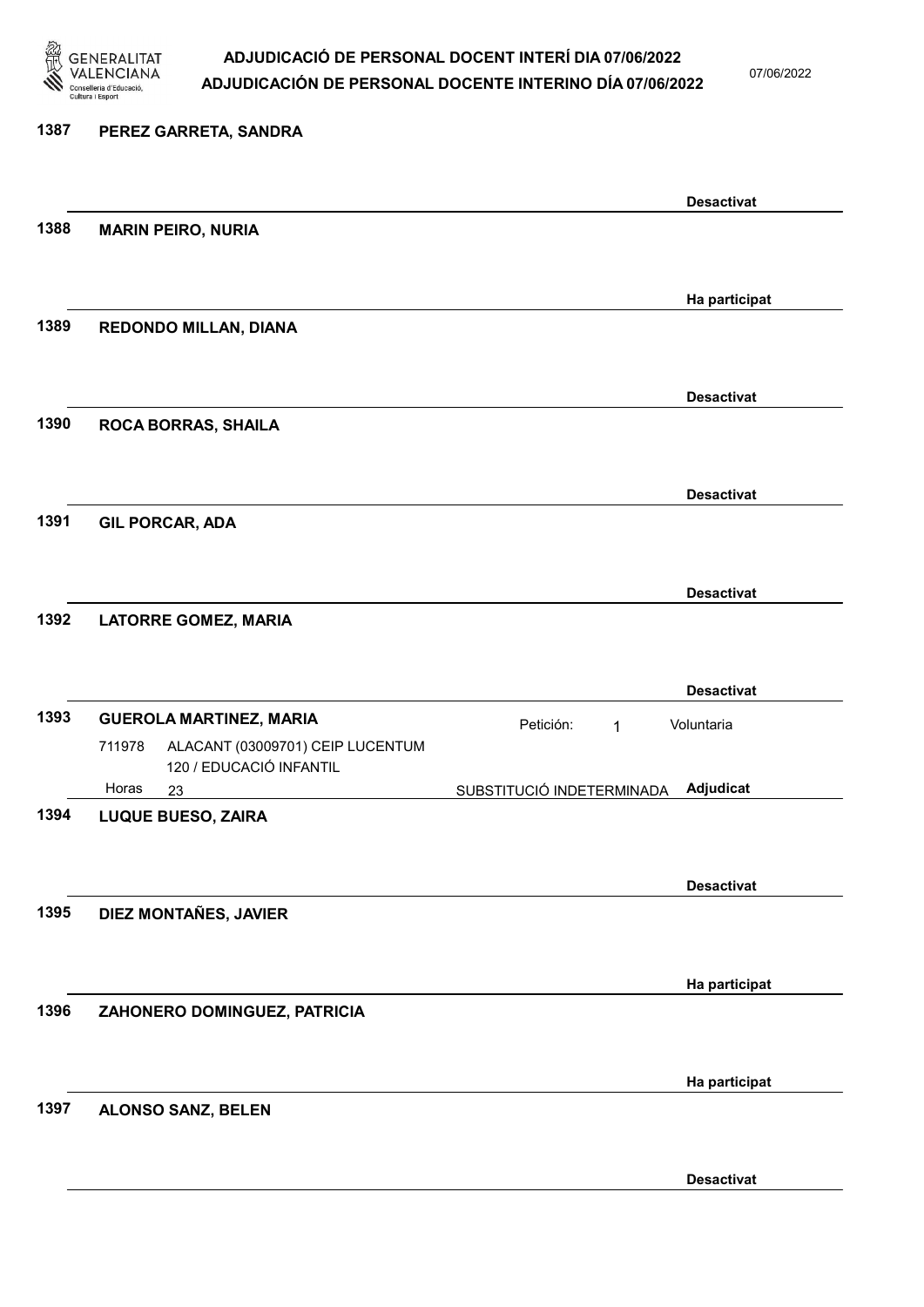1387 **PEREZ GARRETA, SANDRA**

**Desactivat**

1388 **MARIN PEIRO, NURIA**

**Ha participat**

1389 **REDONDO MILLAN, DIANA**

**Desactivat**

1390 **ROCA BORRAS, SHAILA**

**Desactivat**

1391 **GIL PORCAR, ADA**

**Desactivat**

1392 **LATORRE GOMEZ, MARIA**

**Desactivat**

1393 **GUEROLA MARTINEZ, MARIA** Petición: 1 Voluntaria

711978 ALACANT (03009701) CEIP LUCENTUM
120 / EDUCACIÓ INFANTIL
Horas 23 SUBSTITUCIÓ INDETERMINADA **Adjudicat**

1394 **LUQUE BUESO, ZAIRA**

**Desactivat**

1395 **DIEZ MONTAÑES, JAVIER**

**Ha participat**

1396 **ZAHONERO DOMINGUEZ, PATRICIA**

**Ha participat**

1397 **ALONSO SANZ, BELEN**

**Desactivat**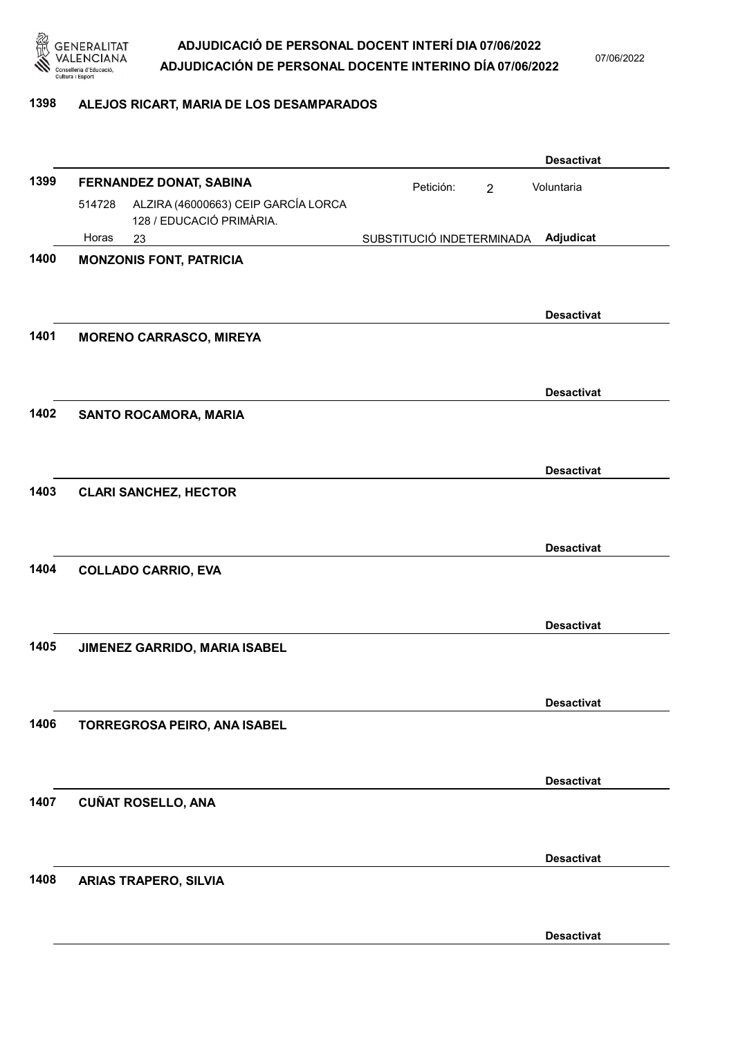**1398 ALEJOS RICART, MARIA DE LOS DESAMPARADOS**

Desactivat

**1399 FERNANDEZ DONAT, SABINA**

Petición: 2 — Voluntaria

514728 ALZIRA (46000663) CEIP GARCÍA LORCA / EDUCACIÓ PRIMÀRIA.

Horas 23 — SUBSTITUCIÓ INDETERMINADA — **Adjudicat**

**1400 MONZONIS FONT, PATRICIA**

Desactivat

**1401 MORENO CARRASCO, MIREYA**

Desactivat

**1402 SANTO ROCAMORA, MARIA**

Desactivat

**1403 CLARI SANCHEZ, HECTOR**

Desactivat

**1404 COLLADO CARRIO, EVA**

Desactivat

**1405 JIMENEZ GARRIDO, MARIA ISABEL**

Desactivat

**1406 TORREGROSA PEIRO, ANA ISABEL**

Desactivat

**1407 CUÑAT ROSELLO, ANA**

Desactivat

**1408 ARIAS TRAPERO, SILVIA**

Desactivat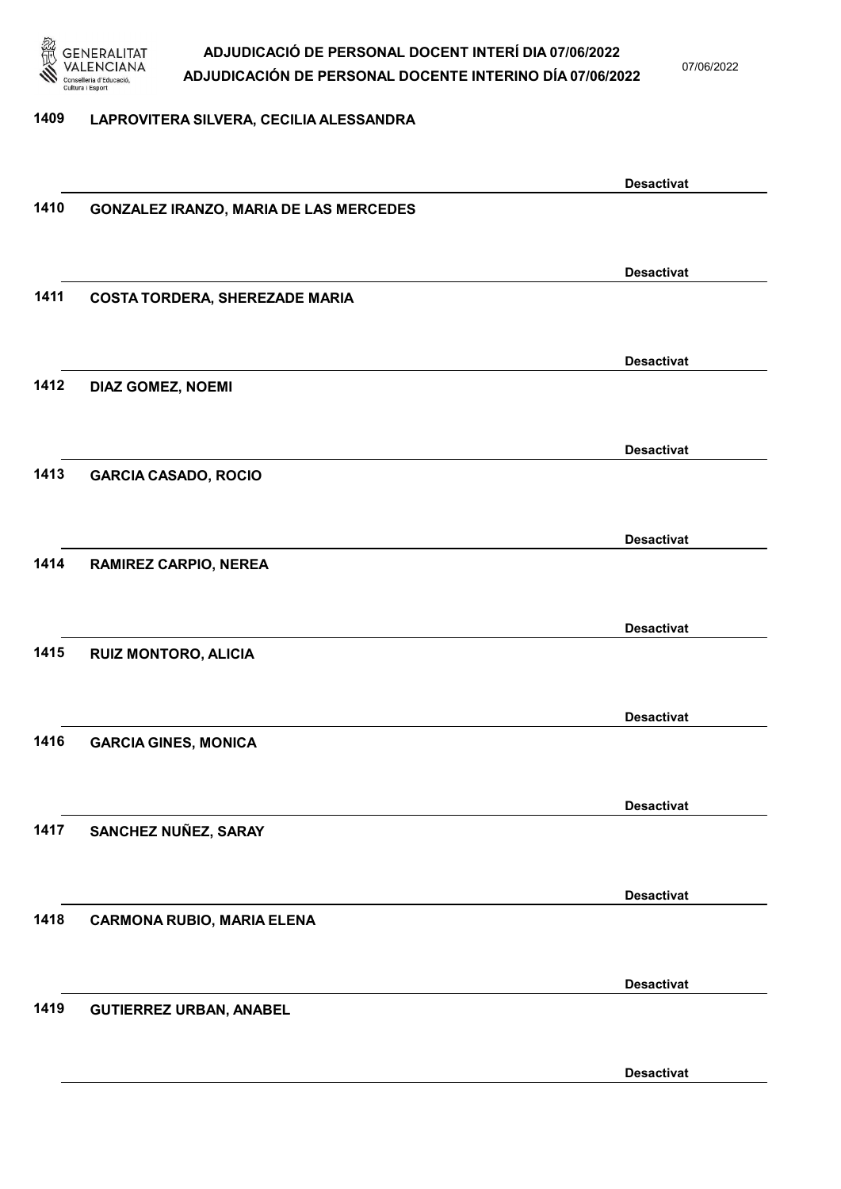1409 LAPROVITERA SILVERA, CECILIA ALESSANDRA

Desactivat

1410 GONZALEZ IRANZO, MARIA DE LAS MERCEDES

Desactivat

1411 COSTA TORDERA, SHEREZADE MARIA

Desactivat

1412 DIAZ GOMEZ, NOEMI

Desactivat

1413 GARCIA CASADO, ROCIO

Desactivat

1414 RAMIREZ CARPIO, NEREA

Desactivat

1415 RUIZ MONTORO, ALICIA

Desactivat

1416 GARCIA GINES, MONICA

Desactivat

1417 SANCHEZ NUÑEZ, SARAY

Desactivat

1418 CARMONA RUBIO, MARIA ELENA

Desactivat

1419 GUTIERREZ URBAN, ANABEL

Desactivat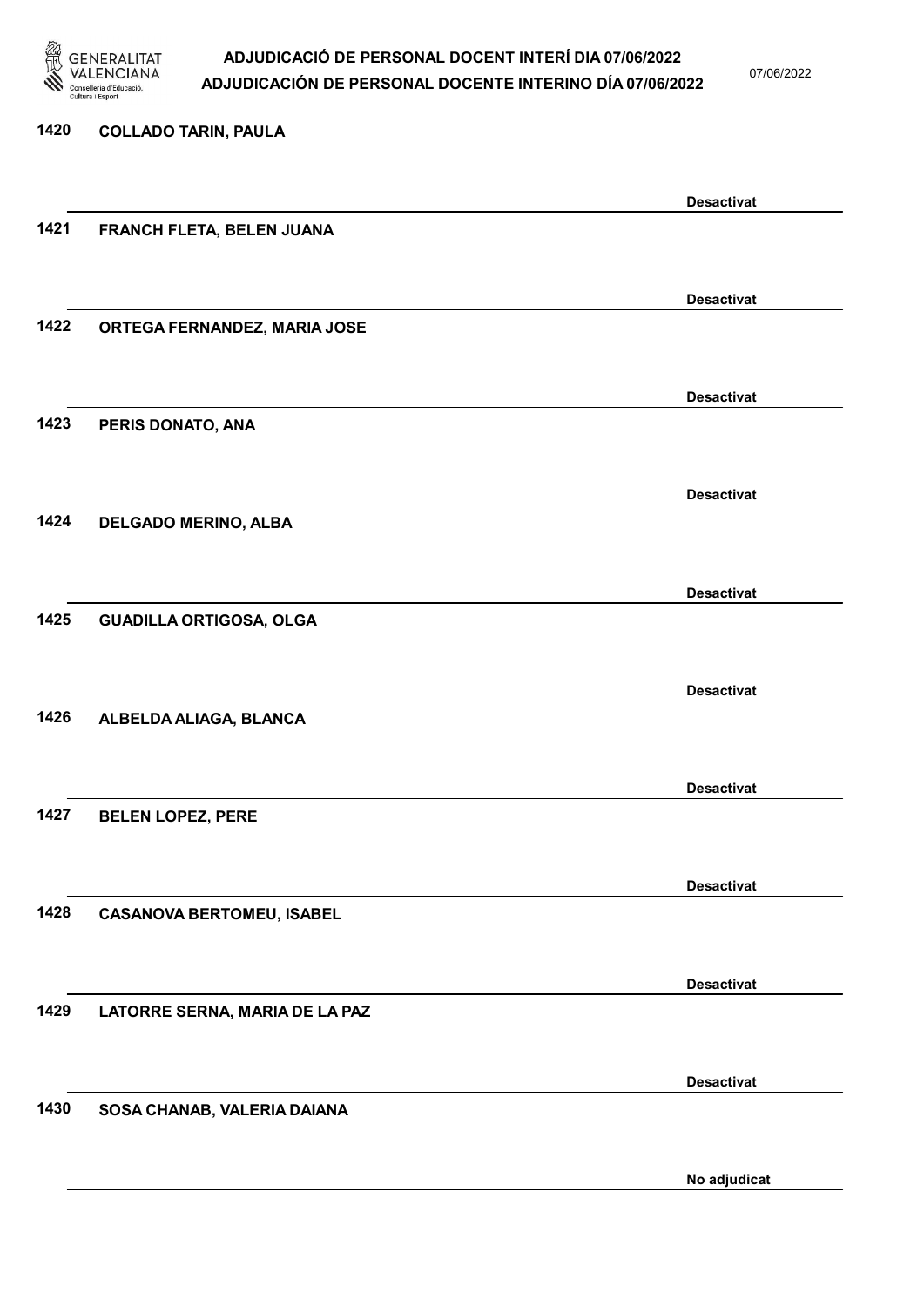1420 COLLADO TARIN, PAULA

Desactivat

1421 FRANCH FLETA, BELEN JUANA

Desactivat

1422 ORTEGA FERNANDEZ, MARIA JOSE

Desactivat

1423 PERIS DONATO, ANA

Desactivat

1424 DELGADO MERINO, ALBA

Desactivat

1425 GUADILLA ORTIGOSA, OLGA

Desactivat

1426 ALBELDA ALIAGA, BLANCA

Desactivat

1427 BELEN LOPEZ, PERE

Desactivat

1428 CASANOVA BERTOMEU, ISABEL

Desactivat

1429 LATORRE SERNA, MARIA DE LA PAZ

Desactivat

1430 SOSA CHANAB, VALERIA DAIANA

No adjudicat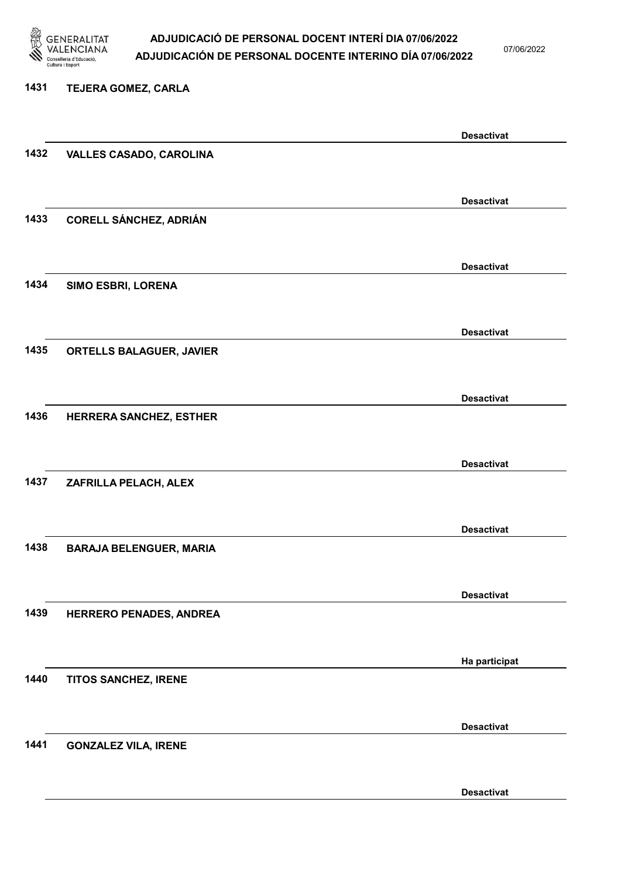1431 TEJERA GOMEZ, CARLA

Desactivat

1432 VALLES CASADO, CAROLINA

Desactivat

1433 CORELL SÁNCHEZ, ADRIÁN

Desactivat

1434 SIMO ESBRI, LORENA

Desactivat

1435 ORTELLS BALAGUER, JAVIER

Desactivat

1436 HERRERA SANCHEZ, ESTHER

Desactivat

1437 ZAFRILLA PELACH, ALEX

Desactivat

1438 BARAJA BELENGUER, MARIA

Desactivat

1439 HERRERO PENADES, ANDREA

Ha participat

1440 TITOS SANCHEZ, IRENE

Desactivat

1441 GONZALEZ VILA, IRENE

Desactivat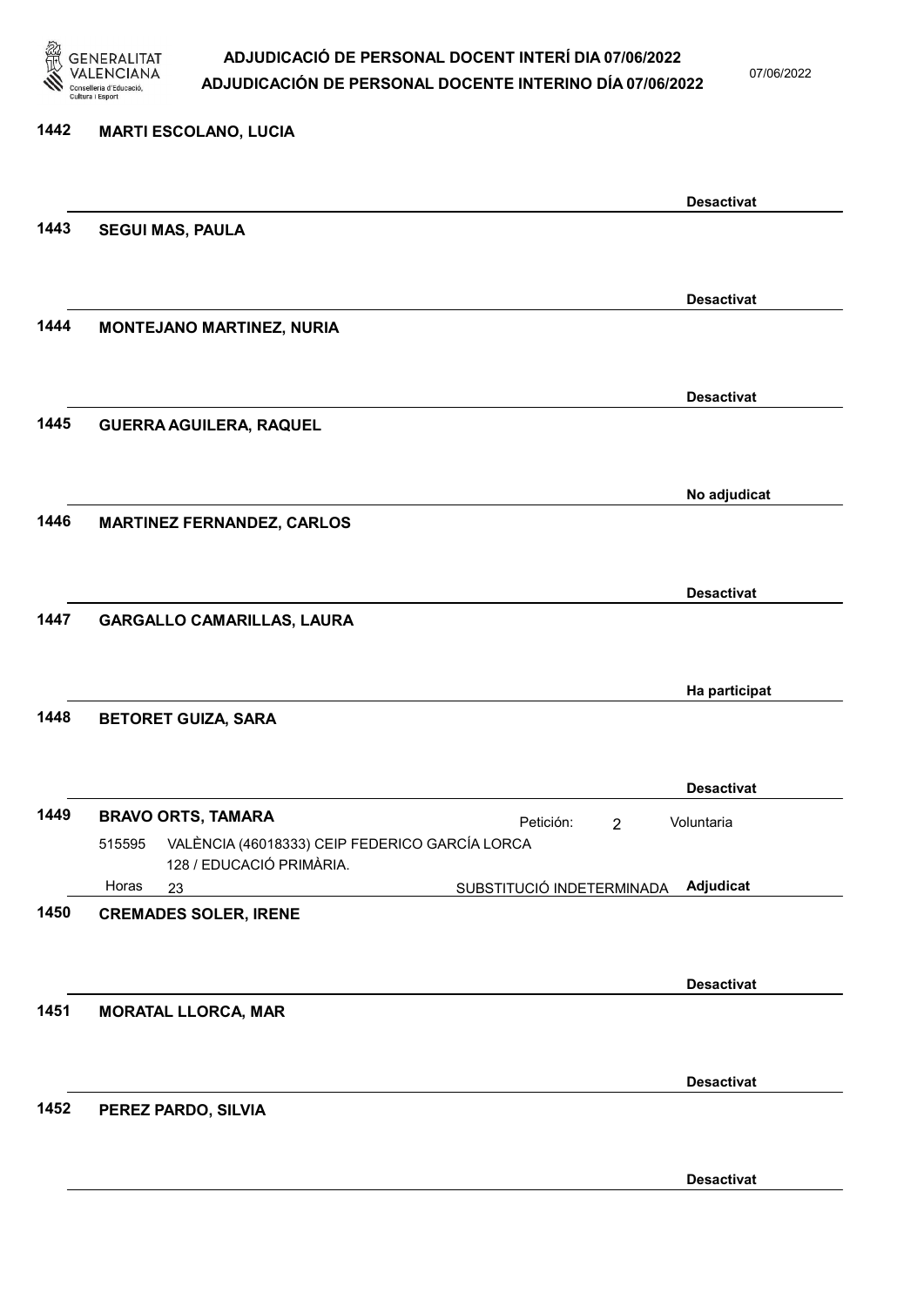1442 **MARTI ESCOLANO, LUCIA**

**Desactivat**

1443 **SEGUI MAS, PAULA**

**Desactivat**

1444 **MONTEJANO MARTINEZ, NURIA**

**Desactivat**

1445 **GUERRA AGUILERA, RAQUEL**

**No adjudicat**

1446 **MARTINEZ FERNANDEZ, CARLOS**

**Desactivat**

1447 **GARGALLO CAMARILLAS, LAURA**

**Ha participat**

1448 **BETORET GUIZA, SARA**

**Desactivat**

1449 **BRAVO ORTS, TAMARA** Petición: 2 Voluntaria

515595 VALÈNCIA (46018333) CEIP FEDERICO GARCÍA LORCA
128 / EDUCACIÓ PRIMÀRIA.

Horas 23 SUBSTITUCIÓ INDETERMINADA **Adjudicat**

1450 **CREMADES SOLER, IRENE**

**Desactivat**

1451 **MORATAL LLORCA, MAR**

**Desactivat**

1452 **PEREZ PARDO, SILVIA**

**Desactivat**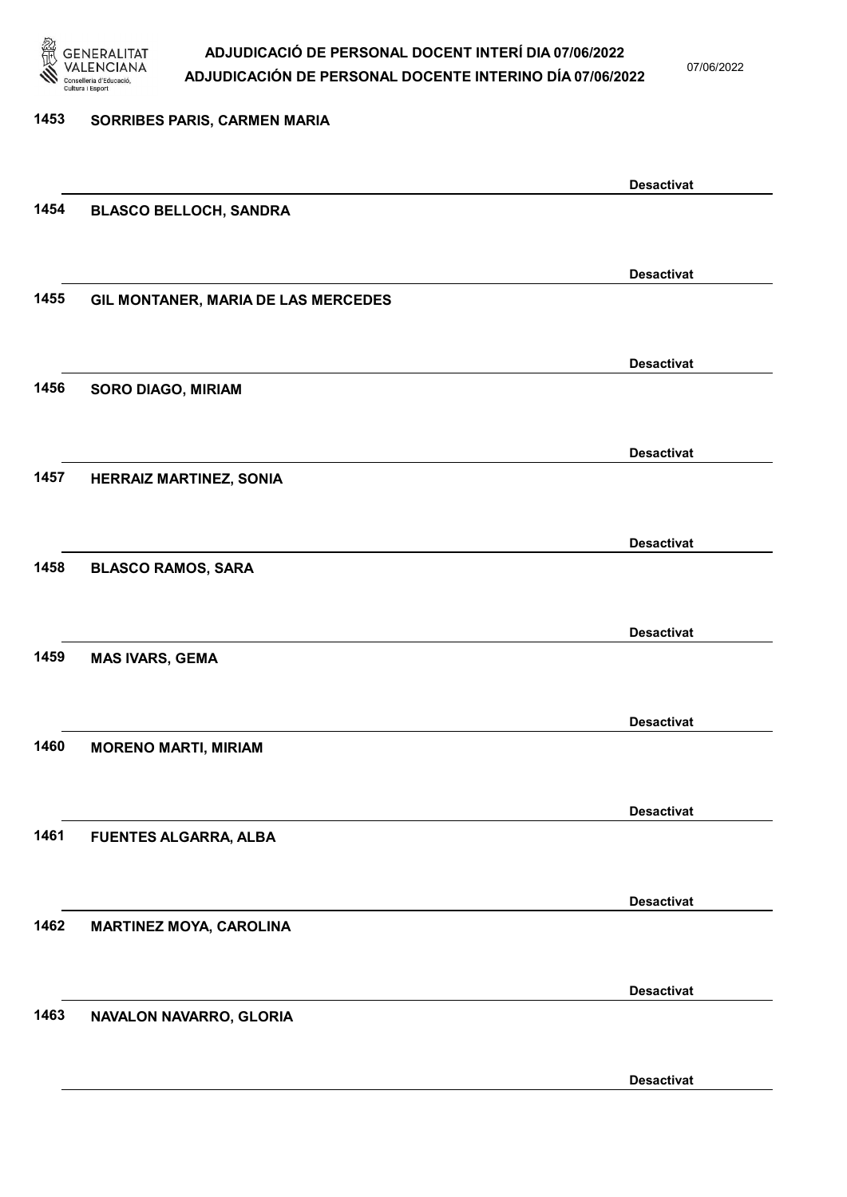1453 SORRIBES PARIS, CARMEN MARIA

Desactivat

1454 BLASCO BELLOCH, SANDRA

Desactivat

1455 GIL MONTANER, MARIA DE LAS MERCEDES

Desactivat

1456 SORO DIAGO, MIRIAM

Desactivat

1457 HERRAIZ MARTINEZ, SONIA

Desactivat

1458 BLASCO RAMOS, SARA

Desactivat

1459 MAS IVARS, GEMA

Desactivat

1460 MORENO MARTI, MIRIAM

Desactivat

1461 FUENTES ALGARRA, ALBA

Desactivat

1462 MARTINEZ MOYA, CAROLINA

Desactivat

1463 NAVALON NAVARRO, GLORIA

Desactivat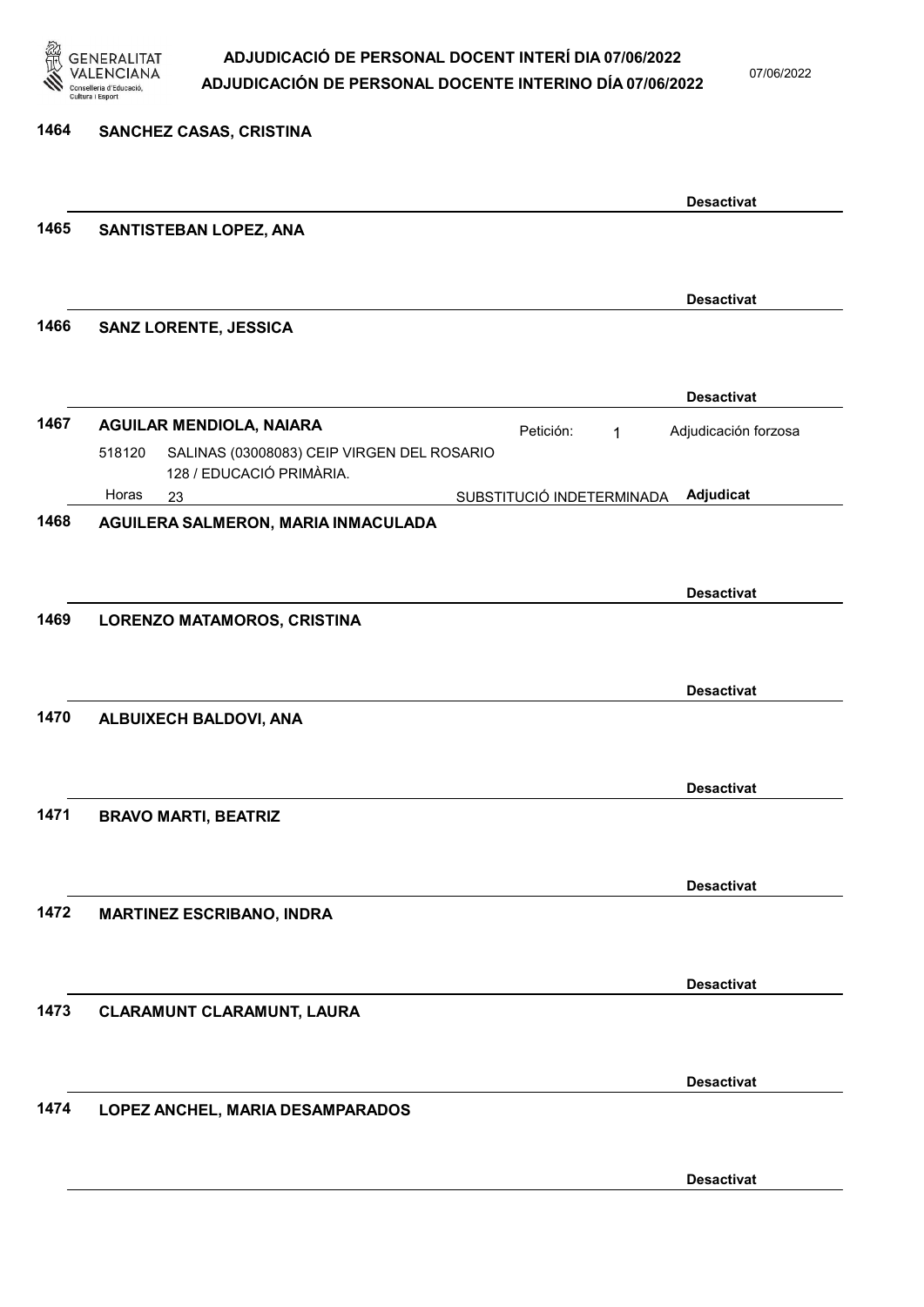**1464** **SANCHEZ CASAS, CRISTINA**

**Desactivat**

**1465** **SANTISTEBAN LOPEZ, ANA**

**Desactivat**

**1466** **SANZ LORENTE, JESSICA**

**Desactivat**

**1467** **AGUILAR MENDIOLA, NAIARA** Petición: 1 Adjudicación forzosa

518120 SALINAS (03008083) CEIP VIRGEN DEL ROSARIO
128 / EDUCACIÓ PRIMÀRIA.

Horas 23 SUBSTITUCIÓ INDETERMINADA **Adjudicat**

**1468** **AGUILERA SALMERON, MARIA INMACULADA**

**Desactivat**

**1469** **LORENZO MATAMOROS, CRISTINA**

**Desactivat**

**1470** **ALBUIXECH BALDOVI, ANA**

**Desactivat**

**1471** **BRAVO MARTI, BEATRIZ**

**Desactivat**

**1472** **MARTINEZ ESCRIBANO, INDRA**

**Desactivat**

**1473** **CLARAMUNT CLARAMUNT, LAURA**

**Desactivat**

**1474** **LOPEZ ANCHEL, MARIA DESAMPARADOS**

**Desactivat**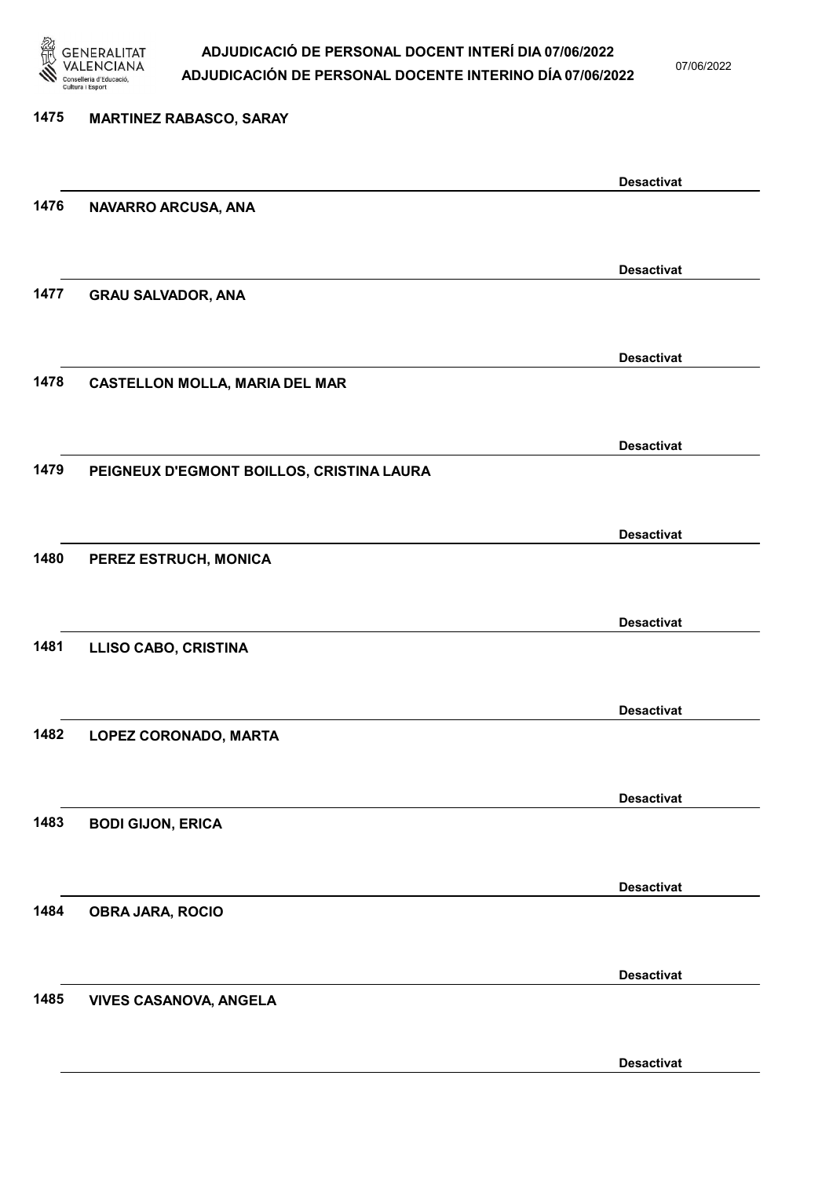1475 **MARTINEZ RABASCO, SARAY**

**Desactivat**

1476 **NAVARRO ARCUSA, ANA**

**Desactivat**

1477 **GRAU SALVADOR, ANA**

**Desactivat**

1478 **CASTELLON MOLLA, MARIA DEL MAR**

**Desactivat**

1479 **PEIGNEUX D'EGMONT BOILLOS, CRISTINA LAURA**

**Desactivat**

1480 **PEREZ ESTRUCH, MONICA**

**Desactivat**

1481 **LLISO CABO, CRISTINA**

**Desactivat**

1482 **LOPEZ CORONADO, MARTA**

**Desactivat**

1483 **BODI GIJON, ERICA**

**Desactivat**

1484 **OBRA JARA, ROCIO**

**Desactivat**

1485 **VIVES CASANOVA, ANGELA**

**Desactivat**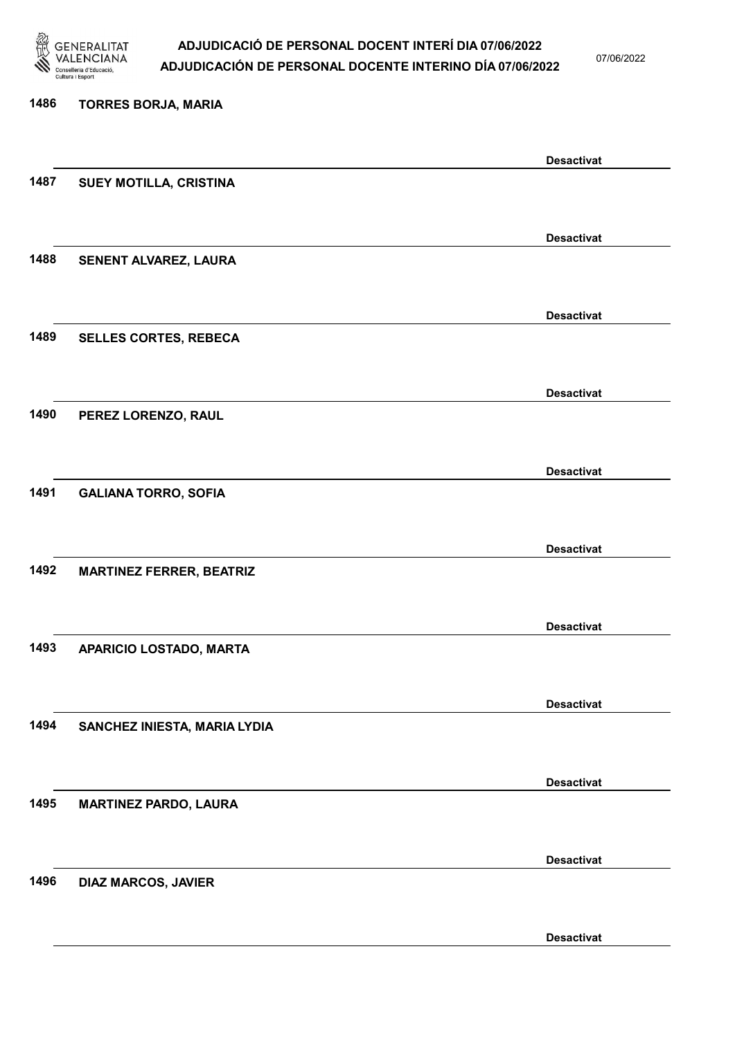1486 **TORRES BORJA, MARIA**

**Desactivat**

1487 **SUEY MOTILLA, CRISTINA**

**Desactivat**

1488 **SENENT ALVAREZ, LAURA**

**Desactivat**

1489 **SELLES CORTES, REBECA**

**Desactivat**

1490 **PEREZ LORENZO, RAUL**

**Desactivat**

1491 **GALIANA TORRO, SOFIA**

**Desactivat**

1492 **MARTINEZ FERRER, BEATRIZ**

**Desactivat**

1493 **APARICIO LOSTADO, MARTA**

**Desactivat**

1494 **SANCHEZ INIESTA, MARIA LYDIA**

**Desactivat**

1495 **MARTINEZ PARDO, LAURA**

**Desactivat**

1496 **DIAZ MARCOS, JAVIER**

**Desactivat**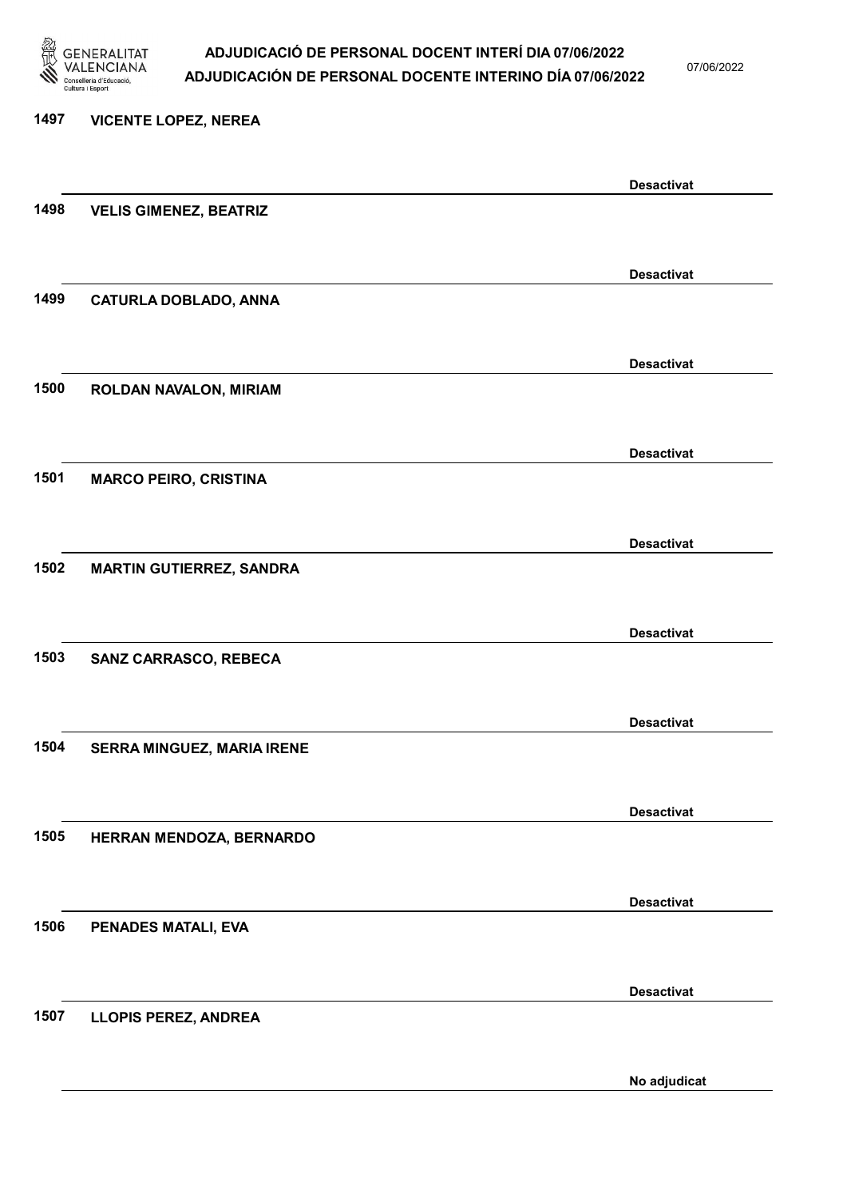1497 VICENTE LOPEZ, NEREA

Desactivat

1498 VELIS GIMENEZ, BEATRIZ

Desactivat

1499 CATURLA DOBLADO, ANNA

Desactivat

1500 ROLDAN NAVALON, MIRIAM

Desactivat

1501 MARCO PEIRO, CRISTINA

Desactivat

1502 MARTIN GUTIERREZ, SANDRA

Desactivat

1503 SANZ CARRASCO, REBECA

Desactivat

1504 SERRA MINGUEZ, MARIA IRENE

Desactivat

1505 HERRAN MENDOZA, BERNARDO

Desactivat

1506 PENADES MATALI, EVA

Desactivat

1507 LLOPIS PEREZ, ANDREA

No adjudicat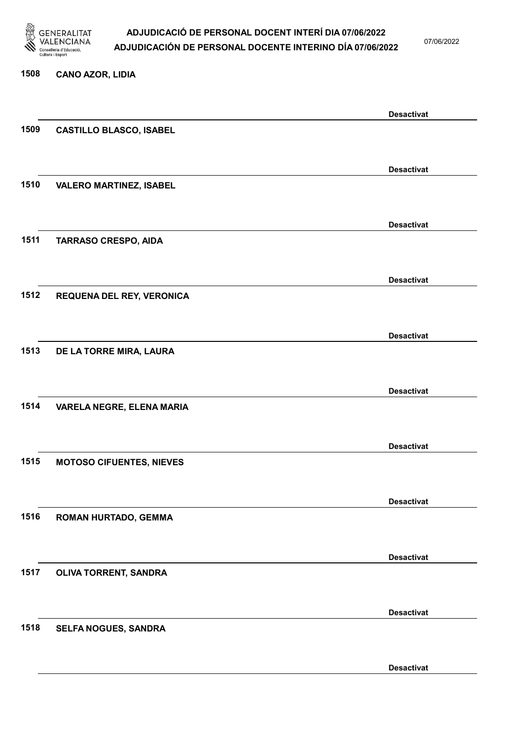1508 CANO AZOR, LIDIA

Desactivat

1509 CASTILLO BLASCO, ISABEL

Desactivat

1510 VALERO MARTINEZ, ISABEL

Desactivat

1511 TARRASO CRESPO, AIDA

Desactivat

1512 REQUENA DEL REY, VERONICA

Desactivat

1513 DE LA TORRE MIRA, LAURA

Desactivat

1514 VARELA NEGRE, ELENA MARIA

Desactivat

1515 MOTOSO CIFUENTES, NIEVES

Desactivat

1516 ROMAN HURTADO, GEMMA

Desactivat

1517 OLIVA TORRENT, SANDRA

Desactivat

1518 SELFA NOGUES, SANDRA

Desactivat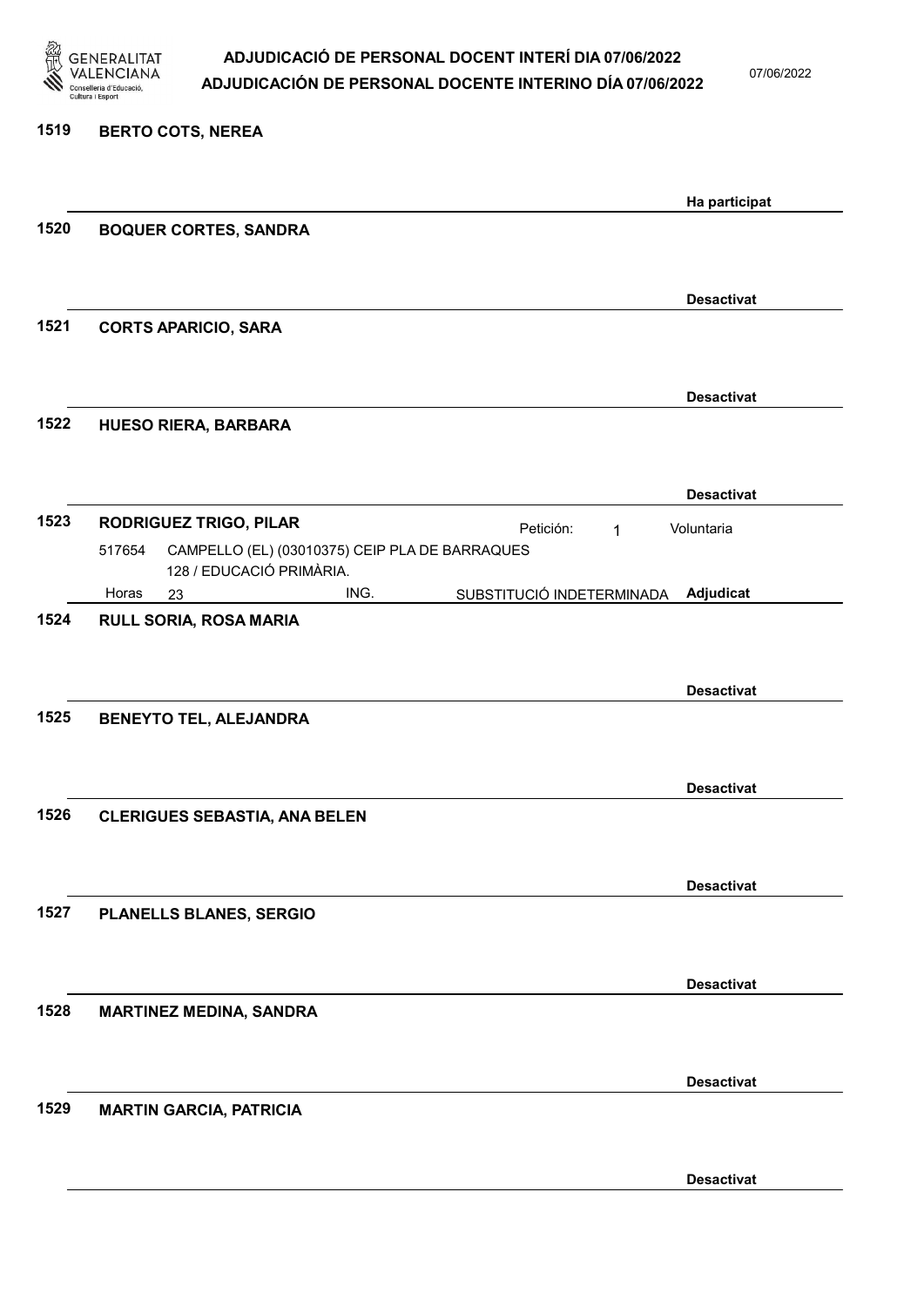1519 **BERTO COTS, NEREA**

**Ha participat**

1520 **BOQUER CORTES, SANDRA**

**Desactivat**

1521 **CORTS APARICIO, SARA**

**Desactivat**

1522 **HUESO RIERA, BARBARA**

**Desactivat**

1523 **RODRIGUEZ TRIGO, PILAR** Petición: 1 Voluntaria

517654 CAMPELLO (EL) (03010375) CEIP PLA DE BARRAQUES
128 / EDUCACIÓ PRIMÀRIA.

Horas 23 ING. SUBSTITUCIÓ INDETERMINADA **Adjudicat**

1524 **RULL SORIA, ROSA MARIA**

**Desactivat**

1525 **BENEYTO TEL, ALEJANDRA**

**Desactivat**

1526 **CLERIGUES SEBASTIA, ANA BELEN**

**Desactivat**

1527 **PLANELLS BLANES, SERGIO**

**Desactivat**

1528 **MARTINEZ MEDINA, SANDRA**

**Desactivat**

1529 **MARTIN GARCIA, PATRICIA**

**Desactivat**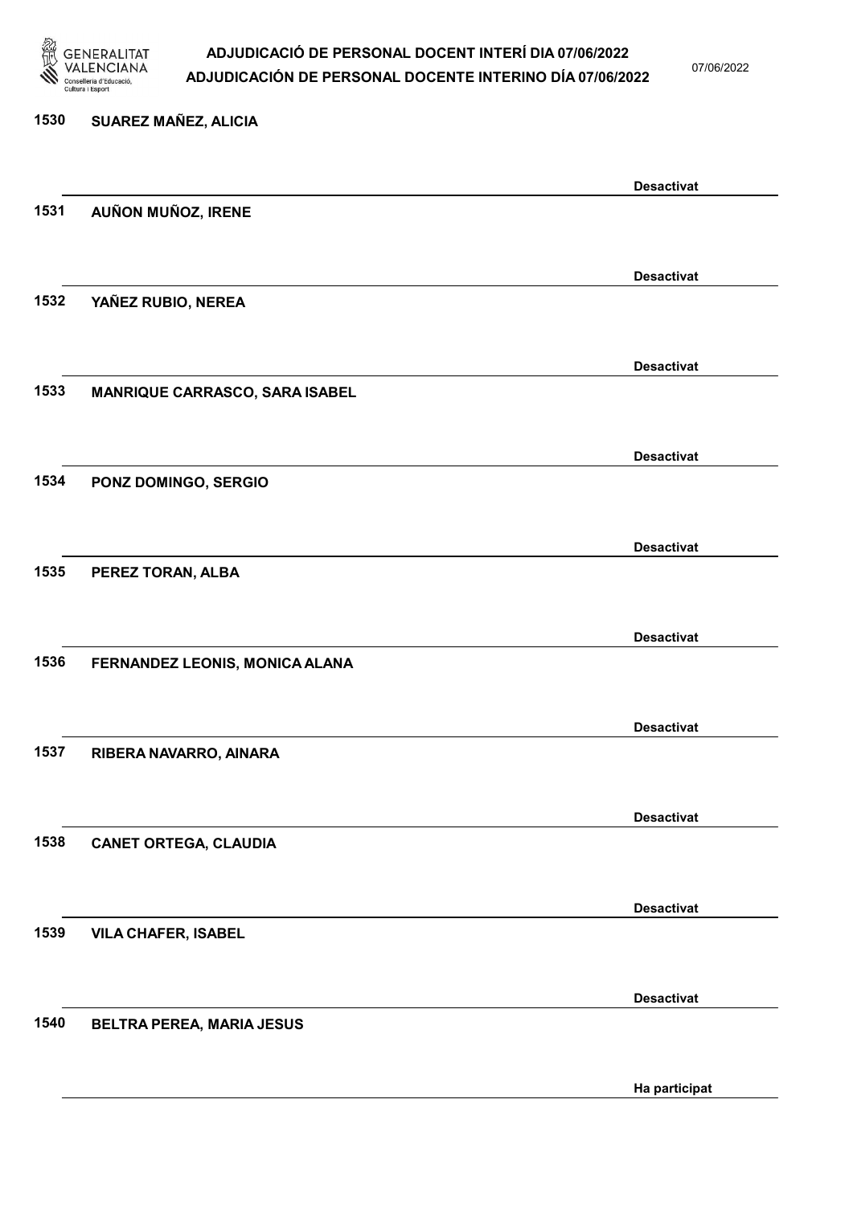1530 SUAREZ MAÑEZ, ALICIA

Desactivat

1531 AUÑON MUÑOZ, IRENE

Desactivat

1532 YAÑEZ RUBIO, NEREA

Desactivat

1533 MANRIQUE CARRASCO, SARA ISABEL

Desactivat

1534 PONZ DOMINGO, SERGIO

Desactivat

1535 PEREZ TORAN, ALBA

Desactivat

1536 FERNANDEZ LEONIS, MONICA ALANA

Desactivat

1537 RIBERA NAVARRO, AINARA

Desactivat

1538 CANET ORTEGA, CLAUDIA

Desactivat

1539 VILA CHAFER, ISABEL

Desactivat

1540 BELTRA PEREA, MARIA JESUS

Ha participat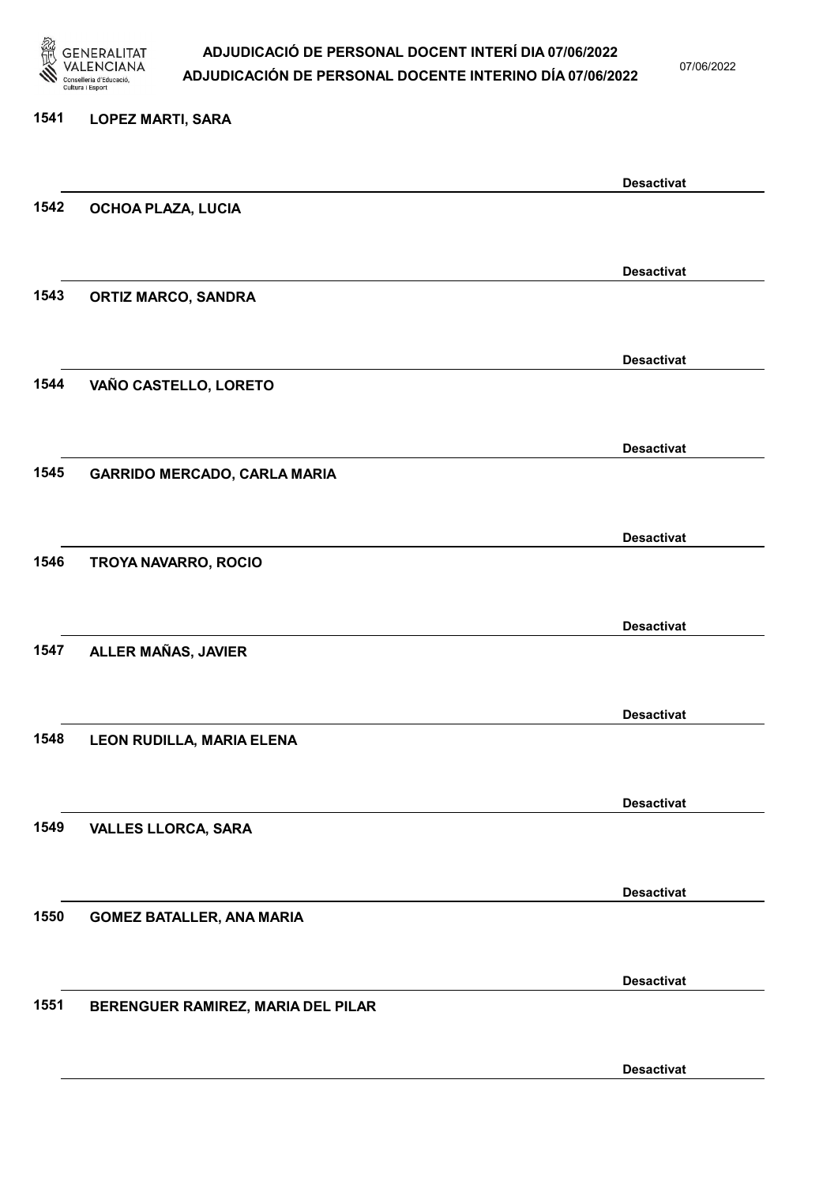1541 LOPEZ MARTI, SARA

Desactivat

1542 OCHOA PLAZA, LUCIA

Desactivat

1543 ORTIZ MARCO, SANDRA

Desactivat

1544 VAÑO CASTELLO, LORETO

Desactivat

1545 GARRIDO MERCADO, CARLA MARIA

Desactivat

1546 TROYA NAVARRO, ROCIO

Desactivat

1547 ALLER MAÑAS, JAVIER

Desactivat

1548 LEON RUDILLA, MARIA ELENA

Desactivat

1549 VALLES LLORCA, SARA

Desactivat

1550 GOMEZ BATALLER, ANA MARIA

Desactivat

1551 BERENGUER RAMIREZ, MARIA DEL PILAR

Desactivat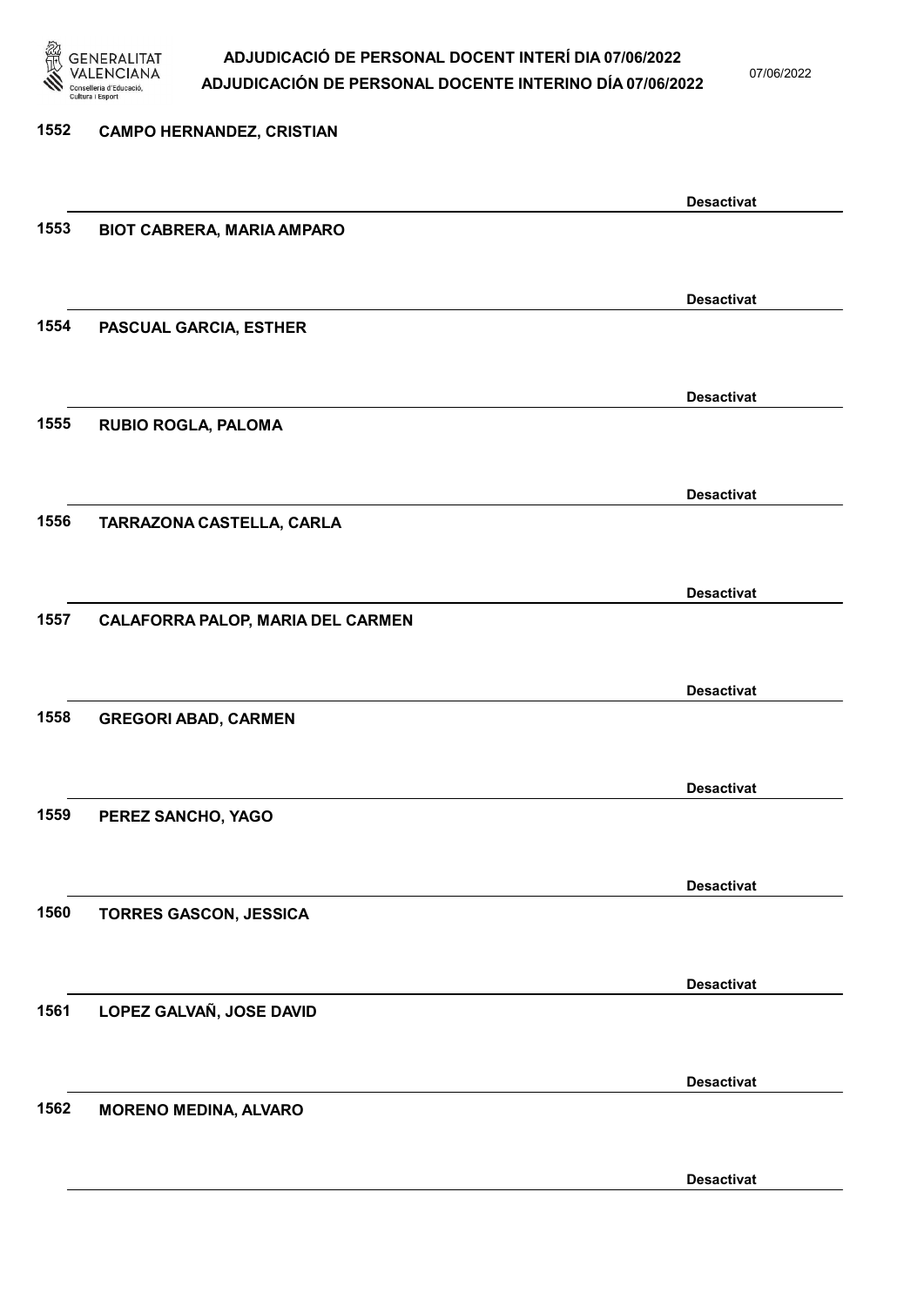1552 CAMPO HERNANDEZ, CRISTIAN

Desactivat

1553 BIOT CABRERA, MARIA AMPARO

Desactivat

1554 PASCUAL GARCIA, ESTHER

Desactivat

1555 RUBIO ROGLA, PALOMA

Desactivat

1556 TARRAZONA CASTELLA, CARLA

Desactivat

1557 CALAFORRA PALOP, MARIA DEL CARMEN

Desactivat

1558 GREGORI ABAD, CARMEN

Desactivat

1559 PEREZ SANCHO, YAGO

Desactivat

1560 TORRES GASCON, JESSICA

Desactivat

1561 LOPEZ GALVAÑ, JOSE DAVID

Desactivat

1562 MORENO MEDINA, ALVARO

Desactivat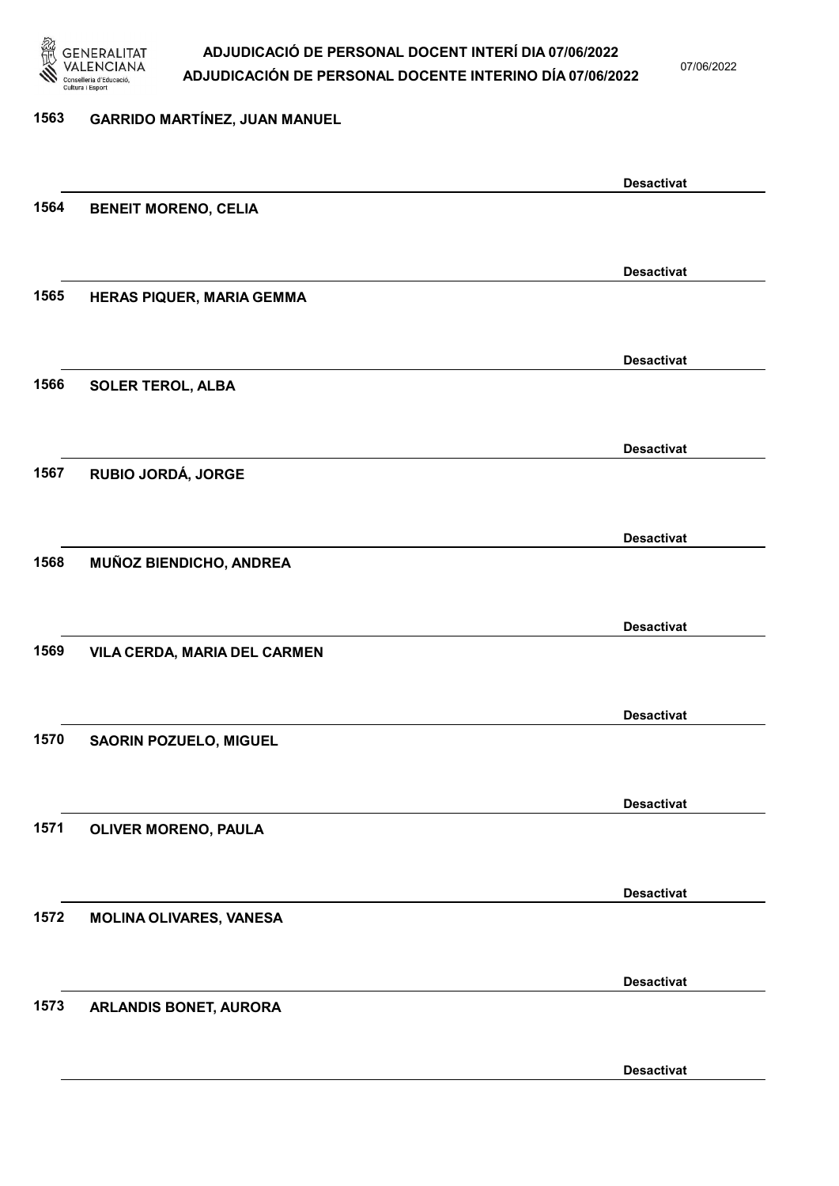1563 GARRIDO MARTÍNEZ, JUAN MANUEL

Desactivat

1564 BENEIT MORENO, CELIA

Desactivat

1565 HERAS PIQUER, MARIA GEMMA

Desactivat

1566 SOLER TEROL, ALBA

Desactivat

1567 RUBIO JORDÁ, JORGE

Desactivat

1568 MUÑOZ BIENDICHO, ANDREA

Desactivat

1569 VILA CERDA, MARIA DEL CARMEN

Desactivat

1570 SAORIN POZUELO, MIGUEL

Desactivat

1571 OLIVER MORENO, PAULA

Desactivat

1572 MOLINA OLIVARES, VANESA

Desactivat

1573 ARLANDIS BONET, AURORA

Desactivat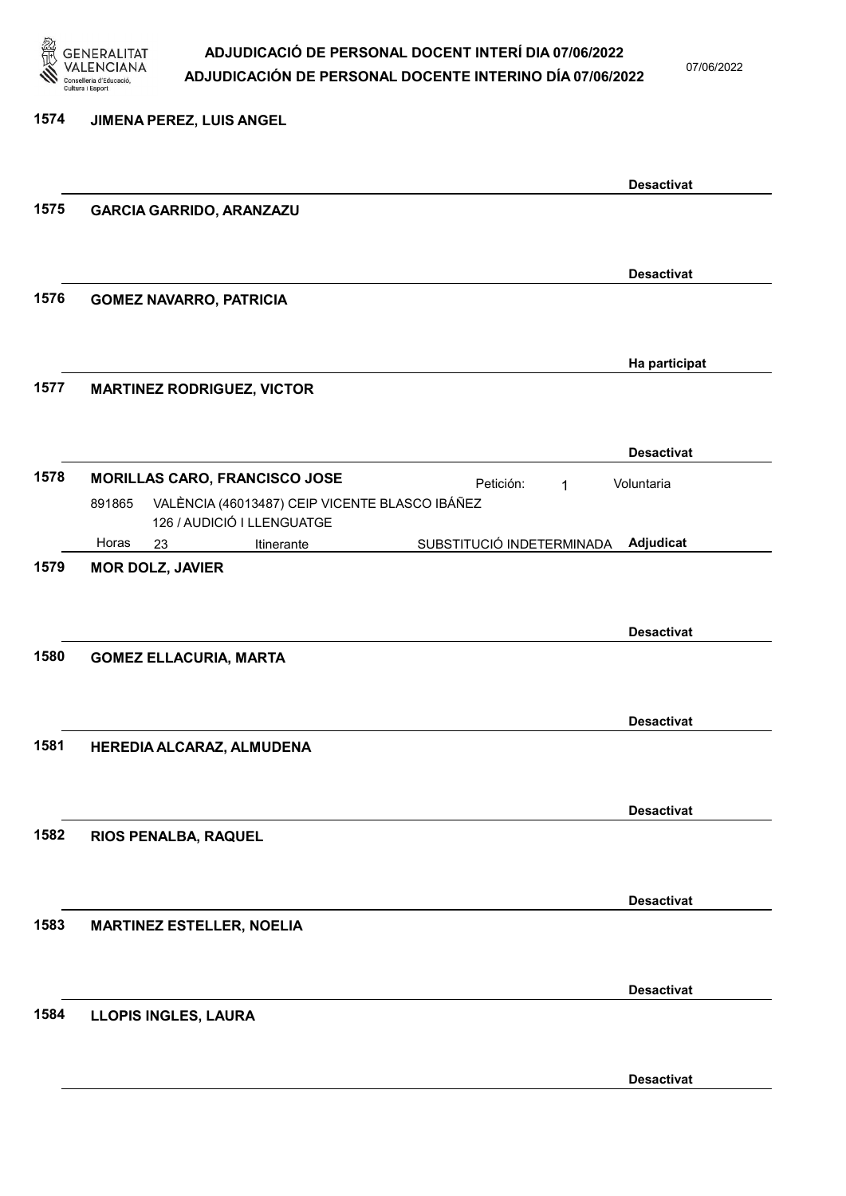**1574** **JIMENA PEREZ, LUIS ANGEL**

**Desactivat**

**1575** **GARCIA GARRIDO, ARANZAZU**

**Desactivat**

**1576** **GOMEZ NAVARRO, PATRICIA**

**Ha participat**

**1577** **MARTINEZ RODRIGUEZ, VICTOR**

**Desactivat**

**1578** **MORILLAS CARO, FRANCISCO JOSE** — Petición: 1 — Voluntaria

891865 VALÈNCIA (46013487) CEIP VICENTE BLASCO IBÁÑEZ
126 / AUDICIÓ I LLENGUATGE
Horas 23 Itinerante — SUBSTITUCIÓ INDETERMINADA — **Adjudicat**

**1579** **MOR DOLZ, JAVIER**

**Desactivat**

**1580** **GOMEZ ELLACURIA, MARTA**

**Desactivat**

**1581** **HEREDIA ALCARAZ, ALMUDENA**

**Desactivat**

**1582** **RIOS PENALBA, RAQUEL**

**Desactivat**

**1583** **MARTINEZ ESTELLER, NOELIA**

**Desactivat**

**1584** **LLOPIS INGLES, LAURA**

**Desactivat**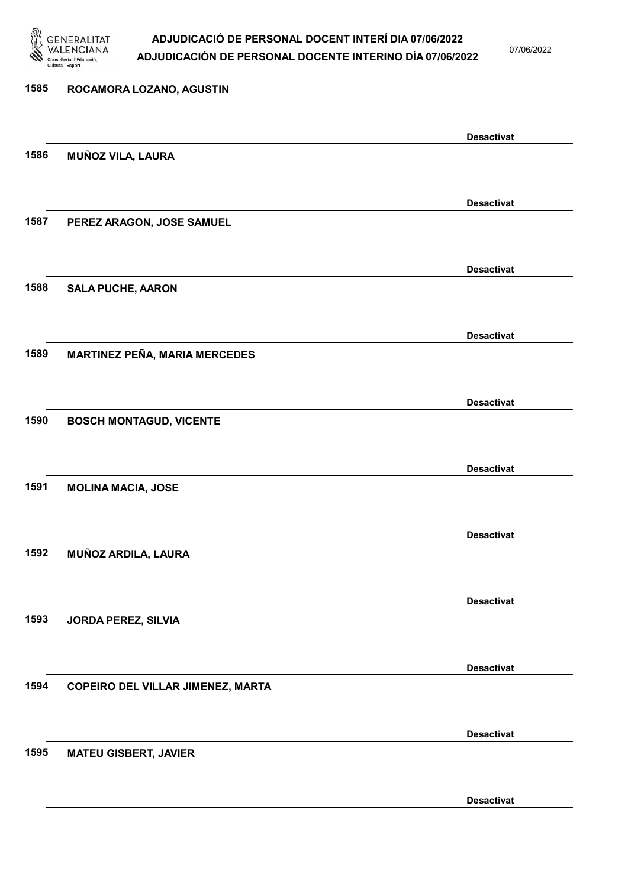1585 ROCAMORA LOZANO, AGUSTIN

Desactivat

1586 MUÑOZ VILA, LAURA

Desactivat

1587 PEREZ ARAGON, JOSE SAMUEL

Desactivat

1588 SALA PUCHE, AARON

Desactivat

1589 MARTINEZ PEÑA, MARIA MERCEDES

Desactivat

1590 BOSCH MONTAGUD, VICENTE

Desactivat

1591 MOLINA MACIA, JOSE

Desactivat

1592 MUÑOZ ARDILA, LAURA

Desactivat

1593 JORDA PEREZ, SILVIA

Desactivat

1594 COPEIRO DEL VILLAR JIMENEZ, MARTA

Desactivat

1595 MATEU GISBERT, JAVIER

Desactivat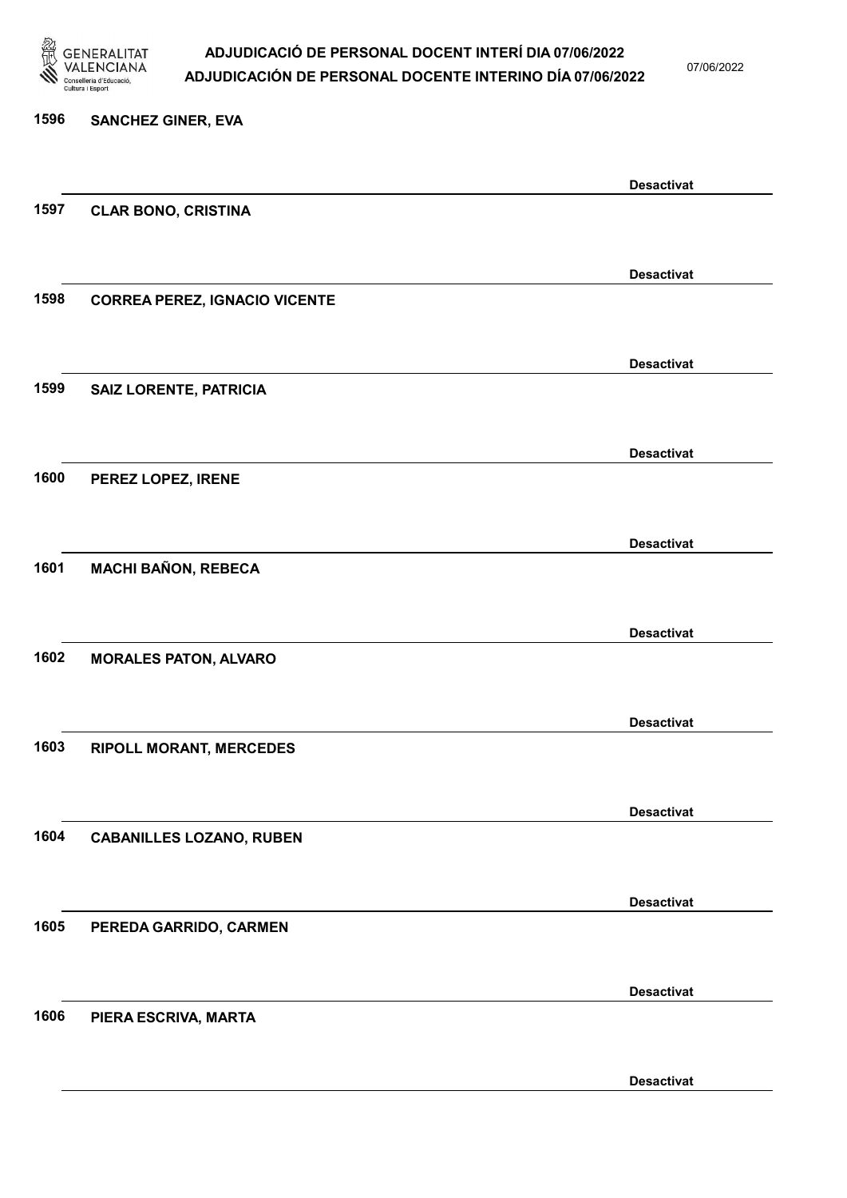1596 SANCHEZ GINER, EVA

Desactivat

1597 CLAR BONO, CRISTINA

Desactivat

1598 CORREA PEREZ, IGNACIO VICENTE

Desactivat

1599 SAIZ LORENTE, PATRICIA

Desactivat

1600 PEREZ LOPEZ, IRENE

Desactivat

1601 MACHI BAÑON, REBECA

Desactivat

1602 MORALES PATON, ALVARO

Desactivat

1603 RIPOLL MORANT, MERCEDES

Desactivat

1604 CABANILLES LOZANO, RUBEN

Desactivat

1605 PEREDA GARRIDO, CARMEN

Desactivat

1606 PIERA ESCRIVA, MARTA

Desactivat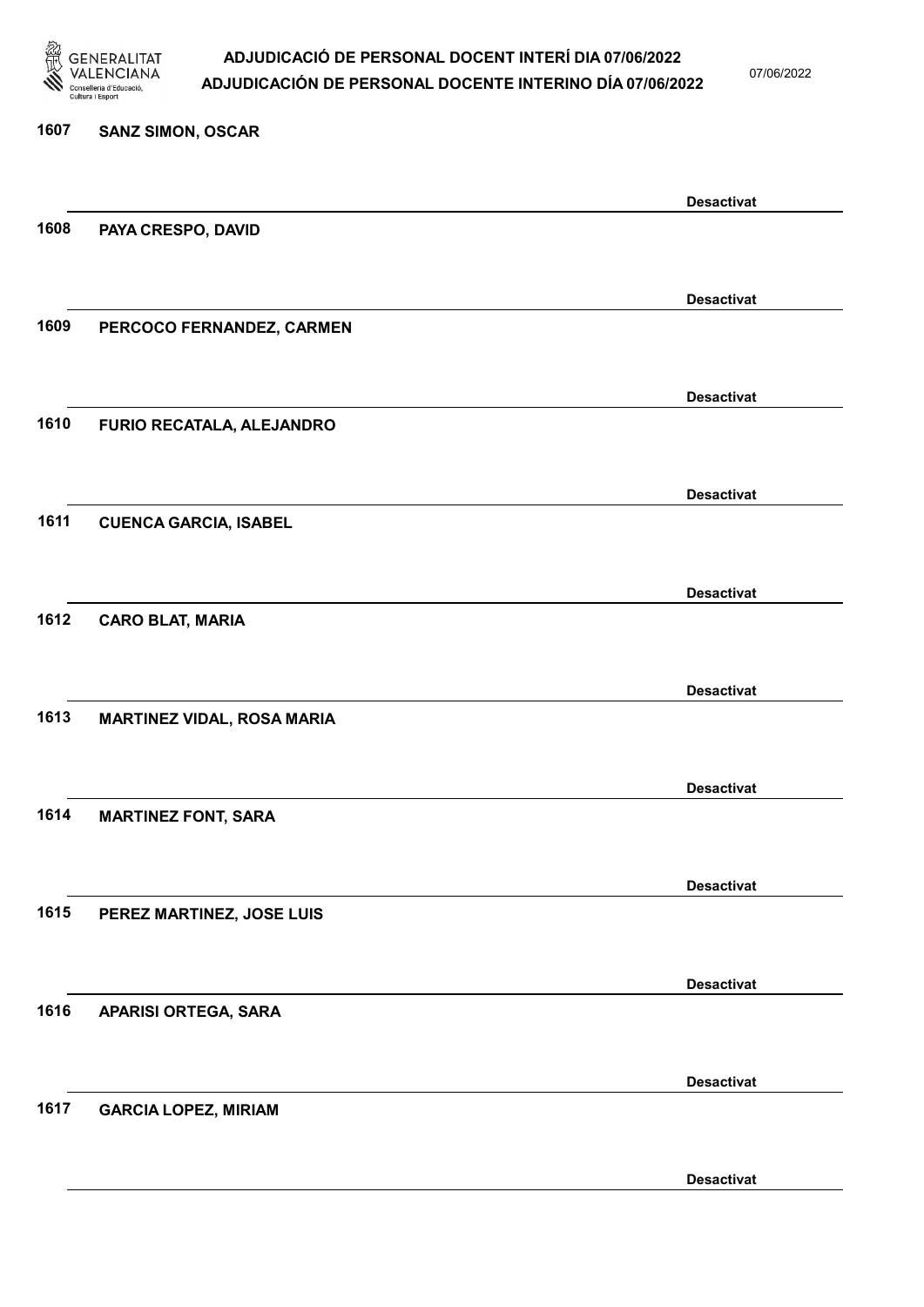1607 **SANZ SIMON, OSCAR**

**Desactivat**

1608 **PAYA CRESPO, DAVID**

**Desactivat**

1609 **PERCOCO FERNANDEZ, CARMEN**

**Desactivat**

1610 **FURIO RECATALA, ALEJANDRO**

**Desactivat**

1611 **CUENCA GARCIA, ISABEL**

**Desactivat**

1612 **CARO BLAT, MARIA**

**Desactivat**

1613 **MARTINEZ VIDAL, ROSA MARIA**

**Desactivat**

1614 **MARTINEZ FONT, SARA**

**Desactivat**

1615 **PEREZ MARTINEZ, JOSE LUIS**

**Desactivat**

1616 **APARISI ORTEGA, SARA**

**Desactivat**

1617 **GARCIA LOPEZ, MIRIAM**

**Desactivat**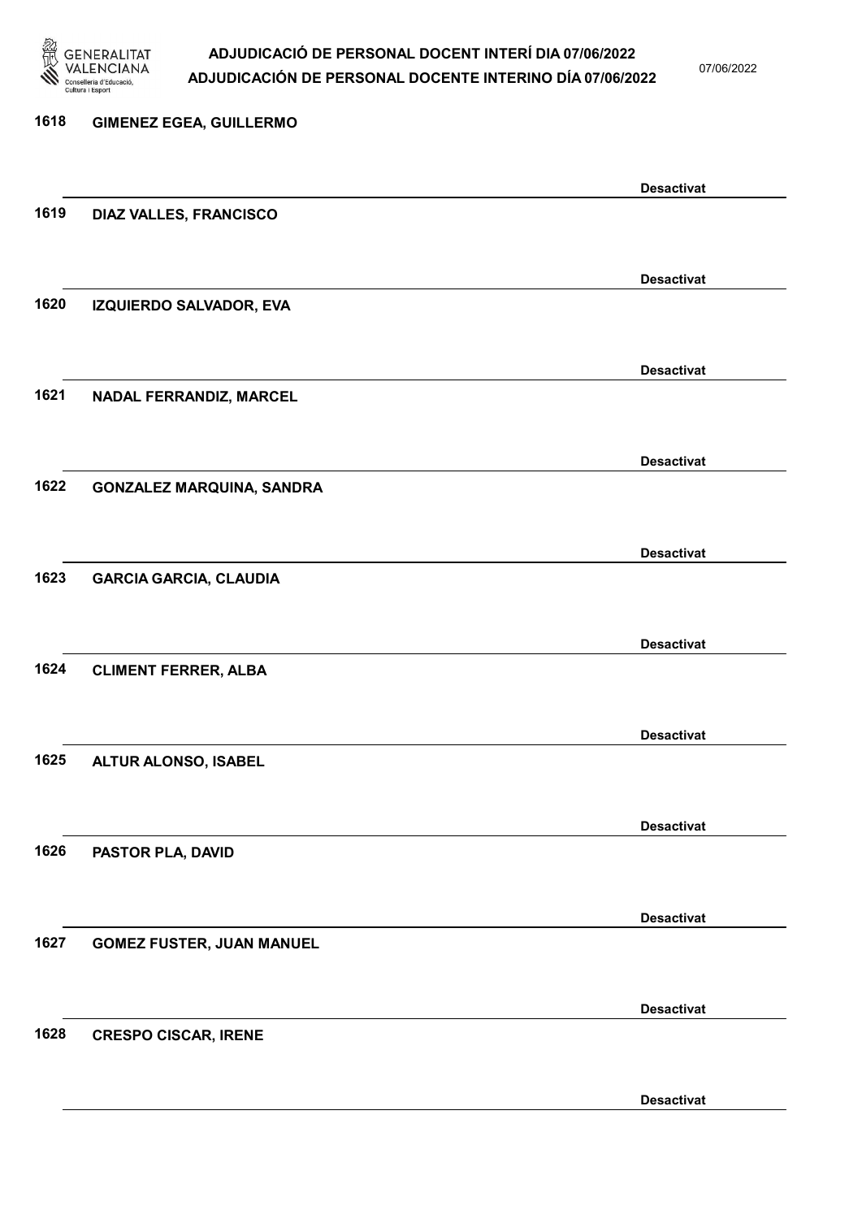1618 GIMENEZ EGEA, GUILLERMO

Desactivat

1619 DIAZ VALLES, FRANCISCO

Desactivat

1620 IZQUIERDO SALVADOR, EVA

Desactivat

1621 NADAL FERRANDIZ, MARCEL

Desactivat

1622 GONZALEZ MARQUINA, SANDRA

Desactivat

1623 GARCIA GARCIA, CLAUDIA

Desactivat

1624 CLIMENT FERRER, ALBA

Desactivat

1625 ALTUR ALONSO, ISABEL

Desactivat

1626 PASTOR PLA, DAVID

Desactivat

1627 GOMEZ FUSTER, JUAN MANUEL

Desactivat

1628 CRESPO CISCAR, IRENE

Desactivat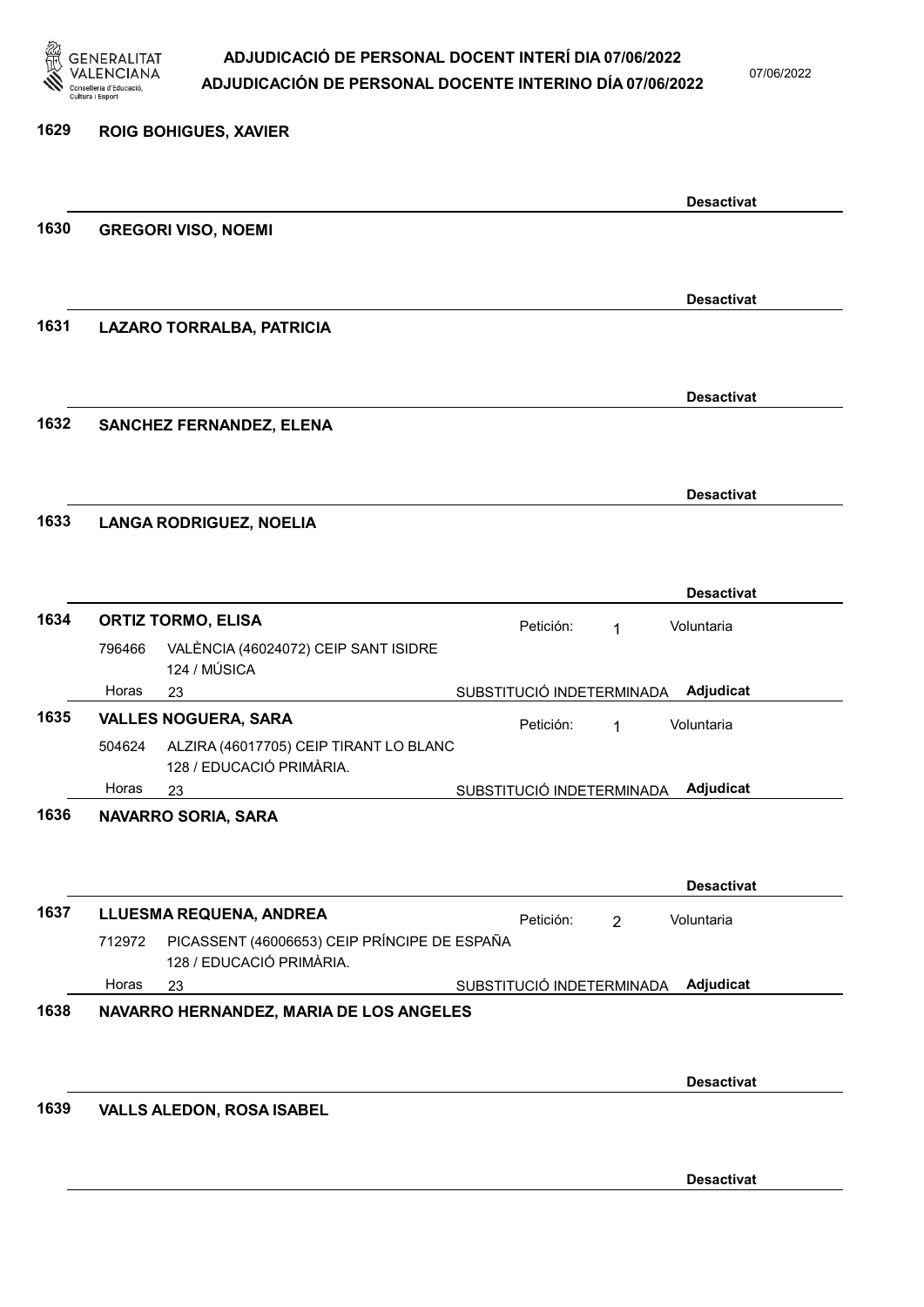**1629 ROIG BOHIGUES, XAVIER**

Desactivat

**1630 GREGORI VISO, NOEMI**

Desactivat

**1631 LAZARO TORRALBA, PATRICIA**

Desactivat

**1632 SANCHEZ FERNANDEZ, ELENA**

Desactivat

**1633 LANGA RODRIGUEZ, NOELIA**

Desactivat

**1634 ORTIZ TORMO, ELISA** — Petición: 1 — Voluntaria

796466 VALÈNCIA (46024072) CEIP SANT ISIDRE
124 / MÚSICA
Horas 23 — SUBSTITUCIÓ INDETERMINADA — Adjudicat

**1635 VALLES NOGUERA, SARA** — Petición: 1 — Voluntaria

504624 ALZIRA (46017705) CEIP TIRANT LO BLANC
128 / EDUCACIÓ PRIMÀRIA.
Horas 23 — SUBSTITUCIÓ INDETERMINADA — Adjudicat

**1636 NAVARRO SORIA, SARA**

Desactivat

**1637 LLUESMA REQUENA, ANDREA** — Petición: 2 — Voluntaria

712972 PICASSENT (46006653) CEIP PRÍNCIPE DE ESPAÑA
128 / EDUCACIÓ PRIMÀRIA.
Horas 23 — SUBSTITUCIÓ INDETERMINADA — Adjudicat

**1638 NAVARRO HERNANDEZ, MARIA DE LOS ANGELES**

Desactivat

**1639 VALLS ALEDON, ROSA ISABEL**

Desactivat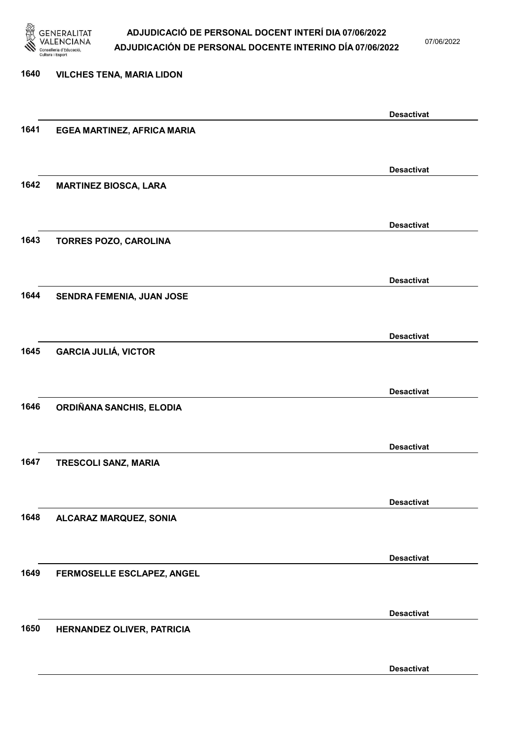1640 VILCHES TENA, MARIA LIDON

Desactivat

1641 EGEA MARTINEZ, AFRICA MARIA

Desactivat

1642 MARTINEZ BIOSCA, LARA

Desactivat

1643 TORRES POZO, CAROLINA

Desactivat

1644 SENDRA FEMENIA, JUAN JOSE

Desactivat

1645 GARCIA JULIÁ, VICTOR

Desactivat

1646 ORDIÑANA SANCHIS, ELODIA

Desactivat

1647 TRESCOLI SANZ, MARIA

Desactivat

1648 ALCARAZ MARQUEZ, SONIA

Desactivat

1649 FERMOSELLE ESCLAPEZ, ANGEL

Desactivat

1650 HERNANDEZ OLIVER, PATRICIA

Desactivat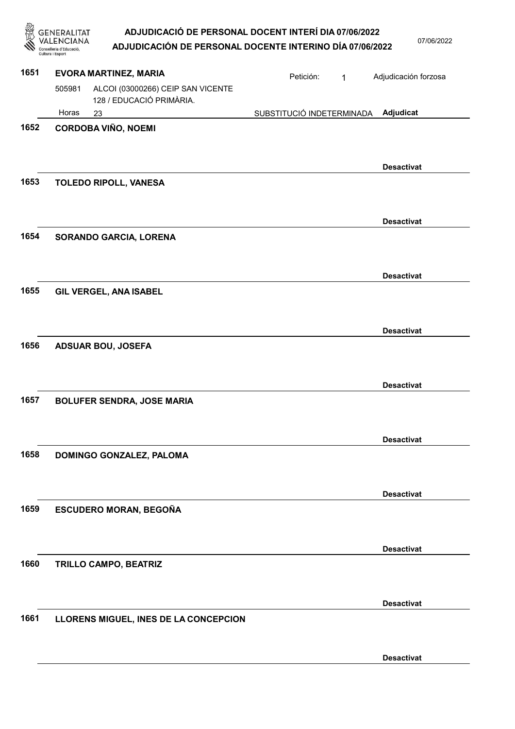**1651** **EVORA MARTINEZ, MARIA**

Petición: 1 — Adjudicación forzosa

505981 ALCOI (03000266) CEIP SAN VICENTE
128 / EDUCACIÓ PRIMÀRIA.

Horas 23 — SUBSTITUCIÓ INDETERMINADA — **Adjudicat**

**1652** **CORDOBA VIÑO, NOEMI**

**Desactivat**

**1653** **TOLEDO RIPOLL, VANESA**

**Desactivat**

**1654** **SORANDO GARCIA, LORENA**

**Desactivat**

**1655** **GIL VERGEL, ANA ISABEL**

**Desactivat**

**1656** **ADSUAR BOU, JOSEFA**

**Desactivat**

**1657** **BOLUFER SENDRA, JOSE MARIA**

**Desactivat**

**1658** **DOMINGO GONZALEZ, PALOMA**

**Desactivat**

**1659** **ESCUDERO MORAN, BEGOÑA**

**Desactivat**

**1660** **TRILLO CAMPO, BEATRIZ**

**Desactivat**

**1661** **LLORENS MIGUEL, INES DE LA CONCEPCION**

**Desactivat**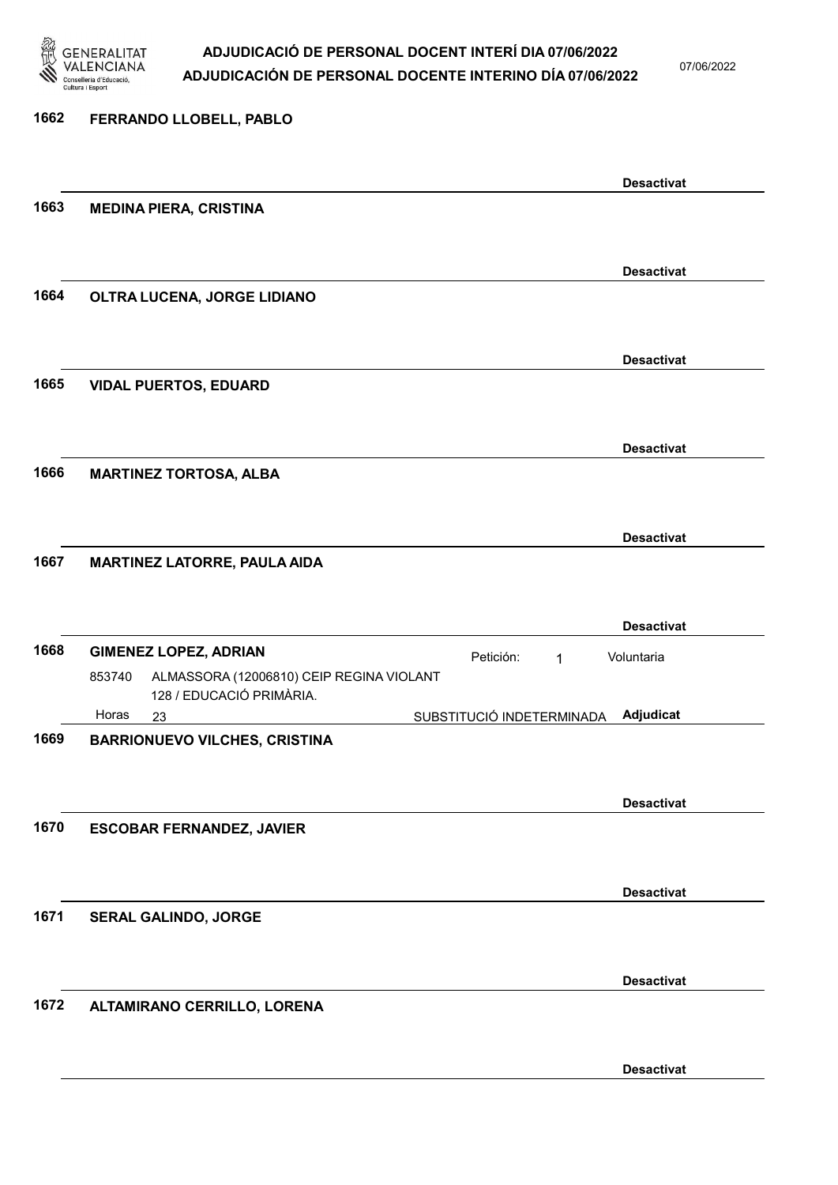1662 **FERRANDO LLOBELL, PABLO**

**Desactivat**

1663 **MEDINA PIERA, CRISTINA**

**Desactivat**

1664 **OLTRA LUCENA, JORGE LIDIANO**

**Desactivat**

1665 **VIDAL PUERTOS, EDUARD**

**Desactivat**

1666 **MARTINEZ TORTOSA, ALBA**

**Desactivat**

1667 **MARTINEZ LATORRE, PAULA AIDA**

**Desactivat**

1668 **GIMENEZ LOPEZ, ADRIAN** Petición: 1 Voluntaria

853740 ALMASSORA (12006810) CEIP REGINA VIOLANT 128 / EDUCACIÓ PRIMÀRIA.

Horas 23 SUBSTITUCIÓ INDETERMINADA **Adjudicat**

1669 **BARRIONUEVO VILCHES, CRISTINA**

**Desactivat**

1670 **ESCOBAR FERNANDEZ, JAVIER**

**Desactivat**

1671 **SERAL GALINDO, JORGE**

**Desactivat**

1672 **ALTAMIRANO CERRILLO, LORENA**

**Desactivat**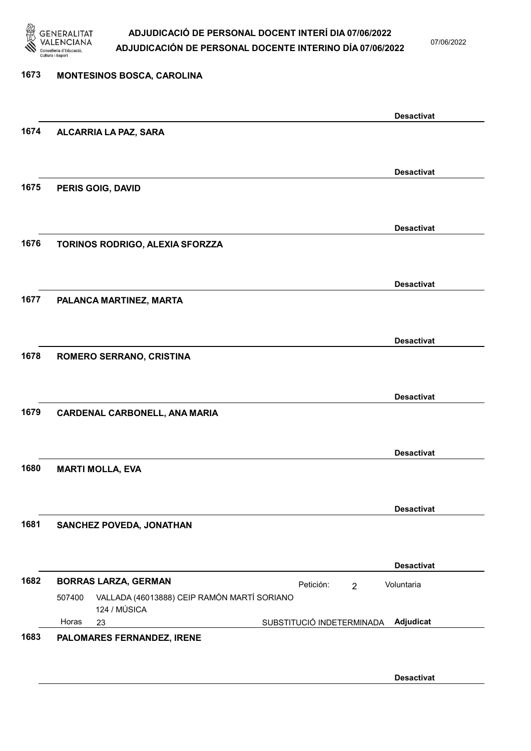**1673 MONTESINOS BOSCA, CAROLINA**

Desactivat

**1674 ALCARRIA LA PAZ, SARA**

Desactivat

**1675 PERIS GOIG, DAVID**

Desactivat

**1676 TORINOS RODRIGO, ALEXIA SFORZZA**

Desactivat

**1677 PALANCA MARTINEZ, MARTA**

Desactivat

**1678 ROMERO SERRANO, CRISTINA**

Desactivat

**1679 CARDENAL CARBONELL, ANA MARIA**

Desactivat

**1680 MARTI MOLLA, EVA**

Desactivat

**1681 SANCHEZ POVEDA, JONATHAN**

Desactivat

**1682 BORRAS LARZA, GERMAN**

Petición: 2 — Voluntaria

507400 VALLADA (46013888) CEIP RAMÓN MARTÍ SORIANO
124 / MÚSICA
Horas 23 — SUBSTITUCIÓ INDETERMINADA — **Adjudicat**

**1683 PALOMARES FERNANDEZ, IRENE**

Desactivat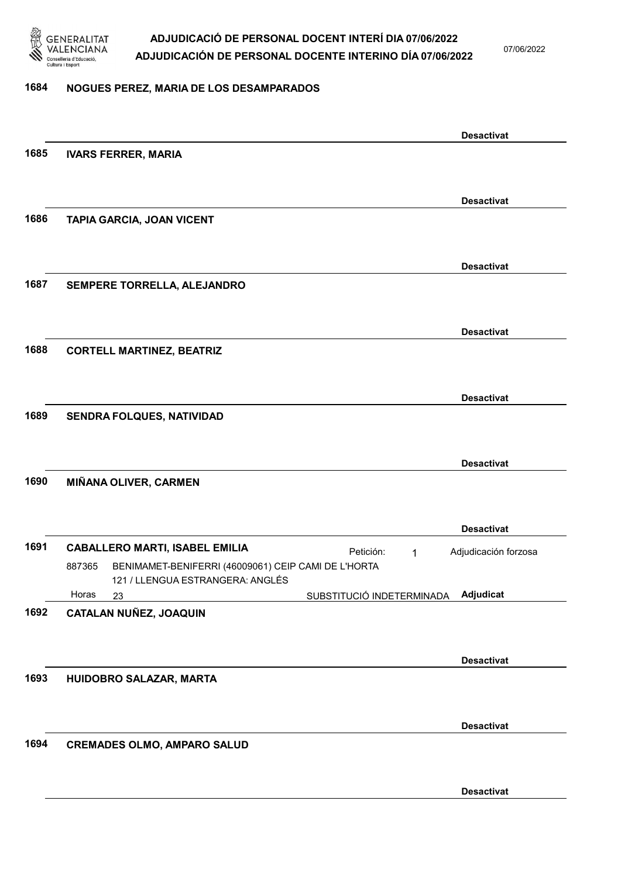**1684 NOGUES PEREZ, MARIA DE LOS DESAMPARADOS**

Desactivat

**1685 IVARS FERRER, MARIA**

Desactivat

**1686 TAPIA GARCIA, JOAN VICENT**

Desactivat

**1687 SEMPERE TORRELLA, ALEJANDRO**

Desactivat

**1688 CORTELL MARTINEZ, BEATRIZ**

Desactivat

**1689 SENDRA FOLQUES, NATIVIDAD**

Desactivat

**1690 MIÑANA OLIVER, CARMEN**

Desactivat

**1691 CABALLERO MARTI, ISABEL EMILIA** — Petición: 1 — Adjudicación forzosa

887365 BENIMAMET-BENIFERRI (46009061) CEIP CAMI DE L'HORTA
121 / LLENGUA ESTRANGERA: ANGLÉS
Horas 23 — SUBSTITUCIÓ INDETERMINADA — **Adjudicat**

**1692 CATALAN NUÑEZ, JOAQUIN**

Desactivat

**1693 HUIDOBRO SALAZAR, MARTA**

Desactivat

**1694 CREMADES OLMO, AMPARO SALUD**

Desactivat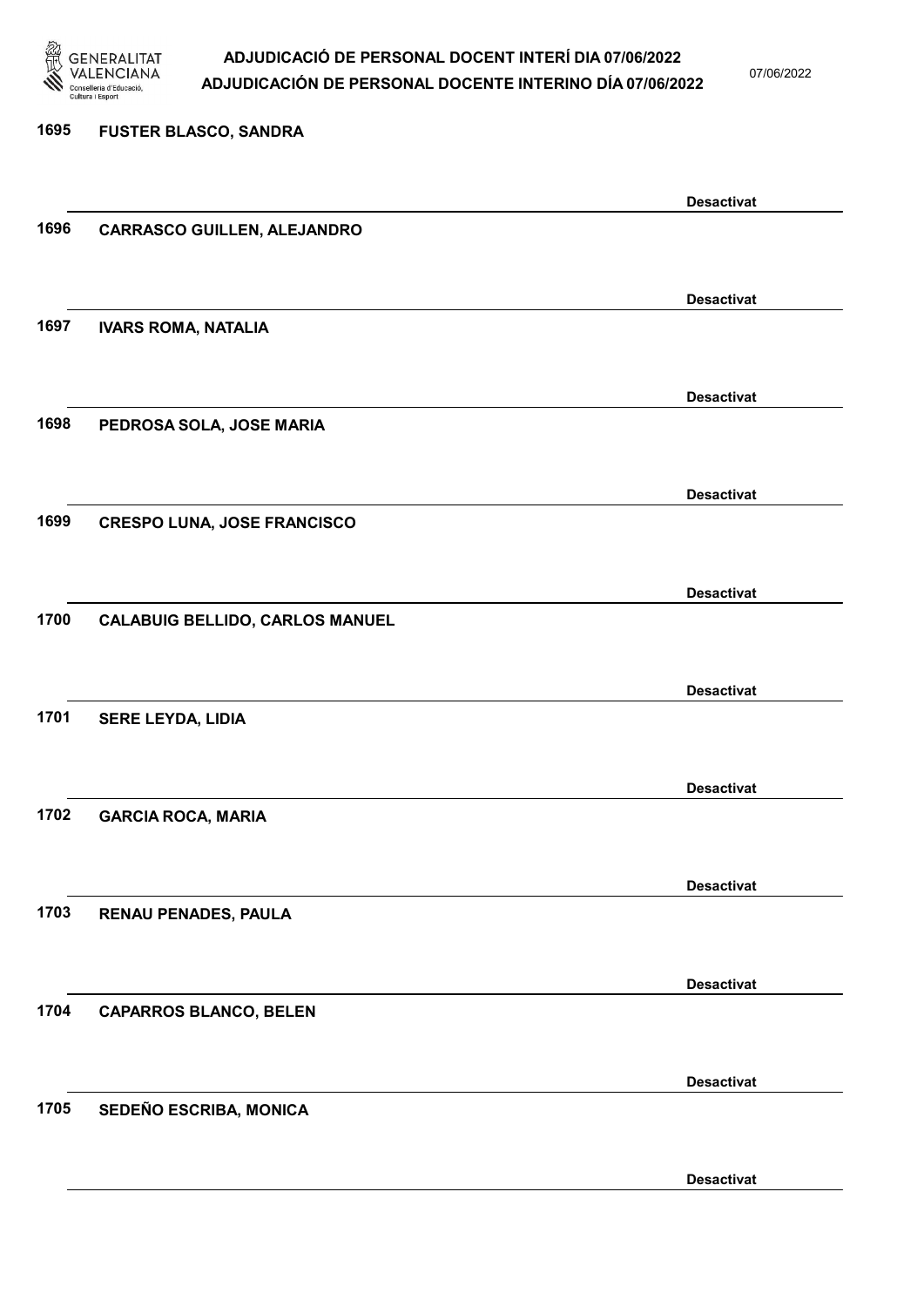1695 FUSTER BLASCO, SANDRA

Desactivat

1696 CARRASCO GUILLEN, ALEJANDRO

Desactivat

1697 IVARS ROMA, NATALIA

Desactivat

1698 PEDROSA SOLA, JOSE MARIA

Desactivat

1699 CRESPO LUNA, JOSE FRANCISCO

Desactivat

1700 CALABUIG BELLIDO, CARLOS MANUEL

Desactivat

1701 SERE LEYDA, LIDIA

Desactivat

1702 GARCIA ROCA, MARIA

Desactivat

1703 RENAU PENADES, PAULA

Desactivat

1704 CAPARROS BLANCO, BELEN

Desactivat

1705 SEDEÑO ESCRIBA, MONICA

Desactivat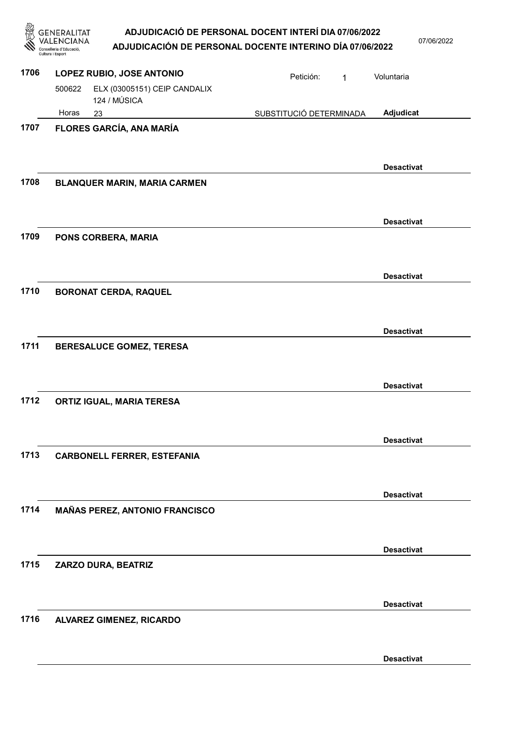**1706** **LOPEZ RUBIO, JOSE ANTONIO** Petición: 1 Voluntaria

500622 ELX (03005151) CEIP CANDALIX
124 / MÚSICA

Horas 23 SUBSTITUCIÓ DETERMINADA **Adjudicat**

**1707** **FLORES GARCÍA, ANA MARÍA**

**Desactivat**

**1708** **BLANQUER MARIN, MARIA CARMEN**

**Desactivat**

**1709** **PONS CORBERA, MARIA**

**Desactivat**

**1710** **BORONAT CERDA, RAQUEL**

**Desactivat**

**1711** **BERESALUCE GOMEZ, TERESA**

**Desactivat**

**1712** **ORTIZ IGUAL, MARIA TERESA**

**Desactivat**

**1713** **CARBONELL FERRER, ESTEFANIA**

**Desactivat**

**1714** **MAÑAS PEREZ, ANTONIO FRANCISCO**

**Desactivat**

**1715** **ZARZO DURA, BEATRIZ**

**Desactivat**

**1716** **ALVAREZ GIMENEZ, RICARDO**

**Desactivat**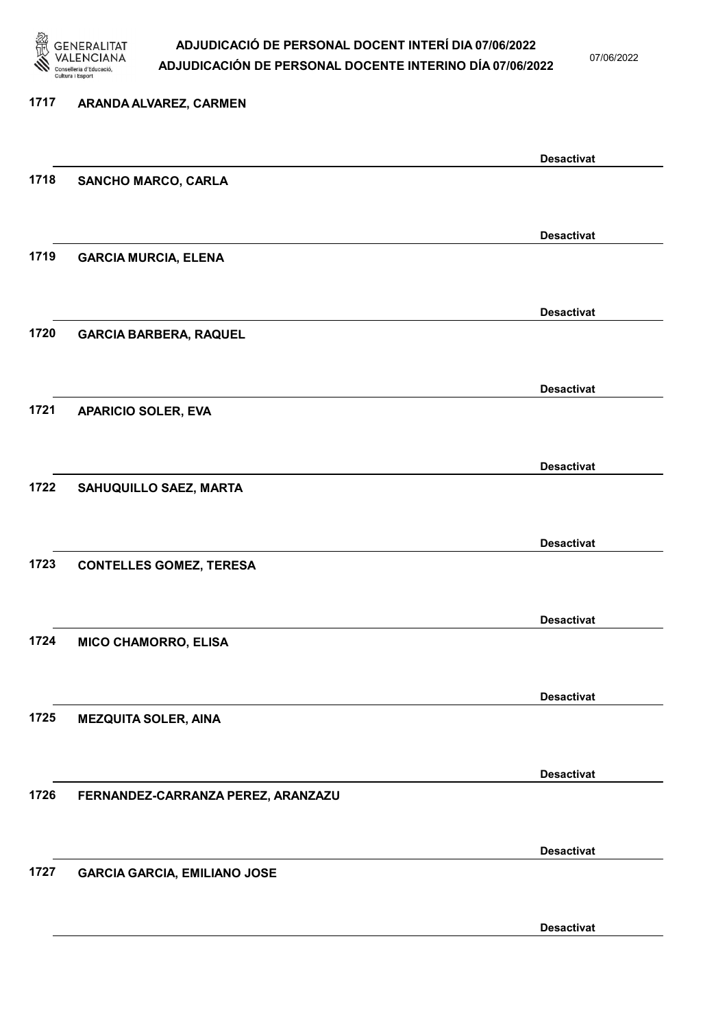1717 **ARANDA ALVAREZ, CARMEN**

**Desactivat**

1718 **SANCHO MARCO, CARLA**

**Desactivat**

1719 **GARCIA MURCIA, ELENA**

**Desactivat**

1720 **GARCIA BARBERA, RAQUEL**

**Desactivat**

1721 **APARICIO SOLER, EVA**

**Desactivat**

1722 **SAHUQUILLO SAEZ, MARTA**

**Desactivat**

1723 **CONTELLES GOMEZ, TERESA**

**Desactivat**

1724 **MICO CHAMORRO, ELISA**

**Desactivat**

1725 **MEZQUITA SOLER, AINA**

**Desactivat**

1726 **FERNANDEZ-CARRANZA PEREZ, ARANZAZU**

**Desactivat**

1727 **GARCIA GARCIA, EMILIANO JOSE**

**Desactivat**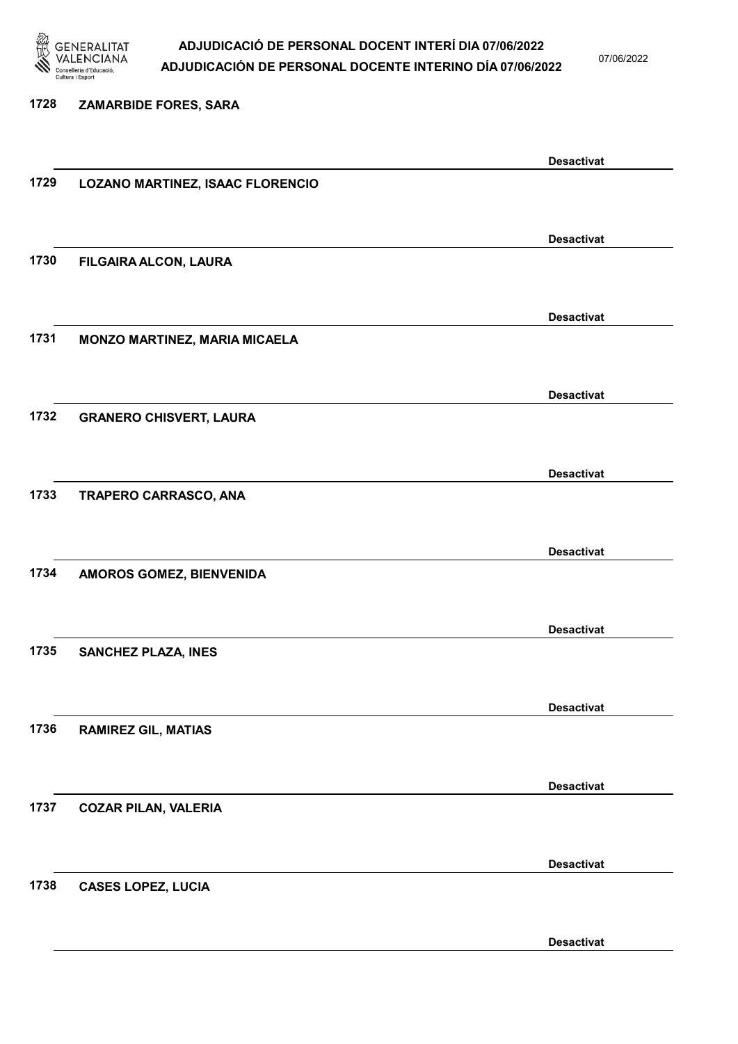1728 ZAMARBIDE FORES, SARA

Desactivat

1729 LOZANO MARTINEZ, ISAAC FLORENCIO

Desactivat

1730 FILGAIRA ALCON, LAURA

Desactivat

1731 MONZO MARTINEZ, MARIA MICAELA

Desactivat

1732 GRANERO CHISVERT, LAURA

Desactivat

1733 TRAPERO CARRASCO, ANA

Desactivat

1734 AMOROS GOMEZ, BIENVENIDA

Desactivat

1735 SANCHEZ PLAZA, INES

Desactivat

1736 RAMIREZ GIL, MATIAS

Desactivat

1737 COZAR PILAN, VALERIA

Desactivat

1738 CASES LOPEZ, LUCIA

Desactivat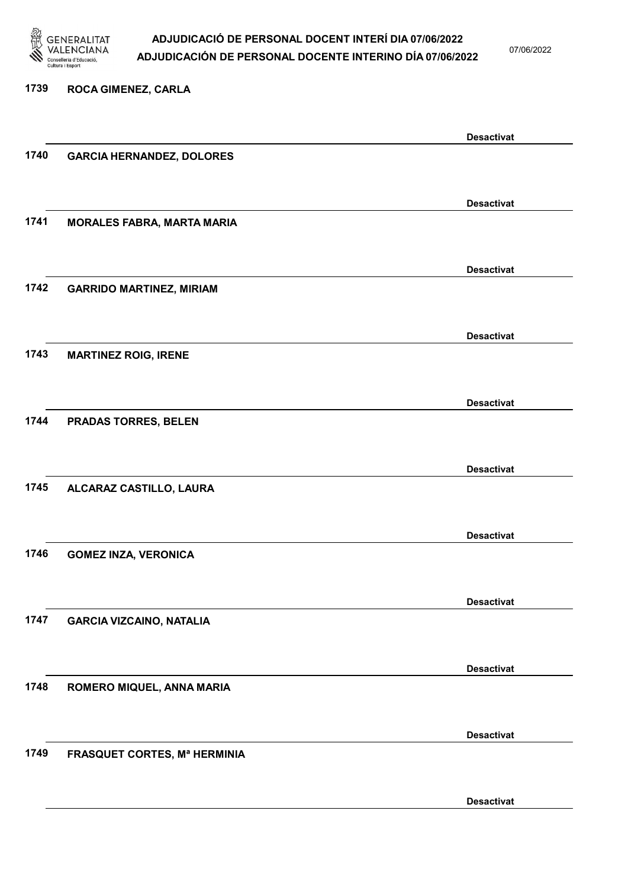1739 ROCA GIMENEZ, CARLA

Desactivat

1740 GARCIA HERNANDEZ, DOLORES

Desactivat

1741 MORALES FABRA, MARTA MARIA

Desactivat

1742 GARRIDO MARTINEZ, MIRIAM

Desactivat

1743 MARTINEZ ROIG, IRENE

Desactivat

1744 PRADAS TORRES, BELEN

Desactivat

1745 ALCARAZ CASTILLO, LAURA

Desactivat

1746 GOMEZ INZA, VERONICA

Desactivat

1747 GARCIA VIZCAINO, NATALIA

Desactivat

1748 ROMERO MIQUEL, ANNA MARIA

Desactivat

1749 FRASQUET CORTES, Mª HERMINIA

Desactivat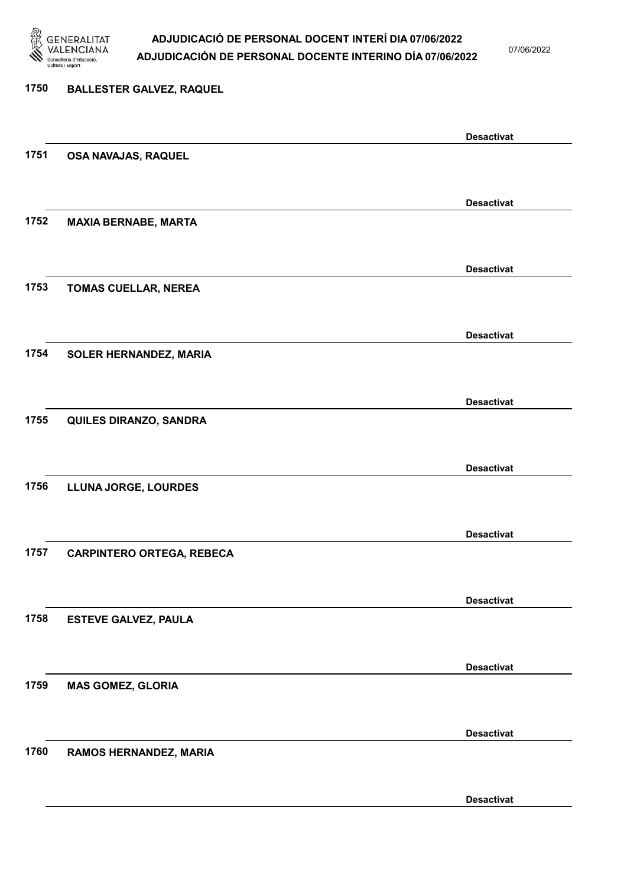1750 **BALLESTER GALVEZ, RAQUEL**

**Desactivat**

1751 **OSA NAVAJAS, RAQUEL**

**Desactivat**

1752 **MAXIA BERNABE, MARTA**

**Desactivat**

1753 **TOMAS CUELLAR, NEREA**

**Desactivat**

1754 **SOLER HERNANDEZ, MARIA**

**Desactivat**

1755 **QUILES DIRANZO, SANDRA**

**Desactivat**

1756 **LLUNA JORGE, LOURDES**

**Desactivat**

1757 **CARPINTERO ORTEGA, REBECA**

**Desactivat**

1758 **ESTEVE GALVEZ, PAULA**

**Desactivat**

1759 **MAS GOMEZ, GLORIA**

**Desactivat**

1760 **RAMOS HERNANDEZ, MARIA**

**Desactivat**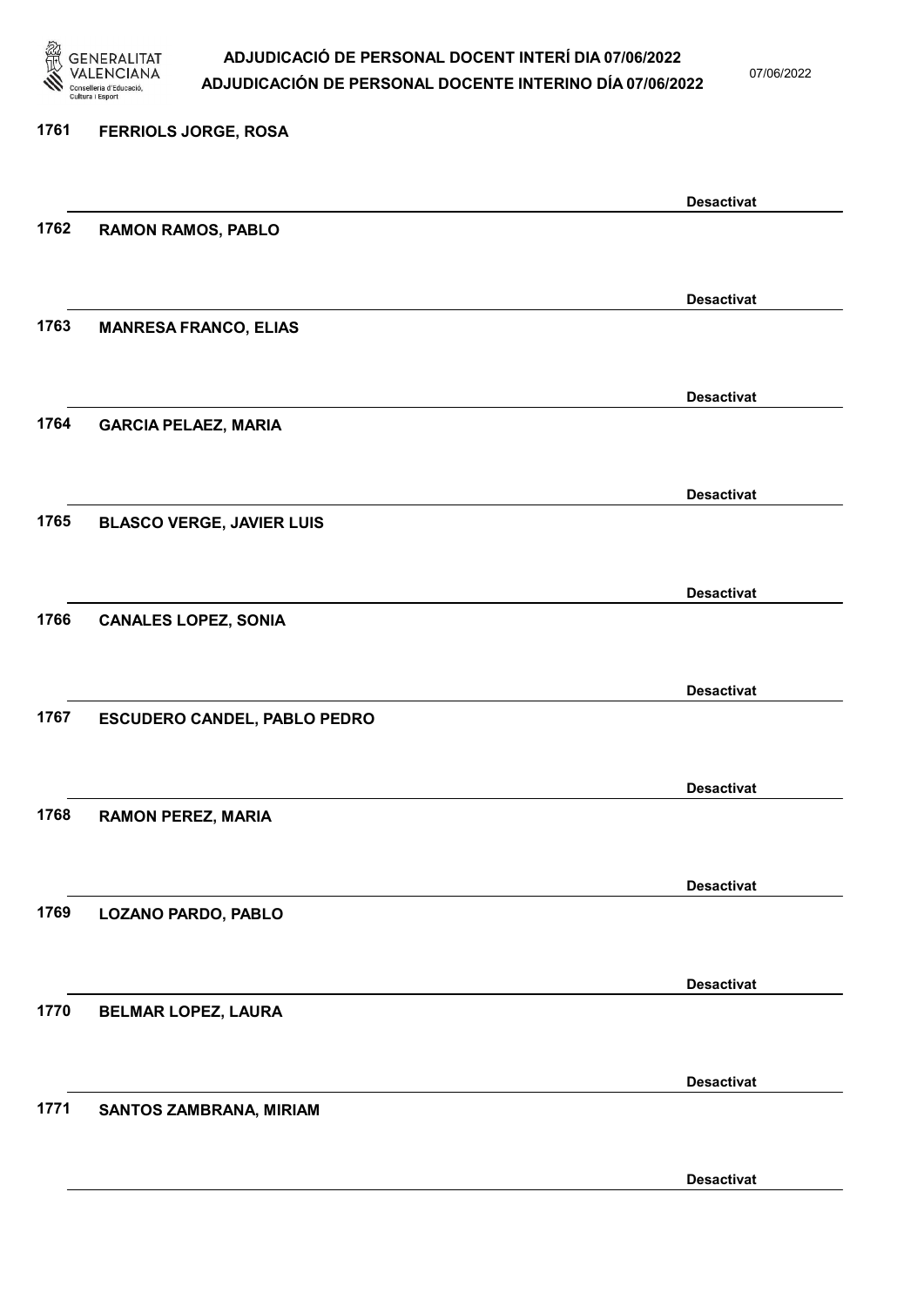1761 **FERRIOLS JORGE, ROSA**

**Desactivat**

1762 **RAMON RAMOS, PABLO**

**Desactivat**

1763 **MANRESA FRANCO, ELIAS**

**Desactivat**

1764 **GARCIA PELAEZ, MARIA**

**Desactivat**

1765 **BLASCO VERGE, JAVIER LUIS**

**Desactivat**

1766 **CANALES LOPEZ, SONIA**

**Desactivat**

1767 **ESCUDERO CANDEL, PABLO PEDRO**

**Desactivat**

1768 **RAMON PEREZ, MARIA**

**Desactivat**

1769 **LOZANO PARDO, PABLO**

**Desactivat**

1770 **BELMAR LOPEZ, LAURA**

**Desactivat**

1771 **SANTOS ZAMBRANA, MIRIAM**

**Desactivat**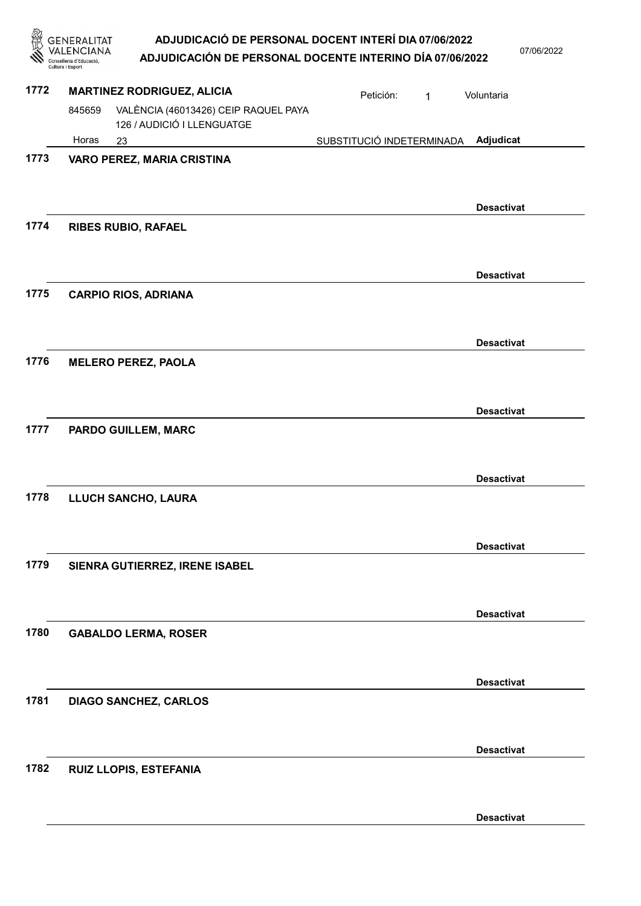**1772** **MARTINEZ RODRIGUEZ, ALICIA** Petición: 1 Voluntaria

845659 VALÈNCIA (46013426) CEIP RAQUEL PAYA
126 / AUDICIÓ I LLENGUATGE

Horas 23 SUBSTITUCIÓ INDETERMINADA **Adjudicat**

**1773** **VARO PEREZ, MARIA CRISTINA**

**Desactivat**

**1774** **RIBES RUBIO, RAFAEL**

**Desactivat**

**1775** **CARPIO RIOS, ADRIANA**

**Desactivat**

**1776** **MELERO PEREZ, PAOLA**

**Desactivat**

**1777** **PARDO GUILLEM, MARC**

**Desactivat**

**1778** **LLUCH SANCHO, LAURA**

**Desactivat**

**1779** **SIENRA GUTIERREZ, IRENE ISABEL**

**Desactivat**

**1780** **GABALDO LERMA, ROSER**

**Desactivat**

**1781** **DIAGO SANCHEZ, CARLOS**

**Desactivat**

**1782** **RUIZ LLOPIS, ESTEFANIA**

**Desactivat**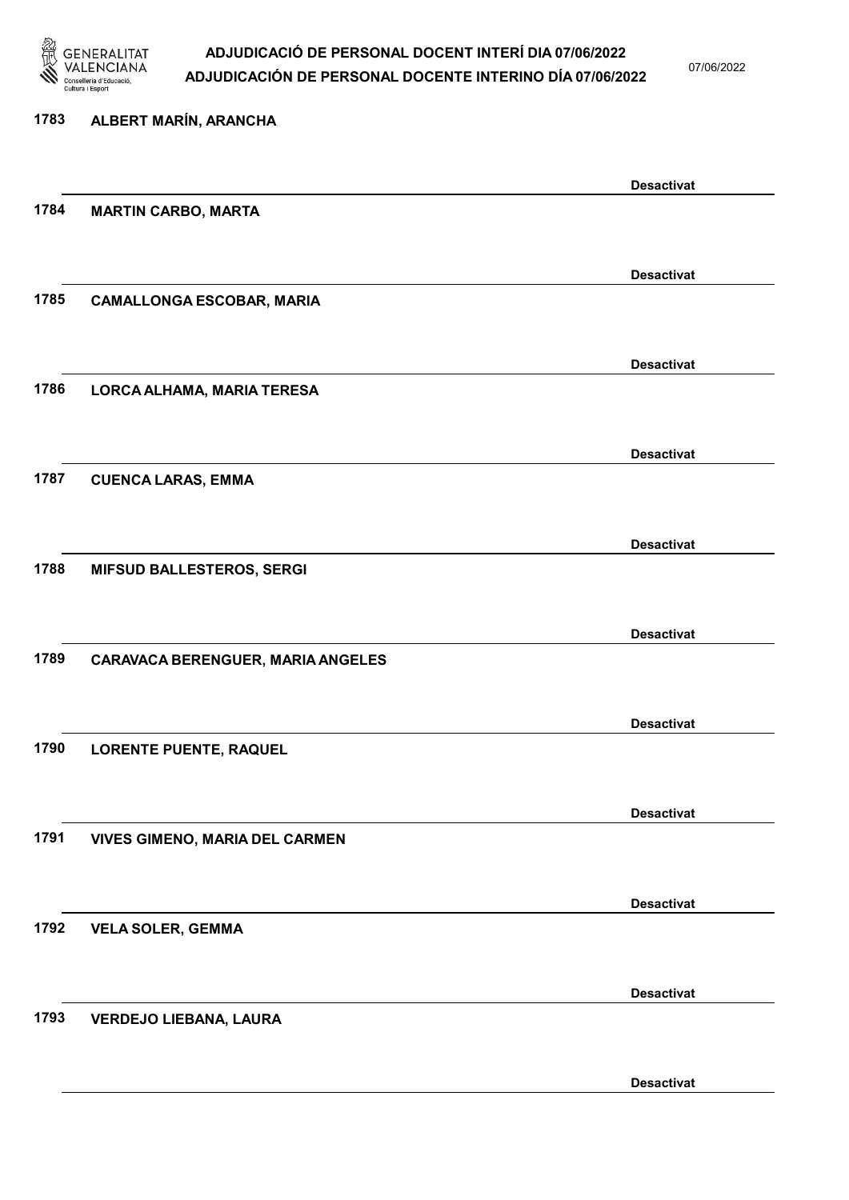1783 ALBERT MARÍN, ARANCHA

Desactivat

1784 MARTIN CARBO, MARTA

Desactivat

1785 CAMALLONGA ESCOBAR, MARIA

Desactivat

1786 LORCA ALHAMA, MARIA TERESA

Desactivat

1787 CUENCA LARAS, EMMA

Desactivat

1788 MIFSUD BALLESTEROS, SERGI

Desactivat

1789 CARAVACA BERENGUER, MARIA ANGELES

Desactivat

1790 LORENTE PUENTE, RAQUEL

Desactivat

1791 VIVES GIMENO, MARIA DEL CARMEN

Desactivat

1792 VELA SOLER, GEMMA

Desactivat

1793 VERDEJO LIEBANA, LAURA

Desactivat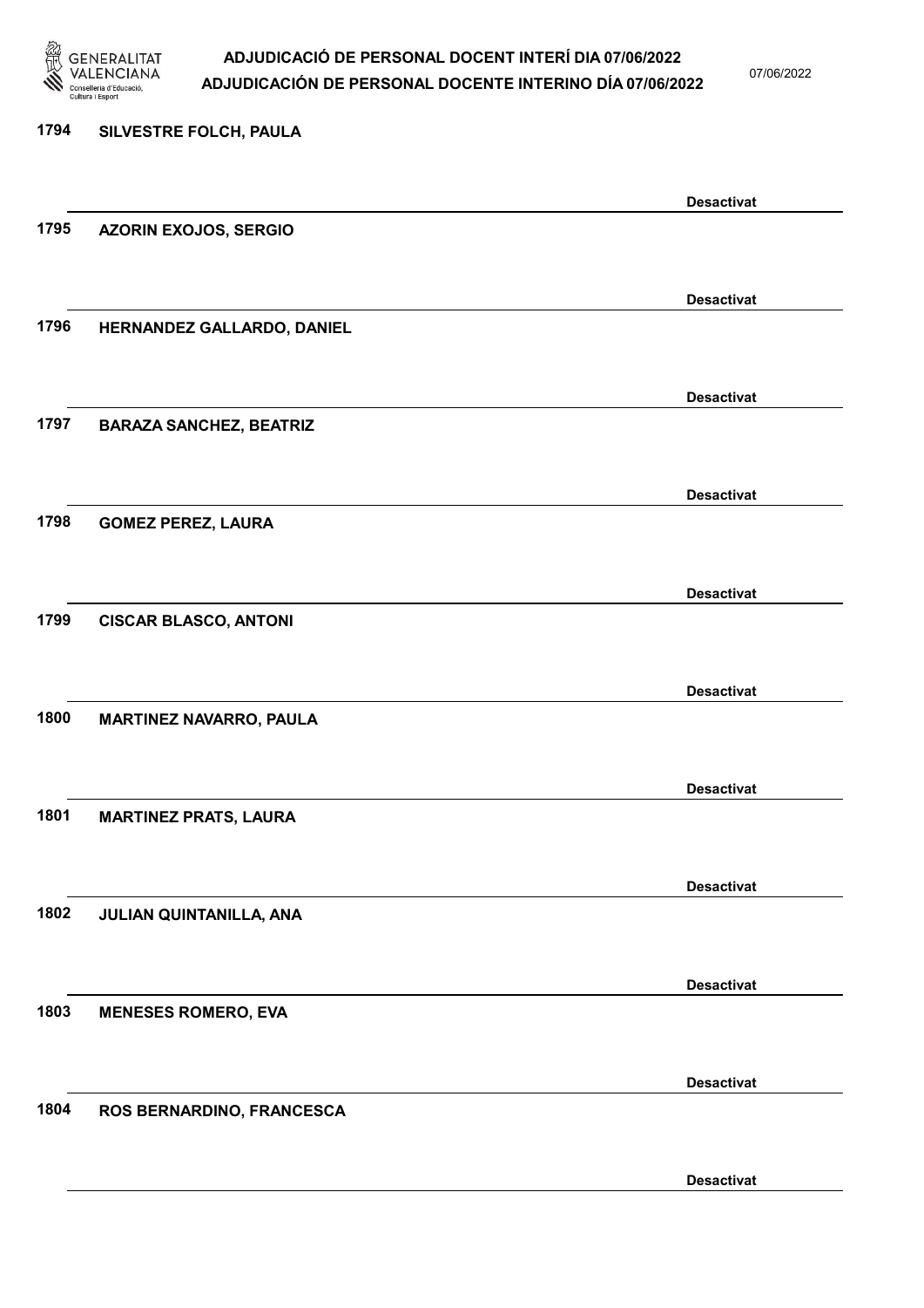1794 SILVESTRE FOLCH, PAULA

Desactivat

1795 AZORIN EXOJOS, SERGIO

Desactivat

1796 HERNANDEZ GALLARDO, DANIEL

Desactivat

1797 BARAZA SANCHEZ, BEATRIZ

Desactivat

1798 GOMEZ PEREZ, LAURA

Desactivat

1799 CISCAR BLASCO, ANTONI

Desactivat

1800 MARTINEZ NAVARRO, PAULA

Desactivat

1801 MARTINEZ PRATS, LAURA

Desactivat

1802 JULIAN QUINTANILLA, ANA

Desactivat

1803 MENESES ROMERO, EVA

Desactivat

1804 ROS BERNARDINO, FRANCESCA

Desactivat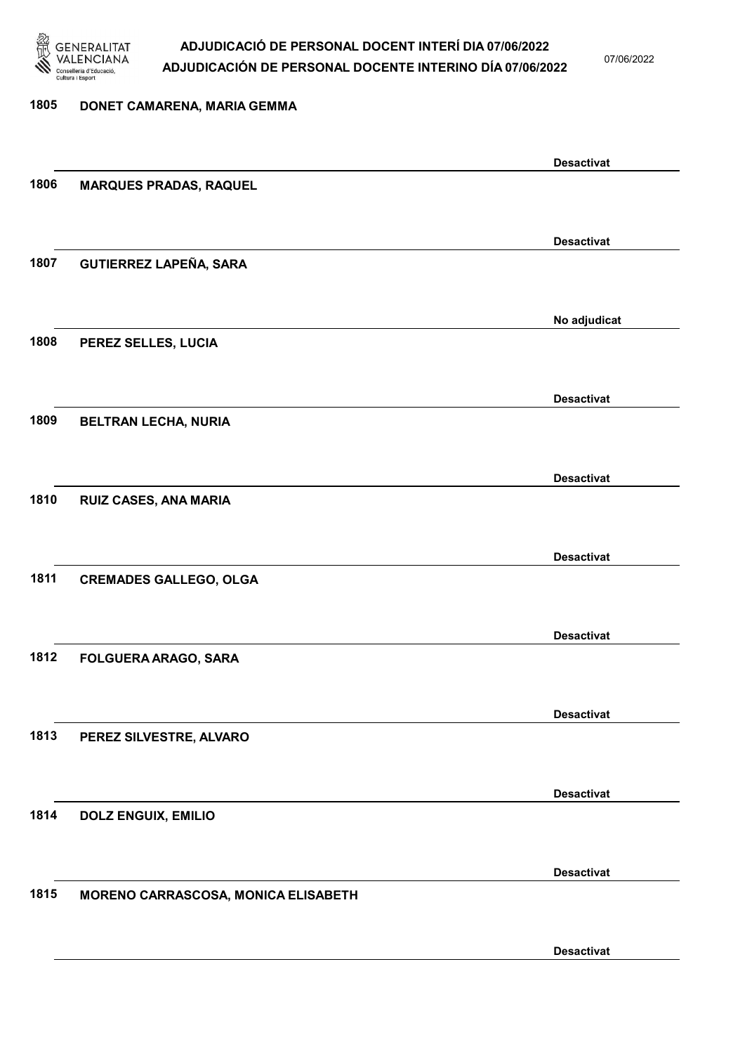1805 DONET CAMARENA, MARIA GEMMA

Desactivat

1806 MARQUES PRADAS, RAQUEL

Desactivat

1807 GUTIERREZ LAPEÑA, SARA

No adjudicat

1808 PEREZ SELLES, LUCIA

Desactivat

1809 BELTRAN LECHA, NURIA

Desactivat

1810 RUIZ CASES, ANA MARIA

Desactivat

1811 CREMADES GALLEGO, OLGA

Desactivat

1812 FOLGUERA ARAGO, SARA

Desactivat

1813 PEREZ SILVESTRE, ALVARO

Desactivat

1814 DOLZ ENGUIX, EMILIO

Desactivat

1815 MORENO CARRASCOSA, MONICA ELISABETH

Desactivat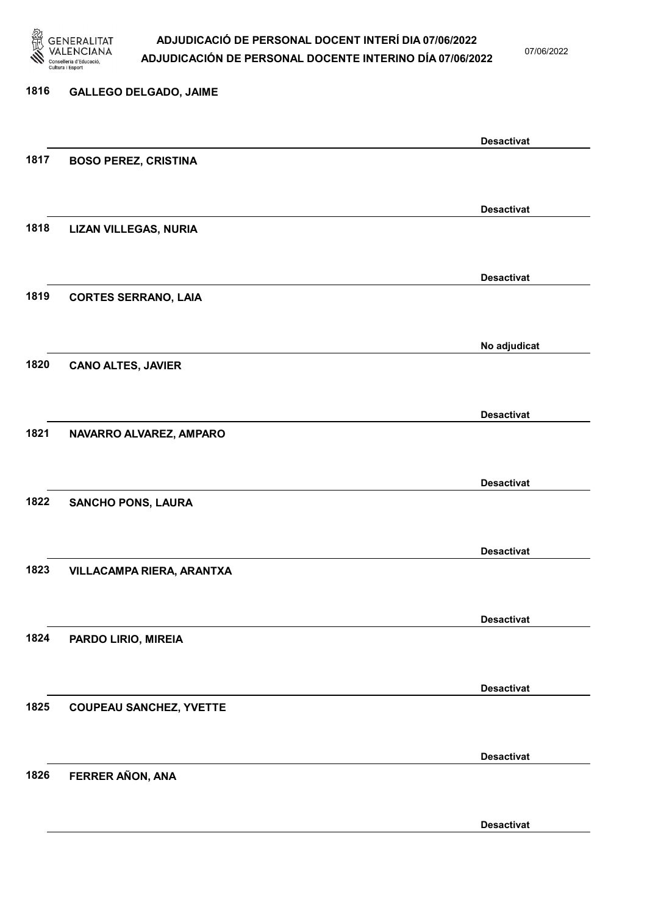1816 GALLEGO DELGADO, JAIME

Desactivat

1817 BOSO PEREZ, CRISTINA

Desactivat

1818 LIZAN VILLEGAS, NURIA

Desactivat

1819 CORTES SERRANO, LAIA

No adjudicat

1820 CANO ALTES, JAVIER

Desactivat

1821 NAVARRO ALVAREZ, AMPARO

Desactivat

1822 SANCHO PONS, LAURA

Desactivat

1823 VILLACAMPA RIERA, ARANTXA

Desactivat

1824 PARDO LIRIO, MIREIA

Desactivat

1825 COUPEAU SANCHEZ, YVETTE

Desactivat

1826 FERRER AÑON, ANA

Desactivat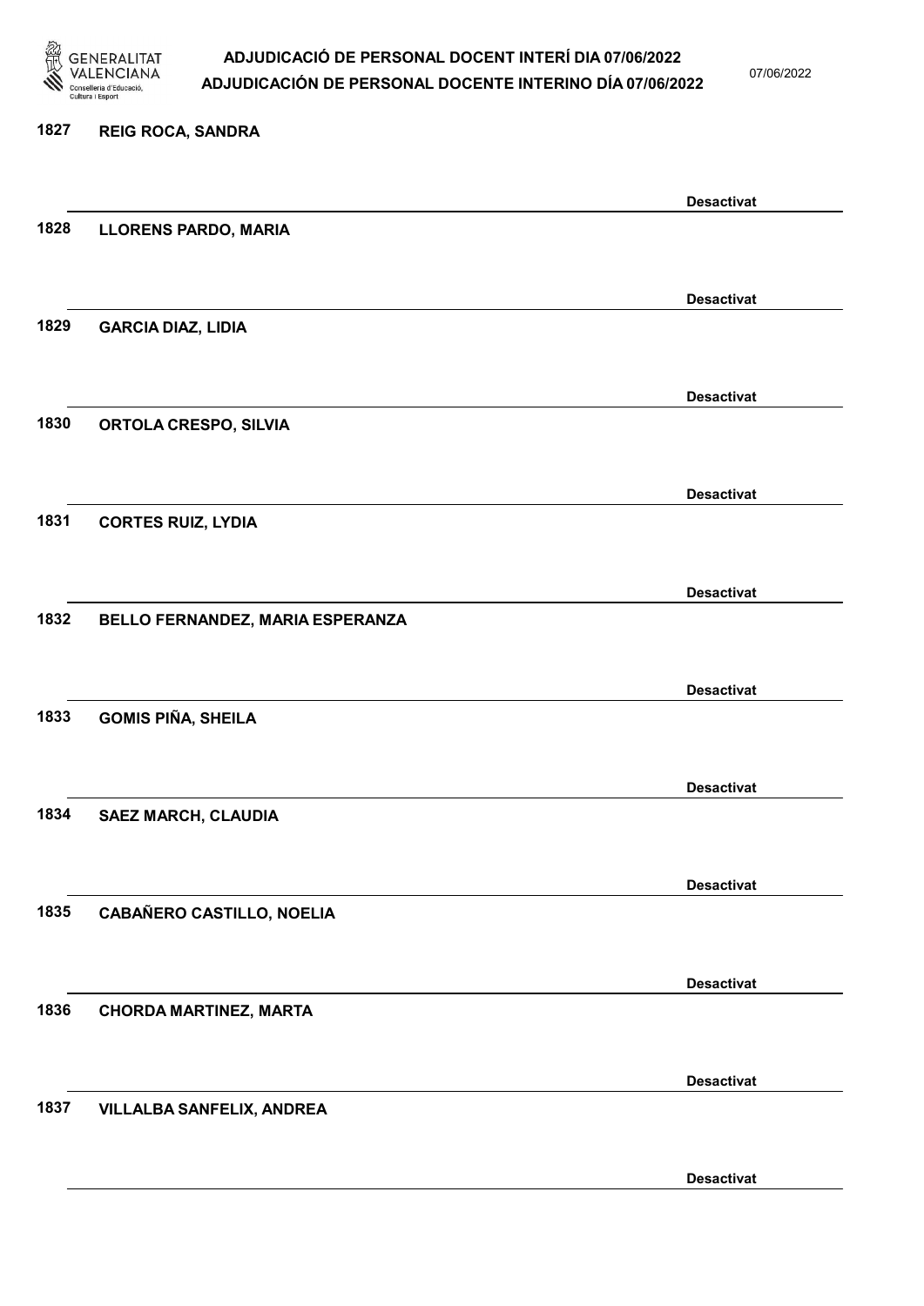1827 REIG ROCA, SANDRA

Desactivat

1828 LLORENS PARDO, MARIA

Desactivat

1829 GARCIA DIAZ, LIDIA

Desactivat

1830 ORTOLA CRESPO, SILVIA

Desactivat

1831 CORTES RUIZ, LYDIA

Desactivat

1832 BELLO FERNANDEZ, MARIA ESPERANZA

Desactivat

1833 GOMIS PIÑA, SHEILA

Desactivat

1834 SAEZ MARCH, CLAUDIA

Desactivat

1835 CABAÑERO CASTILLO, NOELIA

Desactivat

1836 CHORDA MARTINEZ, MARTA

Desactivat

1837 VILLALBA SANFELIX, ANDREA

Desactivat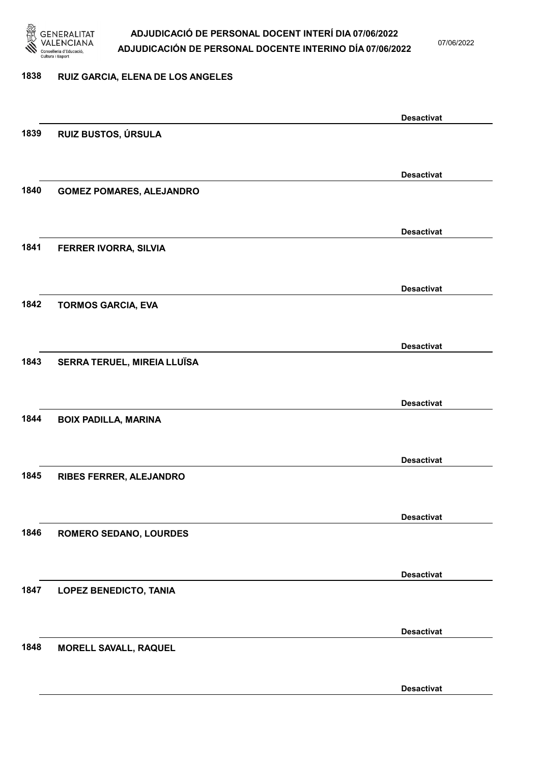1838 RUIZ GARCIA, ELENA DE LOS ANGELES

Desactivat

1839 RUIZ BUSTOS, ÚRSULA

Desactivat

1840 GOMEZ POMARES, ALEJANDRO

Desactivat

1841 FERRER IVORRA, SILVIA

Desactivat

1842 TORMOS GARCIA, EVA

Desactivat

1843 SERRA TERUEL, MIREIA LLUÏSA

Desactivat

1844 BOIX PADILLA, MARINA

Desactivat

1845 RIBES FERRER, ALEJANDRO

Desactivat

1846 ROMERO SEDANO, LOURDES

Desactivat

1847 LOPEZ BENEDICTO, TANIA

Desactivat

1848 MORELL SAVALL, RAQUEL

Desactivat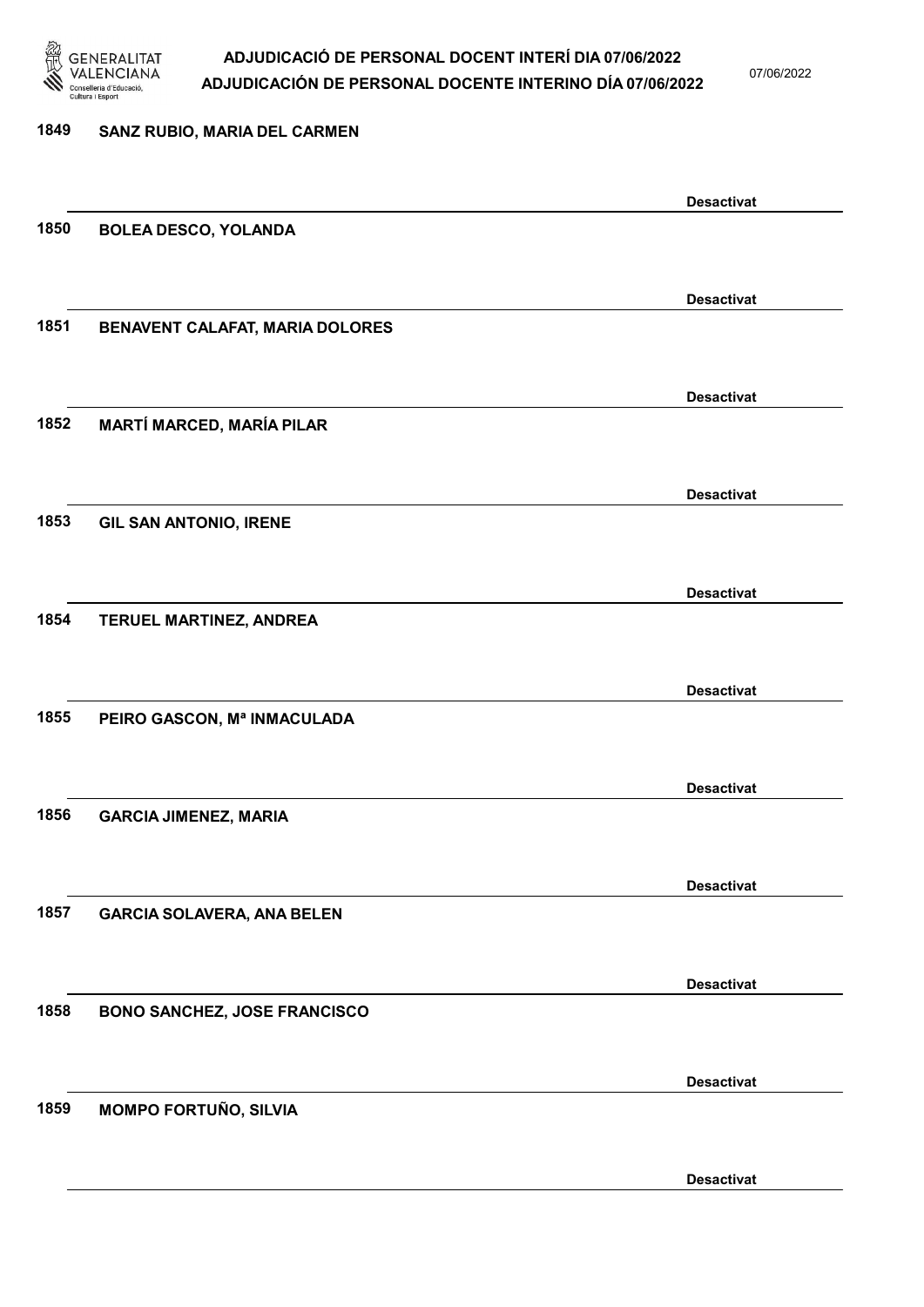1849 **SANZ RUBIO, MARIA DEL CARMEN**

**Desactivat**

1850 **BOLEA DESCO, YOLANDA**

**Desactivat**

1851 **BENAVENT CALAFAT, MARIA DOLORES**

**Desactivat**

1852 **MARTÍ MARCED, MARÍA PILAR**

**Desactivat**

1853 **GIL SAN ANTONIO, IRENE**

**Desactivat**

1854 **TERUEL MARTINEZ, ANDREA**

**Desactivat**

1855 **PEIRO GASCON, Mª INMACULADA**

**Desactivat**

1856 **GARCIA JIMENEZ, MARIA**

**Desactivat**

1857 **GARCIA SOLAVERA, ANA BELEN**

**Desactivat**

1858 **BONO SANCHEZ, JOSE FRANCISCO**

**Desactivat**

1859 **MOMPO FORTUÑO, SILVIA**

**Desactivat**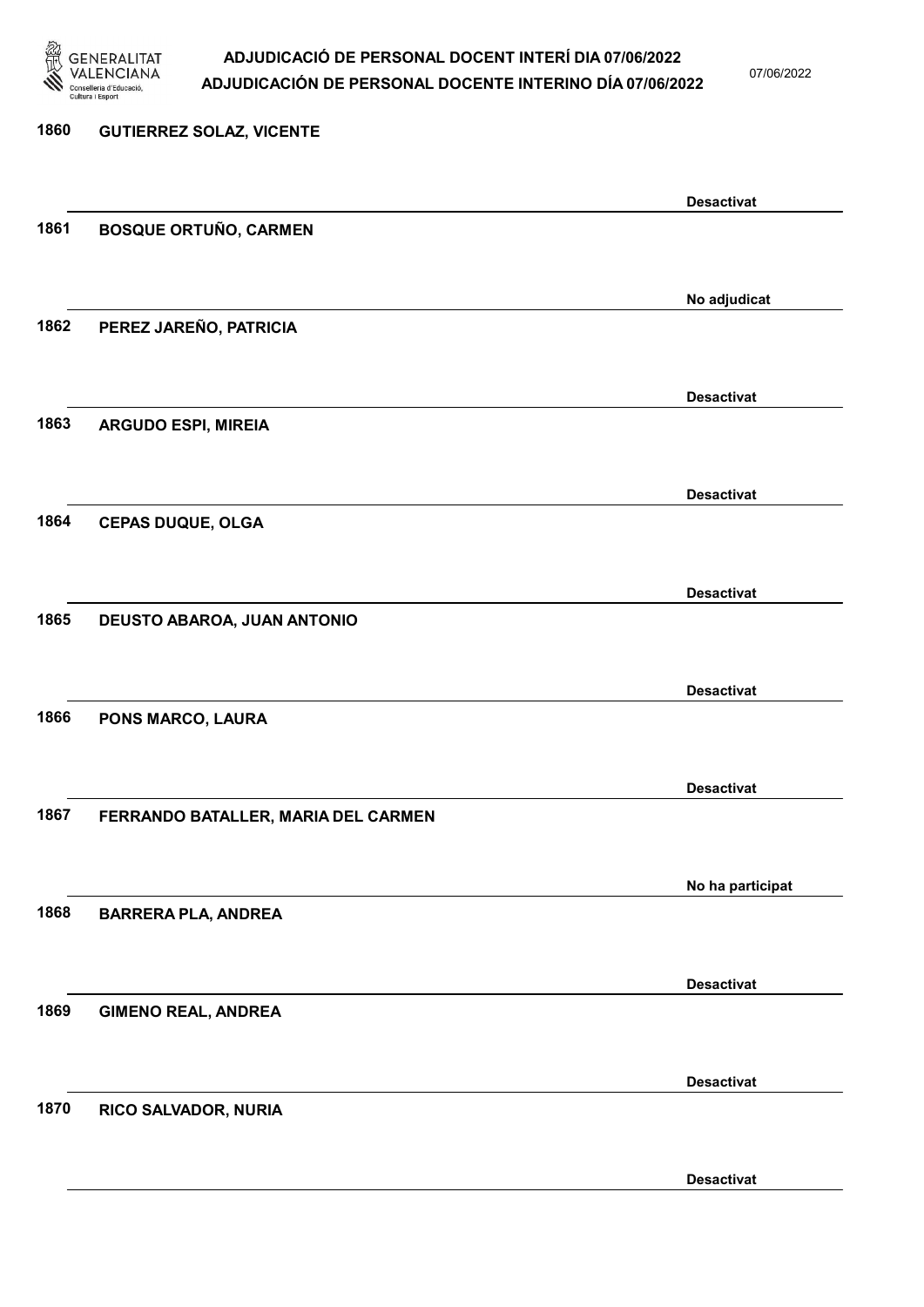1860 **GUTIERREZ SOLAZ, VICENTE**

**Desactivat**

1861 **BOSQUE ORTUÑO, CARMEN**

**No adjudicat**

1862 **PEREZ JAREÑO, PATRICIA**

**Desactivat**

1863 **ARGUDO ESPI, MIREIA**

**Desactivat**

1864 **CEPAS DUQUE, OLGA**

**Desactivat**

1865 **DEUSTO ABAROA, JUAN ANTONIO**

**Desactivat**

1866 **PONS MARCO, LAURA**

**Desactivat**

1867 **FERRANDO BATALLER, MARIA DEL CARMEN**

**No ha participat**

1868 **BARRERA PLA, ANDREA**

**Desactivat**

1869 **GIMENO REAL, ANDREA**

**Desactivat**

1870 **RICO SALVADOR, NURIA**

**Desactivat**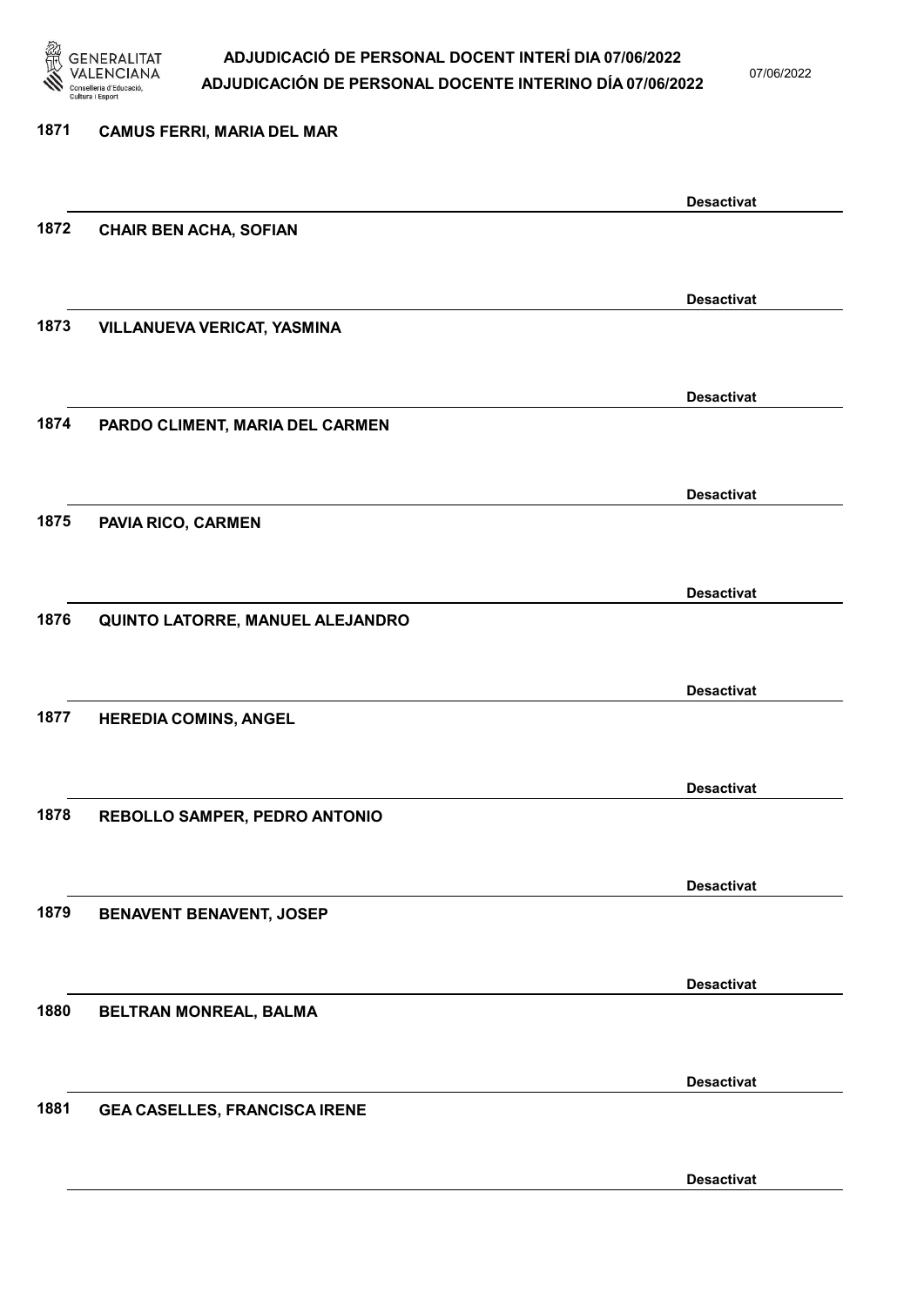1871 **CAMUS FERRI, MARIA DEL MAR**

**Desactivat**

1872 **CHAIR BEN ACHA, SOFIAN**

**Desactivat**

1873 **VILLANUEVA VERICAT, YASMINA**

**Desactivat**

1874 **PARDO CLIMENT, MARIA DEL CARMEN**

**Desactivat**

1875 **PAVIA RICO, CARMEN**

**Desactivat**

1876 **QUINTO LATORRE, MANUEL ALEJANDRO**

**Desactivat**

1877 **HEREDIA COMINS, ANGEL**

**Desactivat**

1878 **REBOLLO SAMPER, PEDRO ANTONIO**

**Desactivat**

1879 **BENAVENT BENAVENT, JOSEP**

**Desactivat**

1880 **BELTRAN MONREAL, BALMA**

**Desactivat**

1881 **GEA CASELLES, FRANCISCA IRENE**

**Desactivat**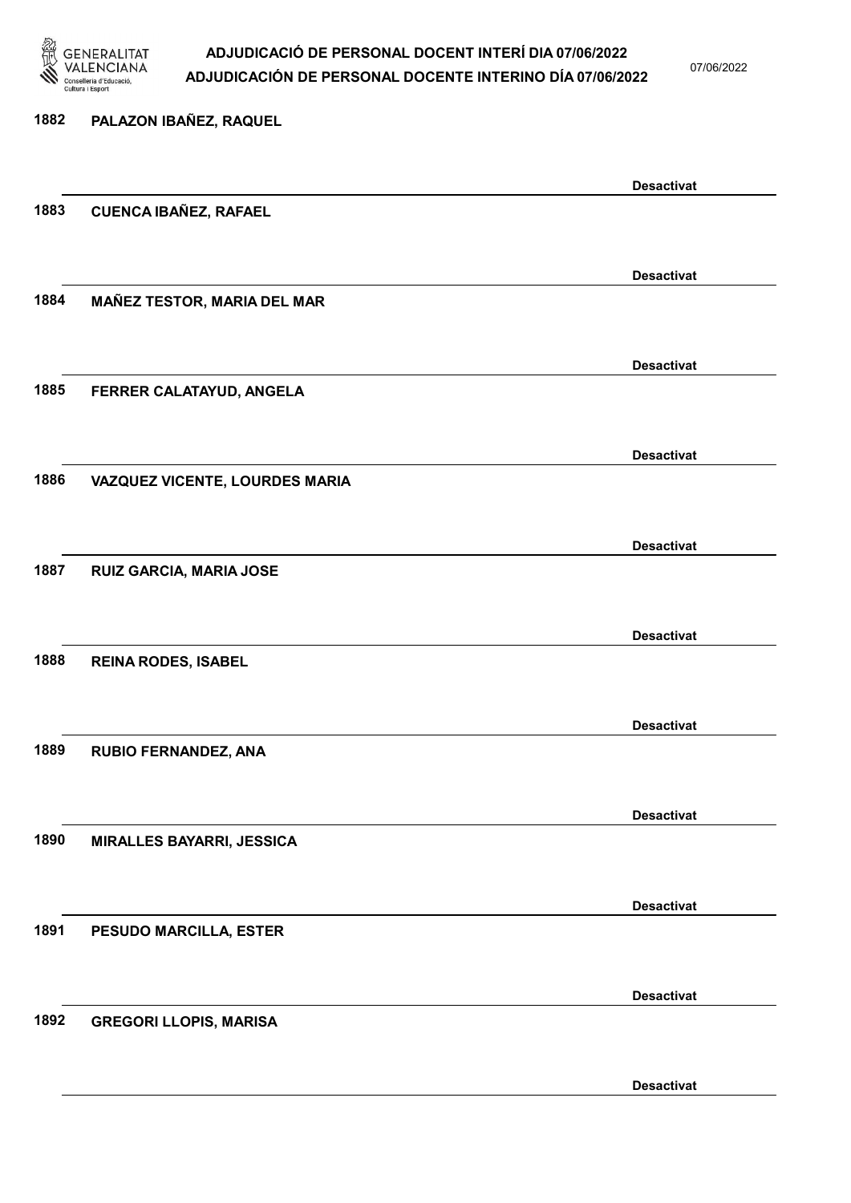1882 PALAZON IBAÑEZ, RAQUEL

Desactivat

1883 CUENCA IBAÑEZ, RAFAEL

Desactivat

1884 MAÑEZ TESTOR, MARIA DEL MAR

Desactivat

1885 FERRER CALATAYUD, ANGELA

Desactivat

1886 VAZQUEZ VICENTE, LOURDES MARIA

Desactivat

1887 RUIZ GARCIA, MARIA JOSE

Desactivat

1888 REINA RODES, ISABEL

Desactivat

1889 RUBIO FERNANDEZ, ANA

Desactivat

1890 MIRALLES BAYARRI, JESSICA

Desactivat

1891 PESUDO MARCILLA, ESTER

Desactivat

1892 GREGORI LLOPIS, MARISA

Desactivat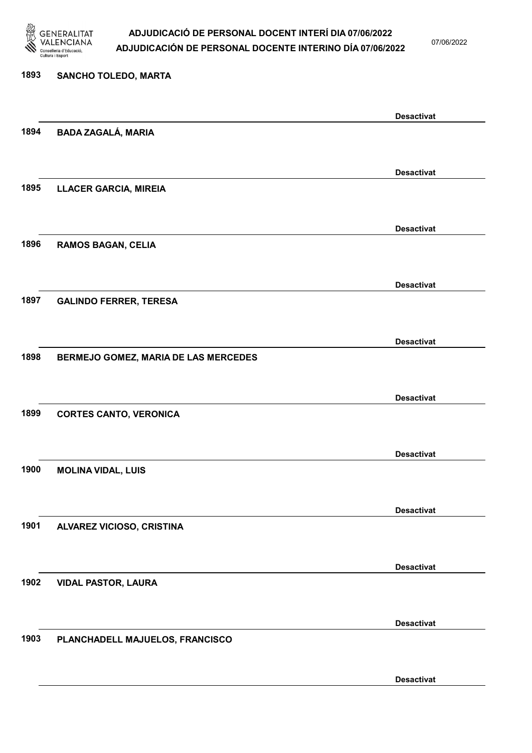1893 SANCHO TOLEDO, MARTA

Desactivat

1894 BADA ZAGALÁ, MARIA

Desactivat

1895 LLACER GARCIA, MIREIA

Desactivat

1896 RAMOS BAGAN, CELIA

Desactivat

1897 GALINDO FERRER, TERESA

Desactivat

1898 BERMEJO GOMEZ, MARIA DE LAS MERCEDES

Desactivat

1899 CORTES CANTO, VERONICA

Desactivat

1900 MOLINA VIDAL, LUIS

Desactivat

1901 ALVAREZ VICIOSO, CRISTINA

Desactivat

1902 VIDAL PASTOR, LAURA

Desactivat

1903 PLANCHADELL MAJUELOS, FRANCISCO

Desactivat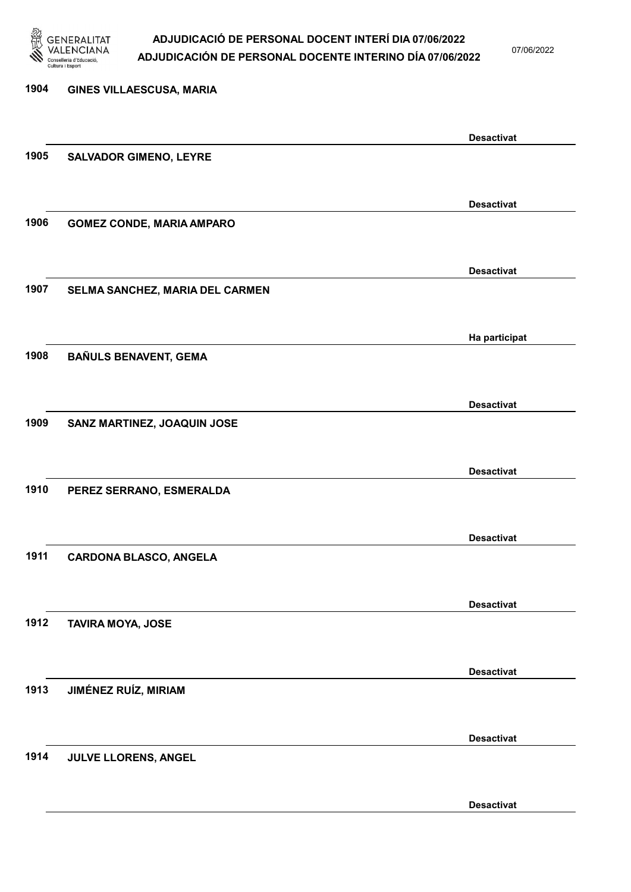1904 GINES VILLAESCUSA, MARIA

Desactivat

1905 SALVADOR GIMENO, LEYRE

Desactivat

1906 GOMEZ CONDE, MARIA AMPARO

Desactivat

1907 SELMA SANCHEZ, MARIA DEL CARMEN

Ha participat

1908 BAÑULS BENAVENT, GEMA

Desactivat

1909 SANZ MARTINEZ, JOAQUIN JOSE

Desactivat

1910 PEREZ SERRANO, ESMERALDA

Desactivat

1911 CARDONA BLASCO, ANGELA

Desactivat

1912 TAVIRA MOYA, JOSE

Desactivat

1913 JIMÉNEZ RUÍZ, MIRIAM

Desactivat

1914 JULVE LLORENS, ANGEL

Desactivat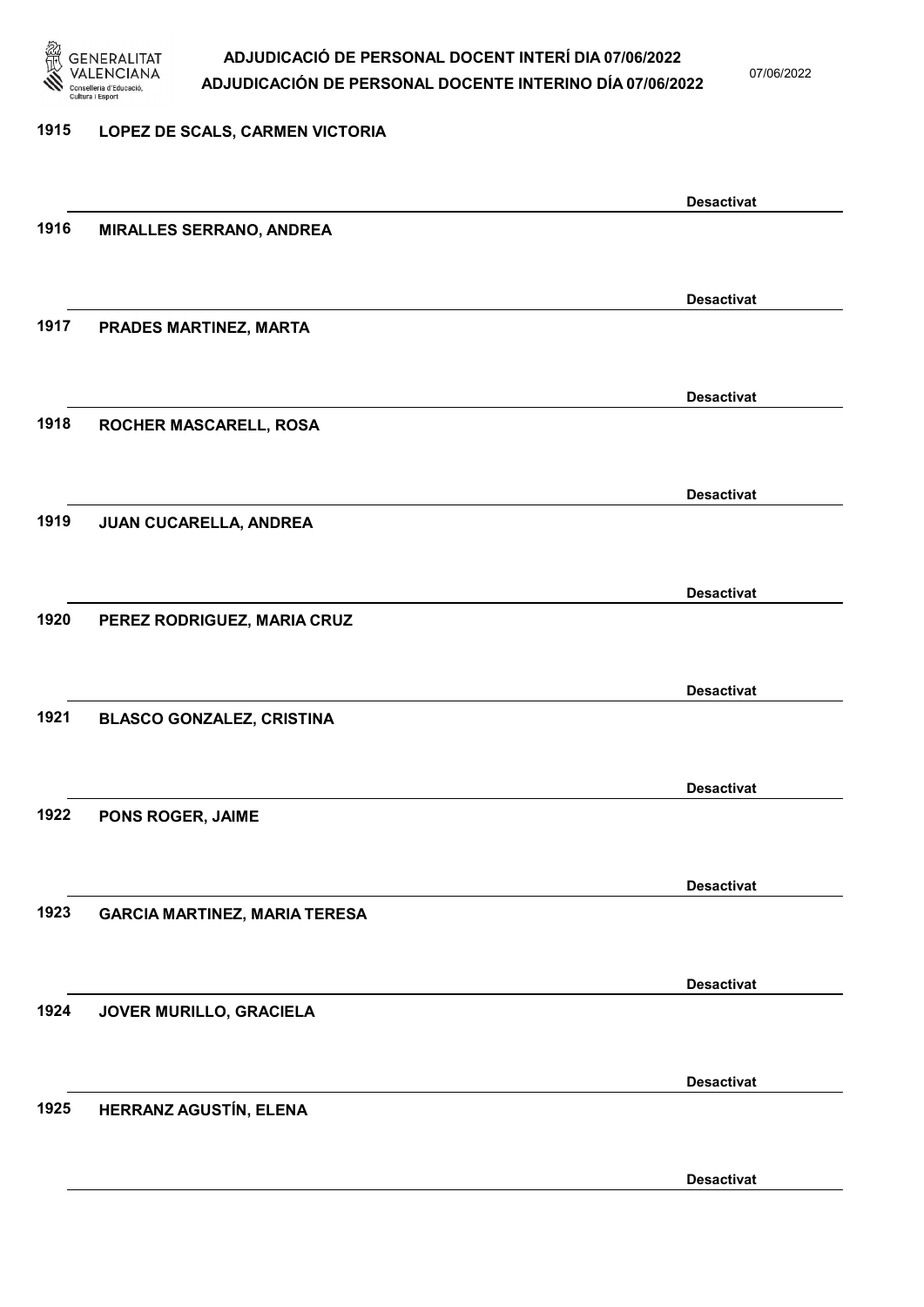1915 LOPEZ DE SCALS, CARMEN VICTORIA

Desactivat

1916 MIRALLES SERRANO, ANDREA

Desactivat

1917 PRADES MARTINEZ, MARTA

Desactivat

1918 ROCHER MASCARELL, ROSA

Desactivat

1919 JUAN CUCARELLA, ANDREA

Desactivat

1920 PEREZ RODRIGUEZ, MARIA CRUZ

Desactivat

1921 BLASCO GONZALEZ, CRISTINA

Desactivat

1922 PONS ROGER, JAIME

Desactivat

1923 GARCIA MARTINEZ, MARIA TERESA

Desactivat

1924 JOVER MURILLO, GRACIELA

Desactivat

1925 HERRANZ AGUSTÍN, ELENA

Desactivat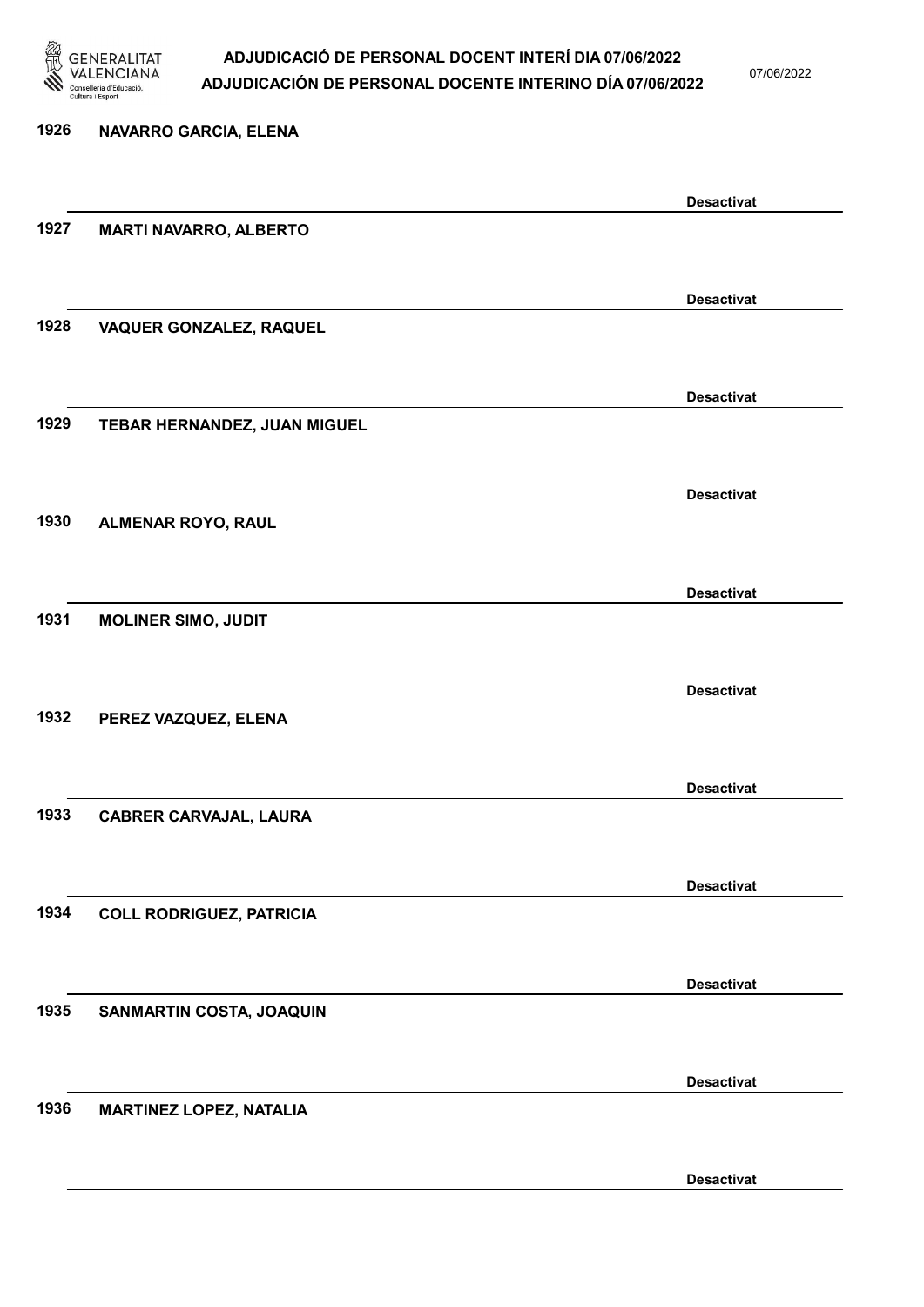1926 NAVARRO GARCIA, ELENA

Desactivat

1927 MARTI NAVARRO, ALBERTO

Desactivat

1928 VAQUER GONZALEZ, RAQUEL

Desactivat

1929 TEBAR HERNANDEZ, JUAN MIGUEL

Desactivat

1930 ALMENAR ROYO, RAUL

Desactivat

1931 MOLINER SIMO, JUDIT

Desactivat

1932 PEREZ VAZQUEZ, ELENA

Desactivat

1933 CABRER CARVAJAL, LAURA

Desactivat

1934 COLL RODRIGUEZ, PATRICIA

Desactivat

1935 SANMARTIN COSTA, JOAQUIN

Desactivat

1936 MARTINEZ LOPEZ, NATALIA

Desactivat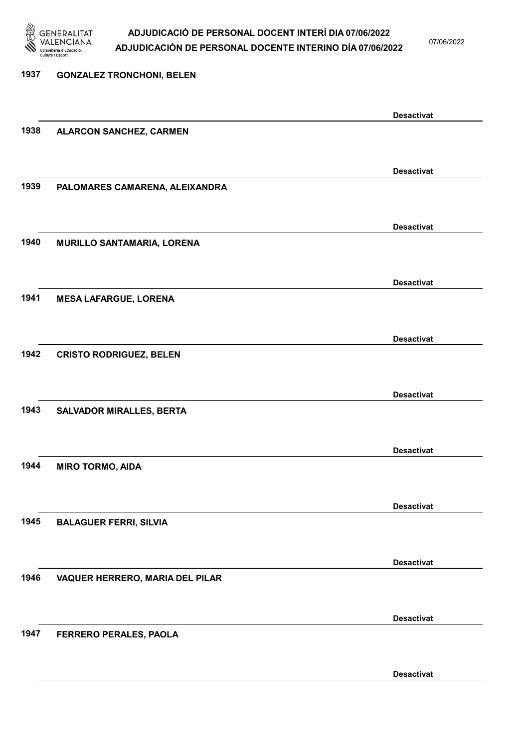1937 GONZALEZ TRONCHONI, BELEN

Desactivat

1938 ALARCON SANCHEZ, CARMEN

Desactivat

1939 PALOMARES CAMARENA, ALEIXANDRA

Desactivat

1940 MURILLO SANTAMARIA, LORENA

Desactivat

1941 MESA LAFARGUE, LORENA

Desactivat

1942 CRISTO RODRIGUEZ, BELEN

Desactivat

1943 SALVADOR MIRALLES, BERTA

Desactivat

1944 MIRO TORMO, AIDA

Desactivat

1945 BALAGUER FERRI, SILVIA

Desactivat

1946 VAQUER HERRERO, MARIA DEL PILAR

Desactivat

1947 FERRERO PERALES, PAOLA

Desactivat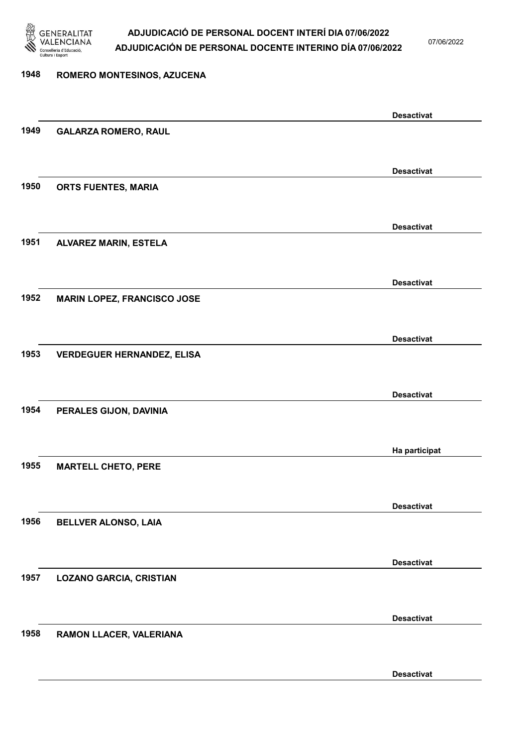| Núm. | Nom | Estat |
| --- | --- | --- |
| 1948 | ROMERO MONTESINOS, AZUCENA | Desactivat |
| 1949 | GALARZA ROMERO, RAUL | Desactivat |
| 1950 | ORTS FUENTES, MARIA | Desactivat |
| 1951 | ALVAREZ MARIN, ESTELA | Desactivat |
| 1952 | MARIN LOPEZ, FRANCISCO JOSE | Desactivat |
| 1953 | VERDEGUER HERNANDEZ, ELISA | Desactivat |
| 1954 | PERALES GIJON, DAVINIA | Ha participat |
| 1955 | MARTELL CHETO, PERE | Desactivat |
| 1956 | BELLVER ALONSO, LAIA | Desactivat |
| 1957 | LOZANO GARCIA, CRISTIAN | Desactivat |
| 1958 | RAMON LLACER, VALERIANA | Desactivat |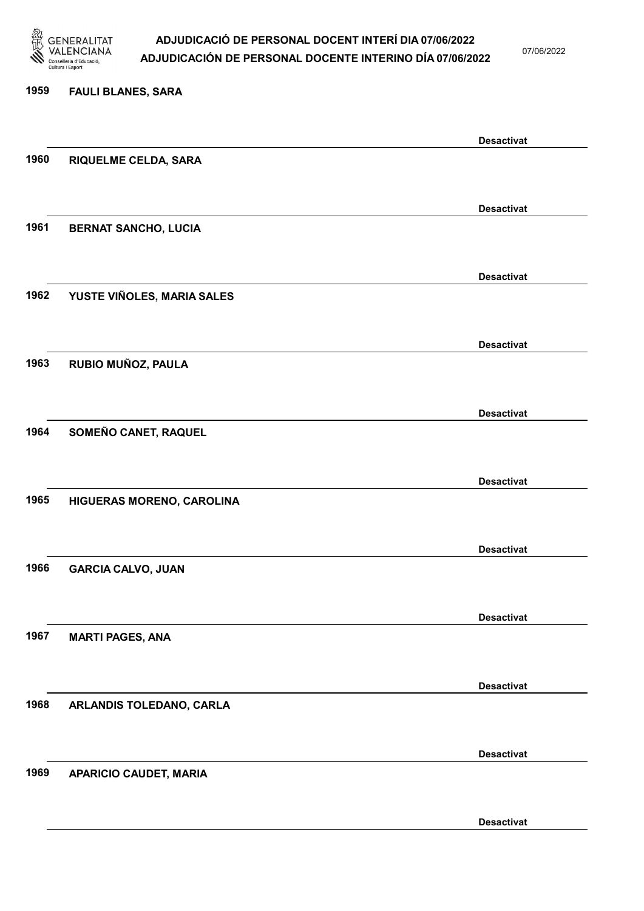1959 FAULI BLANES, SARA

Desactivat

1960 RIQUELME CELDA, SARA

Desactivat

1961 BERNAT SANCHO, LUCIA

Desactivat

1962 YUSTE VIÑOLES, MARIA SALES

Desactivat

1963 RUBIO MUÑOZ, PAULA

Desactivat

1964 SOMEÑO CANET, RAQUEL

Desactivat

1965 HIGUERAS MORENO, CAROLINA

Desactivat

1966 GARCIA CALVO, JUAN

Desactivat

1967 MARTI PAGES, ANA

Desactivat

1968 ARLANDIS TOLEDANO, CARLA

Desactivat

1969 APARICIO CAUDET, MARIA

Desactivat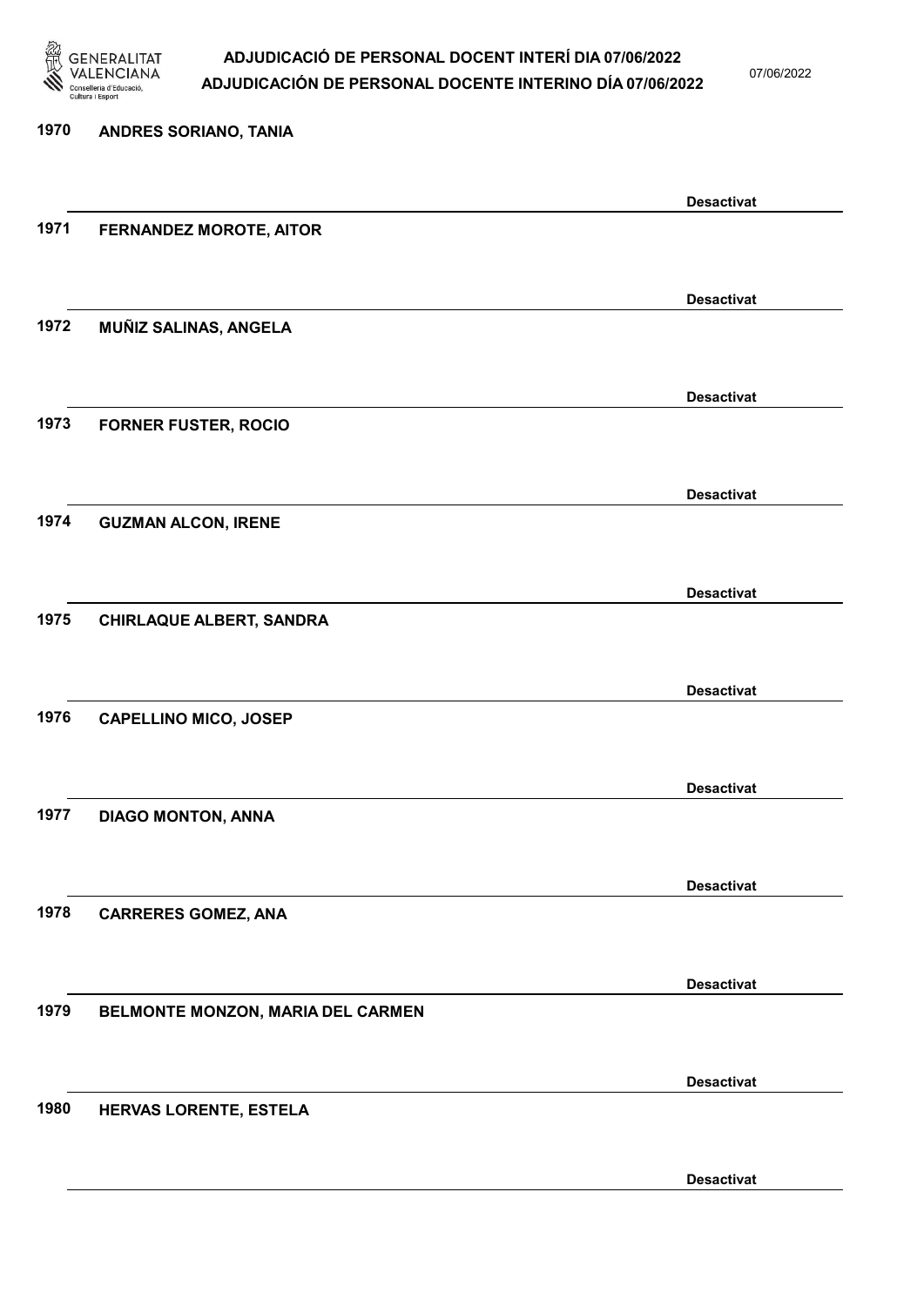1970 ANDRES SORIANO, TANIA

Desactivat

1971 FERNANDEZ MOROTE, AITOR

Desactivat

1972 MUÑIZ SALINAS, ANGELA

Desactivat

1973 FORNER FUSTER, ROCIO

Desactivat

1974 GUZMAN ALCON, IRENE

Desactivat

1975 CHIRLAQUE ALBERT, SANDRA

Desactivat

1976 CAPELLINO MICO, JOSEP

Desactivat

1977 DIAGO MONTON, ANNA

Desactivat

1978 CARRERES GOMEZ, ANA

Desactivat

1979 BELMONTE MONZON, MARIA DEL CARMEN

Desactivat

1980 HERVAS LORENTE, ESTELA

Desactivat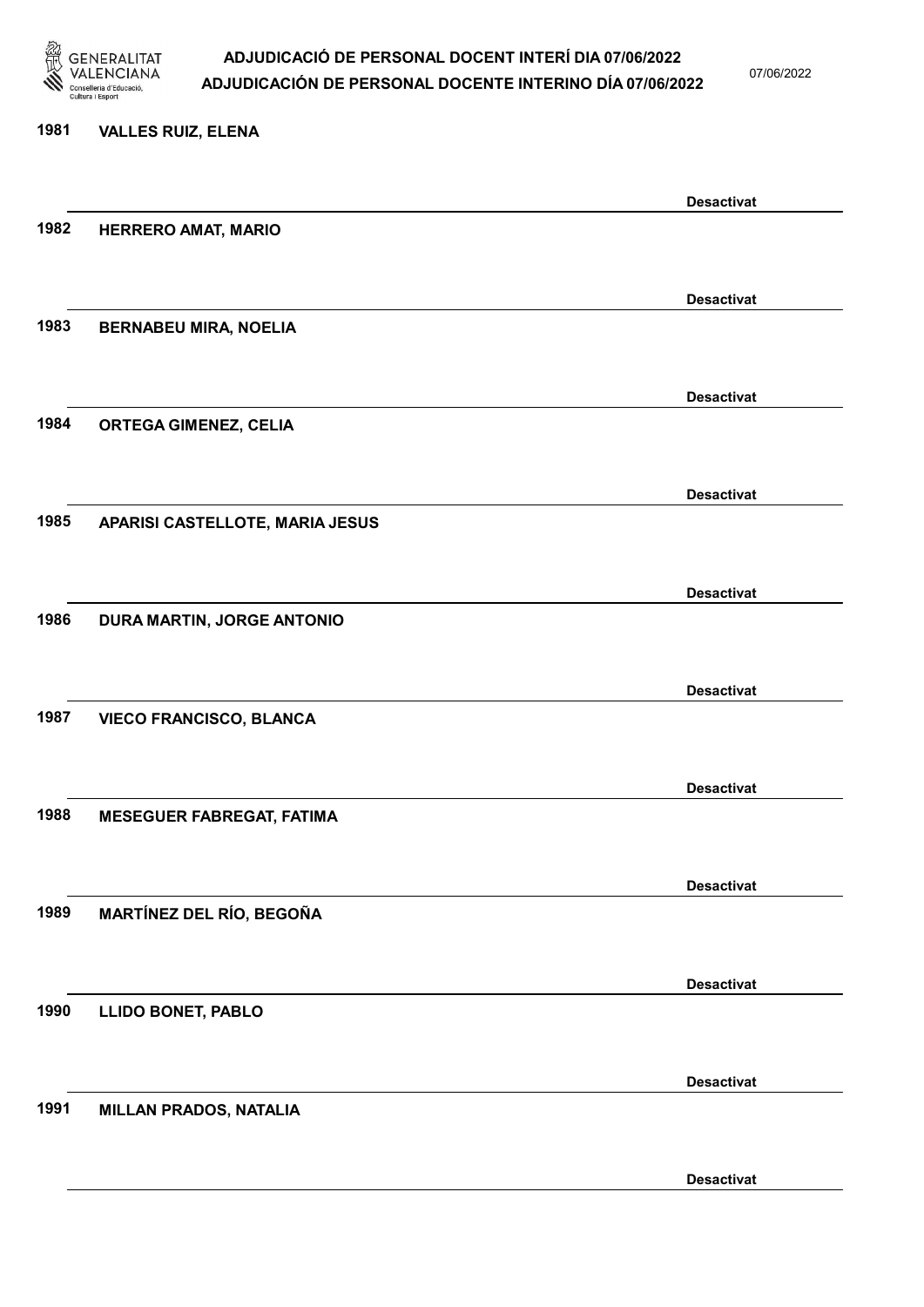1981 VALLES RUIZ, ELENA

Desactivat

1982 HERRERO AMAT, MARIO

Desactivat

1983 BERNABEU MIRA, NOELIA

Desactivat

1984 ORTEGA GIMENEZ, CELIA

Desactivat

1985 APARISI CASTELLOTE, MARIA JESUS

Desactivat

1986 DURA MARTIN, JORGE ANTONIO

Desactivat

1987 VIECO FRANCISCO, BLANCA

Desactivat

1988 MESEGUER FABREGAT, FATIMA

Desactivat

1989 MARTÍNEZ DEL RÍO, BEGOÑA

Desactivat

1990 LLIDO BONET, PABLO

Desactivat

1991 MILLAN PRADOS, NATALIA

Desactivat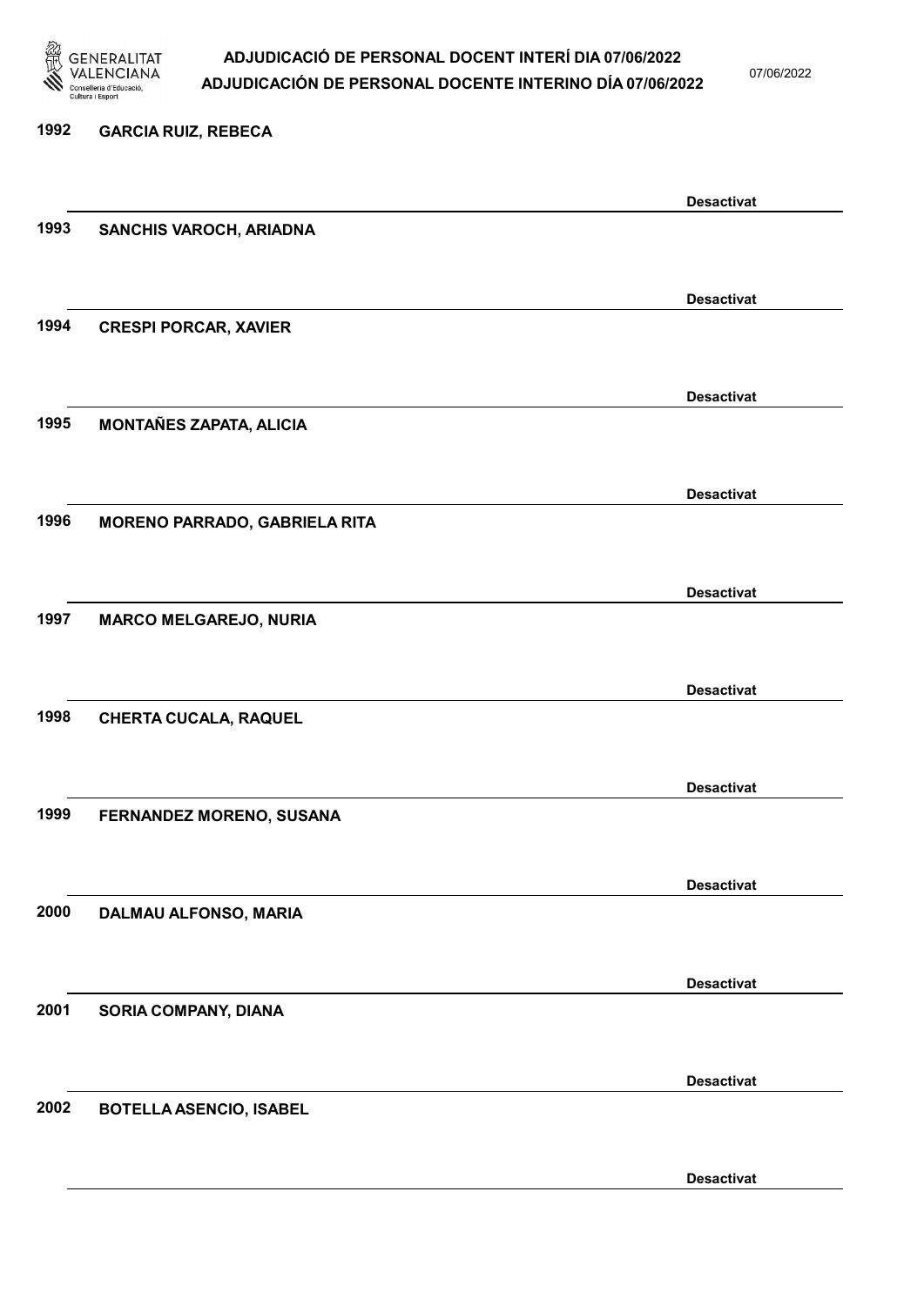1992 GARCIA RUIZ, REBECA

Desactivat

1993 SANCHIS VAROCH, ARIADNA

Desactivat

1994 CRESPI PORCAR, XAVIER

Desactivat

1995 MONTAÑES ZAPATA, ALICIA

Desactivat

1996 MORENO PARRADO, GABRIELA RITA

Desactivat

1997 MARCO MELGAREJO, NURIA

Desactivat

1998 CHERTA CUCALA, RAQUEL

Desactivat

1999 FERNANDEZ MORENO, SUSANA

Desactivat

2000 DALMAU ALFONSO, MARIA

Desactivat

2001 SORIA COMPANY, DIANA

Desactivat

2002 BOTELLA ASENCIO, ISABEL

Desactivat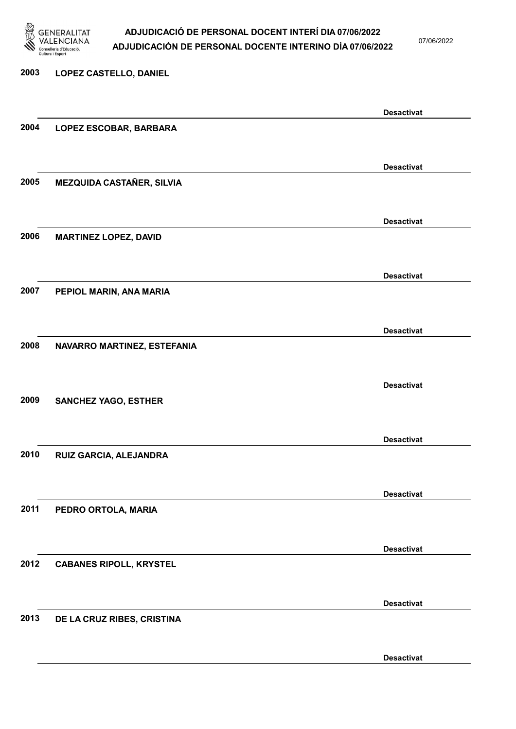2003 LOPEZ CASTELLO, DANIEL

Desactivat

2004 LOPEZ ESCOBAR, BARBARA

Desactivat

2005 MEZQUIDA CASTAÑER, SILVIA

Desactivat

2006 MARTINEZ LOPEZ, DAVID

Desactivat

2007 PEPIOL MARIN, ANA MARIA

Desactivat

2008 NAVARRO MARTINEZ, ESTEFANIA

Desactivat

2009 SANCHEZ YAGO, ESTHER

Desactivat

2010 RUIZ GARCIA, ALEJANDRA

Desactivat

2011 PEDRO ORTOLA, MARIA

Desactivat

2012 CABANES RIPOLL, KRYSTEL

Desactivat

2013 DE LA CRUZ RIBES, CRISTINA

Desactivat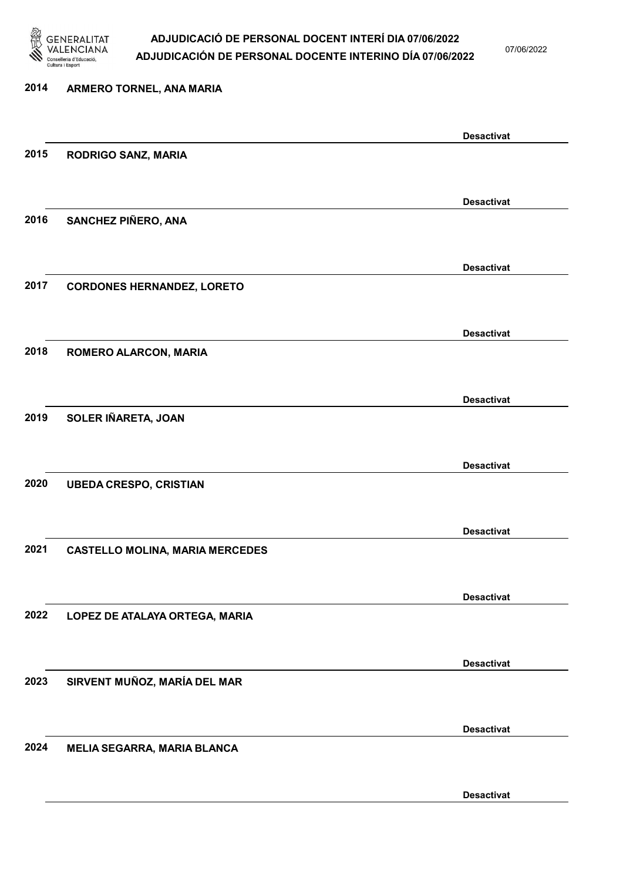2014 ARMERO TORNEL, ANA MARIA

Desactivat

2015 RODRIGO SANZ, MARIA

Desactivat

2016 SANCHEZ PIÑERO, ANA

Desactivat

2017 CORDONES HERNANDEZ, LORETO

Desactivat

2018 ROMERO ALARCON, MARIA

Desactivat

2019 SOLER IÑARETA, JOAN

Desactivat

2020 UBEDA CRESPO, CRISTIAN

Desactivat

2021 CASTELLO MOLINA, MARIA MERCEDES

Desactivat

2022 LOPEZ DE ATALAYA ORTEGA, MARIA

Desactivat

2023 SIRVENT MUÑOZ, MARÍA DEL MAR

Desactivat

2024 MELIA SEGARRA, MARIA BLANCA

Desactivat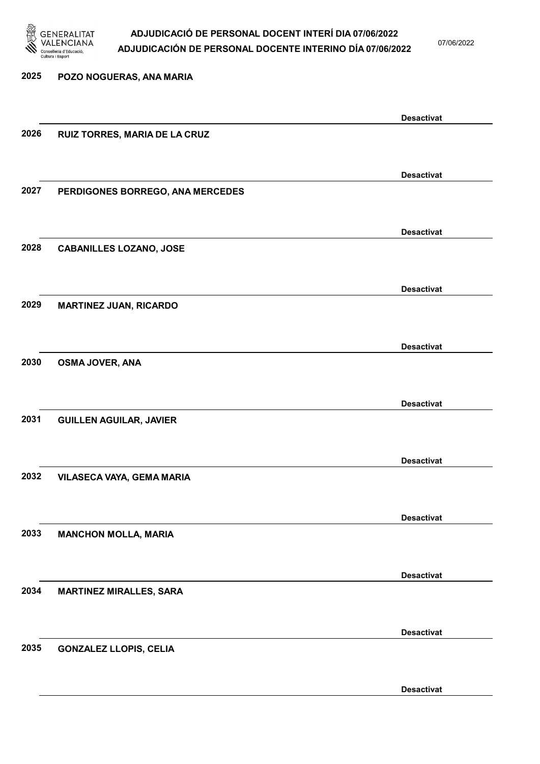2025 POZO NOGUERAS, ANA MARIA

Desactivat

2026 RUIZ TORRES, MARIA DE LA CRUZ

Desactivat

2027 PERDIGONES BORREGO, ANA MERCEDES

Desactivat

2028 CABANILLES LOZANO, JOSE

Desactivat

2029 MARTINEZ JUAN, RICARDO

Desactivat

2030 OSMA JOVER, ANA

Desactivat

2031 GUILLEN AGUILAR, JAVIER

Desactivat

2032 VILASECA VAYA, GEMA MARIA

Desactivat

2033 MANCHON MOLLA, MARIA

Desactivat

2034 MARTINEZ MIRALLES, SARA

Desactivat

2035 GONZALEZ LLOPIS, CELIA

Desactivat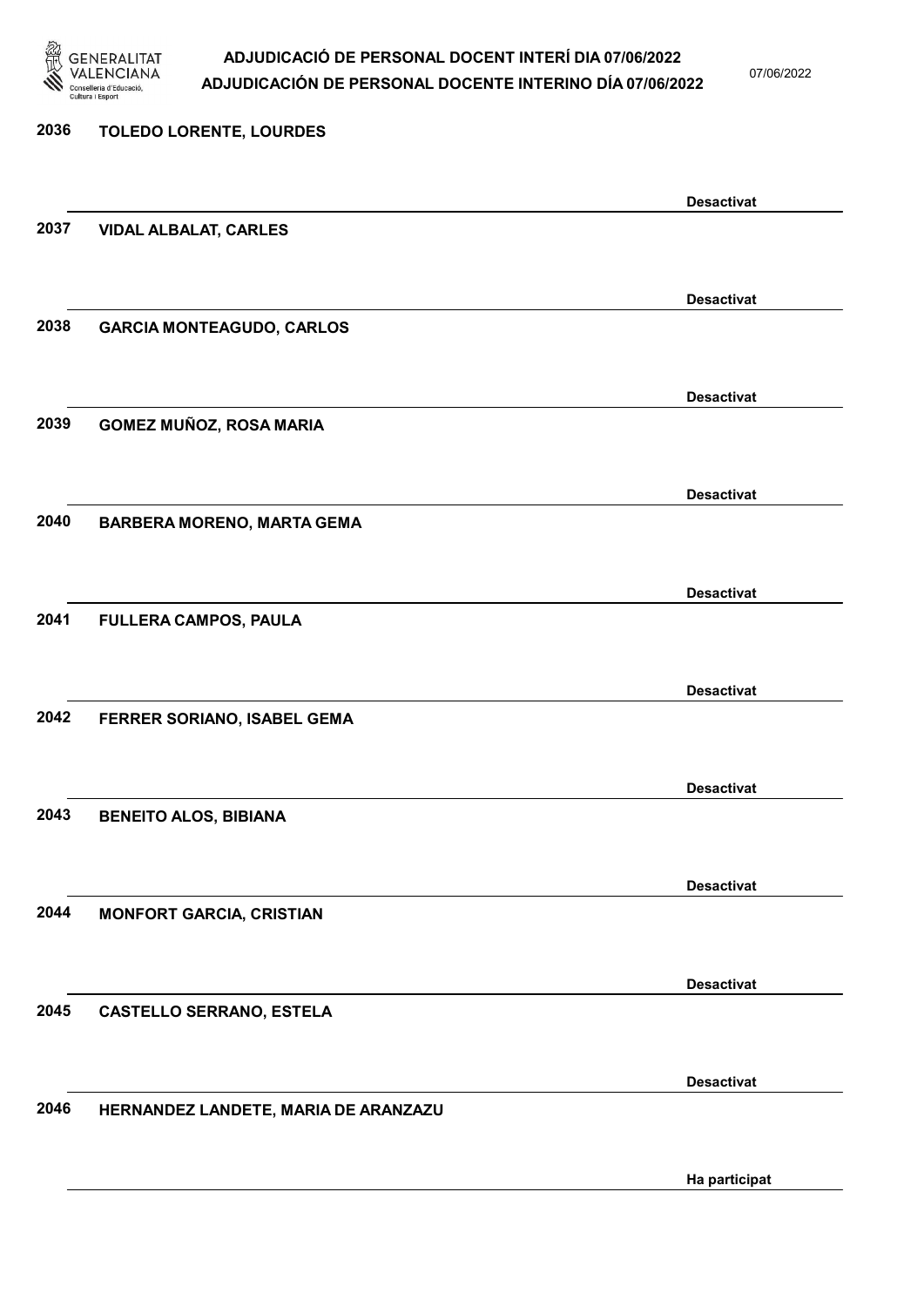2036 TOLEDO LORENTE, LOURDES

Desactivat

2037 VIDAL ALBALAT, CARLES

Desactivat

2038 GARCIA MONTEAGUDO, CARLOS

Desactivat

2039 GOMEZ MUÑOZ, ROSA MARIA

Desactivat

2040 BARBERA MORENO, MARTA GEMA

Desactivat

2041 FULLERA CAMPOS, PAULA

Desactivat

2042 FERRER SORIANO, ISABEL GEMA

Desactivat

2043 BENEITO ALOS, BIBIANA

Desactivat

2044 MONFORT GARCIA, CRISTIAN

Desactivat

2045 CASTELLO SERRANO, ESTELA

Desactivat

2046 HERNANDEZ LANDETE, MARIA DE ARANZAZU

Ha participat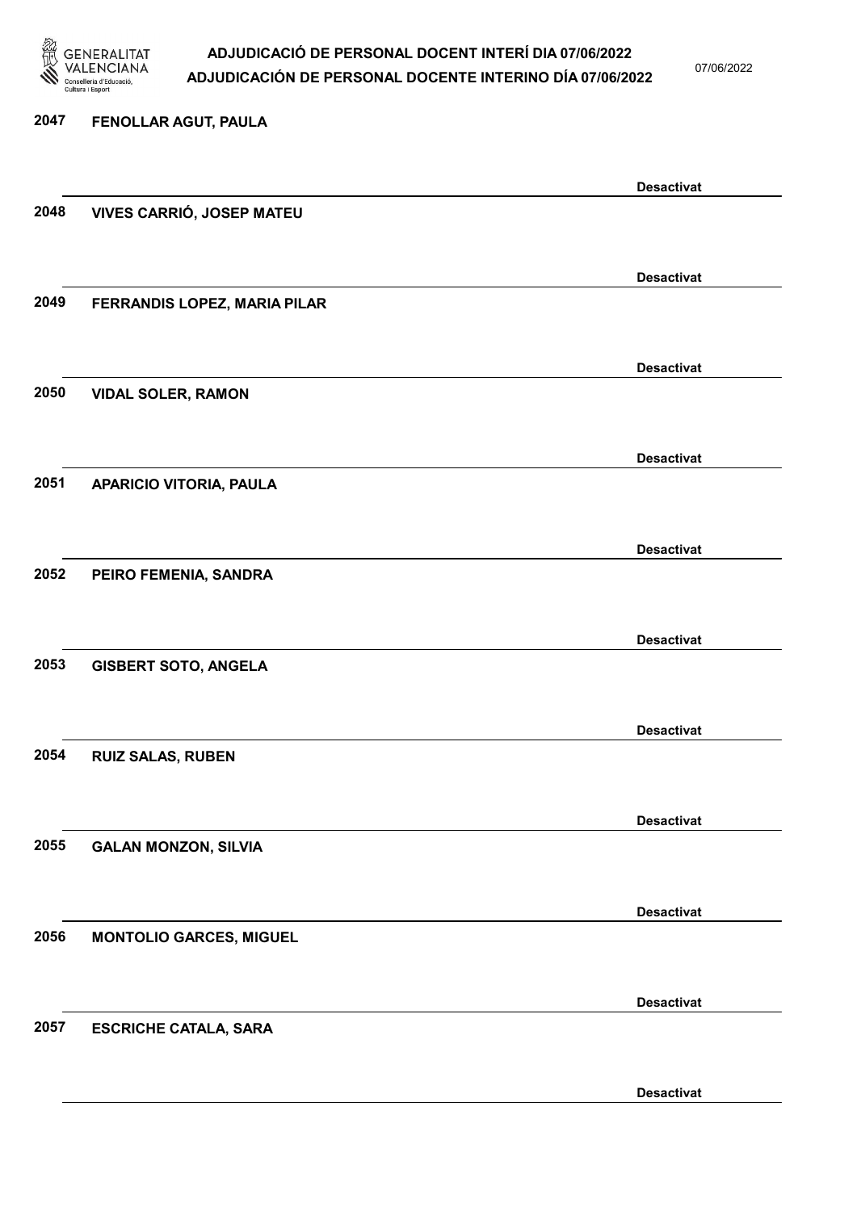2047 FENOLLAR AGUT, PAULA

Desactivat

2048 VIVES CARRIÓ, JOSEP MATEU

Desactivat

2049 FERRANDIS LOPEZ, MARIA PILAR

Desactivat

2050 VIDAL SOLER, RAMON

Desactivat

2051 APARICIO VITORIA, PAULA

Desactivat

2052 PEIRO FEMENIA, SANDRA

Desactivat

2053 GISBERT SOTO, ANGELA

Desactivat

2054 RUIZ SALAS, RUBEN

Desactivat

2055 GALAN MONZON, SILVIA

Desactivat

2056 MONTOLIO GARCES, MIGUEL

Desactivat

2057 ESCRICHE CATALA, SARA

Desactivat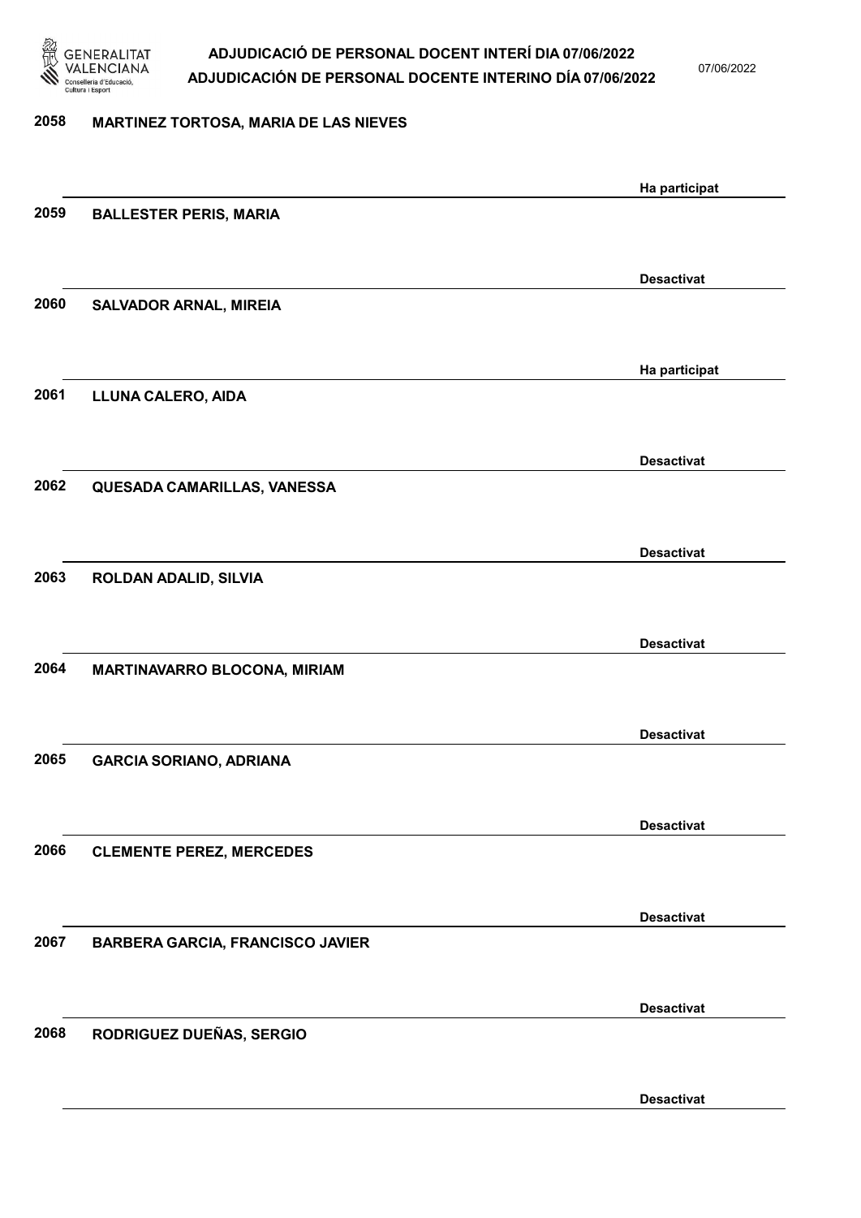| Núm. | Nom | Estat |
|---|---|---|
| 2058 | MARTINEZ TORTOSA, MARIA DE LAS NIEVES | Ha participat |
| 2059 | BALLESTER PERIS, MARIA | Desactivat |
| 2060 | SALVADOR ARNAL, MIREIA | Ha participat |
| 2061 | LLUNA CALERO, AIDA | Desactivat |
| 2062 | QUESADA CAMARILLAS, VANESSA | Desactivat |
| 2063 | ROLDAN ADALID, SILVIA | Desactivat |
| 2064 | MARTINAVARRO BLOCONA, MIRIAM | Desactivat |
| 2065 | GARCIA SORIANO, ADRIANA | Desactivat |
| 2066 | CLEMENTE PEREZ, MERCEDES | Desactivat |
| 2067 | BARBERA GARCIA, FRANCISCO JAVIER | Desactivat |
| 2068 | RODRIGUEZ DUEÑAS, SERGIO | Desactivat |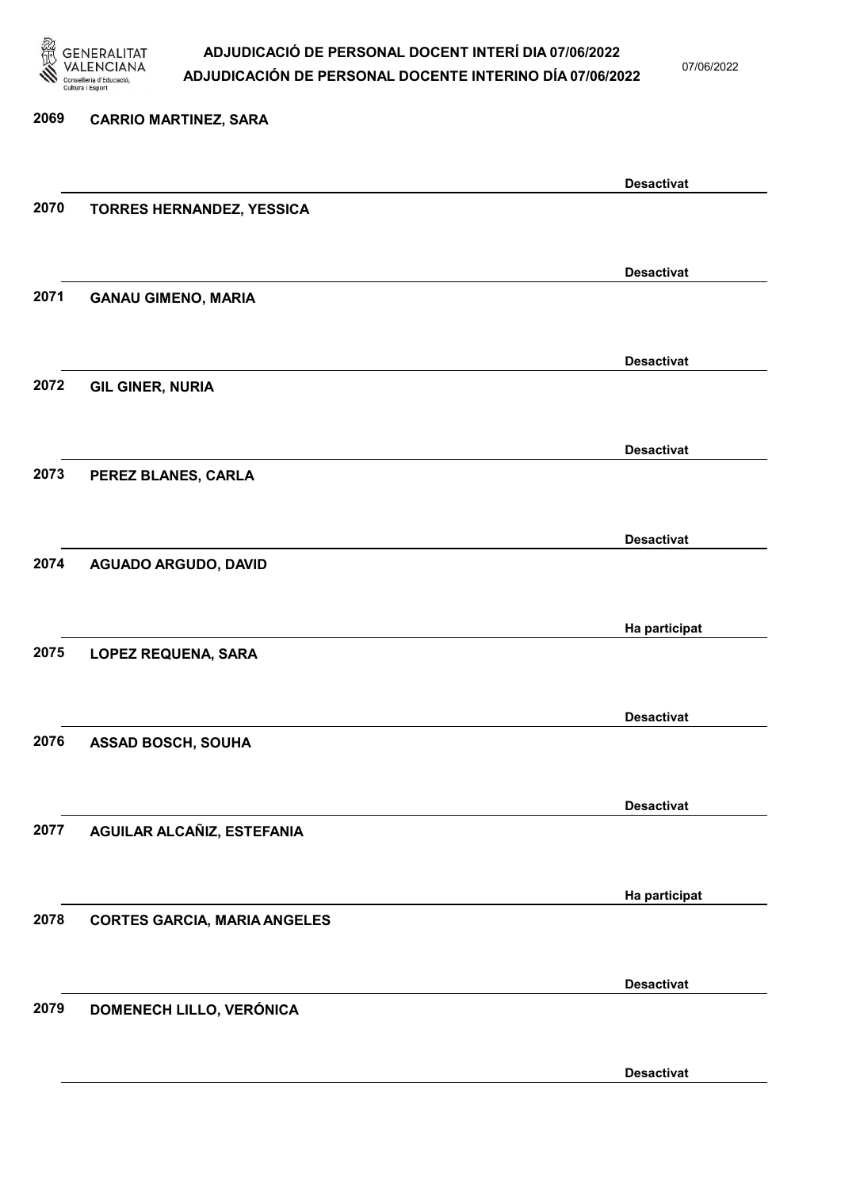2069 **CARRIO MARTINEZ, SARA**

**Desactivat**

2070 **TORRES HERNANDEZ, YESSICA**

**Desactivat**

2071 **GANAU GIMENO, MARIA**

**Desactivat**

2072 **GIL GINER, NURIA**

**Desactivat**

2073 **PEREZ BLANES, CARLA**

**Desactivat**

2074 **AGUADO ARGUDO, DAVID**

**Ha participat**

2075 **LOPEZ REQUENA, SARA**

**Desactivat**

2076 **ASSAD BOSCH, SOUHA**

**Desactivat**

2077 **AGUILAR ALCAÑIZ, ESTEFANIA**

**Ha participat**

2078 **CORTES GARCIA, MARIA ANGELES**

**Desactivat**

2079 **DOMENECH LILLO, VERÓNICA**

**Desactivat**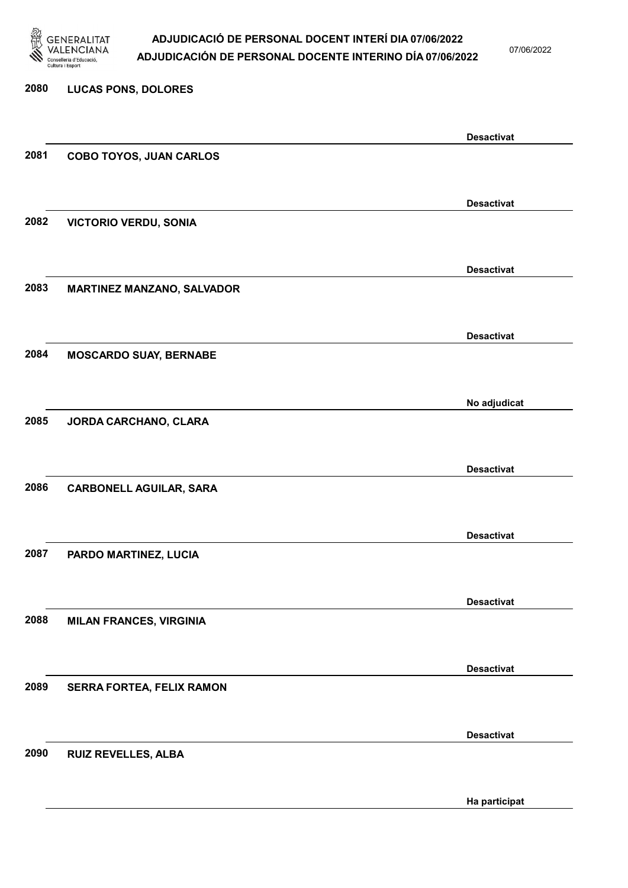2080 LUCAS PONS, DOLORES

Desactivat

2081 COBO TOYOS, JUAN CARLOS

Desactivat

2082 VICTORIO VERDU, SONIA

Desactivat

2083 MARTINEZ MANZANO, SALVADOR

Desactivat

2084 MOSCARDO SUAY, BERNABE

No adjudicat

2085 JORDA CARCHANO, CLARA

Desactivat

2086 CARBONELL AGUILAR, SARA

Desactivat

2087 PARDO MARTINEZ, LUCIA

Desactivat

2088 MILAN FRANCES, VIRGINIA

Desactivat

2089 SERRA FORTEA, FELIX RAMON

Desactivat

2090 RUIZ REVELLES, ALBA

Ha participat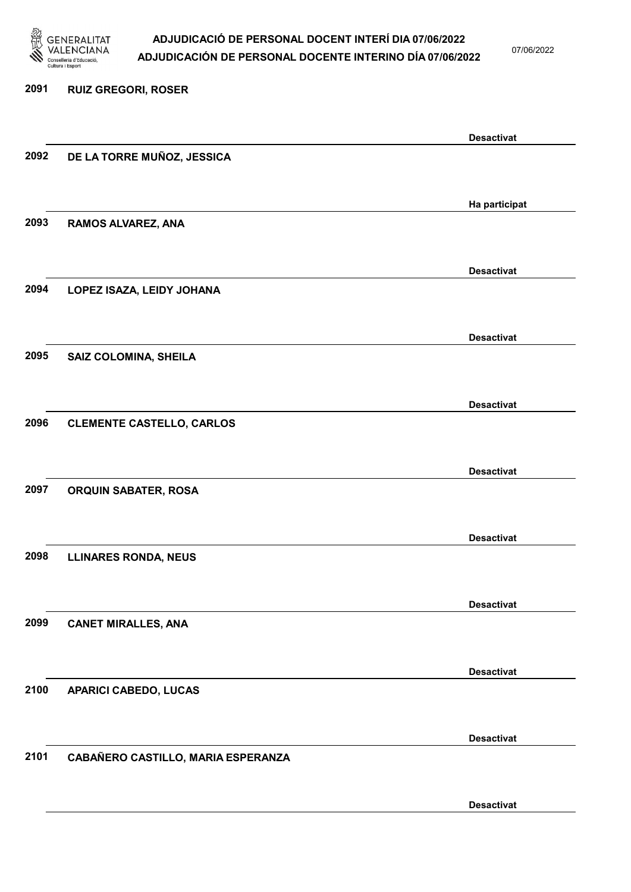| | | |
|---|---|---|
| 2091 | RUIZ GREGORI, ROSER | Desactivat |
| 2092 | DE LA TORRE MUÑOZ, JESSICA | Ha participat |
| 2093 | RAMOS ALVAREZ, ANA | Desactivat |
| 2094 | LOPEZ ISAZA, LEIDY JOHANA | Desactivat |
| 2095 | SAIZ COLOMINA, SHEILA | Desactivat |
| 2096 | CLEMENTE CASTELLO, CARLOS | Desactivat |
| 2097 | ORQUIN SABATER, ROSA | Desactivat |
| 2098 | LLINARES RONDA, NEUS | Desactivat |
| 2099 | CANET MIRALLES, ANA | Desactivat |
| 2100 | APARICI CABEDO, LUCAS | Desactivat |
| 2101 | CABAÑERO CASTILLO, MARIA ESPERANZA | Desactivat |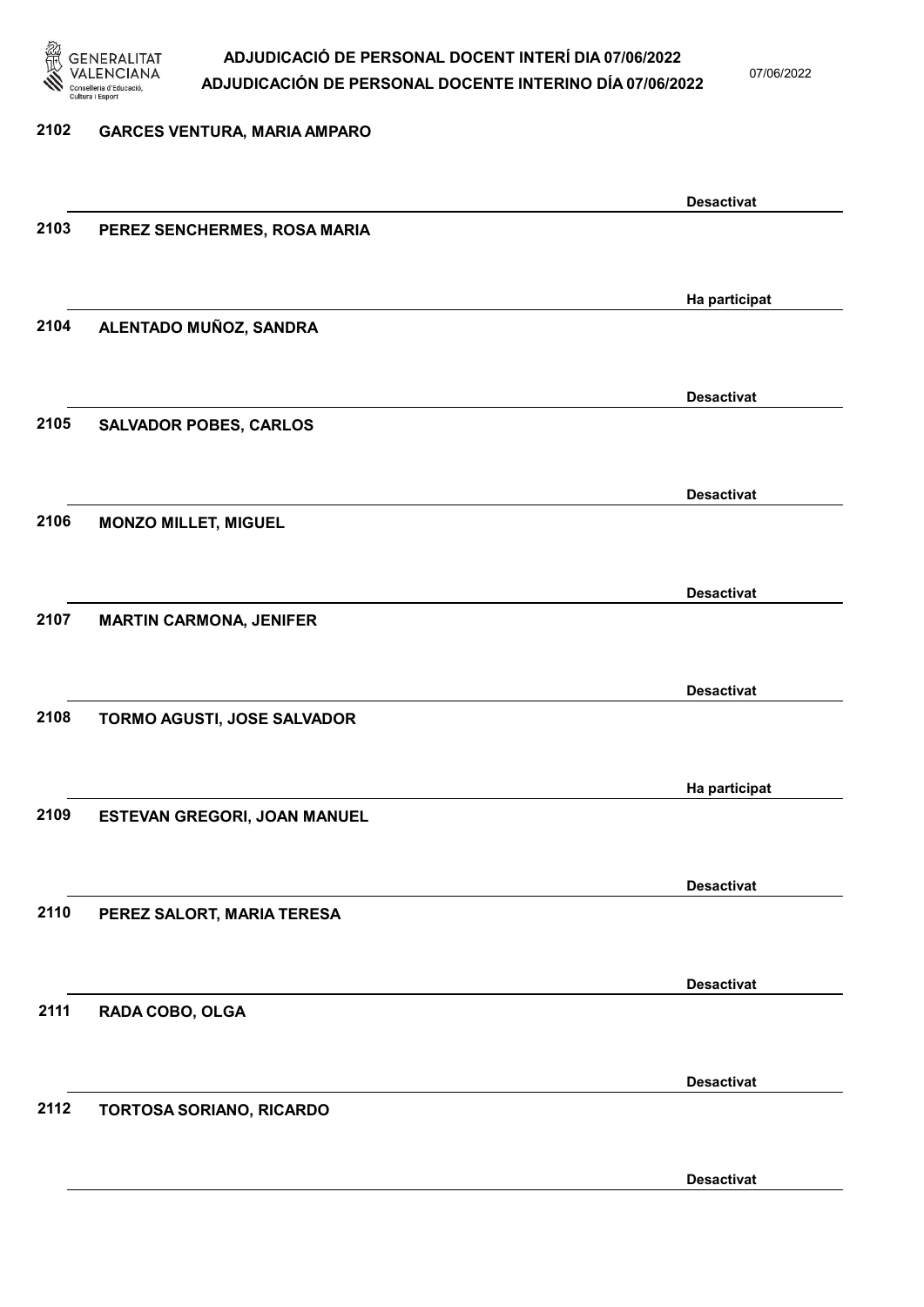| Núm. | Nom | Estat |
|---|---|---|
| 2102 | GARCES VENTURA, MARIA AMPARO | Desactivat |
| 2103 | PEREZ SENCHERMES, ROSA MARIA | Ha participat |
| 2104 | ALENTADO MUÑOZ, SANDRA | Desactivat |
| 2105 | SALVADOR POBES, CARLOS | Desactivat |
| 2106 | MONZO MILLET, MIGUEL | Desactivat |
| 2107 | MARTIN CARMONA, JENIFER | Desactivat |
| 2108 | TORMO AGUSTI, JOSE SALVADOR | Ha participat |
| 2109 | ESTEVAN GREGORI, JOAN MANUEL | Desactivat |
| 2110 | PEREZ SALORT, MARIA TERESA | Desactivat |
| 2111 | RADA COBO, OLGA | Desactivat |
| 2112 | TORTOSA SORIANO, RICARDO | Desactivat |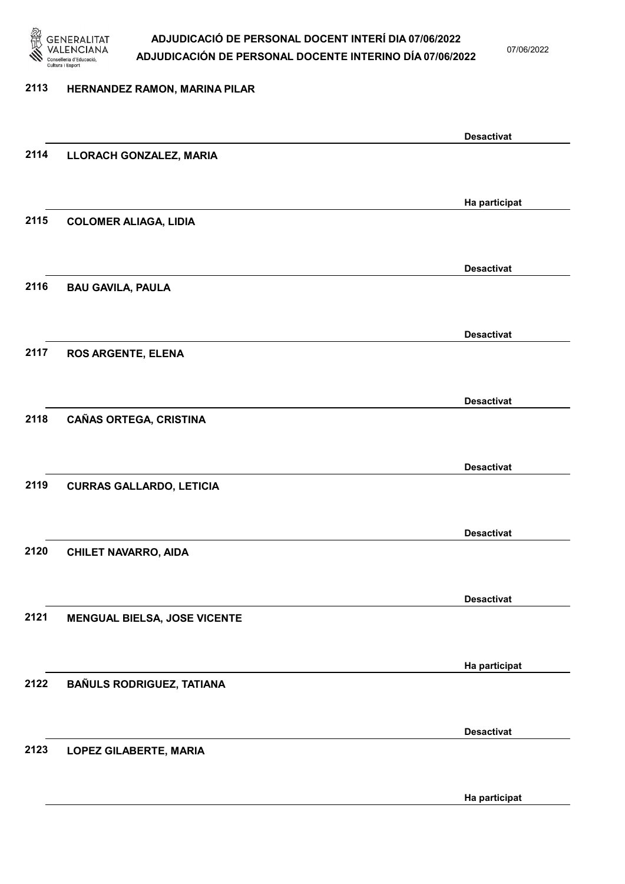| | | |
|---|---|---|
| 2113 | HERNANDEZ RAMON, MARINA PILAR | Desactivat |
| 2114 | LLORACH GONZALEZ, MARIA | Ha participat |
| 2115 | COLOMER ALIAGA, LIDIA | Desactivat |
| 2116 | BAU GAVILA, PAULA | Desactivat |
| 2117 | ROS ARGENTE, ELENA | Desactivat |
| 2118 | CAÑAS ORTEGA, CRISTINA | Desactivat |
| 2119 | CURRAS GALLARDO, LETICIA | Desactivat |
| 2120 | CHILET NAVARRO, AIDA | Desactivat |
| 2121 | MENGUAL BIELSA, JOSE VICENTE | Ha participat |
| 2122 | BAÑULS RODRIGUEZ, TATIANA | Desactivat |
| 2123 | LOPEZ GILABERTE, MARIA | Ha participat |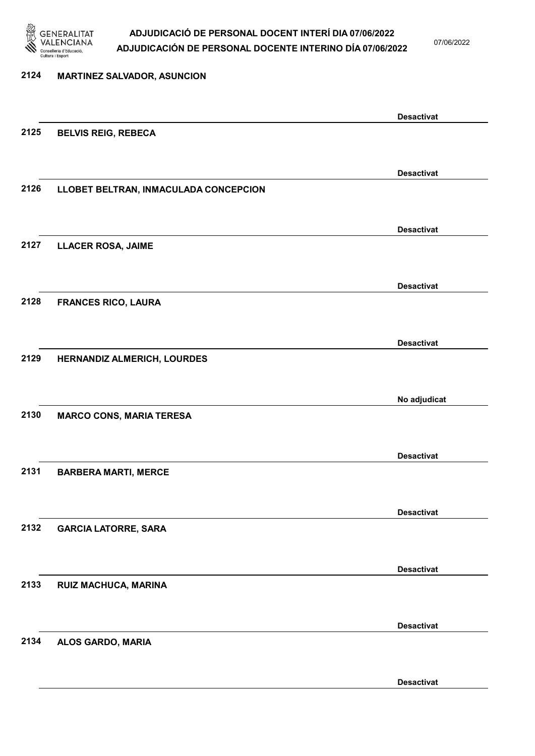2124 **MARTINEZ SALVADOR, ASUNCION**

**Desactivat**

2125 **BELVIS REIG, REBECA**

**Desactivat**

2126 **LLOBET BELTRAN, INMACULADA CONCEPCION**

**Desactivat**

2127 **LLACER ROSA, JAIME**

**Desactivat**

2128 **FRANCES RICO, LAURA**

**Desactivat**

2129 **HERNANDIZ ALMERICH, LOURDES**

**No adjudicat**

2130 **MARCO CONS, MARIA TERESA**

**Desactivat**

2131 **BARBERA MARTI, MERCE**

**Desactivat**

2132 **GARCIA LATORRE, SARA**

**Desactivat**

2133 **RUIZ MACHUCA, MARINA**

**Desactivat**

2134 **ALOS GARDO, MARIA**

**Desactivat**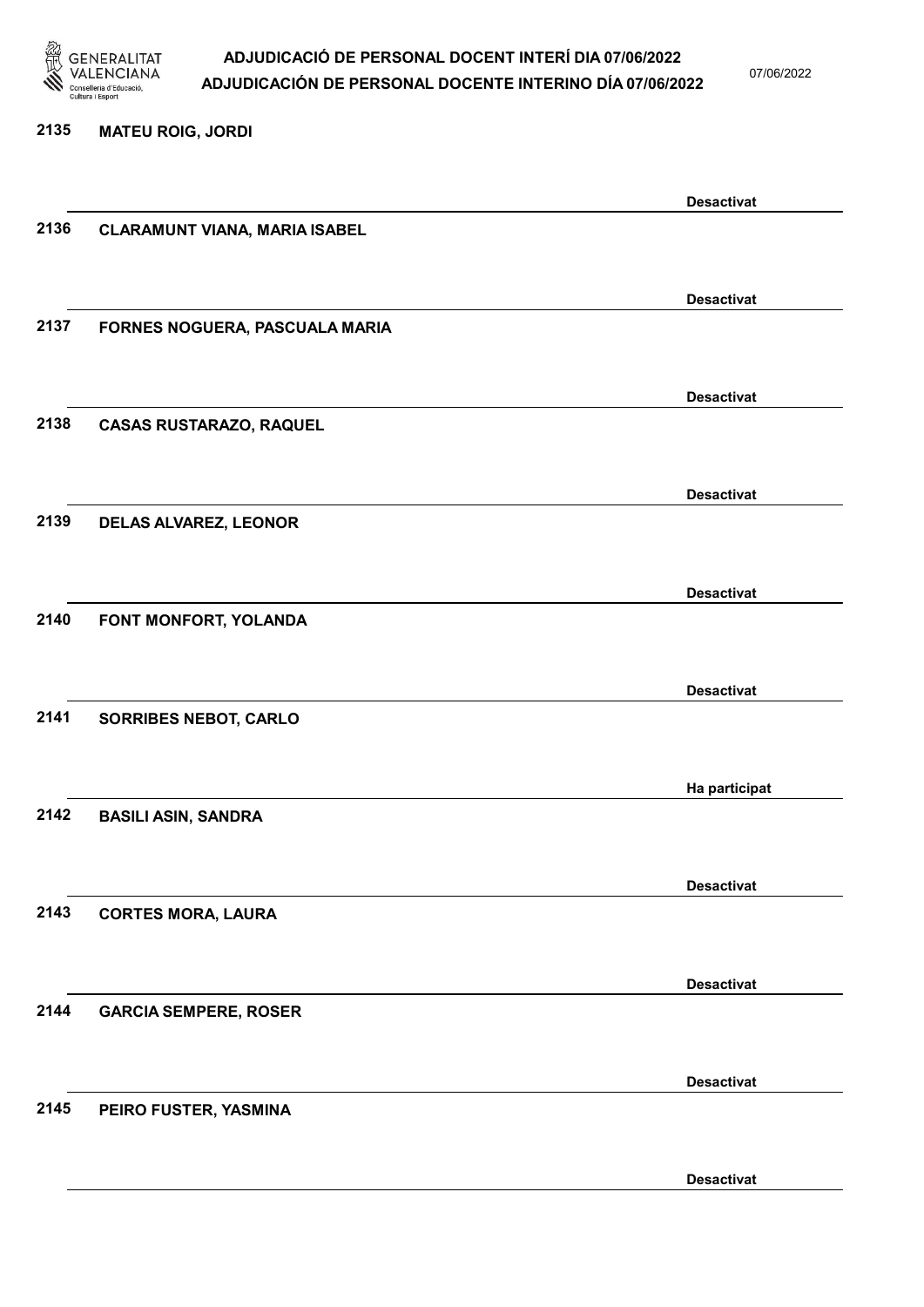2135 **MATEU ROIG, JORDI**

**Desactivat**

2136 **CLARAMUNT VIANA, MARIA ISABEL**

**Desactivat**

2137 **FORNES NOGUERA, PASCUALA MARIA**

**Desactivat**

2138 **CASAS RUSTARAZO, RAQUEL**

**Desactivat**

2139 **DELAS ALVAREZ, LEONOR**

**Desactivat**

2140 **FONT MONFORT, YOLANDA**

**Desactivat**

2141 **SORRIBES NEBOT, CARLO**

**Ha participat**

2142 **BASILI ASIN, SANDRA**

**Desactivat**

2143 **CORTES MORA, LAURA**

**Desactivat**

2144 **GARCIA SEMPERE, ROSER**

**Desactivat**

2145 **PEIRO FUSTER, YASMINA**

**Desactivat**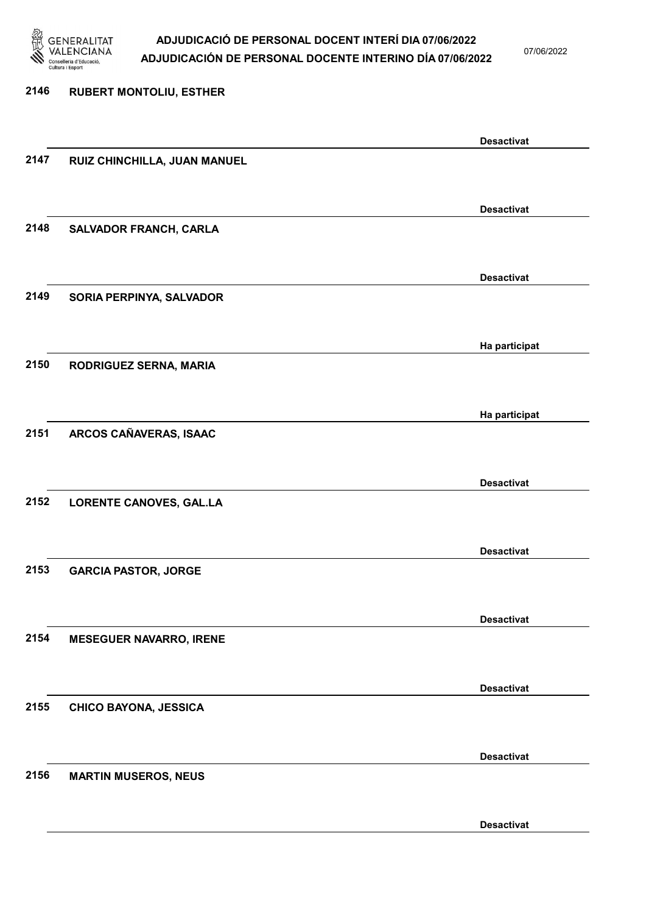| Núm. | Nom | Estat |
| --- | --- | --- |
| 2146 | RUBERT MONTOLIU, ESTHER | Desactivat |
| 2147 | RUIZ CHINCHILLA, JUAN MANUEL | Desactivat |
| 2148 | SALVADOR FRANCH, CARLA | Desactivat |
| 2149 | SORIA PERPINYA, SALVADOR | Ha participat |
| 2150 | RODRIGUEZ SERNA, MARIA | Ha participat |
| 2151 | ARCOS CAÑAVERAS, ISAAC | Desactivat |
| 2152 | LORENTE CANOVES, GAL.LA | Desactivat |
| 2153 | GARCIA PASTOR, JORGE | Desactivat |
| 2154 | MESEGUER NAVARRO, IRENE | Desactivat |
| 2155 | CHICO BAYONA, JESSICA | Desactivat |
| 2156 | MARTIN MUSEROS, NEUS | Desactivat |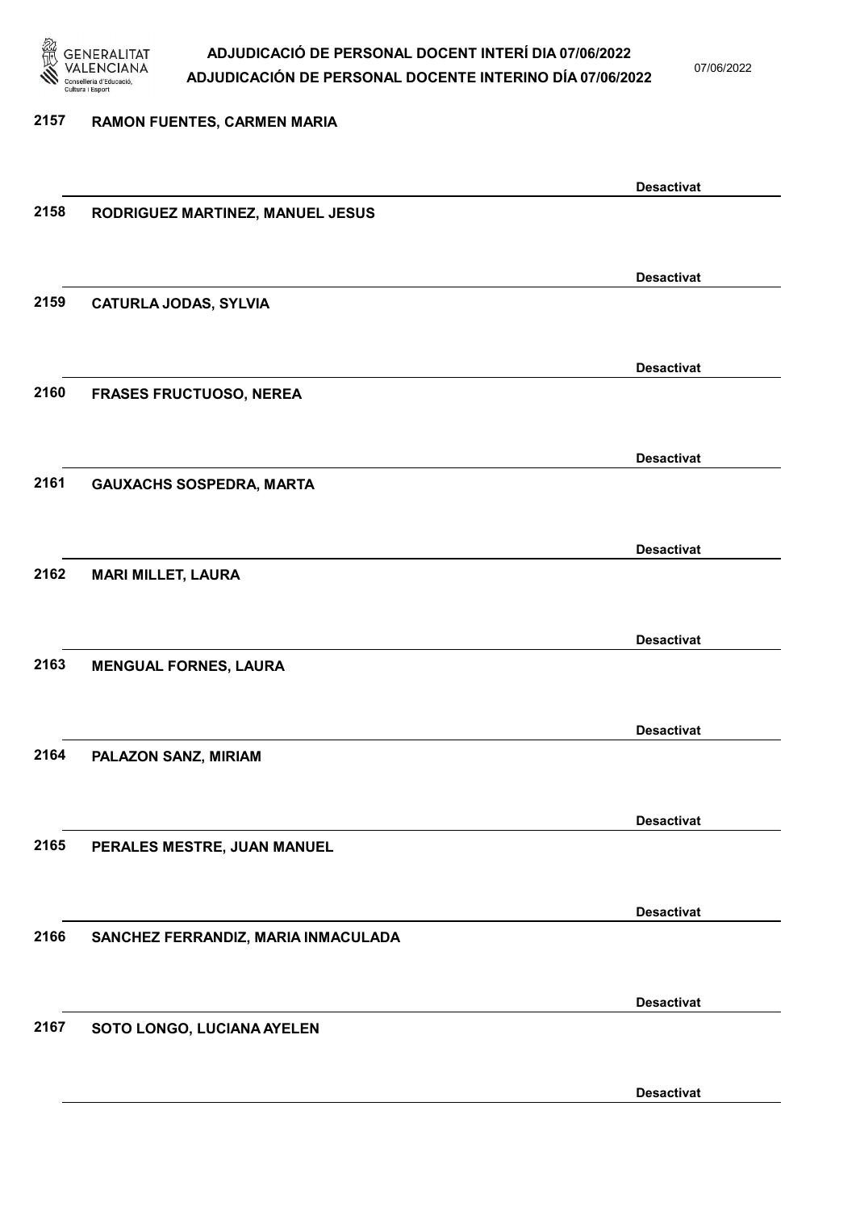2157 RAMON FUENTES, CARMEN MARIA

Desactivat

2158 RODRIGUEZ MARTINEZ, MANUEL JESUS

Desactivat

2159 CATURLA JODAS, SYLVIA

Desactivat

2160 FRASES FRUCTUOSO, NEREA

Desactivat

2161 GAUXACHS SOSPEDRA, MARTA

Desactivat

2162 MARI MILLET, LAURA

Desactivat

2163 MENGUAL FORNES, LAURA

Desactivat

2164 PALAZON SANZ, MIRIAM

Desactivat

2165 PERALES MESTRE, JUAN MANUEL

Desactivat

2166 SANCHEZ FERRANDIZ, MARIA INMACULADA

Desactivat

2167 SOTO LONGO, LUCIANA AYELEN

Desactivat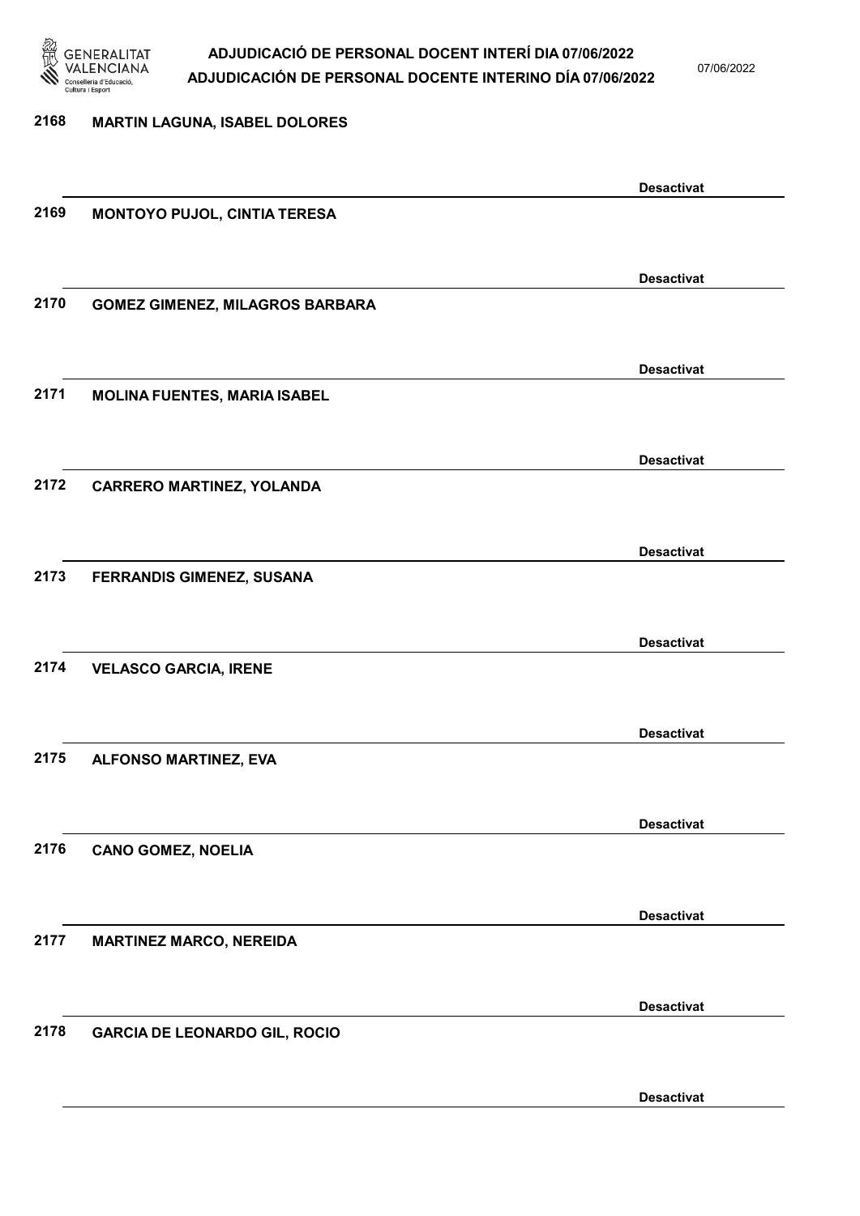2168 **MARTIN LAGUNA, ISABEL DOLORES**

**Desactivat**

2169 **MONTOYO PUJOL, CINTIA TERESA**

**Desactivat**

2170 **GOMEZ GIMENEZ, MILAGROS BARBARA**

**Desactivat**

2171 **MOLINA FUENTES, MARIA ISABEL**

**Desactivat**

2172 **CARRERO MARTINEZ, YOLANDA**

**Desactivat**

2173 **FERRANDIS GIMENEZ, SUSANA**

**Desactivat**

2174 **VELASCO GARCIA, IRENE**

**Desactivat**

2175 **ALFONSO MARTINEZ, EVA**

**Desactivat**

2176 **CANO GOMEZ, NOELIA**

**Desactivat**

2177 **MARTINEZ MARCO, NEREIDA**

**Desactivat**

2178 **GARCIA DE LEONARDO GIL, ROCIO**

**Desactivat**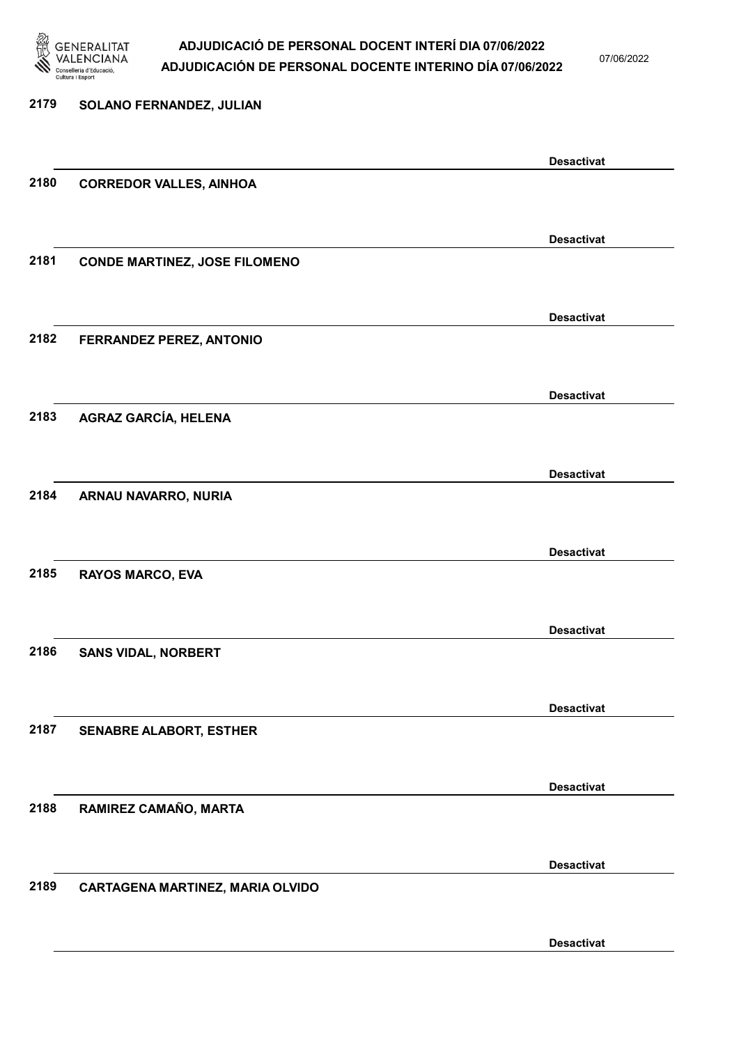2179 **SOLANO FERNANDEZ, JULIAN**

**Desactivat**

2180 **CORREDOR VALLES, AINHOA**

**Desactivat**

2181 **CONDE MARTINEZ, JOSE FILOMENO**

**Desactivat**

2182 **FERRANDEZ PEREZ, ANTONIO**

**Desactivat**

2183 **AGRAZ GARCÍA, HELENA**

**Desactivat**

2184 **ARNAU NAVARRO, NURIA**

**Desactivat**

2185 **RAYOS MARCO, EVA**

**Desactivat**

2186 **SANS VIDAL, NORBERT**

**Desactivat**

2187 **SENABRE ALABORT, ESTHER**

**Desactivat**

2188 **RAMIREZ CAMAÑO, MARTA**

**Desactivat**

2189 **CARTAGENA MARTINEZ, MARIA OLVIDO**

**Desactivat**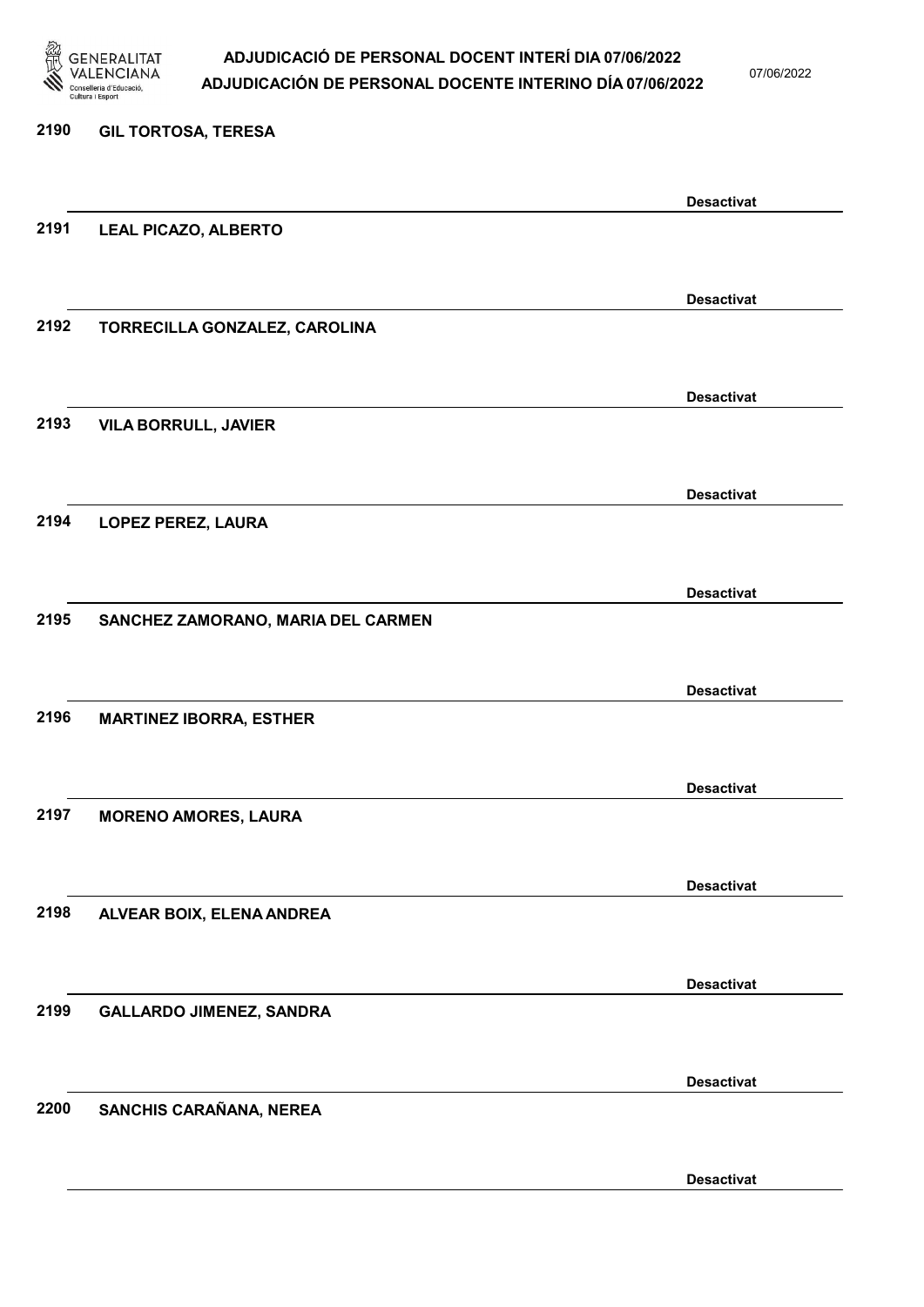2190 GIL TORTOSA, TERESA

Desactivat

2191 LEAL PICAZO, ALBERTO

Desactivat

2192 TORRECILLA GONZALEZ, CAROLINA

Desactivat

2193 VILA BORRULL, JAVIER

Desactivat

2194 LOPEZ PEREZ, LAURA

Desactivat

2195 SANCHEZ ZAMORANO, MARIA DEL CARMEN

Desactivat

2196 MARTINEZ IBORRA, ESTHER

Desactivat

2197 MORENO AMORES, LAURA

Desactivat

2198 ALVEAR BOIX, ELENA ANDREA

Desactivat

2199 GALLARDO JIMENEZ, SANDRA

Desactivat

2200 SANCHIS CARAÑANA, NEREA

Desactivat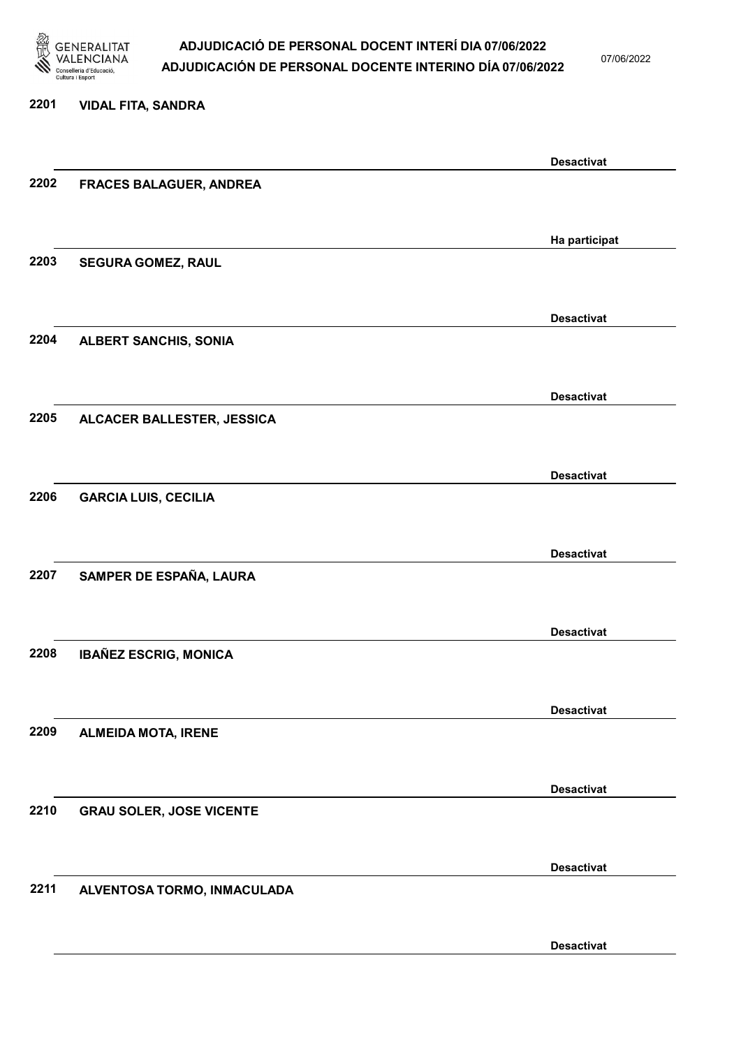2201 VIDAL FITA, SANDRA

Desactivat

2202 FRACES BALAGUER, ANDREA

Ha participat

2203 SEGURA GOMEZ, RAUL

Desactivat

2204 ALBERT SANCHIS, SONIA

Desactivat

2205 ALCACER BALLESTER, JESSICA

Desactivat

2206 GARCIA LUIS, CECILIA

Desactivat

2207 SAMPER DE ESPAÑA, LAURA

Desactivat

2208 IBAÑEZ ESCRIG, MONICA

Desactivat

2209 ALMEIDA MOTA, IRENE

Desactivat

2210 GRAU SOLER, JOSE VICENTE

Desactivat

2211 ALVENTOSA TORMO, INMACULADA

Desactivat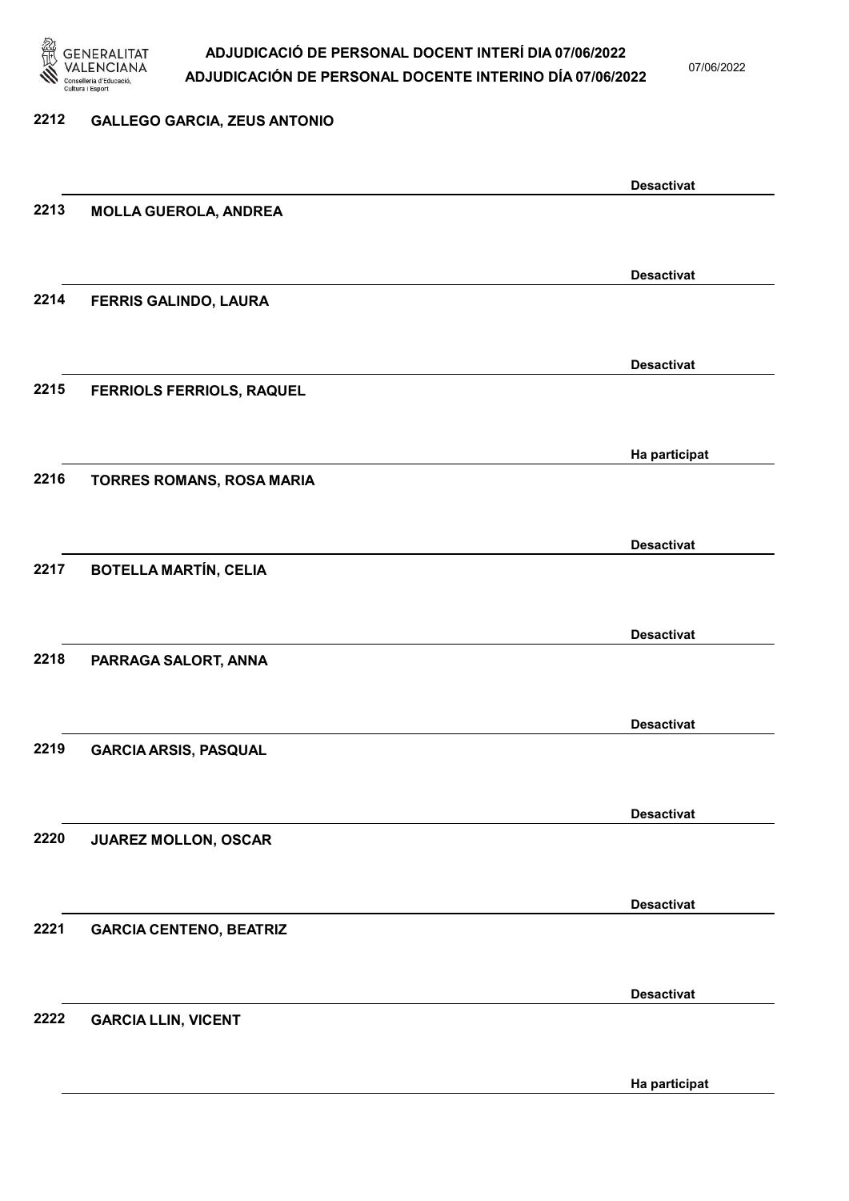| Núm. | Nom | Estat |
| --- | --- | --- |
| 2212 | GALLEGO GARCIA, ZEUS ANTONIO | Desactivat |
| 2213 | MOLLA GUEROLA, ANDREA | Desactivat |
| 2214 | FERRIS GALINDO, LAURA | Desactivat |
| 2215 | FERRIOLS FERRIOLS, RAQUEL | Ha participat |
| 2216 | TORRES ROMANS, ROSA MARIA | Desactivat |
| 2217 | BOTELLA MARTÍN, CELIA | Desactivat |
| 2218 | PARRAGA SALORT, ANNA | Desactivat |
| 2219 | GARCIA ARSIS, PASQUAL | Desactivat |
| 2220 | JUAREZ MOLLON, OSCAR | Desactivat |
| 2221 | GARCIA CENTENO, BEATRIZ | Desactivat |
| 2222 | GARCIA LLIN, VICENT | Ha participat |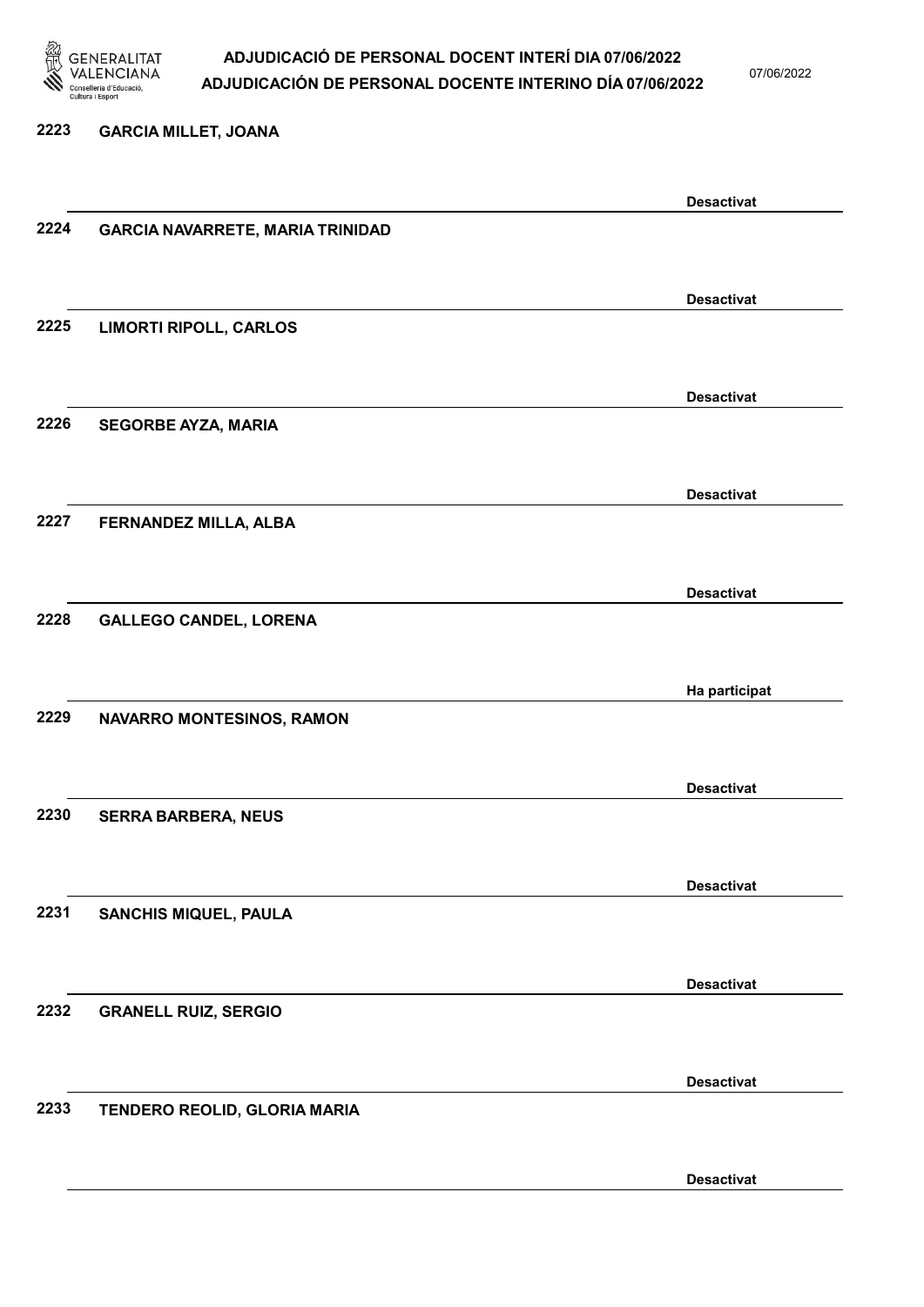| Núm. | Nom | Estat |
|---|---|---|
| 2223 | GARCIA MILLET, JOANA | Desactivat |
| 2224 | GARCIA NAVARRETE, MARIA TRINIDAD | Desactivat |
| 2225 | LIMORTI RIPOLL, CARLOS | Desactivat |
| 2226 | SEGORBE AYZA, MARIA | Desactivat |
| 2227 | FERNANDEZ MILLA, ALBA | Desactivat |
| 2228 | GALLEGO CANDEL, LORENA | Ha participat |
| 2229 | NAVARRO MONTESINOS, RAMON | Desactivat |
| 2230 | SERRA BARBERA, NEUS | Desactivat |
| 2231 | SANCHIS MIQUEL, PAULA | Desactivat |
| 2232 | GRANELL RUIZ, SERGIO | Desactivat |
| 2233 | TENDERO REOLID, GLORIA MARIA | Desactivat |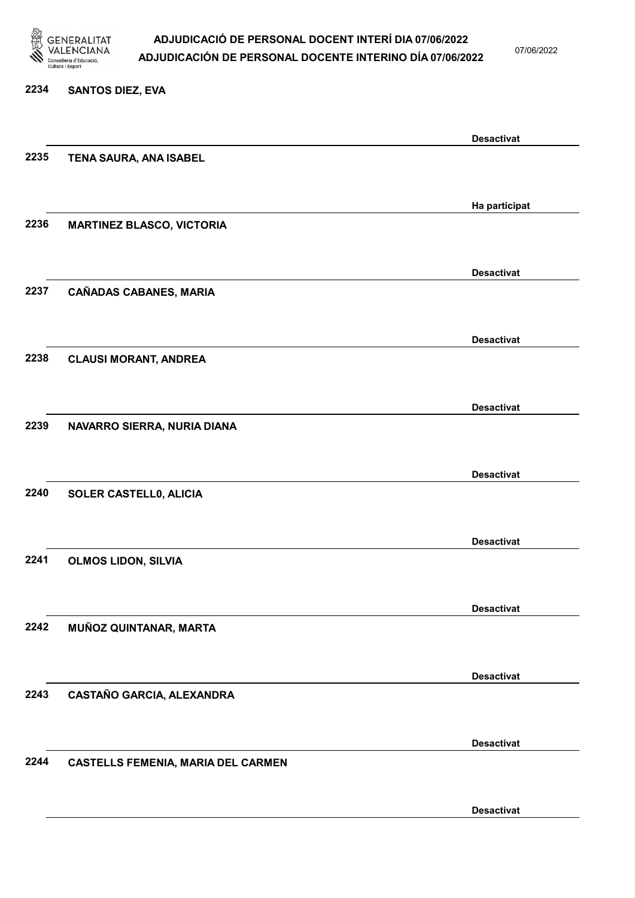| Núm. | Nom | Estat |
|---|---|---|
| 2234 | SANTOS DIEZ, EVA | Desactivat |
| 2235 | TENA SAURA, ANA ISABEL | Ha participat |
| 2236 | MARTINEZ BLASCO, VICTORIA | Desactivat |
| 2237 | CAÑADAS CABANES, MARIA | Desactivat |
| 2238 | CLAUSI MORANT, ANDREA | Desactivat |
| 2239 | NAVARRO SIERRA, NURIA DIANA | Desactivat |
| 2240 | SOLER CASTELL0, ALICIA | Desactivat |
| 2241 | OLMOS LIDON, SILVIA | Desactivat |
| 2242 | MUÑOZ QUINTANAR, MARTA | Desactivat |
| 2243 | CASTAÑO GARCIA, ALEXANDRA | Desactivat |
| 2244 | CASTELLS FEMENIA, MARIA DEL CARMEN | Desactivat |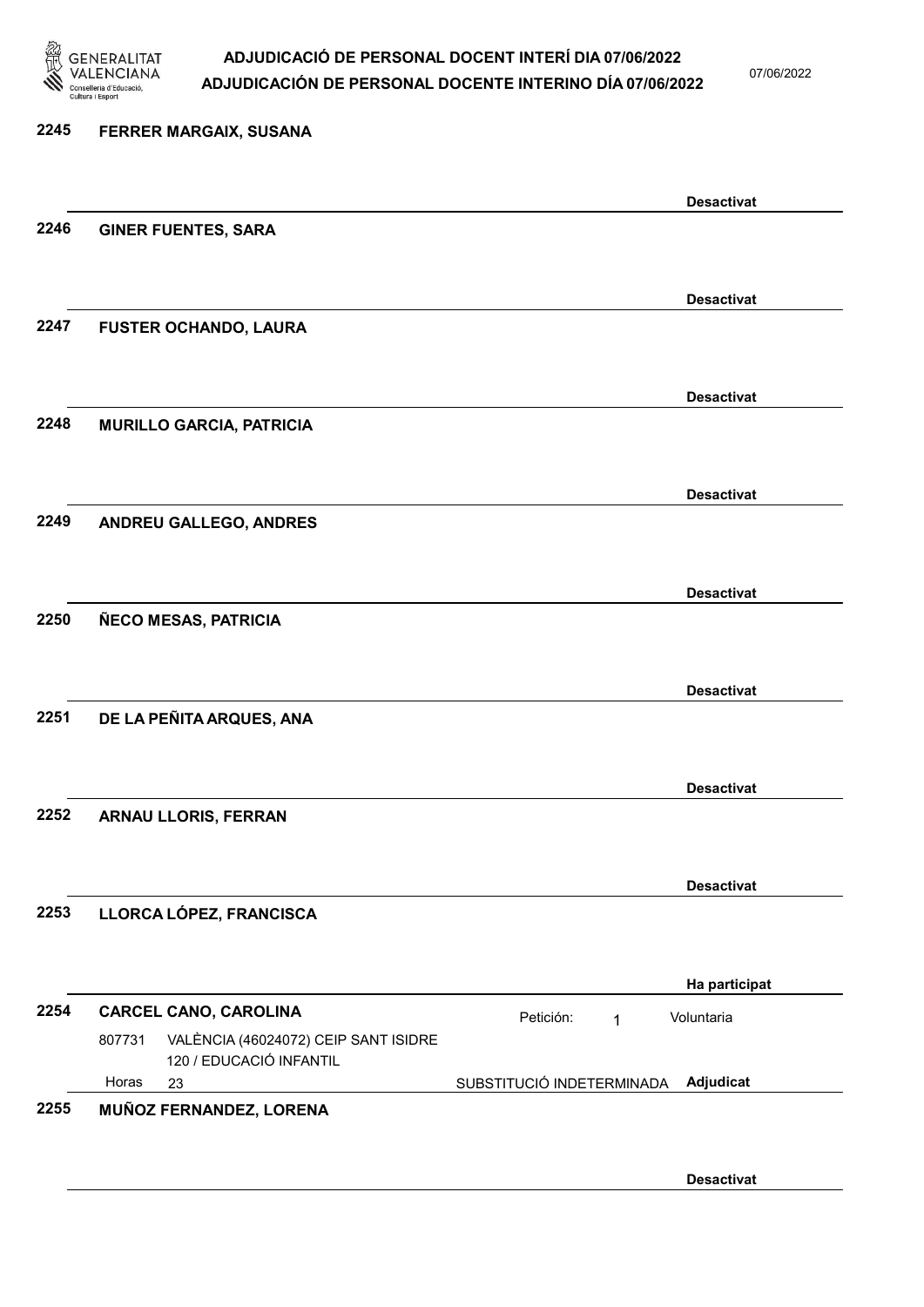**2245 FERRER MARGAIX, SUSANA**

Desactivat

**2246 GINER FUENTES, SARA**

Desactivat

**2247 FUSTER OCHANDO, LAURA**

Desactivat

**2248 MURILLO GARCIA, PATRICIA**

Desactivat

**2249 ANDREU GALLEGO, ANDRES**

Desactivat

**2250 ÑECO MESAS, PATRICIA**

Desactivat

**2251 DE LA PEÑITA ARQUES, ANA**

Desactivat

**2252 ARNAU LLORIS, FERRAN**

Desactivat

**2253 LLORCA LÓPEZ, FRANCISCA**

Ha participat

**2254 CARCEL CANO, CAROLINA**

Petición: 1 — Voluntaria

807731 VALÈNCIA (46024072) CEIP SANT ISIDRE
120 / EDUCACIÓ INFANTIL
Horas 23 — SUBSTITUCIÓ INDETERMINADA — **Adjudicat**

**2255 MUÑOZ FERNANDEZ, LORENA**

Desactivat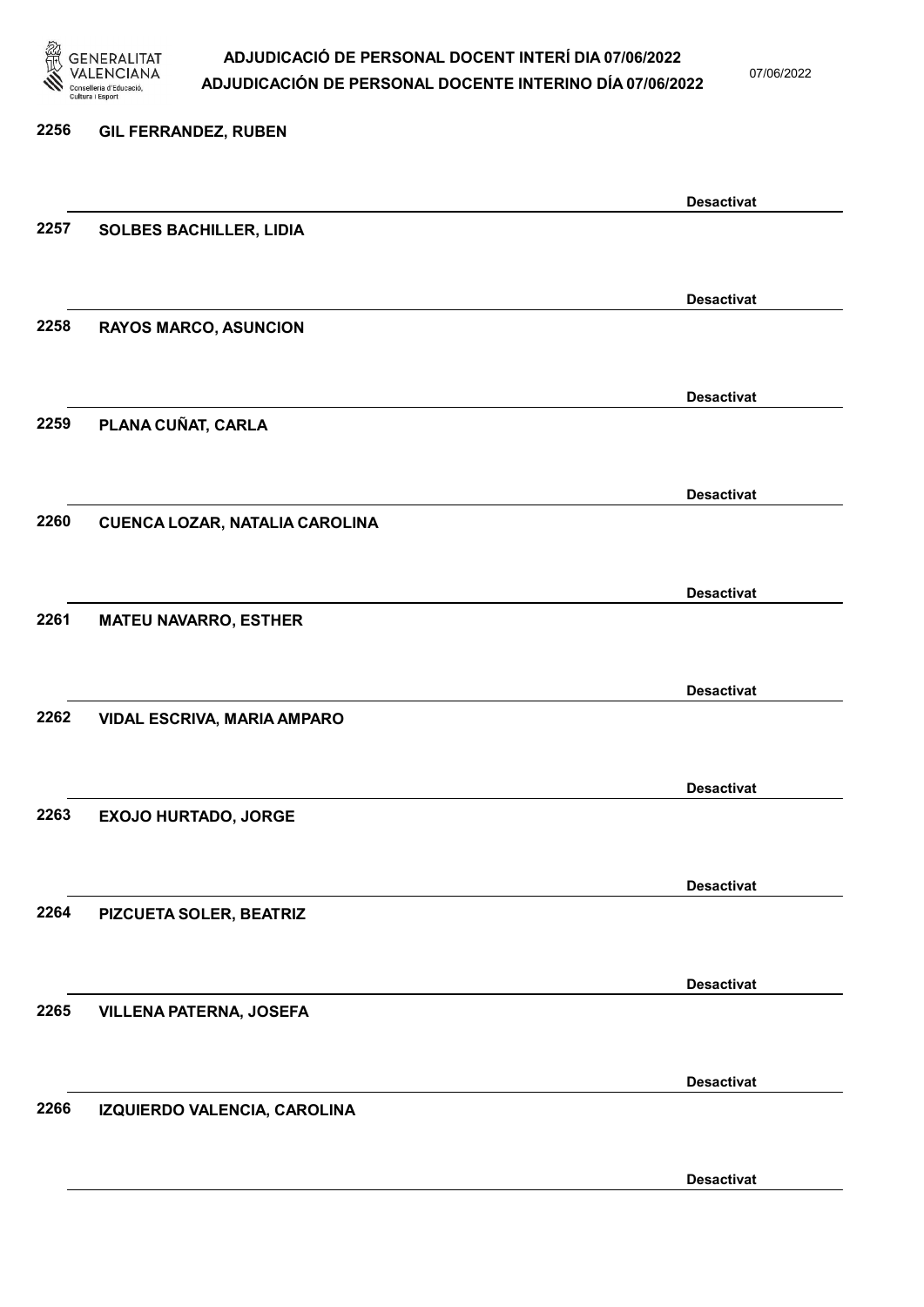2256 GIL FERRANDEZ, RUBEN

Desactivat

2257 SOLBES BACHILLER, LIDIA

Desactivat

2258 RAYOS MARCO, ASUNCION

Desactivat

2259 PLANA CUÑAT, CARLA

Desactivat

2260 CUENCA LOZAR, NATALIA CAROLINA

Desactivat

2261 MATEU NAVARRO, ESTHER

Desactivat

2262 VIDAL ESCRIVA, MARIA AMPARO

Desactivat

2263 EXOJO HURTADO, JORGE

Desactivat

2264 PIZCUETA SOLER, BEATRIZ

Desactivat

2265 VILLENA PATERNA, JOSEFA

Desactivat

2266 IZQUIERDO VALENCIA, CAROLINA

Desactivat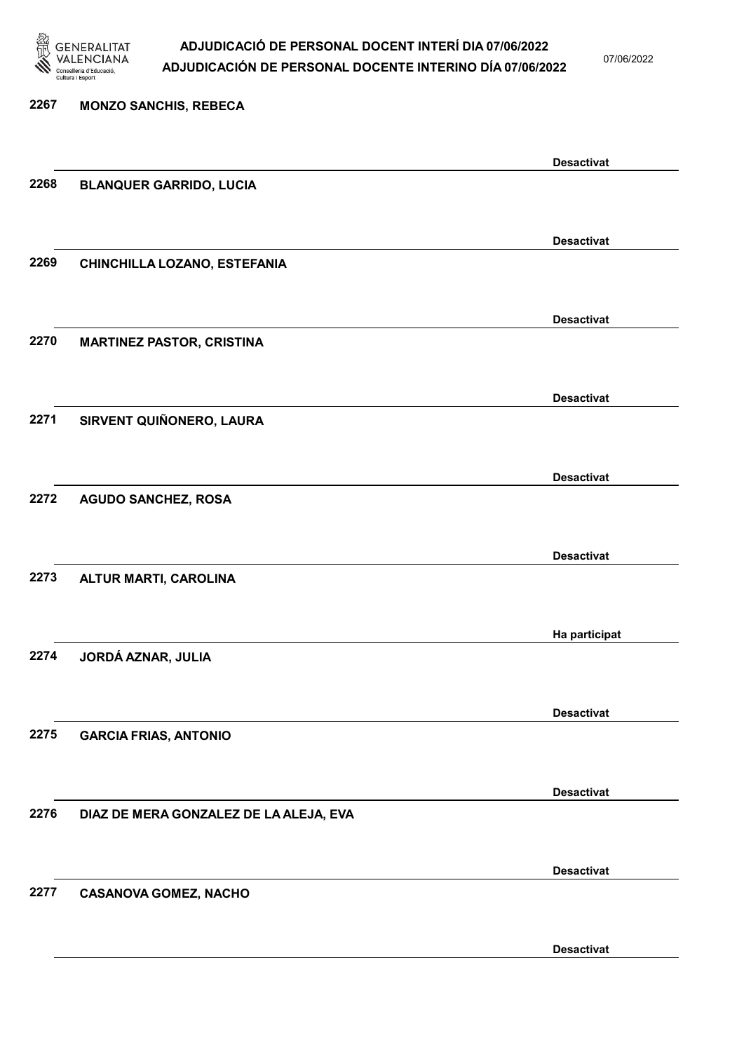2267 **MONZO SANCHIS, REBECA**

**Desactivat**

2268 **BLANQUER GARRIDO, LUCIA**

**Desactivat**

2269 **CHINCHILLA LOZANO, ESTEFANIA**

**Desactivat**

2270 **MARTINEZ PASTOR, CRISTINA**

**Desactivat**

2271 **SIRVENT QUIÑONERO, LAURA**

**Desactivat**

2272 **AGUDO SANCHEZ, ROSA**

**Desactivat**

2273 **ALTUR MARTI, CAROLINA**

**Ha participat**

2274 **JORDÁ AZNAR, JULIA**

**Desactivat**

2275 **GARCIA FRIAS, ANTONIO**

**Desactivat**

2276 **DIAZ DE MERA GONZALEZ DE LA ALEJA, EVA**

**Desactivat**

2277 **CASANOVA GOMEZ, NACHO**

**Desactivat**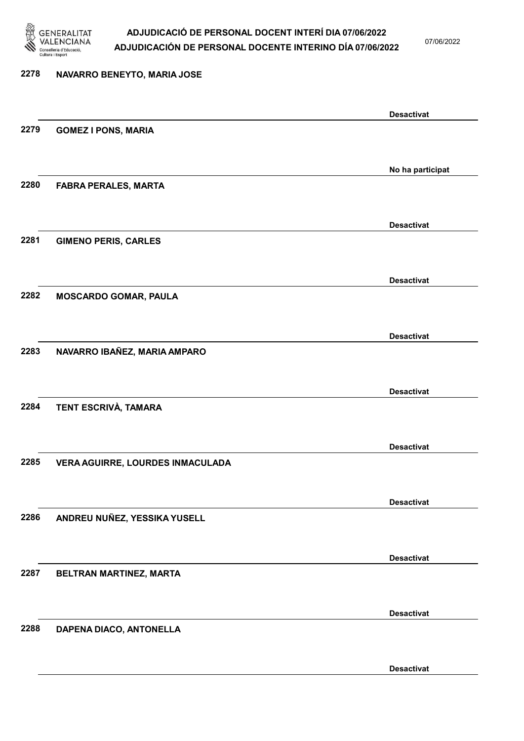| | | |
|---|---|---|
| 2278 | NAVARRO BENEYTO, MARIA JOSE | Desactivat |
| 2279 | GOMEZ I PONS, MARIA | No ha participat |
| 2280 | FABRA PERALES, MARTA | Desactivat |
| 2281 | GIMENO PERIS, CARLES | Desactivat |
| 2282 | MOSCARDO GOMAR, PAULA | Desactivat |
| 2283 | NAVARRO IBAÑEZ, MARIA AMPARO | Desactivat |
| 2284 | TENT ESCRIVÀ, TAMARA | Desactivat |
| 2285 | VERA AGUIRRE, LOURDES INMACULADA | Desactivat |
| 2286 | ANDREU NUÑEZ, YESSIKA YUSELL | Desactivat |
| 2287 | BELTRAN MARTINEZ, MARTA | Desactivat |
| 2288 | DAPENA DIACO, ANTONELLA | Desactivat |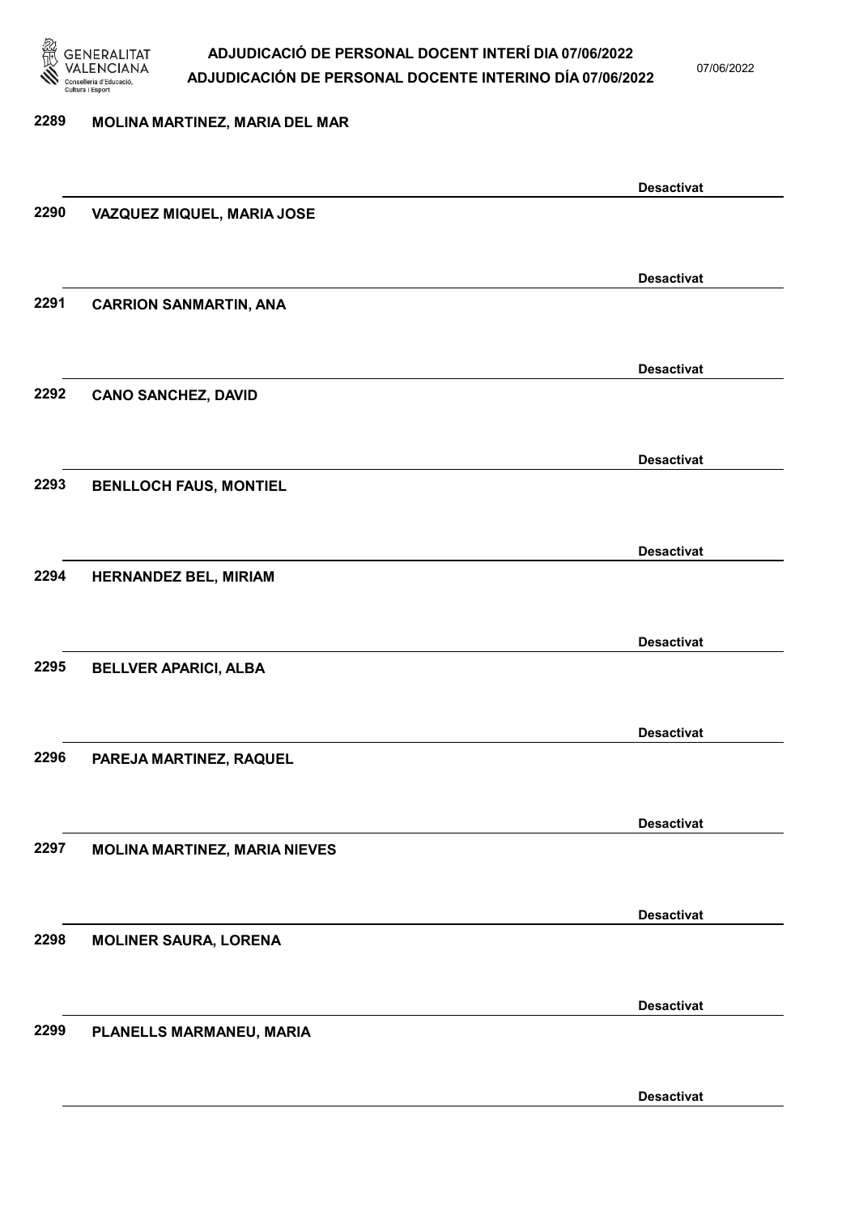2289 MOLINA MARTINEZ, MARIA DEL MAR

Desactivat

2290 VAZQUEZ MIQUEL, MARIA JOSE

Desactivat

2291 CARRION SANMARTIN, ANA

Desactivat

2292 CANO SANCHEZ, DAVID

Desactivat

2293 BENLLOCH FAUS, MONTIEL

Desactivat

2294 HERNANDEZ BEL, MIRIAM

Desactivat

2295 BELLVER APARICI, ALBA

Desactivat

2296 PAREJA MARTINEZ, RAQUEL

Desactivat

2297 MOLINA MARTINEZ, MARIA NIEVES

Desactivat

2298 MOLINER SAURA, LORENA

Desactivat

2299 PLANELLS MARMANEU, MARIA

Desactivat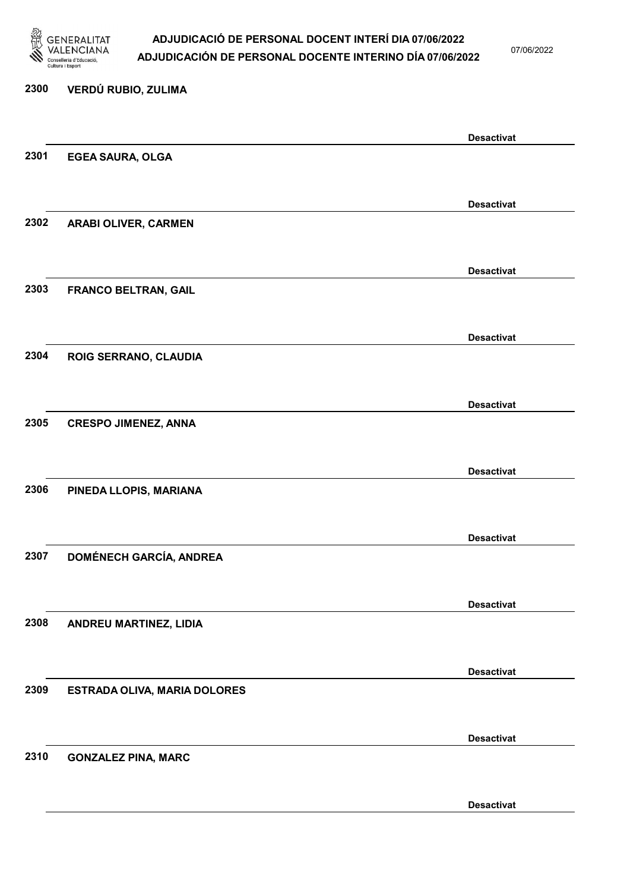2300 VERDÚ RUBIO, ZULIMA

Desactivat

2301 EGEA SAURA, OLGA

Desactivat

2302 ARABI OLIVER, CARMEN

Desactivat

2303 FRANCO BELTRAN, GAIL

Desactivat

2304 ROIG SERRANO, CLAUDIA

Desactivat

2305 CRESPO JIMENEZ, ANNA

Desactivat

2306 PINEDA LLOPIS, MARIANA

Desactivat

2307 DOMÉNECH GARCÍA, ANDREA

Desactivat

2308 ANDREU MARTINEZ, LIDIA

Desactivat

2309 ESTRADA OLIVA, MARIA DOLORES

Desactivat

2310 GONZALEZ PINA, MARC

Desactivat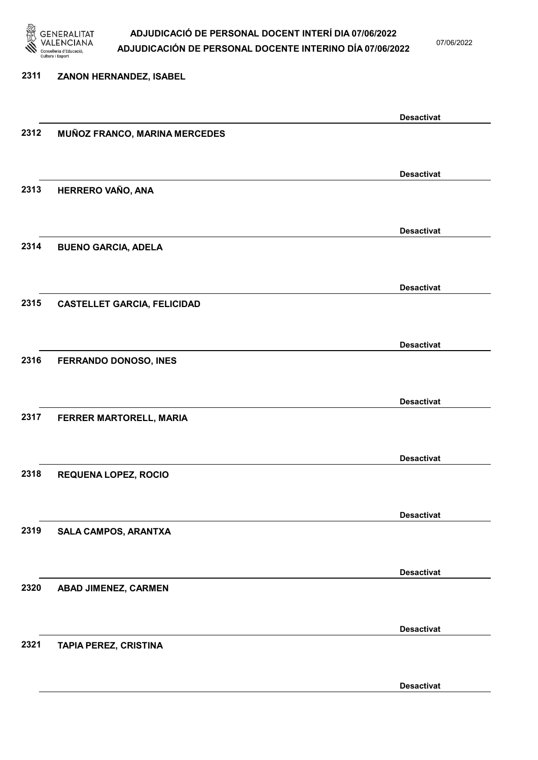2311 **ZANON HERNANDEZ, ISABEL**

**Desactivat**

2312 **MUÑOZ FRANCO, MARINA MERCEDES**

**Desactivat**

2313 **HERRERO VAÑO, ANA**

**Desactivat**

2314 **BUENO GARCIA, ADELA**

**Desactivat**

2315 **CASTELLET GARCIA, FELICIDAD**

**Desactivat**

2316 **FERRANDO DONOSO, INES**

**Desactivat**

2317 **FERRER MARTORELL, MARIA**

**Desactivat**

2318 **REQUENA LOPEZ, ROCIO**

**Desactivat**

2319 **SALA CAMPOS, ARANTXA**

**Desactivat**

2320 **ABAD JIMENEZ, CARMEN**

**Desactivat**

2321 **TAPIA PEREZ, CRISTINA**

**Desactivat**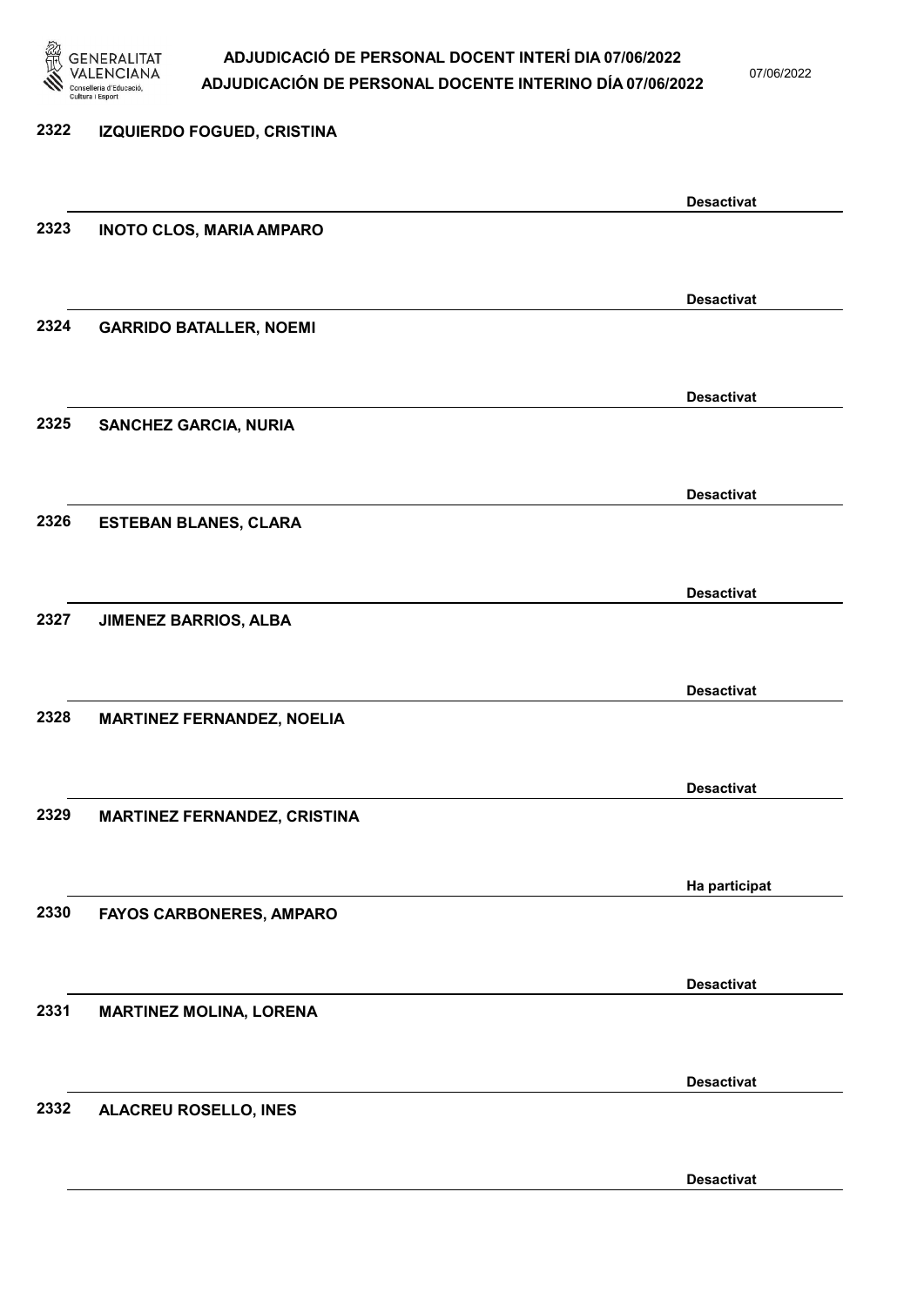2322 **IZQUIERDO FOGUED, CRISTINA**

**Desactivat**

2323 **INOTO CLOS, MARIA AMPARO**

**Desactivat**

2324 **GARRIDO BATALLER, NOEMI**

**Desactivat**

2325 **SANCHEZ GARCIA, NURIA**

**Desactivat**

2326 **ESTEBAN BLANES, CLARA**

**Desactivat**

2327 **JIMENEZ BARRIOS, ALBA**

**Desactivat**

2328 **MARTINEZ FERNANDEZ, NOELIA**

**Desactivat**

2329 **MARTINEZ FERNANDEZ, CRISTINA**

**Ha participat**

2330 **FAYOS CARBONERES, AMPARO**

**Desactivat**

2331 **MARTINEZ MOLINA, LORENA**

**Desactivat**

2332 **ALACREU ROSELLO, INES**

**Desactivat**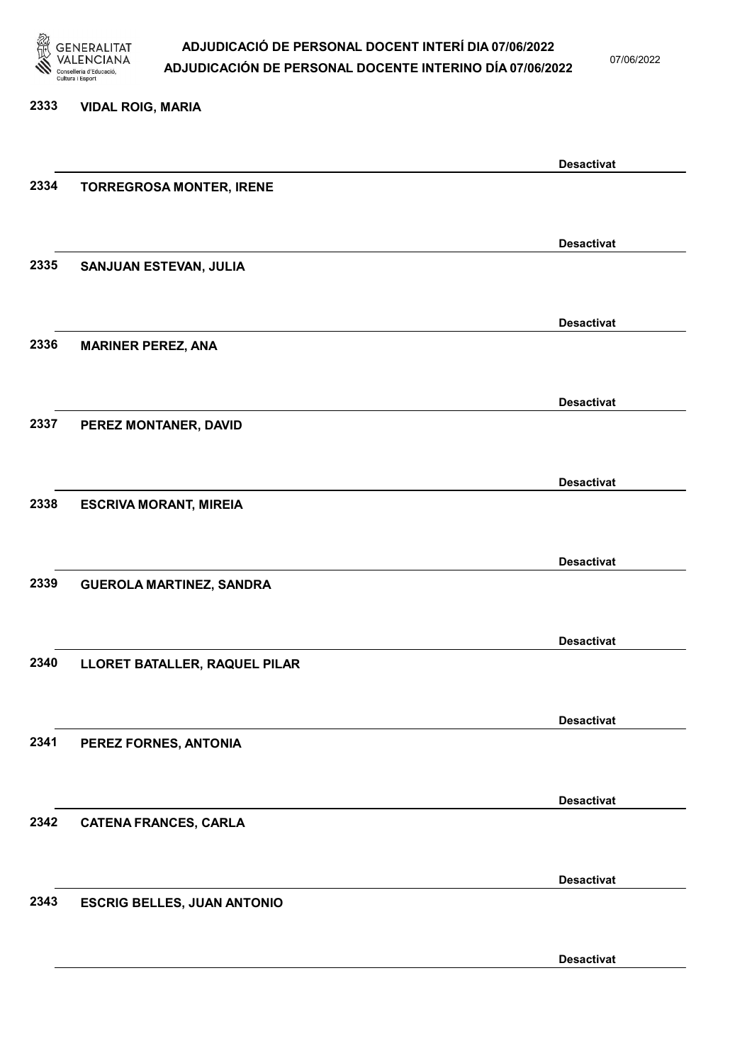2333 VIDAL ROIG, MARIA

Desactivat

2334 TORREGROSA MONTER, IRENE

Desactivat

2335 SANJUAN ESTEVAN, JULIA

Desactivat

2336 MARINER PEREZ, ANA

Desactivat

2337 PEREZ MONTANER, DAVID

Desactivat

2338 ESCRIVA MORANT, MIREIA

Desactivat

2339 GUEROLA MARTINEZ, SANDRA

Desactivat

2340 LLORET BATALLER, RAQUEL PILAR

Desactivat

2341 PEREZ FORNES, ANTONIA

Desactivat

2342 CATENA FRANCES, CARLA

Desactivat

2343 ESCRIG BELLES, JUAN ANTONIO

Desactivat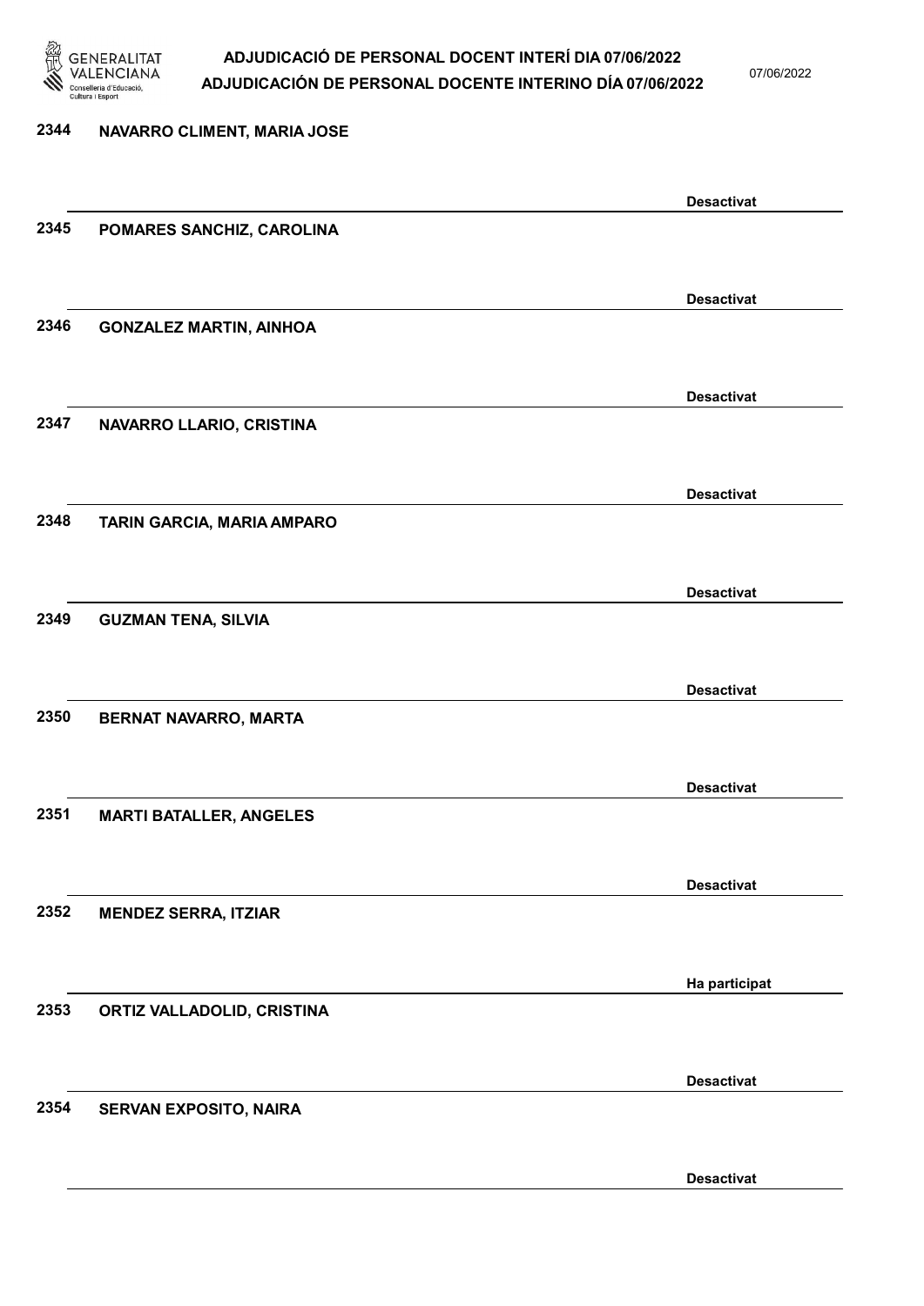2344 NAVARRO CLIMENT, MARIA JOSE

Desactivat

2345 POMARES SANCHIZ, CAROLINA

Desactivat

2346 GONZALEZ MARTIN, AINHOA

Desactivat

2347 NAVARRO LLARIO, CRISTINA

Desactivat

2348 TARIN GARCIA, MARIA AMPARO

Desactivat

2349 GUZMAN TENA, SILVIA

Desactivat

2350 BERNAT NAVARRO, MARTA

Desactivat

2351 MARTI BATALLER, ANGELES

Desactivat

2352 MENDEZ SERRA, ITZIAR

Ha participat

2353 ORTIZ VALLADOLID, CRISTINA

Desactivat

2354 SERVAN EXPOSITO, NAIRA

Desactivat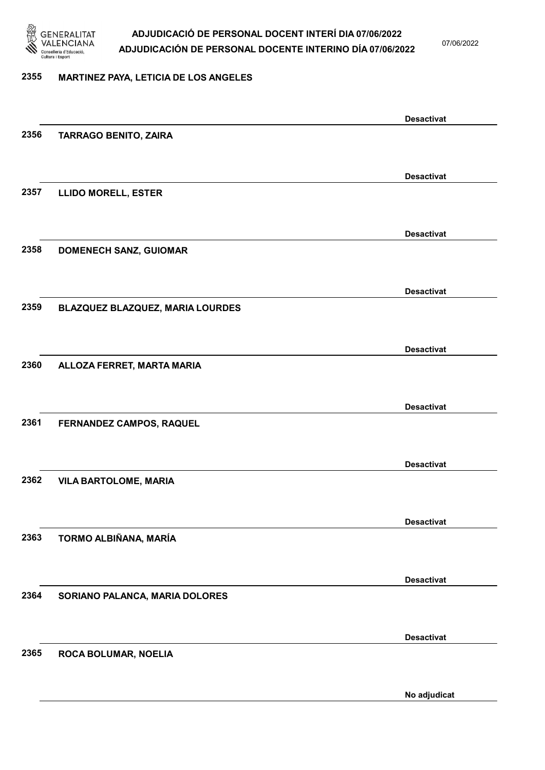2355 **MARTINEZ PAYA, LETICIA DE LOS ANGELES**

Desactivat

2356 **TARRAGO BENITO, ZAIRA**

Desactivat

2357 **LLIDO MORELL, ESTER**

Desactivat

2358 **DOMENECH SANZ, GUIOMAR**

Desactivat

2359 **BLAZQUEZ BLAZQUEZ, MARIA LOURDES**

Desactivat

2360 **ALLOZA FERRET, MARTA MARIA**

Desactivat

2361 **FERNANDEZ CAMPOS, RAQUEL**

Desactivat

2362 **VILA BARTOLOME, MARIA**

Desactivat

2363 **TORMO ALBIÑANA, MARÍA**

Desactivat

2364 **SORIANO PALANCA, MARIA DOLORES**

Desactivat

2365 **ROCA BOLUMAR, NOELIA**

No adjudicat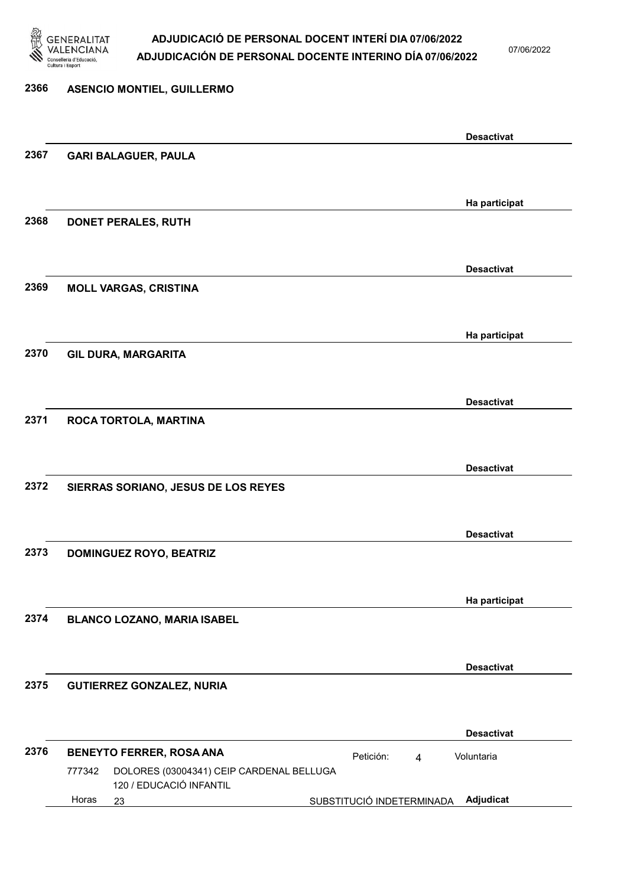**2366 ASENCIO MONTIEL, GUILLERMO**

Desactivat

**2367 GARI BALAGUER, PAULA**

Ha participat

**2368 DONET PERALES, RUTH**

Desactivat

**2369 MOLL VARGAS, CRISTINA**

Ha participat

**2370 GIL DURA, MARGARITA**

Desactivat

**2371 ROCA TORTOLA, MARTINA**

Desactivat

**2372 SIERRAS SORIANO, JESUS DE LOS REYES**

Desactivat

**2373 DOMINGUEZ ROYO, BEATRIZ**

Ha participat

**2374 BLANCO LOZANO, MARIA ISABEL**

Desactivat

**2375 GUTIERREZ GONZALEZ, NURIA**

Desactivat

**2376 BENEYTO FERRER, ROSA ANA** Petición: 4 Voluntaria

777342 DOLORES (03004341) CEIP CARDENAL BELLUGA
120 / EDUCACIÓ INFANTIL
Horas 23 SUBSTITUCIÓ INDETERMINADA **Adjudicat**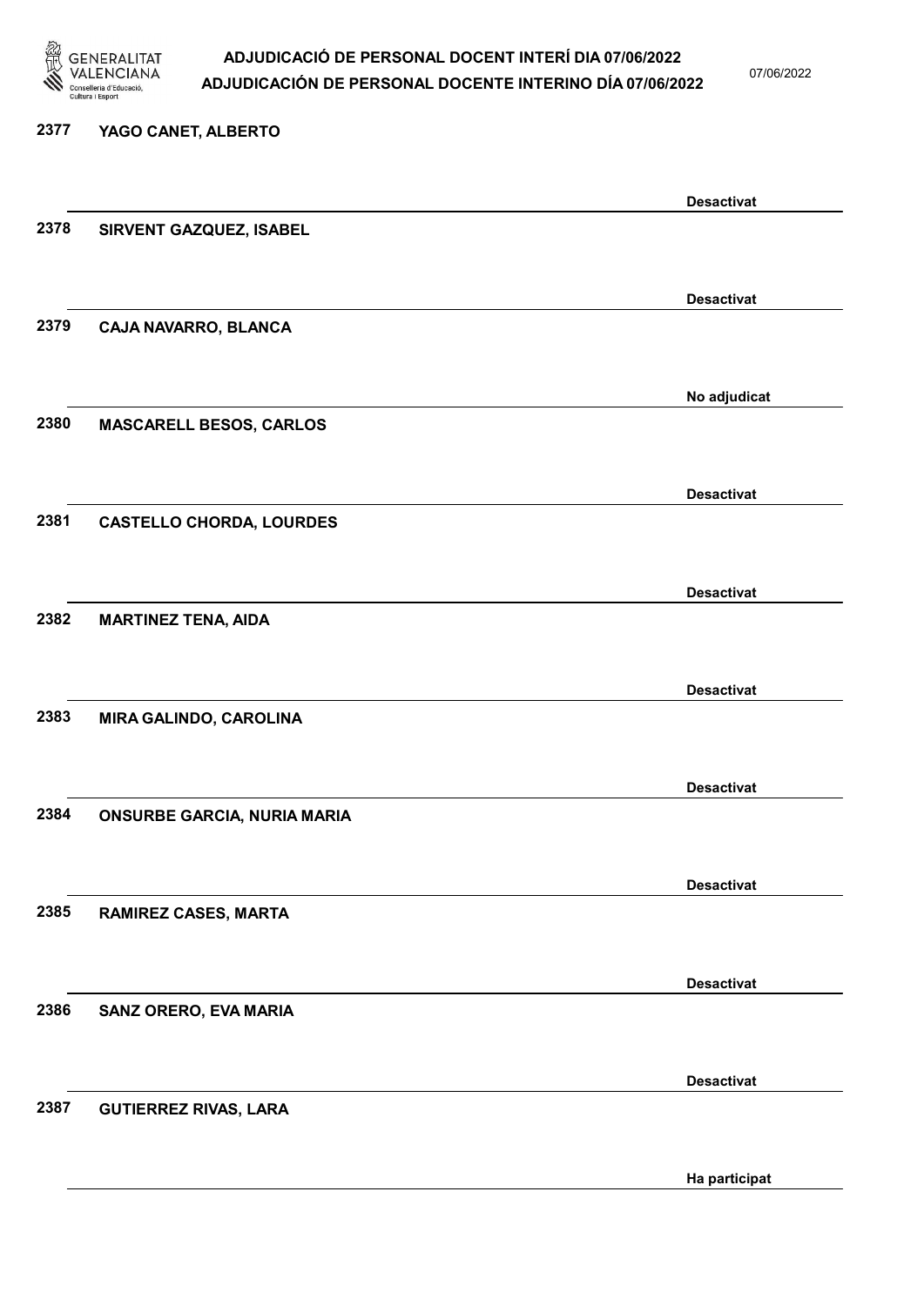2377 YAGO CANET, ALBERTO

Desactivat

2378 SIRVENT GAZQUEZ, ISABEL

Desactivat

2379 CAJA NAVARRO, BLANCA

No adjudicat

2380 MASCARELL BESOS, CARLOS

Desactivat

2381 CASTELLO CHORDA, LOURDES

Desactivat

2382 MARTINEZ TENA, AIDA

Desactivat

2383 MIRA GALINDO, CAROLINA

Desactivat

2384 ONSURBE GARCIA, NURIA MARIA

Desactivat

2385 RAMIREZ CASES, MARTA

Desactivat

2386 SANZ ORERO, EVA MARIA

Desactivat

2387 GUTIERREZ RIVAS, LARA

Ha participat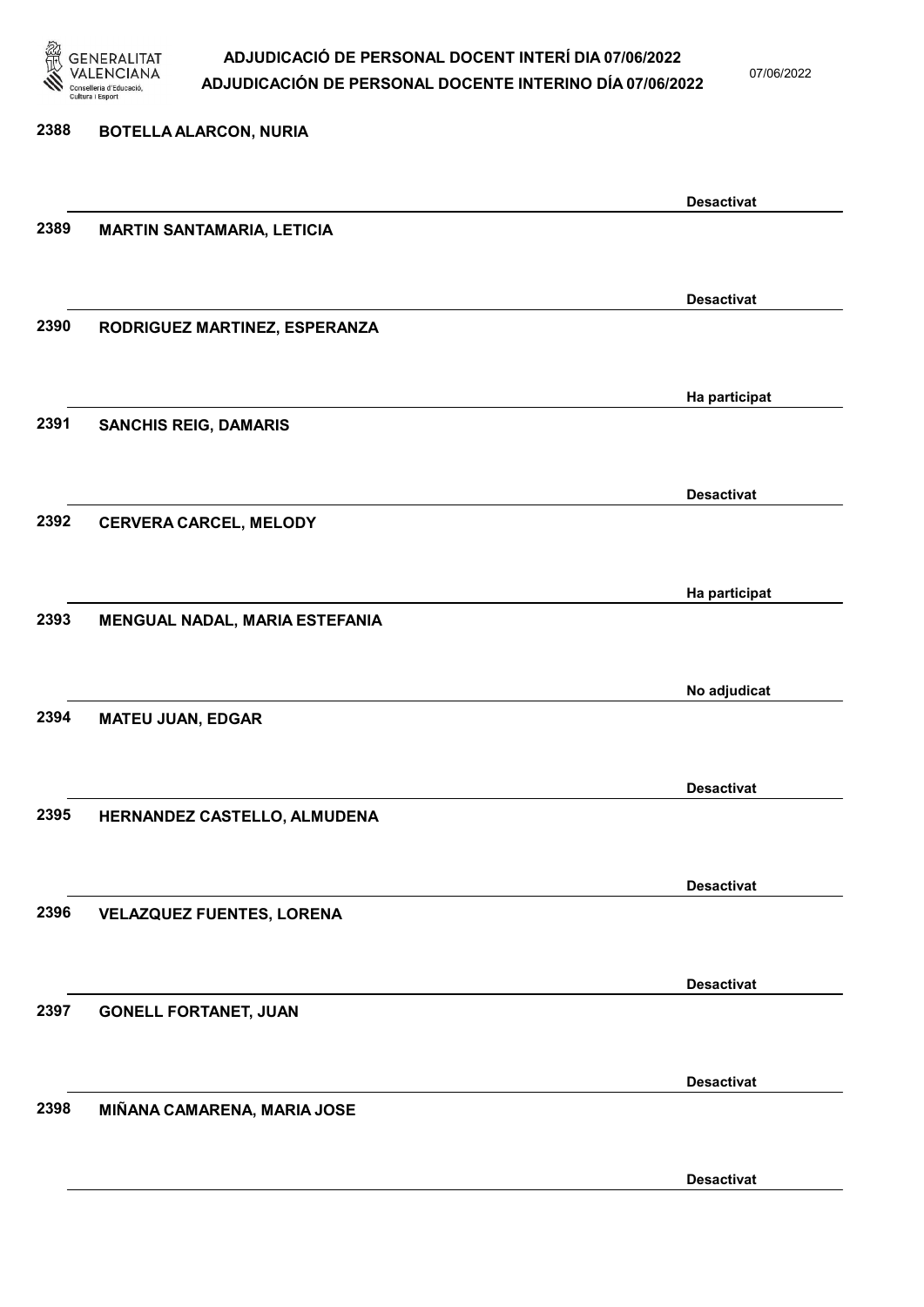| Núm. | Nom | Estat |
|---|---|---|
| 2388 | BOTELLA ALARCON, NURIA | Desactivat |
| 2389 | MARTIN SANTAMARIA, LETICIA | Desactivat |
| 2390 | RODRIGUEZ MARTINEZ, ESPERANZA | Ha participat |
| 2391 | SANCHIS REIG, DAMARIS | Desactivat |
| 2392 | CERVERA CARCEL, MELODY | Ha participat |
| 2393 | MENGUAL NADAL, MARIA ESTEFANIA | No adjudicat |
| 2394 | MATEU JUAN, EDGAR | Desactivat |
| 2395 | HERNANDEZ CASTELLO, ALMUDENA | Desactivat |
| 2396 | VELAZQUEZ FUENTES, LORENA | Desactivat |
| 2397 | GONELL FORTANET, JUAN | Desactivat |
| 2398 | MIÑANA CAMARENA, MARIA JOSE | Desactivat |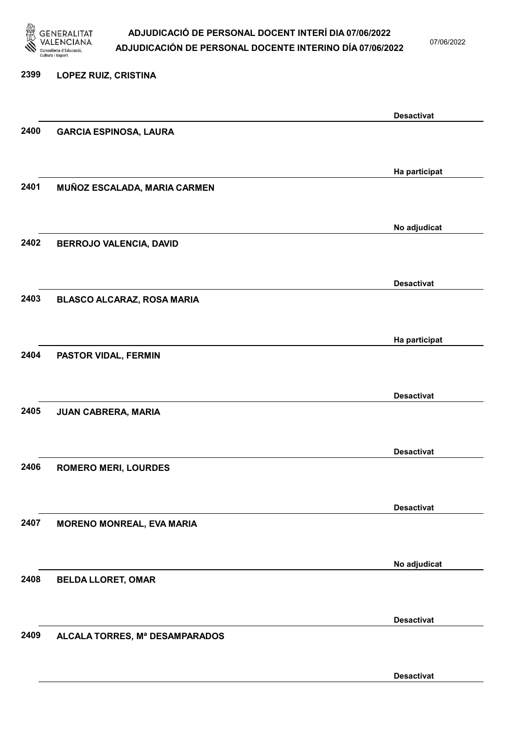2399 LOPEZ RUIZ, CRISTINA

Desactivat

2400 GARCIA ESPINOSA, LAURA

Ha participat

2401 MUÑOZ ESCALADA, MARIA CARMEN

No adjudicat

2402 BERROJO VALENCIA, DAVID

Desactivat

2403 BLASCO ALCARAZ, ROSA MARIA

Ha participat

2404 PASTOR VIDAL, FERMIN

Desactivat

2405 JUAN CABRERA, MARIA

Desactivat

2406 ROMERO MERI, LOURDES

Desactivat

2407 MORENO MONREAL, EVA MARIA

No adjudicat

2408 BELDA LLORET, OMAR

Desactivat

2409 ALCALA TORRES, Mª DESAMPARADOS

Desactivat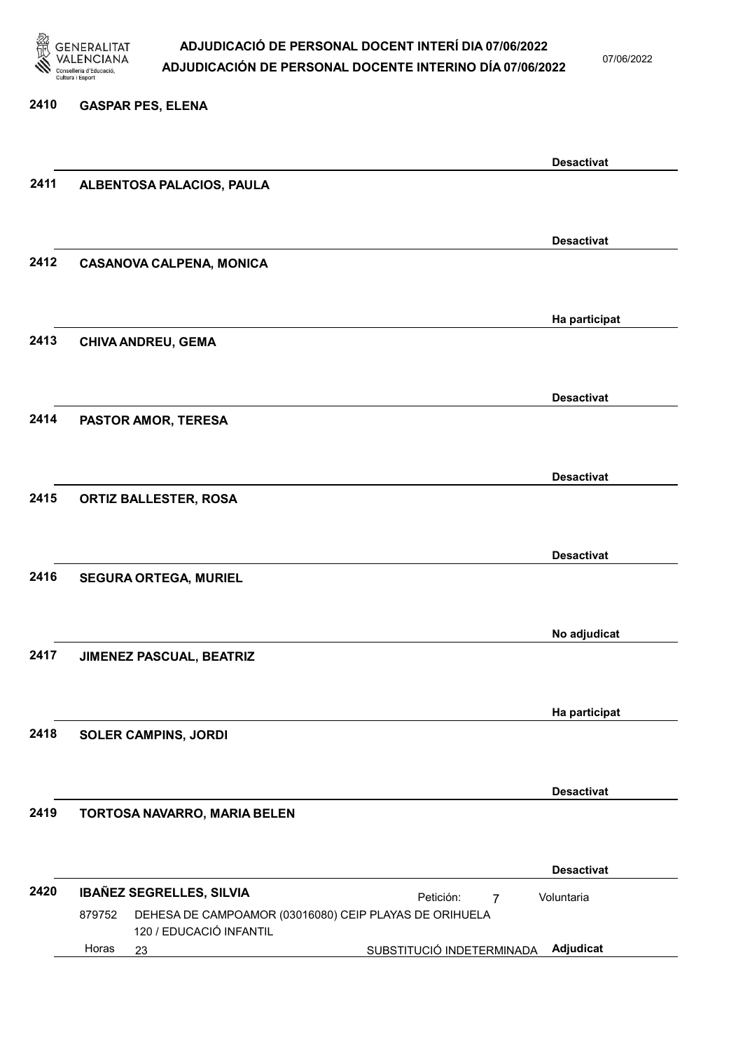**2410** **GASPAR PES, ELENA**

**Desactivat**

**2411** **ALBENTOSA PALACIOS, PAULA**

**Desactivat**

**2412** **CASANOVA CALPENA, MONICA**

**Ha participat**

**2413** **CHIVA ANDREU, GEMA**

**Desactivat**

**2414** **PASTOR AMOR, TERESA**

**Desactivat**

**2415** **ORTIZ BALLESTER, ROSA**

**Desactivat**

**2416** **SEGURA ORTEGA, MURIEL**

**No adjudicat**

**2417** **JIMENEZ PASCUAL, BEATRIZ**

**Ha participat**

**2418** **SOLER CAMPINS, JORDI**

**Desactivat**

**2419** **TORTOSA NAVARRO, MARIA BELEN**

**Desactivat**

**2420** **IBAÑEZ SEGRELLES, SILVIA** — Petición: 7 — Voluntaria

879752 DEHESA DE CAMPOAMOR (03016080) CEIP PLAYAS DE ORIHUELA
120 / EDUCACIÓ INFANTIL
Horas 23 — SUBSTITUCIÓ INDETERMINADA — **Adjudicat**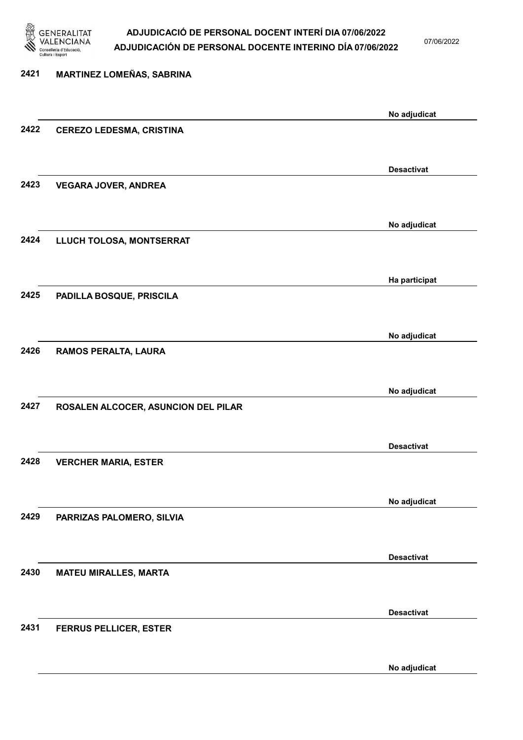2421 MARTINEZ LOMEÑAS, SABRINA

No adjudicat

2422 CEREZO LEDESMA, CRISTINA

Desactivat

2423 VEGARA JOVER, ANDREA

No adjudicat

2424 LLUCH TOLOSA, MONTSERRAT

Ha participat

2425 PADILLA BOSQUE, PRISCILA

No adjudicat

2426 RAMOS PERALTA, LAURA

No adjudicat

2427 ROSALEN ALCOCER, ASUNCION DEL PILAR

Desactivat

2428 VERCHER MARIA, ESTER

No adjudicat

2429 PARRIZAS PALOMERO, SILVIA

Desactivat

2430 MATEU MIRALLES, MARTA

Desactivat

2431 FERRUS PELLICER, ESTER

No adjudicat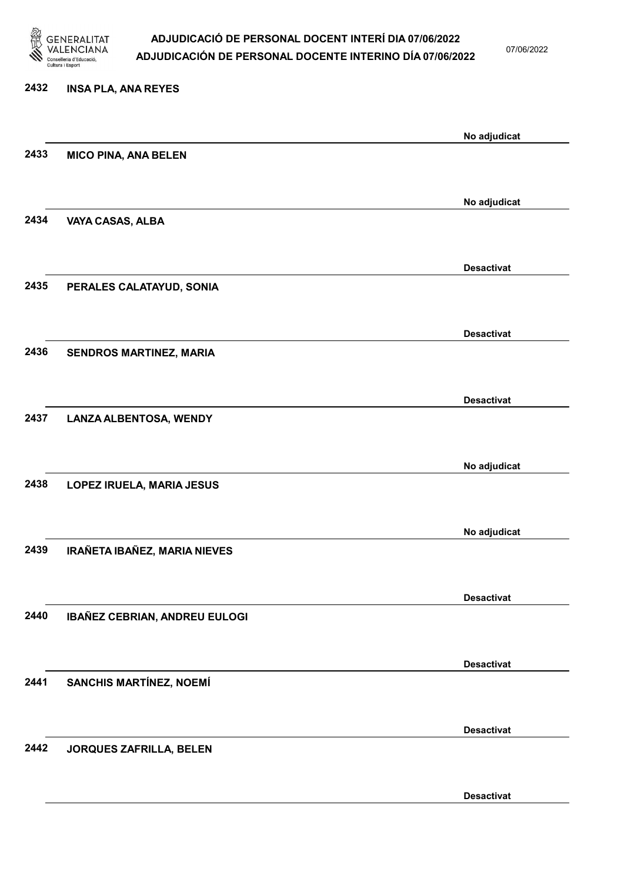2432 **INSA PLA, ANA REYES**

No adjudicat

2433 **MICO PINA, ANA BELEN**

No adjudicat

2434 **VAYA CASAS, ALBA**

Desactivat

2435 **PERALES CALATAYUD, SONIA**

Desactivat

2436 **SENDROS MARTINEZ, MARIA**

Desactivat

2437 **LANZA ALBENTOSA, WENDY**

No adjudicat

2438 **LOPEZ IRUELA, MARIA JESUS**

No adjudicat

2439 **IRAÑETA IBAÑEZ, MARIA NIEVES**

Desactivat

2440 **IBAÑEZ CEBRIAN, ANDREU EULOGI**

Desactivat

2441 **SANCHIS MARTÍNEZ, NOEMÍ**

Desactivat

2442 **JORQUES ZAFRILLA, BELEN**

Desactivat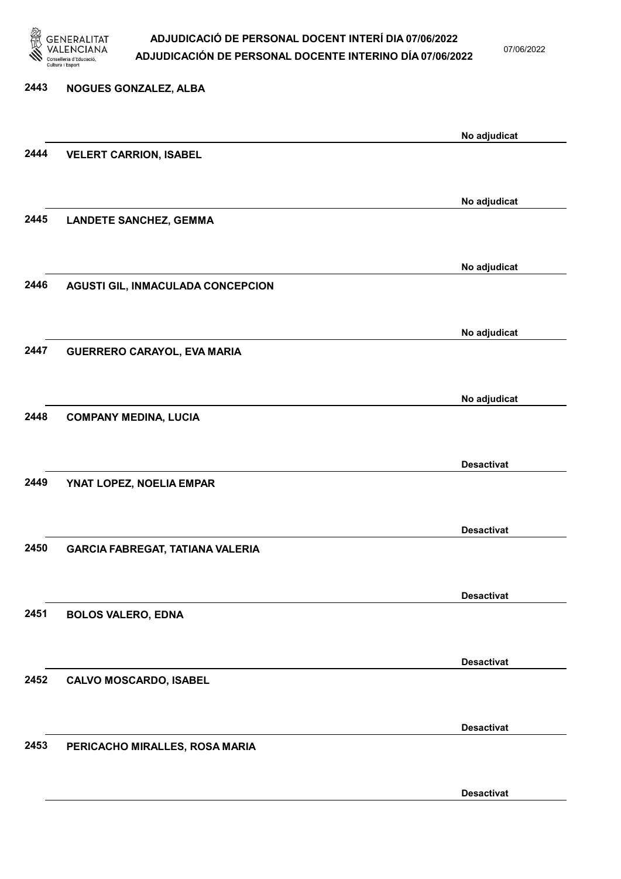2443 **NOGUES GONZALEZ, ALBA**

No adjudicat

2444 **VELERT CARRION, ISABEL**

No adjudicat

2445 **LANDETE SANCHEZ, GEMMA**

No adjudicat

2446 **AGUSTI GIL, INMACULADA CONCEPCION**

No adjudicat

2447 **GUERRERO CARAYOL, EVA MARIA**

No adjudicat

2448 **COMPANY MEDINA, LUCIA**

Desactivat

2449 **YNAT LOPEZ, NOELIA EMPAR**

Desactivat

2450 **GARCIA FABREGAT, TATIANA VALERIA**

Desactivat

2451 **BOLOS VALERO, EDNA**

Desactivat

2452 **CALVO MOSCARDO, ISABEL**

Desactivat

2453 **PERICACHO MIRALLES, ROSA MARIA**

Desactivat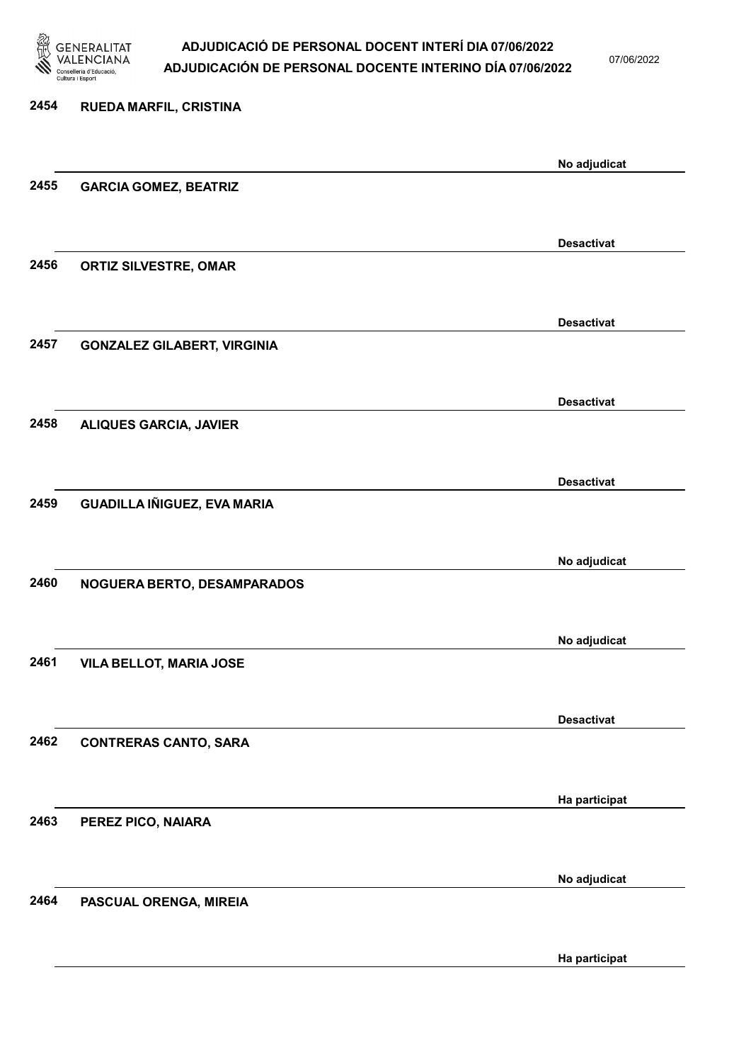2454 RUEDA MARFIL, CRISTINA

No adjudicat

2455 GARCIA GOMEZ, BEATRIZ

Desactivat

2456 ORTIZ SILVESTRE, OMAR

Desactivat

2457 GONZALEZ GILABERT, VIRGINIA

Desactivat

2458 ALIQUES GARCIA, JAVIER

Desactivat

2459 GUADILLA IÑIGUEZ, EVA MARIA

No adjudicat

2460 NOGUERA BERTO, DESAMPARADOS

No adjudicat

2461 VILA BELLOT, MARIA JOSE

Desactivat

2462 CONTRERAS CANTO, SARA

Ha participat

2463 PEREZ PICO, NAIARA

No adjudicat

2464 PASCUAL ORENGA, MIREIA

Ha participat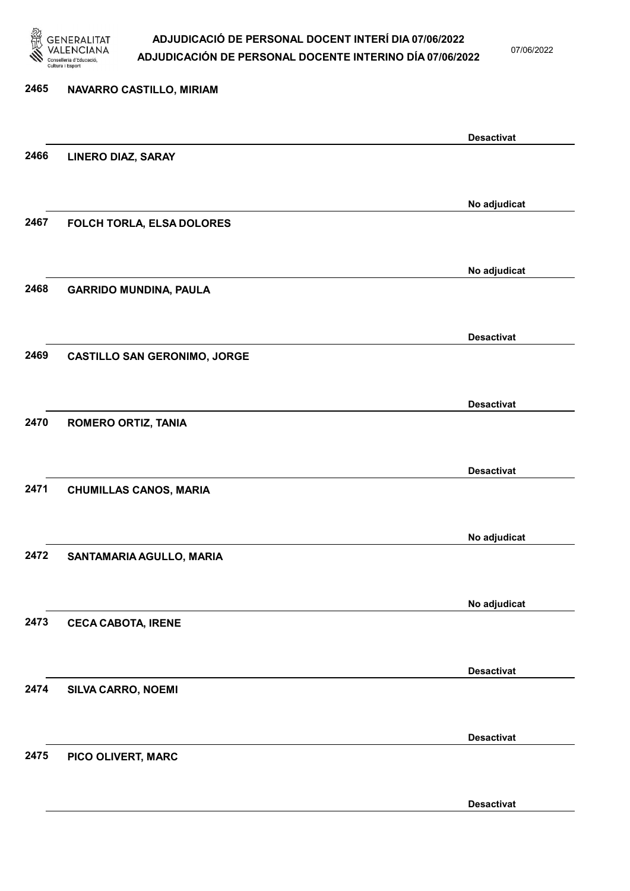| | | |
|---|---|---|
| 2465 | NAVARRO CASTILLO, MIRIAM | Desactivat |
| 2466 | LINERO DIAZ, SARAY | No adjudicat |
| 2467 | FOLCH TORLA, ELSA DOLORES | No adjudicat |
| 2468 | GARRIDO MUNDINA, PAULA | Desactivat |
| 2469 | CASTILLO SAN GERONIMO, JORGE | Desactivat |
| 2470 | ROMERO ORTIZ, TANIA | Desactivat |
| 2471 | CHUMILLAS CANOS, MARIA | No adjudicat |
| 2472 | SANTAMARIA AGULLO, MARIA | No adjudicat |
| 2473 | CECA CABOTA, IRENE | Desactivat |
| 2474 | SILVA CARRO, NOEMI | Desactivat |
| 2475 | PICO OLIVERT, MARC | Desactivat |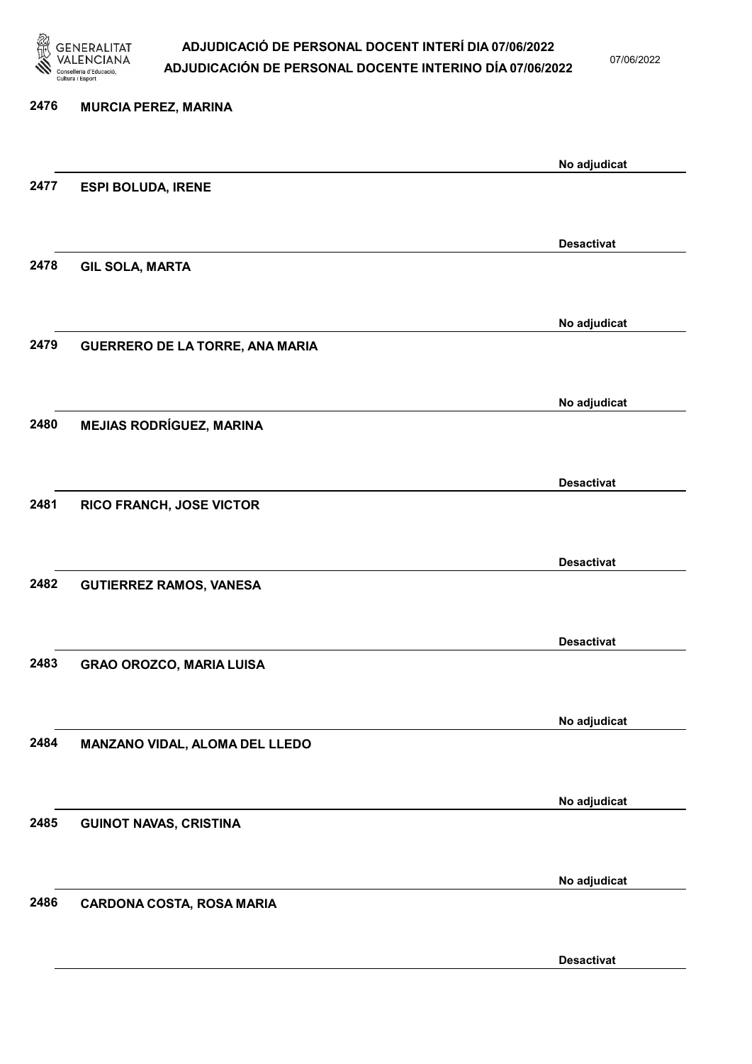2476 **MURCIA PEREZ, MARINA**

No adjudicat

2477 **ESPI BOLUDA, IRENE**

Desactivat

2478 **GIL SOLA, MARTA**

No adjudicat

2479 **GUERRERO DE LA TORRE, ANA MARIA**

No adjudicat

2480 **MEJIAS RODRÍGUEZ, MARINA**

Desactivat

2481 **RICO FRANCH, JOSE VICTOR**

Desactivat

2482 **GUTIERREZ RAMOS, VANESA**

Desactivat

2483 **GRAO OROZCO, MARIA LUISA**

No adjudicat

2484 **MANZANO VIDAL, ALOMA DEL LLEDO**

No adjudicat

2485 **GUINOT NAVAS, CRISTINA**

No adjudicat

2486 **CARDONA COSTA, ROSA MARIA**

Desactivat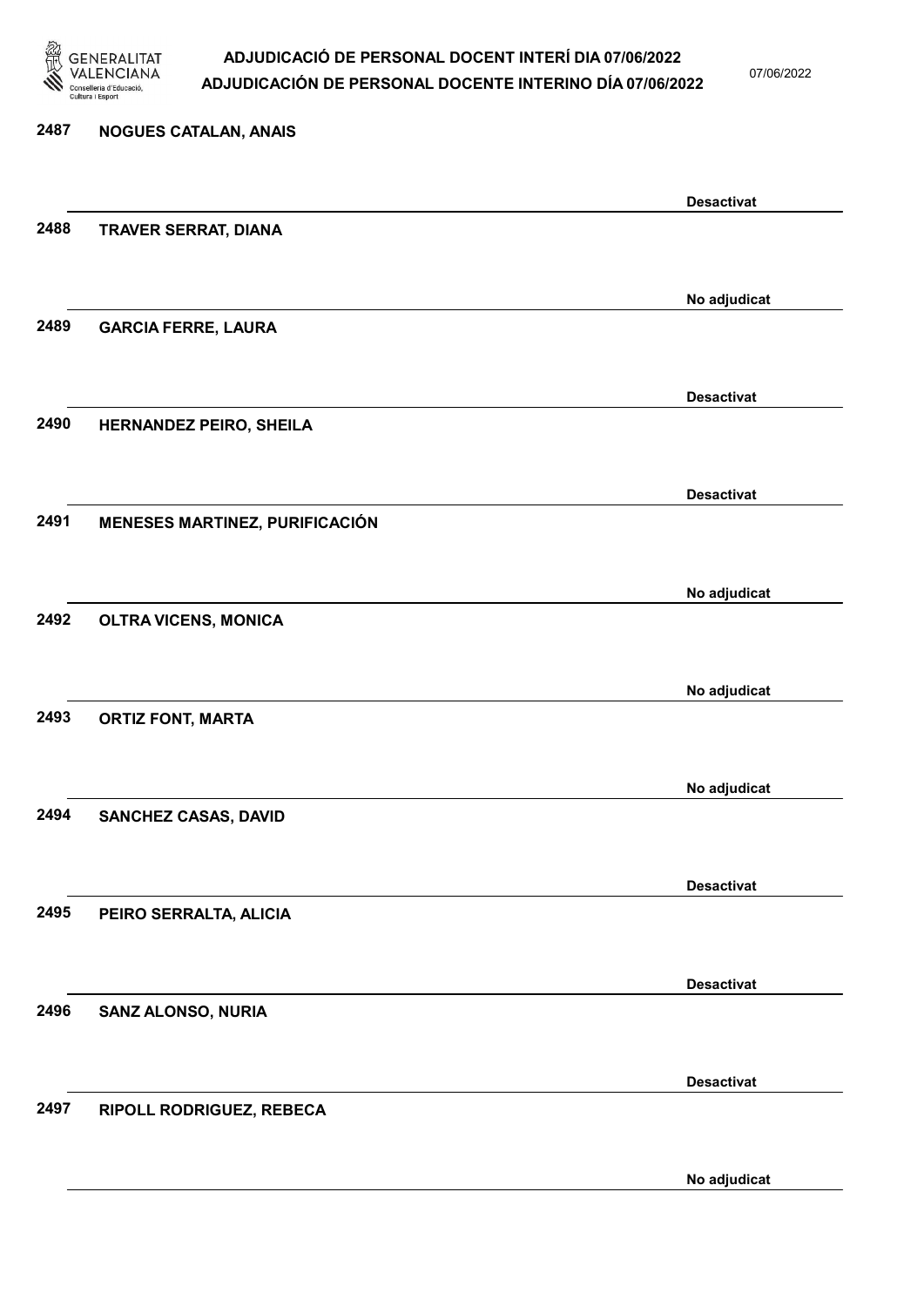2487 **NOGUES CATALAN, ANAIS**

Desactivat

2488 **TRAVER SERRAT, DIANA**

No adjudicat

2489 **GARCIA FERRE, LAURA**

Desactivat

2490 **HERNANDEZ PEIRO, SHEILA**

Desactivat

2491 **MENESES MARTINEZ, PURIFICACIÓN**

No adjudicat

2492 **OLTRA VICENS, MONICA**

No adjudicat

2493 **ORTIZ FONT, MARTA**

No adjudicat

2494 **SANCHEZ CASAS, DAVID**

Desactivat

2495 **PEIRO SERRALTA, ALICIA**

Desactivat

2496 **SANZ ALONSO, NURIA**

Desactivat

2497 **RIPOLL RODRIGUEZ, REBECA**

No adjudicat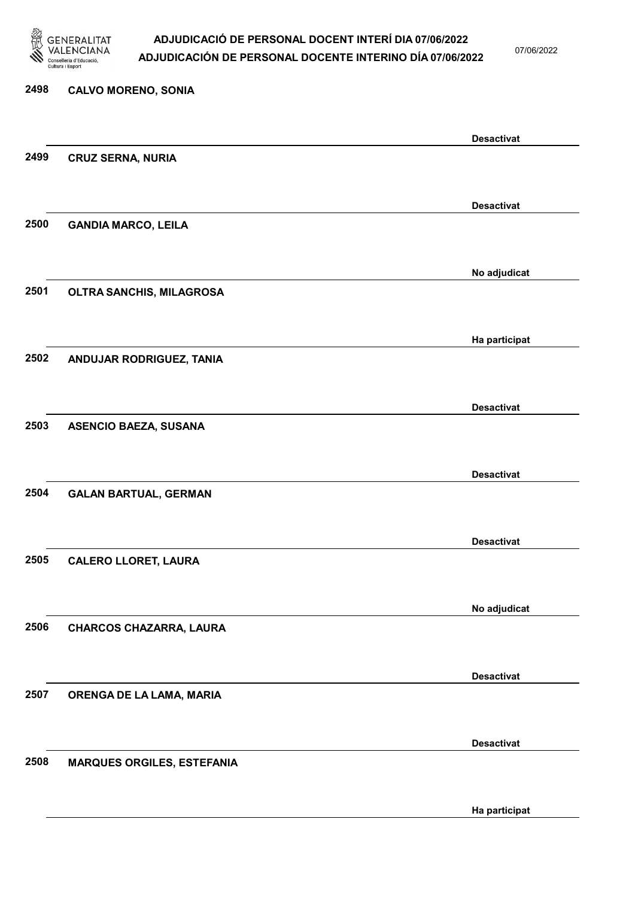| Núm. | Nom | Estat |
|---|---|---|
| 2498 | CALVO MORENO, SONIA | Desactivat |
| 2499 | CRUZ SERNA, NURIA | Desactivat |
| 2500 | GANDIA MARCO, LEILA | No adjudicat |
| 2501 | OLTRA SANCHIS, MILAGROSA | Ha participat |
| 2502 | ANDUJAR RODRIGUEZ, TANIA | Desactivat |
| 2503 | ASENCIO BAEZA, SUSANA | Desactivat |
| 2504 | GALAN BARTUAL, GERMAN | Desactivat |
| 2505 | CALERO LLORET, LAURA | No adjudicat |
| 2506 | CHARCOS CHAZARRA, LAURA | Desactivat |
| 2507 | ORENGA DE LA LAMA, MARIA | Desactivat |
| 2508 | MARQUES ORGILES, ESTEFANIA | Ha participat |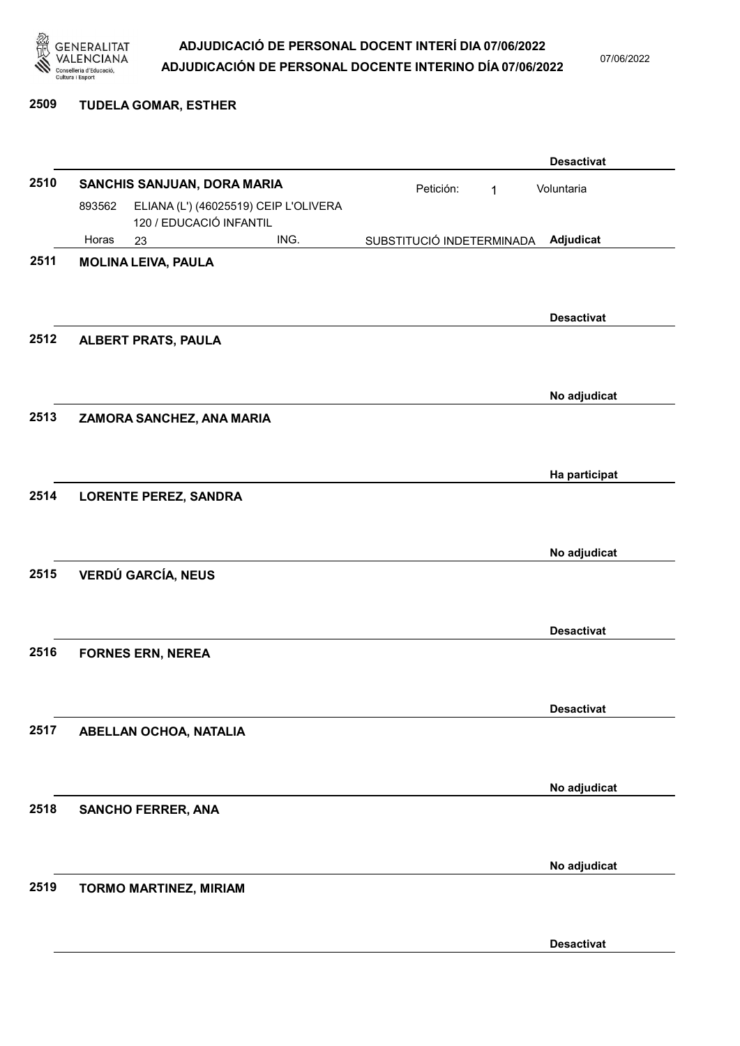**2509 TUDELA GOMAR, ESTHER**

Desactivat

**2510 SANCHIS SANJUAN, DORA MARIA**

Petición: 1 Voluntaria

893562 ELIANA (L') (46025519) CEIP L'OLIVERA
120 / EDUCACIÓ INFANTIL
Horas 23 ING. SUBSTITUCIÓ INDETERMINADA **Adjudicat**

**2511 MOLINA LEIVA, PAULA**

Desactivat

**2512 ALBERT PRATS, PAULA**

No adjudicat

**2513 ZAMORA SANCHEZ, ANA MARIA**

Ha participat

**2514 LORENTE PEREZ, SANDRA**

No adjudicat

**2515 VERDÚ GARCÍA, NEUS**

Desactivat

**2516 FORNES ERN, NEREA**

Desactivat

**2517 ABELLAN OCHOA, NATALIA**

No adjudicat

**2518 SANCHO FERRER, ANA**

No adjudicat

**2519 TORMO MARTINEZ, MIRIAM**

Desactivat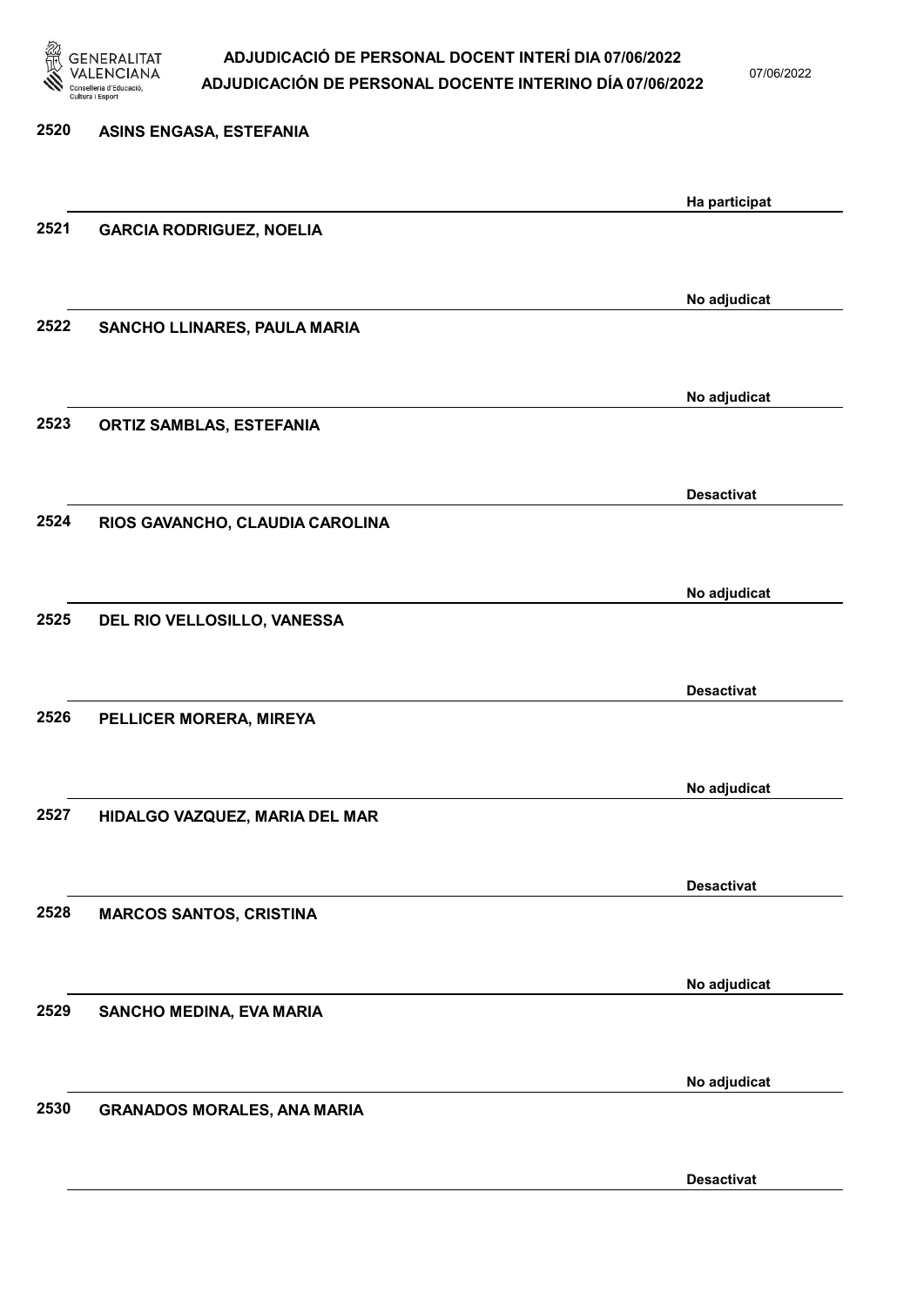| Núm. | Nom | Estat |
|---|---|---|
| 2520 | ASINS ENGASA, ESTEFANIA | Ha participat |
| 2521 | GARCIA RODRIGUEZ, NOELIA | No adjudicat |
| 2522 | SANCHO LLINARES, PAULA MARIA | No adjudicat |
| 2523 | ORTIZ SAMBLAS, ESTEFANIA | Desactivat |
| 2524 | RIOS GAVANCHO, CLAUDIA CAROLINA | No adjudicat |
| 2525 | DEL RIO VELLOSILLO, VANESSA | Desactivat |
| 2526 | PELLICER MORERA, MIREYA | No adjudicat |
| 2527 | HIDALGO VAZQUEZ, MARIA DEL MAR | Desactivat |
| 2528 | MARCOS SANTOS, CRISTINA | No adjudicat |
| 2529 | SANCHO MEDINA, EVA MARIA | No adjudicat |
| 2530 | GRANADOS MORALES, ANA MARIA | Desactivat |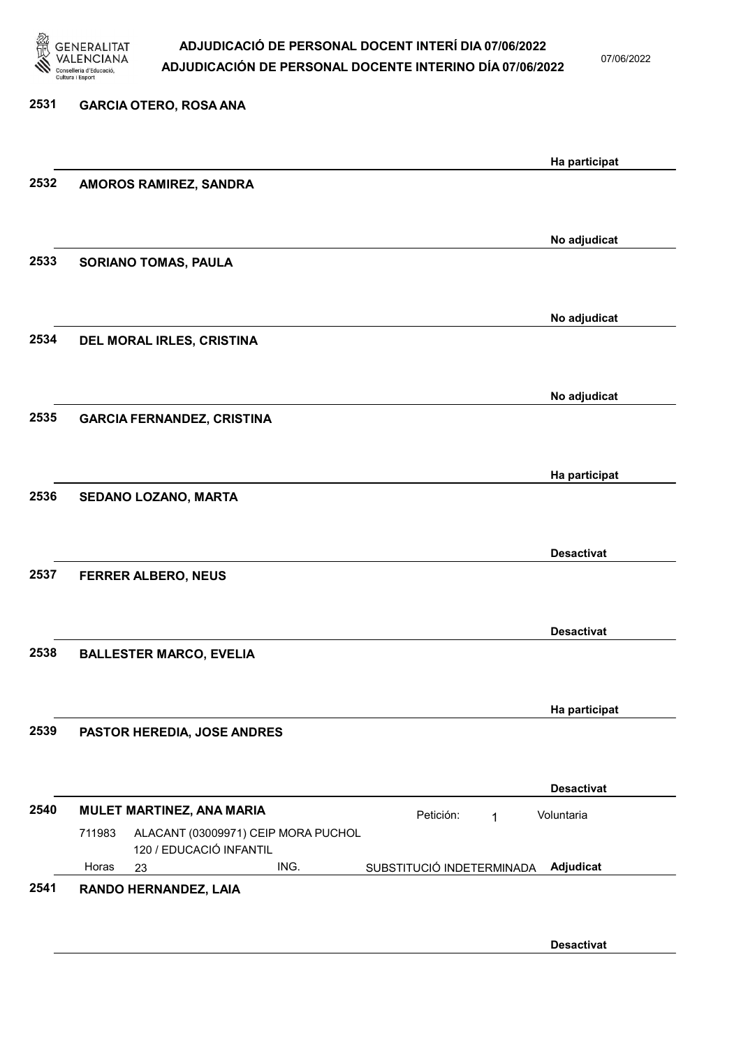**2531 GARCIA OTERO, ROSA ANA**

Ha participat

**2532 AMOROS RAMIREZ, SANDRA**

No adjudicat

**2533 SORIANO TOMAS, PAULA**

No adjudicat

**2534 DEL MORAL IRLES, CRISTINA**

No adjudicat

**2535 GARCIA FERNANDEZ, CRISTINA**

Ha participat

**2536 SEDANO LOZANO, MARTA**

Desactivat

**2537 FERRER ALBERO, NEUS**

Desactivat

**2538 BALLESTER MARCO, EVELIA**

Ha participat

**2539 PASTOR HEREDIA, JOSE ANDRES**

Desactivat

**2540 MULET MARTINEZ, ANA MARIA** — Petición: 1 — Voluntaria

711983 ALACANT (03009971) CEIP MORA PUCHOL
120 / EDUCACIÓ INFANTIL
Horas 23 ING. SUBSTITUCIÓ INDETERMINADA **Adjudicat**

**2541 RANDO HERNANDEZ, LAIA**

Desactivat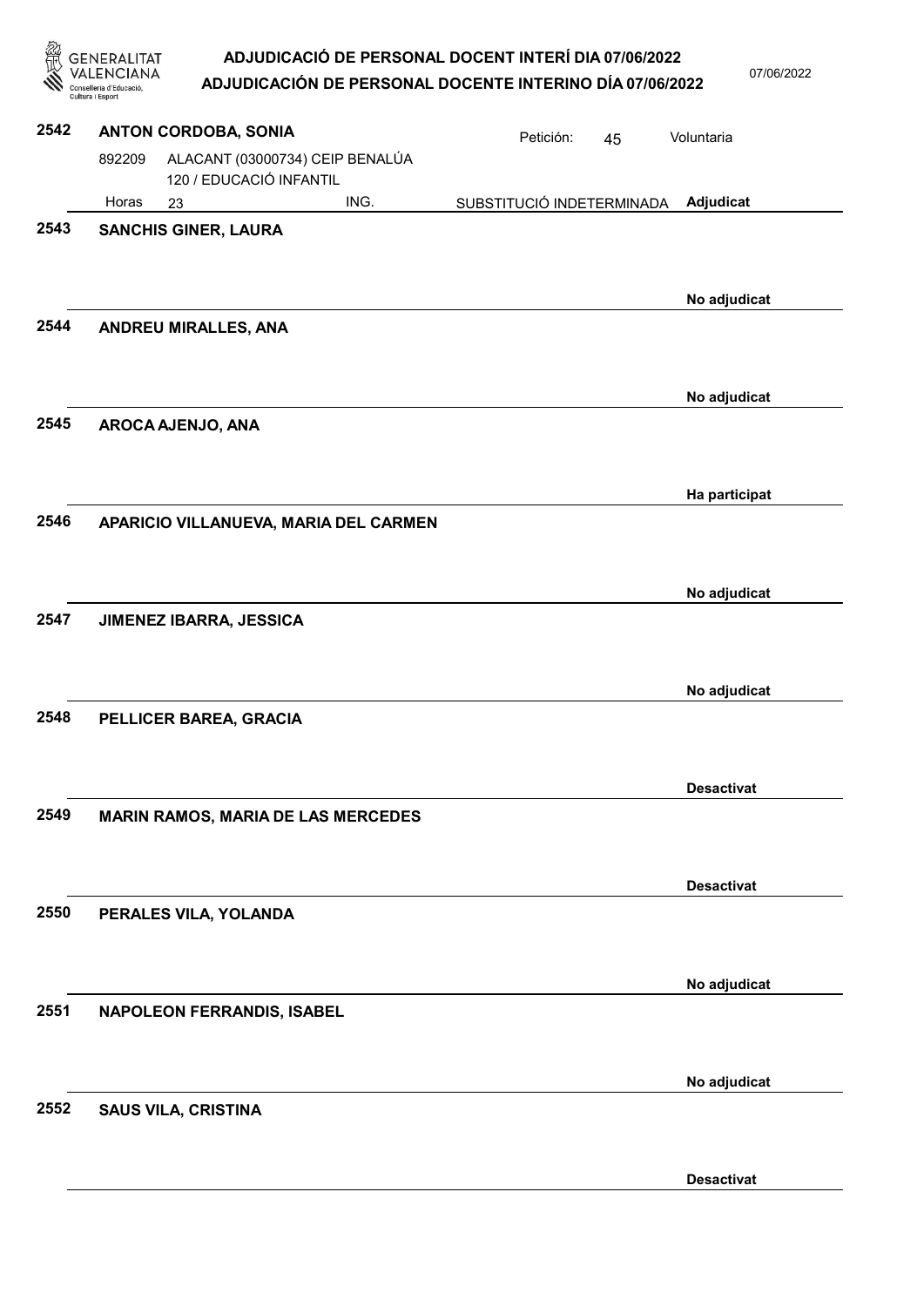**2542** **ANTON CORDOBA, SONIA** — Petición: 45 — Voluntaria

892209 ALACANT (03000734) CEIP BENALÚA
120 / EDUCACIÓ INFANTIL
Horas 23 ING. SUBSTITUCIÓ INDETERMINADA **Adjudicat**

**2543** **SANCHIS GINER, LAURA**

**No adjudicat**

**2544** **ANDREU MIRALLES, ANA**

**No adjudicat**

**2545** **AROCA AJENJO, ANA**

**Ha participat**

**2546** **APARICIO VILLANUEVA, MARIA DEL CARMEN**

**No adjudicat**

**2547** **JIMENEZ IBARRA, JESSICA**

**No adjudicat**

**2548** **PELLICER BAREA, GRACIA**

**Desactivat**

**2549** **MARIN RAMOS, MARIA DE LAS MERCEDES**

**Desactivat**

**2550** **PERALES VILA, YOLANDA**

**No adjudicat**

**2551** **NAPOLEON FERRANDIS, ISABEL**

**No adjudicat**

**2552** **SAUS VILA, CRISTINA**

**Desactivat**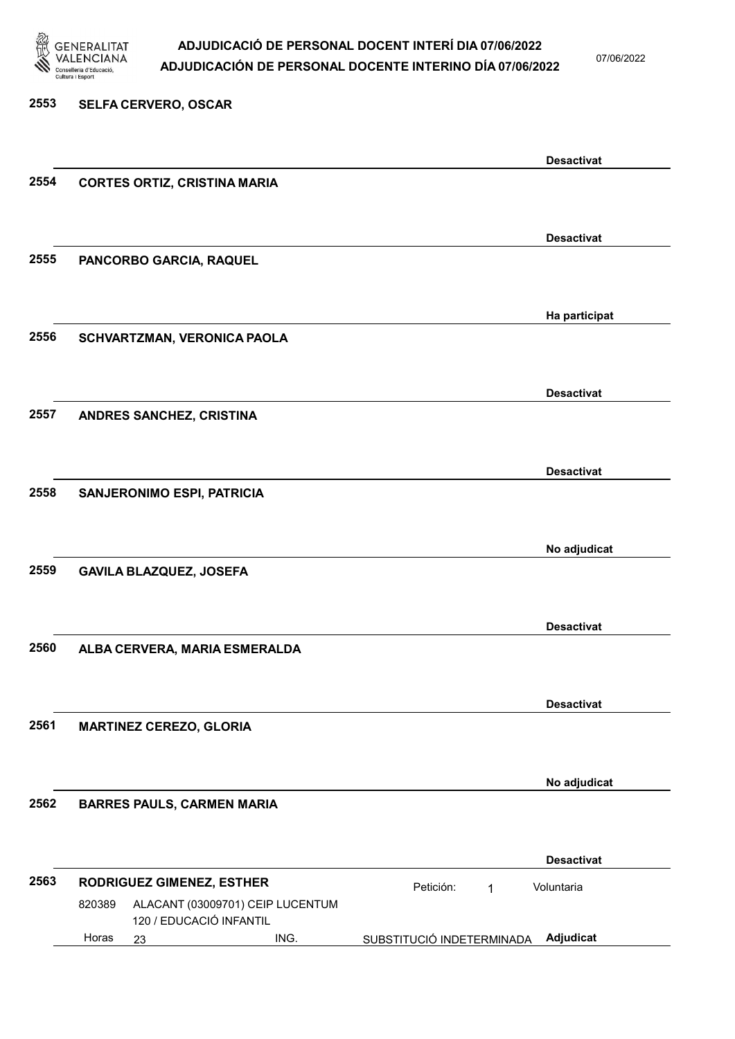**2553** **SELFA CERVERO, OSCAR**

**Desactivat**

**2554** **CORTES ORTIZ, CRISTINA MARIA**

**Desactivat**

**2555** **PANCORBO GARCIA, RAQUEL**

**Ha participat**

**2556** **SCHVARTZMAN, VERONICA PAOLA**

**Desactivat**

**2557** **ANDRES SANCHEZ, CRISTINA**

**Desactivat**

**2558** **SANJERONIMO ESPI, PATRICIA**

**No adjudicat**

**2559** **GAVILA BLAZQUEZ, JOSEFA**

**Desactivat**

**2560** **ALBA CERVERA, MARIA ESMERALDA**

**Desactivat**

**2561** **MARTINEZ CEREZO, GLORIA**

**No adjudicat**

**2562** **BARRES PAULS, CARMEN MARIA**

**Desactivat**

**2563** **RODRIGUEZ GIMENEZ, ESTHER** — Petición: 1 — Voluntaria

820389 ALACANT (03009701) CEIP LUCENTUM
120 / EDUCACIÓ INFANTIL
Horas 23 ING. SUBSTITUCIÓ INDETERMINADA **Adjudicat**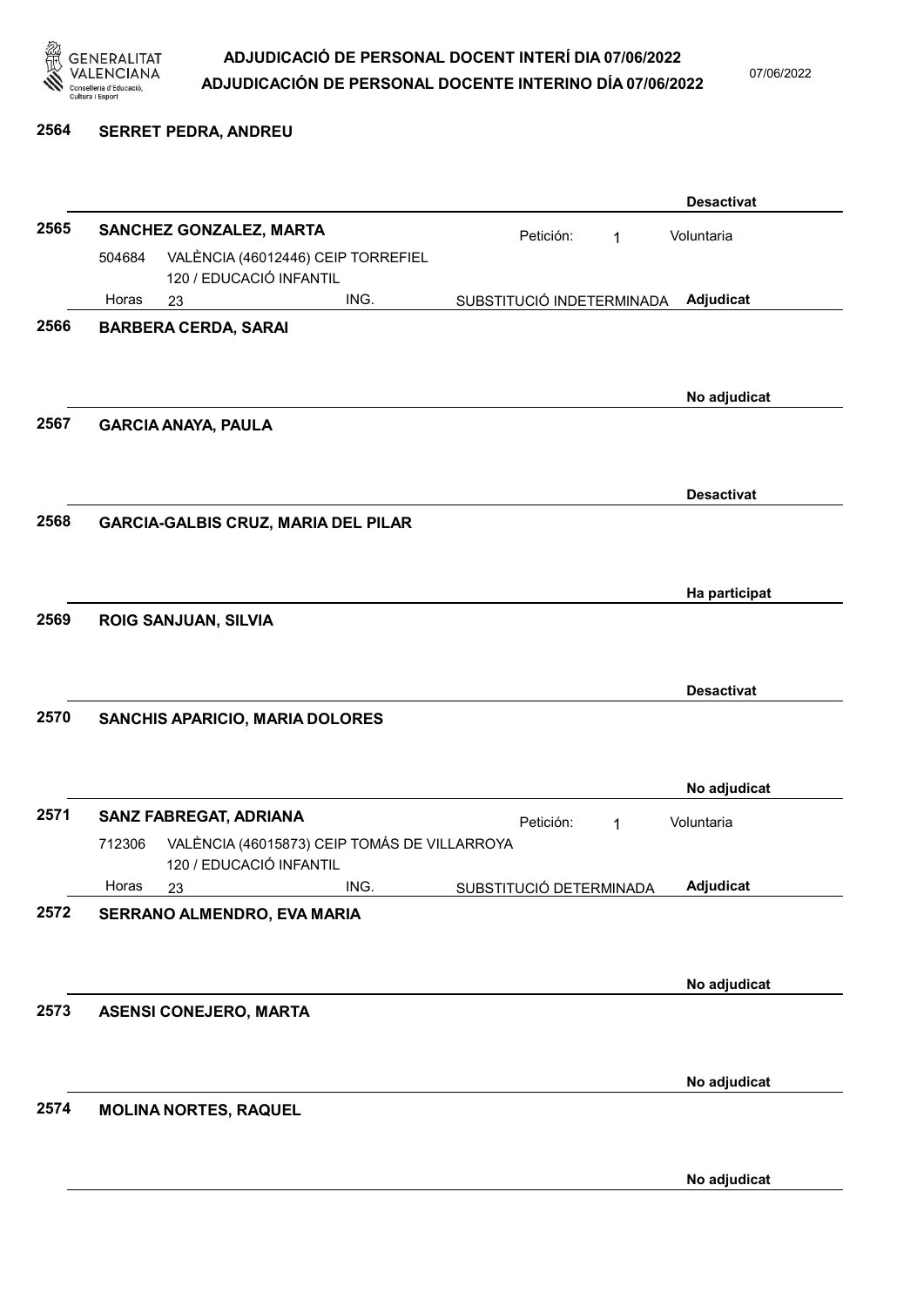**2564 SERRET PEDRA, ANDREU**

**Desactivat**

**2565 SANCHEZ GONZALEZ, MARTA**

Petición: 1 Voluntaria

504684 VALÈNCIA (46012446) CEIP TORREFIEL
120 / EDUCACIÓ INFANTIL
Horas 23 ING. SUBSTITUCIÓ INDETERMINADA **Adjudicat**

**2566 BARBERA CERDA, SARAI**

**No adjudicat**

**2567 GARCIA ANAYA, PAULA**

**Desactivat**

**2568 GARCIA-GALBIS CRUZ, MARIA DEL PILAR**

**Ha participat**

**2569 ROIG SANJUAN, SILVIA**

**Desactivat**

**2570 SANCHIS APARICIO, MARIA DOLORES**

**No adjudicat**

**2571 SANZ FABREGAT, ADRIANA**

Petición: 1 Voluntaria

712306 VALÈNCIA (46015873) CEIP TOMÁS DE VILLARROYA
120 / EDUCACIÓ INFANTIL
Horas 23 ING. SUBSTITUCIÓ DETERMINADA **Adjudicat**

**2572 SERRANO ALMENDRO, EVA MARIA**

**No adjudicat**

**2573 ASENSI CONEJERO, MARTA**

**No adjudicat**

**2574 MOLINA NORTES, RAQUEL**

**No adjudicat**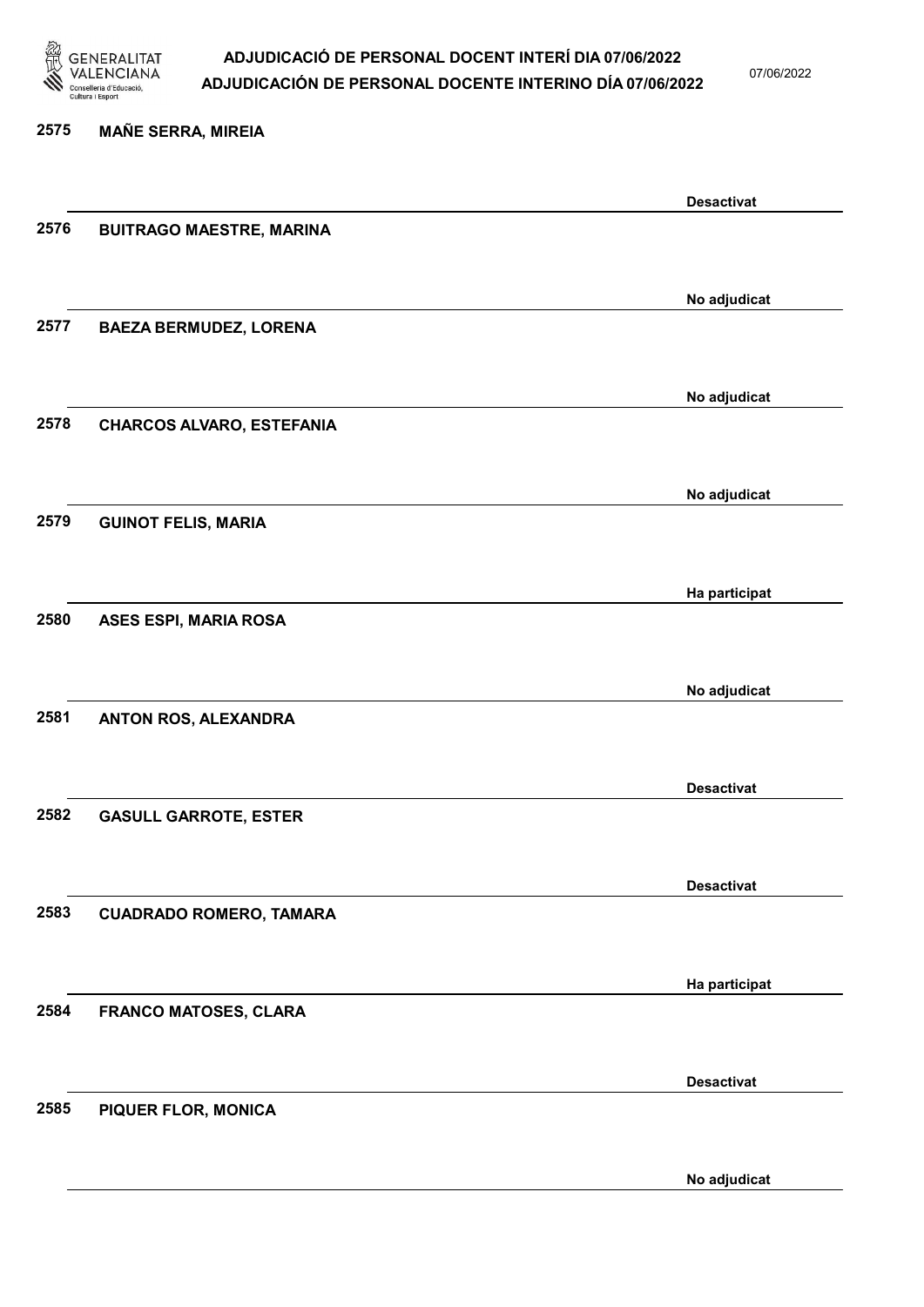| | | |
|---|---|---|
| 2575 | MAÑE SERRA, MIREIA | Desactivat |
| 2576 | BUITRAGO MAESTRE, MARINA | No adjudicat |
| 2577 | BAEZA BERMUDEZ, LORENA | No adjudicat |
| 2578 | CHARCOS ALVARO, ESTEFANIA | No adjudicat |
| 2579 | GUINOT FELIS, MARIA | Ha participat |
| 2580 | ASES ESPI, MARIA ROSA | No adjudicat |
| 2581 | ANTON ROS, ALEXANDRA | Desactivat |
| 2582 | GASULL GARROTE, ESTER | Desactivat |
| 2583 | CUADRADO ROMERO, TAMARA | Ha participat |
| 2584 | FRANCO MATOSES, CLARA | Desactivat |
| 2585 | PIQUER FLOR, MONICA | No adjudicat |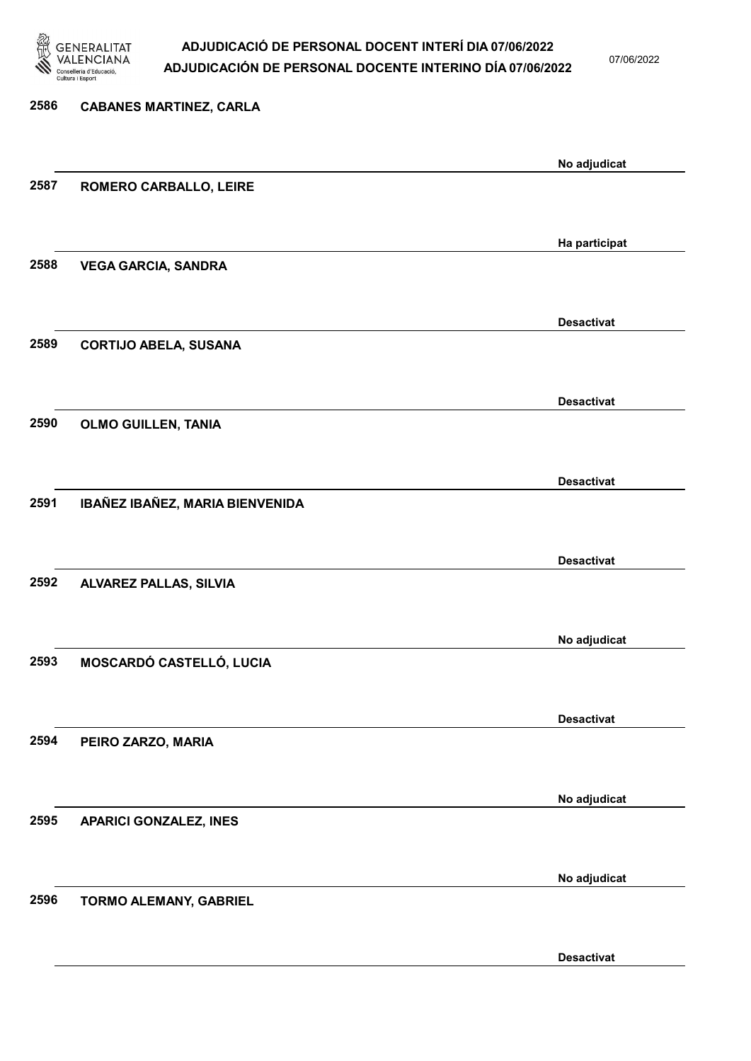| | | |
|---|---|---|
| 2586 | CABANES MARTINEZ, CARLA | No adjudicat |
| 2587 | ROMERO CARBALLO, LEIRE | Ha participat |
| 2588 | VEGA GARCIA, SANDRA | Desactivat |
| 2589 | CORTIJO ABELA, SUSANA | Desactivat |
| 2590 | OLMO GUILLEN, TANIA | Desactivat |
| 2591 | IBAÑEZ IBAÑEZ, MARIA BIENVENIDA | Desactivat |
| 2592 | ALVAREZ PALLAS, SILVIA | No adjudicat |
| 2593 | MOSCARDÓ CASTELLÓ, LUCIA | Desactivat |
| 2594 | PEIRO ZARZO, MARIA | No adjudicat |
| 2595 | APARICI GONZALEZ, INES | No adjudicat |
| 2596 | TORMO ALEMANY, GABRIEL | Desactivat |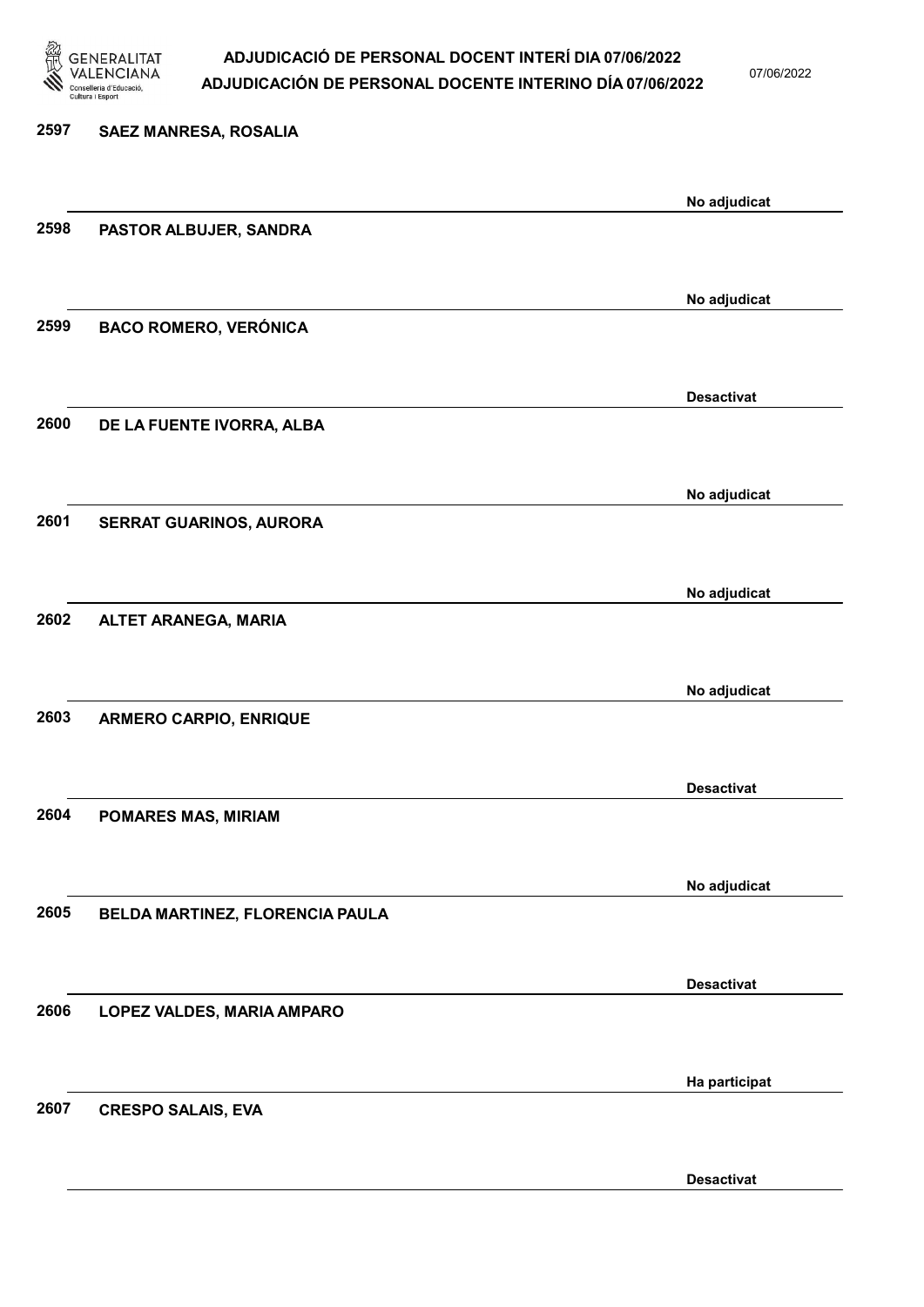2597 SAEZ MANRESA, ROSALIA

No adjudicat

2598 PASTOR ALBUJER, SANDRA

No adjudicat

2599 BACO ROMERO, VERÓNICA

Desactivat

2600 DE LA FUENTE IVORRA, ALBA

No adjudicat

2601 SERRAT GUARINOS, AURORA

No adjudicat

2602 ALTET ARANEGA, MARIA

No adjudicat

2603 ARMERO CARPIO, ENRIQUE

Desactivat

2604 POMARES MAS, MIRIAM

No adjudicat

2605 BELDA MARTINEZ, FLORENCIA PAULA

Desactivat

2606 LOPEZ VALDES, MARIA AMPARO

Ha participat

2607 CRESPO SALAIS, EVA

Desactivat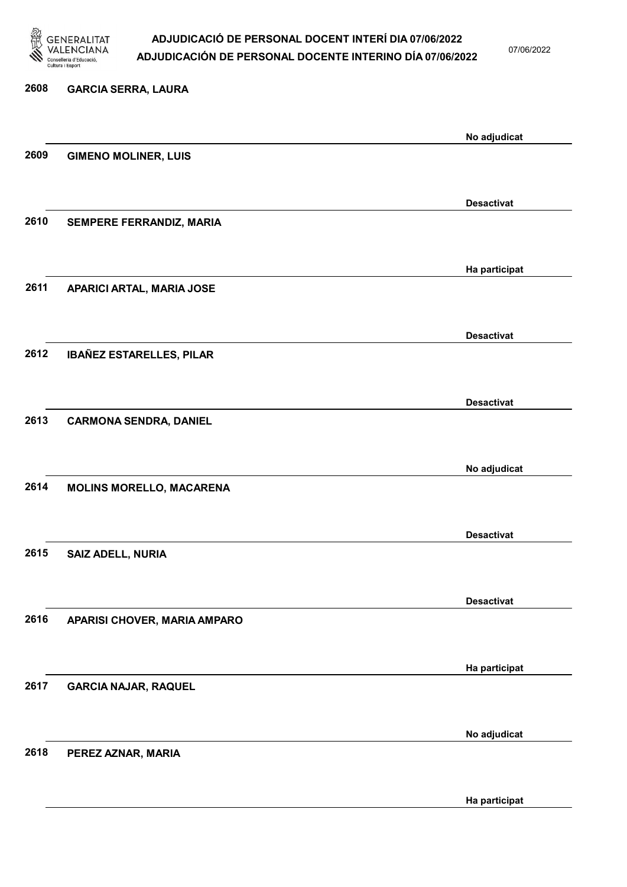2608 **GARCIA SERRA, LAURA**

No adjudicat

2609 **GIMENO MOLINER, LUIS**

Desactivat

2610 **SEMPERE FERRANDIZ, MARIA**

Ha participat

2611 **APARICI ARTAL, MARIA JOSE**

Desactivat

2612 **IBAÑEZ ESTARELLES, PILAR**

Desactivat

2613 **CARMONA SENDRA, DANIEL**

No adjudicat

2614 **MOLINS MORELLO, MACARENA**

Desactivat

2615 **SAIZ ADELL, NURIA**

Desactivat

2616 **APARISI CHOVER, MARIA AMPARO**

Ha participat

2617 **GARCIA NAJAR, RAQUEL**

No adjudicat

2618 **PEREZ AZNAR, MARIA**

Ha participat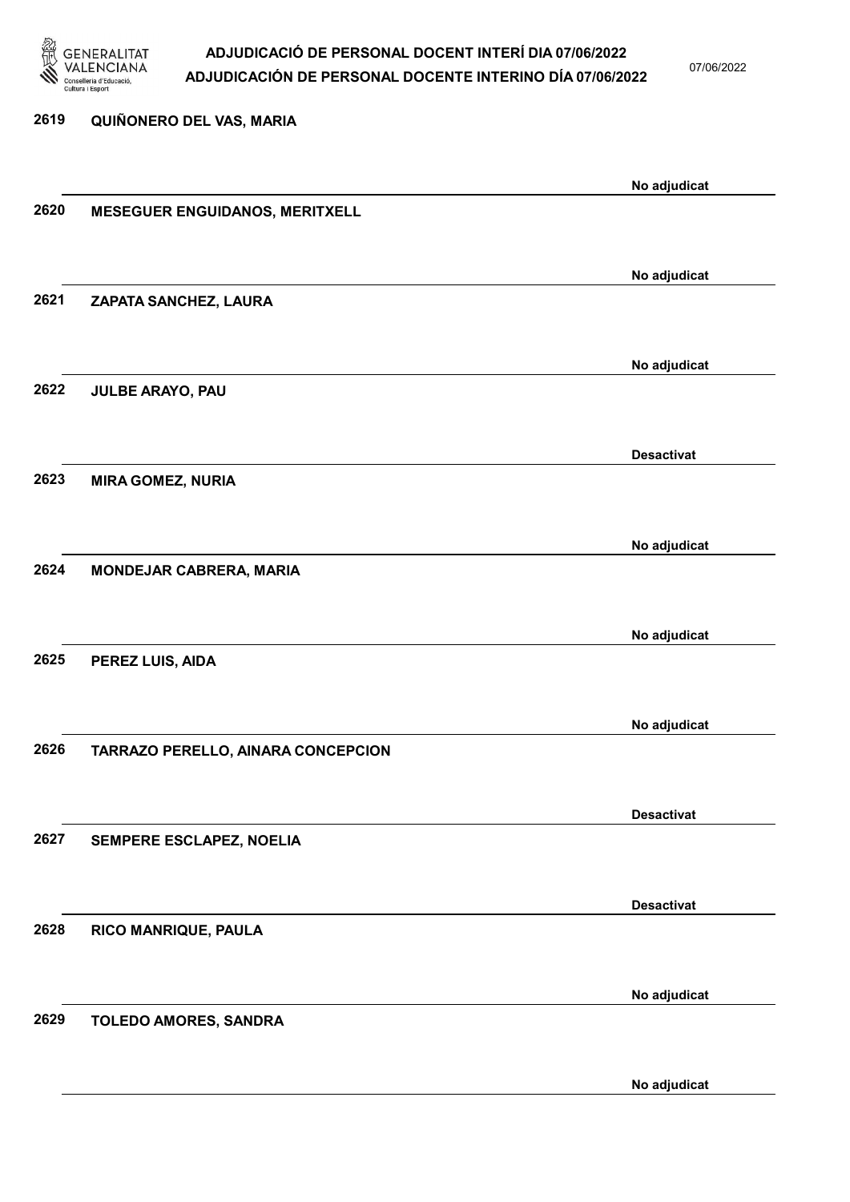| | | |
|---|---|---|
| 2619 | QUIÑONERO DEL VAS, MARIA | No adjudicat |
| 2620 | MESEGUER ENGUIDANOS, MERITXELL | No adjudicat |
| 2621 | ZAPATA SANCHEZ, LAURA | No adjudicat |
| 2622 | JULBE ARAYO, PAU | Desactivat |
| 2623 | MIRA GOMEZ, NURIA | No adjudicat |
| 2624 | MONDEJAR CABRERA, MARIA | No adjudicat |
| 2625 | PEREZ LUIS, AIDA | No adjudicat |
| 2626 | TARRAZO PERELLO, AINARA CONCEPCION | Desactivat |
| 2627 | SEMPERE ESCLAPEZ, NOELIA | Desactivat |
| 2628 | RICO MANRIQUE, PAULA | No adjudicat |
| 2629 | TOLEDO AMORES, SANDRA | No adjudicat |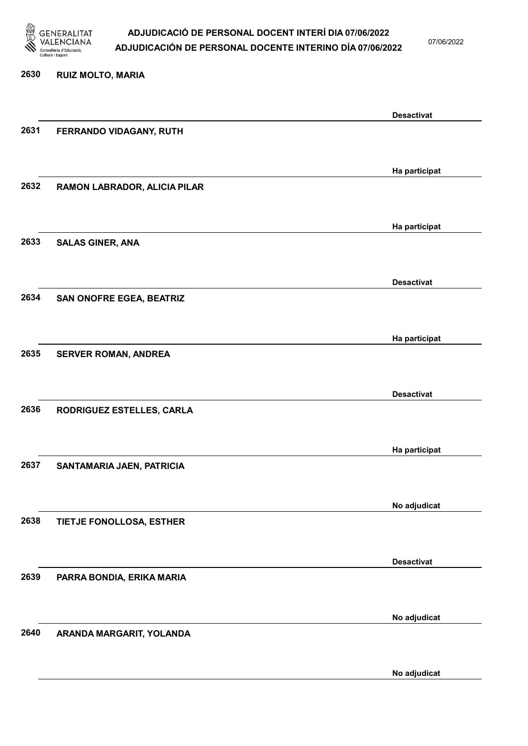| Núm. | Nom | Estat |
|---|---|---|
| 2630 | RUIZ MOLTO, MARIA | Desactivat |
| 2631 | FERRANDO VIDAGANY, RUTH | Ha participat |
| 2632 | RAMON LABRADOR, ALICIA PILAR | Ha participat |
| 2633 | SALAS GINER, ANA | Desactivat |
| 2634 | SAN ONOFRE EGEA, BEATRIZ | Ha participat |
| 2635 | SERVER ROMAN, ANDREA | Desactivat |
| 2636 | RODRIGUEZ ESTELLES, CARLA | Ha participat |
| 2637 | SANTAMARIA JAEN, PATRICIA | No adjudicat |
| 2638 | TIETJE FONOLLOSA, ESTHER | Desactivat |
| 2639 | PARRA BONDIA, ERIKA MARIA | No adjudicat |
| 2640 | ARANDA MARGARIT, YOLANDA | No adjudicat |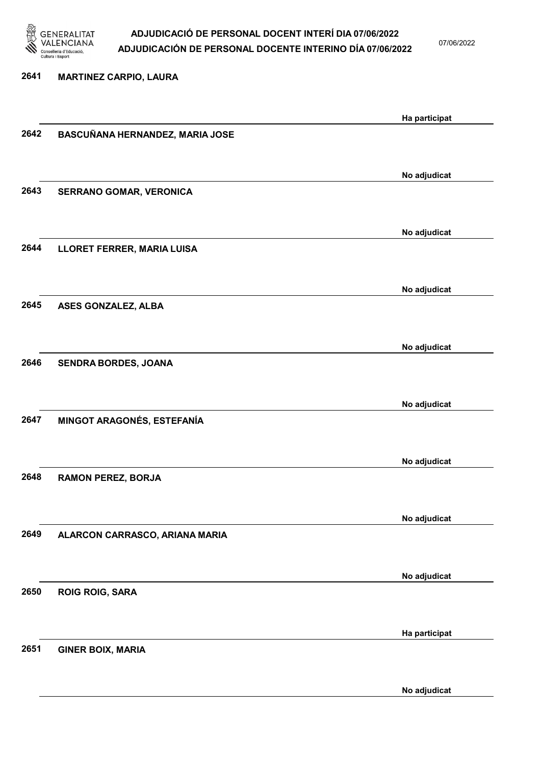2641 **MARTINEZ CARPIO, LAURA**

Ha participat

2642 **BASCUÑANA HERNANDEZ, MARIA JOSE**

No adjudicat

2643 **SERRANO GOMAR, VERONICA**

No adjudicat

2644 **LLORET FERRER, MARIA LUISA**

No adjudicat

2645 **ASES GONZALEZ, ALBA**

No adjudicat

2646 **SENDRA BORDES, JOANA**

No adjudicat

2647 **MINGOT ARAGONÉS, ESTEFANÍA**

No adjudicat

2648 **RAMON PEREZ, BORJA**

No adjudicat

2649 **ALARCON CARRASCO, ARIANA MARIA**

No adjudicat

2650 **ROIG ROIG, SARA**

Ha participat

2651 **GINER BOIX, MARIA**

No adjudicat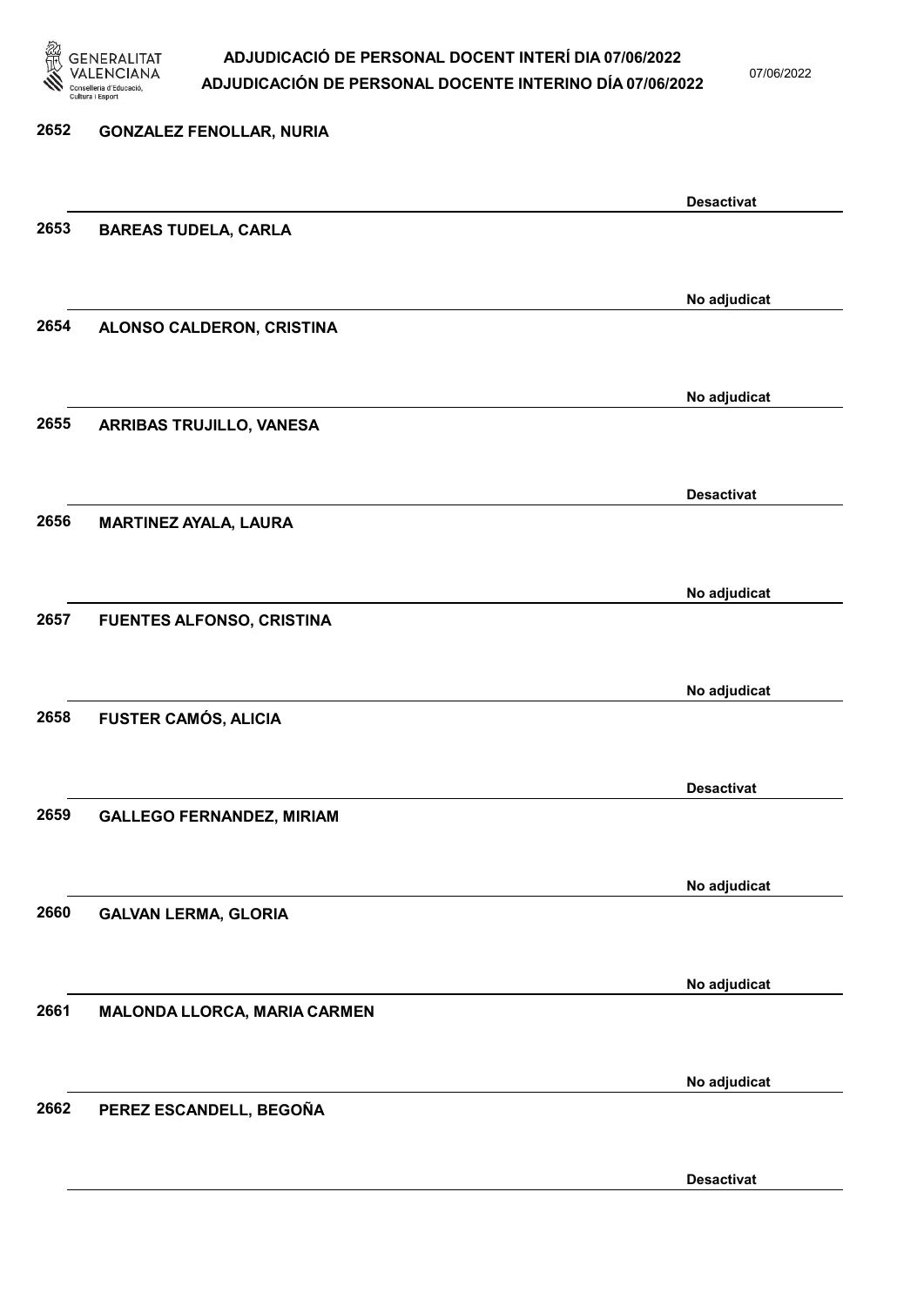2652 GONZALEZ FENOLLAR, NURIA

Desactivat

2653 BAREAS TUDELA, CARLA

No adjudicat

2654 ALONSO CALDERON, CRISTINA

No adjudicat

2655 ARRIBAS TRUJILLO, VANESA

Desactivat

2656 MARTINEZ AYALA, LAURA

No adjudicat

2657 FUENTES ALFONSO, CRISTINA

No adjudicat

2658 FUSTER CAMÓS, ALICIA

Desactivat

2659 GALLEGO FERNANDEZ, MIRIAM

No adjudicat

2660 GALVAN LERMA, GLORIA

No adjudicat

2661 MALONDA LLORCA, MARIA CARMEN

No adjudicat

2662 PEREZ ESCANDELL, BEGOÑA

Desactivat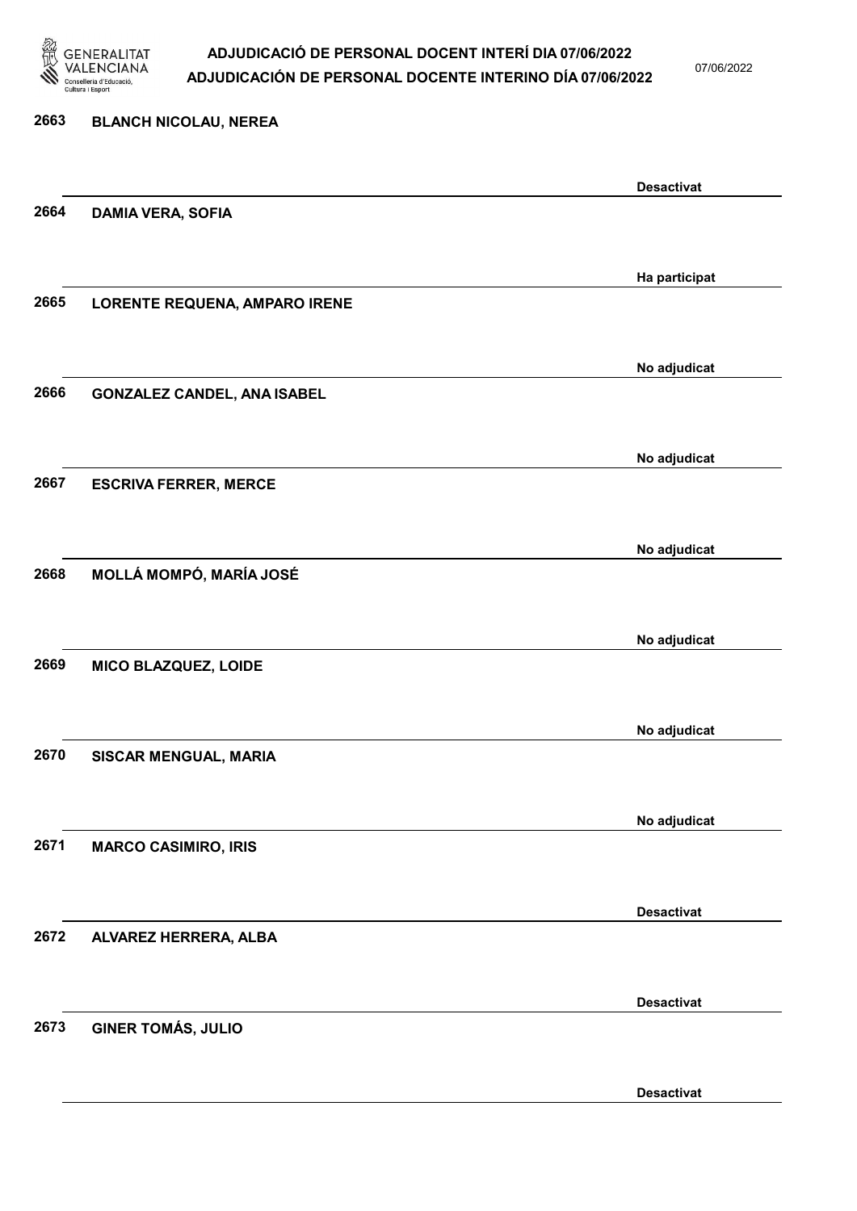2663 **BLANCH NICOLAU, NEREA**

**Desactivat**

2664 **DAMIA VERA, SOFIA**

**Ha participat**

2665 **LORENTE REQUENA, AMPARO IRENE**

**No adjudicat**

2666 **GONZALEZ CANDEL, ANA ISABEL**

**No adjudicat**

2667 **ESCRIVA FERRER, MERCE**

**No adjudicat**

2668 **MOLLÁ MOMPÓ, MARÍA JOSÉ**

**No adjudicat**

2669 **MICO BLAZQUEZ, LOIDE**

**No adjudicat**

2670 **SISCAR MENGUAL, MARIA**

**No adjudicat**

2671 **MARCO CASIMIRO, IRIS**

**Desactivat**

2672 **ALVAREZ HERRERA, ALBA**

**Desactivat**

2673 **GINER TOMÁS, JULIO**

**Desactivat**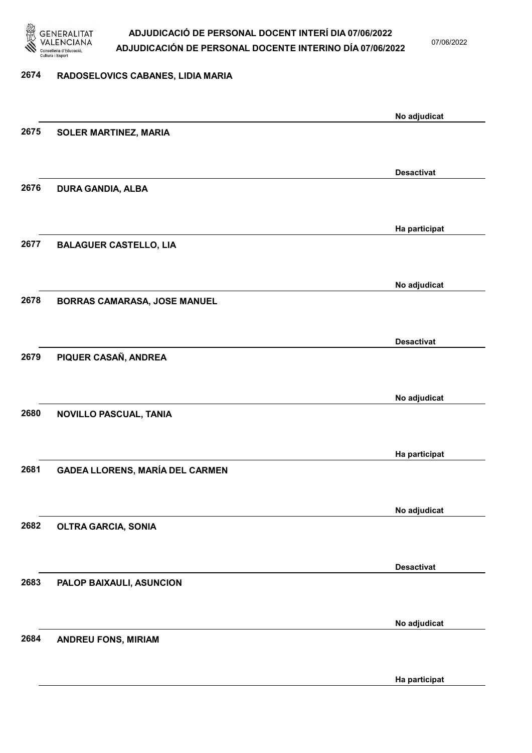| Núm. | Nom | Estat |
|---|---|---|
| 2674 | RADOSELOVICS CABANES, LIDIA MARIA | No adjudicat |
| 2675 | SOLER MARTINEZ, MARIA | Desactivat |
| 2676 | DURA GANDIA, ALBA | Ha participat |
| 2677 | BALAGUER CASTELLO, LIA | No adjudicat |
| 2678 | BORRAS CAMARASA, JOSE MANUEL | Desactivat |
| 2679 | PIQUER CASAÑ, ANDREA | No adjudicat |
| 2680 | NOVILLO PASCUAL, TANIA | Ha participat |
| 2681 | GADEA LLORENS, MARÍA DEL CARMEN | No adjudicat |
| 2682 | OLTRA GARCIA, SONIA | Desactivat |
| 2683 | PALOP BAIXAULI, ASUNCION | No adjudicat |
| 2684 | ANDREU FONS, MIRIAM | Ha participat |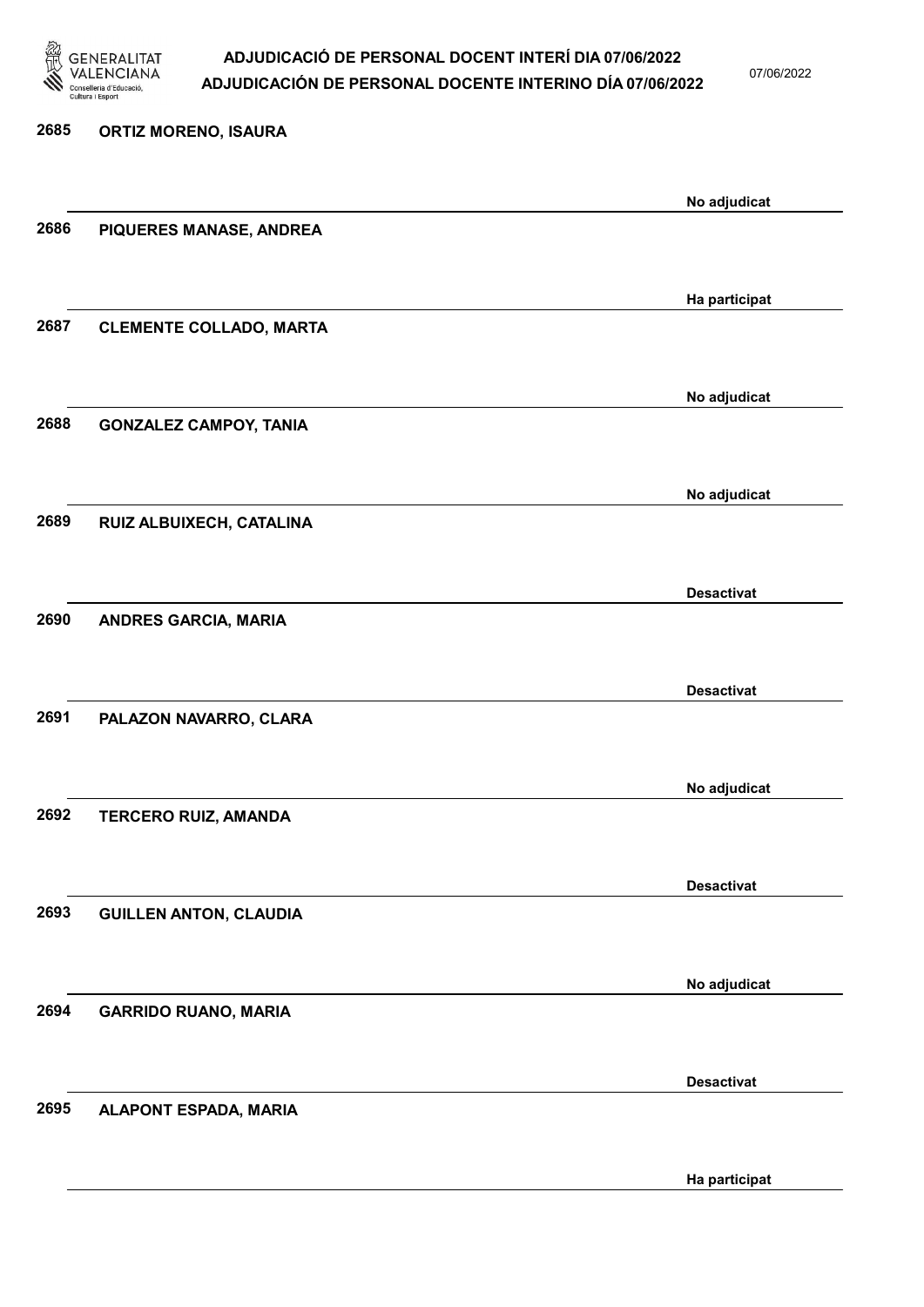2685 ORTIZ MORENO, ISAURA

No adjudicat

2686 PIQUERES MANASE, ANDREA

Ha participat

2687 CLEMENTE COLLADO, MARTA

No adjudicat

2688 GONZALEZ CAMPOY, TANIA

No adjudicat

2689 RUIZ ALBUIXECH, CATALINA

Desactivat

2690 ANDRES GARCIA, MARIA

Desactivat

2691 PALAZON NAVARRO, CLARA

No adjudicat

2692 TERCERO RUIZ, AMANDA

Desactivat

2693 GUILLEN ANTON, CLAUDIA

No adjudicat

2694 GARRIDO RUANO, MARIA

Desactivat

2695 ALAPONT ESPADA, MARIA

Ha participat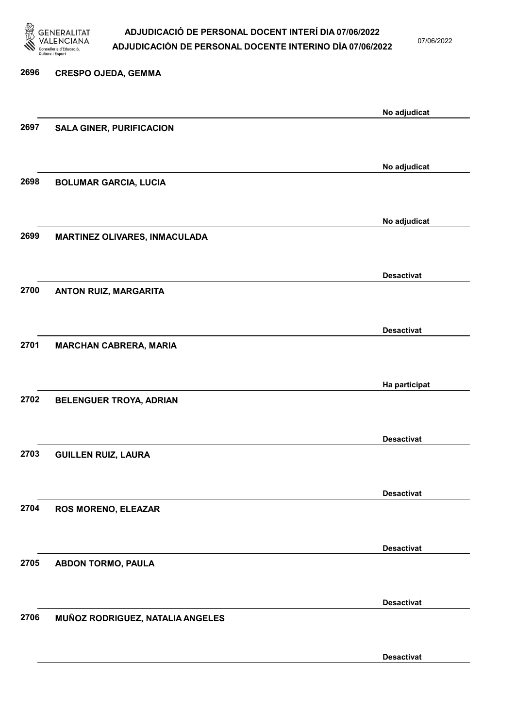2696 **CRESPO OJEDA, GEMMA**

No adjudicat

2697 **SALA GINER, PURIFICACION**

No adjudicat

2698 **BOLUMAR GARCIA, LUCIA**

No adjudicat

2699 **MARTINEZ OLIVARES, INMACULADA**

Desactivat

2700 **ANTON RUIZ, MARGARITA**

Desactivat

2701 **MARCHAN CABRERA, MARIA**

Ha participat

2702 **BELENGUER TROYA, ADRIAN**

Desactivat

2703 **GUILLEN RUIZ, LAURA**

Desactivat

2704 **ROS MORENO, ELEAZAR**

Desactivat

2705 **ABDON TORMO, PAULA**

Desactivat

2706 **MUÑOZ RODRIGUEZ, NATALIA ANGELES**

Desactivat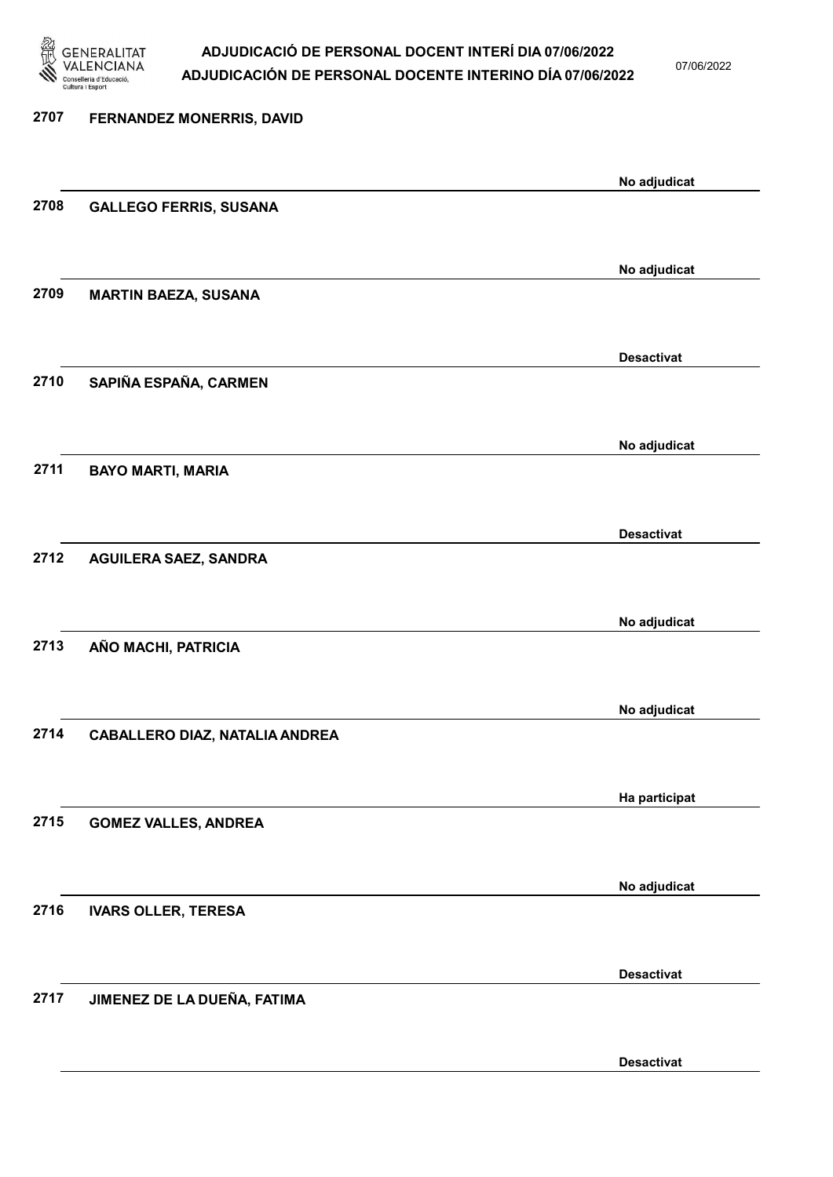2707 **FERNANDEZ MONERRIS, DAVID**

No adjudicat

2708 **GALLEGO FERRIS, SUSANA**

No adjudicat

2709 **MARTIN BAEZA, SUSANA**

Desactivat

2710 **SAPIÑA ESPAÑA, CARMEN**

No adjudicat

2711 **BAYO MARTI, MARIA**

Desactivat

2712 **AGUILERA SAEZ, SANDRA**

No adjudicat

2713 **AÑO MACHI, PATRICIA**

No adjudicat

2714 **CABALLERO DIAZ, NATALIA ANDREA**

Ha participat

2715 **GOMEZ VALLES, ANDREA**

No adjudicat

2716 **IVARS OLLER, TERESA**

Desactivat

2717 **JIMENEZ DE LA DUEÑA, FATIMA**

Desactivat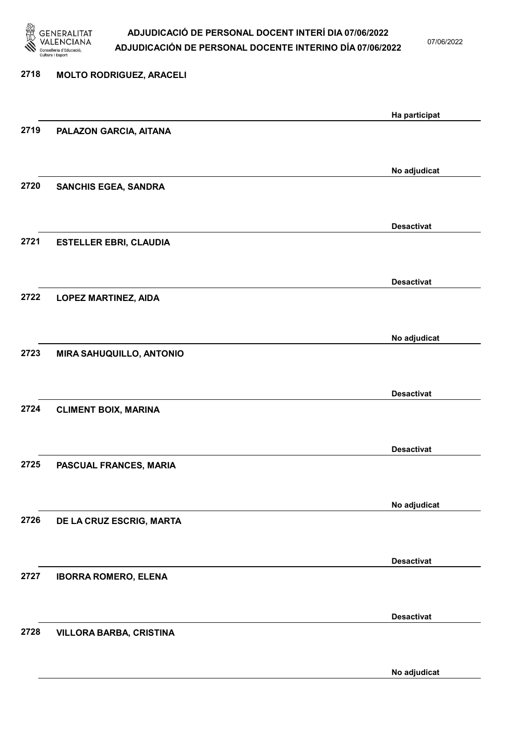| Núm. | Nom | Estat |
|---|---|---|
| 2718 | MOLTO RODRIGUEZ, ARACELI | Ha participat |
| 2719 | PALAZON GARCIA, AITANA | No adjudicat |
| 2720 | SANCHIS EGEA, SANDRA | Desactivat |
| 2721 | ESTELLER EBRI, CLAUDIA | Desactivat |
| 2722 | LOPEZ MARTINEZ, AIDA | No adjudicat |
| 2723 | MIRA SAHUQUILLO, ANTONIO | Desactivat |
| 2724 | CLIMENT BOIX, MARINA | Desactivat |
| 2725 | PASCUAL FRANCES, MARIA | No adjudicat |
| 2726 | DE LA CRUZ ESCRIG, MARTA | Desactivat |
| 2727 | IBORRA ROMERO, ELENA | Desactivat |
| 2728 | VILLORA BARBA, CRISTINA | No adjudicat |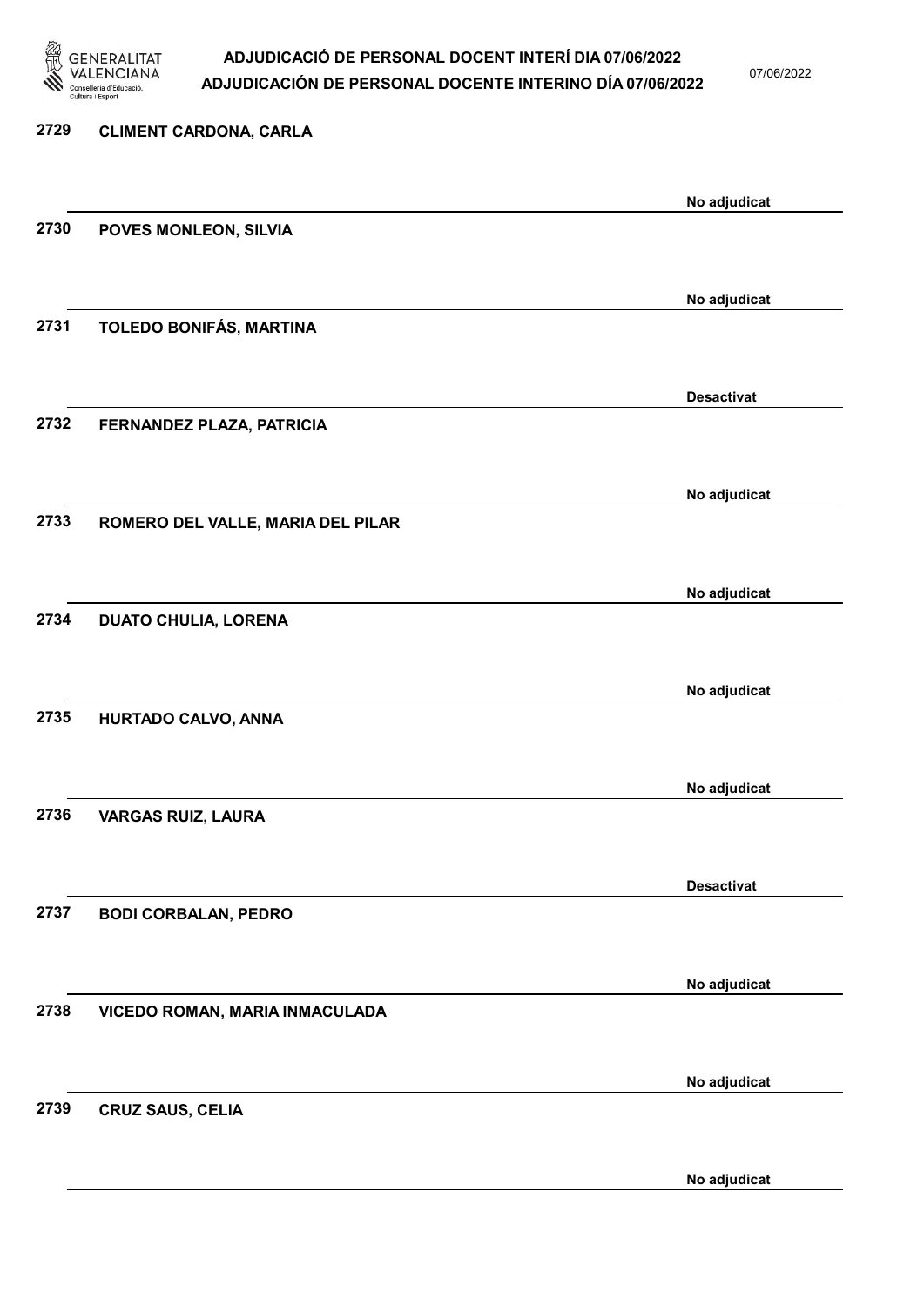2729 **CLIMENT CARDONA, CARLA**

No adjudicat

2730 **POVES MONLEON, SILVIA**

No adjudicat

2731 **TOLEDO BONIFÁS, MARTINA**

Desactivat

2732 **FERNANDEZ PLAZA, PATRICIA**

No adjudicat

2733 **ROMERO DEL VALLE, MARIA DEL PILAR**

No adjudicat

2734 **DUATO CHULIA, LORENA**

No adjudicat

2735 **HURTADO CALVO, ANNA**

No adjudicat

2736 **VARGAS RUIZ, LAURA**

Desactivat

2737 **BODI CORBALAN, PEDRO**

No adjudicat

2738 **VICEDO ROMAN, MARIA INMACULADA**

No adjudicat

2739 **CRUZ SAUS, CELIA**

No adjudicat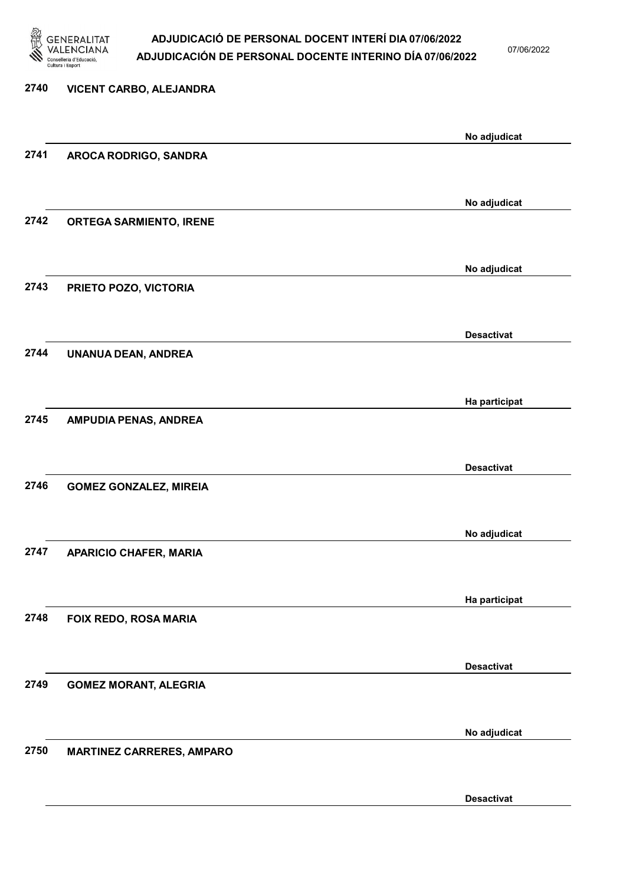| Núm. | Nom | Estat |
|---|---|---|
| 2740 | VICENT CARBO, ALEJANDRA | No adjudicat |
| 2741 | AROCA RODRIGO, SANDRA | No adjudicat |
| 2742 | ORTEGA SARMIENTO, IRENE | No adjudicat |
| 2743 | PRIETO POZO, VICTORIA | Desactivat |
| 2744 | UNANUA DEAN, ANDREA | Ha participat |
| 2745 | AMPUDIA PENAS, ANDREA | Desactivat |
| 2746 | GOMEZ GONZALEZ, MIREIA | No adjudicat |
| 2747 | APARICIO CHAFER, MARIA | Ha participat |
| 2748 | FOIX REDO, ROSA MARIA | Desactivat |
| 2749 | GOMEZ MORANT, ALEGRIA | No adjudicat |
| 2750 | MARTINEZ CARRERES, AMPARO | Desactivat |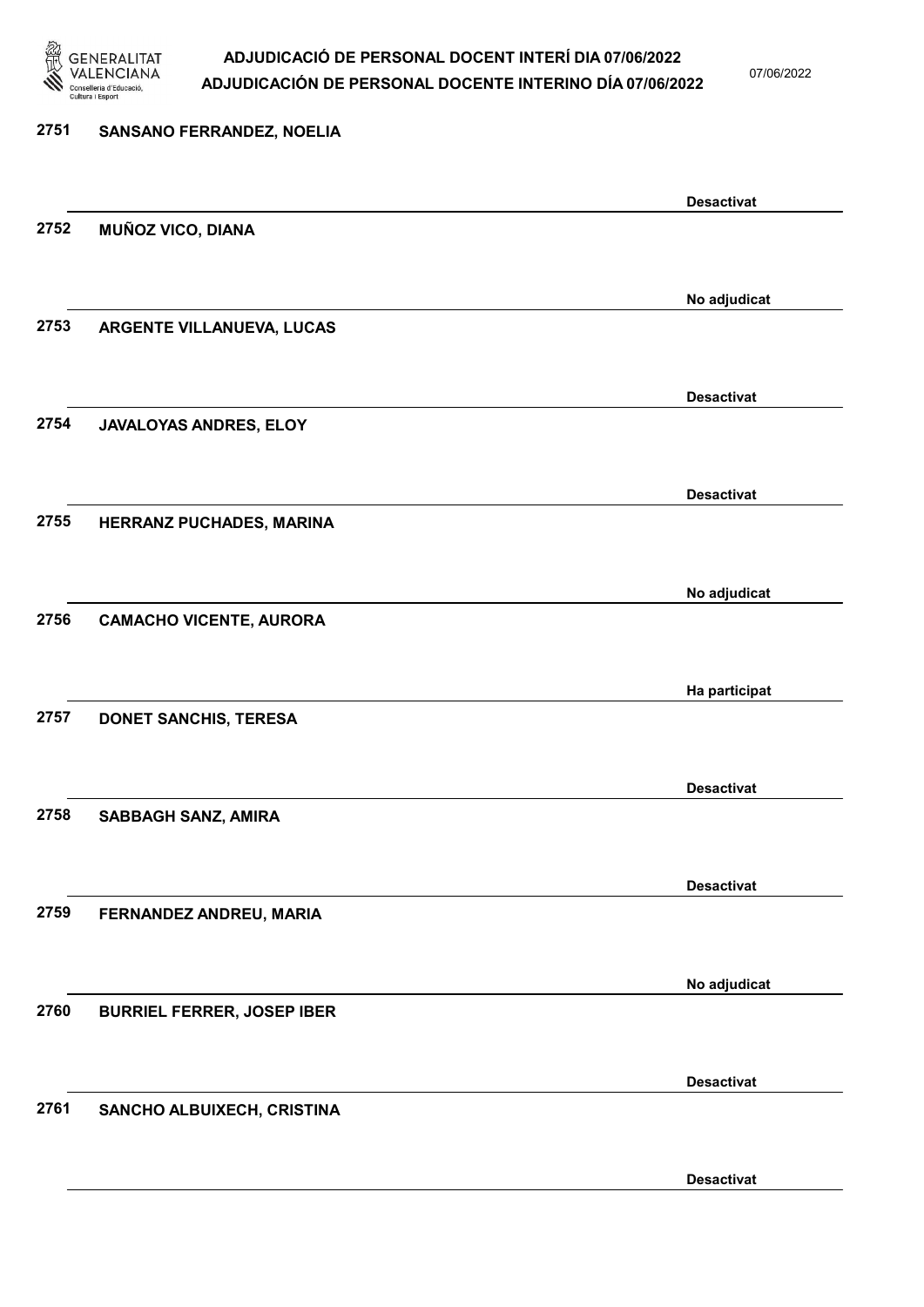| Núm. | Nom | Estat |
|---|---|---|
| 2751 | SANSANO FERRANDEZ, NOELIA | Desactivat |
| 2752 | MUÑOZ VICO, DIANA | No adjudicat |
| 2753 | ARGENTE VILLANUEVA, LUCAS | Desactivat |
| 2754 | JAVALOYAS ANDRES, ELOY | Desactivat |
| 2755 | HERRANZ PUCHADES, MARINA | No adjudicat |
| 2756 | CAMACHO VICENTE, AURORA | Ha participat |
| 2757 | DONET SANCHIS, TERESA | Desactivat |
| 2758 | SABBAGH SANZ, AMIRA | Desactivat |
| 2759 | FERNANDEZ ANDREU, MARIA | No adjudicat |
| 2760 | BURRIEL FERRER, JOSEP IBER | Desactivat |
| 2761 | SANCHO ALBUIXECH, CRISTINA | Desactivat |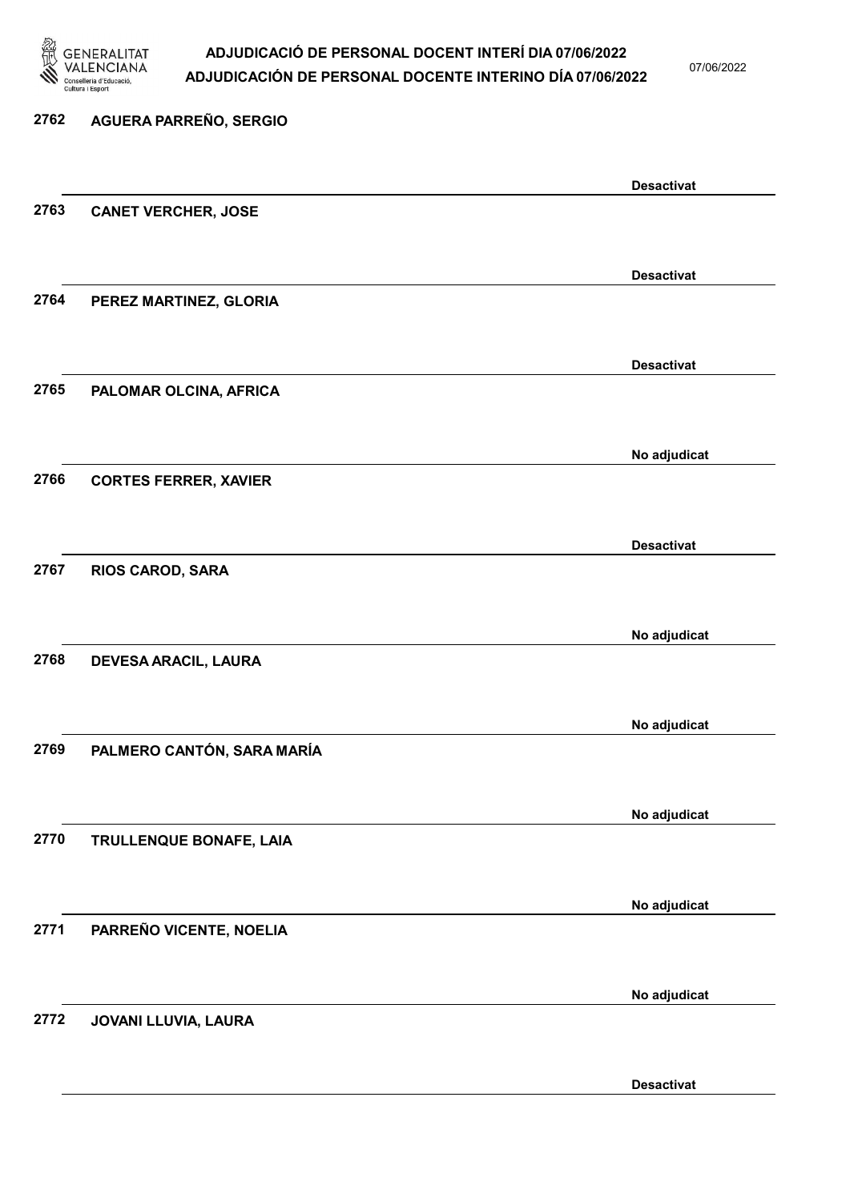2762 AGUERA PARREÑO, SERGIO

Desactivat

2763 CANET VERCHER, JOSE

Desactivat

2764 PEREZ MARTINEZ, GLORIA

Desactivat

2765 PALOMAR OLCINA, AFRICA

No adjudicat

2766 CORTES FERRER, XAVIER

Desactivat

2767 RIOS CAROD, SARA

No adjudicat

2768 DEVESA ARACIL, LAURA

No adjudicat

2769 PALMERO CANTÓN, SARA MARÍA

No adjudicat

2770 TRULLENQUE BONAFE, LAIA

No adjudicat

2771 PARREÑO VICENTE, NOELIA

No adjudicat

2772 JOVANI LLUVIA, LAURA

Desactivat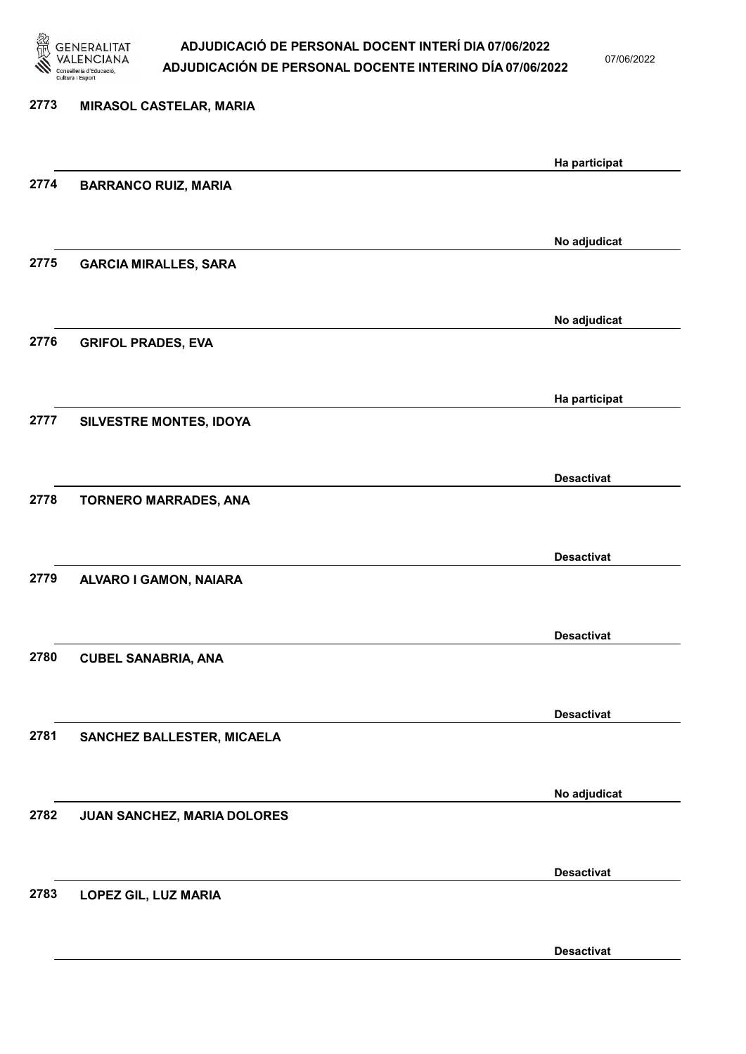| | | |
|---|---|---|
| 2773 | MIRASOL CASTELAR, MARIA | Ha participat |
| 2774 | BARRANCO RUIZ, MARIA | No adjudicat |
| 2775 | GARCIA MIRALLES, SARA | No adjudicat |
| 2776 | GRIFOL PRADES, EVA | Ha participat |
| 2777 | SILVESTRE MONTES, IDOYA | Desactivat |
| 2778 | TORNERO MARRADES, ANA | Desactivat |
| 2779 | ALVARO I GAMON, NAIARA | Desactivat |
| 2780 | CUBEL SANABRIA, ANA | Desactivat |
| 2781 | SANCHEZ BALLESTER, MICAELA | No adjudicat |
| 2782 | JUAN SANCHEZ, MARIA DOLORES | Desactivat |
| 2783 | LOPEZ GIL, LUZ MARIA | Desactivat |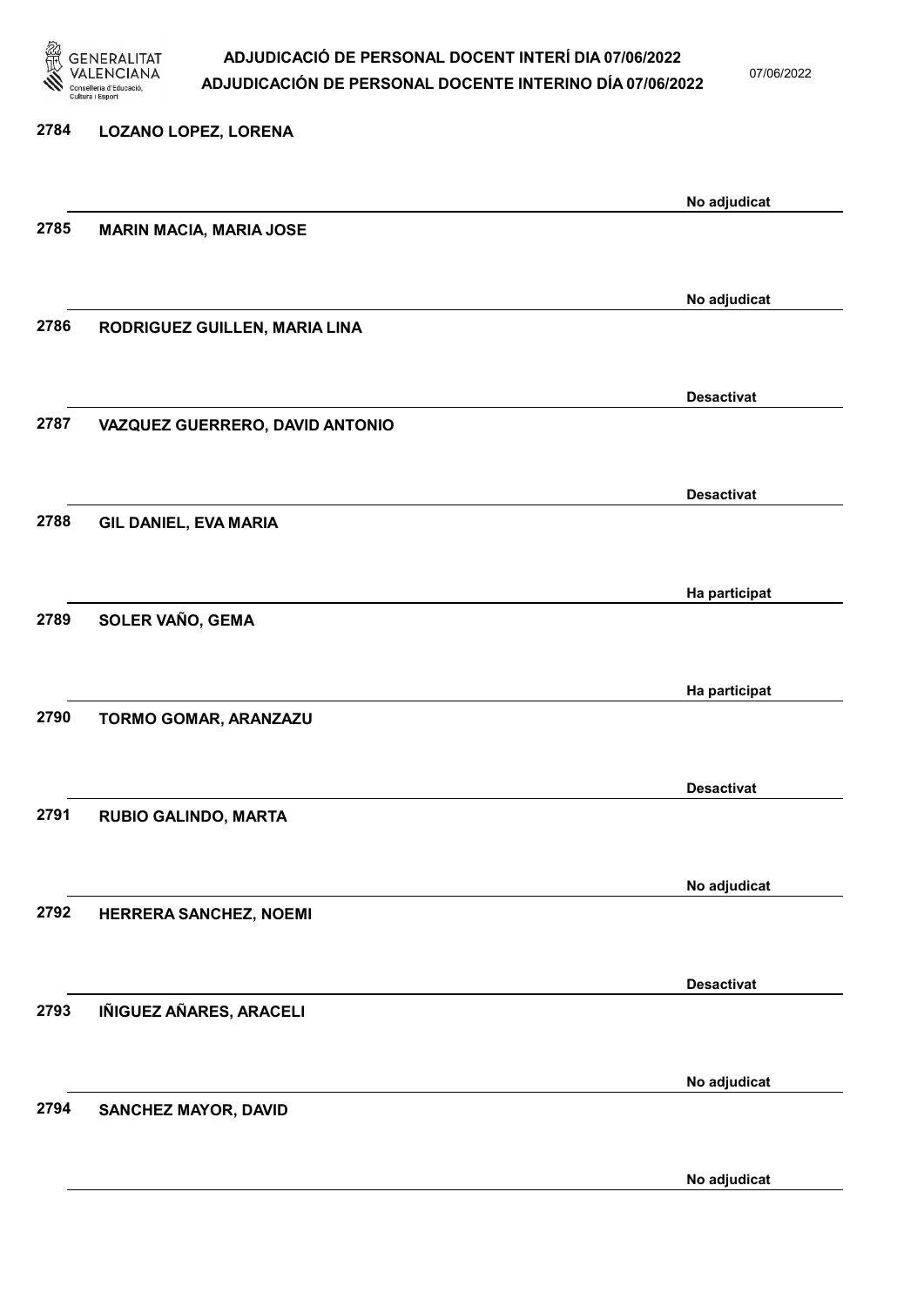| Núm. | Nom | Estat |
| --- | --- | --- |
| 2784 | LOZANO LOPEZ, LORENA | No adjudicat |
| 2785 | MARIN MACIA, MARIA JOSE | No adjudicat |
| 2786 | RODRIGUEZ GUILLEN, MARIA LINA | Desactivat |
| 2787 | VAZQUEZ GUERRERO, DAVID ANTONIO | Desactivat |
| 2788 | GIL DANIEL, EVA MARIA | Ha participat |
| 2789 | SOLER VAÑO, GEMA | Ha participat |
| 2790 | TORMO GOMAR, ARANZAZU | Desactivat |
| 2791 | RUBIO GALINDO, MARTA | No adjudicat |
| 2792 | HERRERA SANCHEZ, NOEMI | Desactivat |
| 2793 | IÑIGUEZ AÑARES, ARACELI | No adjudicat |
| 2794 | SANCHEZ MAYOR, DAVID | No adjudicat |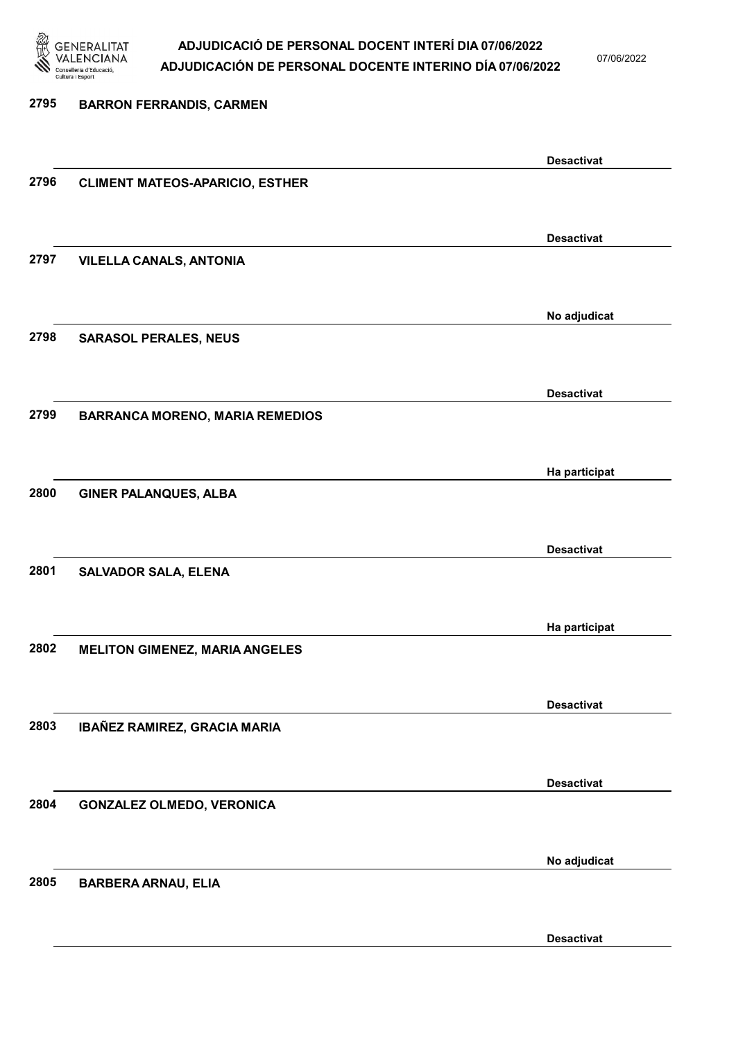| Núm. | Nom | Estat |
|---|---|---|
| 2795 | BARRON FERRANDIS, CARMEN | Desactivat |
| 2796 | CLIMENT MATEOS-APARICIO, ESTHER | Desactivat |
| 2797 | VILELLA CANALS, ANTONIA | No adjudicat |
| 2798 | SARASOL PERALES, NEUS | Desactivat |
| 2799 | BARRANCA MORENO, MARIA REMEDIOS | Ha participat |
| 2800 | GINER PALANQUES, ALBA | Desactivat |
| 2801 | SALVADOR SALA, ELENA | Ha participat |
| 2802 | MELITON GIMENEZ, MARIA ANGELES | Desactivat |
| 2803 | IBAÑEZ RAMIREZ, GRACIA MARIA | Desactivat |
| 2804 | GONZALEZ OLMEDO, VERONICA | No adjudicat |
| 2805 | BARBERA ARNAU, ELIA | Desactivat |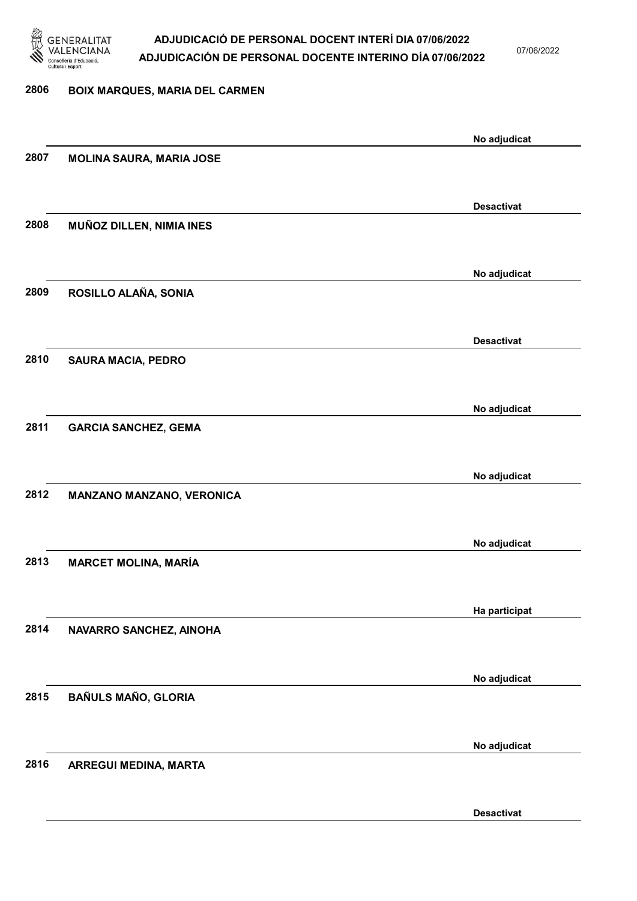| Nº | Nom | Estat |
|---|---|---|
| 2806 | BOIX MARQUES, MARIA DEL CARMEN | No adjudicat |
| 2807 | MOLINA SAURA, MARIA JOSE | Desactivat |
| 2808 | MUÑOZ DILLEN, NIMIA INES | No adjudicat |
| 2809 | ROSILLO ALAÑA, SONIA | Desactivat |
| 2810 | SAURA MACIA, PEDRO | No adjudicat |
| 2811 | GARCIA SANCHEZ, GEMA | No adjudicat |
| 2812 | MANZANO MANZANO, VERONICA | No adjudicat |
| 2813 | MARCET MOLINA, MARÍA | Ha participat |
| 2814 | NAVARRO SANCHEZ, AINOHA | No adjudicat |
| 2815 | BAÑULS MAÑO, GLORIA | No adjudicat |
| 2816 | ARREGUI MEDINA, MARTA | Desactivat |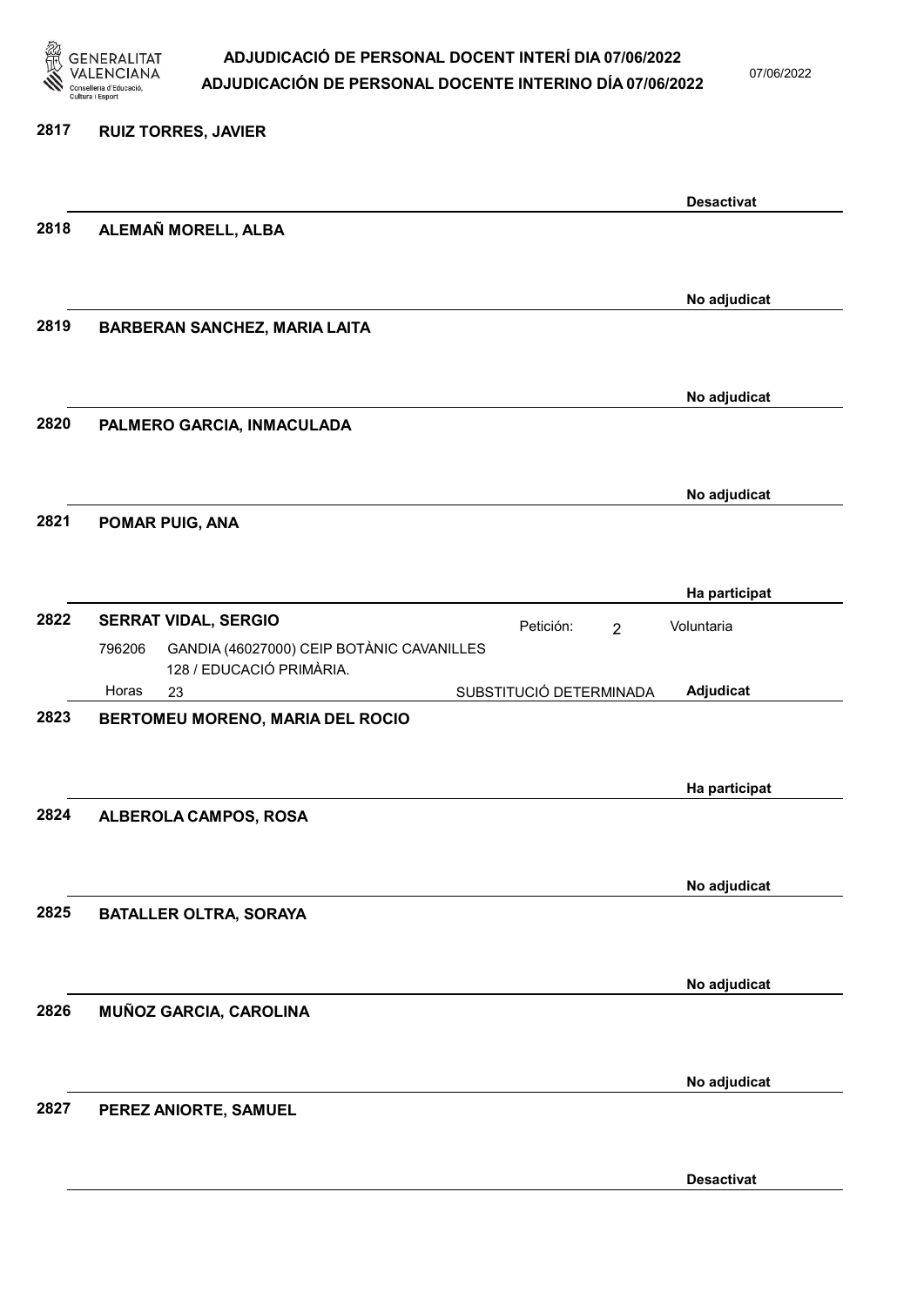**2817 RUIZ TORRES, JAVIER**

Desactivat

**2818 ALEMAÑ MORELL, ALBA**

No adjudicat

**2819 BARBERAN SANCHEZ, MARIA LAITA**

No adjudicat

**2820 PALMERO GARCIA, INMACULADA**

No adjudicat

**2821 POMAR PUIG, ANA**

Ha participat

**2822 SERRAT VIDAL, SERGIO**

Petición: 2 — Voluntaria

796206 GANDIA (46027000) CEIP BOTÀNIC CAVANILLES
128 / EDUCACIÓ PRIMÀRIA.

Horas 23 — SUBSTITUCIÓ DETERMINADA — Adjudicat

**2823 BERTOMEU MORENO, MARIA DEL ROCIO**

Ha participat

**2824 ALBEROLA CAMPOS, ROSA**

No adjudicat

**2825 BATALLER OLTRA, SORAYA**

No adjudicat

**2826 MUÑOZ GARCIA, CAROLINA**

No adjudicat

**2827 PEREZ ANIORTE, SAMUEL**

Desactivat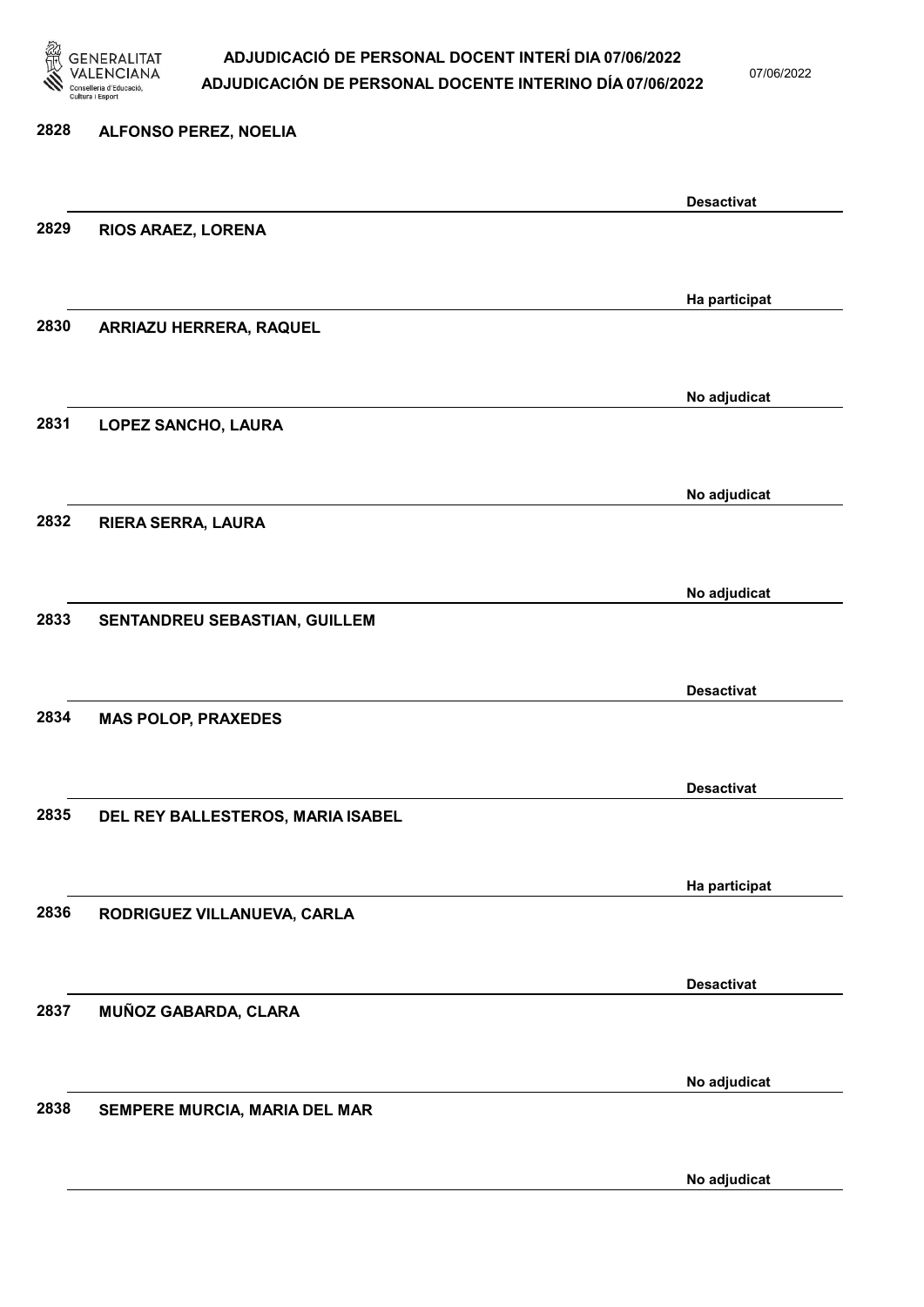2828 ALFONSO PEREZ, NOELIA

Desactivat

2829 RIOS ARAEZ, LORENA

Ha participat

2830 ARRIAZU HERRERA, RAQUEL

No adjudicat

2831 LOPEZ SANCHO, LAURA

No adjudicat

2832 RIERA SERRA, LAURA

No adjudicat

2833 SENTANDREU SEBASTIAN, GUILLEM

Desactivat

2834 MAS POLOP, PRAXEDES

Desactivat

2835 DEL REY BALLESTEROS, MARIA ISABEL

Ha participat

2836 RODRIGUEZ VILLANUEVA, CARLA

Desactivat

2837 MUÑOZ GABARDA, CLARA

No adjudicat

2838 SEMPERE MURCIA, MARIA DEL MAR

No adjudicat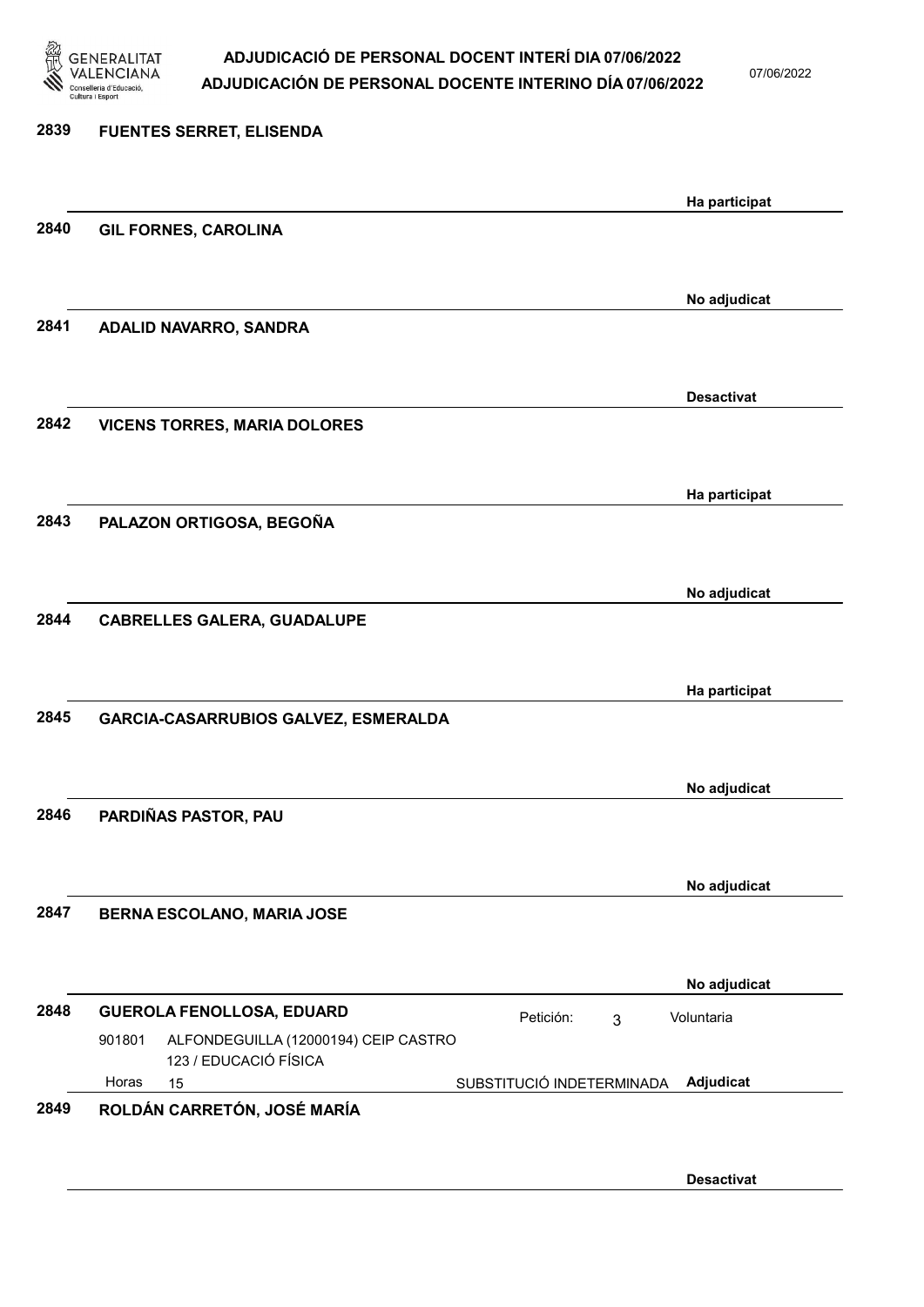2839 **FUENTES SERRET, ELISENDA**

**Ha participat**

2840 **GIL FORNES, CAROLINA**

**No adjudicat**

2841 **ADALID NAVARRO, SANDRA**

**Desactivat**

2842 **VICENS TORRES, MARIA DOLORES**

**Ha participat**

2843 **PALAZON ORTIGOSA, BEGOÑA**

**No adjudicat**

2844 **CABRELLES GALERA, GUADALUPE**

**Ha participat**

2845 **GARCIA-CASARRUBIOS GALVEZ, ESMERALDA**

**No adjudicat**

2846 **PARDIÑAS PASTOR, PAU**

**No adjudicat**

2847 **BERNA ESCOLANO, MARIA JOSE**

**No adjudicat**

2848 **GUEROLA FENOLLOSA, EDUARD** Petición: 3 Voluntaria

901801 ALFONDEGUILLA (12000194) CEIP CASTRO
123 / EDUCACIÓ FÍSICA

Horas 15 SUBSTITUCIÓ INDETERMINADA **Adjudicat**

2849 **ROLDÁN CARRETÓN, JOSÉ MARÍA**

**Desactivat**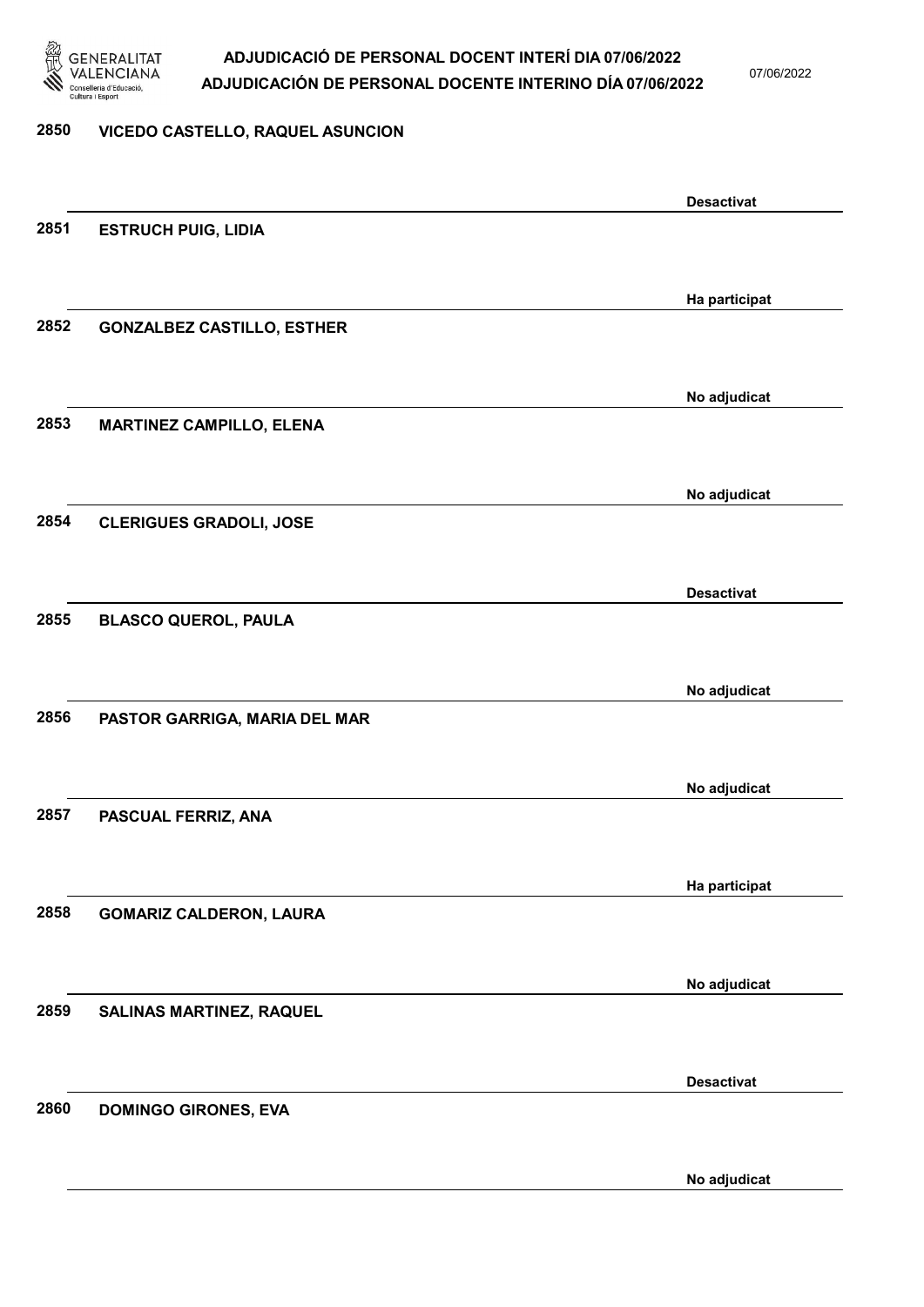2850 VICEDO CASTELLO, RAQUEL ASUNCION

Desactivat

2851 ESTRUCH PUIG, LIDIA

Ha participat

2852 GONZALBEZ CASTILLO, ESTHER

No adjudicat

2853 MARTINEZ CAMPILLO, ELENA

No adjudicat

2854 CLERIGUES GRADOLI, JOSE

Desactivat

2855 BLASCO QUEROL, PAULA

No adjudicat

2856 PASTOR GARRIGA, MARIA DEL MAR

No adjudicat

2857 PASCUAL FERRIZ, ANA

Ha participat

2858 GOMARIZ CALDERON, LAURA

No adjudicat

2859 SALINAS MARTINEZ, RAQUEL

Desactivat

2860 DOMINGO GIRONES, EVA

No adjudicat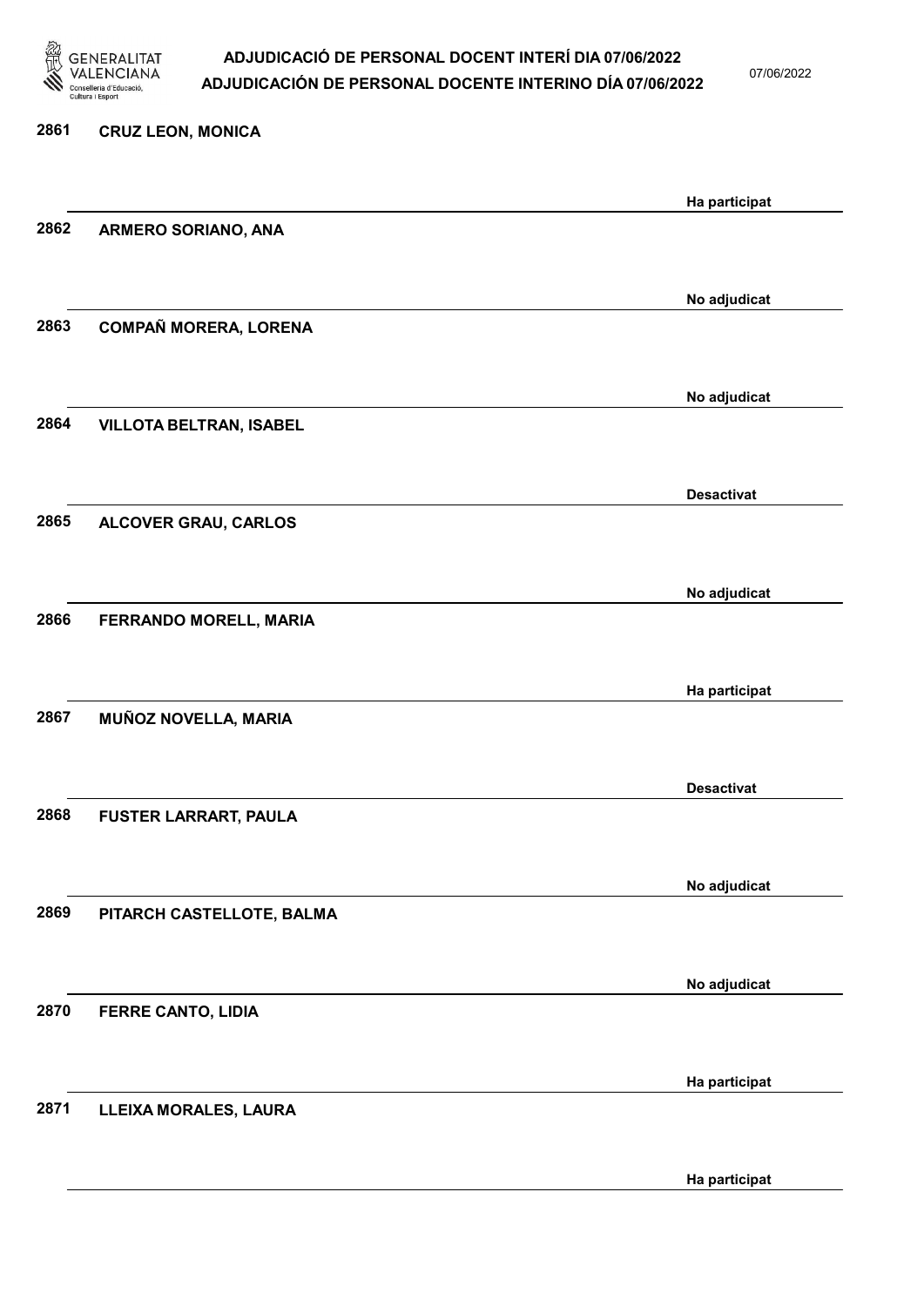| Núm. | Nom | Estat |
|---|---|---|
| 2861 | CRUZ LEON, MONICA | Ha participat |
| 2862 | ARMERO SORIANO, ANA | No adjudicat |
| 2863 | COMPAÑ MORERA, LORENA | No adjudicat |
| 2864 | VILLOTA BELTRAN, ISABEL | Desactivat |
| 2865 | ALCOVER GRAU, CARLOS | No adjudicat |
| 2866 | FERRANDO MORELL, MARIA | Ha participat |
| 2867 | MUÑOZ NOVELLA, MARIA | Desactivat |
| 2868 | FUSTER LARRART, PAULA | No adjudicat |
| 2869 | PITARCH CASTELLOTE, BALMA | No adjudicat |
| 2870 | FERRE CANTO, LIDIA | Ha participat |
| 2871 | LLEIXA MORALES, LAURA | Ha participat |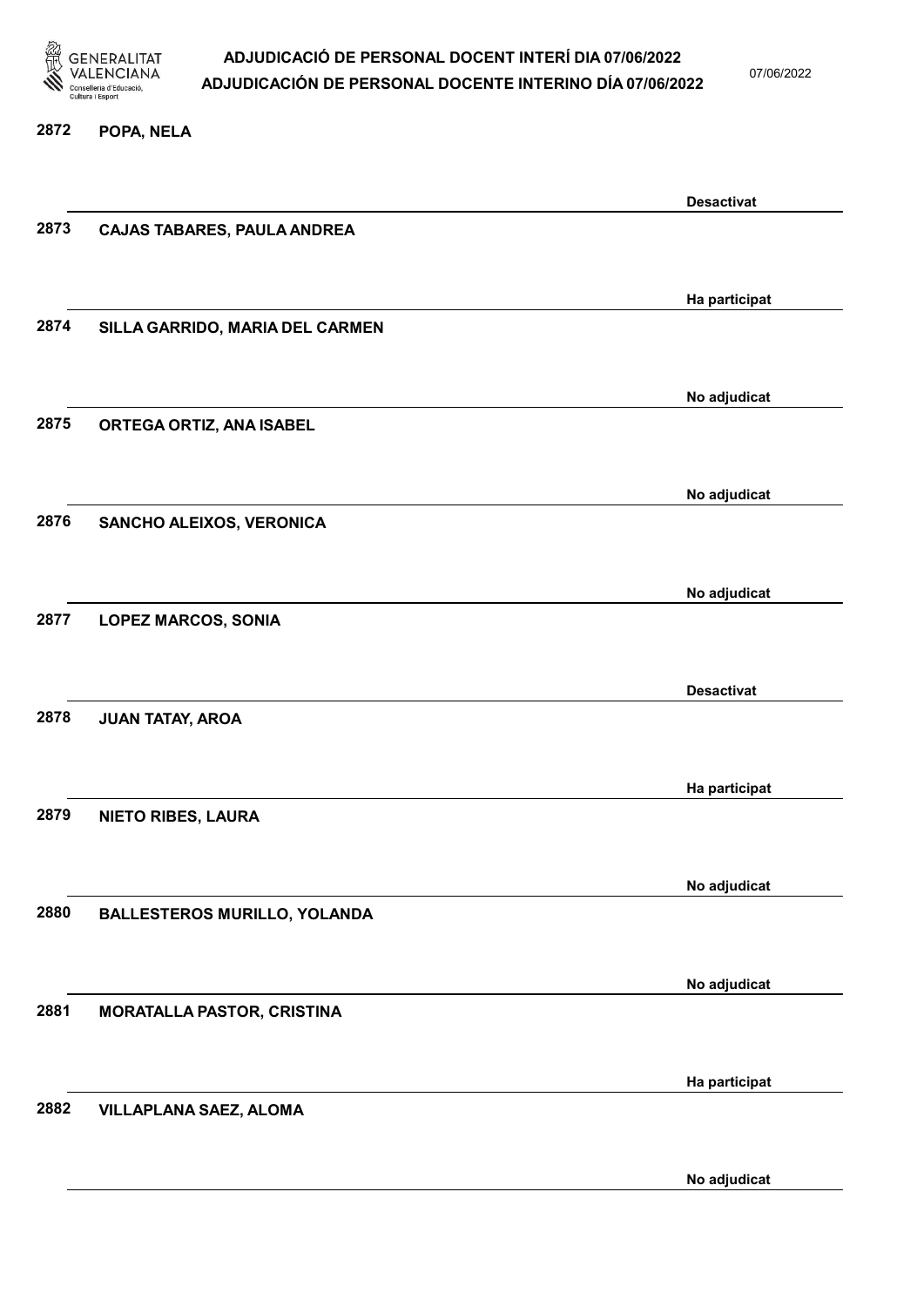2872 POPA, NELA

Desactivat

2873 CAJAS TABARES, PAULA ANDREA

Ha participat

2874 SILLA GARRIDO, MARIA DEL CARMEN

No adjudicat

2875 ORTEGA ORTIZ, ANA ISABEL

No adjudicat

2876 SANCHO ALEIXOS, VERONICA

No adjudicat

2877 LOPEZ MARCOS, SONIA

Desactivat

2878 JUAN TATAY, AROA

Ha participat

2879 NIETO RIBES, LAURA

No adjudicat

2880 BALLESTEROS MURILLO, YOLANDA

No adjudicat

2881 MORATALLA PASTOR, CRISTINA

Ha participat

2882 VILLAPLANA SAEZ, ALOMA

No adjudicat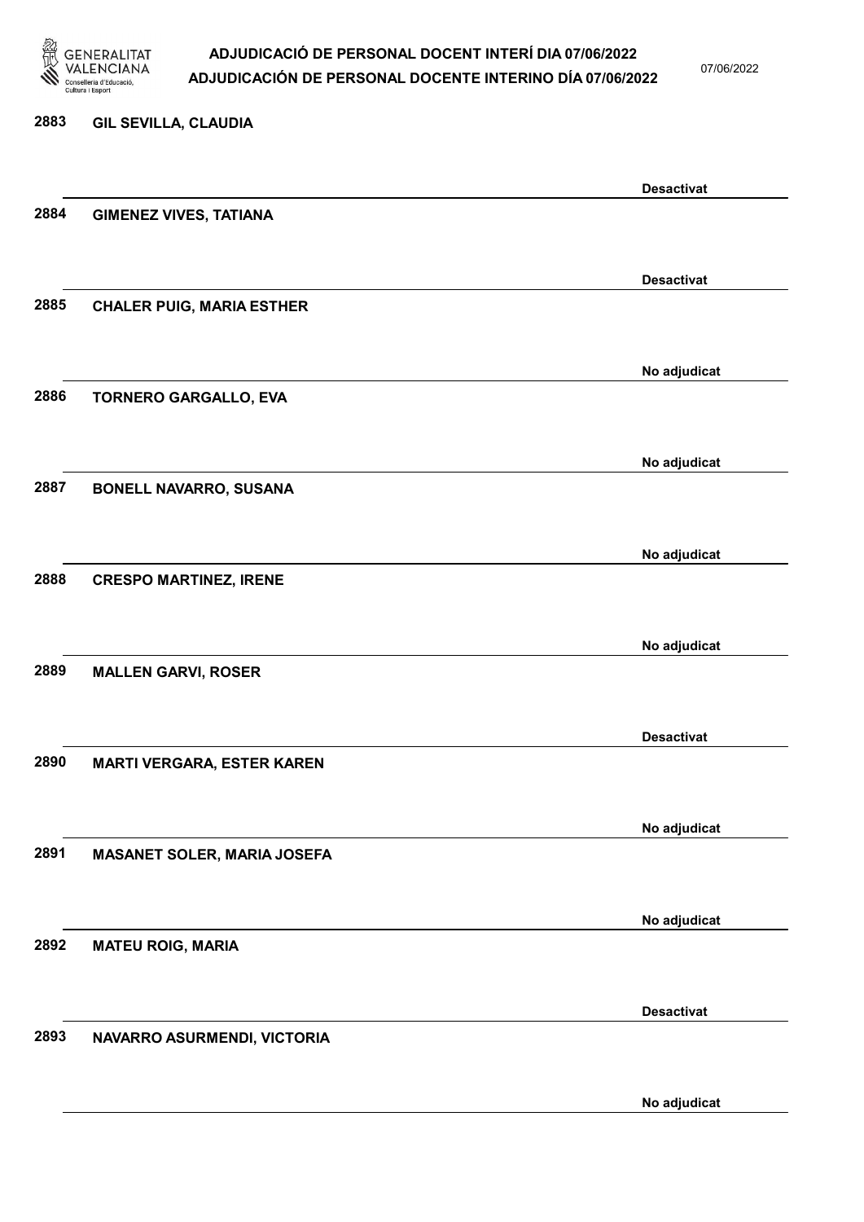2883 GIL SEVILLA, CLAUDIA

Desactivat

2884 GIMENEZ VIVES, TATIANA

Desactivat

2885 CHALER PUIG, MARIA ESTHER

No adjudicat

2886 TORNERO GARGALLO, EVA

No adjudicat

2887 BONELL NAVARRO, SUSANA

No adjudicat

2888 CRESPO MARTINEZ, IRENE

No adjudicat

2889 MALLEN GARVI, ROSER

Desactivat

2890 MARTI VERGARA, ESTER KAREN

No adjudicat

2891 MASANET SOLER, MARIA JOSEFA

No adjudicat

2892 MATEU ROIG, MARIA

Desactivat

2893 NAVARRO ASURMENDI, VICTORIA

No adjudicat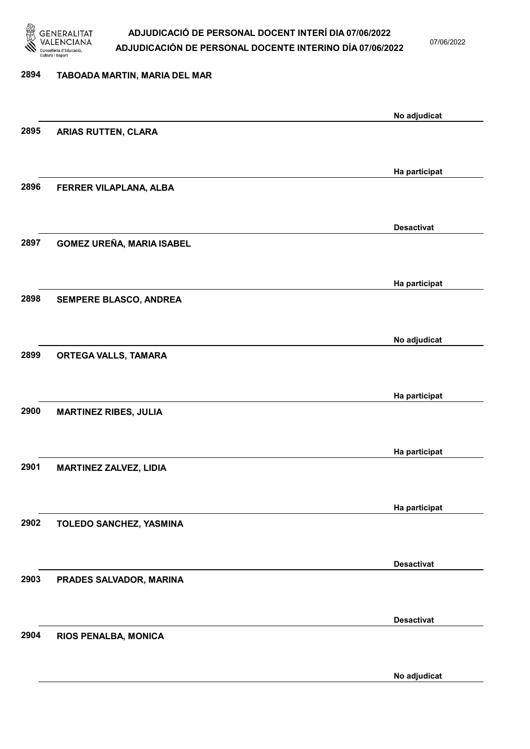| Núm. | Nom | Estat |
| --- | --- | --- |
| 2894 | TABOADA MARTIN, MARIA DEL MAR | No adjudicat |
| 2895 | ARIAS RUTTEN, CLARA | Ha participat |
| 2896 | FERRER VILAPLANA, ALBA | Desactivat |
| 2897 | GOMEZ UREÑA, MARIA ISABEL | Ha participat |
| 2898 | SEMPERE BLASCO, ANDREA | No adjudicat |
| 2899 | ORTEGA VALLS, TAMARA | Ha participat |
| 2900 | MARTINEZ RIBES, JULIA | Ha participat |
| 2901 | MARTINEZ ZALVEZ, LIDIA | Ha participat |
| 2902 | TOLEDO SANCHEZ, YASMINA | Desactivat |
| 2903 | PRADES SALVADOR, MARINA | Desactivat |
| 2904 | RIOS PENALBA, MONICA | No adjudicat |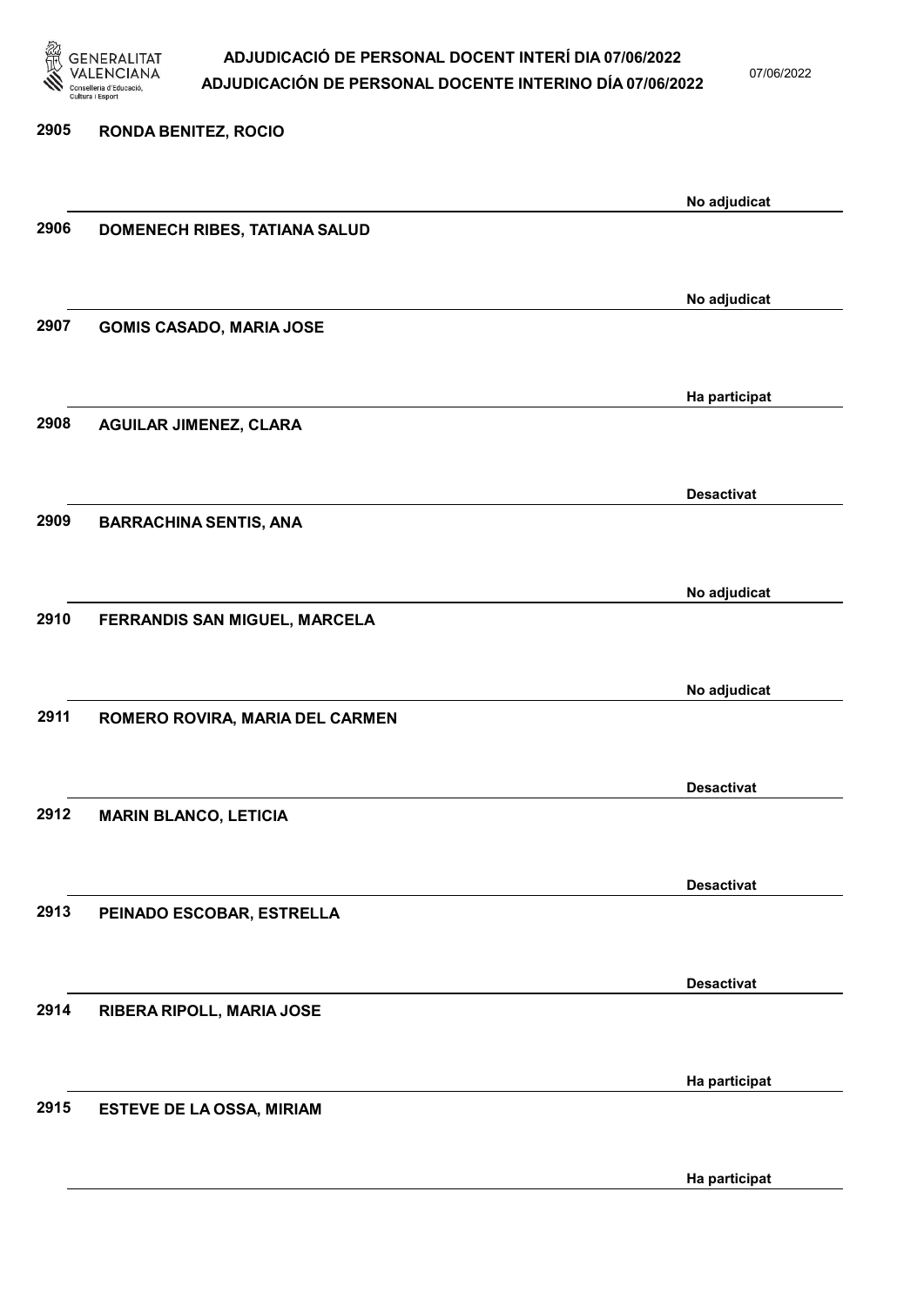| Núm. | Nom | Estat |
|---|---|---|
| 2905 | RONDA BENITEZ, ROCIO | No adjudicat |
| 2906 | DOMENECH RIBES, TATIANA SALUD | No adjudicat |
| 2907 | GOMIS CASADO, MARIA JOSE | Ha participat |
| 2908 | AGUILAR JIMENEZ, CLARA | Desactivat |
| 2909 | BARRACHINA SENTIS, ANA | No adjudicat |
| 2910 | FERRANDIS SAN MIGUEL, MARCELA | No adjudicat |
| 2911 | ROMERO ROVIRA, MARIA DEL CARMEN | Desactivat |
| 2912 | MARIN BLANCO, LETICIA | Desactivat |
| 2913 | PEINADO ESCOBAR, ESTRELLA | Desactivat |
| 2914 | RIBERA RIPOLL, MARIA JOSE | Ha participat |
| 2915 | ESTEVE DE LA OSSA, MIRIAM | Ha participat |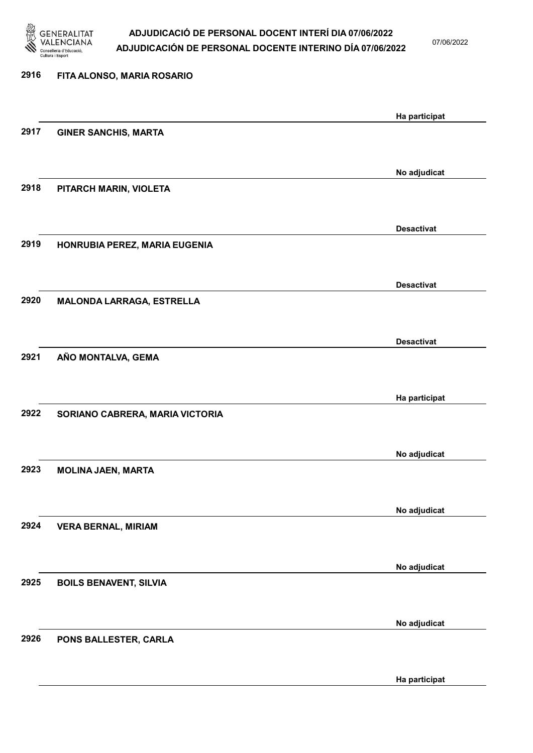| | | |
|---|---|---|
| 2916 | FITA ALONSO, MARIA ROSARIO | Ha participat |
| 2917 | GINER SANCHIS, MARTA | No adjudicat |
| 2918 | PITARCH MARIN, VIOLETA | Desactivat |
| 2919 | HONRUBIA PEREZ, MARIA EUGENIA | Desactivat |
| 2920 | MALONDA LARRAGA, ESTRELLA | Desactivat |
| 2921 | AÑO MONTALVA, GEMA | Ha participat |
| 2922 | SORIANO CABRERA, MARIA VICTORIA | No adjudicat |
| 2923 | MOLINA JAEN, MARTA | No adjudicat |
| 2924 | VERA BERNAL, MIRIAM | No adjudicat |
| 2925 | BOILS BENAVENT, SILVIA | No adjudicat |
| 2926 | PONS BALLESTER, CARLA | Ha participat |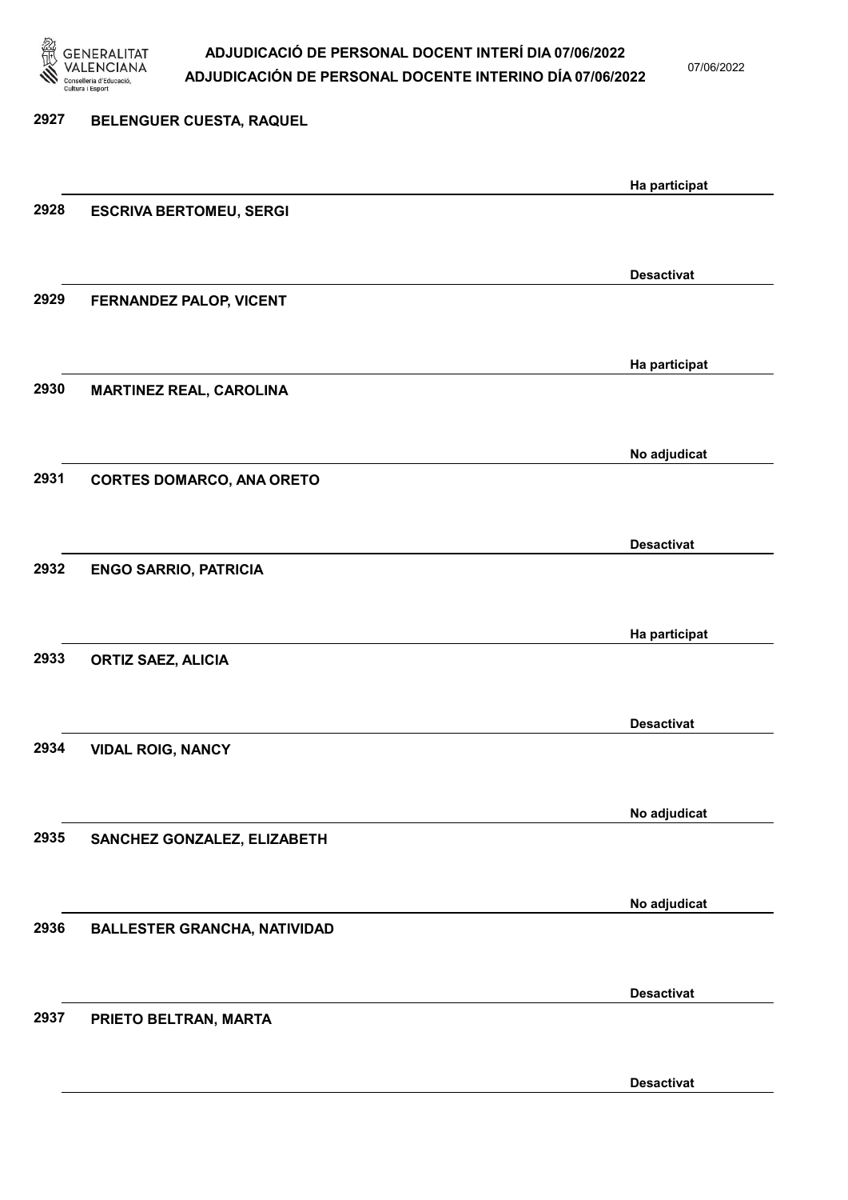2927 BELENGUER CUESTA, RAQUEL

Ha participat

2928 ESCRIVA BERTOMEU, SERGI

Desactivat

2929 FERNANDEZ PALOP, VICENT

Ha participat

2930 MARTINEZ REAL, CAROLINA

No adjudicat

2931 CORTES DOMARCO, ANA ORETO

Desactivat

2932 ENGO SARRIO, PATRICIA

Ha participat

2933 ORTIZ SAEZ, ALICIA

Desactivat

2934 VIDAL ROIG, NANCY

No adjudicat

2935 SANCHEZ GONZALEZ, ELIZABETH

No adjudicat

2936 BALLESTER GRANCHA, NATIVIDAD

Desactivat

2937 PRIETO BELTRAN, MARTA

Desactivat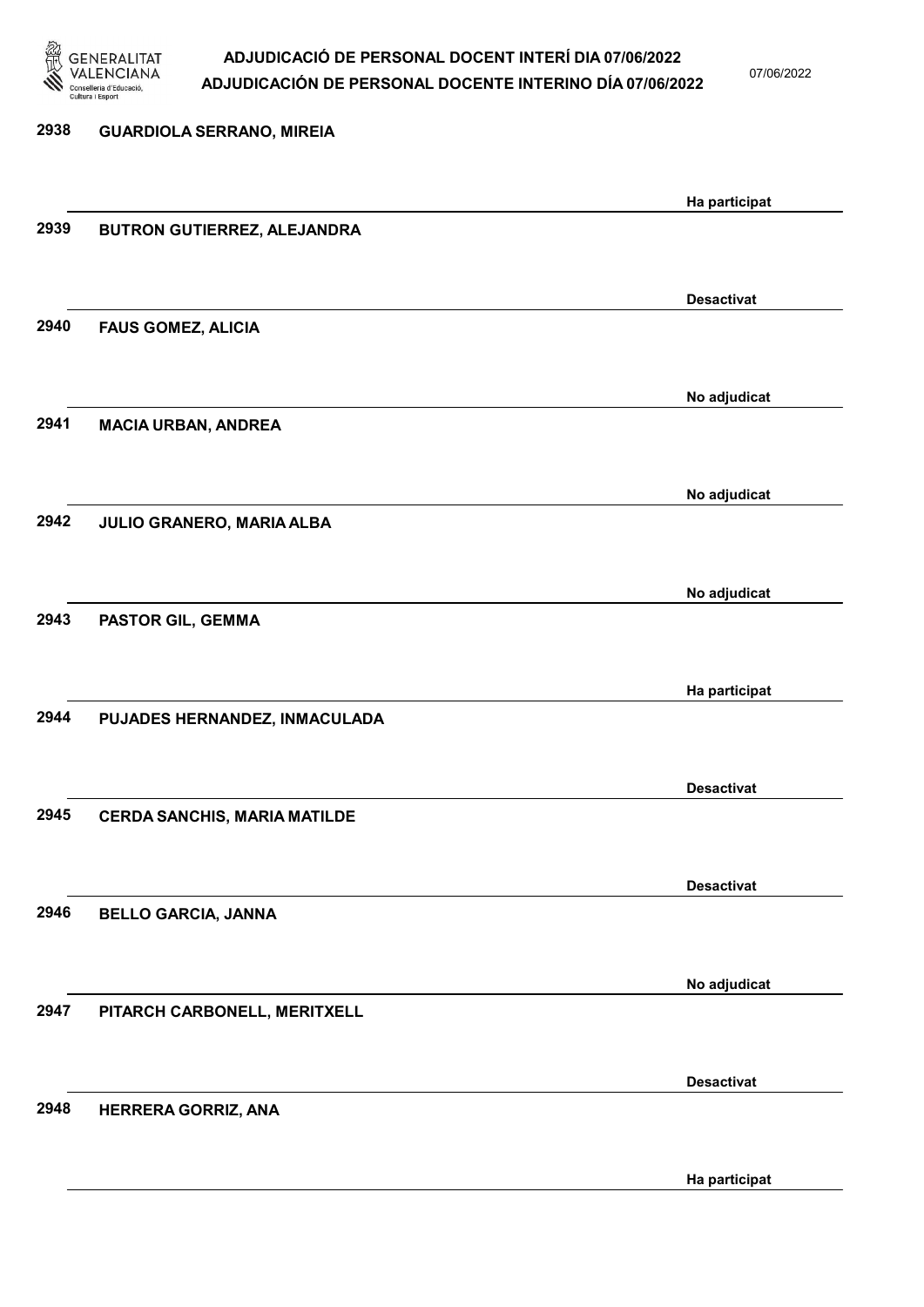2938 **GUARDIOLA SERRANO, MIREIA**

Ha participat

2939 **BUTRON GUTIERREZ, ALEJANDRA**

Desactivat

2940 **FAUS GOMEZ, ALICIA**

No adjudicat

2941 **MACIA URBAN, ANDREA**

No adjudicat

2942 **JULIO GRANERO, MARIA ALBA**

No adjudicat

2943 **PASTOR GIL, GEMMA**

Ha participat

2944 **PUJADES HERNANDEZ, INMACULADA**

Desactivat

2945 **CERDA SANCHIS, MARIA MATILDE**

Desactivat

2946 **BELLO GARCIA, JANNA**

No adjudicat

2947 **PITARCH CARBONELL, MERITXELL**

Desactivat

2948 **HERRERA GORRIZ, ANA**

Ha participat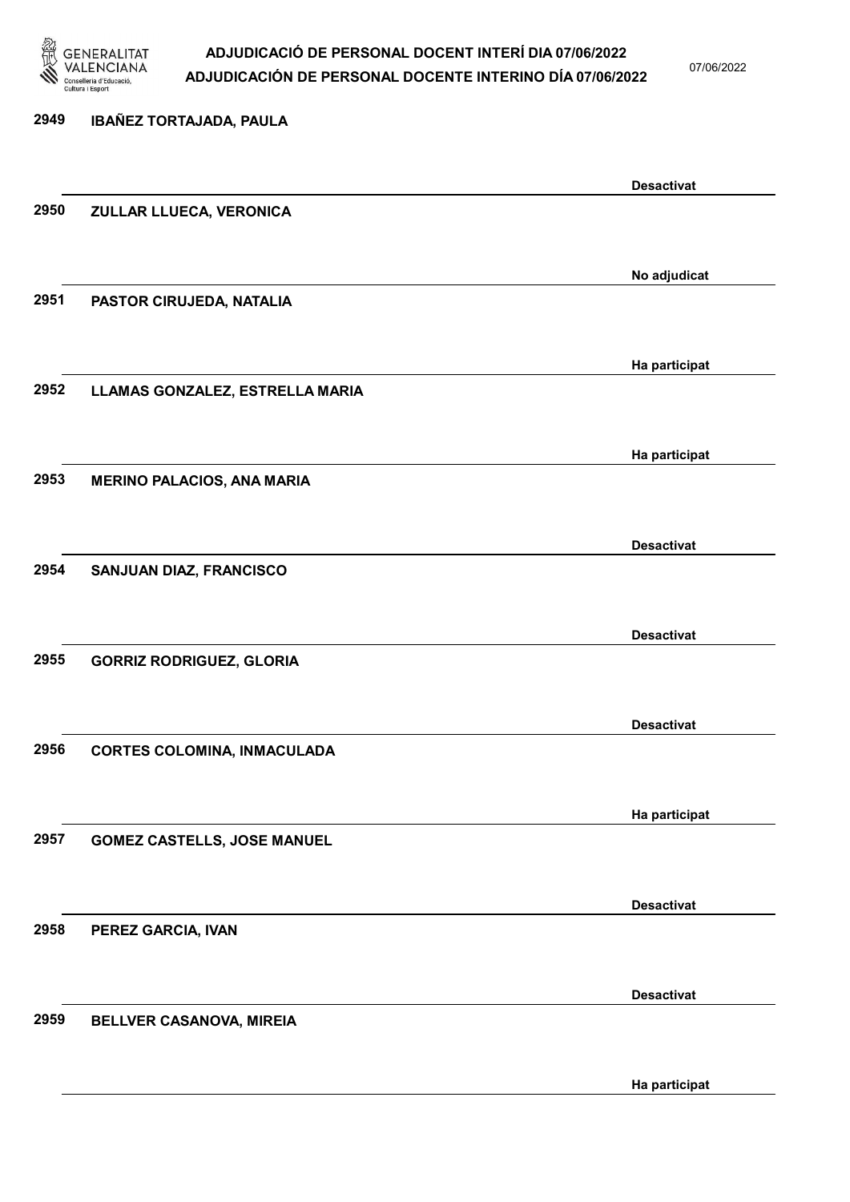| Núm. | Nom | Estat |
| --- | --- | --- |
| 2949 | IBAÑEZ TORTAJADA, PAULA | Desactivat |
| 2950 | ZULLAR LLUECA, VERONICA | No adjudicat |
| 2951 | PASTOR CIRUJEDA, NATALIA | Ha participat |
| 2952 | LLAMAS GONZALEZ, ESTRELLA MARIA | Ha participat |
| 2953 | MERINO PALACIOS, ANA MARIA | Desactivat |
| 2954 | SANJUAN DIAZ, FRANCISCO | Desactivat |
| 2955 | GORRIZ RODRIGUEZ, GLORIA | Desactivat |
| 2956 | CORTES COLOMINA, INMACULADA | Ha participat |
| 2957 | GOMEZ CASTELLS, JOSE MANUEL | Desactivat |
| 2958 | PEREZ GARCIA, IVAN | Desactivat |
| 2959 | BELLVER CASANOVA, MIREIA | Ha participat |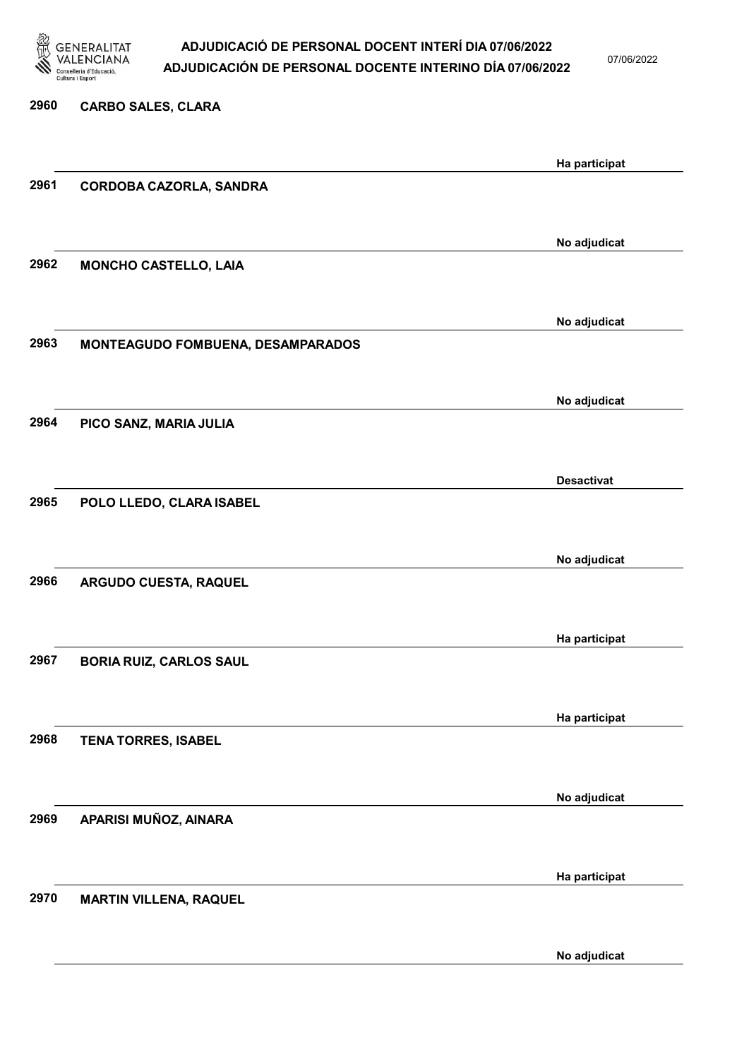| Núm. | Nom | Estat |
|---|---|---|
| 2960 | CARBO SALES, CLARA | Ha participat |
| 2961 | CORDOBA CAZORLA, SANDRA | No adjudicat |
| 2962 | MONCHO CASTELLO, LAIA | No adjudicat |
| 2963 | MONTEAGUDO FOMBUENA, DESAMPARADOS | No adjudicat |
| 2964 | PICO SANZ, MARIA JULIA | Desactivat |
| 2965 | POLO LLEDO, CLARA ISABEL | No adjudicat |
| 2966 | ARGUDO CUESTA, RAQUEL | Ha participat |
| 2967 | BORIA RUIZ, CARLOS SAUL | Ha participat |
| 2968 | TENA TORRES, ISABEL | No adjudicat |
| 2969 | APARISI MUÑOZ, AINARA | Ha participat |
| 2970 | MARTIN VILLENA, RAQUEL | No adjudicat |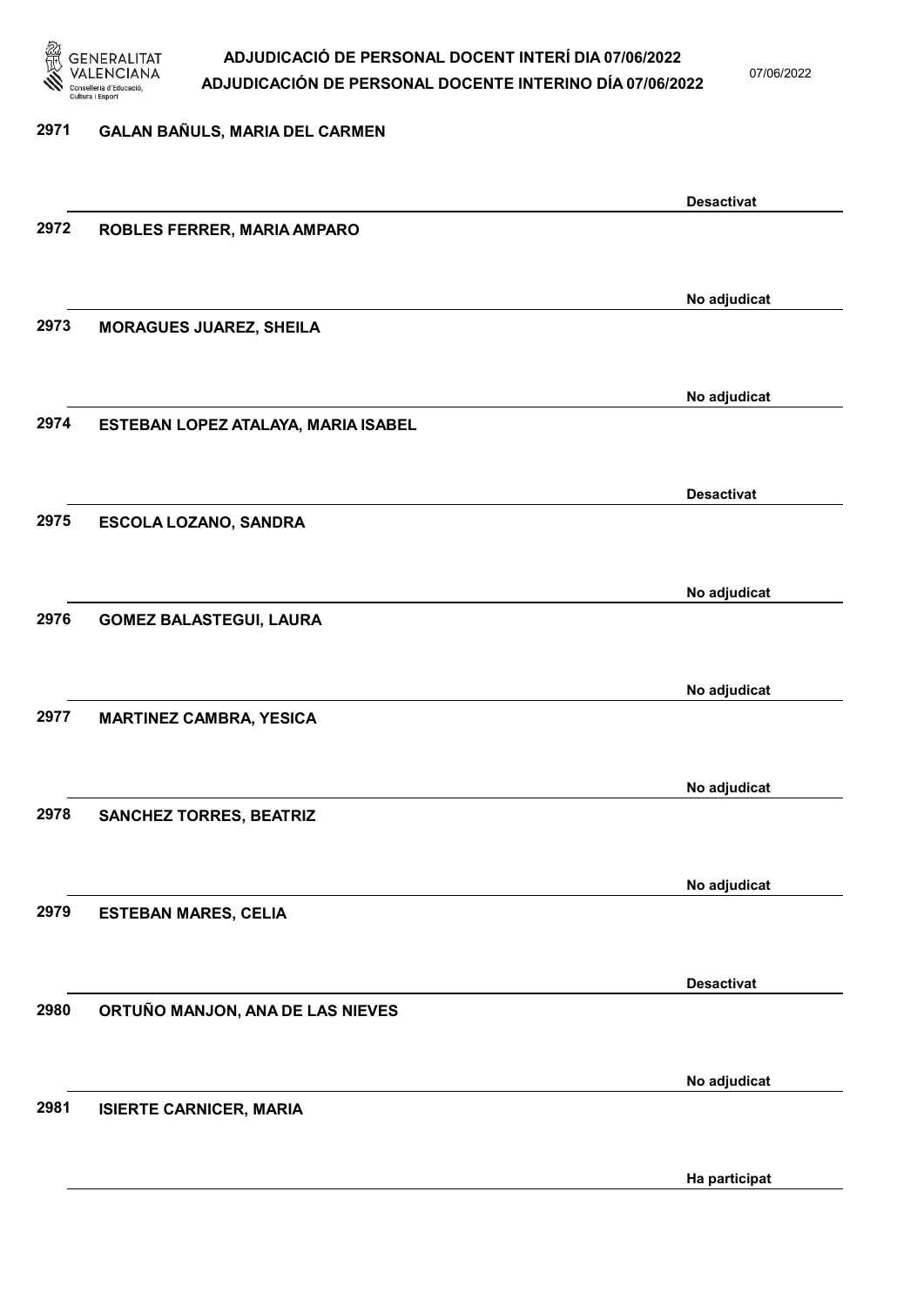2971 GALAN BAÑULS, MARIA DEL CARMEN

Desactivat

2972 ROBLES FERRER, MARIA AMPARO

No adjudicat

2973 MORAGUES JUAREZ, SHEILA

No adjudicat

2974 ESTEBAN LOPEZ ATALAYA, MARIA ISABEL

Desactivat

2975 ESCOLA LOZANO, SANDRA

No adjudicat

2976 GOMEZ BALASTEGUI, LAURA

No adjudicat

2977 MARTINEZ CAMBRA, YESICA

No adjudicat

2978 SANCHEZ TORRES, BEATRIZ

No adjudicat

2979 ESTEBAN MARES, CELIA

Desactivat

2980 ORTUÑO MANJON, ANA DE LAS NIEVES

No adjudicat

2981 ISIERTE CARNICER, MARIA

Ha participat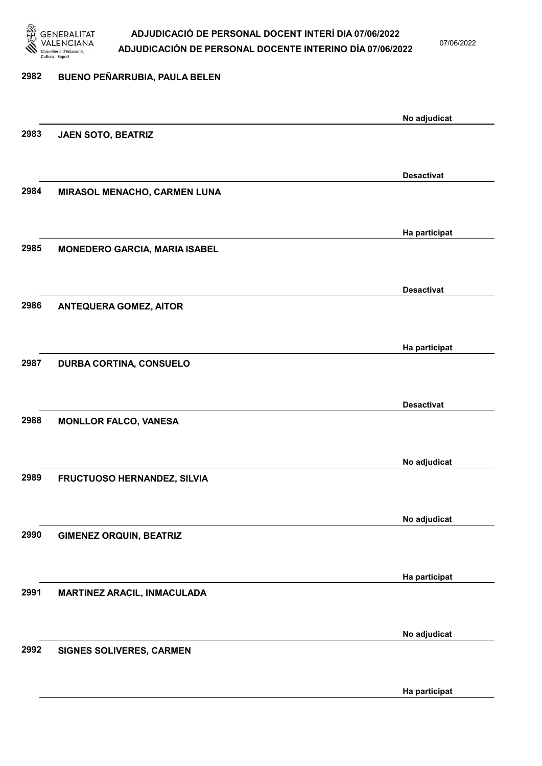| Núm. | Nom | Estat |
|---|---|---|
| 2982 | BUENO PEÑARRUBIA, PAULA BELEN | No adjudicat |
| 2983 | JAEN SOTO, BEATRIZ | Desactivat |
| 2984 | MIRASOL MENACHO, CARMEN LUNA | Ha participat |
| 2985 | MONEDERO GARCIA, MARIA ISABEL | Desactivat |
| 2986 | ANTEQUERA GOMEZ, AITOR | Ha participat |
| 2987 | DURBA CORTINA, CONSUELO | Desactivat |
| 2988 | MONLLOR FALCO, VANESA | No adjudicat |
| 2989 | FRUCTUOSO HERNANDEZ, SILVIA | No adjudicat |
| 2990 | GIMENEZ ORQUIN, BEATRIZ | Ha participat |
| 2991 | MARTINEZ ARACIL, INMACULADA | No adjudicat |
| 2992 | SIGNES SOLIVERES, CARMEN | Ha participat |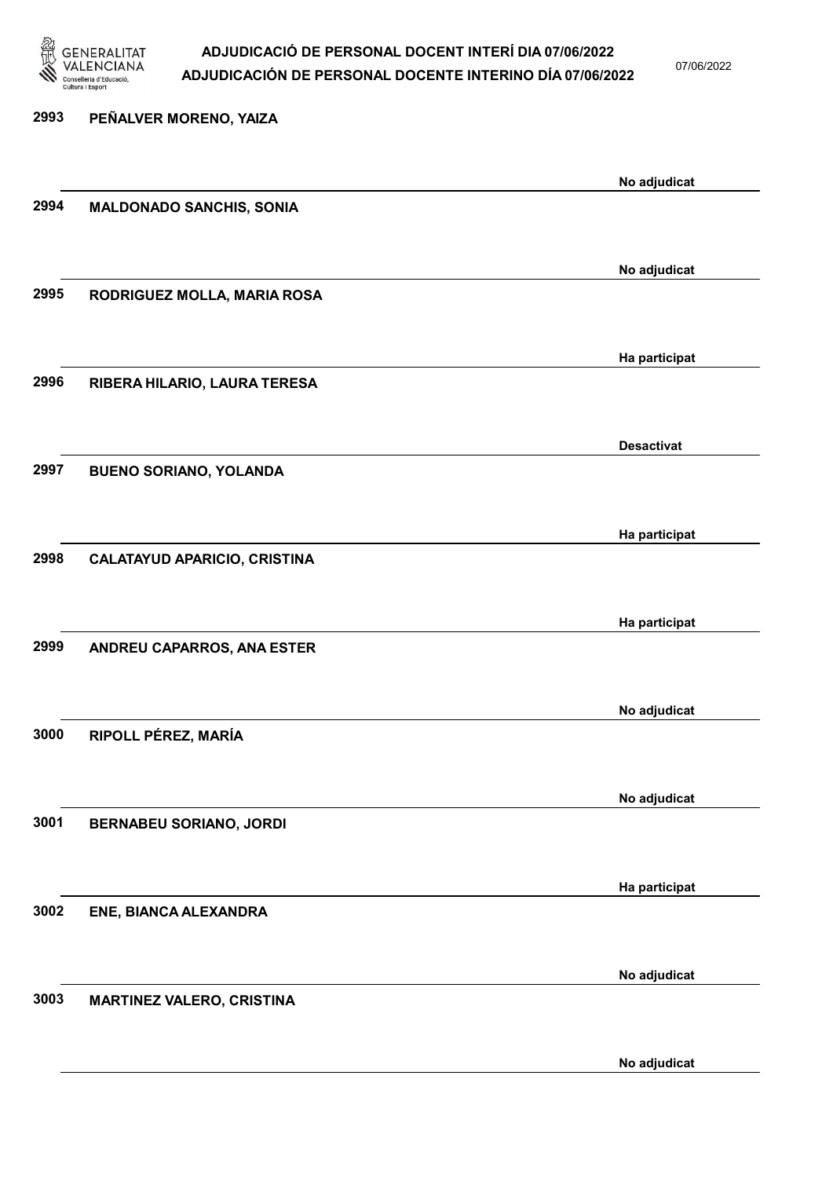2993 PEÑALVER MORENO, YAIZA

No adjudicat

2994 MALDONADO SANCHIS, SONIA

No adjudicat

2995 RODRIGUEZ MOLLA, MARIA ROSA

Ha participat

2996 RIBERA HILARIO, LAURA TERESA

Desactivat

2997 BUENO SORIANO, YOLANDA

Ha participat

2998 CALATAYUD APARICIO, CRISTINA

Ha participat

2999 ANDREU CAPARROS, ANA ESTER

No adjudicat

3000 RIPOLL PÉREZ, MARÍA

No adjudicat

3001 BERNABEU SORIANO, JORDI

Ha participat

3002 ENE, BIANCA ALEXANDRA

No adjudicat

3003 MARTINEZ VALERO, CRISTINA

No adjudicat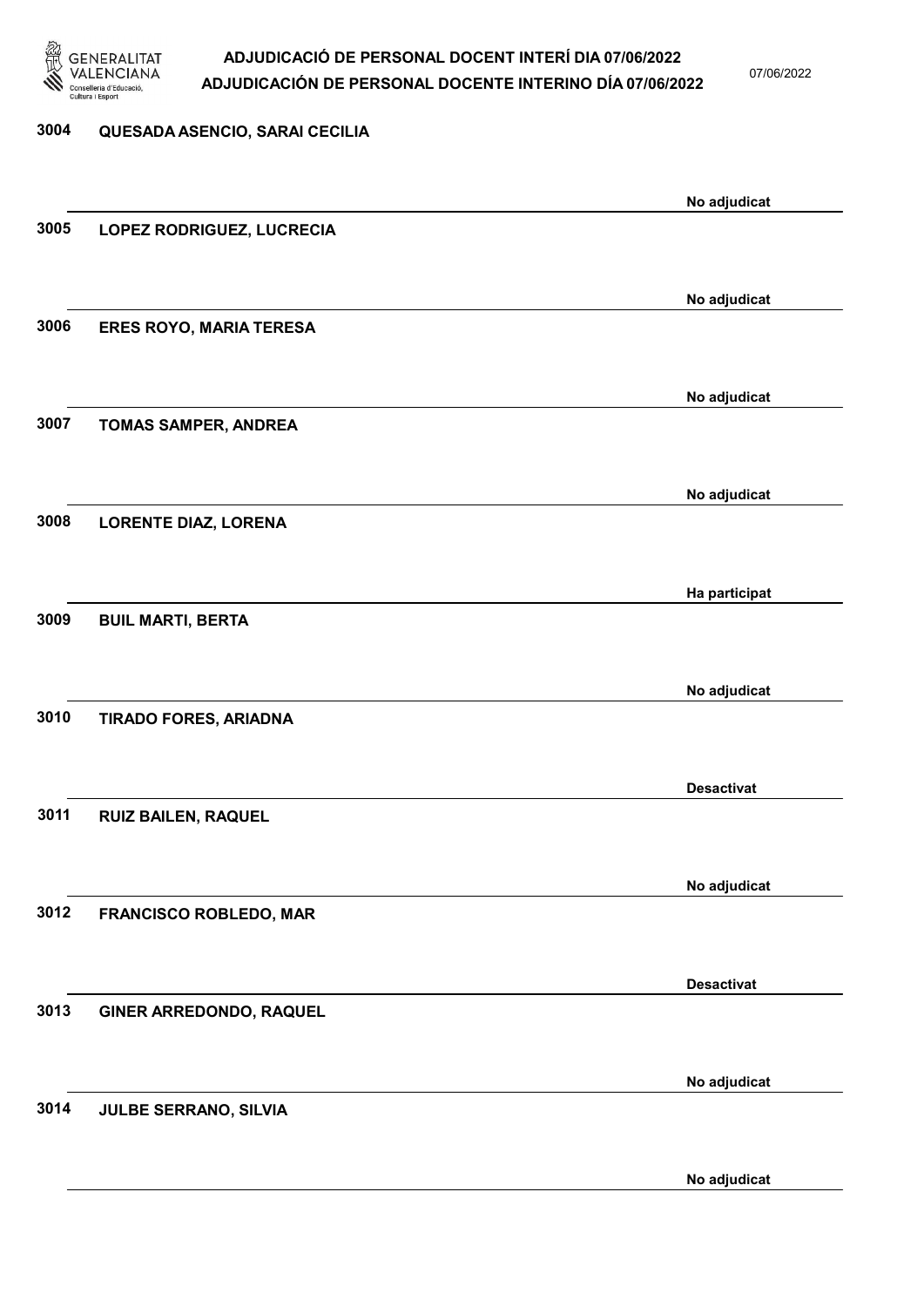| | | |
|---|---|---|
| 3004 | QUESADA ASENCIO, SARAI CECILIA | No adjudicat |
| 3005 | LOPEZ RODRIGUEZ, LUCRECIA | No adjudicat |
| 3006 | ERES ROYO, MARIA TERESA | No adjudicat |
| 3007 | TOMAS SAMPER, ANDREA | No adjudicat |
| 3008 | LORENTE DIAZ, LORENA | Ha participat |
| 3009 | BUIL MARTI, BERTA | No adjudicat |
| 3010 | TIRADO FORES, ARIADNA | Desactivat |
| 3011 | RUIZ BAILEN, RAQUEL | No adjudicat |
| 3012 | FRANCISCO ROBLEDO, MAR | Desactivat |
| 3013 | GINER ARREDONDO, RAQUEL | No adjudicat |
| 3014 | JULBE SERRANO, SILVIA | No adjudicat |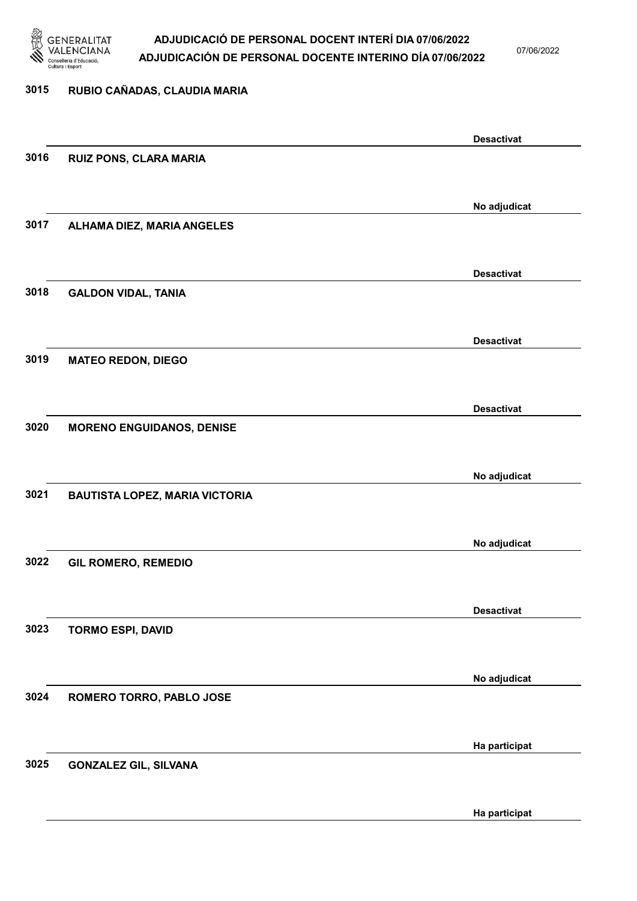3015 RUBIO CAÑADAS, CLAUDIA MARIA

Desactivat

3016 RUIZ PONS, CLARA MARIA

No adjudicat

3017 ALHAMA DIEZ, MARIA ANGELES

Desactivat

3018 GALDON VIDAL, TANIA

Desactivat

3019 MATEO REDON, DIEGO

Desactivat

3020 MORENO ENGUIDANOS, DENISE

No adjudicat

3021 BAUTISTA LOPEZ, MARIA VICTORIA

No adjudicat

3022 GIL ROMERO, REMEDIO

Desactivat

3023 TORMO ESPI, DAVID

No adjudicat

3024 ROMERO TORRO, PABLO JOSE

Ha participat

3025 GONZALEZ GIL, SILVANA

Ha participat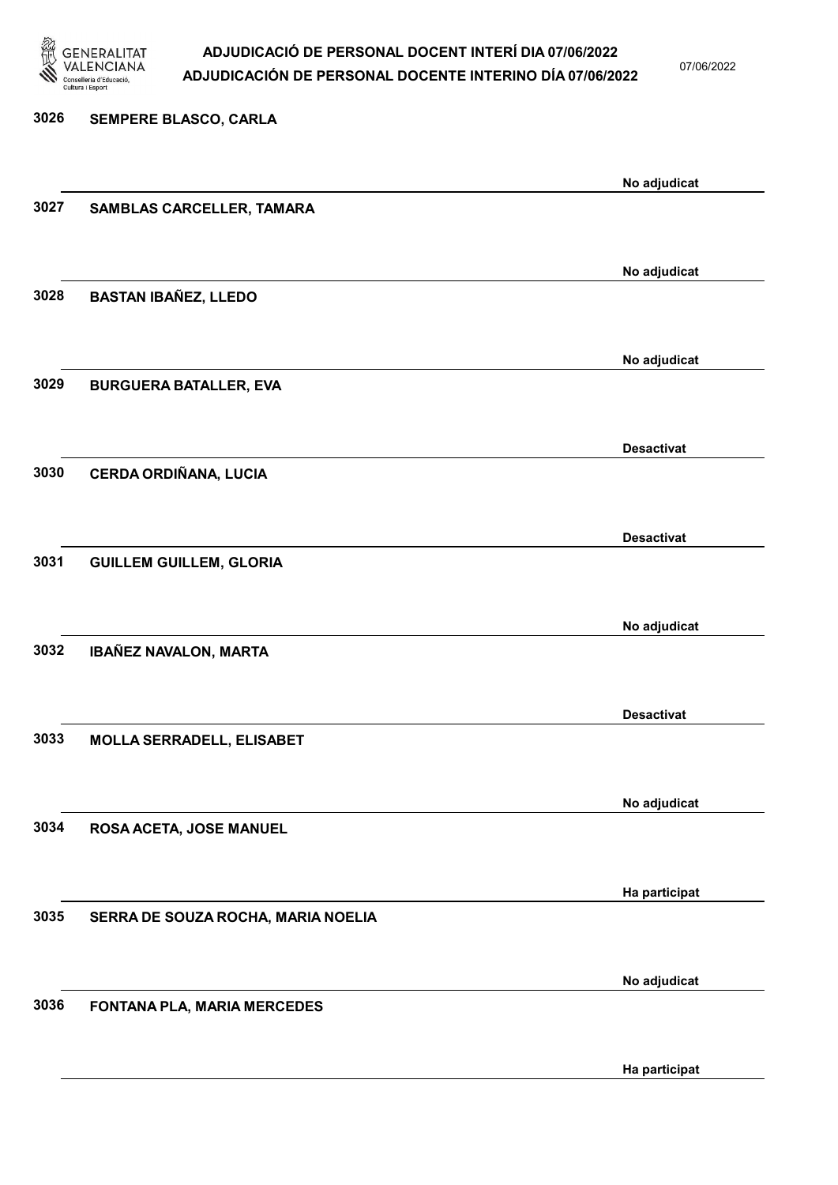3026 SEMPERE BLASCO, CARLA

No adjudicat

3027 SAMBLAS CARCELLER, TAMARA

No adjudicat

3028 BASTAN IBAÑEZ, LLEDO

No adjudicat

3029 BURGUERA BATALLER, EVA

Desactivat

3030 CERDA ORDIÑANA, LUCIA

Desactivat

3031 GUILLEM GUILLEM, GLORIA

No adjudicat

3032 IBAÑEZ NAVALON, MARTA

Desactivat

3033 MOLLA SERRADELL, ELISABET

No adjudicat

3034 ROSA ACETA, JOSE MANUEL

Ha participat

3035 SERRA DE SOUZA ROCHA, MARIA NOELIA

No adjudicat

3036 FONTANA PLA, MARIA MERCEDES

Ha participat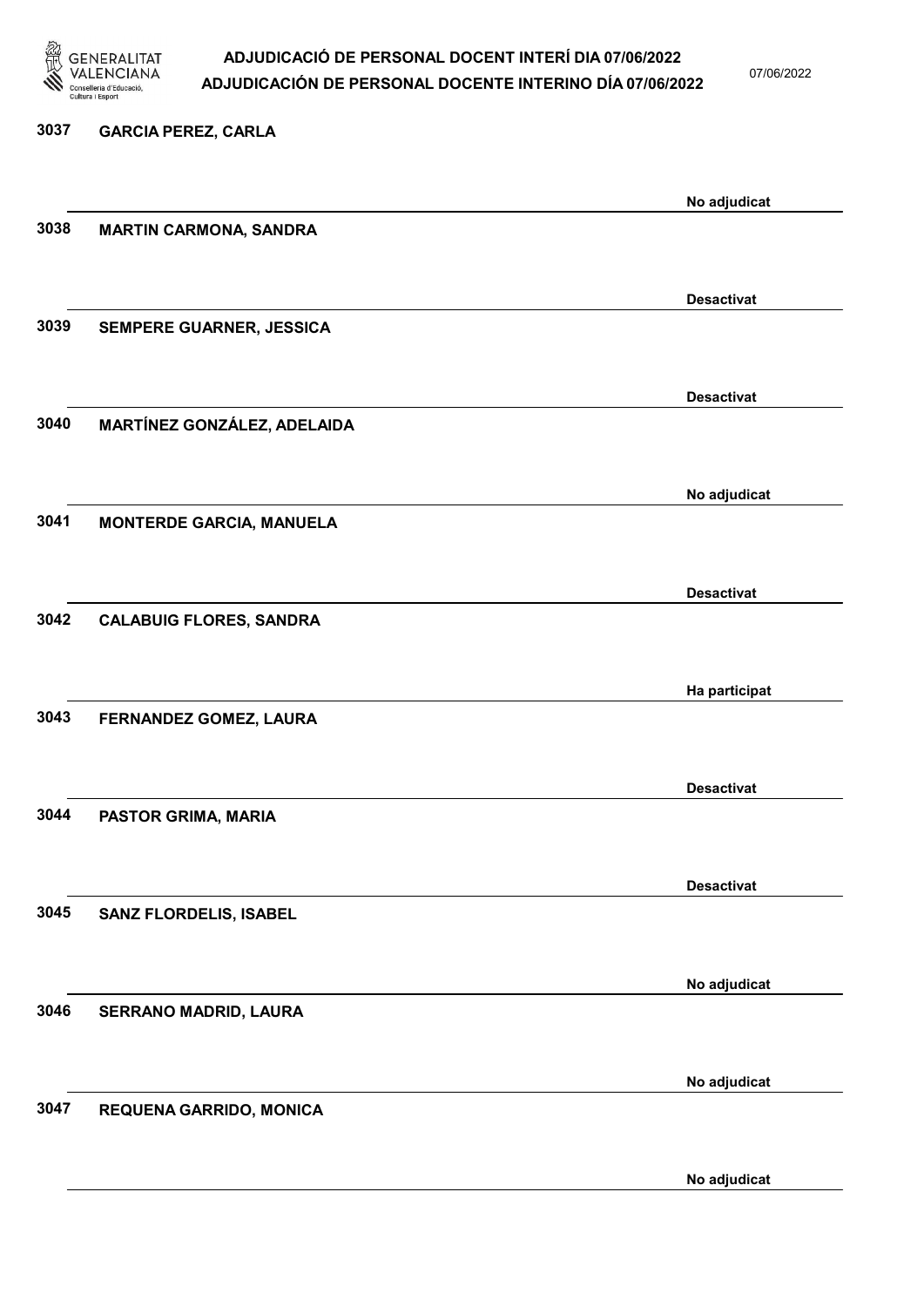3037 GARCIA PEREZ, CARLA

No adjudicat

3038 MARTIN CARMONA, SANDRA

Desactivat

3039 SEMPERE GUARNER, JESSICA

Desactivat

3040 MARTÍNEZ GONZÁLEZ, ADELAIDA

No adjudicat

3041 MONTERDE GARCIA, MANUELA

Desactivat

3042 CALABUIG FLORES, SANDRA

Ha participat

3043 FERNANDEZ GOMEZ, LAURA

Desactivat

3044 PASTOR GRIMA, MARIA

Desactivat

3045 SANZ FLORDELIS, ISABEL

No adjudicat

3046 SERRANO MADRID, LAURA

No adjudicat

3047 REQUENA GARRIDO, MONICA

No adjudicat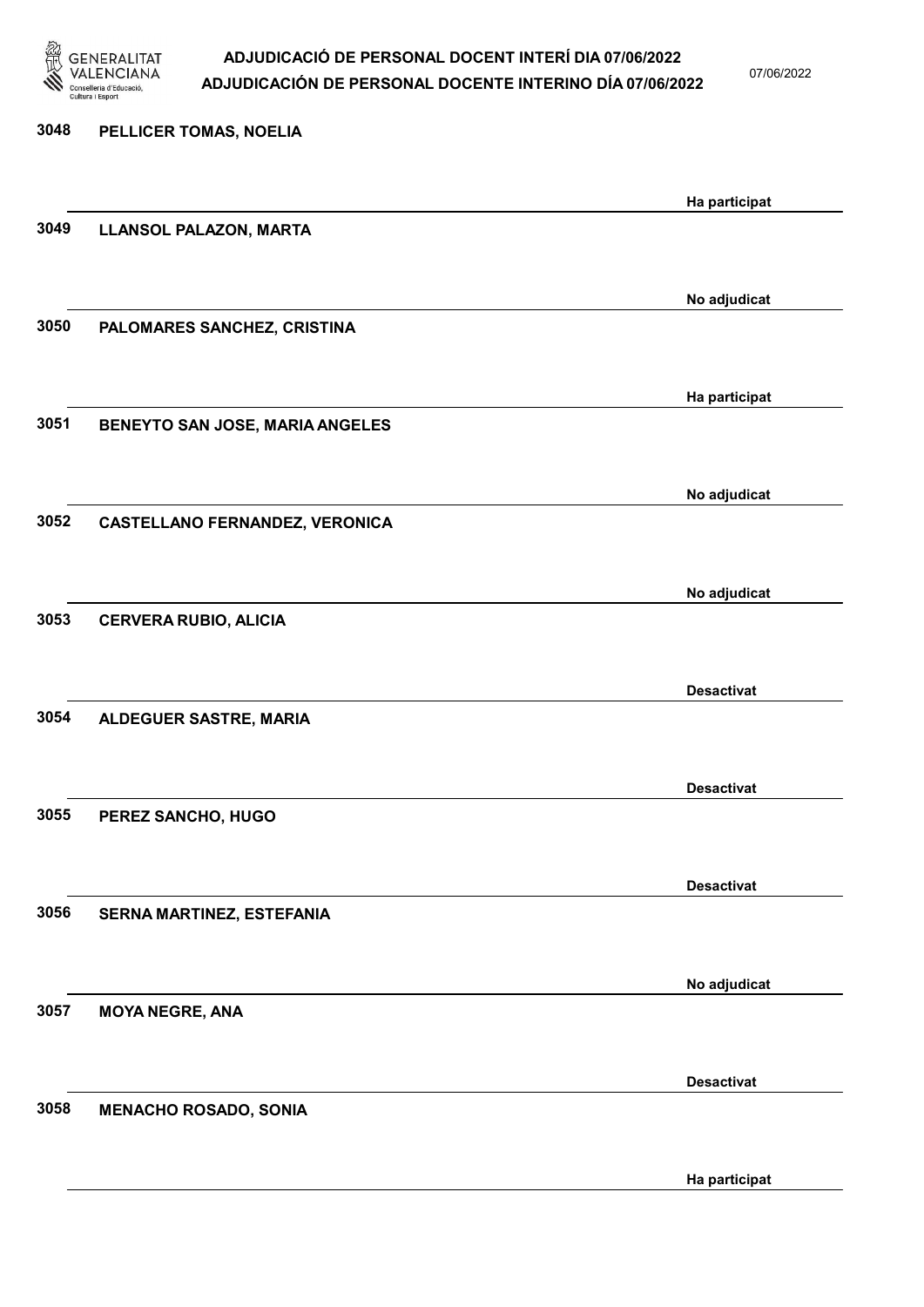3048 **PELLICER TOMAS, NOELIA**

Ha participat

3049 **LLANSOL PALAZON, MARTA**

No adjudicat

3050 **PALOMARES SANCHEZ, CRISTINA**

Ha participat

3051 **BENEYTO SAN JOSE, MARIA ANGELES**

No adjudicat

3052 **CASTELLANO FERNANDEZ, VERONICA**

No adjudicat

3053 **CERVERA RUBIO, ALICIA**

Desactivat

3054 **ALDEGUER SASTRE, MARIA**

Desactivat

3055 **PEREZ SANCHO, HUGO**

Desactivat

3056 **SERNA MARTINEZ, ESTEFANIA**

No adjudicat

3057 **MOYA NEGRE, ANA**

Desactivat

3058 **MENACHO ROSADO, SONIA**

Ha participat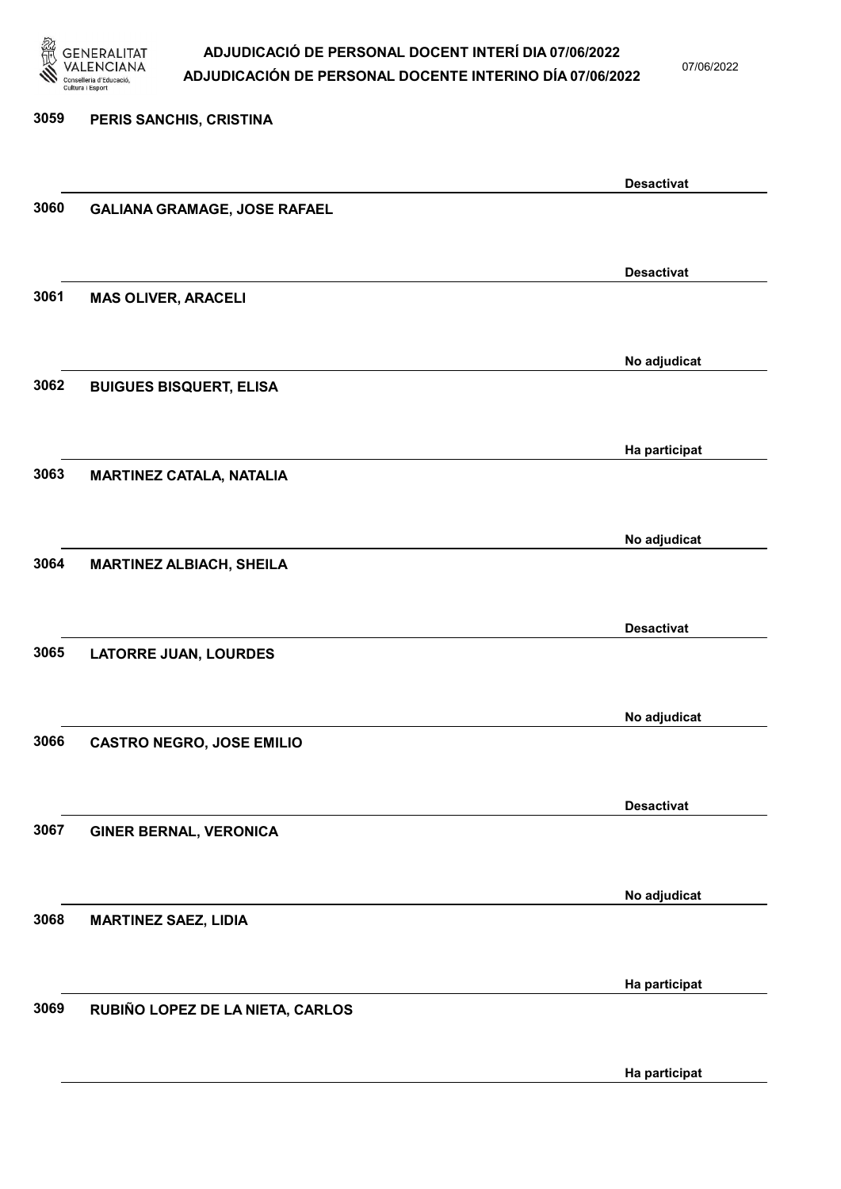| Núm. | Nom | Estat |
|---|---|---|
| 3059 | PERIS SANCHIS, CRISTINA | Desactivat |
| 3060 | GALIANA GRAMAGE, JOSE RAFAEL | Desactivat |
| 3061 | MAS OLIVER, ARACELI | No adjudicat |
| 3062 | BUIGUES BISQUERT, ELISA | Ha participat |
| 3063 | MARTINEZ CATALA, NATALIA | No adjudicat |
| 3064 | MARTINEZ ALBIACH, SHEILA | Desactivat |
| 3065 | LATORRE JUAN, LOURDES | No adjudicat |
| 3066 | CASTRO NEGRO, JOSE EMILIO | Desactivat |
| 3067 | GINER BERNAL, VERONICA | No adjudicat |
| 3068 | MARTINEZ SAEZ, LIDIA | Ha participat |
| 3069 | RUBIÑO LOPEZ DE LA NIETA, CARLOS | Ha participat |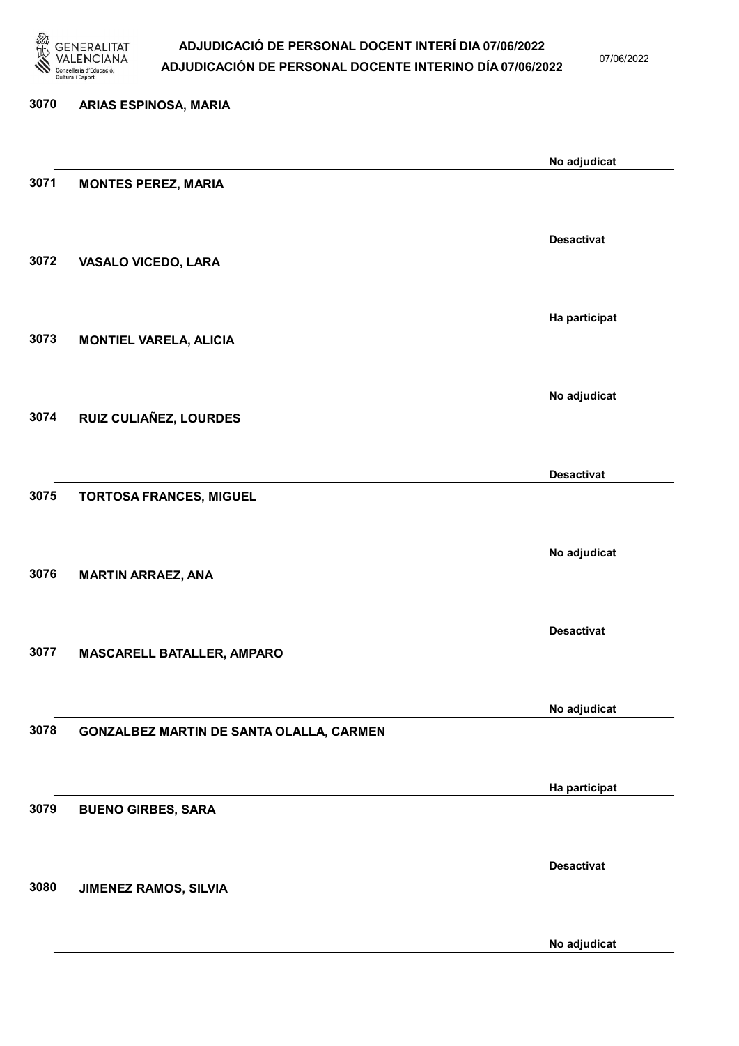3070 **ARIAS ESPINOSA, MARIA**

No adjudicat

3071 **MONTES PEREZ, MARIA**

Desactivat

3072 **VASALO VICEDO, LARA**

Ha participat

3073 **MONTIEL VARELA, ALICIA**

No adjudicat

3074 **RUIZ CULIAÑEZ, LOURDES**

Desactivat

3075 **TORTOSA FRANCES, MIGUEL**

No adjudicat

3076 **MARTIN ARRAEZ, ANA**

Desactivat

3077 **MASCARELL BATALLER, AMPARO**

No adjudicat

3078 **GONZALBEZ MARTIN DE SANTA OLALLA, CARMEN**

Ha participat

3079 **BUENO GIRBES, SARA**

Desactivat

3080 **JIMENEZ RAMOS, SILVIA**

No adjudicat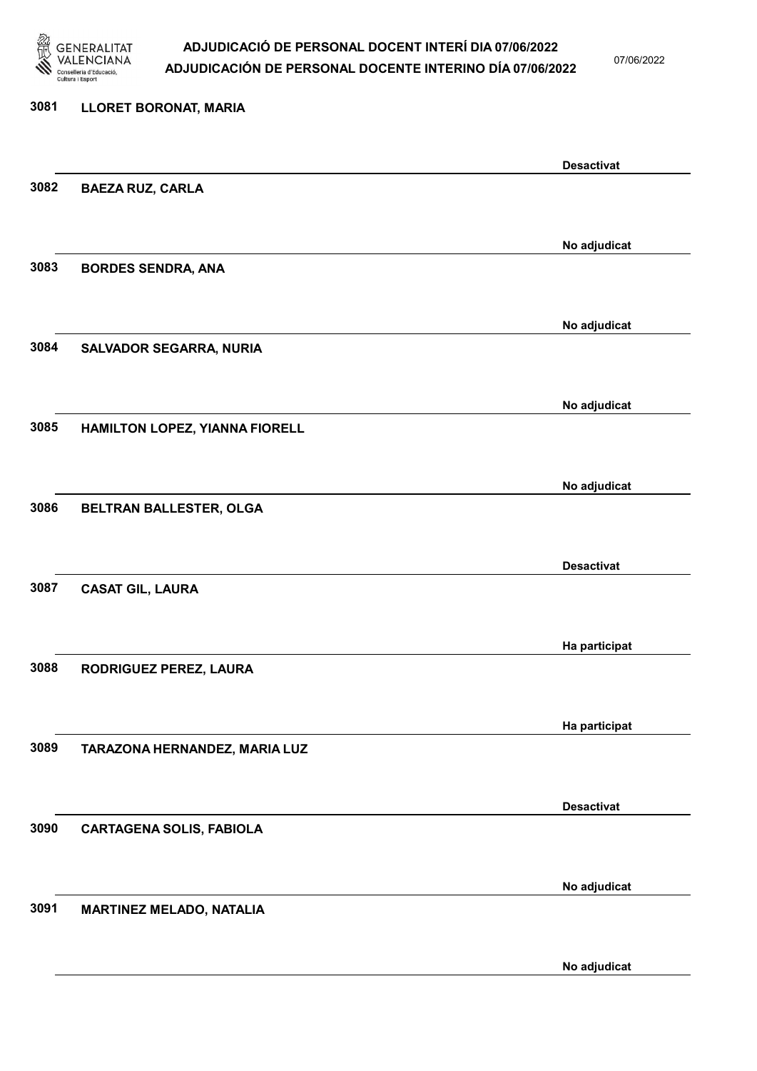3081 LLORET BORONAT, MARIA

Desactivat

3082 BAEZA RUZ, CARLA

No adjudicat

3083 BORDES SENDRA, ANA

No adjudicat

3084 SALVADOR SEGARRA, NURIA

No adjudicat

3085 HAMILTON LOPEZ, YIANNA FIORELL

No adjudicat

3086 BELTRAN BALLESTER, OLGA

Desactivat

3087 CASAT GIL, LAURA

Ha participat

3088 RODRIGUEZ PEREZ, LAURA

Ha participat

3089 TARAZONA HERNANDEZ, MARIA LUZ

Desactivat

3090 CARTAGENA SOLIS, FABIOLA

No adjudicat

3091 MARTINEZ MELADO, NATALIA

No adjudicat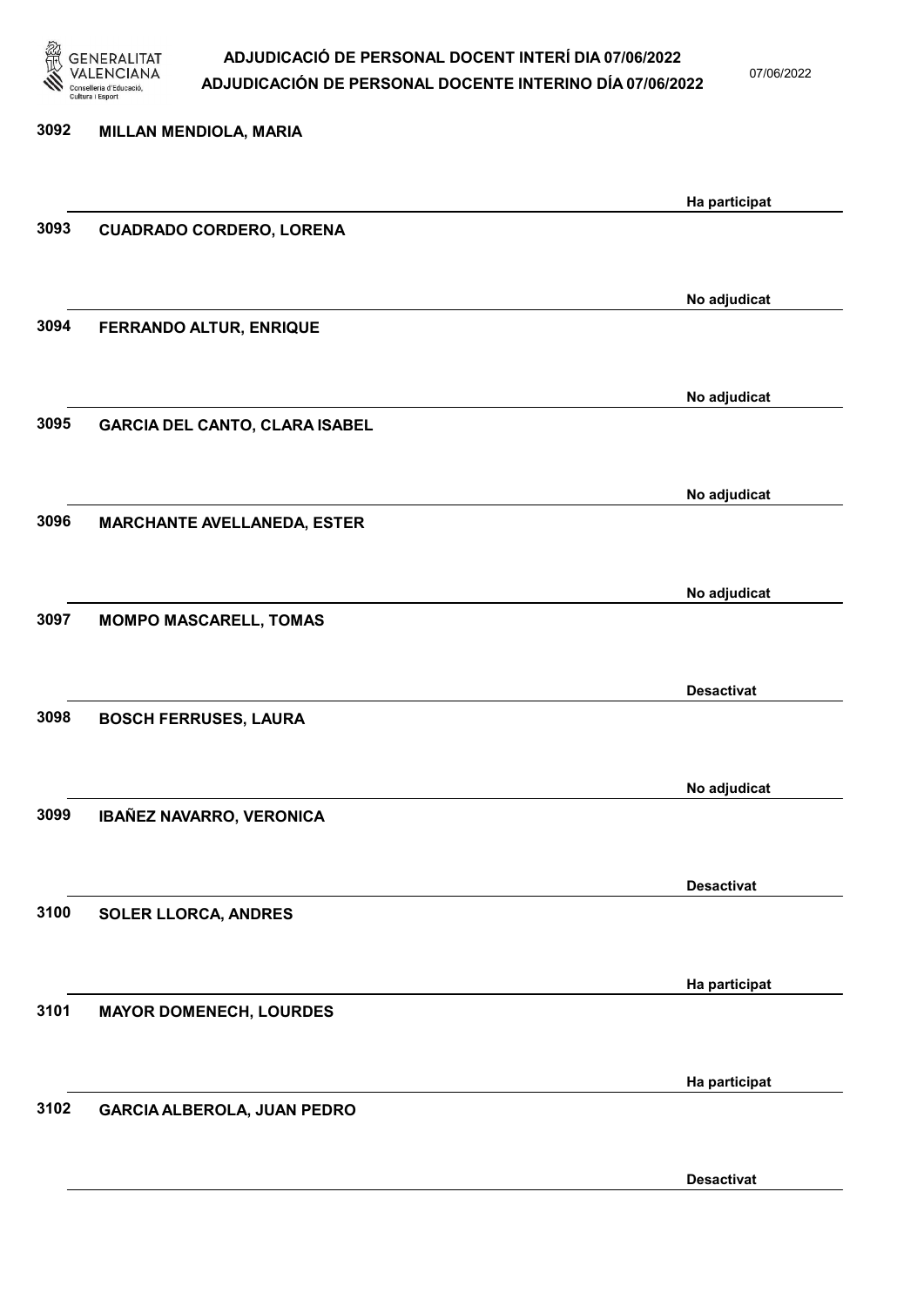3092 **MILLAN MENDIOLA, MARIA**

Ha participat

3093 **CUADRADO CORDERO, LORENA**

No adjudicat

3094 **FERRANDO ALTUR, ENRIQUE**

No adjudicat

3095 **GARCIA DEL CANTO, CLARA ISABEL**

No adjudicat

3096 **MARCHANTE AVELLANEDA, ESTER**

No adjudicat

3097 **MOMPO MASCARELL, TOMAS**

Desactivat

3098 **BOSCH FERRUSES, LAURA**

No adjudicat

3099 **IBAÑEZ NAVARRO, VERONICA**

Desactivat

3100 **SOLER LLORCA, ANDRES**

Ha participat

3101 **MAYOR DOMENECH, LOURDES**

Ha participat

3102 **GARCIA ALBEROLA, JUAN PEDRO**

Desactivat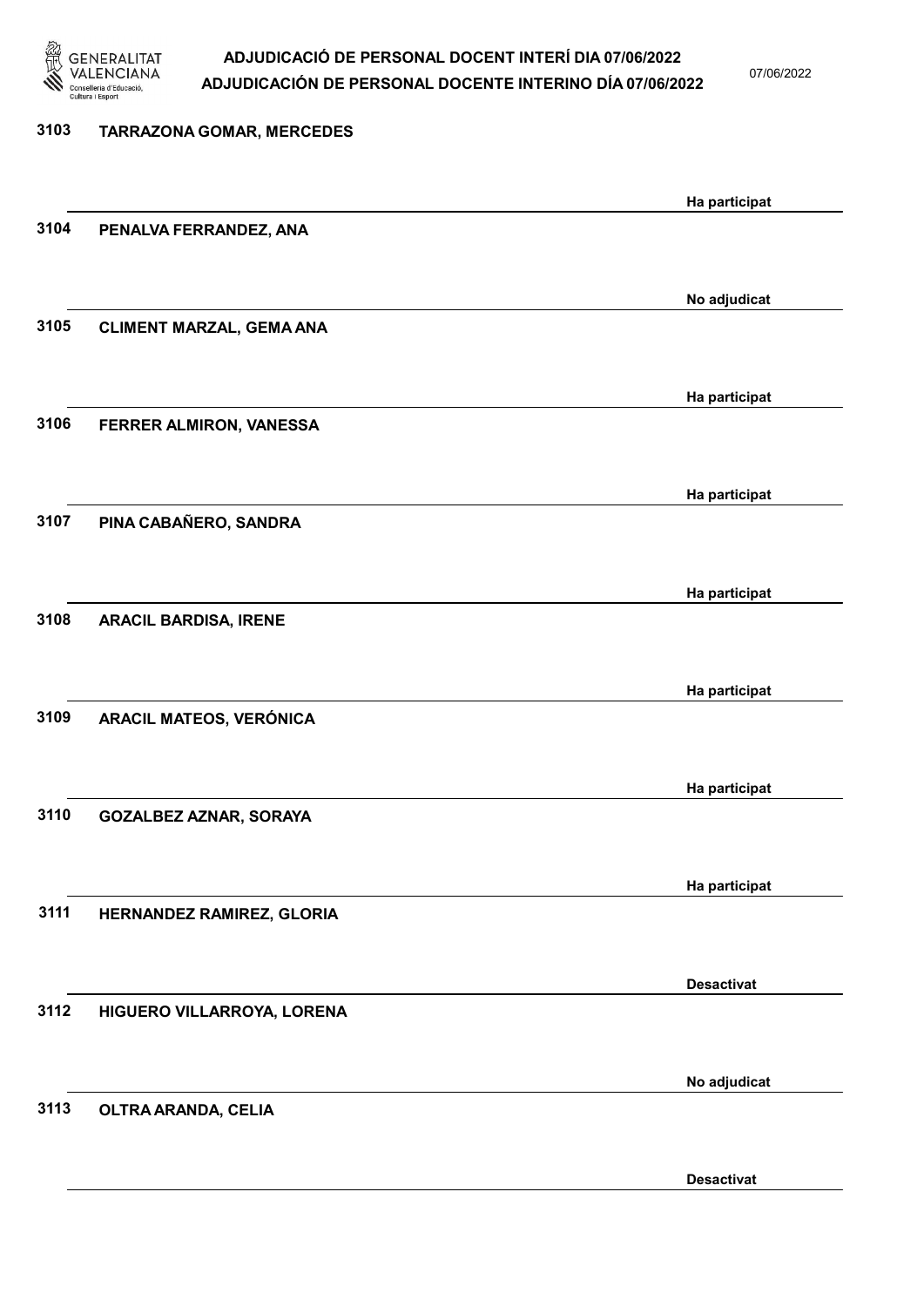| Núm. | Nom | Estat |
|---|---|---|
| 3103 | TARRAZONA GOMAR, MERCEDES | Ha participat |
| 3104 | PENALVA FERRANDEZ, ANA | No adjudicat |
| 3105 | CLIMENT MARZAL, GEMA ANA | Ha participat |
| 3106 | FERRER ALMIRON, VANESSA | Ha participat |
| 3107 | PINA CABAÑERO, SANDRA | Ha participat |
| 3108 | ARACIL BARDISA, IRENE | Ha participat |
| 3109 | ARACIL MATEOS, VERÓNICA | Ha participat |
| 3110 | GOZALBEZ AZNAR, SORAYA | Ha participat |
| 3111 | HERNANDEZ RAMIREZ, GLORIA | Desactivat |
| 3112 | HIGUERO VILLARROYA, LORENA | No adjudicat |
| 3113 | OLTRA ARANDA, CELIA | Desactivat |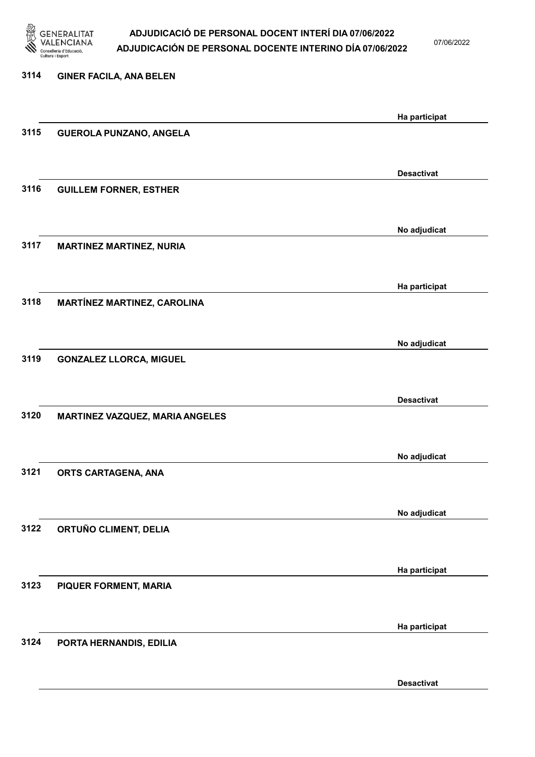3114 GINER FACILA, ANA BELEN

Ha participat

3115 GUEROLA PUNZANO, ANGELA

Desactivat

3116 GUILLEM FORNER, ESTHER

No adjudicat

3117 MARTINEZ MARTINEZ, NURIA

Ha participat

3118 MARTÍNEZ MARTINEZ, CAROLINA

No adjudicat

3119 GONZALEZ LLORCA, MIGUEL

Desactivat

3120 MARTINEZ VAZQUEZ, MARIA ANGELES

No adjudicat

3121 ORTS CARTAGENA, ANA

No adjudicat

3122 ORTUÑO CLIMENT, DELIA

Ha participat

3123 PIQUER FORMENT, MARIA

Ha participat

3124 PORTA HERNANDIS, EDILIA

Desactivat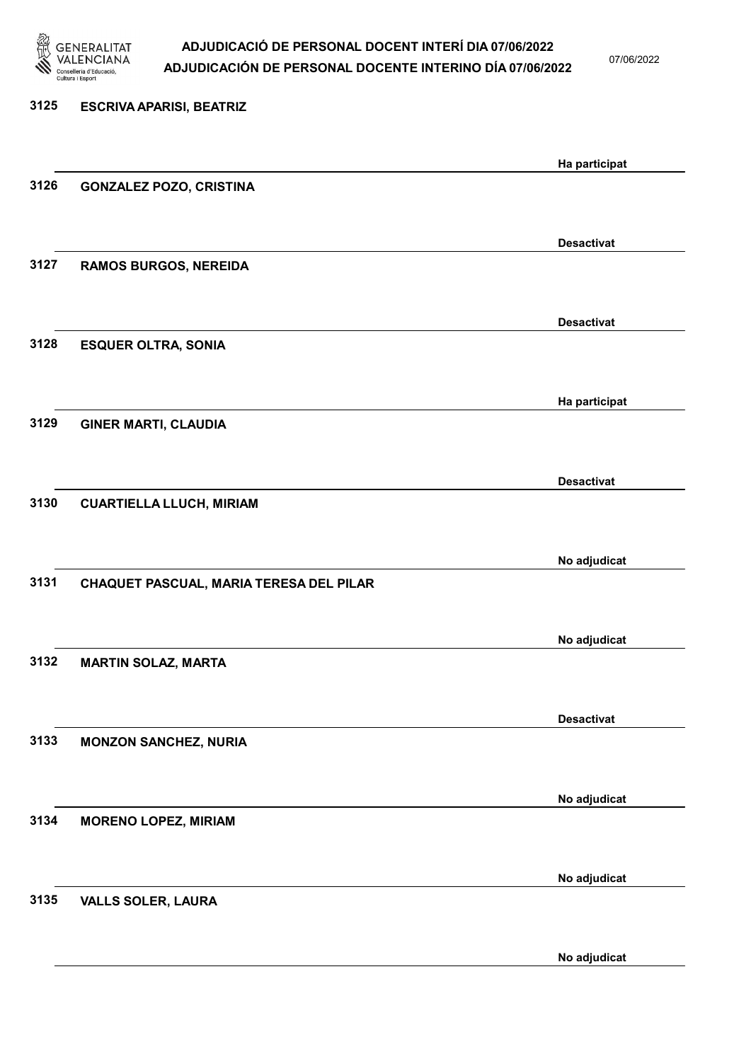3125 ESCRIVA APARISI, BEATRIZ

Ha participat

3126 GONZALEZ POZO, CRISTINA

Desactivat

3127 RAMOS BURGOS, NEREIDA

Desactivat

3128 ESQUER OLTRA, SONIA

Ha participat

3129 GINER MARTI, CLAUDIA

Desactivat

3130 CUARTIELLA LLUCH, MIRIAM

No adjudicat

3131 CHAQUET PASCUAL, MARIA TERESA DEL PILAR

No adjudicat

3132 MARTIN SOLAZ, MARTA

Desactivat

3133 MONZON SANCHEZ, NURIA

No adjudicat

3134 MORENO LOPEZ, MIRIAM

No adjudicat

3135 VALLS SOLER, LAURA

No adjudicat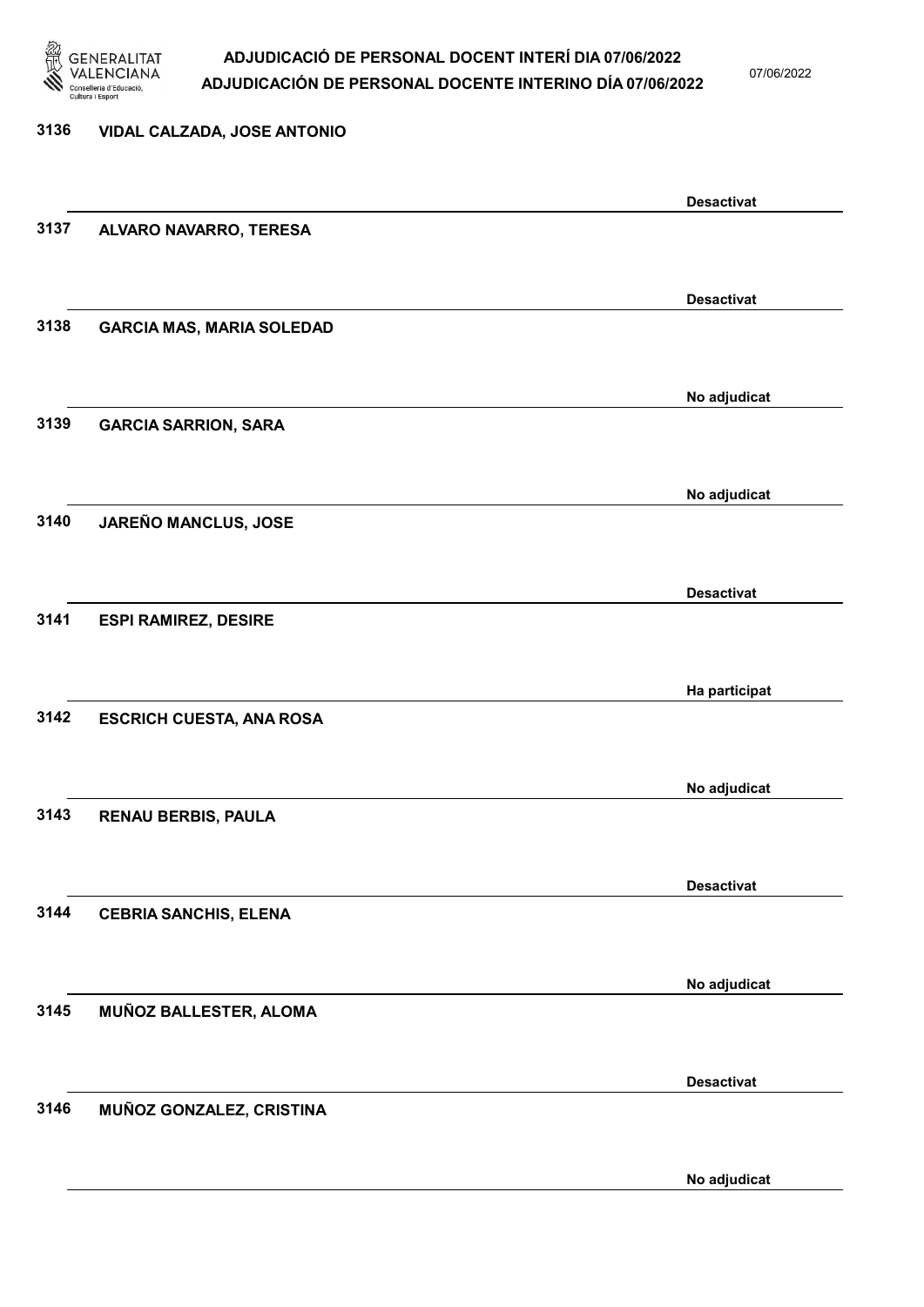| Núm. | Nom | Estat |
|---|---|---|
| 3136 | VIDAL CALZADA, JOSE ANTONIO | Desactivat |
| 3137 | ALVARO NAVARRO, TERESA | Desactivat |
| 3138 | GARCIA MAS, MARIA SOLEDAD | No adjudicat |
| 3139 | GARCIA SARRION, SARA | No adjudicat |
| 3140 | JAREÑO MANCLUS, JOSE | Desactivat |
| 3141 | ESPI RAMIREZ, DESIRE | Ha participat |
| 3142 | ESCRICH CUESTA, ANA ROSA | No adjudicat |
| 3143 | RENAU BERBIS, PAULA | Desactivat |
| 3144 | CEBRIA SANCHIS, ELENA | No adjudicat |
| 3145 | MUÑOZ BALLESTER, ALOMA | Desactivat |
| 3146 | MUÑOZ GONZALEZ, CRISTINA | No adjudicat |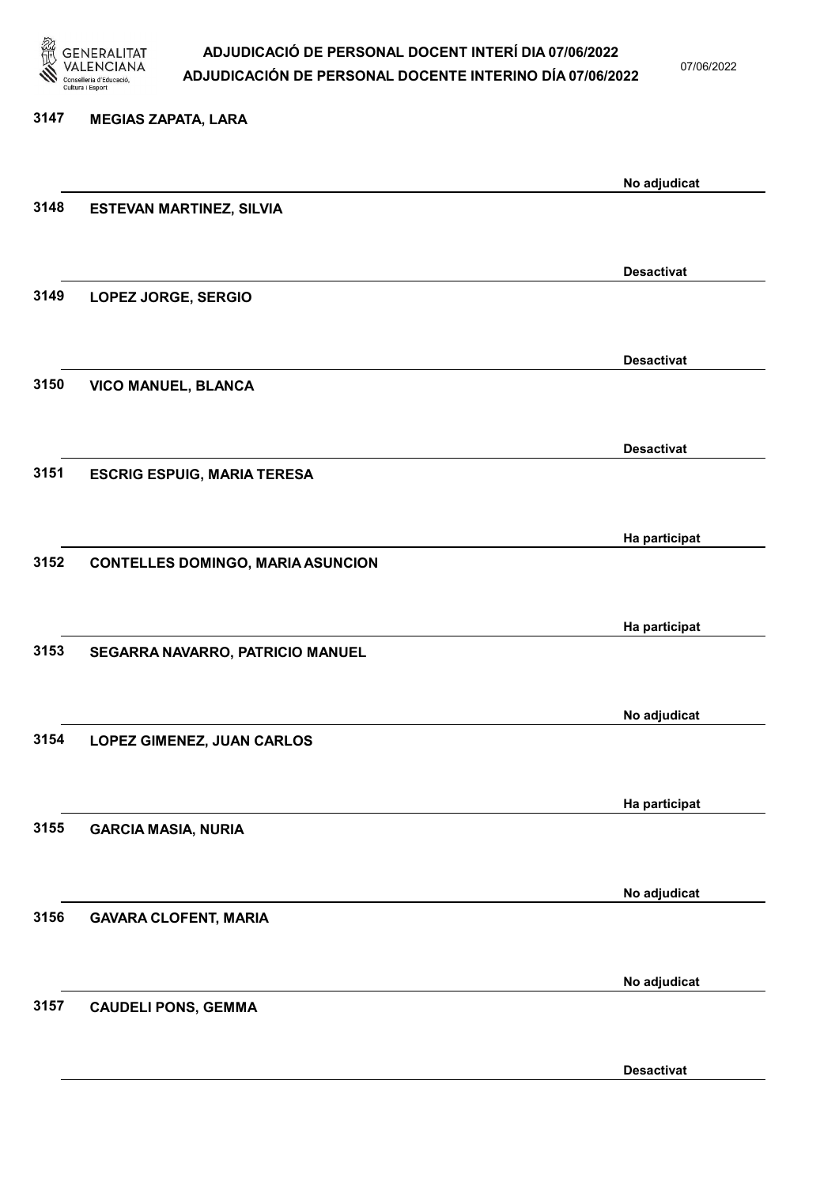| | | |
|---|---|---|
| 3147 | MEGIAS ZAPATA, LARA | No adjudicat |
| 3148 | ESTEVAN MARTINEZ, SILVIA | Desactivat |
| 3149 | LOPEZ JORGE, SERGIO | Desactivat |
| 3150 | VICO MANUEL, BLANCA | Desactivat |
| 3151 | ESCRIG ESPUIG, MARIA TERESA | Ha participat |
| 3152 | CONTELLES DOMINGO, MARIA ASUNCION | Ha participat |
| 3153 | SEGARRA NAVARRO, PATRICIO MANUEL | No adjudicat |
| 3154 | LOPEZ GIMENEZ, JUAN CARLOS | Ha participat |
| 3155 | GARCIA MASIA, NURIA | No adjudicat |
| 3156 | GAVARA CLOFENT, MARIA | No adjudicat |
| 3157 | CAUDELI PONS, GEMMA | Desactivat |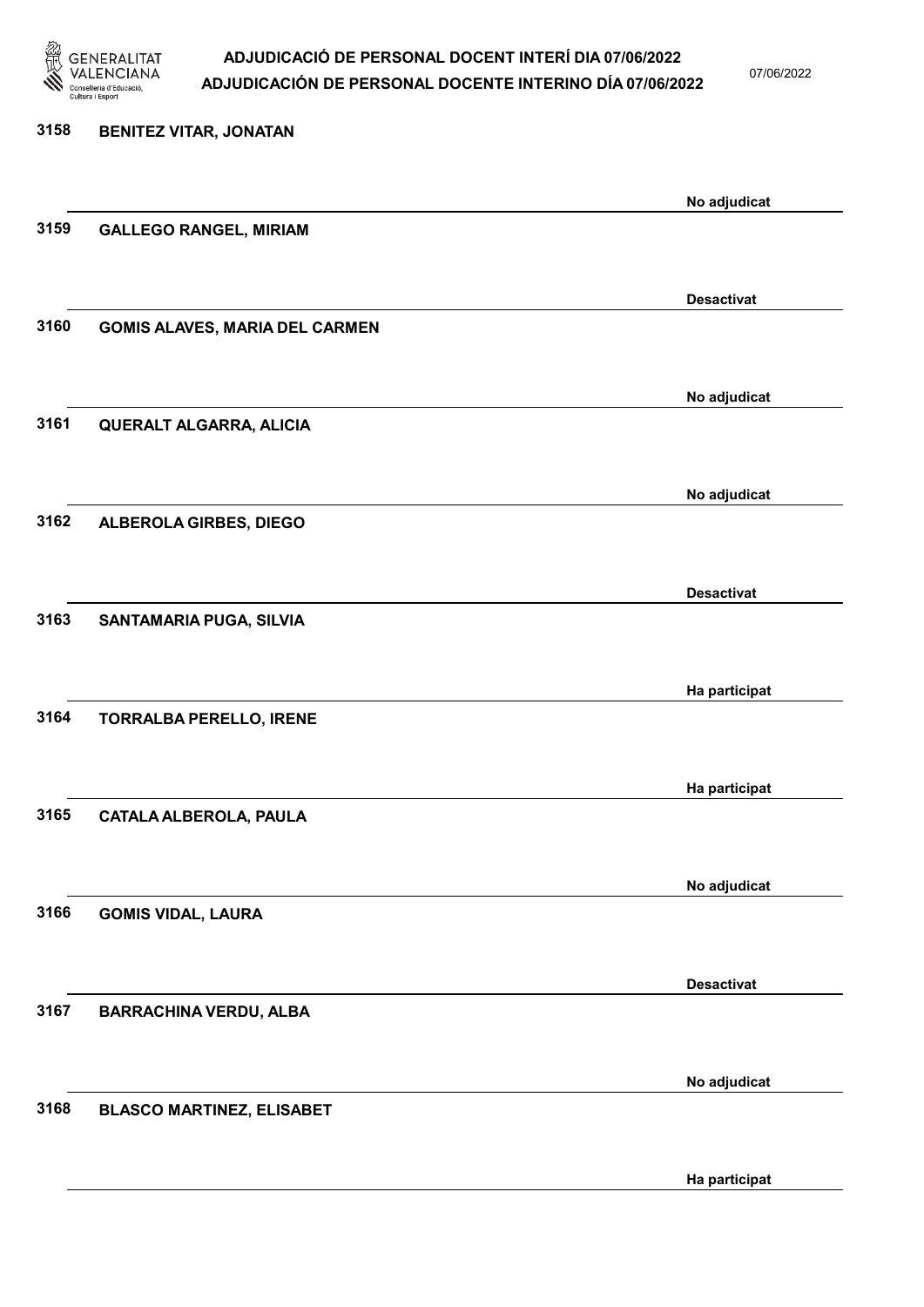| Núm. | Nom | Estat |
|---|---|---|
| 3158 | BENITEZ VITAR, JONATAN | No adjudicat |
| 3159 | GALLEGO RANGEL, MIRIAM | Desactivat |
| 3160 | GOMIS ALAVES, MARIA DEL CARMEN | No adjudicat |
| 3161 | QUERALT ALGARRA, ALICIA | No adjudicat |
| 3162 | ALBEROLA GIRBES, DIEGO | Desactivat |
| 3163 | SANTAMARIA PUGA, SILVIA | Ha participat |
| 3164 | TORRALBA PERELLO, IRENE | Ha participat |
| 3165 | CATALA ALBEROLA, PAULA | No adjudicat |
| 3166 | GOMIS VIDAL, LAURA | Desactivat |
| 3167 | BARRACHINA VERDU, ALBA | No adjudicat |
| 3168 | BLASCO MARTINEZ, ELISABET | Ha participat |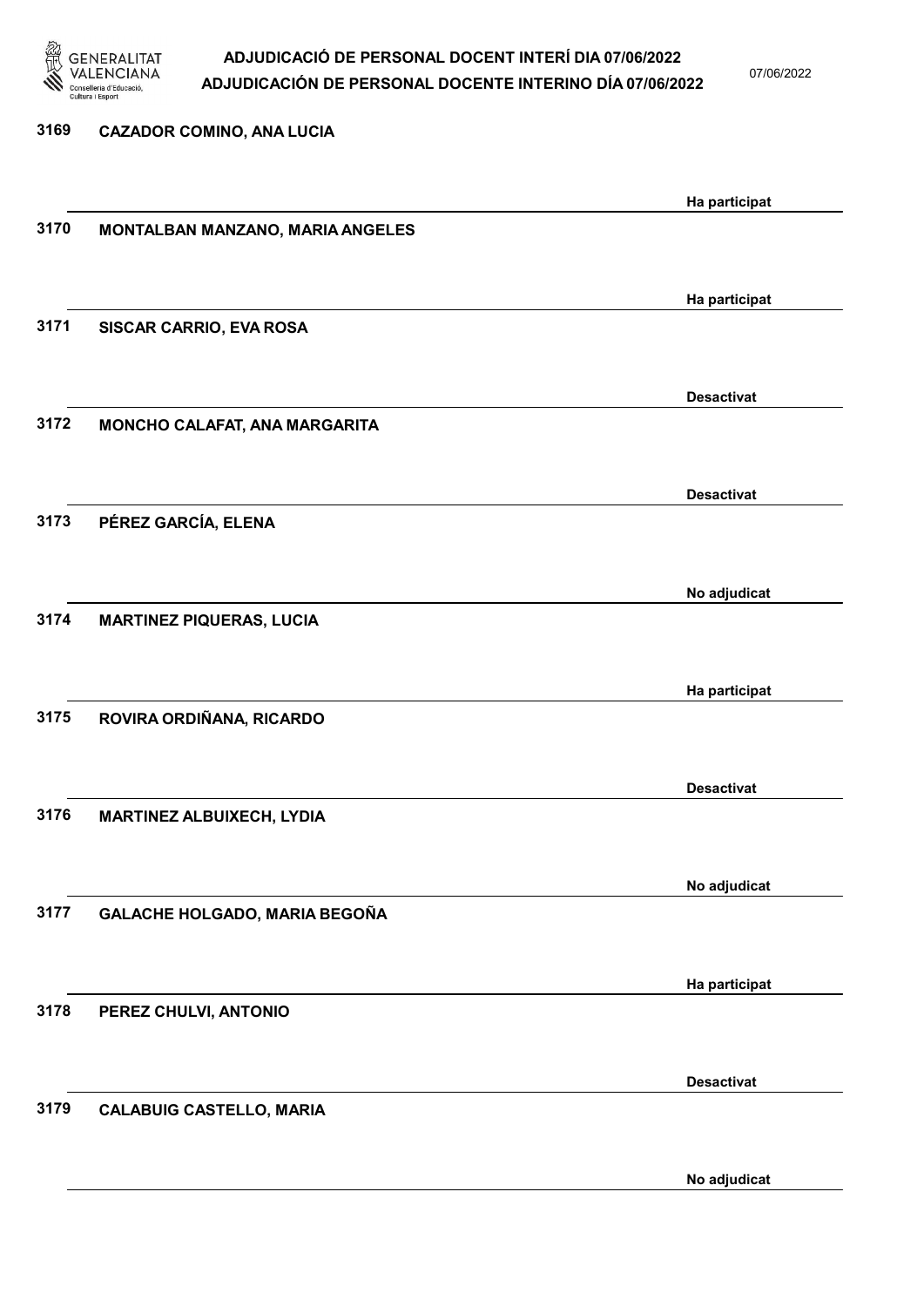3169 CAZADOR COMINO, ANA LUCIA

Ha participat

3170 MONTALBAN MANZANO, MARIA ANGELES

Ha participat

3171 SISCAR CARRIO, EVA ROSA

Desactivat

3172 MONCHO CALAFAT, ANA MARGARITA

Desactivat

3173 PÉREZ GARCÍA, ELENA

No adjudicat

3174 MARTINEZ PIQUERAS, LUCIA

Ha participat

3175 ROVIRA ORDIÑANA, RICARDO

Desactivat

3176 MARTINEZ ALBUIXECH, LYDIA

No adjudicat

3177 GALACHE HOLGADO, MARIA BEGOÑA

Ha participat

3178 PEREZ CHULVI, ANTONIO

Desactivat

3179 CALABUIG CASTELLO, MARIA

No adjudicat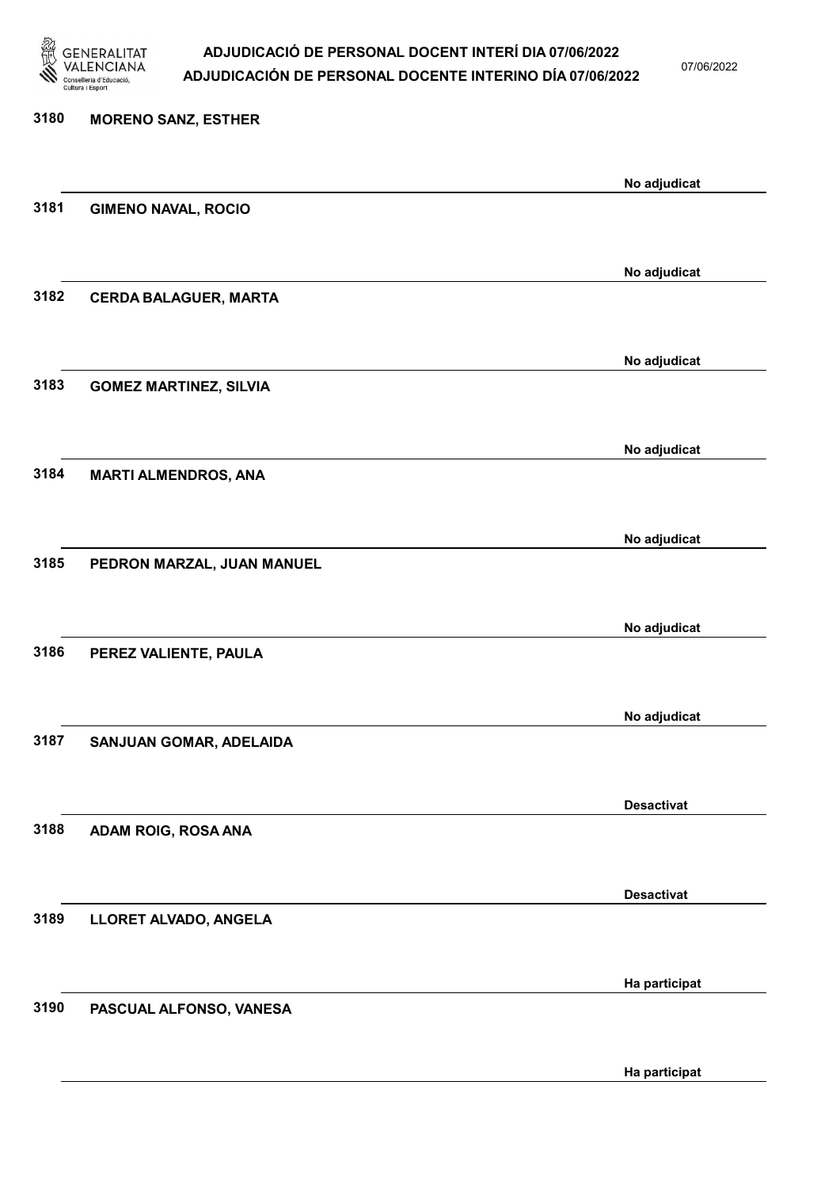| Núm. | Nom | Estat |
|---|---|---|
| 3180 | MORENO SANZ, ESTHER | No adjudicat |
| 3181 | GIMENO NAVAL, ROCIO | No adjudicat |
| 3182 | CERDA BALAGUER, MARTA | No adjudicat |
| 3183 | GOMEZ MARTINEZ, SILVIA | No adjudicat |
| 3184 | MARTI ALMENDROS, ANA | No adjudicat |
| 3185 | PEDRON MARZAL, JUAN MANUEL | No adjudicat |
| 3186 | PEREZ VALIENTE, PAULA | No adjudicat |
| 3187 | SANJUAN GOMAR, ADELAIDA | Desactivat |
| 3188 | ADAM ROIG, ROSA ANA | Desactivat |
| 3189 | LLORET ALVADO, ANGELA | Ha participat |
| 3190 | PASCUAL ALFONSO, VANESA | Ha participat |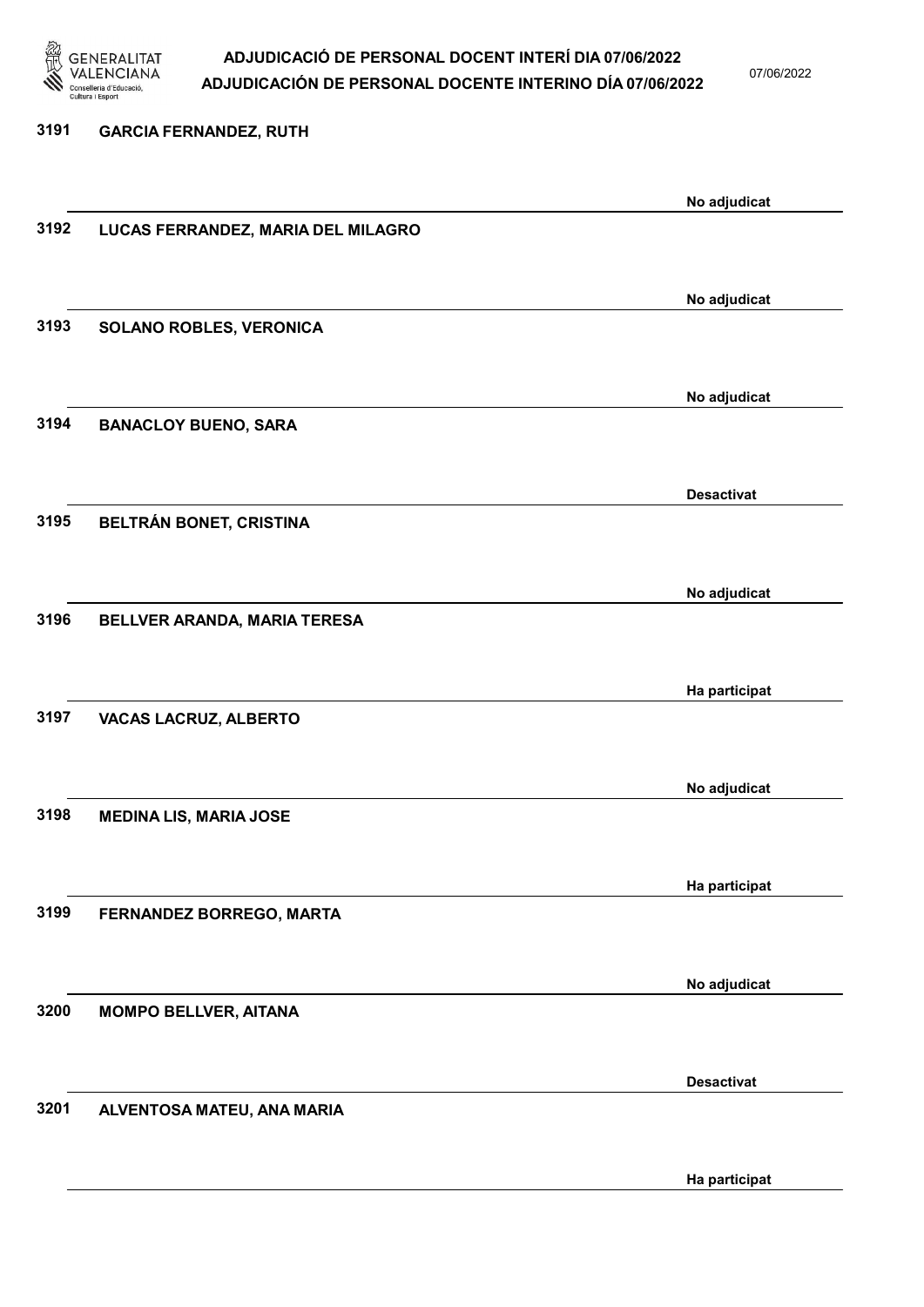3191 GARCIA FERNANDEZ, RUTH

No adjudicat

3192 LUCAS FERRANDEZ, MARIA DEL MILAGRO

No adjudicat

3193 SOLANO ROBLES, VERONICA

No adjudicat

3194 BANACLOY BUENO, SARA

Desactivat

3195 BELTRÁN BONET, CRISTINA

No adjudicat

3196 BELLVER ARANDA, MARIA TERESA

Ha participat

3197 VACAS LACRUZ, ALBERTO

No adjudicat

3198 MEDINA LIS, MARIA JOSE

Ha participat

3199 FERNANDEZ BORREGO, MARTA

No adjudicat

3200 MOMPO BELLVER, AITANA

Desactivat

3201 ALVENTOSA MATEU, ANA MARIA

Ha participat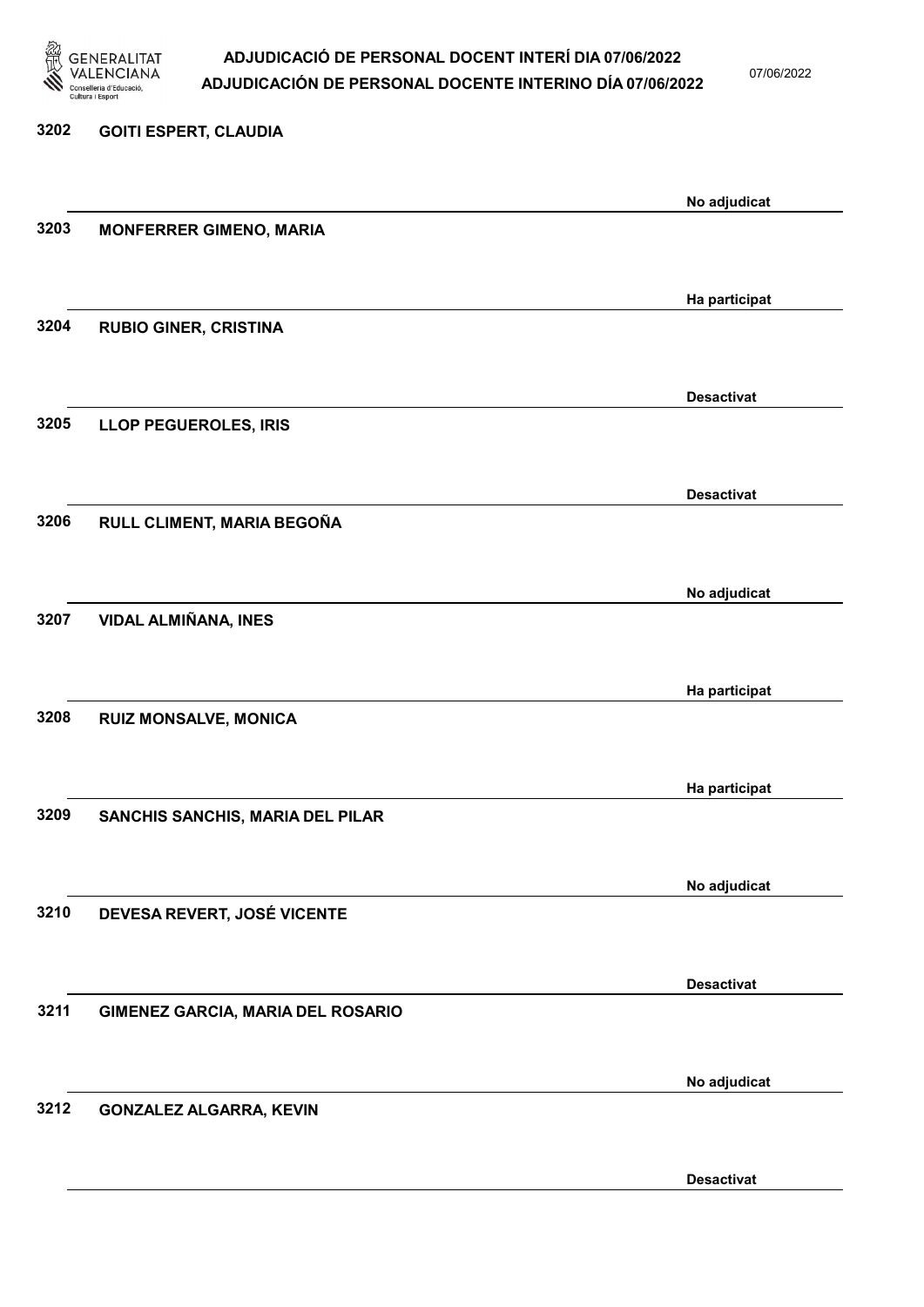3202 GOITI ESPERT, CLAUDIA

No adjudicat

3203 MONFERRER GIMENO, MARIA

Ha participat

3204 RUBIO GINER, CRISTINA

Desactivat

3205 LLOP PEGUEROLES, IRIS

Desactivat

3206 RULL CLIMENT, MARIA BEGOÑA

No adjudicat

3207 VIDAL ALMIÑANA, INES

Ha participat

3208 RUIZ MONSALVE, MONICA

Ha participat

3209 SANCHIS SANCHIS, MARIA DEL PILAR

No adjudicat

3210 DEVESA REVERT, JOSÉ VICENTE

Desactivat

3211 GIMENEZ GARCIA, MARIA DEL ROSARIO

No adjudicat

3212 GONZALEZ ALGARRA, KEVIN

Desactivat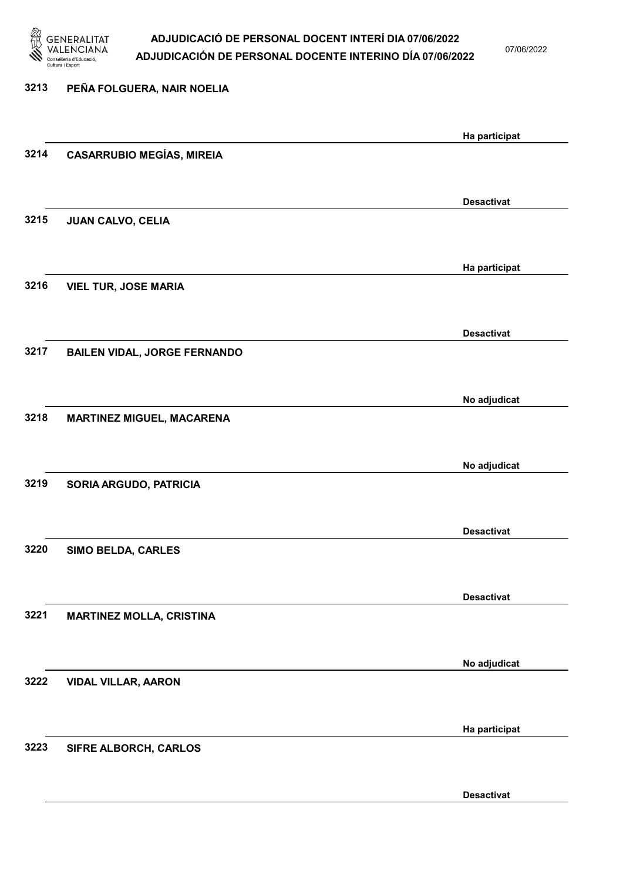| Núm. | Nom | Estat |
| --- | --- | --- |
| 3213 | PEÑA FOLGUERA, NAIR NOELIA | Ha participat |
| 3214 | CASARRUBIO MEGÍAS, MIREIA | Desactivat |
| 3215 | JUAN CALVO, CELIA | Ha participat |
| 3216 | VIEL TUR, JOSE MARIA | Desactivat |
| 3217 | BAILEN VIDAL, JORGE FERNANDO | No adjudicat |
| 3218 | MARTINEZ MIGUEL, MACARENA | No adjudicat |
| 3219 | SORIA ARGUDO, PATRICIA | Desactivat |
| 3220 | SIMO BELDA, CARLES | Desactivat |
| 3221 | MARTINEZ MOLLA, CRISTINA | No adjudicat |
| 3222 | VIDAL VILLAR, AARON | Ha participat |
| 3223 | SIFRE ALBORCH, CARLOS | Desactivat |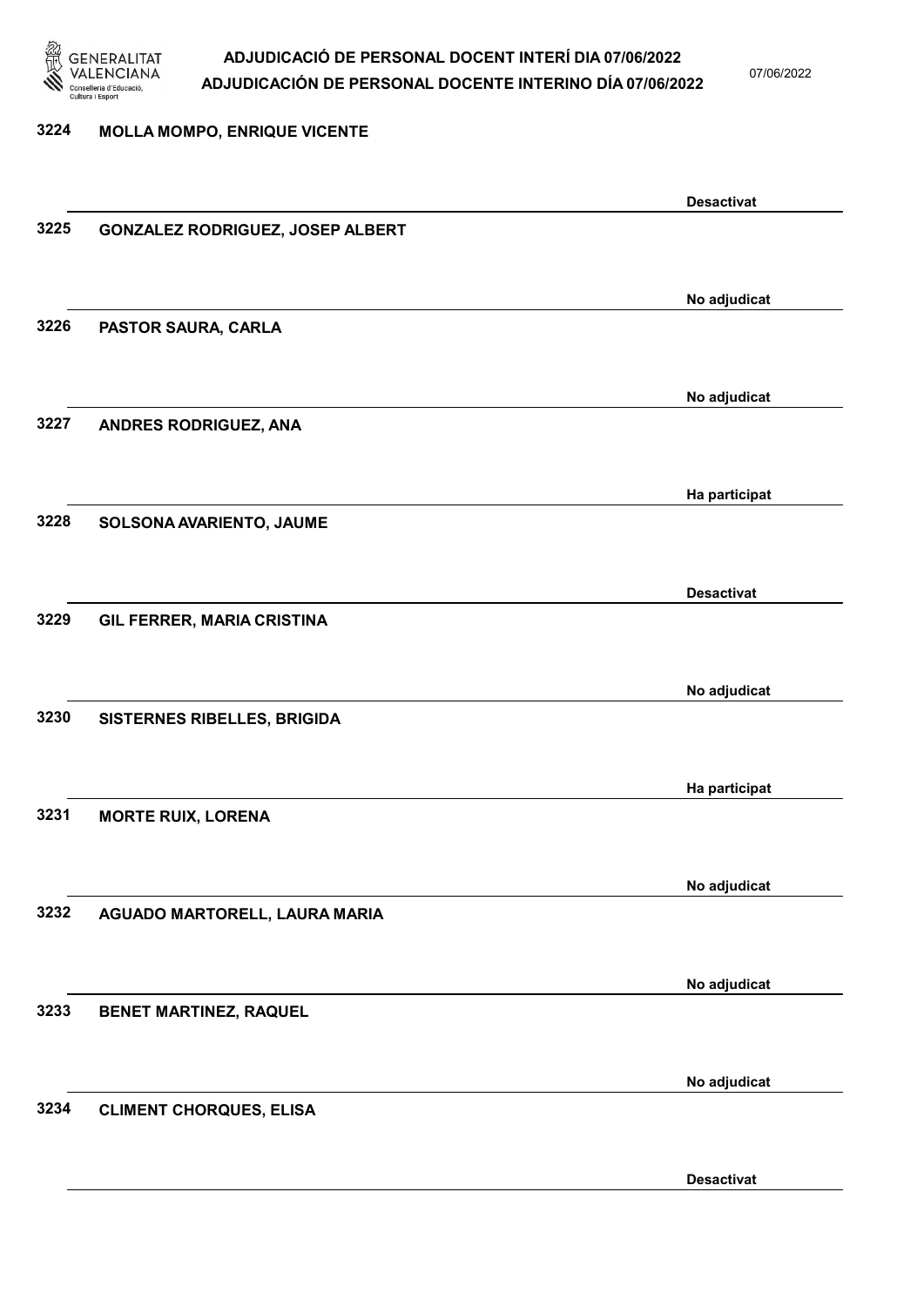| | | |
|---|---|---|
| 3224 | MOLLA MOMPO, ENRIQUE VICENTE | Desactivat |
| 3225 | GONZALEZ RODRIGUEZ, JOSEP ALBERT | No adjudicat |
| 3226 | PASTOR SAURA, CARLA | No adjudicat |
| 3227 | ANDRES RODRIGUEZ, ANA | Ha participat |
| 3228 | SOLSONA AVARIENTO, JAUME | Desactivat |
| 3229 | GIL FERRER, MARIA CRISTINA | No adjudicat |
| 3230 | SISTERNES RIBELLES, BRIGIDA | Ha participat |
| 3231 | MORTE RUIX, LORENA | No adjudicat |
| 3232 | AGUADO MARTORELL, LAURA MARIA | No adjudicat |
| 3233 | BENET MARTINEZ, RAQUEL | No adjudicat |
| 3234 | CLIMENT CHORQUES, ELISA | Desactivat |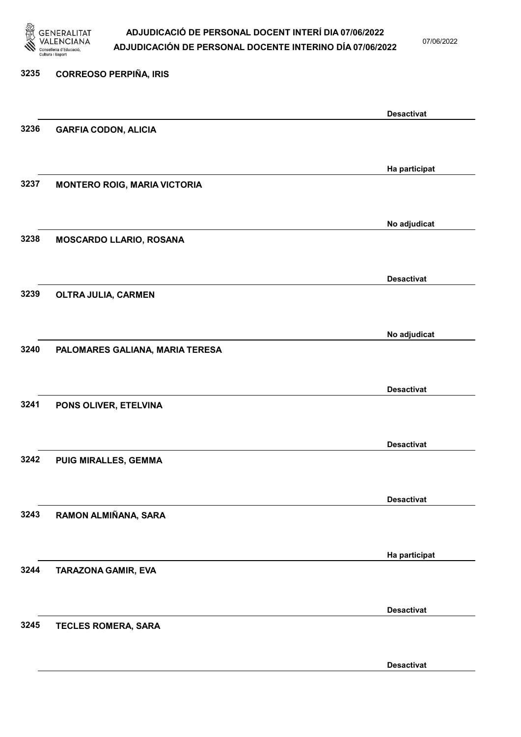3235 CORREOSO PERPIÑA, IRIS

Desactivat

3236 GARFIA CODON, ALICIA

Ha participat

3237 MONTERO ROIG, MARIA VICTORIA

No adjudicat

3238 MOSCARDO LLARIO, ROSANA

Desactivat

3239 OLTRA JULIA, CARMEN

No adjudicat

3240 PALOMARES GALIANA, MARIA TERESA

Desactivat

3241 PONS OLIVER, ETELVINA

Desactivat

3242 PUIG MIRALLES, GEMMA

Desactivat

3243 RAMON ALMIÑANA, SARA

Ha participat

3244 TARAZONA GAMIR, EVA

Desactivat

3245 TECLES ROMERA, SARA

Desactivat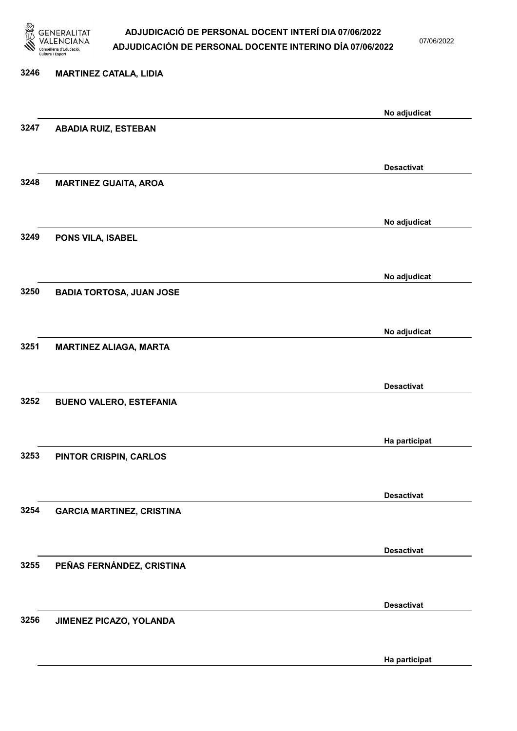| Núm. | Nom | Estat |
|---|---|---|
| 3246 | **MARTINEZ CATALA, LIDIA** | No adjudicat |
| 3247 | **ABADIA RUIZ, ESTEBAN** | Desactivat |
| 3248 | **MARTINEZ GUAITA, AROA** | No adjudicat |
| 3249 | **PONS VILA, ISABEL** | No adjudicat |
| 3250 | **BADIA TORTOSA, JUAN JOSE** | No adjudicat |
| 3251 | **MARTINEZ ALIAGA, MARTA** | Desactivat |
| 3252 | **BUENO VALERO, ESTEFANIA** | Ha participat |
| 3253 | **PINTOR CRISPIN, CARLOS** | Desactivat |
| 3254 | **GARCIA MARTINEZ, CRISTINA** | Desactivat |
| 3255 | **PEÑAS FERNÁNDEZ, CRISTINA** | Desactivat |
| 3256 | **JIMENEZ PICAZO, YOLANDA** | Ha participat |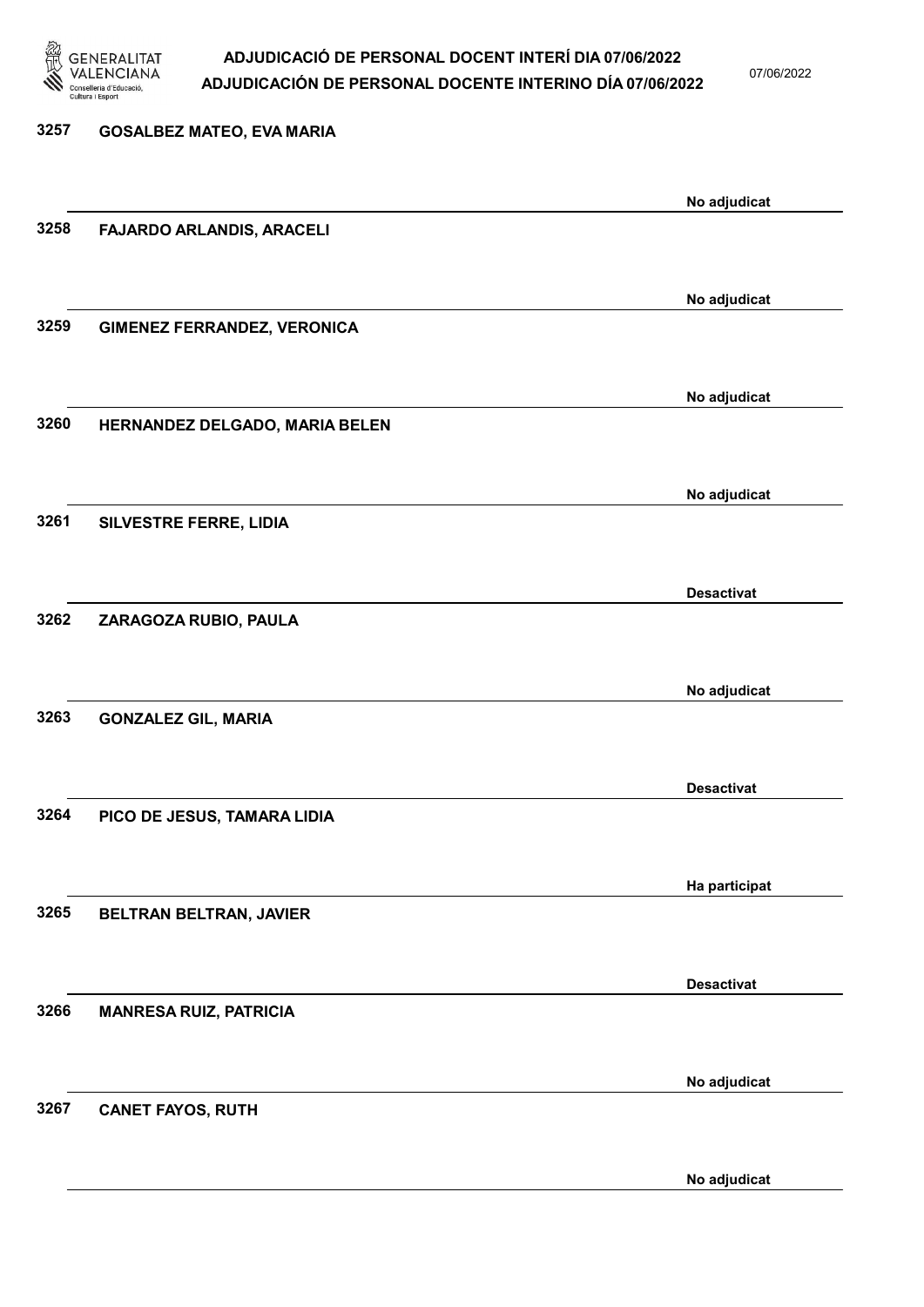3257 **GOSALBEZ MATEO, EVA MARIA**

No adjudicat

3258 **FAJARDO ARLANDIS, ARACELI**

No adjudicat

3259 **GIMENEZ FERRANDEZ, VERONICA**

No adjudicat

3260 **HERNANDEZ DELGADO, MARIA BELEN**

No adjudicat

3261 **SILVESTRE FERRE, LIDIA**

Desactivat

3262 **ZARAGOZA RUBIO, PAULA**

No adjudicat

3263 **GONZALEZ GIL, MARIA**

Desactivat

3264 **PICO DE JESUS, TAMARA LIDIA**

Ha participat

3265 **BELTRAN BELTRAN, JAVIER**

Desactivat

3266 **MANRESA RUIZ, PATRICIA**

No adjudicat

3267 **CANET FAYOS, RUTH**

No adjudicat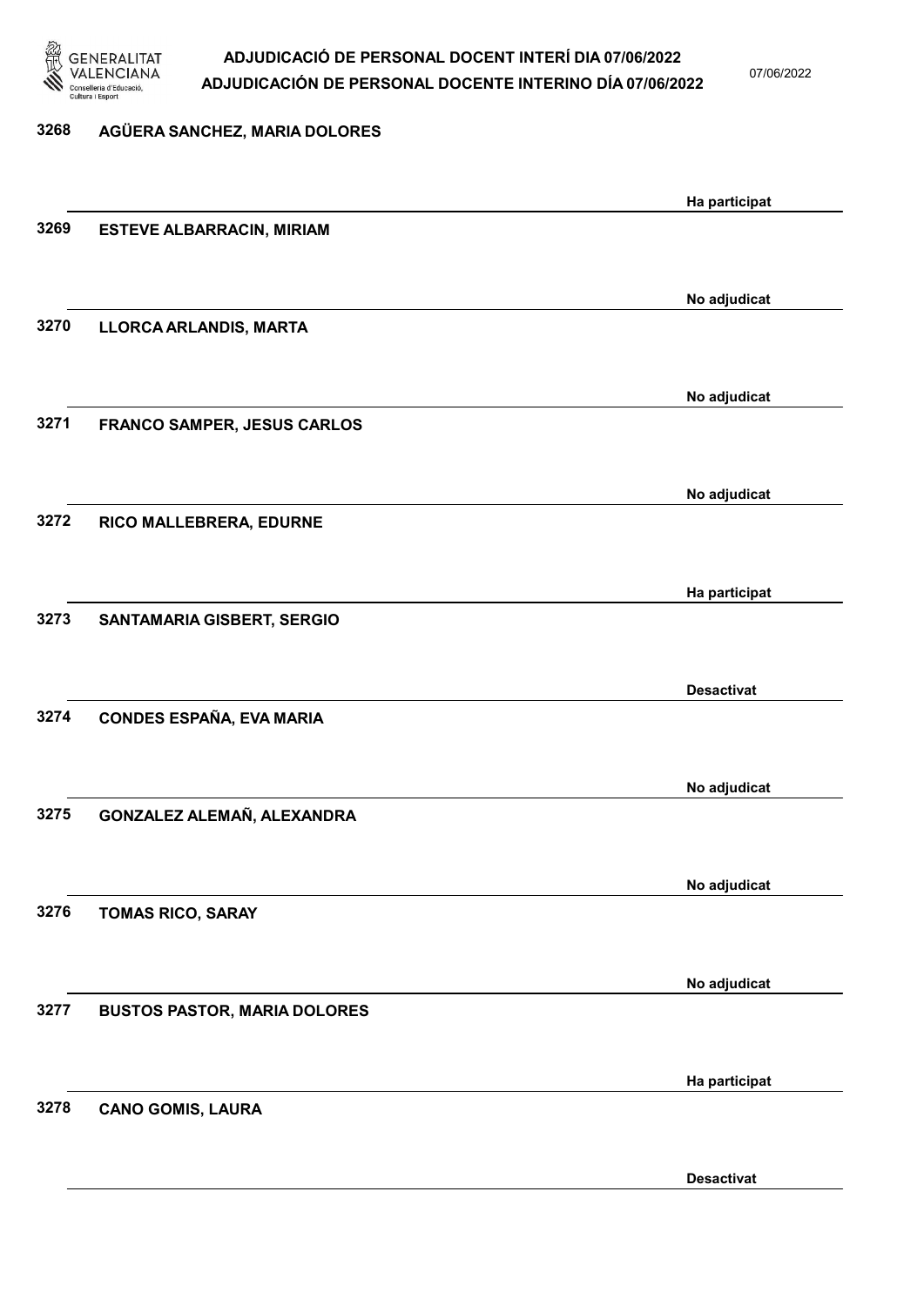3268 AGÜERA SANCHEZ, MARIA DOLORES

Ha participat

3269 ESTEVE ALBARRACIN, MIRIAM

No adjudicat

3270 LLORCA ARLANDIS, MARTA

No adjudicat

3271 FRANCO SAMPER, JESUS CARLOS

No adjudicat

3272 RICO MALLEBRERA, EDURNE

Ha participat

3273 SANTAMARIA GISBERT, SERGIO

Desactivat

3274 CONDES ESPAÑA, EVA MARIA

No adjudicat

3275 GONZALEZ ALEMAÑ, ALEXANDRA

No adjudicat

3276 TOMAS RICO, SARAY

No adjudicat

3277 BUSTOS PASTOR, MARIA DOLORES

Ha participat

3278 CANO GOMIS, LAURA

Desactivat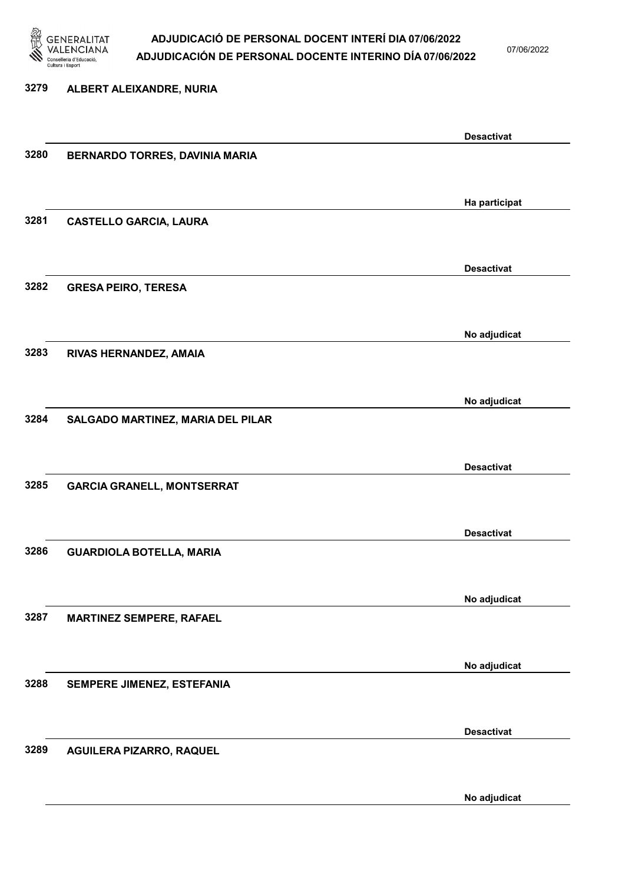3279 ALBERT ALEIXANDRE, NURIA

Desactivat

3280 BERNARDO TORRES, DAVINIA MARIA

Ha participat

3281 CASTELLO GARCIA, LAURA

Desactivat

3282 GRESA PEIRO, TERESA

No adjudicat

3283 RIVAS HERNANDEZ, AMAIA

No adjudicat

3284 SALGADO MARTINEZ, MARIA DEL PILAR

Desactivat

3285 GARCIA GRANELL, MONTSERRAT

Desactivat

3286 GUARDIOLA BOTELLA, MARIA

No adjudicat

3287 MARTINEZ SEMPERE, RAFAEL

No adjudicat

3288 SEMPERE JIMENEZ, ESTEFANIA

Desactivat

3289 AGUILERA PIZARRO, RAQUEL

No adjudicat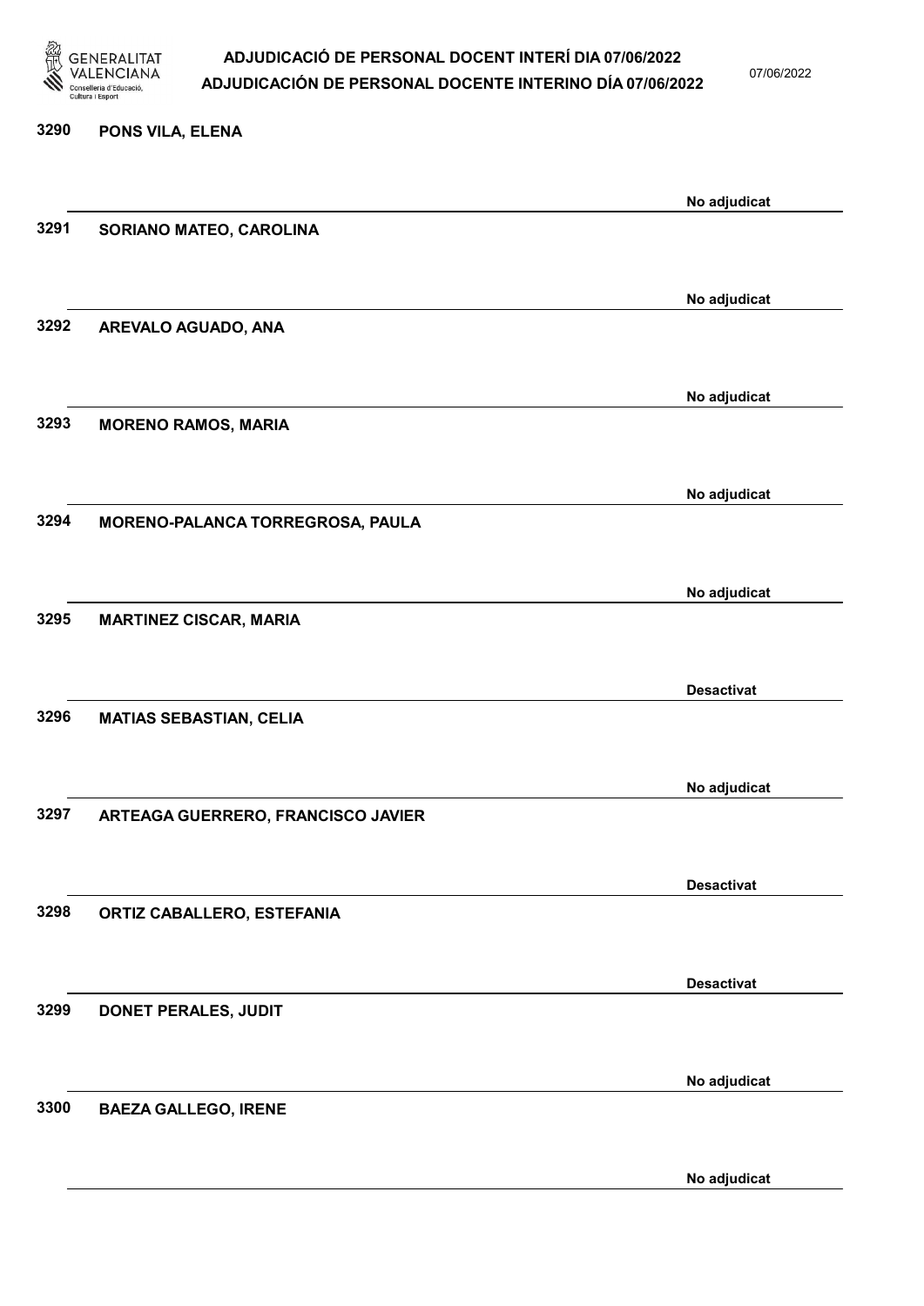3290 PONS VILA, ELENA

No adjudicat

3291 SORIANO MATEO, CAROLINA

No adjudicat

3292 AREVALO AGUADO, ANA

No adjudicat

3293 MORENO RAMOS, MARIA

No adjudicat

3294 MORENO-PALANCA TORREGROSA, PAULA

No adjudicat

3295 MARTINEZ CISCAR, MARIA

Desactivat

3296 MATIAS SEBASTIAN, CELIA

No adjudicat

3297 ARTEAGA GUERRERO, FRANCISCO JAVIER

Desactivat

3298 ORTIZ CABALLERO, ESTEFANIA

Desactivat

3299 DONET PERALES, JUDIT

No adjudicat

3300 BAEZA GALLEGO, IRENE

No adjudicat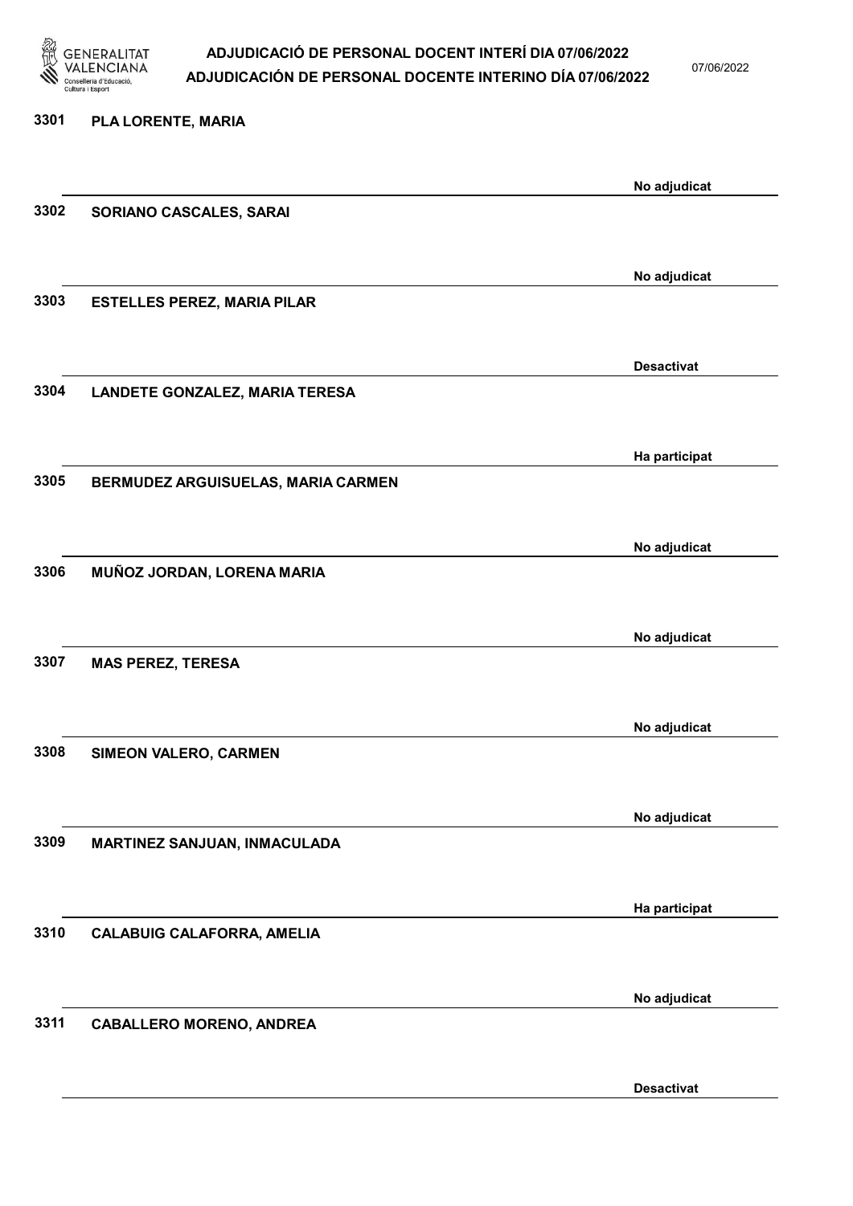| Núm. | Nom | Estat |
| --- | --- | --- |
| 3301 | PLA LORENTE, MARIA | No adjudicat |
| 3302 | SORIANO CASCALES, SARAI | No adjudicat |
| 3303 | ESTELLES PEREZ, MARIA PILAR | Desactivat |
| 3304 | LANDETE GONZALEZ, MARIA TERESA | Ha participat |
| 3305 | BERMUDEZ ARGUISUELAS, MARIA CARMEN | No adjudicat |
| 3306 | MUÑOZ JORDAN, LORENA MARIA | No adjudicat |
| 3307 | MAS PEREZ, TERESA | No adjudicat |
| 3308 | SIMEON VALERO, CARMEN | No adjudicat |
| 3309 | MARTINEZ SANJUAN, INMACULADA | Ha participat |
| 3310 | CALABUIG CALAFORRA, AMELIA | No adjudicat |
| 3311 | CABALLERO MORENO, ANDREA | Desactivat |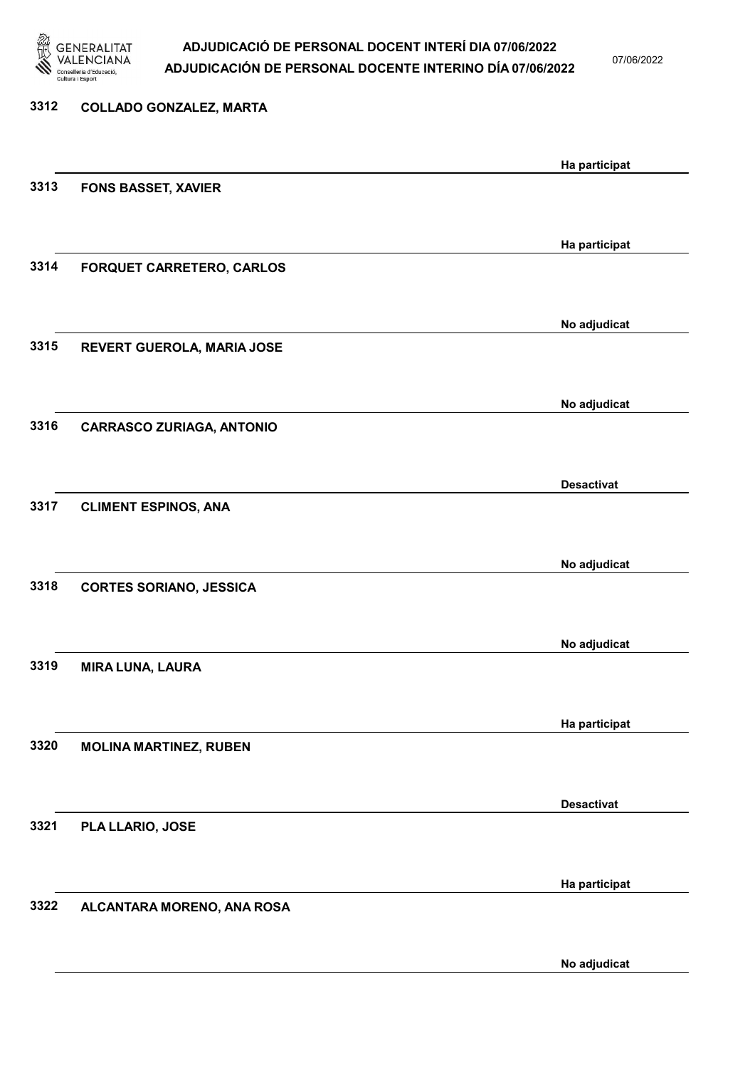3312 **COLLADO GONZALEZ, MARTA**

**Ha participat**

3313 **FONS BASSET, XAVIER**

**Ha participat**

3314 **FORQUET CARRETERO, CARLOS**

**No adjudicat**

3315 **REVERT GUEROLA, MARIA JOSE**

**No adjudicat**

3316 **CARRASCO ZURIAGA, ANTONIO**

**Desactivat**

3317 **CLIMENT ESPINOS, ANA**

**No adjudicat**

3318 **CORTES SORIANO, JESSICA**

**No adjudicat**

3319 **MIRA LUNA, LAURA**

**Ha participat**

3320 **MOLINA MARTINEZ, RUBEN**

**Desactivat**

3321 **PLA LLARIO, JOSE**

**Ha participat**

3322 **ALCANTARA MORENO, ANA ROSA**

**No adjudicat**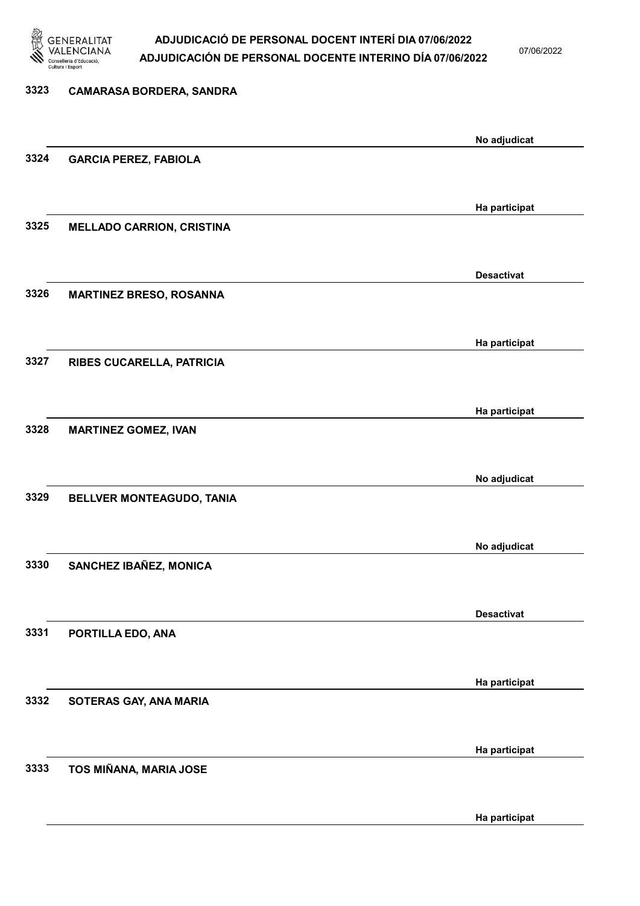3323 **CAMARASA BORDERA, SANDRA**

No adjudicat

3324 **GARCIA PEREZ, FABIOLA**

Ha participat

3325 **MELLADO CARRION, CRISTINA**

Desactivat

3326 **MARTINEZ BRESO, ROSANNA**

Ha participat

3327 **RIBES CUCARELLA, PATRICIA**

Ha participat

3328 **MARTINEZ GOMEZ, IVAN**

No adjudicat

3329 **BELLVER MONTEAGUDO, TANIA**

No adjudicat

3330 **SANCHEZ IBAÑEZ, MONICA**

Desactivat

3331 **PORTILLA EDO, ANA**

Ha participat

3332 **SOTERAS GAY, ANA MARIA**

Ha participat

3333 **TOS MIÑANA, MARIA JOSE**

Ha participat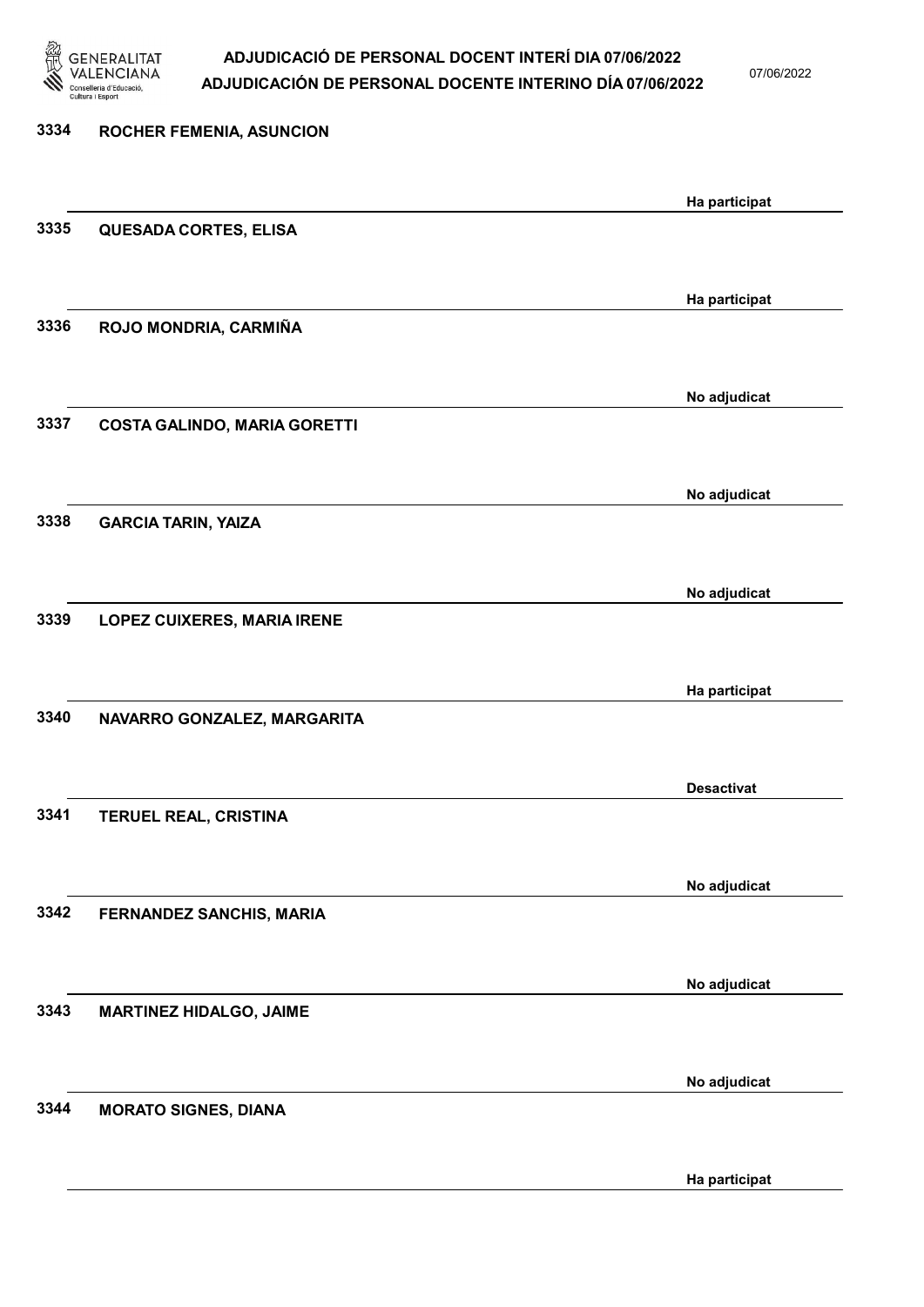3334 **ROCHER FEMENIA, ASUNCION**

Ha participat

3335 **QUESADA CORTES, ELISA**

Ha participat

3336 **ROJO MONDRIA, CARMIÑA**

No adjudicat

3337 **COSTA GALINDO, MARIA GORETTI**

No adjudicat

3338 **GARCIA TARIN, YAIZA**

No adjudicat

3339 **LOPEZ CUIXERES, MARIA IRENE**

Ha participat

3340 **NAVARRO GONZALEZ, MARGARITA**

Desactivat

3341 **TERUEL REAL, CRISTINA**

No adjudicat

3342 **FERNANDEZ SANCHIS, MARIA**

No adjudicat

3343 **MARTINEZ HIDALGO, JAIME**

No adjudicat

3344 **MORATO SIGNES, DIANA**

Ha participat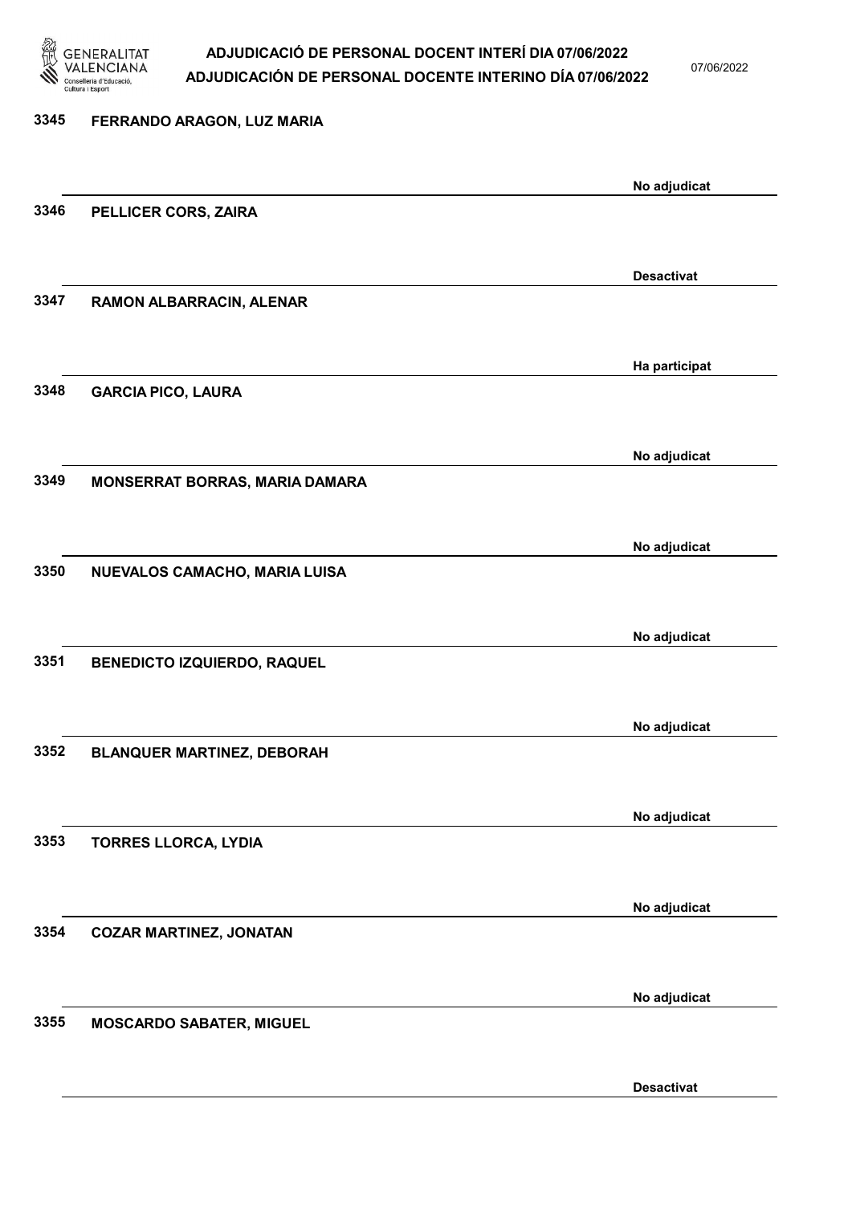| Núm. | Nom | Estat |
|---|---|---|
| 3345 | FERRANDO ARAGON, LUZ MARIA | No adjudicat |
| 3346 | PELLICER CORS, ZAIRA | Desactivat |
| 3347 | RAMON ALBARRACIN, ALENAR | Ha participat |
| 3348 | GARCIA PICO, LAURA | No adjudicat |
| 3349 | MONSERRAT BORRAS, MARIA DAMARA | No adjudicat |
| 3350 | NUEVALOS CAMACHO, MARIA LUISA | No adjudicat |
| 3351 | BENEDICTO IZQUIERDO, RAQUEL | No adjudicat |
| 3352 | BLANQUER MARTINEZ, DEBORAH | No adjudicat |
| 3353 | TORRES LLORCA, LYDIA | No adjudicat |
| 3354 | COZAR MARTINEZ, JONATAN | No adjudicat |
| 3355 | MOSCARDO SABATER, MIGUEL | Desactivat |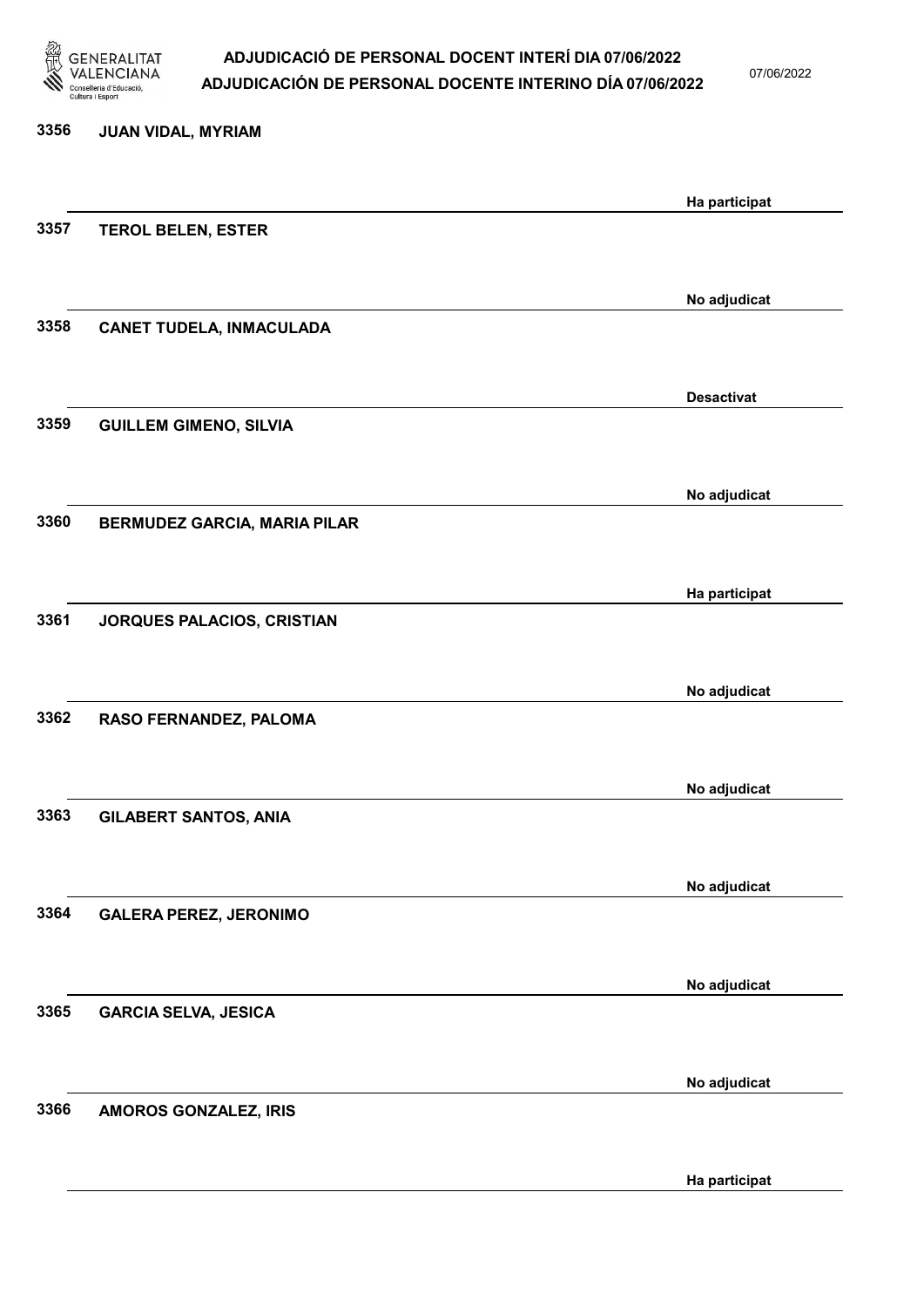| Núm. | Nom | Estat |
|---|---|---|
| 3356 | JUAN VIDAL, MYRIAM | Ha participat |
| 3357 | TEROL BELEN, ESTER | No adjudicat |
| 3358 | CANET TUDELA, INMACULADA | Desactivat |
| 3359 | GUILLEM GIMENO, SILVIA | No adjudicat |
| 3360 | BERMUDEZ GARCIA, MARIA PILAR | Ha participat |
| 3361 | JORQUES PALACIOS, CRISTIAN | No adjudicat |
| 3362 | RASO FERNANDEZ, PALOMA | No adjudicat |
| 3363 | GILABERT SANTOS, ANIA | No adjudicat |
| 3364 | GALERA PEREZ, JERONIMO | No adjudicat |
| 3365 | GARCIA SELVA, JESICA | No adjudicat |
| 3366 | AMOROS GONZALEZ, IRIS | Ha participat |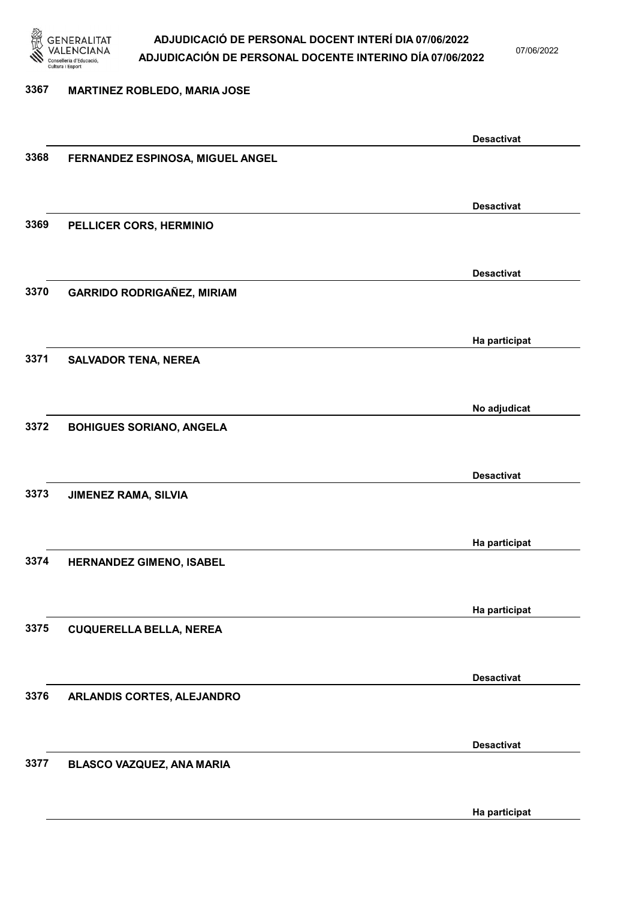3367 MARTINEZ ROBLEDO, MARIA JOSE

Desactivat

3368 FERNANDEZ ESPINOSA, MIGUEL ANGEL

Desactivat

3369 PELLICER CORS, HERMINIO

Desactivat

3370 GARRIDO RODRIGAÑEZ, MIRIAM

Ha participat

3371 SALVADOR TENA, NEREA

No adjudicat

3372 BOHIGUES SORIANO, ANGELA

Desactivat

3373 JIMENEZ RAMA, SILVIA

Ha participat

3374 HERNANDEZ GIMENO, ISABEL

Ha participat

3375 CUQUERELLA BELLA, NEREA

Desactivat

3376 ARLANDIS CORTES, ALEJANDRO

Desactivat

3377 BLASCO VAZQUEZ, ANA MARIA

Ha participat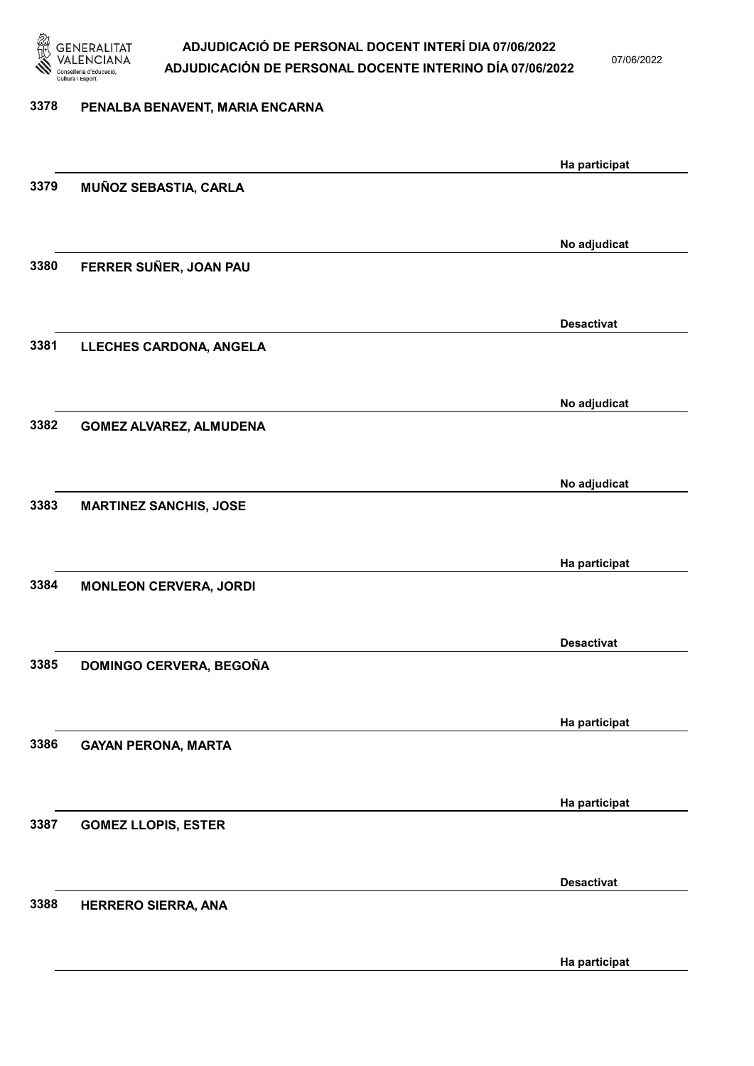3378 PENALBA BENAVENT, MARIA ENCARNA

Ha participat

3379 MUÑOZ SEBASTIA, CARLA

No adjudicat

3380 FERRER SUÑER, JOAN PAU

Desactivat

3381 LLECHES CARDONA, ANGELA

No adjudicat

3382 GOMEZ ALVAREZ, ALMUDENA

No adjudicat

3383 MARTINEZ SANCHIS, JOSE

Ha participat

3384 MONLEON CERVERA, JORDI

Desactivat

3385 DOMINGO CERVERA, BEGOÑA

Ha participat

3386 GAYAN PERONA, MARTA

Ha participat

3387 GOMEZ LLOPIS, ESTER

Desactivat

3388 HERRERO SIERRA, ANA

Ha participat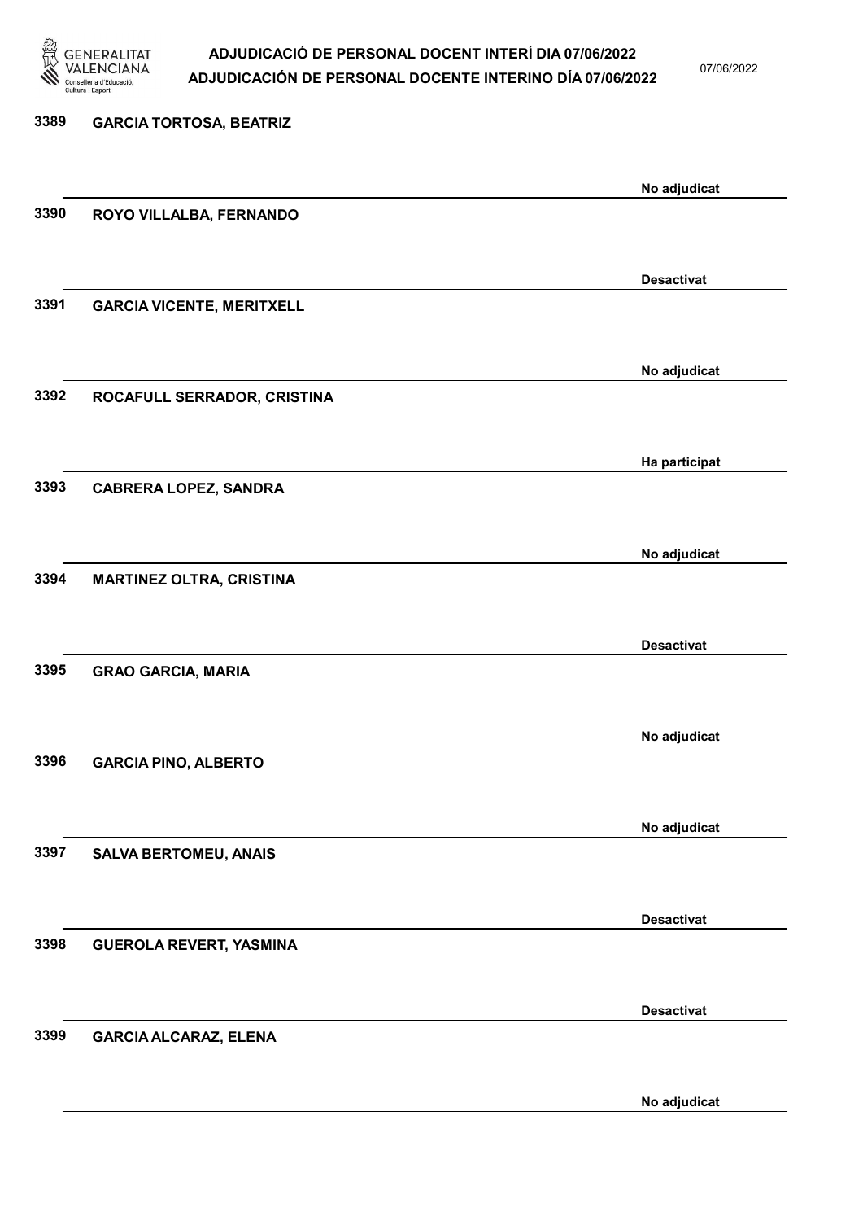| | | |
|---|---|---|
| 3389 | GARCIA TORTOSA, BEATRIZ | No adjudicat |
| 3390 | ROYO VILLALBA, FERNANDO | Desactivat |
| 3391 | GARCIA VICENTE, MERITXELL | No adjudicat |
| 3392 | ROCAFULL SERRADOR, CRISTINA | Ha participat |
| 3393 | CABRERA LOPEZ, SANDRA | No adjudicat |
| 3394 | MARTINEZ OLTRA, CRISTINA | Desactivat |
| 3395 | GRAO GARCIA, MARIA | No adjudicat |
| 3396 | GARCIA PINO, ALBERTO | No adjudicat |
| 3397 | SALVA BERTOMEU, ANAIS | Desactivat |
| 3398 | GUEROLA REVERT, YASMINA | Desactivat |
| 3399 | GARCIA ALCARAZ, ELENA | No adjudicat |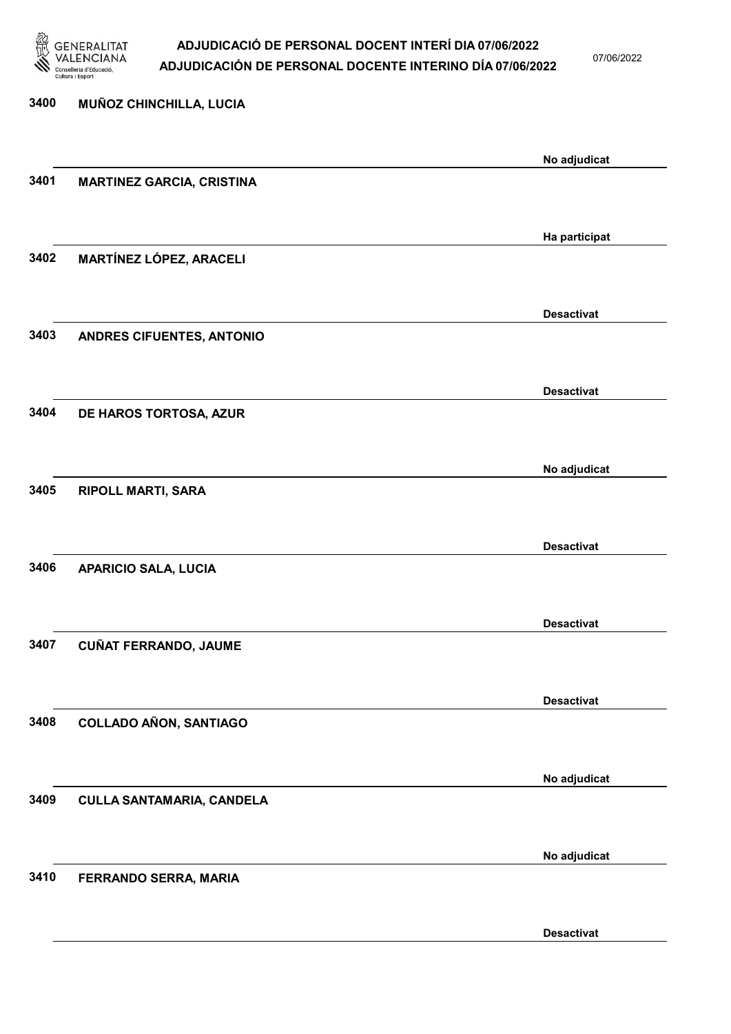3400 MUÑOZ CHINCHILLA, LUCIA

No adjudicat

3401 MARTINEZ GARCIA, CRISTINA

Ha participat

3402 MARTÍNEZ LÓPEZ, ARACELI

Desactivat

3403 ANDRES CIFUENTES, ANTONIO

Desactivat

3404 DE HAROS TORTOSA, AZUR

No adjudicat

3405 RIPOLL MARTI, SARA

Desactivat

3406 APARICIO SALA, LUCIA

Desactivat

3407 CUÑAT FERRANDO, JAUME

Desactivat

3408 COLLADO AÑON, SANTIAGO

No adjudicat

3409 CULLA SANTAMARIA, CANDELA

No adjudicat

3410 FERRANDO SERRA, MARIA

Desactivat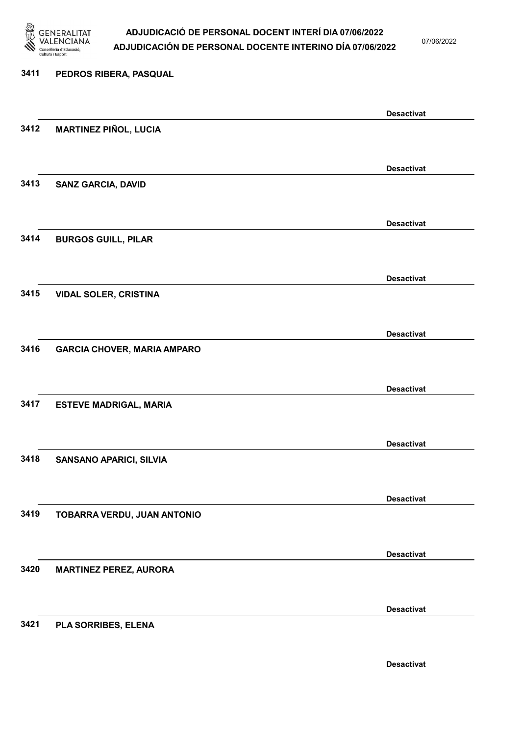| Núm. | Nom | Estat |
|---|---|---|
| 3411 | PEDROS RIBERA, PASQUAL | Desactivat |
| 3412 | MARTINEZ PIÑOL, LUCIA | Desactivat |
| 3413 | SANZ GARCIA, DAVID | Desactivat |
| 3414 | BURGOS GUILL, PILAR | Desactivat |
| 3415 | VIDAL SOLER, CRISTINA | Desactivat |
| 3416 | GARCIA CHOVER, MARIA AMPARO | Desactivat |
| 3417 | ESTEVE MADRIGAL, MARIA | Desactivat |
| 3418 | SANSANO APARICI, SILVIA | Desactivat |
| 3419 | TOBARRA VERDU, JUAN ANTONIO | Desactivat |
| 3420 | MARTINEZ PEREZ, AURORA | Desactivat |
| 3421 | PLA SORRIBES, ELENA | Desactivat |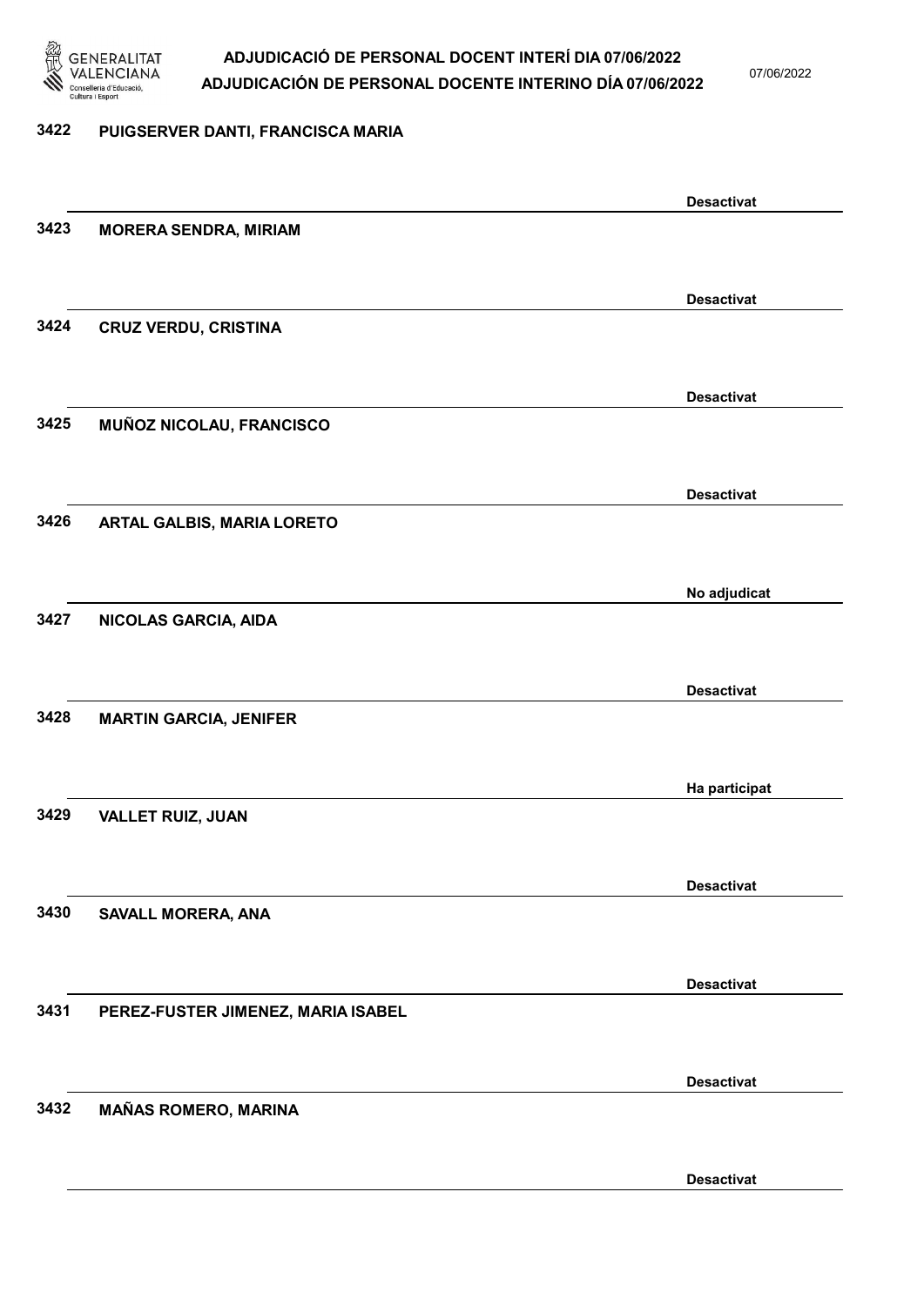3422 **PUIGSERVER DANTI, FRANCISCA MARIA**

Desactivat

3423 **MORERA SENDRA, MIRIAM**

Desactivat

3424 **CRUZ VERDU, CRISTINA**

Desactivat

3425 **MUÑOZ NICOLAU, FRANCISCO**

Desactivat

3426 **ARTAL GALBIS, MARIA LORETO**

No adjudicat

3427 **NICOLAS GARCIA, AIDA**

Desactivat

3428 **MARTIN GARCIA, JENIFER**

Ha participat

3429 **VALLET RUIZ, JUAN**

Desactivat

3430 **SAVALL MORERA, ANA**

Desactivat

3431 **PEREZ-FUSTER JIMENEZ, MARIA ISABEL**

Desactivat

3432 **MAÑAS ROMERO, MARINA**

Desactivat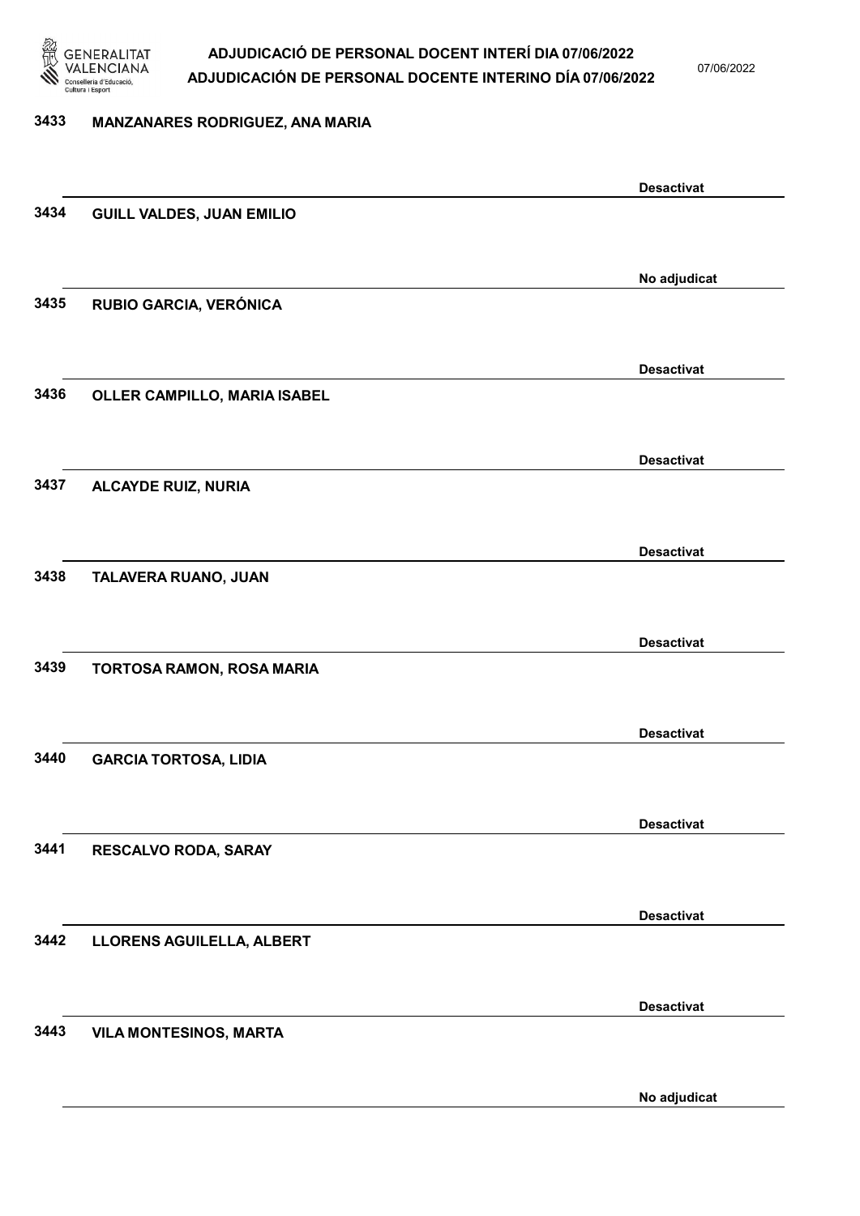3433 MANZANARES RODRIGUEZ, ANA MARIA

Desactivat

3434 GUILL VALDES, JUAN EMILIO

No adjudicat

3435 RUBIO GARCIA, VERÓNICA

Desactivat

3436 OLLER CAMPILLO, MARIA ISABEL

Desactivat

3437 ALCAYDE RUIZ, NURIA

Desactivat

3438 TALAVERA RUANO, JUAN

Desactivat

3439 TORTOSA RAMON, ROSA MARIA

Desactivat

3440 GARCIA TORTOSA, LIDIA

Desactivat

3441 RESCALVO RODA, SARAY

Desactivat

3442 LLORENS AGUILELLA, ALBERT

Desactivat

3443 VILA MONTESINOS, MARTA

No adjudicat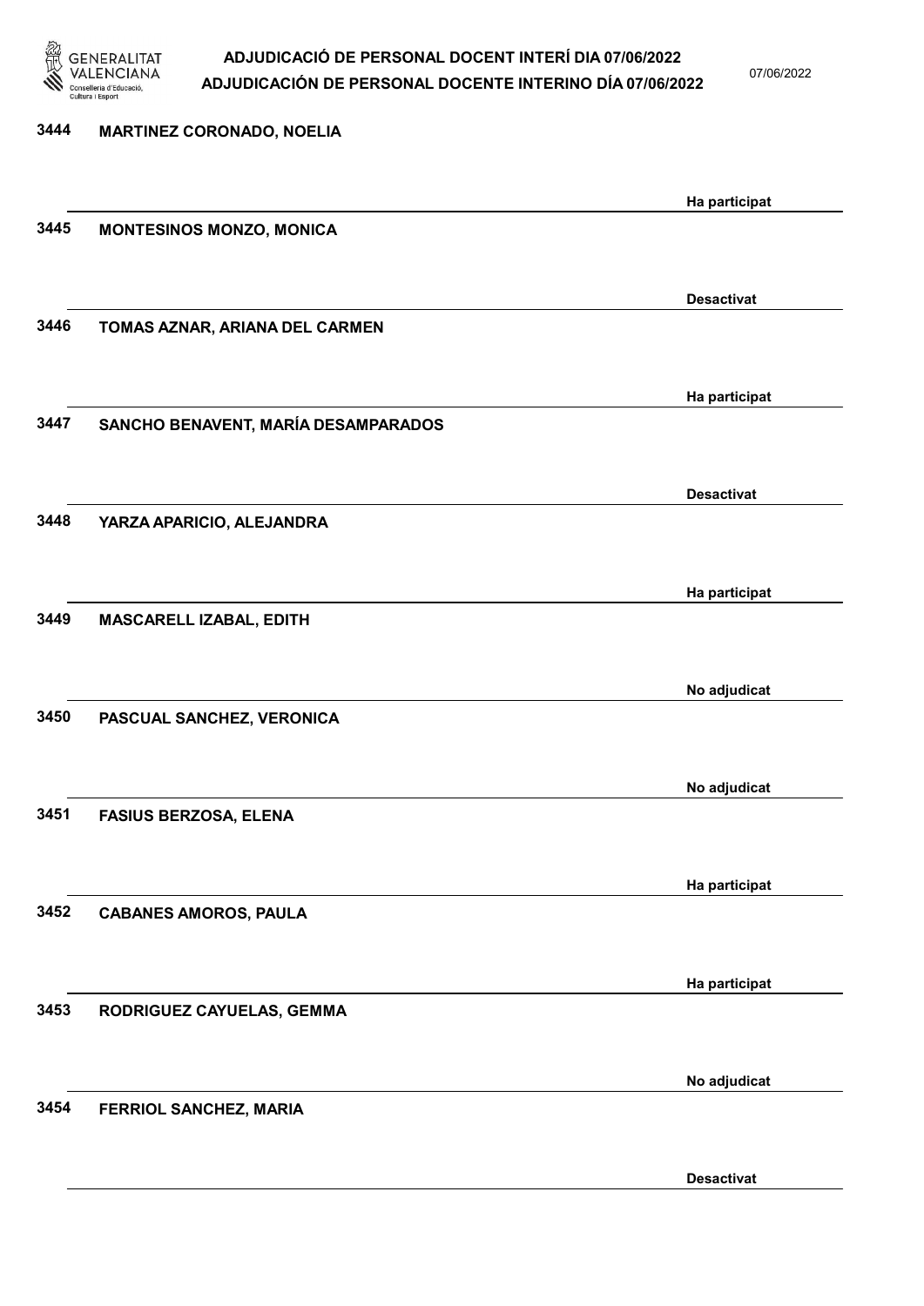| Núm. | Nom | Estat |
| --- | --- | --- |
| 3444 | MARTINEZ CORONADO, NOELIA | Ha participat |
| 3445 | MONTESINOS MONZO, MONICA | Desactivat |
| 3446 | TOMAS AZNAR, ARIANA DEL CARMEN | Ha participat |
| 3447 | SANCHO BENAVENT, MARÍA DESAMPARADOS | Desactivat |
| 3448 | YARZA APARICIO, ALEJANDRA | Ha participat |
| 3449 | MASCARELL IZABAL, EDITH | No adjudicat |
| 3450 | PASCUAL SANCHEZ, VERONICA | No adjudicat |
| 3451 | FASIUS BERZOSA, ELENA | Ha participat |
| 3452 | CABANES AMOROS, PAULA | Ha participat |
| 3453 | RODRIGUEZ CAYUELAS, GEMMA | No adjudicat |
| 3454 | FERRIOL SANCHEZ, MARIA | Desactivat |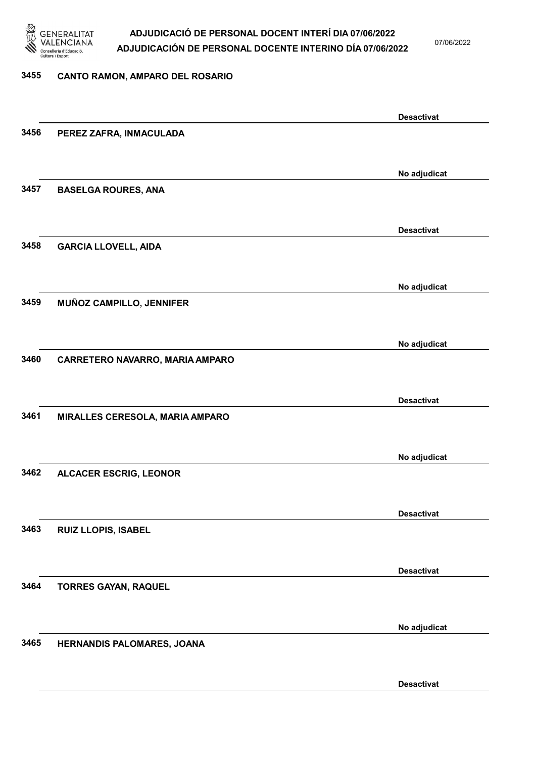3455 CANTO RAMON, AMPARO DEL ROSARIO

Desactivat

3456 PEREZ ZAFRA, INMACULADA

No adjudicat

3457 BASELGA ROURES, ANA

Desactivat

3458 GARCIA LLOVELL, AIDA

No adjudicat

3459 MUÑOZ CAMPILLO, JENNIFER

No adjudicat

3460 CARRETERO NAVARRO, MARIA AMPARO

Desactivat

3461 MIRALLES CERESOLA, MARIA AMPARO

No adjudicat

3462 ALCACER ESCRIG, LEONOR

Desactivat

3463 RUIZ LLOPIS, ISABEL

Desactivat

3464 TORRES GAYAN, RAQUEL

No adjudicat

3465 HERNANDIS PALOMARES, JOANA

Desactivat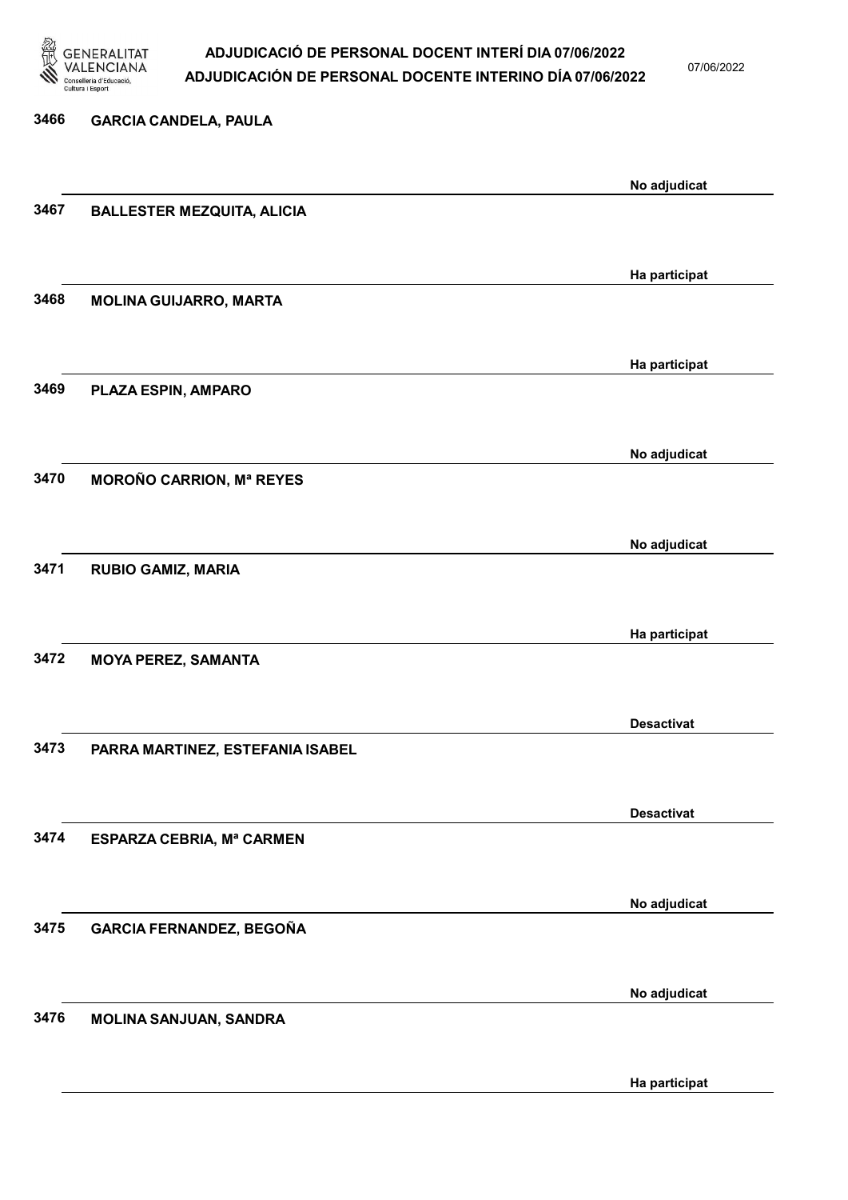| Núm. | Nom | Estat |
|---|---|---|
| 3466 | GARCIA CANDELA, PAULA | No adjudicat |
| 3467 | BALLESTER MEZQUITA, ALICIA | Ha participat |
| 3468 | MOLINA GUIJARRO, MARTA | Ha participat |
| 3469 | PLAZA ESPIN, AMPARO | No adjudicat |
| 3470 | MOROÑO CARRION, Mª REYES | No adjudicat |
| 3471 | RUBIO GAMIZ, MARIA | Ha participat |
| 3472 | MOYA PEREZ, SAMANTA | Desactivat |
| 3473 | PARRA MARTINEZ, ESTEFANIA ISABEL | Desactivat |
| 3474 | ESPARZA CEBRIA, Mª CARMEN | No adjudicat |
| 3475 | GARCIA FERNANDEZ, BEGOÑA | No adjudicat |
| 3476 | MOLINA SANJUAN, SANDRA | Ha participat |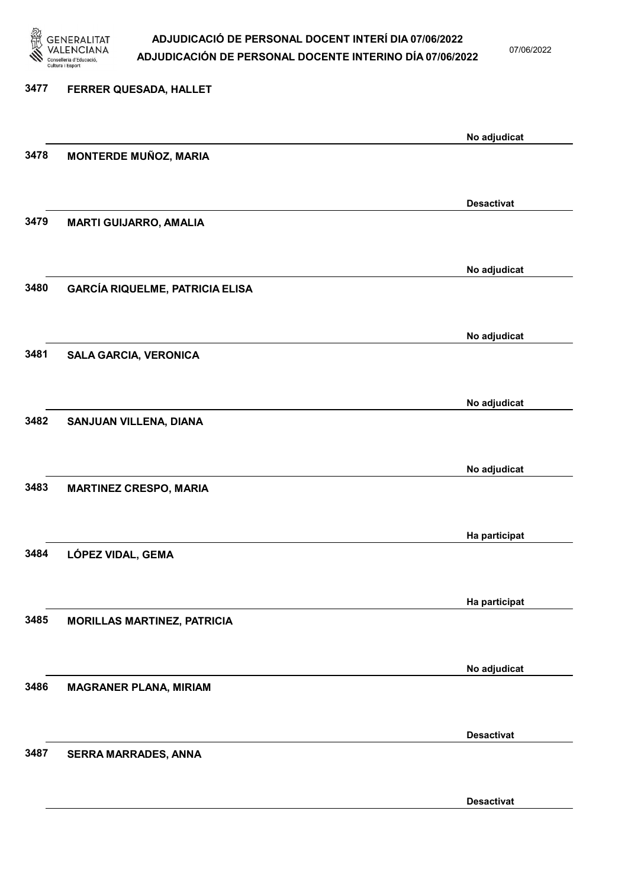| Núm. | Nom | Estat |
|---|---|---|
| 3477 | FERRER QUESADA, HALLET | No adjudicat |
| 3478 | MONTERDE MUÑOZ, MARIA | Desactivat |
| 3479 | MARTI GUIJARRO, AMALIA | No adjudicat |
| 3480 | GARCÍA RIQUELME, PATRICIA ELISA | No adjudicat |
| 3481 | SALA GARCIA, VERONICA | No adjudicat |
| 3482 | SANJUAN VILLENA, DIANA | No adjudicat |
| 3483 | MARTINEZ CRESPO, MARIA | Ha participat |
| 3484 | LÓPEZ VIDAL, GEMA | Ha participat |
| 3485 | MORILLAS MARTINEZ, PATRICIA | No adjudicat |
| 3486 | MAGRANER PLANA, MIRIAM | Desactivat |
| 3487 | SERRA MARRADES, ANNA | Desactivat |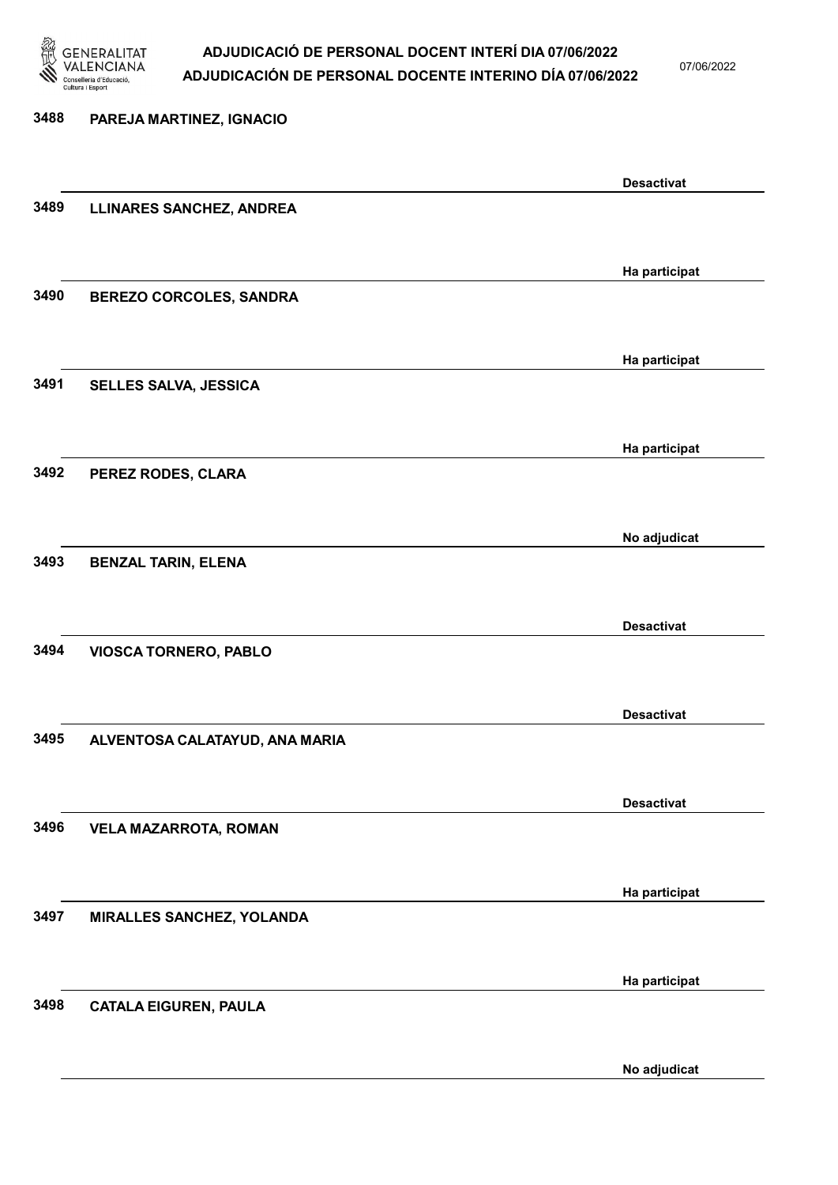| Núm. | Nom | Estat |
| --- | --- | --- |
| 3488 | PAREJA MARTINEZ, IGNACIO | Desactivat |
| 3489 | LLINARES SANCHEZ, ANDREA | Ha participat |
| 3490 | BEREZO CORCOLES, SANDRA | Ha participat |
| 3491 | SELLES SALVA, JESSICA | Ha participat |
| 3492 | PEREZ RODES, CLARA | No adjudicat |
| 3493 | BENZAL TARIN, ELENA | Desactivat |
| 3494 | VIOSCA TORNERO, PABLO | Desactivat |
| 3495 | ALVENTOSA CALATAYUD, ANA MARIA | Desactivat |
| 3496 | VELA MAZARROTA, ROMAN | Ha participat |
| 3497 | MIRALLES SANCHEZ, YOLANDA | Ha participat |
| 3498 | CATALA EIGUREN, PAULA | No adjudicat |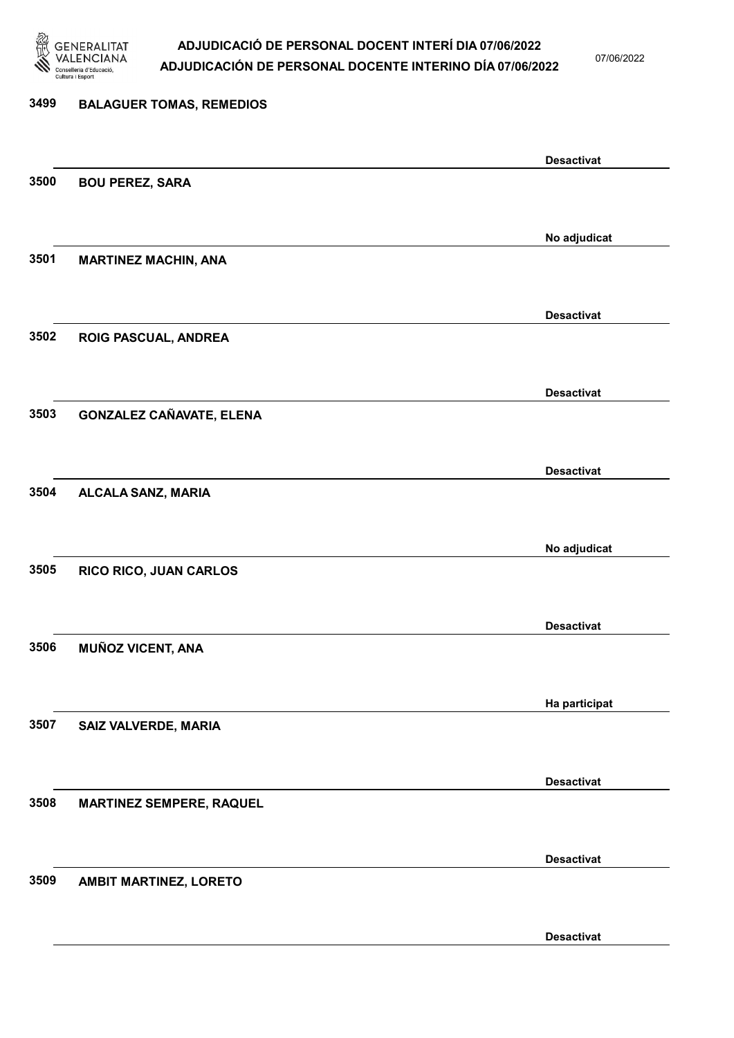3499 **BALAGUER TOMAS, REMEDIOS**

**Desactivat**

3500 **BOU PEREZ, SARA**

**No adjudicat**

3501 **MARTINEZ MACHIN, ANA**

**Desactivat**

3502 **ROIG PASCUAL, ANDREA**

**Desactivat**

3503 **GONZALEZ CAÑAVATE, ELENA**

**Desactivat**

3504 **ALCALA SANZ, MARIA**

**No adjudicat**

3505 **RICO RICO, JUAN CARLOS**

**Desactivat**

3506 **MUÑOZ VICENT, ANA**

**Ha participat**

3507 **SAIZ VALVERDE, MARIA**

**Desactivat**

3508 **MARTINEZ SEMPERE, RAQUEL**

**Desactivat**

3509 **AMBIT MARTINEZ, LORETO**

**Desactivat**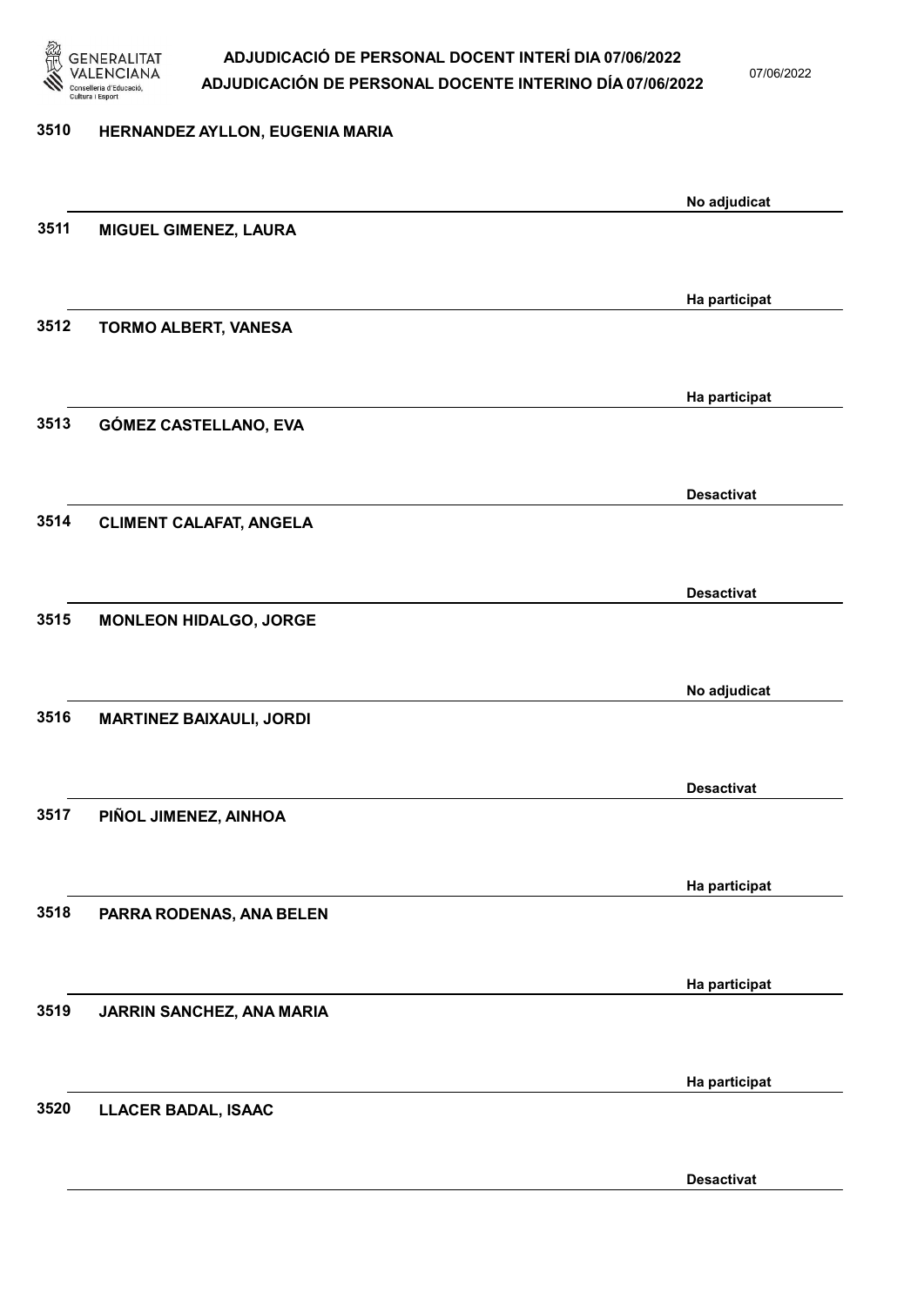| | | |
|---|---|---|
| 3510 | HERNANDEZ AYLLON, EUGENIA MARIA | No adjudicat |
| 3511 | MIGUEL GIMENEZ, LAURA | Ha participat |
| 3512 | TORMO ALBERT, VANESA | Ha participat |
| 3513 | GÓMEZ CASTELLANO, EVA | Desactivat |
| 3514 | CLIMENT CALAFAT, ANGELA | Desactivat |
| 3515 | MONLEON HIDALGO, JORGE | No adjudicat |
| 3516 | MARTINEZ BAIXAULI, JORDI | Desactivat |
| 3517 | PIÑOL JIMENEZ, AINHOA | Ha participat |
| 3518 | PARRA RODENAS, ANA BELEN | Ha participat |
| 3519 | JARRIN SANCHEZ, ANA MARIA | Ha participat |
| 3520 | LLACER BADAL, ISAAC | Desactivat |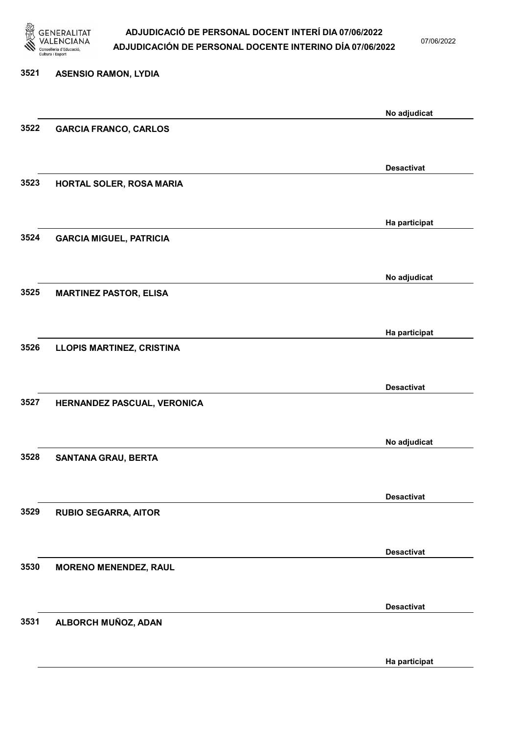| Núm. | Nom | Estat |
| --- | --- | --- |
| 3521 | ASENSIO RAMON, LYDIA | No adjudicat |
| 3522 | GARCIA FRANCO, CARLOS | Desactivat |
| 3523 | HORTAL SOLER, ROSA MARIA | Ha participat |
| 3524 | GARCIA MIGUEL, PATRICIA | No adjudicat |
| 3525 | MARTINEZ PASTOR, ELISA | Ha participat |
| 3526 | LLOPIS MARTINEZ, CRISTINA | Desactivat |
| 3527 | HERNANDEZ PASCUAL, VERONICA | No adjudicat |
| 3528 | SANTANA GRAU, BERTA | Desactivat |
| 3529 | RUBIO SEGARRA, AITOR | Desactivat |
| 3530 | MORENO MENENDEZ, RAUL | Desactivat |
| 3531 | ALBORCH MUÑOZ, ADAN | Ha participat |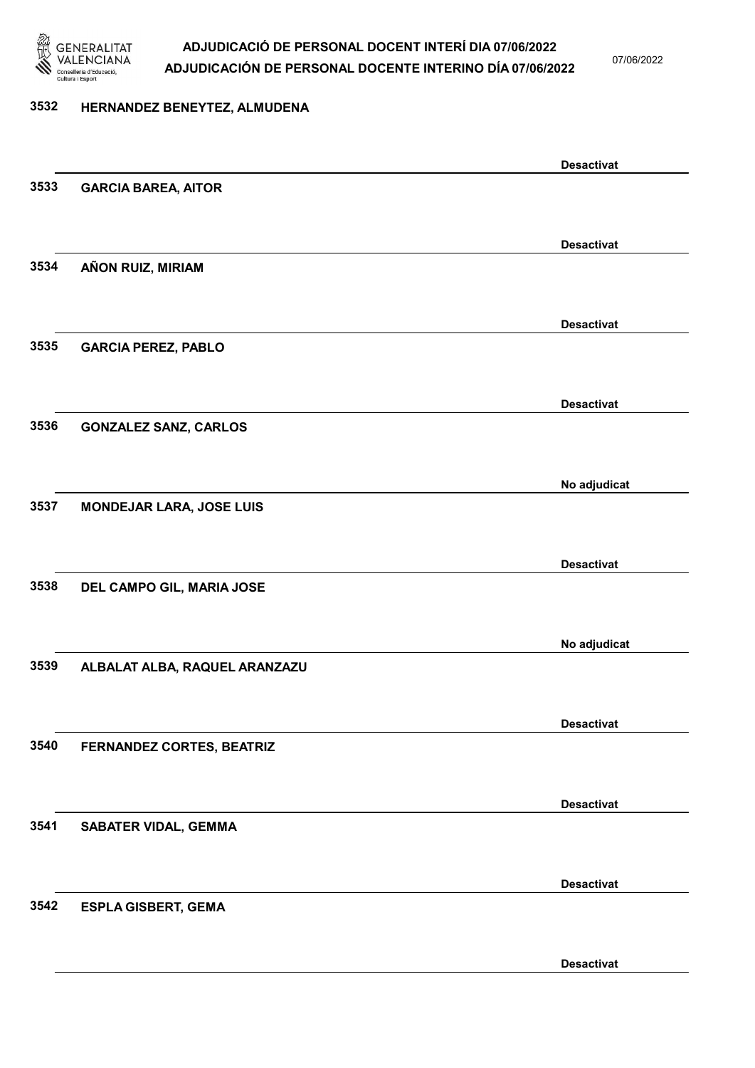3532 HERNANDEZ BENEYTEZ, ALMUDENA

Desactivat

3533 GARCIA BAREA, AITOR

Desactivat

3534 AÑON RUIZ, MIRIAM

Desactivat

3535 GARCIA PEREZ, PABLO

Desactivat

3536 GONZALEZ SANZ, CARLOS

No adjudicat

3537 MONDEJAR LARA, JOSE LUIS

Desactivat

3538 DEL CAMPO GIL, MARIA JOSE

No adjudicat

3539 ALBALAT ALBA, RAQUEL ARANZAZU

Desactivat

3540 FERNANDEZ CORTES, BEATRIZ

Desactivat

3541 SABATER VIDAL, GEMMA

Desactivat

3542 ESPLA GISBERT, GEMA

Desactivat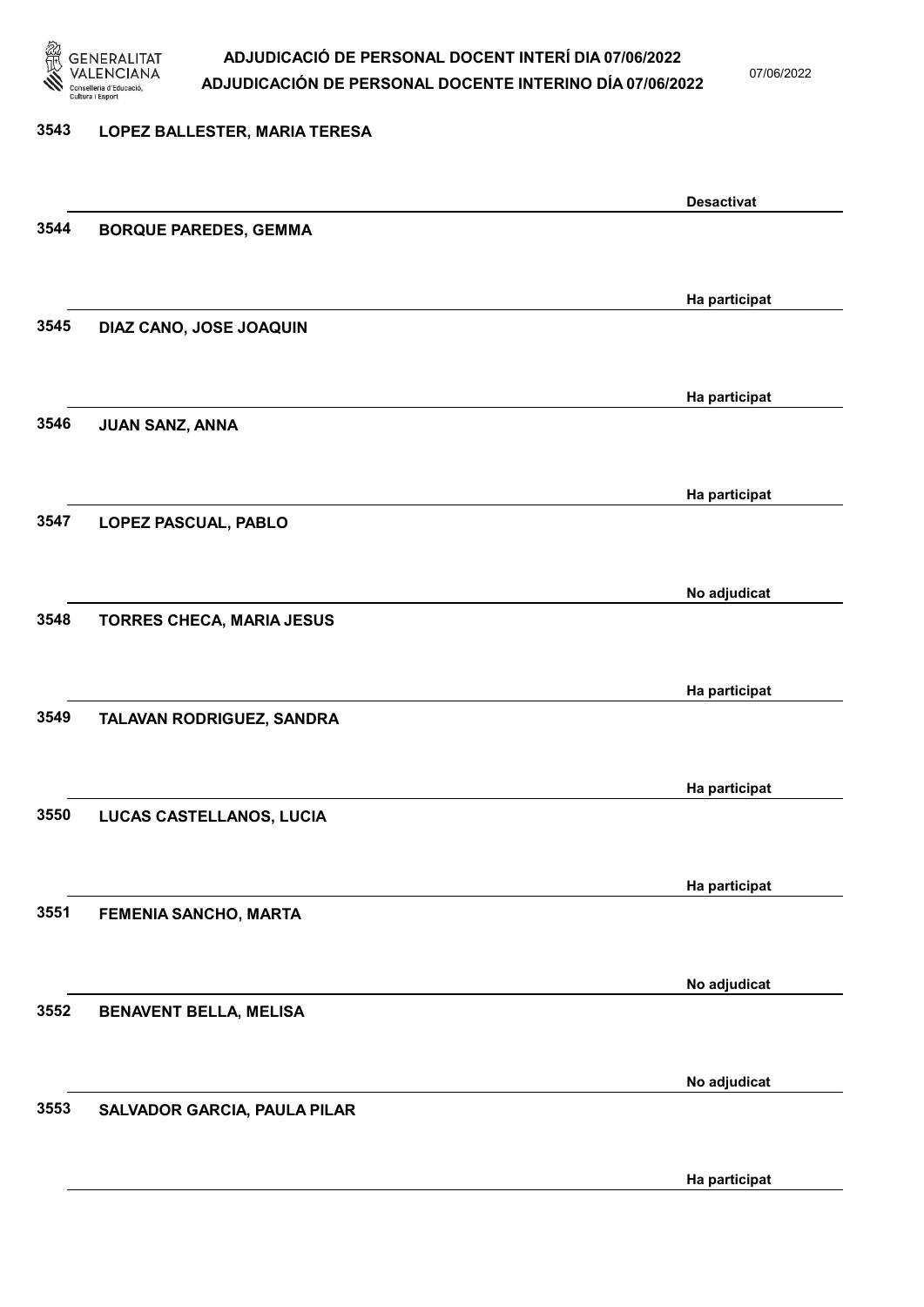3543 LOPEZ BALLESTER, MARIA TERESA

Desactivat

3544 BORQUE PAREDES, GEMMA

Ha participat

3545 DIAZ CANO, JOSE JOAQUIN

Ha participat

3546 JUAN SANZ, ANNA

Ha participat

3547 LOPEZ PASCUAL, PABLO

No adjudicat

3548 TORRES CHECA, MARIA JESUS

Ha participat

3549 TALAVAN RODRIGUEZ, SANDRA

Ha participat

3550 LUCAS CASTELLANOS, LUCIA

Ha participat

3551 FEMENIA SANCHO, MARTA

No adjudicat

3552 BENAVENT BELLA, MELISA

No adjudicat

3553 SALVADOR GARCIA, PAULA PILAR

Ha participat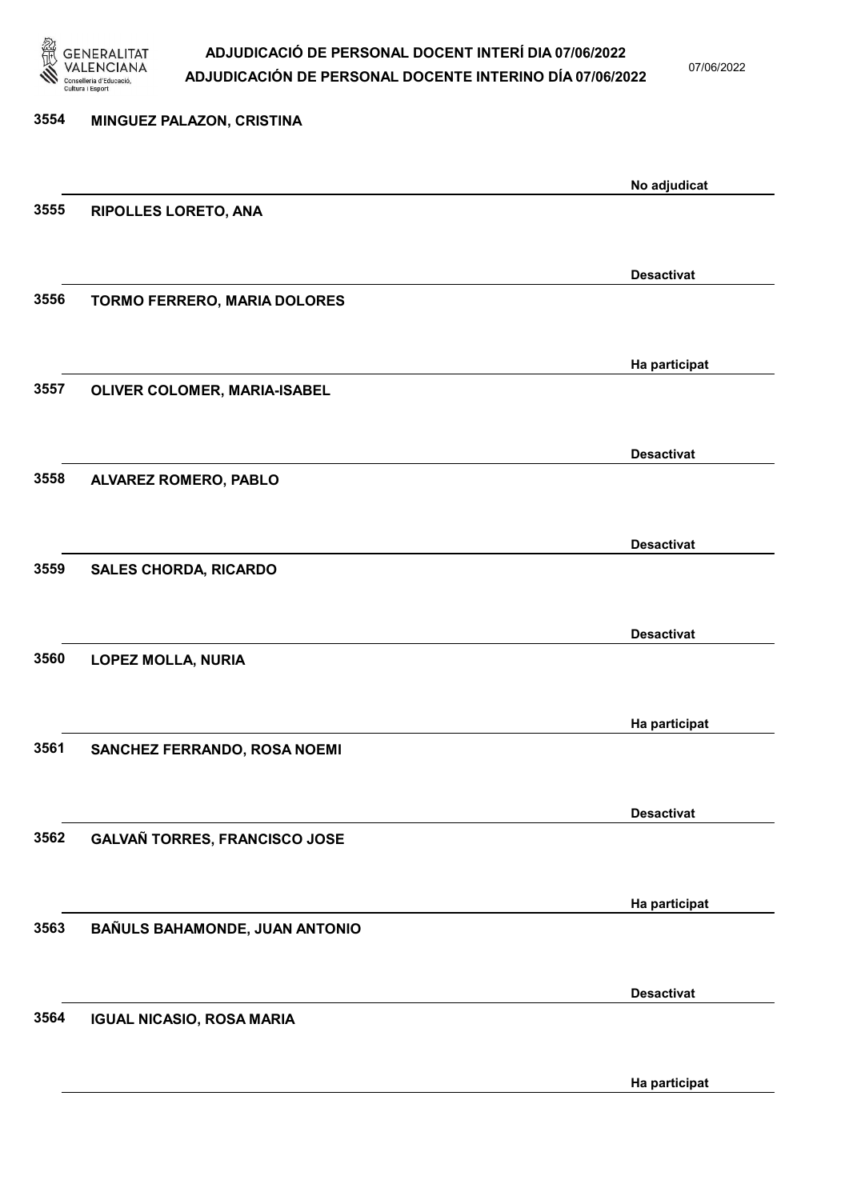| Núm. | Nom | Estat |
|---|---|---|
| 3554 | MINGUEZ PALAZON, CRISTINA | No adjudicat |
| 3555 | RIPOLLES LORETO, ANA | Desactivat |
| 3556 | TORMO FERRERO, MARIA DOLORES | Ha participat |
| 3557 | OLIVER COLOMER, MARIA-ISABEL | Desactivat |
| 3558 | ALVAREZ ROMERO, PABLO | Desactivat |
| 3559 | SALES CHORDA, RICARDO | Desactivat |
| 3560 | LOPEZ MOLLA, NURIA | Ha participat |
| 3561 | SANCHEZ FERRANDO, ROSA NOEMI | Desactivat |
| 3562 | GALVAÑ TORRES, FRANCISCO JOSE | Ha participat |
| 3563 | BAÑULS BAHAMONDE, JUAN ANTONIO | Desactivat |
| 3564 | IGUAL NICASIO, ROSA MARIA | Ha participat |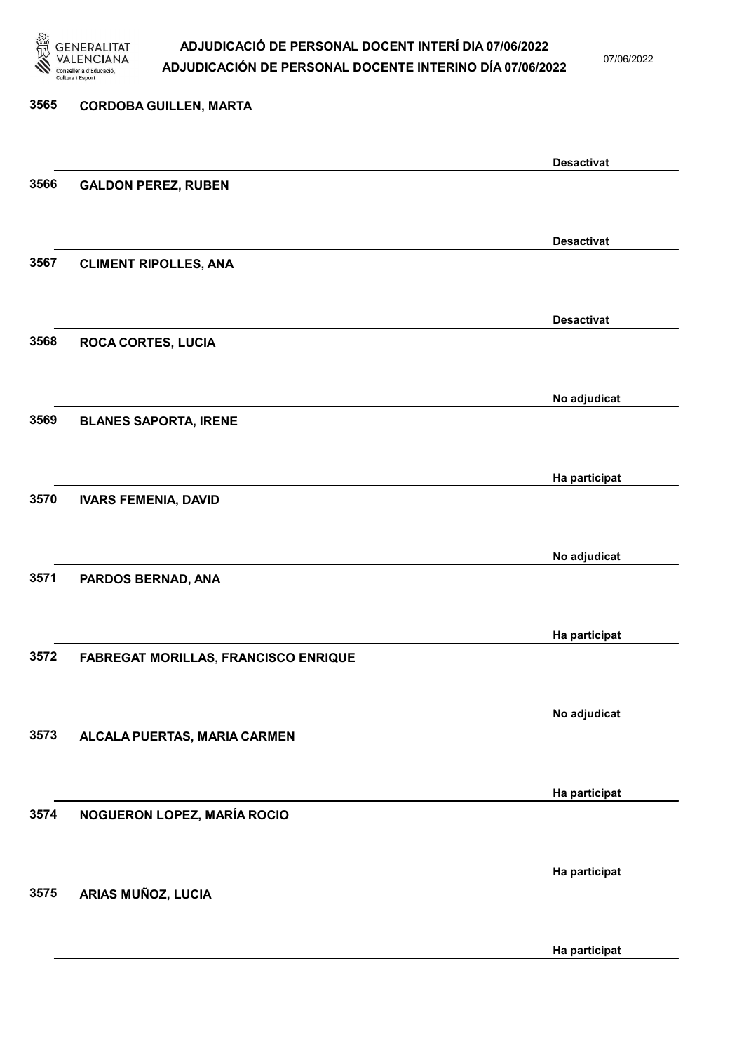| Núm. | Nom | Estat |
|---|---|---|
| 3565 | CORDOBA GUILLEN, MARTA | Desactivat |
| 3566 | GALDON PEREZ, RUBEN | Desactivat |
| 3567 | CLIMENT RIPOLLES, ANA | Desactivat |
| 3568 | ROCA CORTES, LUCIA | No adjudicat |
| 3569 | BLANES SAPORTA, IRENE | Ha participat |
| 3570 | IVARS FEMENIA, DAVID | No adjudicat |
| 3571 | PARDOS BERNAD, ANA | Ha participat |
| 3572 | FABREGAT MORILLAS, FRANCISCO ENRIQUE | No adjudicat |
| 3573 | ALCALA PUERTAS, MARIA CARMEN | Ha participat |
| 3574 | NOGUERON LOPEZ, MARÍA ROCIO | Ha participat |
| 3575 | ARIAS MUÑOZ, LUCIA | Ha participat |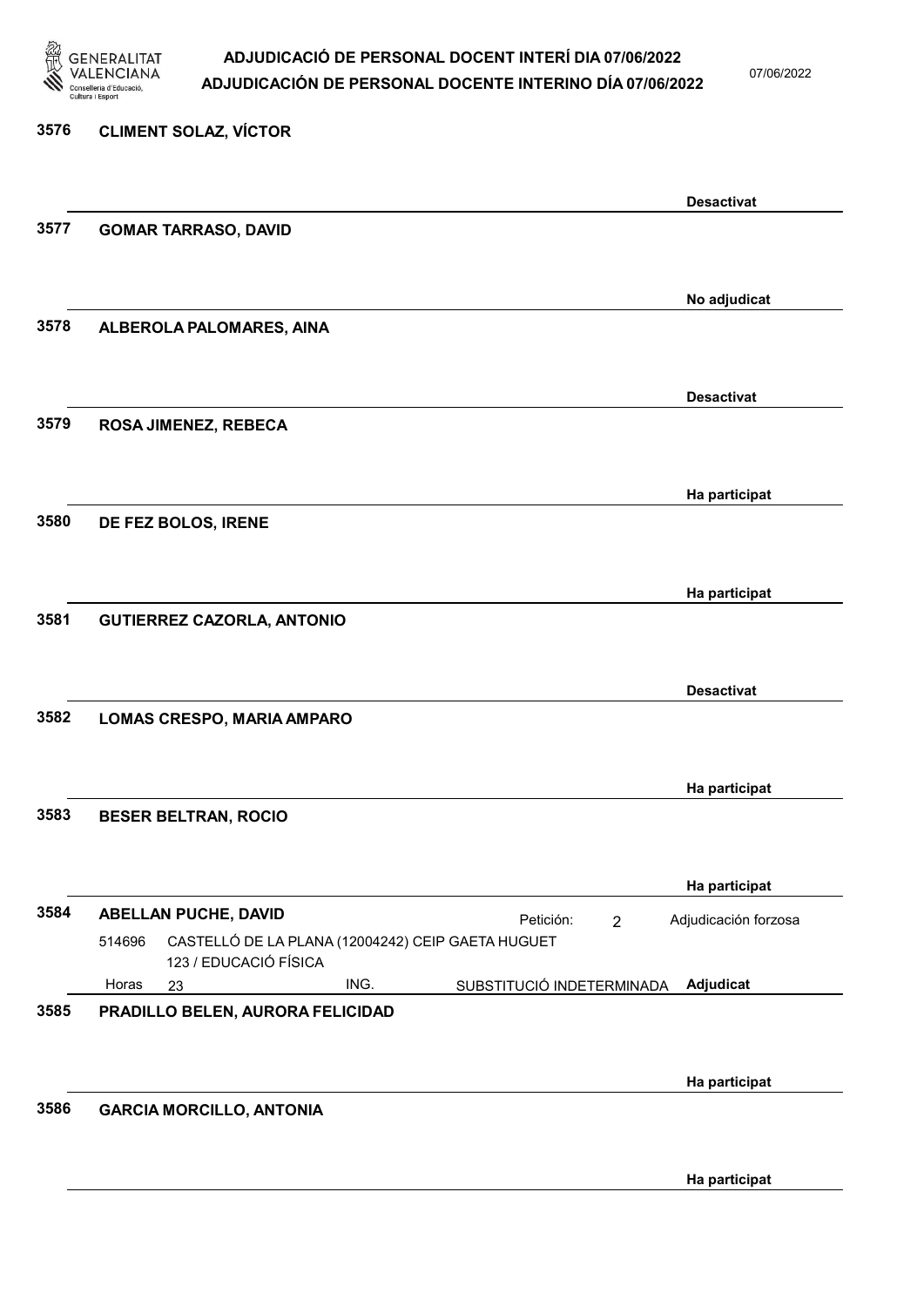3576 **CLIMENT SOLAZ, VÍCTOR**

**Desactivat**

3577 **GOMAR TARRASO, DAVID**

**No adjudicat**

3578 **ALBEROLA PALOMARES, AINA**

**Desactivat**

3579 **ROSA JIMENEZ, REBECA**

**Ha participat**

3580 **DE FEZ BOLOS, IRENE**

**Ha participat**

3581 **GUTIERREZ CAZORLA, ANTONIO**

**Desactivat**

3582 **LOMAS CRESPO, MARIA AMPARO**

**Ha participat**

3583 **BESER BELTRAN, ROCIO**

**Ha participat**

3584 **ABELLAN PUCHE, DAVID** — Petición: 2 — Adjudicación forzosa

514696 CASTELLÓ DE LA PLANA (12004242) CEIP GAETA HUGUET
123 / EDUCACIÓ FÍSICA

Horas 23 — ING. — SUBSTITUCIÓ INDETERMINADA — **Adjudicat**

3585 **PRADILLO BELEN, AURORA FELICIDAD**

**Ha participat**

3586 **GARCIA MORCILLO, ANTONIA**

**Ha participat**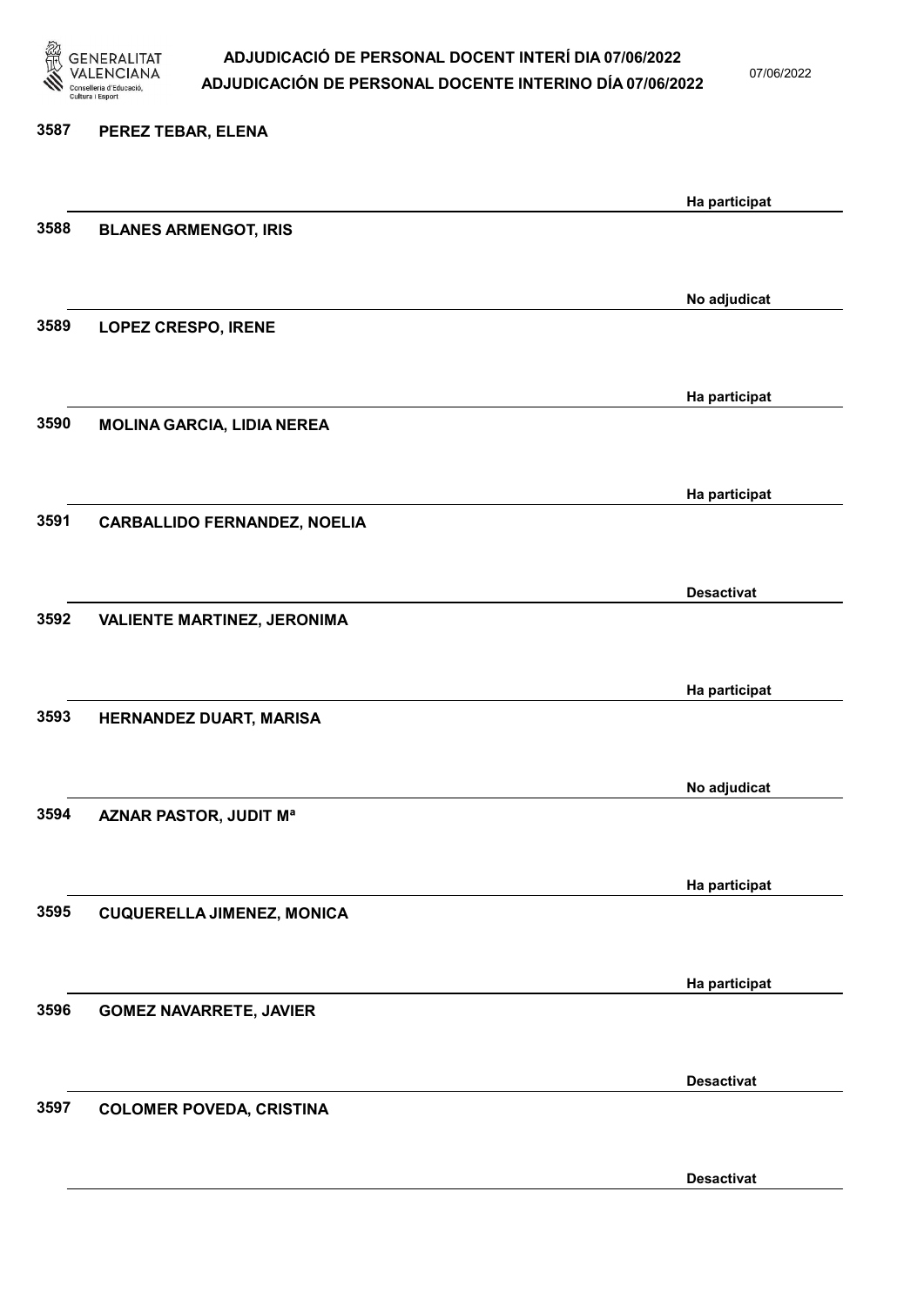| Núm. | Nom | Estat |
|---|---|---|
| 3587 | PEREZ TEBAR, ELENA | Ha participat |
| 3588 | BLANES ARMENGOT, IRIS | No adjudicat |
| 3589 | LOPEZ CRESPO, IRENE | Ha participat |
| 3590 | MOLINA GARCIA, LIDIA NEREA | Ha participat |
| 3591 | CARBALLIDO FERNANDEZ, NOELIA | Desactivat |
| 3592 | VALIENTE MARTINEZ, JERONIMA | Ha participat |
| 3593 | HERNANDEZ DUART, MARISA | No adjudicat |
| 3594 | AZNAR PASTOR, JUDIT Mª | Ha participat |
| 3595 | CUQUERELLA JIMENEZ, MONICA | Ha participat |
| 3596 | GOMEZ NAVARRETE, JAVIER | Desactivat |
| 3597 | COLOMER POVEDA, CRISTINA | Desactivat |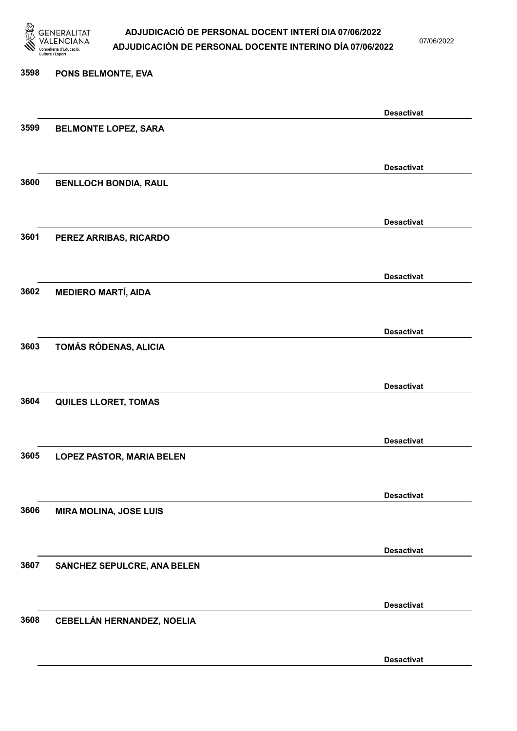3598 **PONS BELMONTE, EVA**

**Desactivat**

3599 **BELMONTE LOPEZ, SARA**

**Desactivat**

3600 **BENLLOCH BONDIA, RAUL**

**Desactivat**

3601 **PEREZ ARRIBAS, RICARDO**

**Desactivat**

3602 **MEDIERO MARTÍ, AIDA**

**Desactivat**

3603 **TOMÁS RÓDENAS, ALICIA**

**Desactivat**

3604 **QUILES LLORET, TOMAS**

**Desactivat**

3605 **LOPEZ PASTOR, MARIA BELEN**

**Desactivat**

3606 **MIRA MOLINA, JOSE LUIS**

**Desactivat**

3607 **SANCHEZ SEPULCRE, ANA BELEN**

**Desactivat**

3608 **CEBELLÁN HERNANDEZ, NOELIA**

**Desactivat**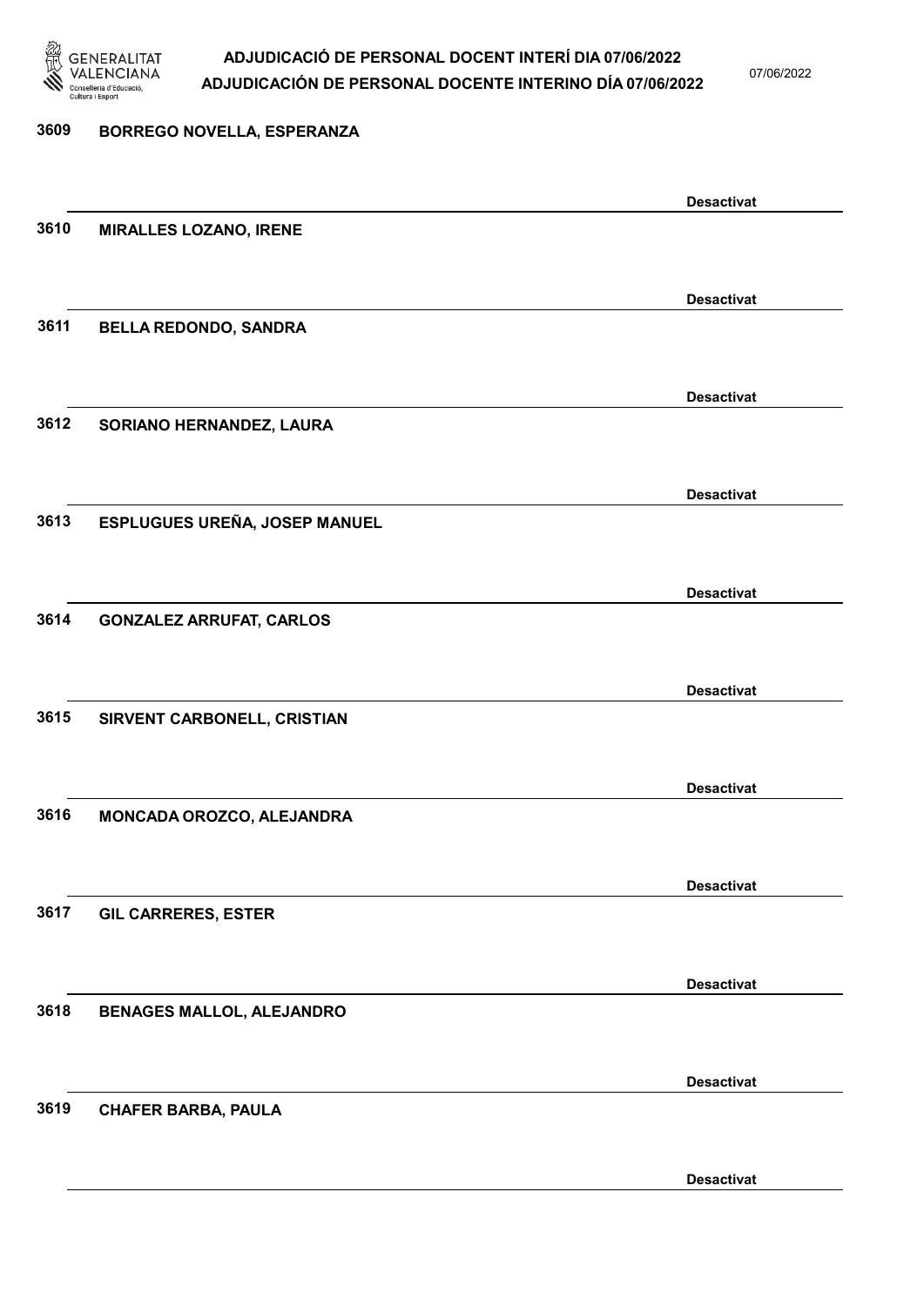3609 **BORREGO NOVELLA, ESPERANZA**

**Desactivat**

3610 **MIRALLES LOZANO, IRENE**

**Desactivat**

3611 **BELLA REDONDO, SANDRA**

**Desactivat**

3612 **SORIANO HERNANDEZ, LAURA**

**Desactivat**

3613 **ESPLUGUES UREÑA, JOSEP MANUEL**

**Desactivat**

3614 **GONZALEZ ARRUFAT, CARLOS**

**Desactivat**

3615 **SIRVENT CARBONELL, CRISTIAN**

**Desactivat**

3616 **MONCADA OROZCO, ALEJANDRA**

**Desactivat**

3617 **GIL CARRERES, ESTER**

**Desactivat**

3618 **BENAGES MALLOL, ALEJANDRO**

**Desactivat**

3619 **CHAFER BARBA, PAULA**

**Desactivat**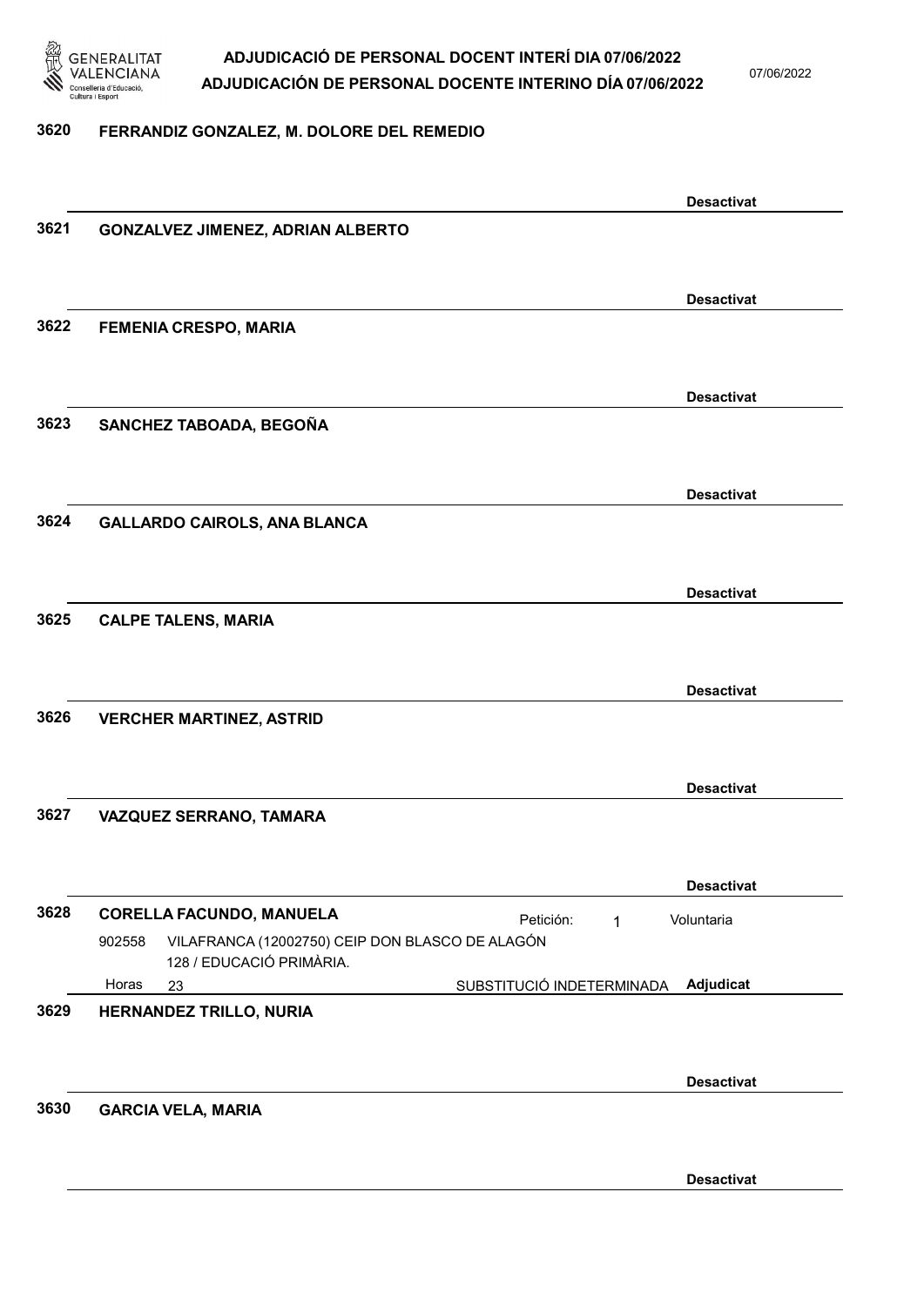**3620 FERRANDIZ GONZALEZ, M. DOLORE DEL REMEDIO**

Desactivat

**3621 GONZALVEZ JIMENEZ, ADRIAN ALBERTO**

Desactivat

**3622 FEMENIA CRESPO, MARIA**

Desactivat

**3623 SANCHEZ TABOADA, BEGOÑA**

Desactivat

**3624 GALLARDO CAIROLS, ANA BLANCA**

Desactivat

**3625 CALPE TALENS, MARIA**

Desactivat

**3626 VERCHER MARTINEZ, ASTRID**

Desactivat

**3627 VAZQUEZ SERRANO, TAMARA**

Desactivat

**3628 CORELLA FACUNDO, MANUELA**

Petición: 1 — Voluntaria

902558 VILAFRANCA (12002750) CEIP DON BLASCO DE ALAGÓN 128 / EDUCACIÓ PRIMÀRIA.

Horas 23 — SUBSTITUCIÓ INDETERMINADA — Adjudicat

**3629 HERNANDEZ TRILLO, NURIA**

Desactivat

**3630 GARCIA VELA, MARIA**

Desactivat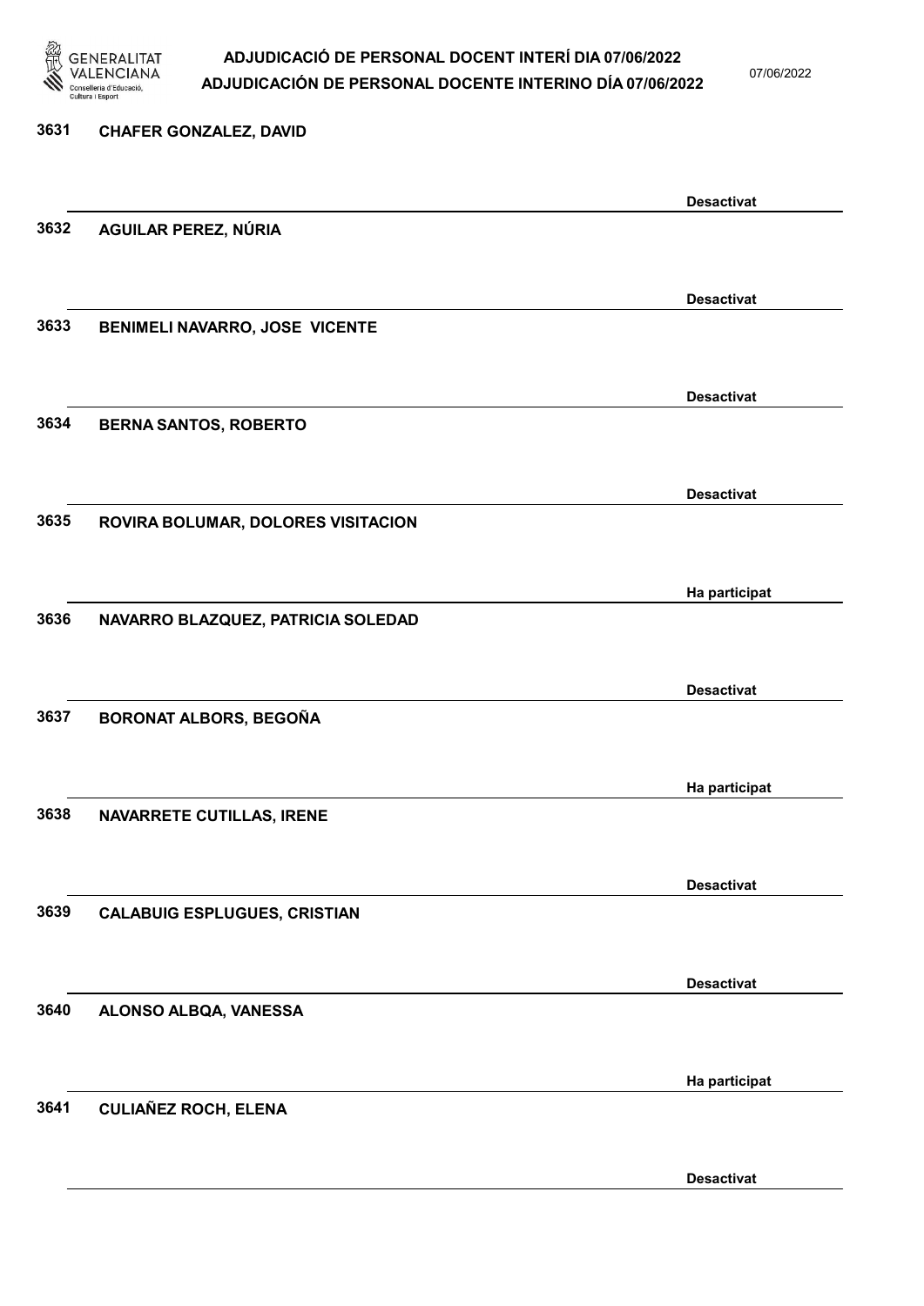3631 CHAFER GONZALEZ, DAVID

Desactivat

3632 AGUILAR PEREZ, NÚRIA

Desactivat

3633 BENIMELI NAVARRO, JOSE VICENTE

Desactivat

3634 BERNA SANTOS, ROBERTO

Desactivat

3635 ROVIRA BOLUMAR, DOLORES VISITACION

Ha participat

3636 NAVARRO BLAZQUEZ, PATRICIA SOLEDAD

Desactivat

3637 BORONAT ALBORS, BEGOÑA

Ha participat

3638 NAVARRETE CUTILLAS, IRENE

Desactivat

3639 CALABUIG ESPLUGUES, CRISTIAN

Desactivat

3640 ALONSO ALBQA, VANESSA

Ha participat

3641 CULIAÑEZ ROCH, ELENA

Desactivat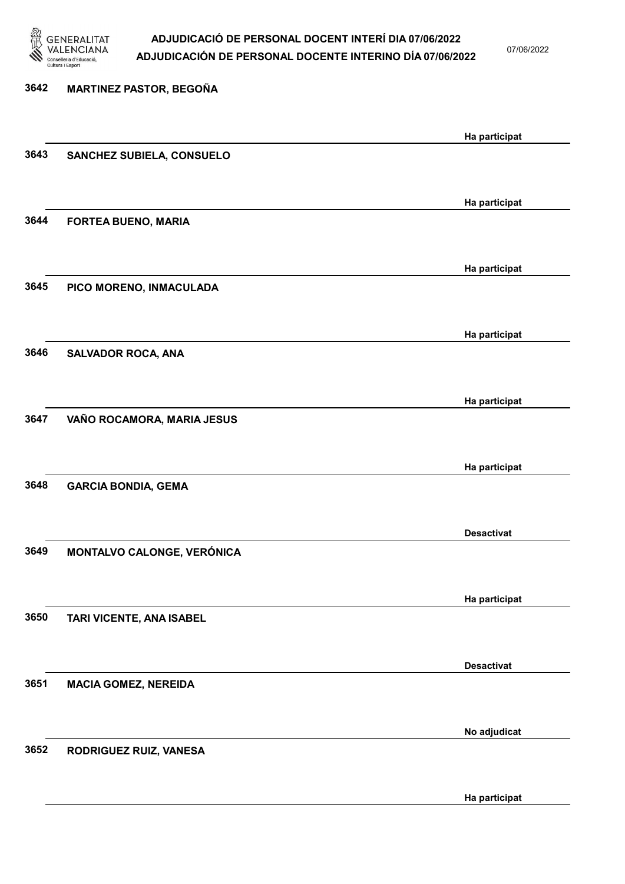| Núm. | Nom | Estat |
| --- | --- | --- |
| 3642 | MARTINEZ PASTOR, BEGOÑA | Ha participat |
| 3643 | SANCHEZ SUBIELA, CONSUELO | Ha participat |
| 3644 | FORTEA BUENO, MARIA | Ha participat |
| 3645 | PICO MORENO, INMACULADA | Ha participat |
| 3646 | SALVADOR ROCA, ANA | Ha participat |
| 3647 | VAÑO ROCAMORA, MARIA JESUS | Ha participat |
| 3648 | GARCIA BONDIA, GEMA | Desactivat |
| 3649 | MONTALVO CALONGE, VERÓNICA | Ha participat |
| 3650 | TARI VICENTE, ANA ISABEL | Desactivat |
| 3651 | MACIA GOMEZ, NEREIDA | No adjudicat |
| 3652 | RODRIGUEZ RUIZ, VANESA | Ha participat |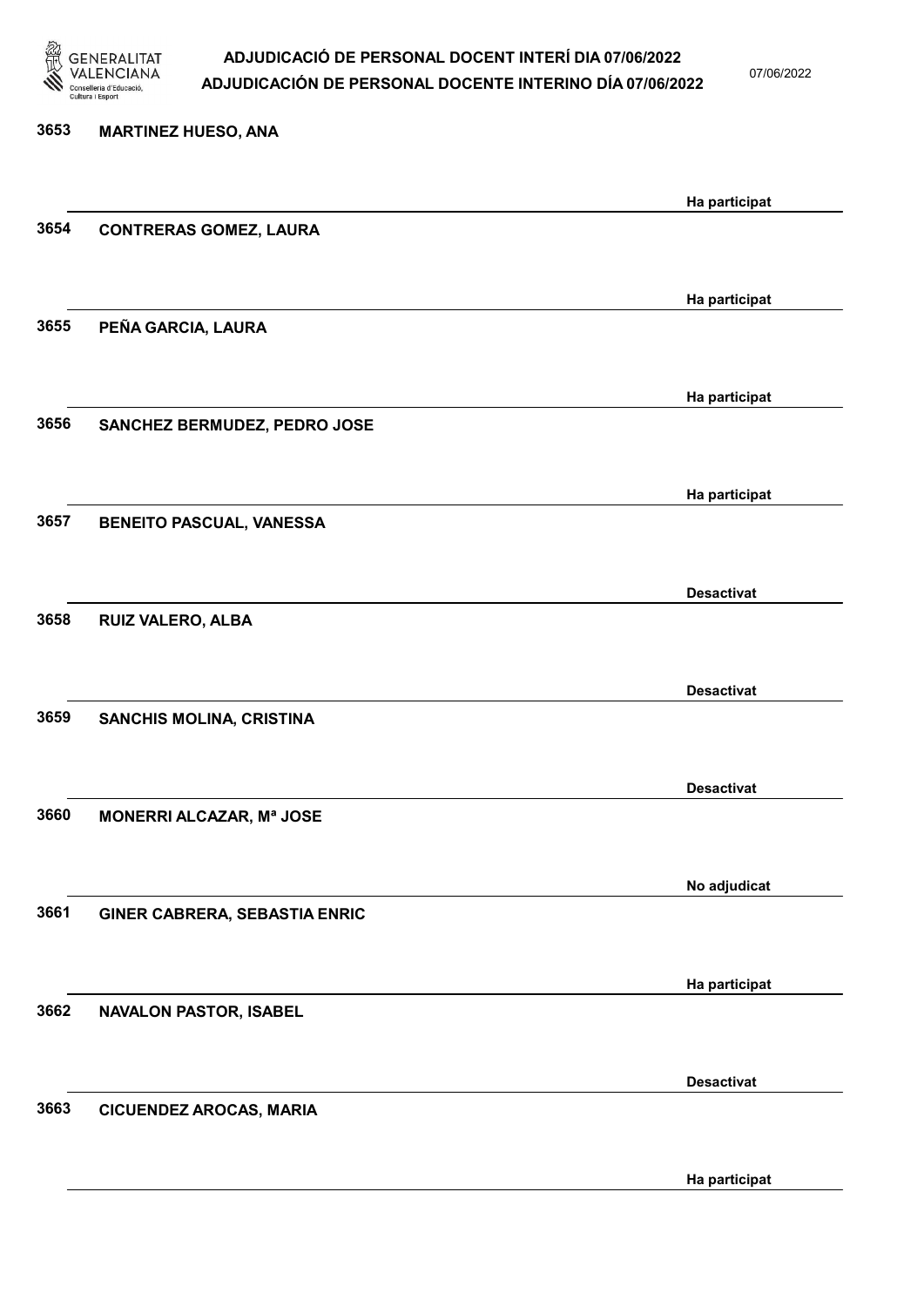| | | |
|---|---|---|
| 3653 | MARTINEZ HUESO, ANA | Ha participat |
| 3654 | CONTRERAS GOMEZ, LAURA | Ha participat |
| 3655 | PEÑA GARCIA, LAURA | Ha participat |
| 3656 | SANCHEZ BERMUDEZ, PEDRO JOSE | Ha participat |
| 3657 | BENEITO PASCUAL, VANESSA | Desactivat |
| 3658 | RUIZ VALERO, ALBA | Desactivat |
| 3659 | SANCHIS MOLINA, CRISTINA | Desactivat |
| 3660 | MONERRI ALCAZAR, Mª JOSE | No adjudicat |
| 3661 | GINER CABRERA, SEBASTIA ENRIC | Ha participat |
| 3662 | NAVALON PASTOR, ISABEL | Desactivat |
| 3663 | CICUENDEZ AROCAS, MARIA | Ha participat |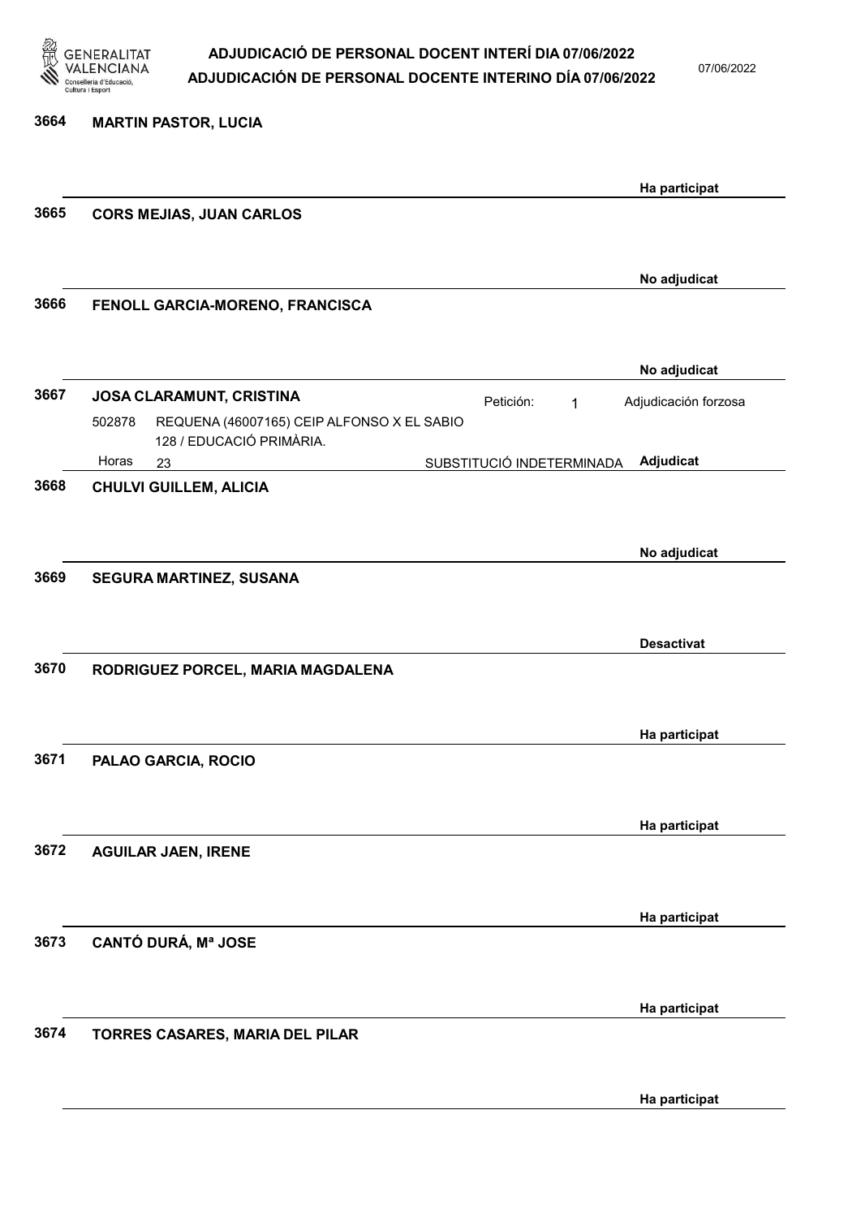3664 **MARTIN PASTOR, LUCIA**

**Ha participat**

3665 **CORS MEJIAS, JUAN CARLOS**

**No adjudicat**

3666 **FENOLL GARCIA-MORENO, FRANCISCA**

**No adjudicat**

3667 **JOSA CLARAMUNT, CRISTINA** Petición: 1 Adjudicación forzosa

502878 REQUENA (46007165) CEIP ALFONSO X EL SABIO 128 / EDUCACIÓ PRIMÀRIA.

Horas 23 SUBSTITUCIÓ INDETERMINADA **Adjudicat**

3668 **CHULVI GUILLEM, ALICIA**

**No adjudicat**

3669 **SEGURA MARTINEZ, SUSANA**

**Desactivat**

3670 **RODRIGUEZ PORCEL, MARIA MAGDALENA**

**Ha participat**

3671 **PALAO GARCIA, ROCIO**

**Ha participat**

3672 **AGUILAR JAEN, IRENE**

**Ha participat**

3673 **CANTÓ DURÁ, Mª JOSE**

**Ha participat**

3674 **TORRES CASARES, MARIA DEL PILAR**

**Ha participat**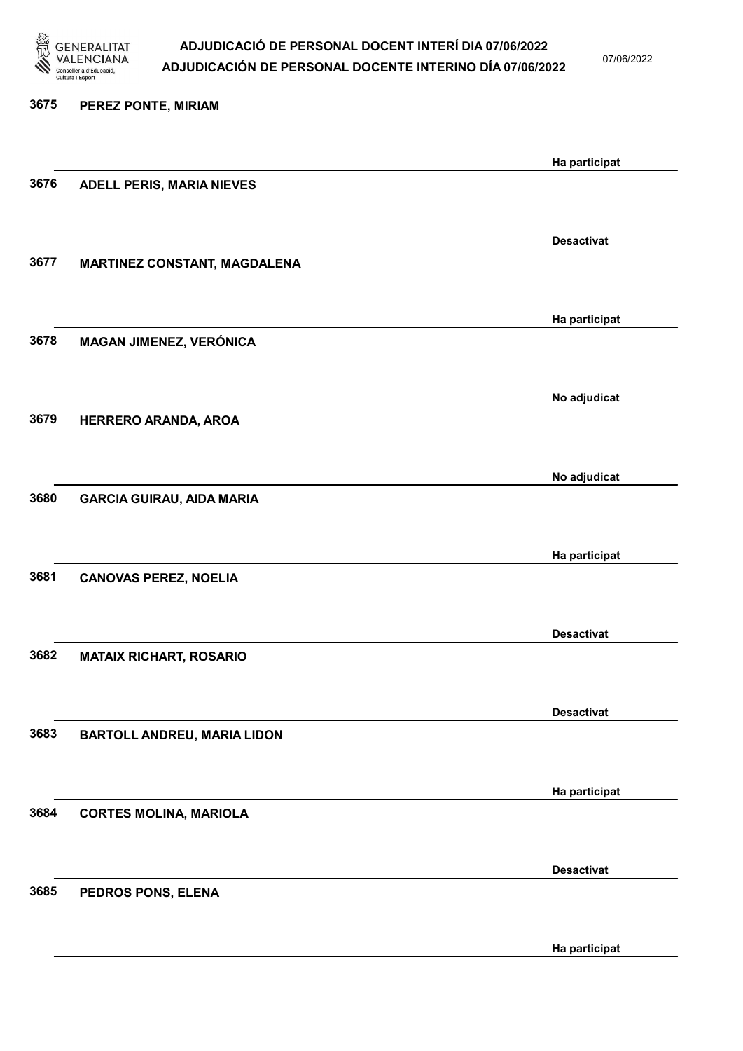| Núm. | Nom | Estat |
|---|---|---|
| 3675 | PEREZ PONTE, MIRIAM | Ha participat |
| 3676 | ADELL PERIS, MARIA NIEVES | Desactivat |
| 3677 | MARTINEZ CONSTANT, MAGDALENA | Ha participat |
| 3678 | MAGAN JIMENEZ, VERÓNICA | No adjudicat |
| 3679 | HERRERO ARANDA, AROA | No adjudicat |
| 3680 | GARCIA GUIRAU, AIDA MARIA | Ha participat |
| 3681 | CANOVAS PEREZ, NOELIA | Desactivat |
| 3682 | MATAIX RICHART, ROSARIO | Desactivat |
| 3683 | BARTOLL ANDREU, MARIA LIDON | Ha participat |
| 3684 | CORTES MOLINA, MARIOLA | Desactivat |
| 3685 | PEDROS PONS, ELENA | Ha participat |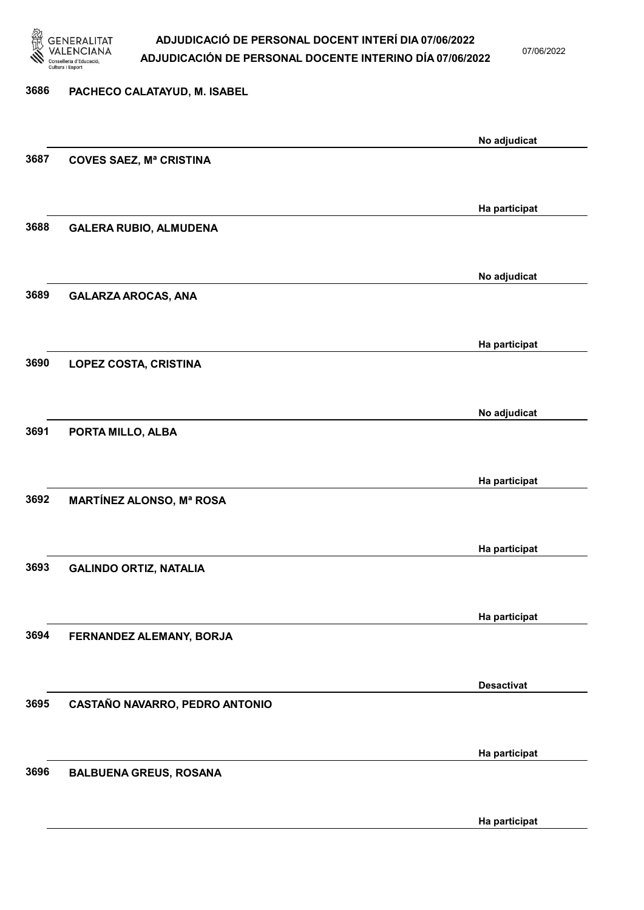| Núm. | Nom | Estat |
| --- | --- | --- |
| 3686 | PACHECO CALATAYUD, M. ISABEL | No adjudicat |
| 3687 | COVES SAEZ, Mª CRISTINA | Ha participat |
| 3688 | GALERA RUBIO, ALMUDENA | No adjudicat |
| 3689 | GALARZA AROCAS, ANA | Ha participat |
| 3690 | LOPEZ COSTA, CRISTINA | No adjudicat |
| 3691 | PORTA MILLO, ALBA | Ha participat |
| 3692 | MARTÍNEZ ALONSO, Mª ROSA | Ha participat |
| 3693 | GALINDO ORTIZ, NATALIA | Ha participat |
| 3694 | FERNANDEZ ALEMANY, BORJA | Desactivat |
| 3695 | CASTAÑO NAVARRO, PEDRO ANTONIO | Ha participat |
| 3696 | BALBUENA GREUS, ROSANA | Ha participat |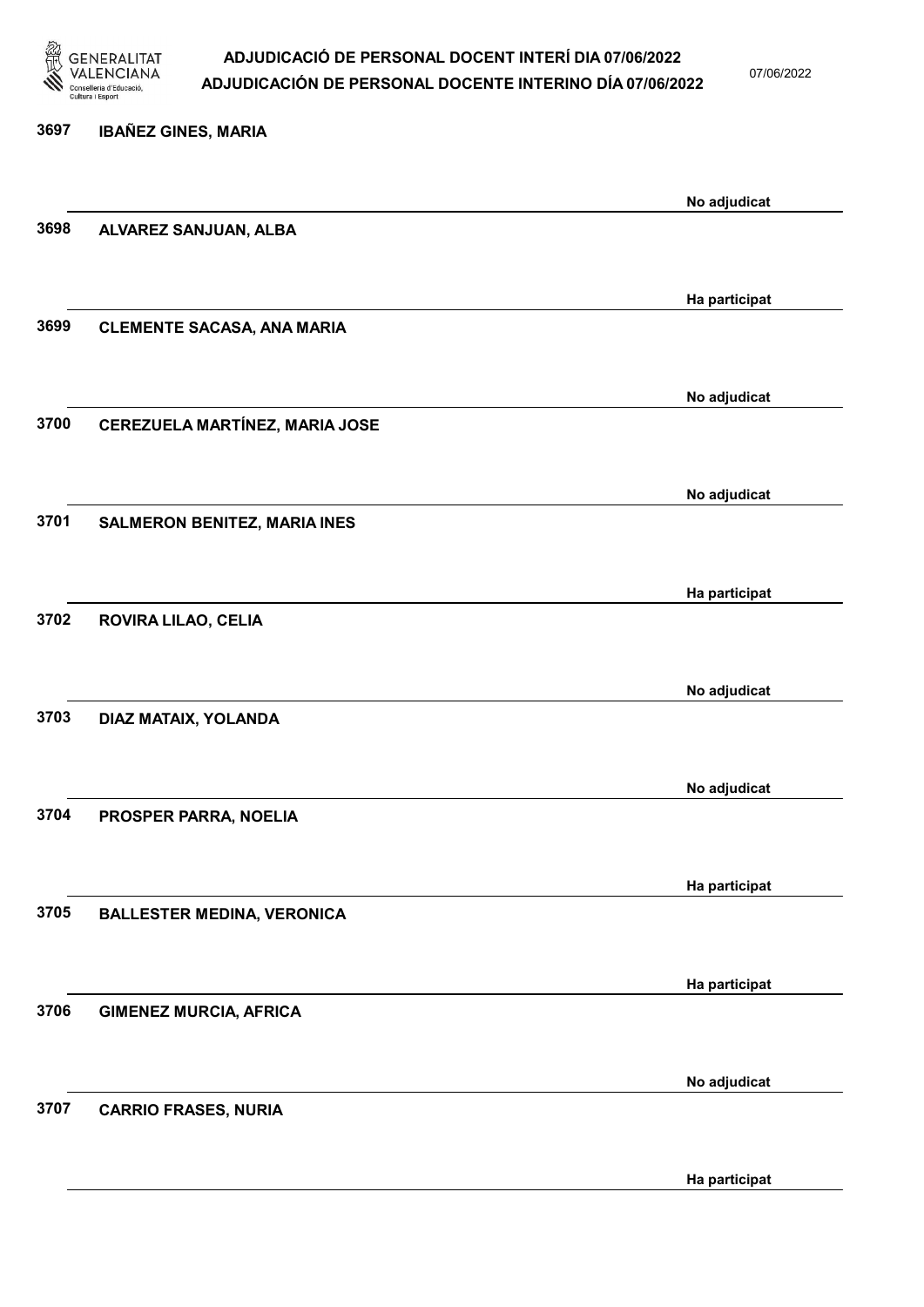| Núm. | Nom | Estat |
|---|---|---|
| 3697 | IBAÑEZ GINES, MARIA | No adjudicat |
| 3698 | ALVAREZ SANJUAN, ALBA | Ha participat |
| 3699 | CLEMENTE SACASA, ANA MARIA | No adjudicat |
| 3700 | CEREZUELA MARTÍNEZ, MARIA JOSE | No adjudicat |
| 3701 | SALMERON BENITEZ, MARIA INES | Ha participat |
| 3702 | ROVIRA LILAO, CELIA | No adjudicat |
| 3703 | DIAZ MATAIX, YOLANDA | No adjudicat |
| 3704 | PROSPER PARRA, NOELIA | Ha participat |
| 3705 | BALLESTER MEDINA, VERONICA | Ha participat |
| 3706 | GIMENEZ MURCIA, AFRICA | No adjudicat |
| 3707 | CARRIO FRASES, NURIA | Ha participat |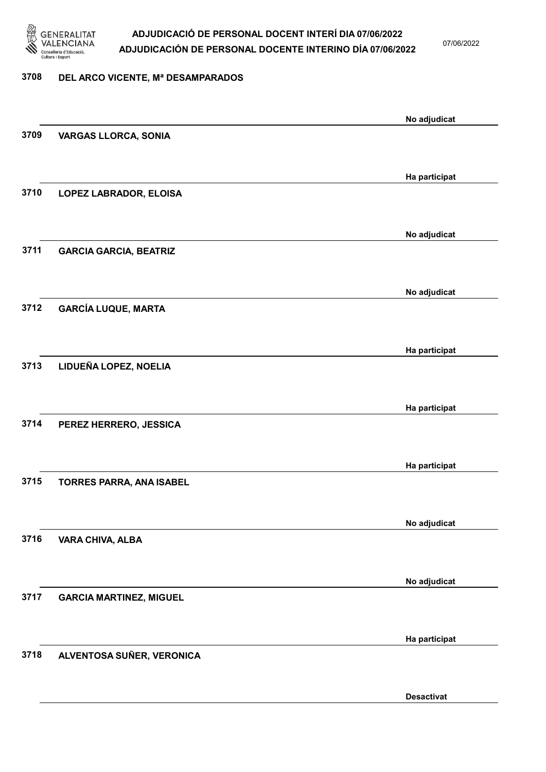| Núm. | Nom | Estat |
| --- | --- | --- |
| 3708 | DEL ARCO VICENTE, Mª DESAMPARADOS | No adjudicat |
| 3709 | VARGAS LLORCA, SONIA | Ha participat |
| 3710 | LOPEZ LABRADOR, ELOISA | No adjudicat |
| 3711 | GARCIA GARCIA, BEATRIZ | No adjudicat |
| 3712 | GARCÍA LUQUE, MARTA | Ha participat |
| 3713 | LIDUEÑA LOPEZ, NOELIA | Ha participat |
| 3714 | PEREZ HERRERO, JESSICA | Ha participat |
| 3715 | TORRES PARRA, ANA ISABEL | No adjudicat |
| 3716 | VARA CHIVA, ALBA | No adjudicat |
| 3717 | GARCIA MARTINEZ, MIGUEL | Ha participat |
| 3718 | ALVENTOSA SUÑER, VERONICA | Desactivat |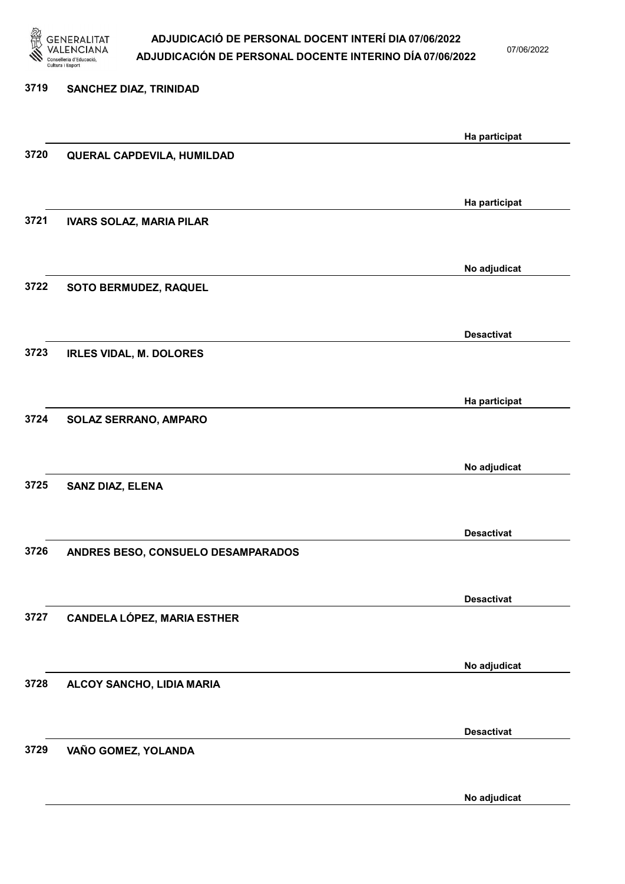3719 **SANCHEZ DIAZ, TRINIDAD**

Ha participat

3720 **QUERAL CAPDEVILA, HUMILDAD**

Ha participat

3721 **IVARS SOLAZ, MARIA PILAR**

No adjudicat

3722 **SOTO BERMUDEZ, RAQUEL**

Desactivat

3723 **IRLES VIDAL, M. DOLORES**

Ha participat

3724 **SOLAZ SERRANO, AMPARO**

No adjudicat

3725 **SANZ DIAZ, ELENA**

Desactivat

3726 **ANDRES BESO, CONSUELO DESAMPARADOS**

Desactivat

3727 **CANDELA LÓPEZ, MARIA ESTHER**

No adjudicat

3728 **ALCOY SANCHO, LIDIA MARIA**

Desactivat

3729 **VAÑO GOMEZ, YOLANDA**

No adjudicat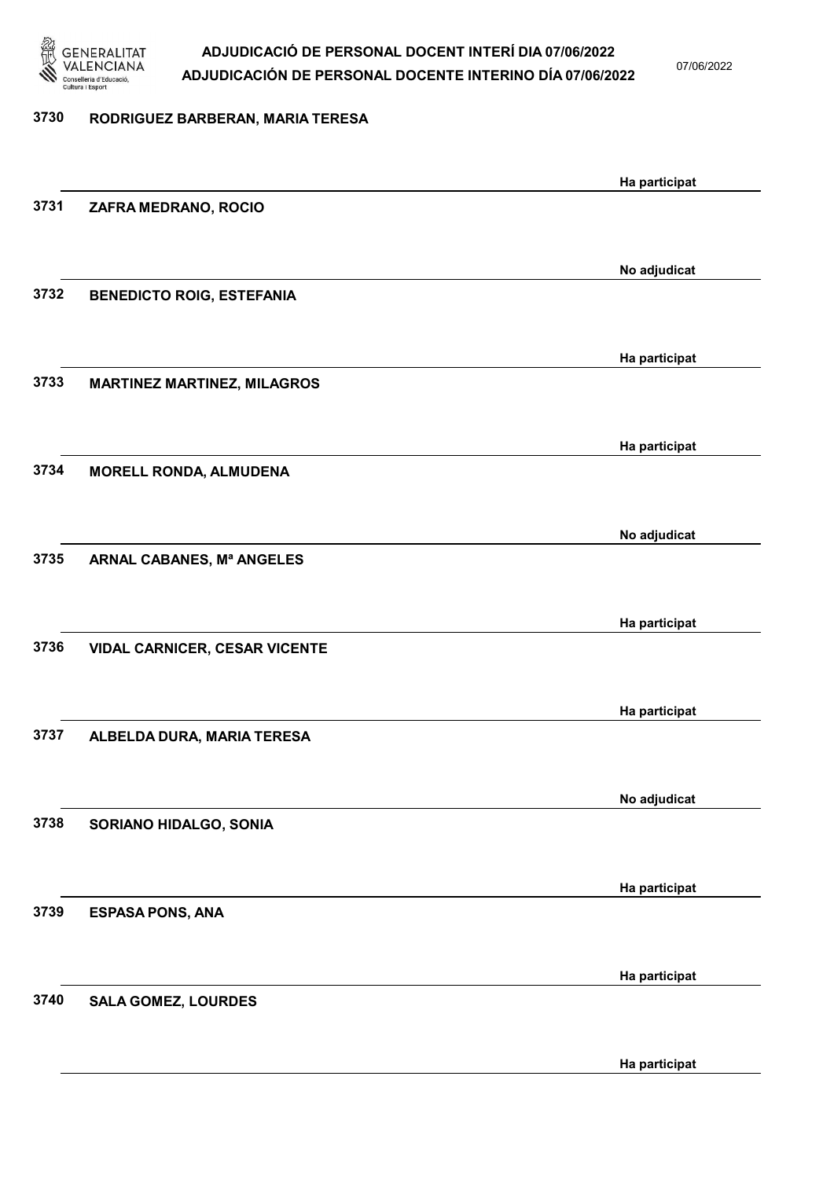3730 RODRIGUEZ BARBERAN, MARIA TERESA

Ha participat

3731 ZAFRA MEDRANO, ROCIO

No adjudicat

3732 BENEDICTO ROIG, ESTEFANIA

Ha participat

3733 MARTINEZ MARTINEZ, MILAGROS

Ha participat

3734 MORELL RONDA, ALMUDENA

No adjudicat

3735 ARNAL CABANES, Mª ANGELES

Ha participat

3736 VIDAL CARNICER, CESAR VICENTE

Ha participat

3737 ALBELDA DURA, MARIA TERESA

No adjudicat

3738 SORIANO HIDALGO, SONIA

Ha participat

3739 ESPASA PONS, ANA

Ha participat

3740 SALA GOMEZ, LOURDES

Ha participat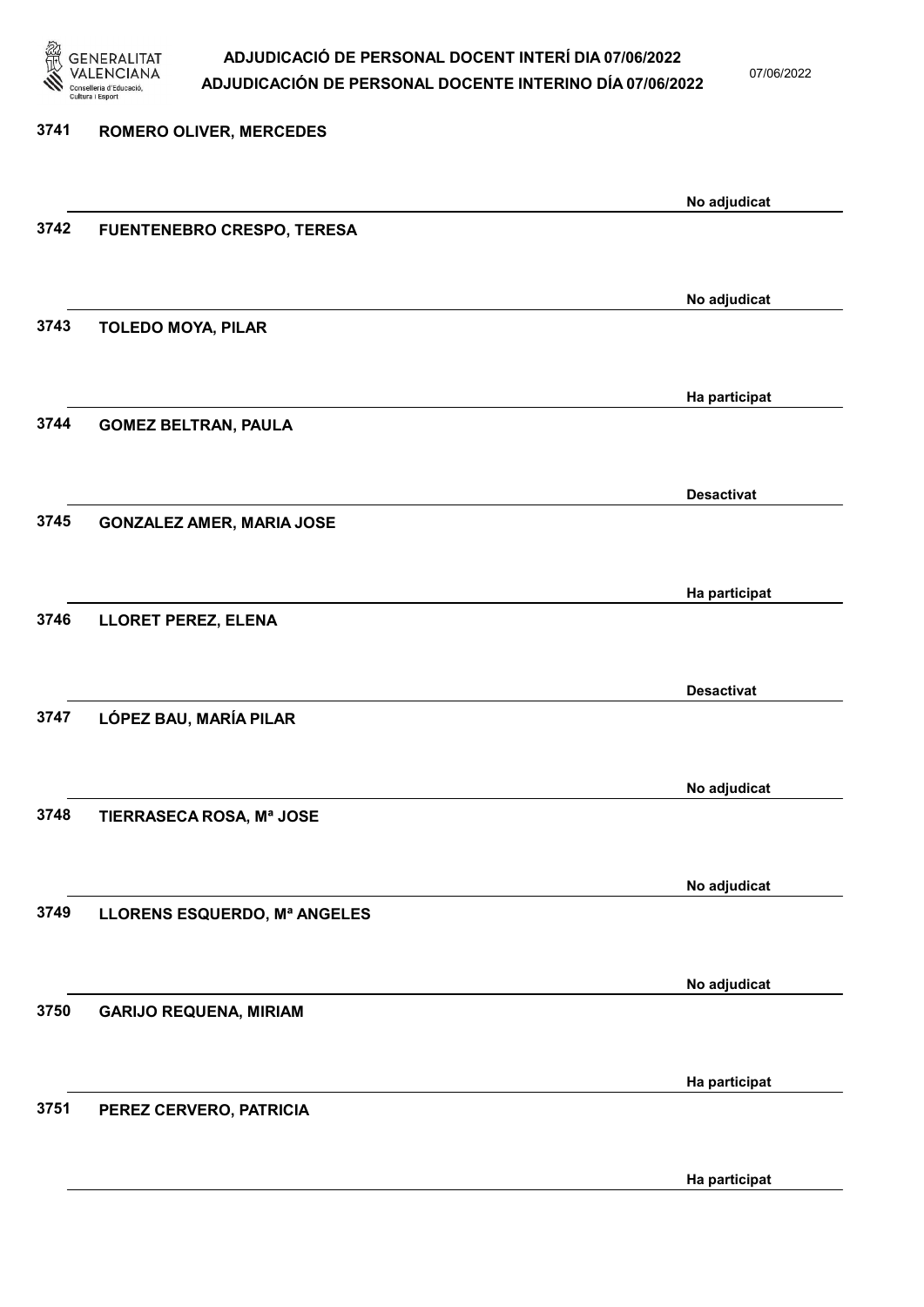| Núm. | Nom | Estat |
|---|---|---|
| 3741 | ROMERO OLIVER, MERCEDES | No adjudicat |
| 3742 | FUENTENEBRO CRESPO, TERESA | No adjudicat |
| 3743 | TOLEDO MOYA, PILAR | Ha participat |
| 3744 | GOMEZ BELTRAN, PAULA | Desactivat |
| 3745 | GONZALEZ AMER, MARIA JOSE | Ha participat |
| 3746 | LLORET PEREZ, ELENA | Desactivat |
| 3747 | LÓPEZ BAU, MARÍA PILAR | No adjudicat |
| 3748 | TIERRASECA ROSA, Mª JOSE | No adjudicat |
| 3749 | LLORENS ESQUERDO, Mª ANGELES | No adjudicat |
| 3750 | GARIJO REQUENA, MIRIAM | Ha participat |
| 3751 | PEREZ CERVERO, PATRICIA | Ha participat |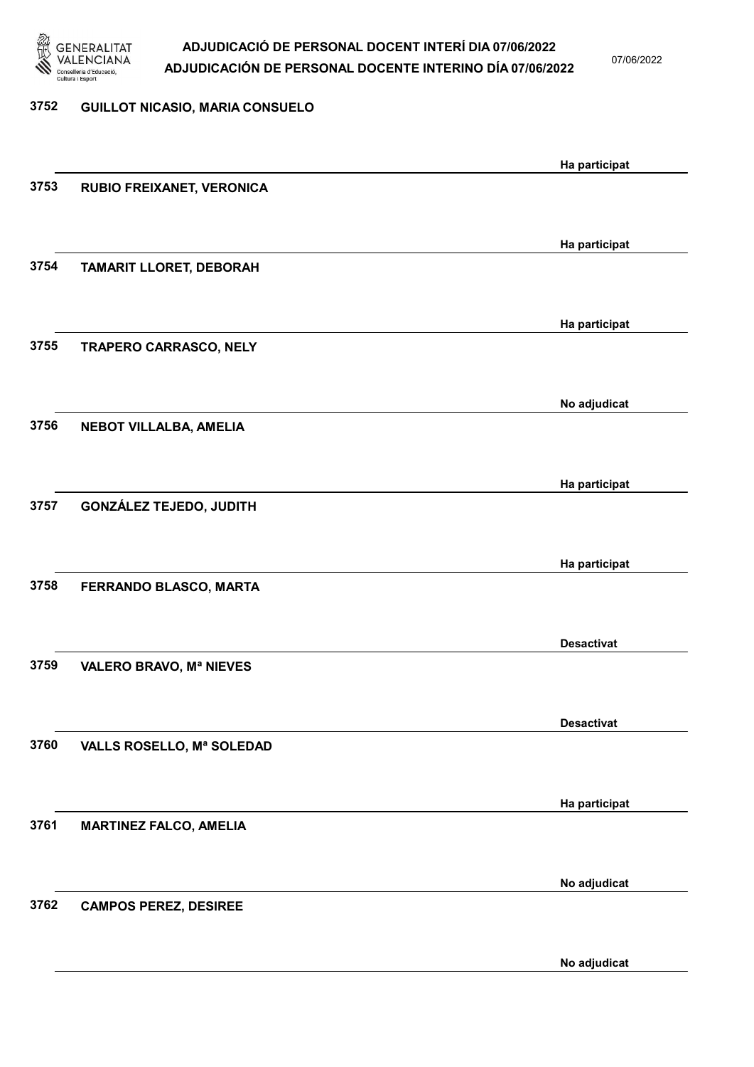| Núm. | Nom | Estat |
|---|---|---|
| 3752 | GUILLOT NICASIO, MARIA CONSUELO | Ha participat |
| 3753 | RUBIO FREIXANET, VERONICA | Ha participat |
| 3754 | TAMARIT LLORET, DEBORAH | Ha participat |
| 3755 | TRAPERO CARRASCO, NELY | No adjudicat |
| 3756 | NEBOT VILLALBA, AMELIA | Ha participat |
| 3757 | GONZÁLEZ TEJEDO, JUDITH | Ha participat |
| 3758 | FERRANDO BLASCO, MARTA | Desactivat |
| 3759 | VALERO BRAVO, Mª NIEVES | Desactivat |
| 3760 | VALLS ROSELLO, Mª SOLEDAD | Ha participat |
| 3761 | MARTINEZ FALCO, AMELIA | No adjudicat |
| 3762 | CAMPOS PEREZ, DESIREE | No adjudicat |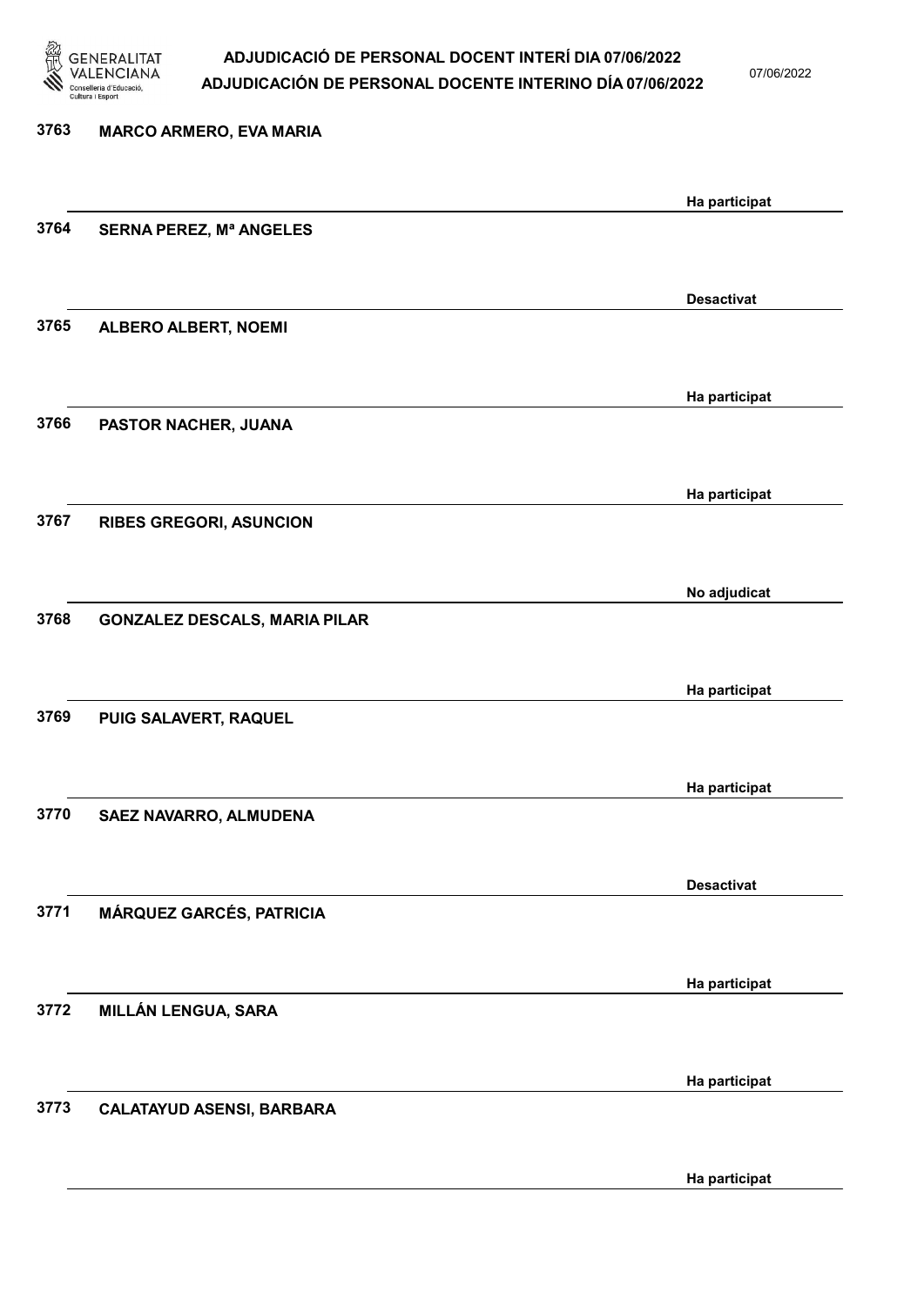| Núm. | Nom | Estat |
|---|---|---|
| 3763 | MARCO ARMERO, EVA MARIA | Ha participat |
| 3764 | SERNA PEREZ, Mª ANGELES | Desactivat |
| 3765 | ALBERO ALBERT, NOEMI | Ha participat |
| 3766 | PASTOR NACHER, JUANA | Ha participat |
| 3767 | RIBES GREGORI, ASUNCION | No adjudicat |
| 3768 | GONZALEZ DESCALS, MARIA PILAR | Ha participat |
| 3769 | PUIG SALAVERT, RAQUEL | Ha participat |
| 3770 | SAEZ NAVARRO, ALMUDENA | Desactivat |
| 3771 | MÁRQUEZ GARCÉS, PATRICIA | Ha participat |
| 3772 | MILLÁN LENGUA, SARA | Ha participat |
| 3773 | CALATAYUD ASENSI, BARBARA | Ha participat |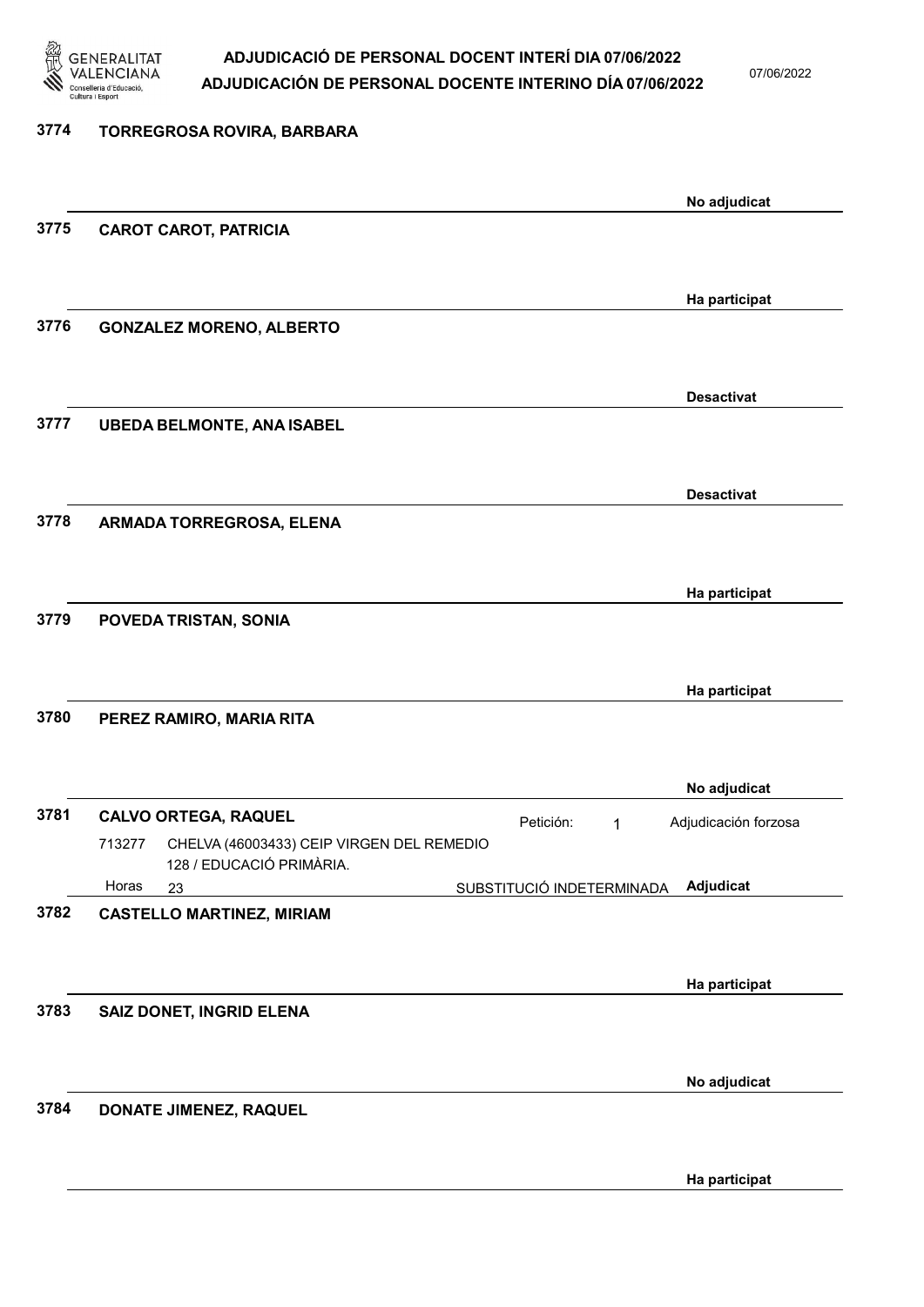3774 **TORREGROSA ROVIRA, BARBARA**

**No adjudicat**

3775 **CAROT CAROT, PATRICIA**

**Ha participat**

3776 **GONZALEZ MORENO, ALBERTO**

**Desactivat**

3777 **UBEDA BELMONTE, ANA ISABEL**

**Desactivat**

3778 **ARMADA TORREGROSA, ELENA**

**Ha participat**

3779 **POVEDA TRISTAN, SONIA**

**Ha participat**

3780 **PEREZ RAMIRO, MARIA RITA**

**No adjudicat**

3781 **CALVO ORTEGA, RAQUEL** — Petición: 1 — Adjudicación forzosa

713277 CHELVA (46003433) CEIP VIRGEN DEL REMEDIO
128 / EDUCACIÓ PRIMÀRIA.

Horas 23 — SUBSTITUCIÓ INDETERMINADA — **Adjudicat**

3782 **CASTELLO MARTINEZ, MIRIAM**

**Ha participat**

3783 **SAIZ DONET, INGRID ELENA**

**No adjudicat**

3784 **DONATE JIMENEZ, RAQUEL**

**Ha participat**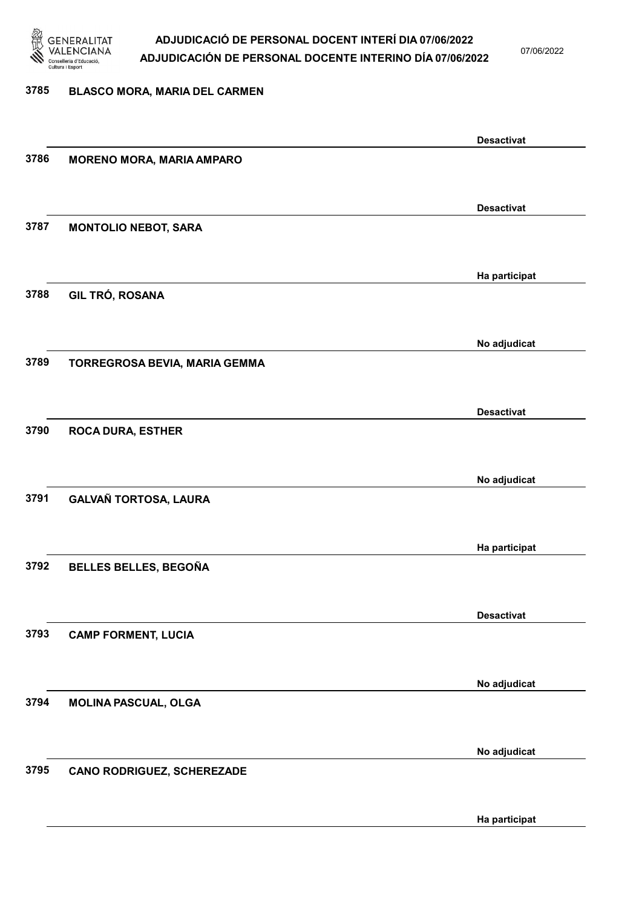| Núm. | Nom | Estat |
|---|---|---|
| 3785 | BLASCO MORA, MARIA DEL CARMEN | Desactivat |
| 3786 | MORENO MORA, MARIA AMPARO | Desactivat |
| 3787 | MONTOLIO NEBOT, SARA | Ha participat |
| 3788 | GIL TRÓ, ROSANA | No adjudicat |
| 3789 | TORREGROSA BEVIA, MARIA GEMMA | Desactivat |
| 3790 | ROCA DURA, ESTHER | No adjudicat |
| 3791 | GALVAÑ TORTOSA, LAURA | Ha participat |
| 3792 | BELLES BELLES, BEGOÑA | Desactivat |
| 3793 | CAMP FORMENT, LUCIA | No adjudicat |
| 3794 | MOLINA PASCUAL, OLGA | No adjudicat |
| 3795 | CANO RODRIGUEZ, SCHEREZADE | Ha participat |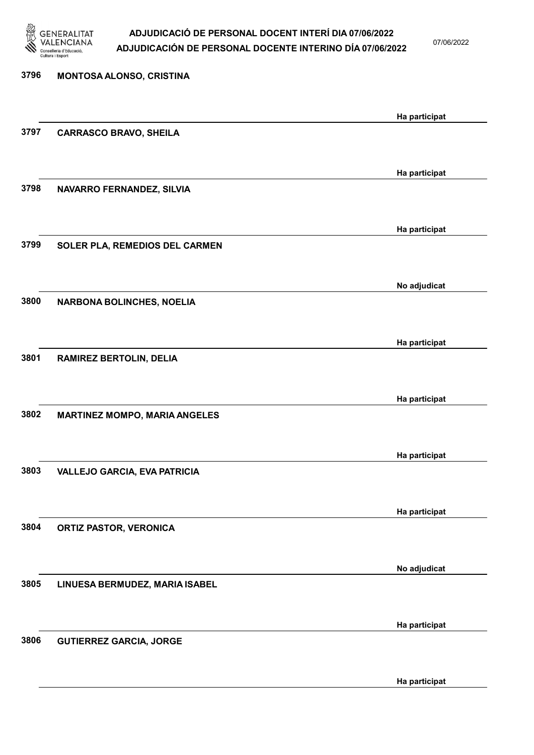| | | |
|---|---|---|
| 3796 | MONTOSA ALONSO, CRISTINA | Ha participat |
| 3797 | CARRASCO BRAVO, SHEILA | Ha participat |
| 3798 | NAVARRO FERNANDEZ, SILVIA | Ha participat |
| 3799 | SOLER PLA, REMEDIOS DEL CARMEN | No adjudicat |
| 3800 | NARBONA BOLINCHES, NOELIA | Ha participat |
| 3801 | RAMIREZ BERTOLIN, DELIA | Ha participat |
| 3802 | MARTINEZ MOMPO, MARIA ANGELES | Ha participat |
| 3803 | VALLEJO GARCIA, EVA PATRICIA | Ha participat |
| 3804 | ORTIZ PASTOR, VERONICA | No adjudicat |
| 3805 | LINUESA BERMUDEZ, MARIA ISABEL | Ha participat |
| 3806 | GUTIERREZ GARCIA, JORGE | Ha participat |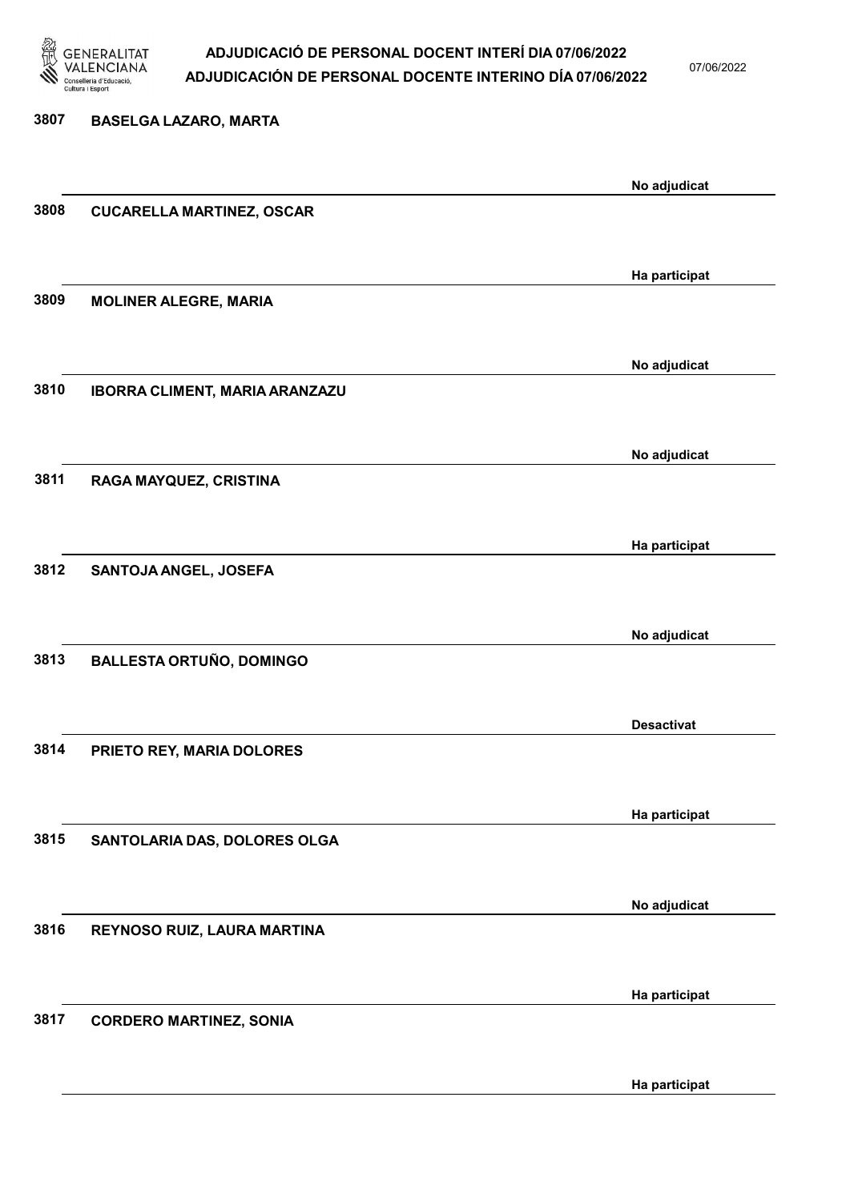| Núm. | Nom | Estat |
| --- | --- | --- |
| 3807 | BASELGA LAZARO, MARTA | No adjudicat |
| 3808 | CUCARELLA MARTINEZ, OSCAR | Ha participat |
| 3809 | MOLINER ALEGRE, MARIA | No adjudicat |
| 3810 | IBORRA CLIMENT, MARIA ARANZAZU | No adjudicat |
| 3811 | RAGA MAYQUEZ, CRISTINA | Ha participat |
| 3812 | SANTOJA ANGEL, JOSEFA | No adjudicat |
| 3813 | BALLESTA ORTUÑO, DOMINGO | Desactivat |
| 3814 | PRIETO REY, MARIA DOLORES | Ha participat |
| 3815 | SANTOLARIA DAS, DOLORES OLGA | No adjudicat |
| 3816 | REYNOSO RUIZ, LAURA MARTINA | Ha participat |
| 3817 | CORDERO MARTINEZ, SONIA | Ha participat |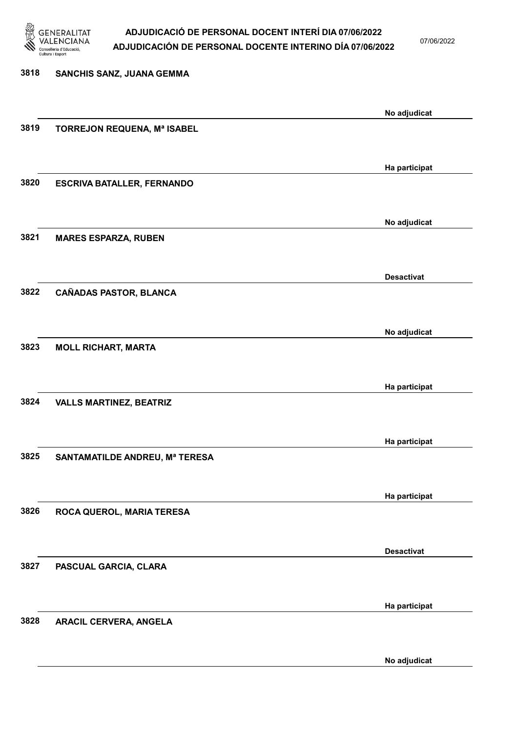3818 **SANCHIS SANZ, JUANA GEMMA**

No adjudicat

3819 **TORREJON REQUENA, Mª ISABEL**

Ha participat

3820 **ESCRIVA BATALLER, FERNANDO**

No adjudicat

3821 **MARES ESPARZA, RUBEN**

Desactivat

3822 **CAÑADAS PASTOR, BLANCA**

No adjudicat

3823 **MOLL RICHART, MARTA**

Ha participat

3824 **VALLS MARTINEZ, BEATRIZ**

Ha participat

3825 **SANTAMATILDE ANDREU, Mª TERESA**

Ha participat

3826 **ROCA QUEROL, MARIA TERESA**

Desactivat

3827 **PASCUAL GARCIA, CLARA**

Ha participat

3828 **ARACIL CERVERA, ANGELA**

No adjudicat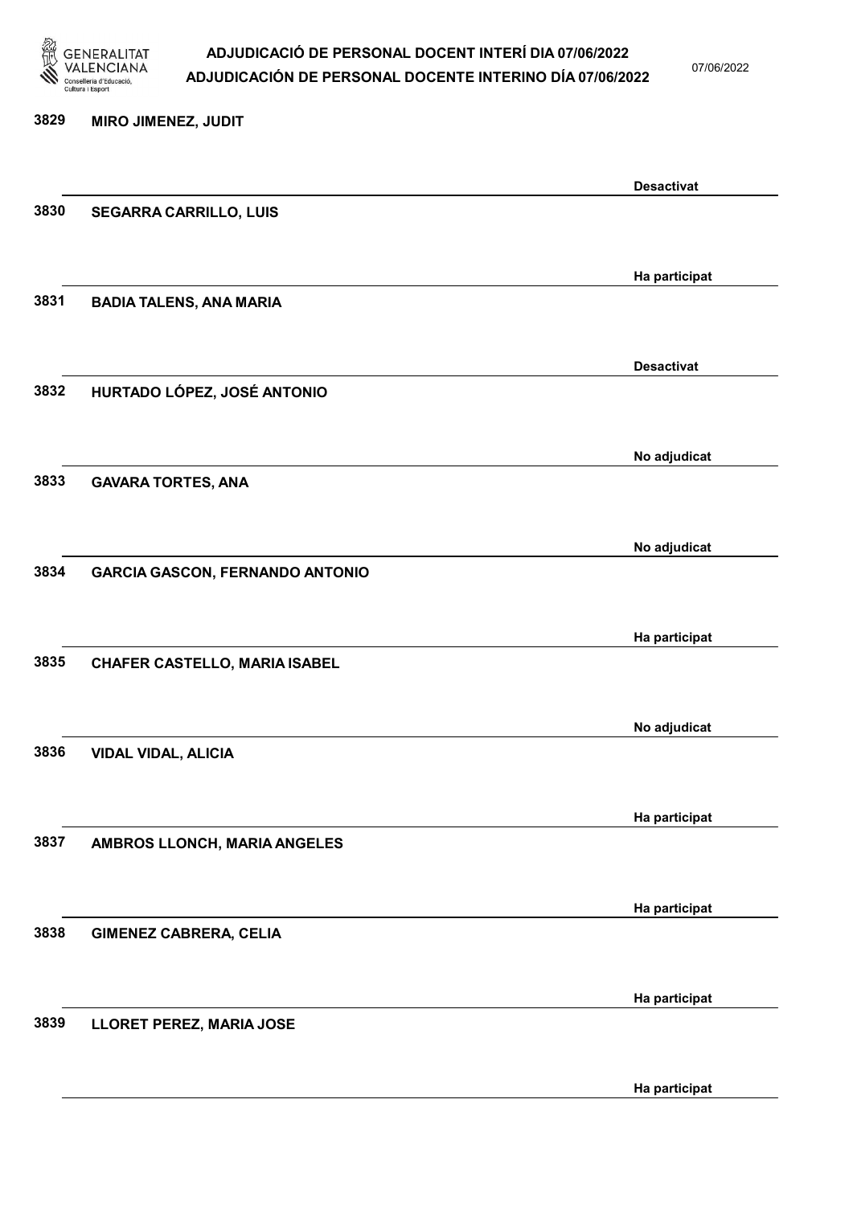3829 MIRO JIMENEZ, JUDIT

Desactivat

3830 SEGARRA CARRILLO, LUIS

Ha participat

3831 BADIA TALENS, ANA MARIA

Desactivat

3832 HURTADO LÓPEZ, JOSÉ ANTONIO

No adjudicat

3833 GAVARA TORTES, ANA

No adjudicat

3834 GARCIA GASCON, FERNANDO ANTONIO

Ha participat

3835 CHAFER CASTELLO, MARIA ISABEL

No adjudicat

3836 VIDAL VIDAL, ALICIA

Ha participat

3837 AMBROS LLONCH, MARIA ANGELES

Ha participat

3838 GIMENEZ CABRERA, CELIA

Ha participat

3839 LLORET PEREZ, MARIA JOSE

Ha participat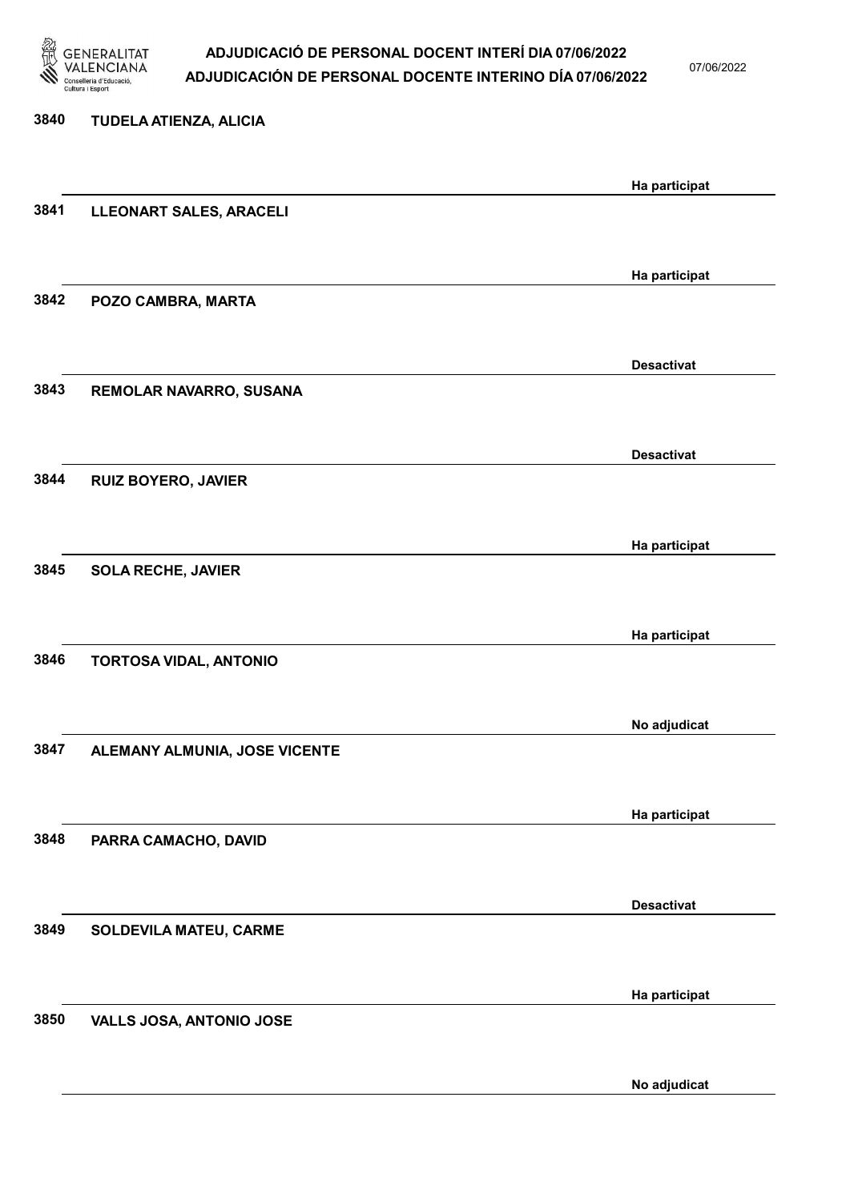| Núm. | Nom | Estat |
| --- | --- | --- |
| 3840 | TUDELA ATIENZA, ALICIA | Ha participat |
| 3841 | LLEONART SALES, ARACELI | Ha participat |
| 3842 | POZO CAMBRA, MARTA | Desactivat |
| 3843 | REMOLAR NAVARRO, SUSANA | Desactivat |
| 3844 | RUIZ BOYERO, JAVIER | Ha participat |
| 3845 | SOLA RECHE, JAVIER | Ha participat |
| 3846 | TORTOSA VIDAL, ANTONIO | No adjudicat |
| 3847 | ALEMANY ALMUNIA, JOSE VICENTE | Ha participat |
| 3848 | PARRA CAMACHO, DAVID | Desactivat |
| 3849 | SOLDEVILA MATEU, CARME | Ha participat |
| 3850 | VALLS JOSA, ANTONIO JOSE | No adjudicat |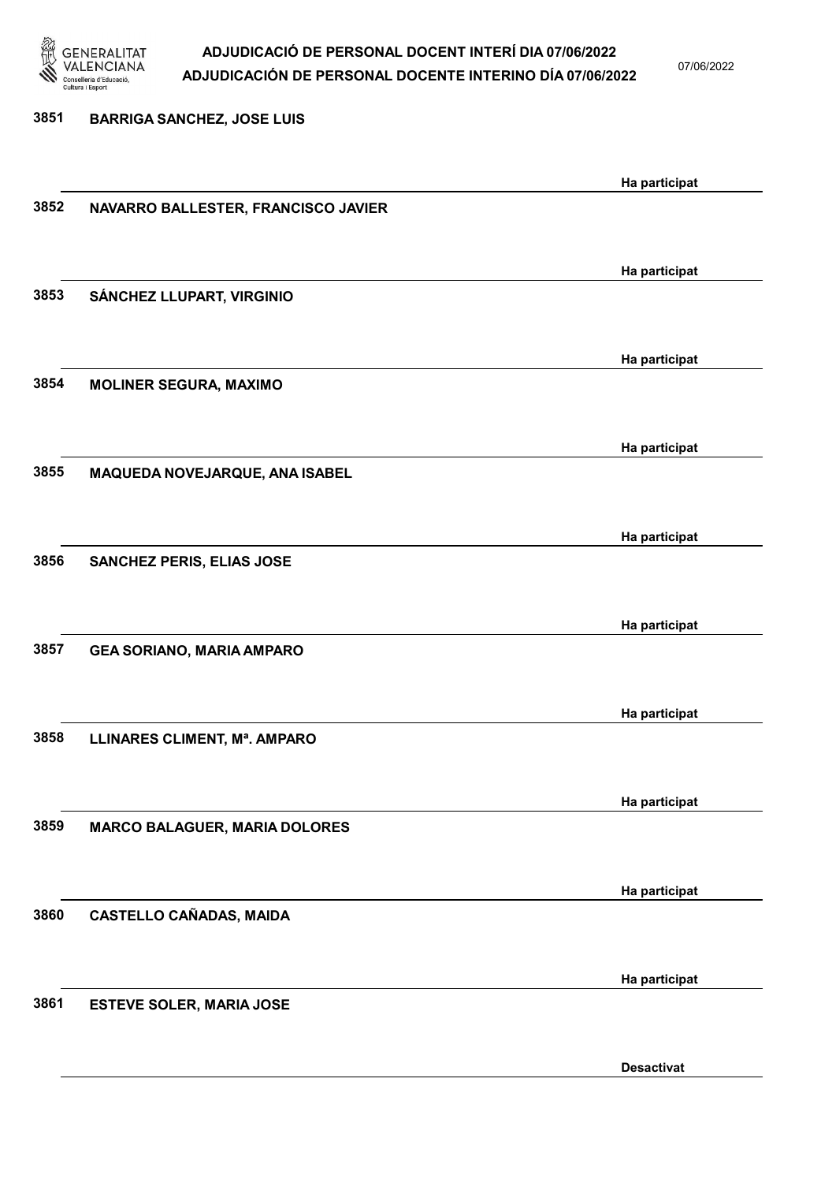3851 BARRIGA SANCHEZ, JOSE LUIS

Ha participat

3852 NAVARRO BALLESTER, FRANCISCO JAVIER

Ha participat

3853 SÁNCHEZ LLUPART, VIRGINIO

Ha participat

3854 MOLINER SEGURA, MAXIMO

Ha participat

3855 MAQUEDA NOVEJARQUE, ANA ISABEL

Ha participat

3856 SANCHEZ PERIS, ELIAS JOSE

Ha participat

3857 GEA SORIANO, MARIA AMPARO

Ha participat

3858 LLINARES CLIMENT, Mª. AMPARO

Ha participat

3859 MARCO BALAGUER, MARIA DOLORES

Ha participat

3860 CASTELLO CAÑADAS, MAIDA

Ha participat

3861 ESTEVE SOLER, MARIA JOSE

Desactivat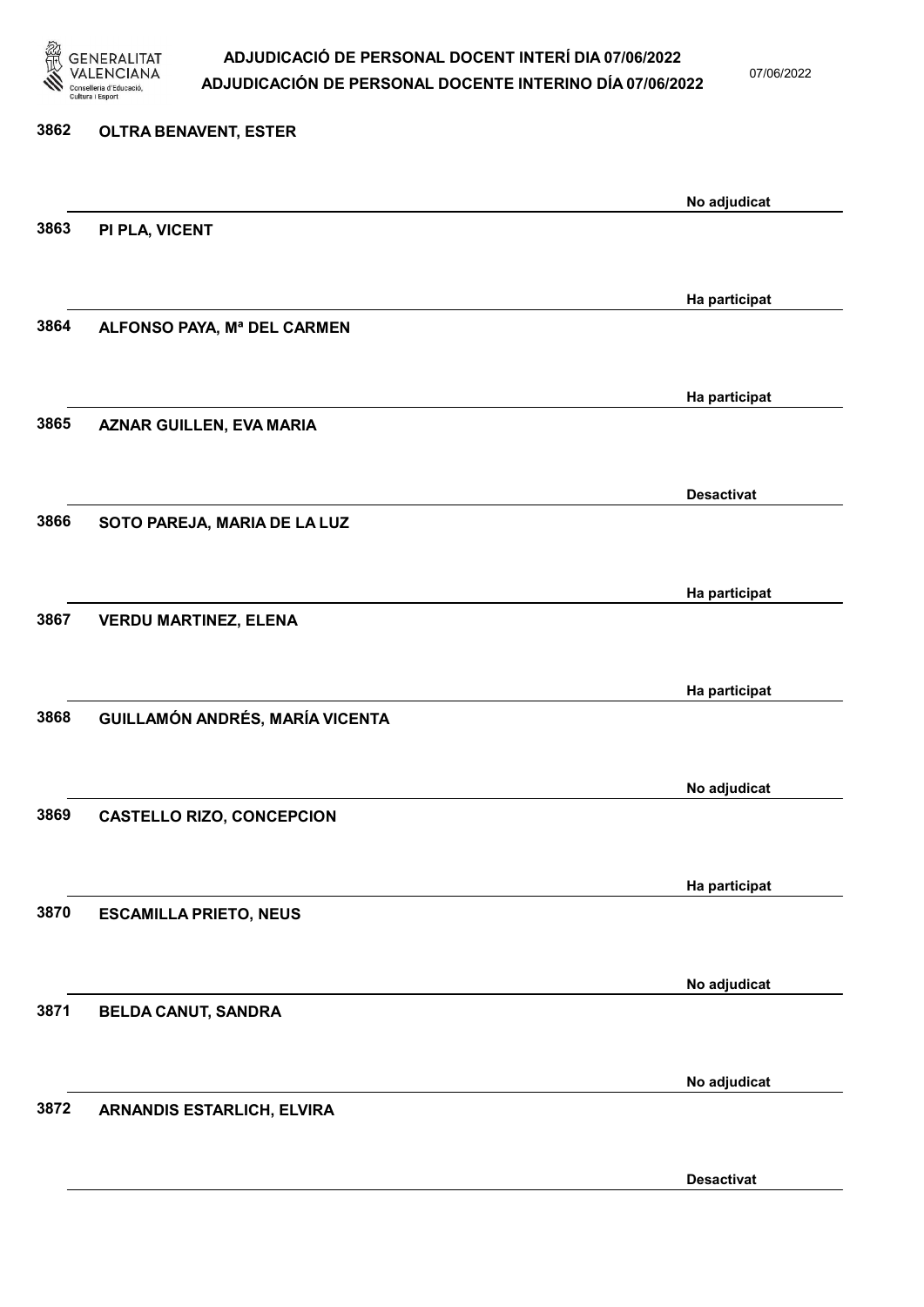| Núm. | Nom | Estat |
|---|---|---|
| 3862 | OLTRA BENAVENT, ESTER | No adjudicat |
| 3863 | PI PLA, VICENT | Ha participat |
| 3864 | ALFONSO PAYA, Mª DEL CARMEN | Ha participat |
| 3865 | AZNAR GUILLEN, EVA MARIA | Desactivat |
| 3866 | SOTO PAREJA, MARIA DE LA LUZ | Ha participat |
| 3867 | VERDU MARTINEZ, ELENA | Ha participat |
| 3868 | GUILLAMÓN ANDRÉS, MARÍA VICENTA | No adjudicat |
| 3869 | CASTELLO RIZO, CONCEPCION | Ha participat |
| 3870 | ESCAMILLA PRIETO, NEUS | No adjudicat |
| 3871 | BELDA CANUT, SANDRA | No adjudicat |
| 3872 | ARNANDIS ESTARLICH, ELVIRA | Desactivat |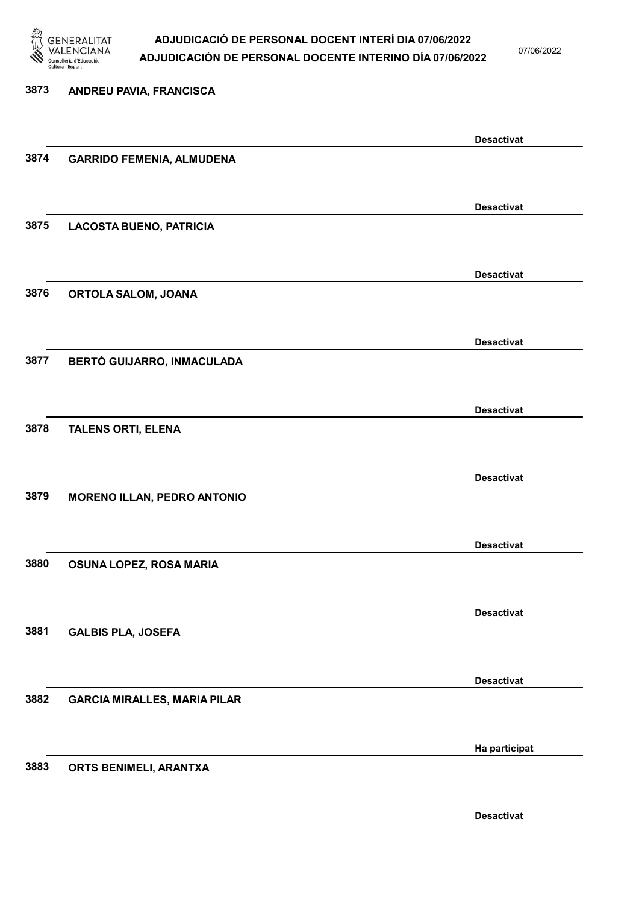3873 **ANDREU PAVIA, FRANCISCA**

**Desactivat**

3874 **GARRIDO FEMENIA, ALMUDENA**

**Desactivat**

3875 **LACOSTA BUENO, PATRICIA**

**Desactivat**

3876 **ORTOLA SALOM, JOANA**

**Desactivat**

3877 **BERTÓ GUIJARRO, INMACULADA**

**Desactivat**

3878 **TALENS ORTI, ELENA**

**Desactivat**

3879 **MORENO ILLAN, PEDRO ANTONIO**

**Desactivat**

3880 **OSUNA LOPEZ, ROSA MARIA**

**Desactivat**

3881 **GALBIS PLA, JOSEFA**

**Desactivat**

3882 **GARCIA MIRALLES, MARIA PILAR**

**Ha participat**

3883 **ORTS BENIMELI, ARANTXA**

**Desactivat**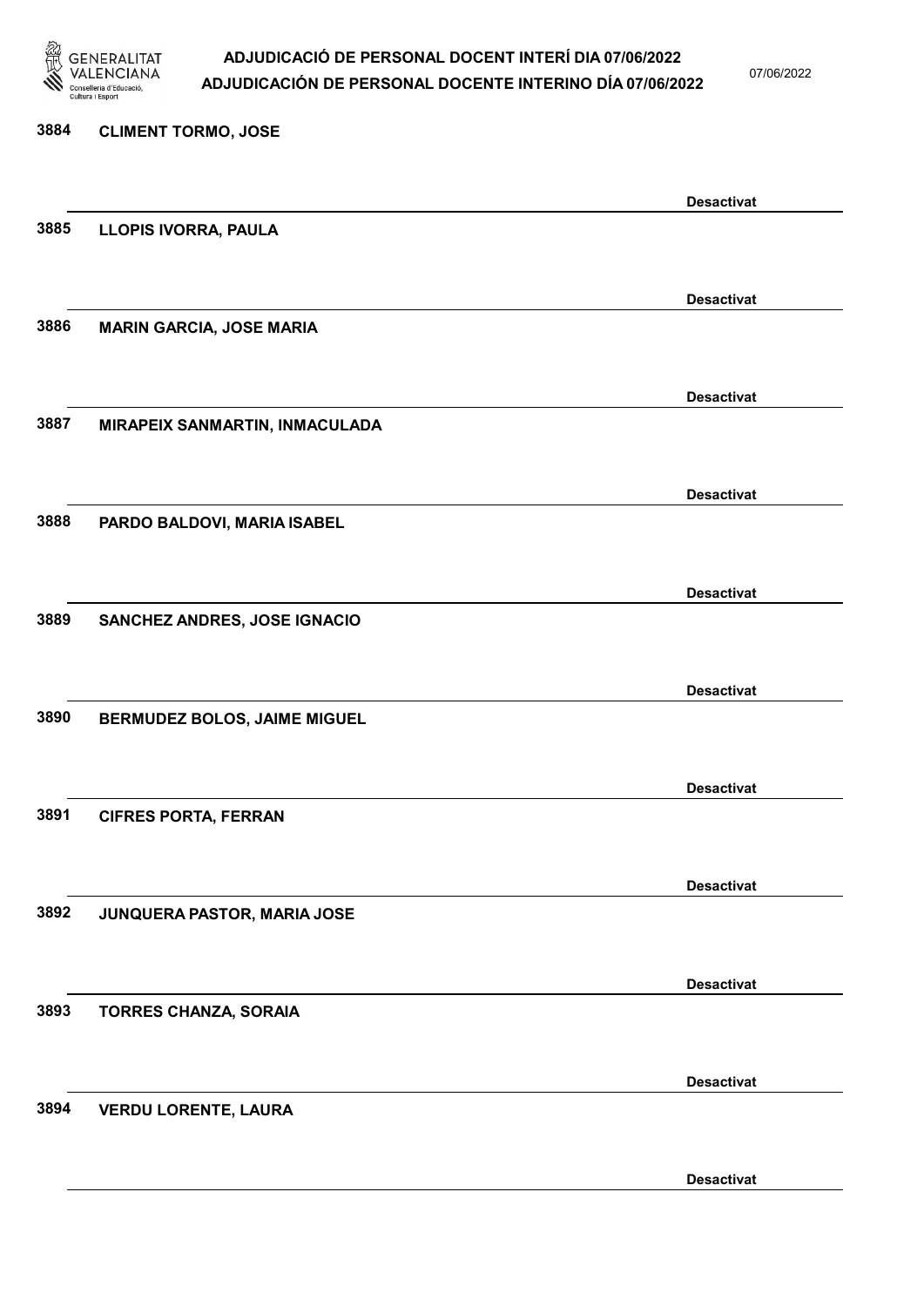3884 **CLIMENT TORMO, JOSE**

**Desactivat**

3885 **LLOPIS IVORRA, PAULA**

**Desactivat**

3886 **MARIN GARCIA, JOSE MARIA**

**Desactivat**

3887 **MIRAPEIX SANMARTIN, INMACULADA**

**Desactivat**

3888 **PARDO BALDOVI, MARIA ISABEL**

**Desactivat**

3889 **SANCHEZ ANDRES, JOSE IGNACIO**

**Desactivat**

3890 **BERMUDEZ BOLOS, JAIME MIGUEL**

**Desactivat**

3891 **CIFRES PORTA, FERRAN**

**Desactivat**

3892 **JUNQUERA PASTOR, MARIA JOSE**

**Desactivat**

3893 **TORRES CHANZA, SORAIA**

**Desactivat**

3894 **VERDU LORENTE, LAURA**

**Desactivat**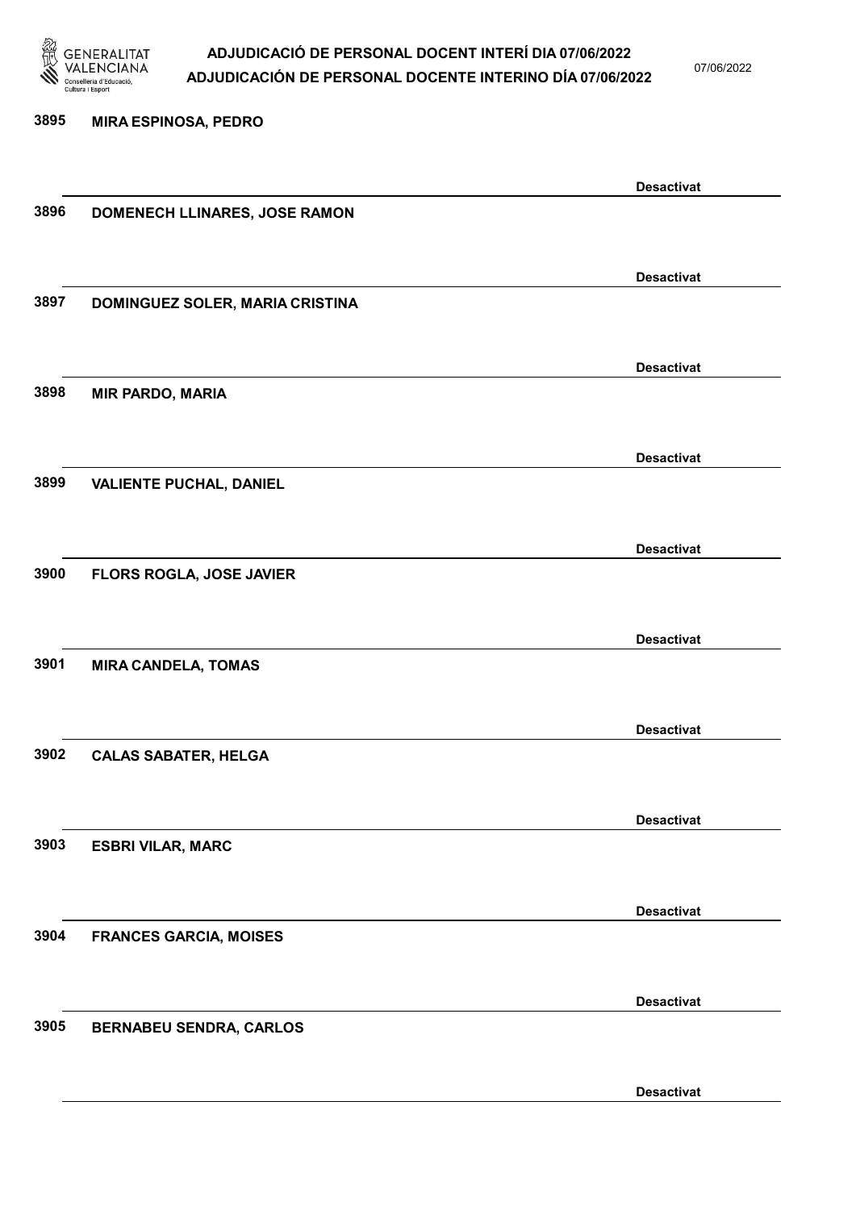3895 **MIRA ESPINOSA, PEDRO**

**Desactivat**

3896 **DOMENECH LLINARES, JOSE RAMON**

**Desactivat**

3897 **DOMINGUEZ SOLER, MARIA CRISTINA**

**Desactivat**

3898 **MIR PARDO, MARIA**

**Desactivat**

3899 **VALIENTE PUCHAL, DANIEL**

**Desactivat**

3900 **FLORS ROGLA, JOSE JAVIER**

**Desactivat**

3901 **MIRA CANDELA, TOMAS**

**Desactivat**

3902 **CALAS SABATER, HELGA**

**Desactivat**

3903 **ESBRI VILAR, MARC**

**Desactivat**

3904 **FRANCES GARCIA, MOISES**

**Desactivat**

3905 **BERNABEU SENDRA, CARLOS**

**Desactivat**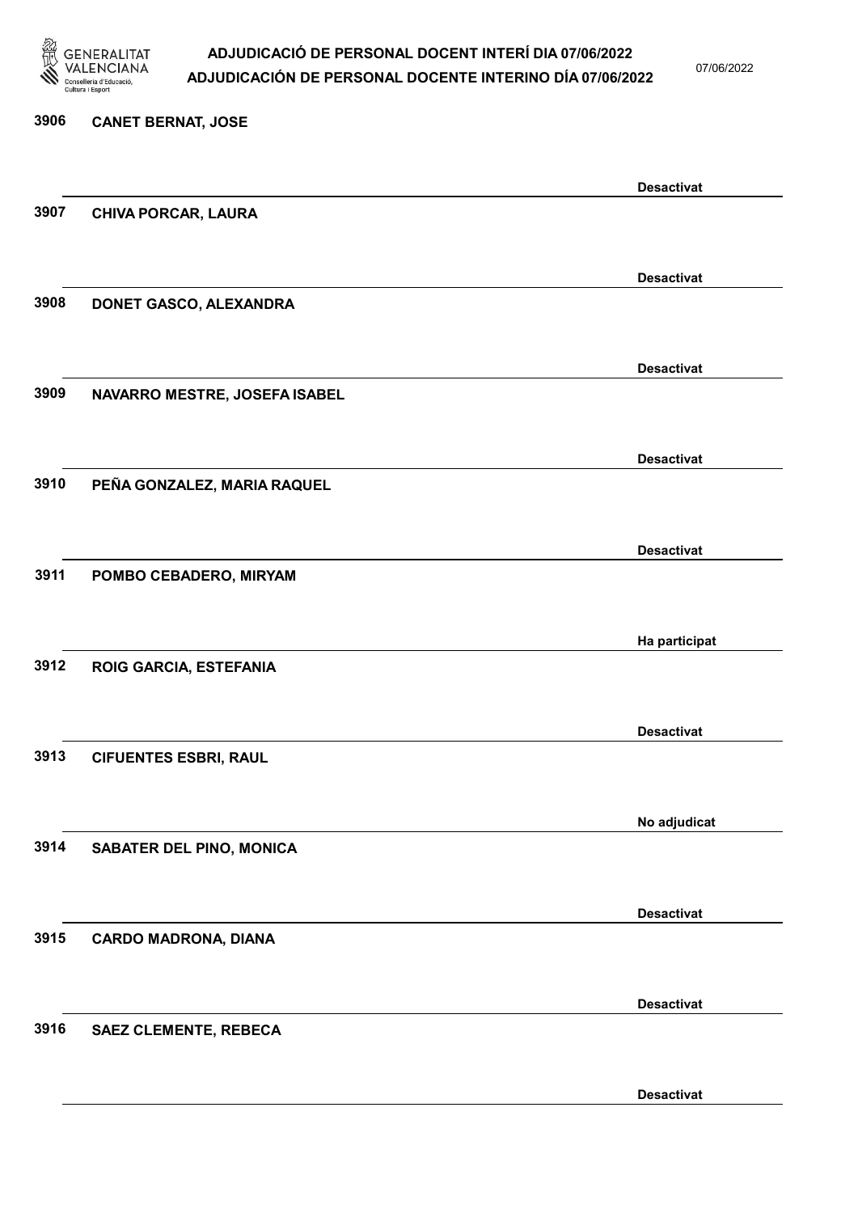| | | |
|---|---|---|
| 3906 | CANET BERNAT, JOSE | Desactivat |
| 3907 | CHIVA PORCAR, LAURA | Desactivat |
| 3908 | DONET GASCO, ALEXANDRA | Desactivat |
| 3909 | NAVARRO MESTRE, JOSEFA ISABEL | Desactivat |
| 3910 | PEÑA GONZALEZ, MARIA RAQUEL | Desactivat |
| 3911 | POMBO CEBADERO, MIRYAM | Ha participat |
| 3912 | ROIG GARCIA, ESTEFANIA | Desactivat |
| 3913 | CIFUENTES ESBRI, RAUL | No adjudicat |
| 3914 | SABATER DEL PINO, MONICA | Desactivat |
| 3915 | CARDO MADRONA, DIANA | Desactivat |
| 3916 | SAEZ CLEMENTE, REBECA | Desactivat |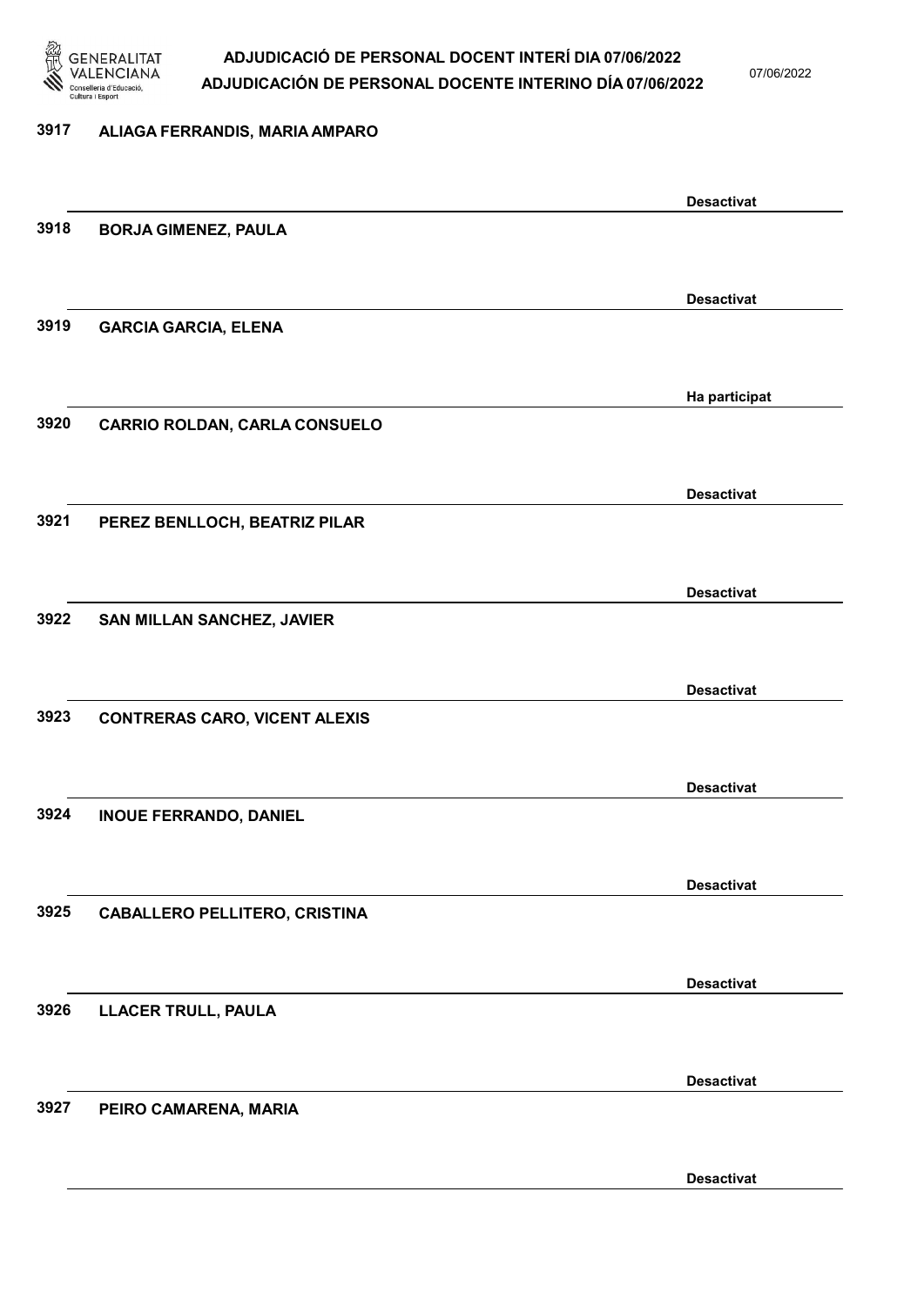3917 ALIAGA FERRANDIS, MARIA AMPARO

Desactivat

3918 BORJA GIMENEZ, PAULA

Desactivat

3919 GARCIA GARCIA, ELENA

Ha participat

3920 CARRIO ROLDAN, CARLA CONSUELO

Desactivat

3921 PEREZ BENLLOCH, BEATRIZ PILAR

Desactivat

3922 SAN MILLAN SANCHEZ, JAVIER

Desactivat

3923 CONTRERAS CARO, VICENT ALEXIS

Desactivat

3924 INOUE FERRANDO, DANIEL

Desactivat

3925 CABALLERO PELLITERO, CRISTINA

Desactivat

3926 LLACER TRULL, PAULA

Desactivat

3927 PEIRO CAMARENA, MARIA

Desactivat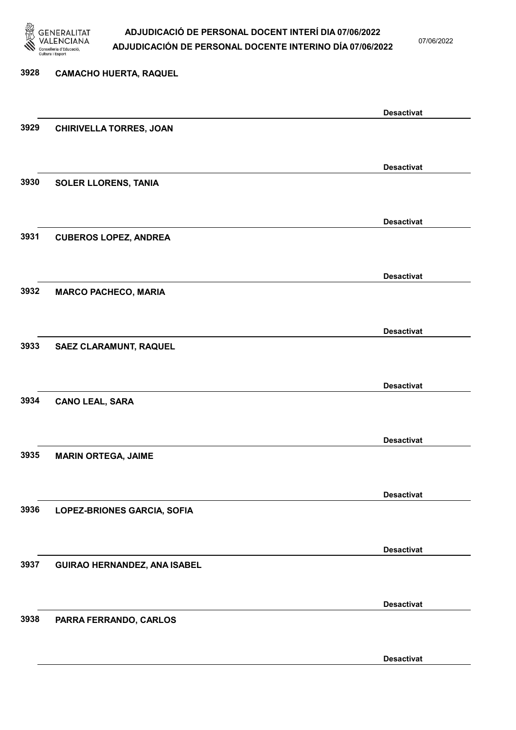3928 CAMACHO HUERTA, RAQUEL

Desactivat

3929 CHIRIVELLA TORRES, JOAN

Desactivat

3930 SOLER LLORENS, TANIA

Desactivat

3931 CUBEROS LOPEZ, ANDREA

Desactivat

3932 MARCO PACHECO, MARIA

Desactivat

3933 SAEZ CLARAMUNT, RAQUEL

Desactivat

3934 CANO LEAL, SARA

Desactivat

3935 MARIN ORTEGA, JAIME

Desactivat

3936 LOPEZ-BRIONES GARCIA, SOFIA

Desactivat

3937 GUIRAO HERNANDEZ, ANA ISABEL

Desactivat

3938 PARRA FERRANDO, CARLOS

Desactivat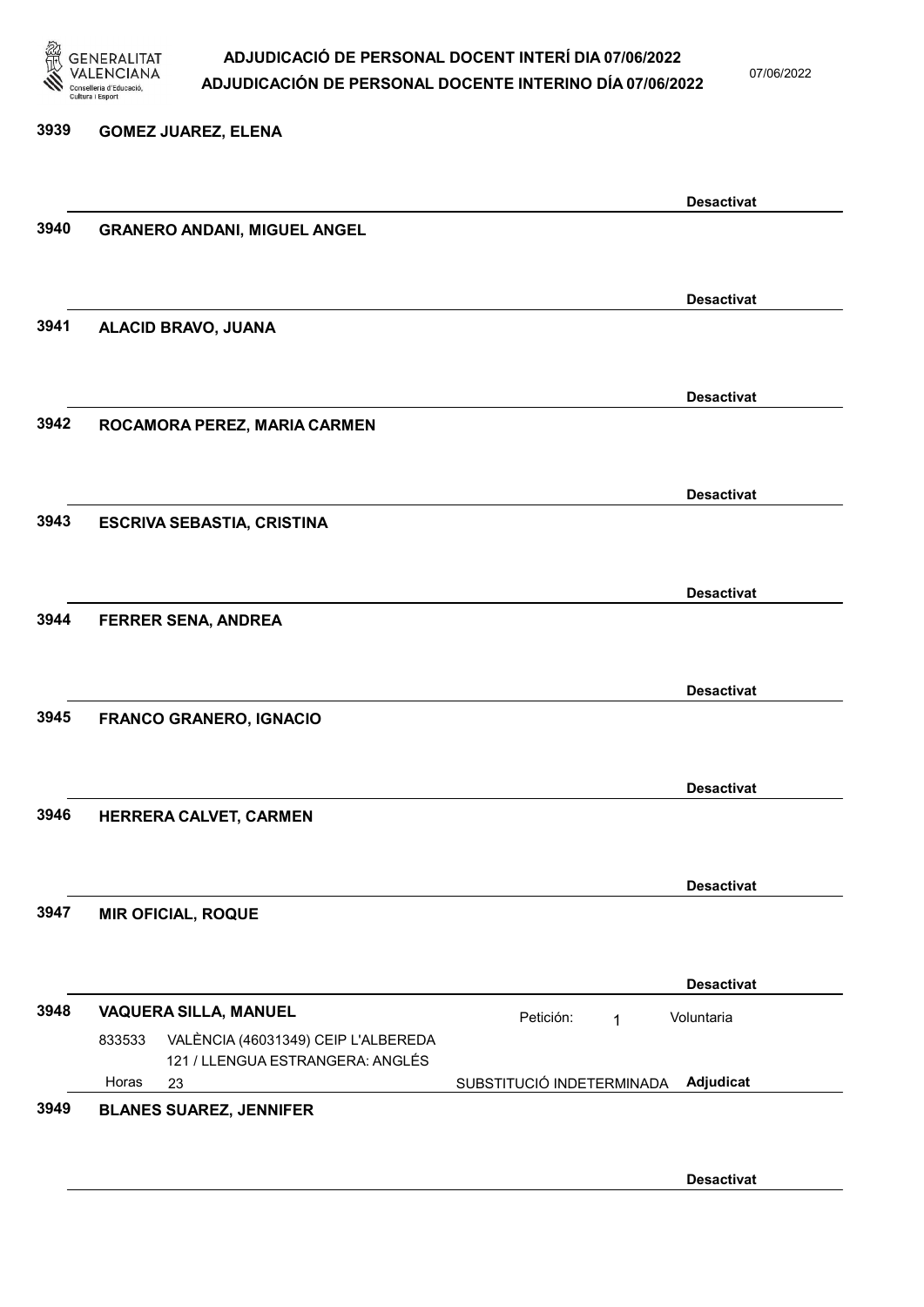**3939 GOMEZ JUAREZ, ELENA**

Desactivat

**3940 GRANERO ANDANI, MIGUEL ANGEL**

Desactivat

**3941 ALACID BRAVO, JUANA**

Desactivat

**3942 ROCAMORA PEREZ, MARIA CARMEN**

Desactivat

**3943 ESCRIVA SEBASTIA, CRISTINA**

Desactivat

**3944 FERRER SENA, ANDREA**

Desactivat

**3945 FRANCO GRANERO, IGNACIO**

Desactivat

**3946 HERRERA CALVET, CARMEN**

Desactivat

**3947 MIR OFICIAL, ROQUE**

Desactivat

**3948 VAQUERA SILLA, MANUEL** — Petición: 1 — Voluntaria

833533 VALÈNCIA (46031349) CEIP L'ALBEREDA
121 / LLENGUA ESTRANGERA: ANGLÉS
Horas 23 — SUBSTITUCIÓ INDETERMINADA — **Adjudicat**

**3949 BLANES SUAREZ, JENNIFER**

Desactivat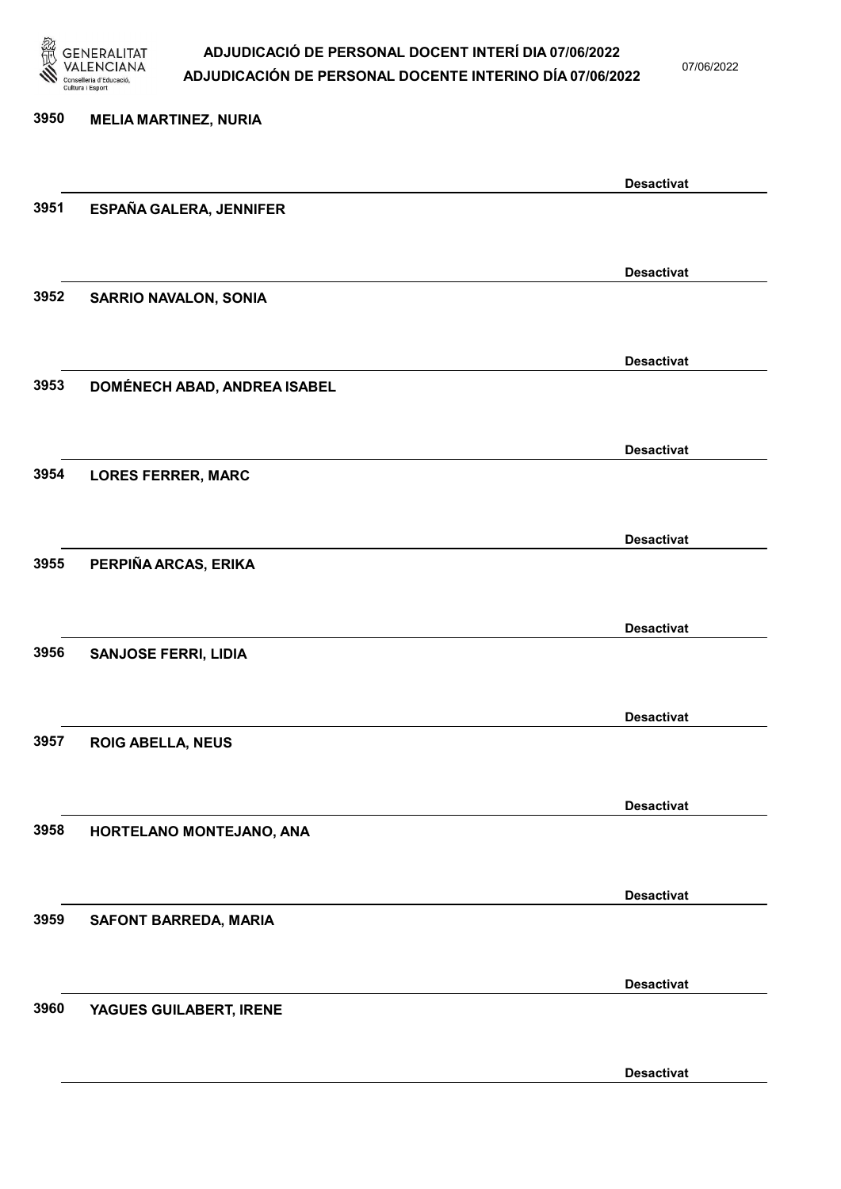| | | |
|---|---|---|
| 3950 | MELIA MARTINEZ, NURIA | Desactivat |
| 3951 | ESPAÑA GALERA, JENNIFER | Desactivat |
| 3952 | SARRIO NAVALON, SONIA | Desactivat |
| 3953 | DOMÉNECH ABAD, ANDREA ISABEL | Desactivat |
| 3954 | LORES FERRER, MARC | Desactivat |
| 3955 | PERPIÑA ARCAS, ERIKA | Desactivat |
| 3956 | SANJOSE FERRI, LIDIA | Desactivat |
| 3957 | ROIG ABELLA, NEUS | Desactivat |
| 3958 | HORTELANO MONTEJANO, ANA | Desactivat |
| 3959 | SAFONT BARREDA, MARIA | Desactivat |
| 3960 | YAGUES GUILABERT, IRENE | Desactivat |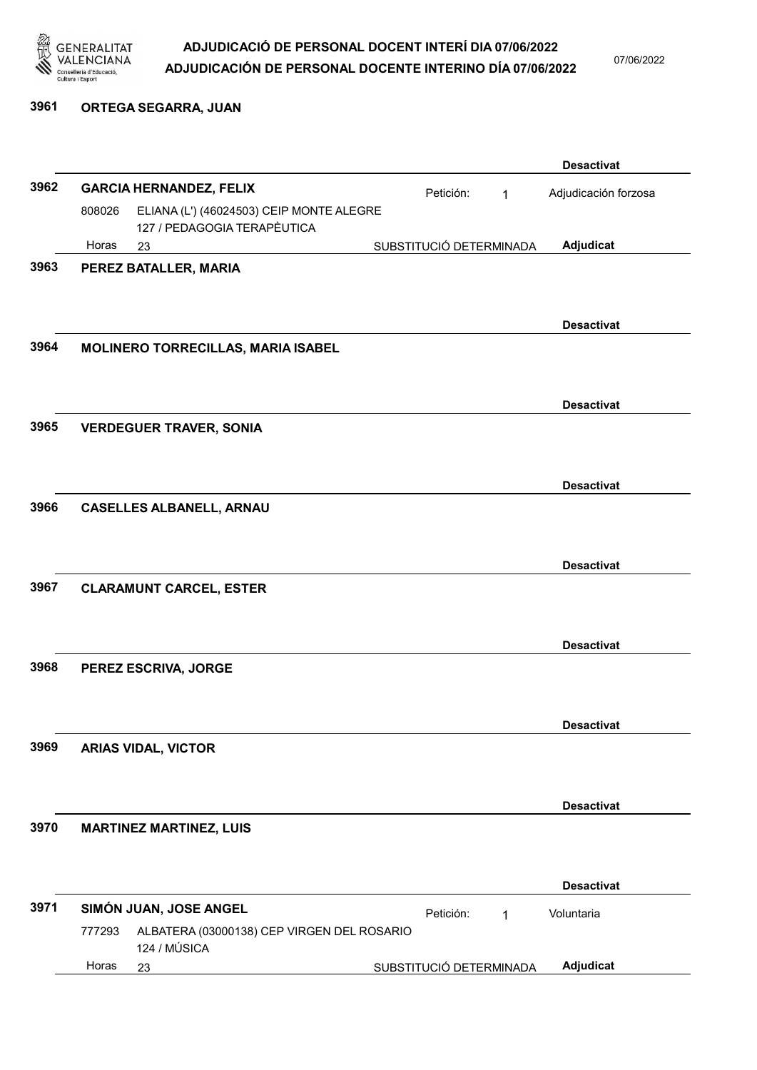# ADJUDICACIÓ DE PERSONAL DOCENT INTERÍ DIA 07/06/2022
# ADJUDICACIÓN DE PERSONAL DOCENTE INTERINO DÍA 07/06/2022

07/06/2022

**3961** **ORTEGA SEGARRA, JUAN**

**Desactivat**

---

**3962** **GARCIA HERNANDEZ, FELIX** — Petición: 1 — Adjudicación forzosa

808026 ELIANA (L') (46024503) CEIP MONTE ALEGRE
127 / PEDAGOGIA TERAPÈUTICA

Horas 23 — SUBSTITUCIÓ DETERMINADA — **Adjudicat**

---

**3963** **PEREZ BATALLER, MARIA**

**Desactivat**

---

**3964** **MOLINERO TORRECILLAS, MARIA ISABEL**

**Desactivat**

---

**3965** **VERDEGUER TRAVER, SONIA**

**Desactivat**

---

**3966** **CASELLES ALBANELL, ARNAU**

**Desactivat**

---

**3967** **CLARAMUNT CARCEL, ESTER**

**Desactivat**

---

**3968** **PEREZ ESCRIVA, JORGE**

**Desactivat**

---

**3969** **ARIAS VIDAL, VICTOR**

**Desactivat**

---

**3970** **MARTINEZ MARTINEZ, LUIS**

**Desactivat**

---

**3971** **SIMÓN JUAN, JOSE ANGEL** — Petición: 1 — Voluntaria

777293 ALBATERA (03000138) CEP VIRGEN DEL ROSARIO
124 / MÚSICA

Horas 23 — SUBSTITUCIÓ DETERMINADA — **Adjudicat**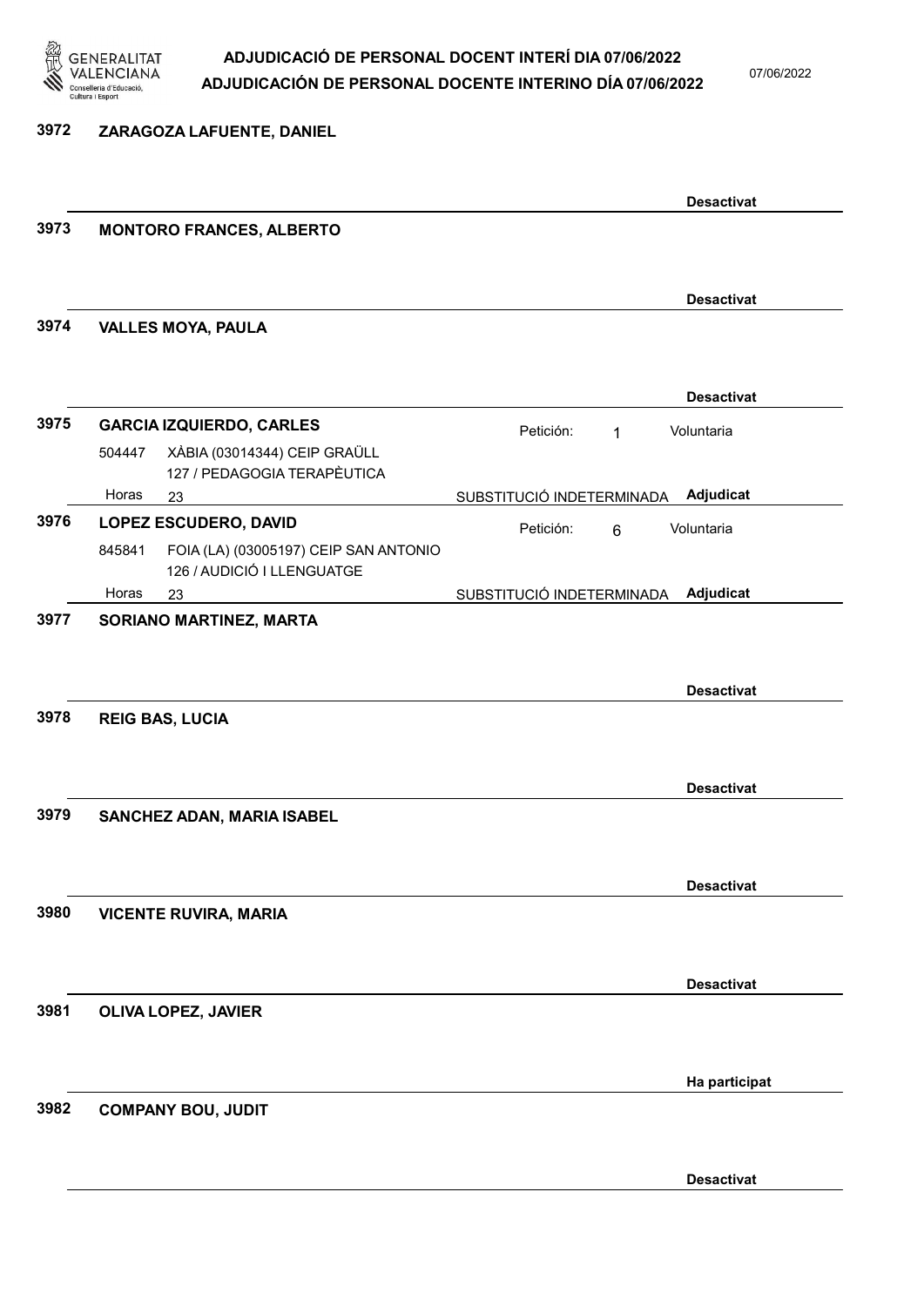| Núm. | Nom | | | |
|---|---|---|---|---|
| 3972 | ZARAGOZA LAFUENTE, DANIEL | | | Desactivat |
| 3973 | MONTORO FRANCES, ALBERTO | | | Desactivat |
| 3974 | VALLES MOYA, PAULA | | | Desactivat |
| 3975 | GARCIA IZQUIERDO, CARLES | Petición: 1 | | Voluntaria |
| | 504447 | XÀBIA (03014344) CEIP GRAÜLL<br>127 / PEDAGOGIA TERAPÈUTICA | | |
| | Horas 23 | | SUBSTITUCIÓ INDETERMINADA | Adjudicat |
| 3976 | LOPEZ ESCUDERO, DAVID | Petición: 6 | | Voluntaria |
| | 845841 | FOIA (LA) (03005197) CEIP SAN ANTONIO<br>126 / AUDICIÓ I LLENGUATGE | | |
| | Horas 23 | | SUBSTITUCIÓ INDETERMINADA | Adjudicat |
| 3977 | SORIANO MARTINEZ, MARTA | | | Desactivat |
| 3978 | REIG BAS, LUCIA | | | Desactivat |
| 3979 | SANCHEZ ADAN, MARIA ISABEL | | | Desactivat |
| 3980 | VICENTE RUVIRA, MARIA | | | Desactivat |
| 3981 | OLIVA LOPEZ, JAVIER | | | Ha participat |
| 3982 | COMPANY BOU, JUDIT | | | Desactivat |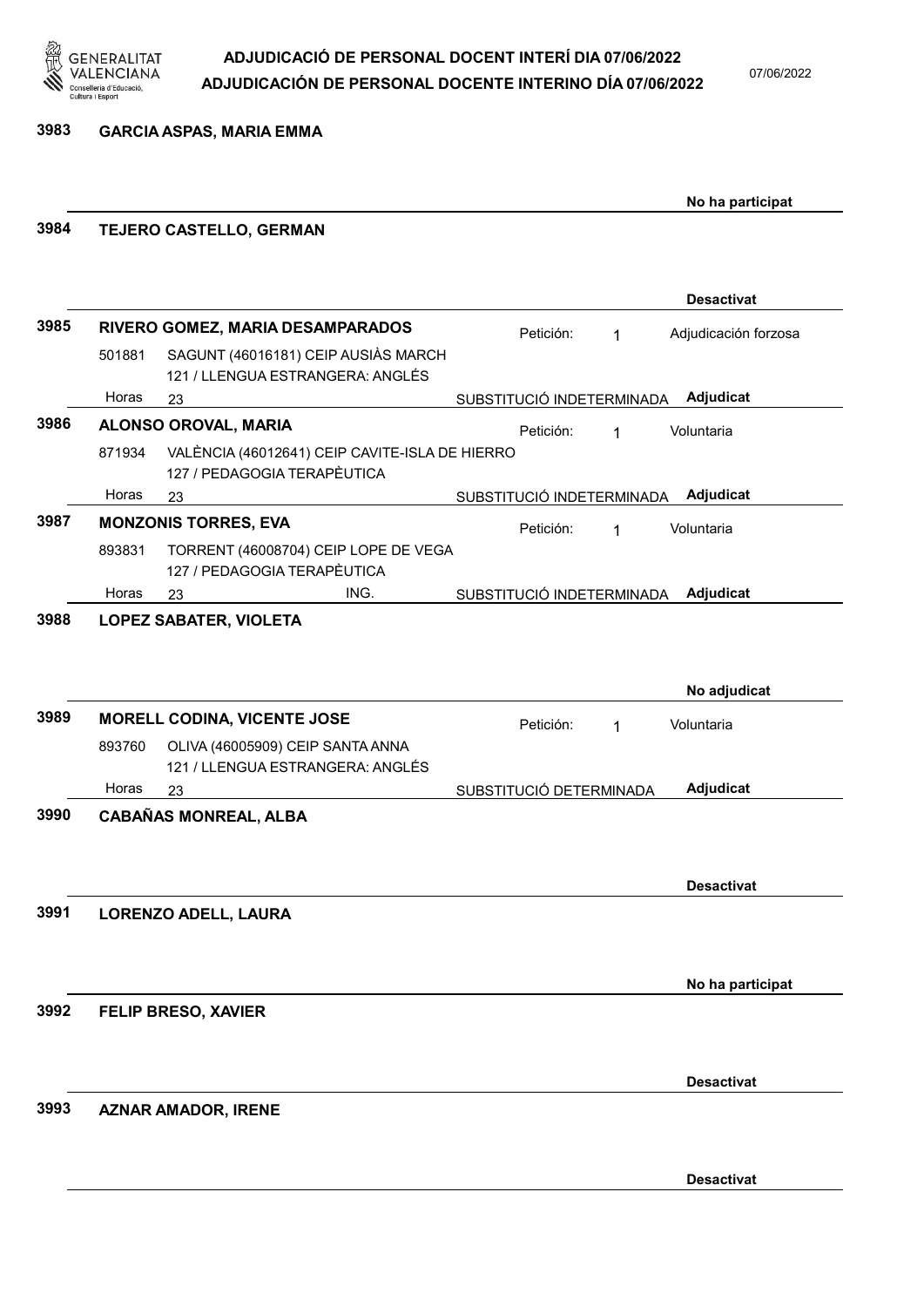**3983 GARCIA ASPAS, MARIA EMMA**

No ha participat

---

**3984 TEJERO CASTELLO, GERMAN**

Desactivat

---

**3985 RIVERO GOMEZ, MARIA DESAMPARADOS** — Petición: 1 — Adjudicación forzosa

501881 SAGUNT (46016181) CEIP AUSIÀS MARCH
121 / LLENGUA ESTRANGERA: ANGLÉS
Horas 23 — SUBSTITUCIÓ INDETERMINADA — **Adjudicat**

---

**3986 ALONSO OROVAL, MARIA** — Petición: 1 — Voluntaria

871934 VALÈNCIA (46012641) CEIP CAVITE-ISLA DE HIERRO
127 / PEDAGOGIA TERAPÈUTICA
Horas 23 — SUBSTITUCIÓ INDETERMINADA — **Adjudicat**

---

**3987 MONZONIS TORRES, EVA** — Petición: 1 — Voluntaria

893831 TORRENT (46008704) CEIP LOPE DE VEGA
127 / PEDAGOGIA TERAPÈUTICA
Horas 23 ING. — SUBSTITUCIÓ INDETERMINADA — **Adjudicat**

---

**3988 LOPEZ SABATER, VIOLETA**

No adjudicat

---

**3989 MORELL CODINA, VICENTE JOSE** — Petición: 1 — Voluntaria

893760 OLIVA (46005909) CEIP SANTA ANNA
121 / LLENGUA ESTRANGERA: ANGLÉS
Horas 23 — SUBSTITUCIÓ DETERMINADA — **Adjudicat**

---

**3990 CABAÑAS MONREAL, ALBA**

Desactivat

---

**3991 LORENZO ADELL, LAURA**

No ha participat

---

**3992 FELIP BRESO, XAVIER**

Desactivat

---

**3993 AZNAR AMADOR, IRENE**

Desactivat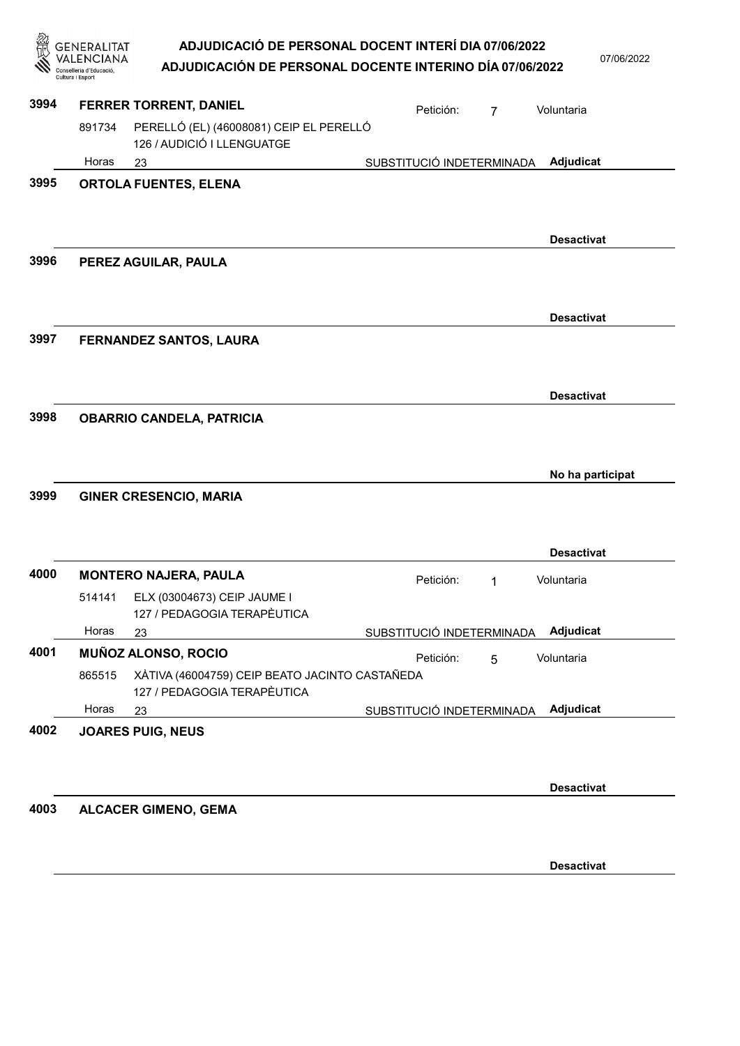**3994** **FERRER TORRENT, DANIEL** — Petición: 7 — Voluntaria
891734 PERELLÓ (EL) (46008081) CEIP EL PERELLÓ
126 / AUDICIÓ I LLENGUATGE
Horas 23 — SUBSTITUCIÓ INDETERMINADA — **Adjudicat**

**3995** **ORTOLA FUENTES, ELENA**
**Desactivat**

**3996** **PEREZ AGUILAR, PAULA**
**Desactivat**

**3997** **FERNANDEZ SANTOS, LAURA**
**Desactivat**

**3998** **OBARRIO CANDELA, PATRICIA**
**No ha participat**

**3999** **GINER CRESENCIO, MARIA**
**Desactivat**

**4000** **MONTERO NAJERA, PAULA** — Petición: 1 — Voluntaria
514141 ELX (03004673) CEIP JAUME I
127 / PEDAGOGIA TERAPÈUTICA
Horas 23 — SUBSTITUCIÓ INDETERMINADA — **Adjudicat**

**4001** **MUÑOZ ALONSO, ROCIO** — Petición: 5 — Voluntaria
865515 XÀTIVA (46004759) CEIP BEATO JACINTO CASTAÑEDA
127 / PEDAGOGIA TERAPÈUTICA
Horas 23 — SUBSTITUCIÓ INDETERMINADA — **Adjudicat**

**4002** **JOARES PUIG, NEUS**
**Desactivat**

**4003** **ALCACER GIMENO, GEMA**
**Desactivat**